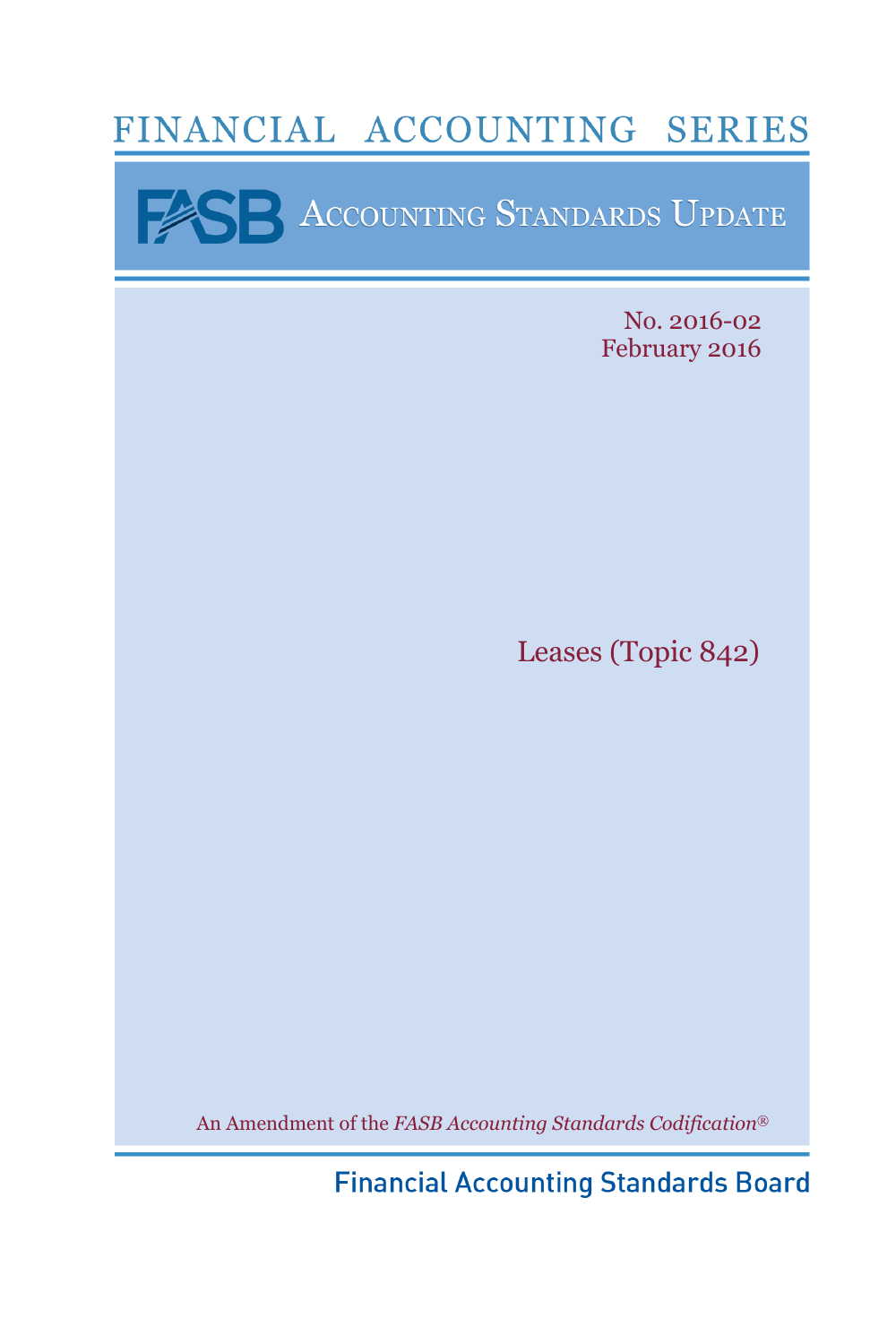FINANCIAL ACCOUNTING SERIES

FASB ACCOUNTING STANDARDS UPDATE

No. 2016-02
February 2016

# Leases (Topic 842)

An Amendment of the *FASB Accounting Standards Codification®*

Financial Accounting Standards Board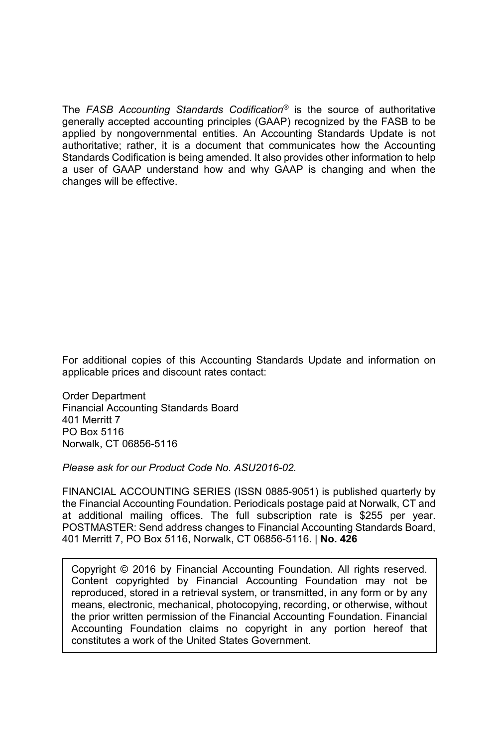The *FASB Accounting Standards Codification*® is the source of authoritative generally accepted accounting principles (GAAP) recognized by the FASB to be applied by nongovernmental entities. An Accounting Standards Update is not authoritative; rather, it is a document that communicates how the Accounting Standards Codification is being amended. It also provides other information to help a user of GAAP understand how and why GAAP is changing and when the changes will be effective.

For additional copies of this Accounting Standards Update and information on applicable prices and discount rates contact:

Order Department
Financial Accounting Standards Board
401 Merritt 7
PO Box 5116
Norwalk, CT 06856-5116

*Please ask for our Product Code No. ASU2016-02.*

FINANCIAL ACCOUNTING SERIES (ISSN 0885-9051) is published quarterly by the Financial Accounting Foundation. Periodicals postage paid at Norwalk, CT and at additional mailing offices. The full subscription rate is $255 per year. POSTMASTER: Send address changes to Financial Accounting Standards Board, 401 Merritt 7, PO Box 5116, Norwalk, CT 06856-5116. | **No. 426**

Copyright © 2016 by Financial Accounting Foundation. All rights reserved. Content copyrighted by Financial Accounting Foundation may not be reproduced, stored in a retrieval system, or transmitted, in any form or by any means, electronic, mechanical, photocopying, recording, or otherwise, without the prior written permission of the Financial Accounting Foundation. Financial Accounting Foundation claims no copyright in any portion hereof that constitutes a work of the United States Government.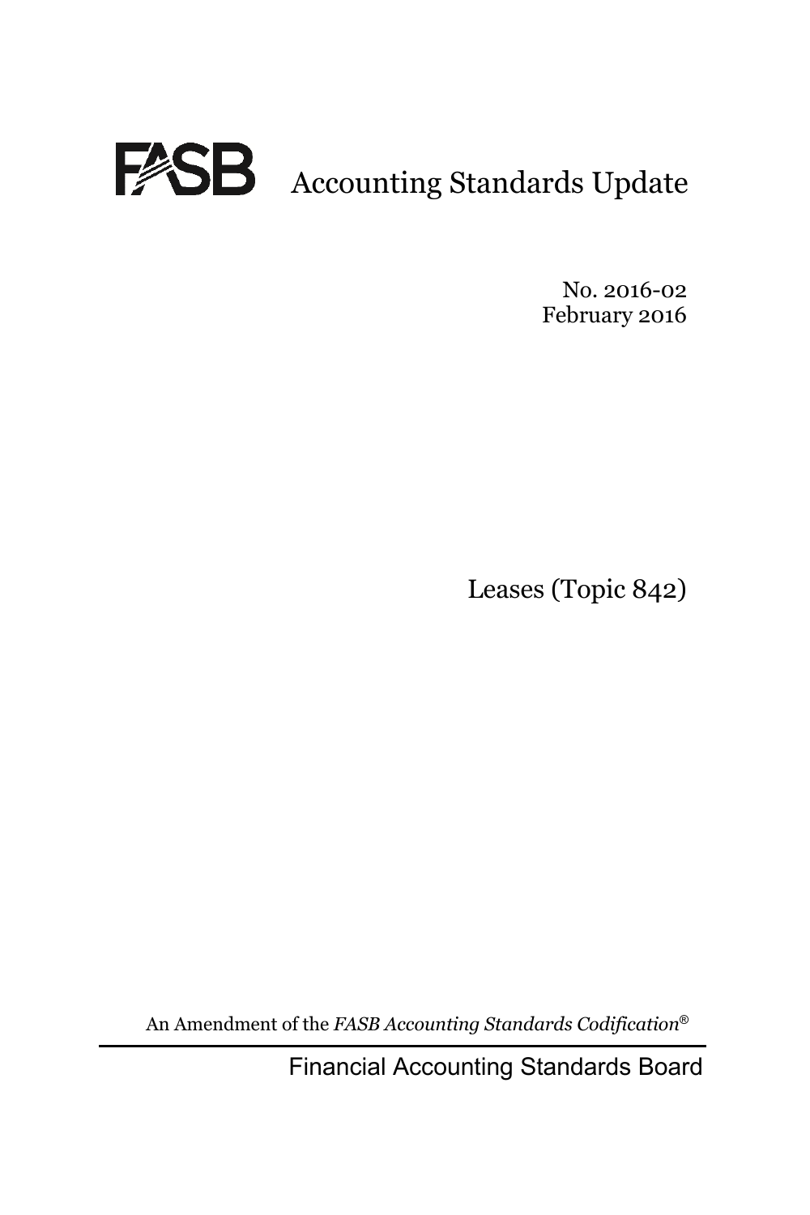# FASB Accounting Standards Update

No. 2016-02
February 2016

## Leases (Topic 842)

An Amendment of the *FASB Accounting Standards Codification*®

Financial Accounting Standards Board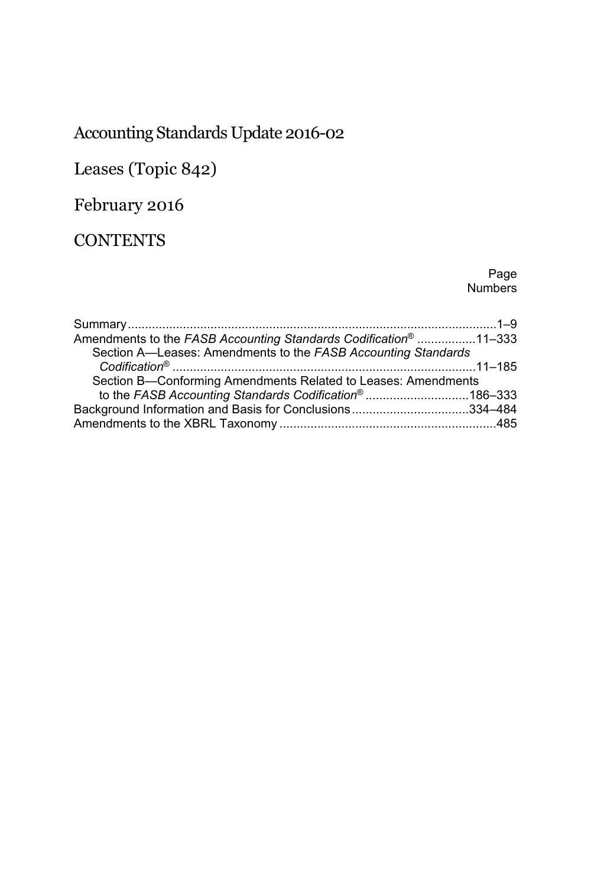# Accounting Standards Update 2016-02

# Leases (Topic 842)

# February 2016

## CONTENTS

| | Page Numbers |
|---|---|
| Summary | 1–9 |
| Amendments to the *FASB Accounting Standards Codification*® | 11–333 |
| Section A—Leases: Amendments to the *FASB Accounting Standards Codification*® | 11–185 |
| Section B—Conforming Amendments Related to Leases: Amendments to the *FASB Accounting Standards Codification*® | 186–333 |
| Background Information and Basis for Conclusions | 334–484 |
| Amendments to the XBRL Taxonomy | 485 |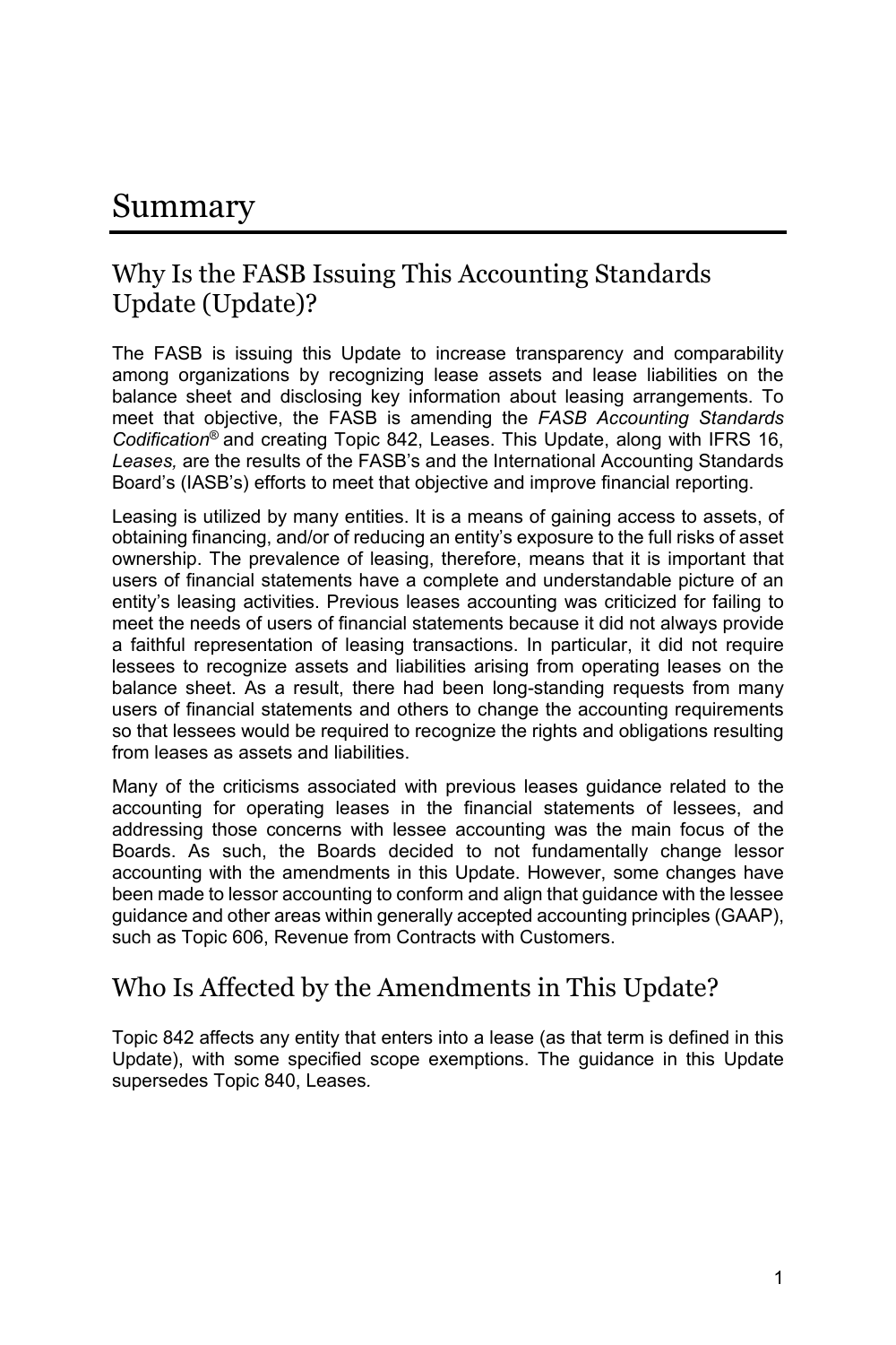# Summary

## Why Is the FASB Issuing This Accounting Standards Update (Update)?

The FASB is issuing this Update to increase transparency and comparability among organizations by recognizing lease assets and lease liabilities on the balance sheet and disclosing key information about leasing arrangements. To meet that objective, the FASB is amending the *FASB Accounting Standards Codification*® and creating Topic 842, Leases. This Update, along with IFRS 16, *Leases,* are the results of the FASB's and the International Accounting Standards Board's (IASB's) efforts to meet that objective and improve financial reporting.

Leasing is utilized by many entities. It is a means of gaining access to assets, of obtaining financing, and/or of reducing an entity's exposure to the full risks of asset ownership. The prevalence of leasing, therefore, means that it is important that users of financial statements have a complete and understandable picture of an entity's leasing activities. Previous leases accounting was criticized for failing to meet the needs of users of financial statements because it did not always provide a faithful representation of leasing transactions. In particular, it did not require lessees to recognize assets and liabilities arising from operating leases on the balance sheet. As a result, there had been long-standing requests from many users of financial statements and others to change the accounting requirements so that lessees would be required to recognize the rights and obligations resulting from leases as assets and liabilities.

Many of the criticisms associated with previous leases guidance related to the accounting for operating leases in the financial statements of lessees, and addressing those concerns with lessee accounting was the main focus of the Boards. As such, the Boards decided to not fundamentally change lessor accounting with the amendments in this Update. However, some changes have been made to lessor accounting to conform and align that guidance with the lessee guidance and other areas within generally accepted accounting principles (GAAP), such as Topic 606, Revenue from Contracts with Customers.

## Who Is Affected by the Amendments in This Update?

Topic 842 affects any entity that enters into a lease (as that term is defined in this Update), with some specified scope exemptions. The guidance in this Update supersedes Topic 840, Leases.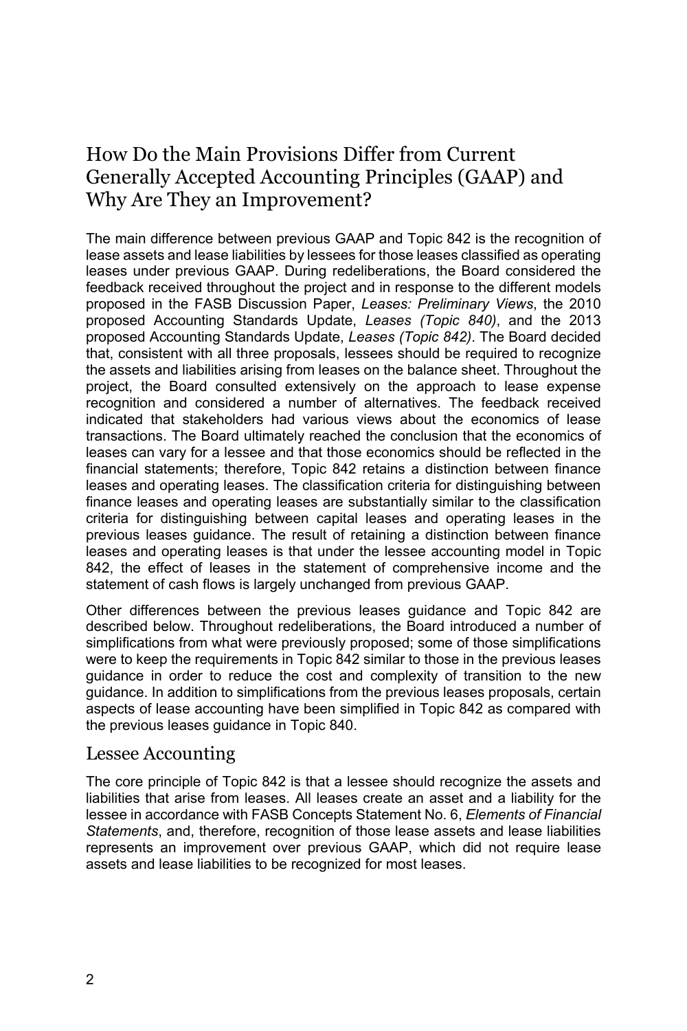## How Do the Main Provisions Differ from Current Generally Accepted Accounting Principles (GAAP) and Why Are They an Improvement?

The main difference between previous GAAP and Topic 842 is the recognition of lease assets and lease liabilities by lessees for those leases classified as operating leases under previous GAAP. During redeliberations, the Board considered the feedback received throughout the project and in response to the different models proposed in the FASB Discussion Paper, *Leases: Preliminary Views*, the 2010 proposed Accounting Standards Update, *Leases (Topic 840)*, and the 2013 proposed Accounting Standards Update, *Leases (Topic 842)*. The Board decided that, consistent with all three proposals, lessees should be required to recognize the assets and liabilities arising from leases on the balance sheet. Throughout the project, the Board consulted extensively on the approach to lease expense recognition and considered a number of alternatives. The feedback received indicated that stakeholders had various views about the economics of lease transactions. The Board ultimately reached the conclusion that the economics of leases can vary for a lessee and that those economics should be reflected in the financial statements; therefore, Topic 842 retains a distinction between finance leases and operating leases. The classification criteria for distinguishing between finance leases and operating leases are substantially similar to the classification criteria for distinguishing between capital leases and operating leases in the previous leases guidance. The result of retaining a distinction between finance leases and operating leases is that under the lessee accounting model in Topic 842, the effect of leases in the statement of comprehensive income and the statement of cash flows is largely unchanged from previous GAAP.

Other differences between the previous leases guidance and Topic 842 are described below. Throughout redeliberations, the Board introduced a number of simplifications from what were previously proposed; some of those simplifications were to keep the requirements in Topic 842 similar to those in the previous leases guidance in order to reduce the cost and complexity of transition to the new guidance. In addition to simplifications from the previous leases proposals, certain aspects of lease accounting have been simplified in Topic 842 as compared with the previous leases guidance in Topic 840.

### Lessee Accounting

The core principle of Topic 842 is that a lessee should recognize the assets and liabilities that arise from leases. All leases create an asset and a liability for the lessee in accordance with FASB Concepts Statement No. 6, *Elements of Financial Statements*, and, therefore, recognition of those lease assets and lease liabilities represents an improvement over previous GAAP, which did not require lease assets and lease liabilities to be recognized for most leases.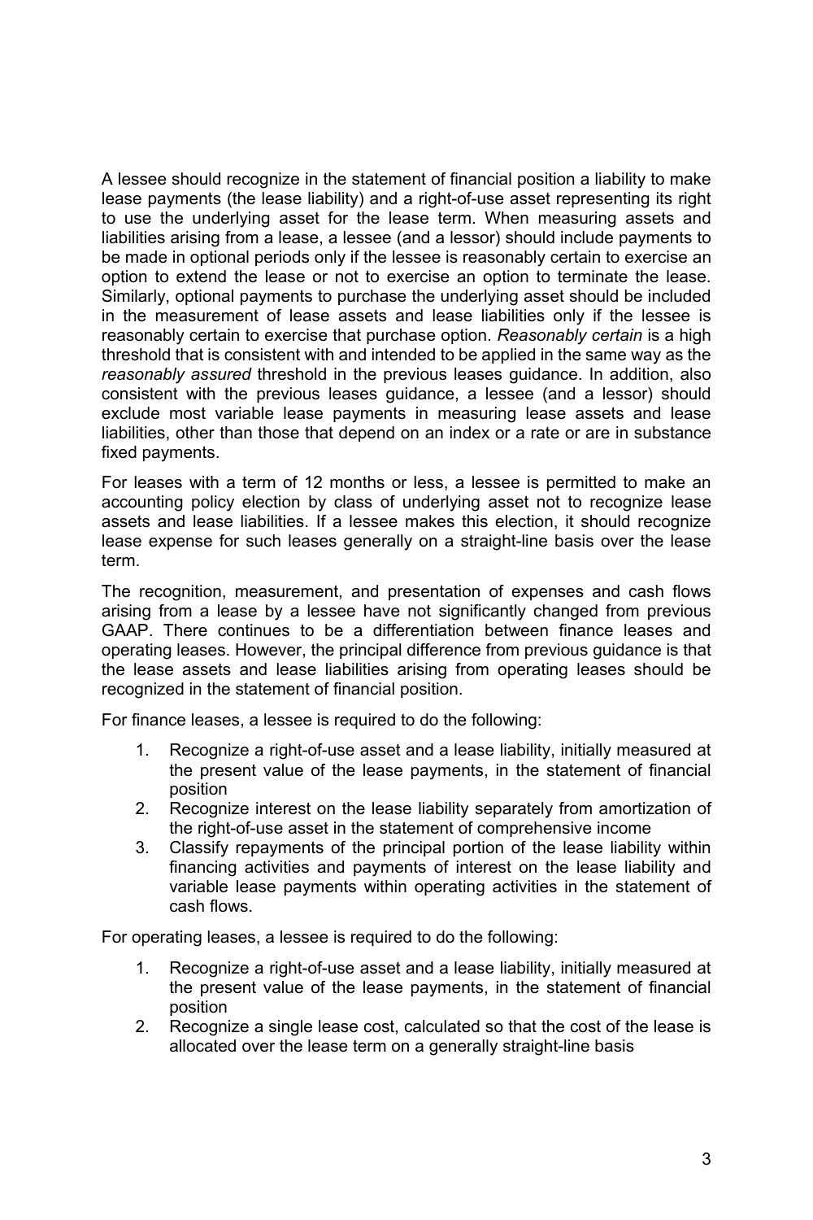A lessee should recognize in the statement of financial position a liability to make lease payments (the lease liability) and a right-of-use asset representing its right to use the underlying asset for the lease term. When measuring assets and liabilities arising from a lease, a lessee (and a lessor) should include payments to be made in optional periods only if the lessee is reasonably certain to exercise an option to extend the lease or not to exercise an option to terminate the lease. Similarly, optional payments to purchase the underlying asset should be included in the measurement of lease assets and lease liabilities only if the lessee is reasonably certain to exercise that purchase option. *Reasonably certain* is a high threshold that is consistent with and intended to be applied in the same way as the *reasonably assured* threshold in the previous leases guidance. In addition, also consistent with the previous leases guidance, a lessee (and a lessor) should exclude most variable lease payments in measuring lease assets and lease liabilities, other than those that depend on an index or a rate or are in substance fixed payments.

For leases with a term of 12 months or less, a lessee is permitted to make an accounting policy election by class of underlying asset not to recognize lease assets and lease liabilities. If a lessee makes this election, it should recognize lease expense for such leases generally on a straight-line basis over the lease term.

The recognition, measurement, and presentation of expenses and cash flows arising from a lease by a lessee have not significantly changed from previous GAAP. There continues to be a differentiation between finance leases and operating leases. However, the principal difference from previous guidance is that the lease assets and lease liabilities arising from operating leases should be recognized in the statement of financial position.

For finance leases, a lessee is required to do the following:

1. Recognize a right-of-use asset and a lease liability, initially measured at the present value of the lease payments, in the statement of financial position
2. Recognize interest on the lease liability separately from amortization of the right-of-use asset in the statement of comprehensive income
3. Classify repayments of the principal portion of the lease liability within financing activities and payments of interest on the lease liability and variable lease payments within operating activities in the statement of cash flows.

For operating leases, a lessee is required to do the following:

1. Recognize a right-of-use asset and a lease liability, initially measured at the present value of the lease payments, in the statement of financial position
2. Recognize a single lease cost, calculated so that the cost of the lease is allocated over the lease term on a generally straight-line basis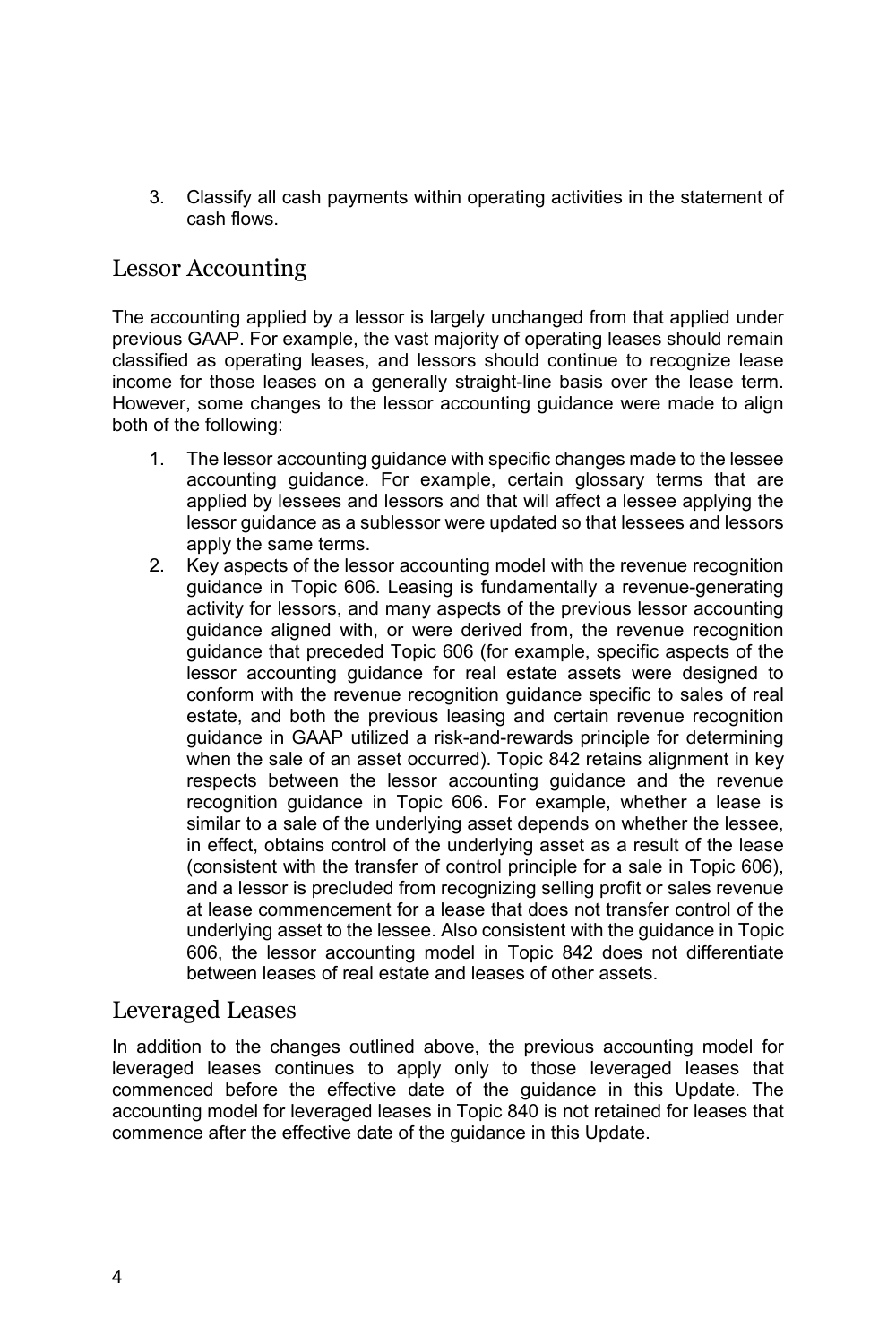3. Classify all cash payments within operating activities in the statement of cash flows.

## Lessor Accounting

The accounting applied by a lessor is largely unchanged from that applied under previous GAAP. For example, the vast majority of operating leases should remain classified as operating leases, and lessors should continue to recognize lease income for those leases on a generally straight-line basis over the lease term. However, some changes to the lessor accounting guidance were made to align both of the following:

1. The lessor accounting guidance with specific changes made to the lessee accounting guidance. For example, certain glossary terms that are applied by lessees and lessors and that will affect a lessee applying the lessor guidance as a sublessor were updated so that lessees and lessors apply the same terms.
2. Key aspects of the lessor accounting model with the revenue recognition guidance in Topic 606. Leasing is fundamentally a revenue-generating activity for lessors, and many aspects of the previous lessor accounting guidance aligned with, or were derived from, the revenue recognition guidance that preceded Topic 606 (for example, specific aspects of the lessor accounting guidance for real estate assets were designed to conform with the revenue recognition guidance specific to sales of real estate, and both the previous leasing and certain revenue recognition guidance in GAAP utilized a risk-and-rewards principle for determining when the sale of an asset occurred). Topic 842 retains alignment in key respects between the lessor accounting guidance and the revenue recognition guidance in Topic 606. For example, whether a lease is similar to a sale of the underlying asset depends on whether the lessee, in effect, obtains control of the underlying asset as a result of the lease (consistent with the transfer of control principle for a sale in Topic 606), and a lessor is precluded from recognizing selling profit or sales revenue at lease commencement for a lease that does not transfer control of the underlying asset to the lessee. Also consistent with the guidance in Topic 606, the lessor accounting model in Topic 842 does not differentiate between leases of real estate and leases of other assets.

## Leveraged Leases

In addition to the changes outlined above, the previous accounting model for leveraged leases continues to apply only to those leveraged leases that commenced before the effective date of the guidance in this Update. The accounting model for leveraged leases in Topic 840 is not retained for leases that commence after the effective date of the guidance in this Update.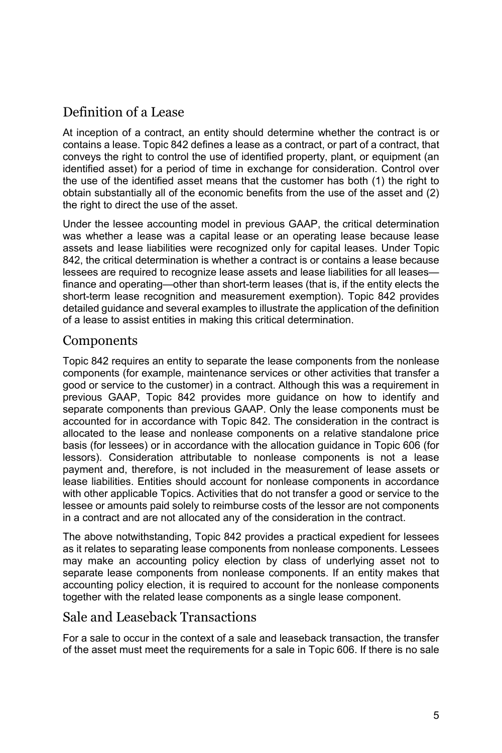## Definition of a Lease

At inception of a contract, an entity should determine whether the contract is or contains a lease. Topic 842 defines a lease as a contract, or part of a contract, that conveys the right to control the use of identified property, plant, or equipment (an identified asset) for a period of time in exchange for consideration. Control over the use of the identified asset means that the customer has both (1) the right to obtain substantially all of the economic benefits from the use of the asset and (2) the right to direct the use of the asset.

Under the lessee accounting model in previous GAAP, the critical determination was whether a lease was a capital lease or an operating lease because lease assets and lease liabilities were recognized only for capital leases. Under Topic 842, the critical determination is whether a contract is or contains a lease because lessees are required to recognize lease assets and lease liabilities for all leases—finance and operating—other than short-term leases (that is, if the entity elects the short-term lease recognition and measurement exemption). Topic 842 provides detailed guidance and several examples to illustrate the application of the definition of a lease to assist entities in making this critical determination.

## Components

Topic 842 requires an entity to separate the lease components from the nonlease components (for example, maintenance services or other activities that transfer a good or service to the customer) in a contract. Although this was a requirement in previous GAAP, Topic 842 provides more guidance on how to identify and separate components than previous GAAP. Only the lease components must be accounted for in accordance with Topic 842. The consideration in the contract is allocated to the lease and nonlease components on a relative standalone price basis (for lessees) or in accordance with the allocation guidance in Topic 606 (for lessors). Consideration attributable to nonlease components is not a lease payment and, therefore, is not included in the measurement of lease assets or lease liabilities. Entities should account for nonlease components in accordance with other applicable Topics. Activities that do not transfer a good or service to the lessee or amounts paid solely to reimburse costs of the lessor are not components in a contract and are not allocated any of the consideration in the contract.

The above notwithstanding, Topic 842 provides a practical expedient for lessees as it relates to separating lease components from nonlease components. Lessees may make an accounting policy election by class of underlying asset not to separate lease components from nonlease components. If an entity makes that accounting policy election, it is required to account for the nonlease components together with the related lease components as a single lease component.

## Sale and Leaseback Transactions

For a sale to occur in the context of a sale and leaseback transaction, the transfer of the asset must meet the requirements for a sale in Topic 606. If there is no sale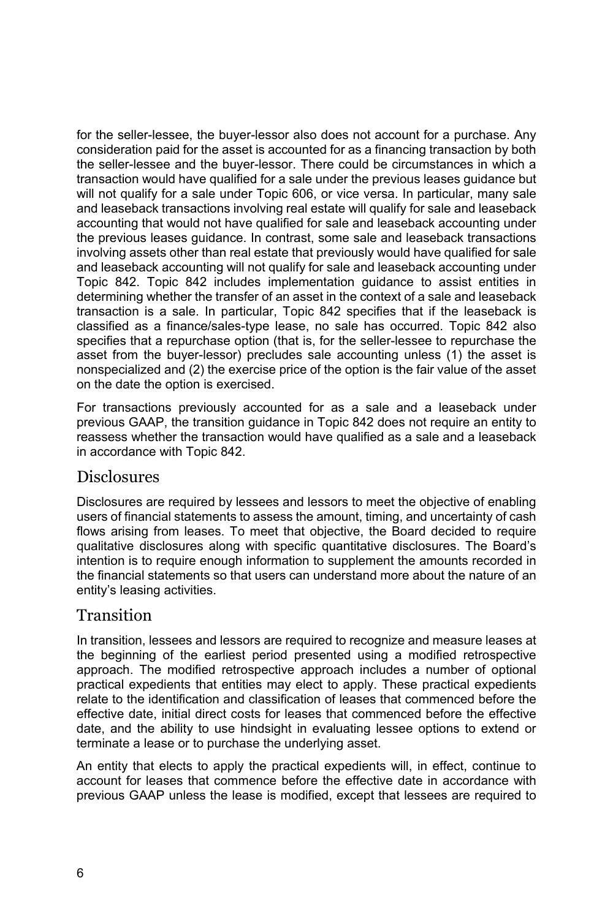for the seller-lessee, the buyer-lessor also does not account for a purchase. Any consideration paid for the asset is accounted for as a financing transaction by both the seller-lessee and the buyer-lessor. There could be circumstances in which a transaction would have qualified for a sale under the previous leases guidance but will not qualify for a sale under Topic 606, or vice versa. In particular, many sale and leaseback transactions involving real estate will qualify for sale and leaseback accounting that would not have qualified for sale and leaseback accounting under the previous leases guidance. In contrast, some sale and leaseback transactions involving assets other than real estate that previously would have qualified for sale and leaseback accounting will not qualify for sale and leaseback accounting under Topic 842. Topic 842 includes implementation guidance to assist entities in determining whether the transfer of an asset in the context of a sale and leaseback transaction is a sale. In particular, Topic 842 specifies that if the leaseback is classified as a finance/sales-type lease, no sale has occurred. Topic 842 also specifies that a repurchase option (that is, for the seller-lessee to repurchase the asset from the buyer-lessor) precludes sale accounting unless (1) the asset is nonspecialized and (2) the exercise price of the option is the fair value of the asset on the date the option is exercised.

For transactions previously accounted for as a sale and a leaseback under previous GAAP, the transition guidance in Topic 842 does not require an entity to reassess whether the transaction would have qualified as a sale and a leaseback in accordance with Topic 842.

## Disclosures

Disclosures are required by lessees and lessors to meet the objective of enabling users of financial statements to assess the amount, timing, and uncertainty of cash flows arising from leases. To meet that objective, the Board decided to require qualitative disclosures along with specific quantitative disclosures. The Board's intention is to require enough information to supplement the amounts recorded in the financial statements so that users can understand more about the nature of an entity's leasing activities.

## Transition

In transition, lessees and lessors are required to recognize and measure leases at the beginning of the earliest period presented using a modified retrospective approach. The modified retrospective approach includes a number of optional practical expedients that entities may elect to apply. These practical expedients relate to the identification and classification of leases that commenced before the effective date, initial direct costs for leases that commenced before the effective date, and the ability to use hindsight in evaluating lessee options to extend or terminate a lease or to purchase the underlying asset.

An entity that elects to apply the practical expedients will, in effect, continue to account for leases that commence before the effective date in accordance with previous GAAP unless the lease is modified, except that lessees are required to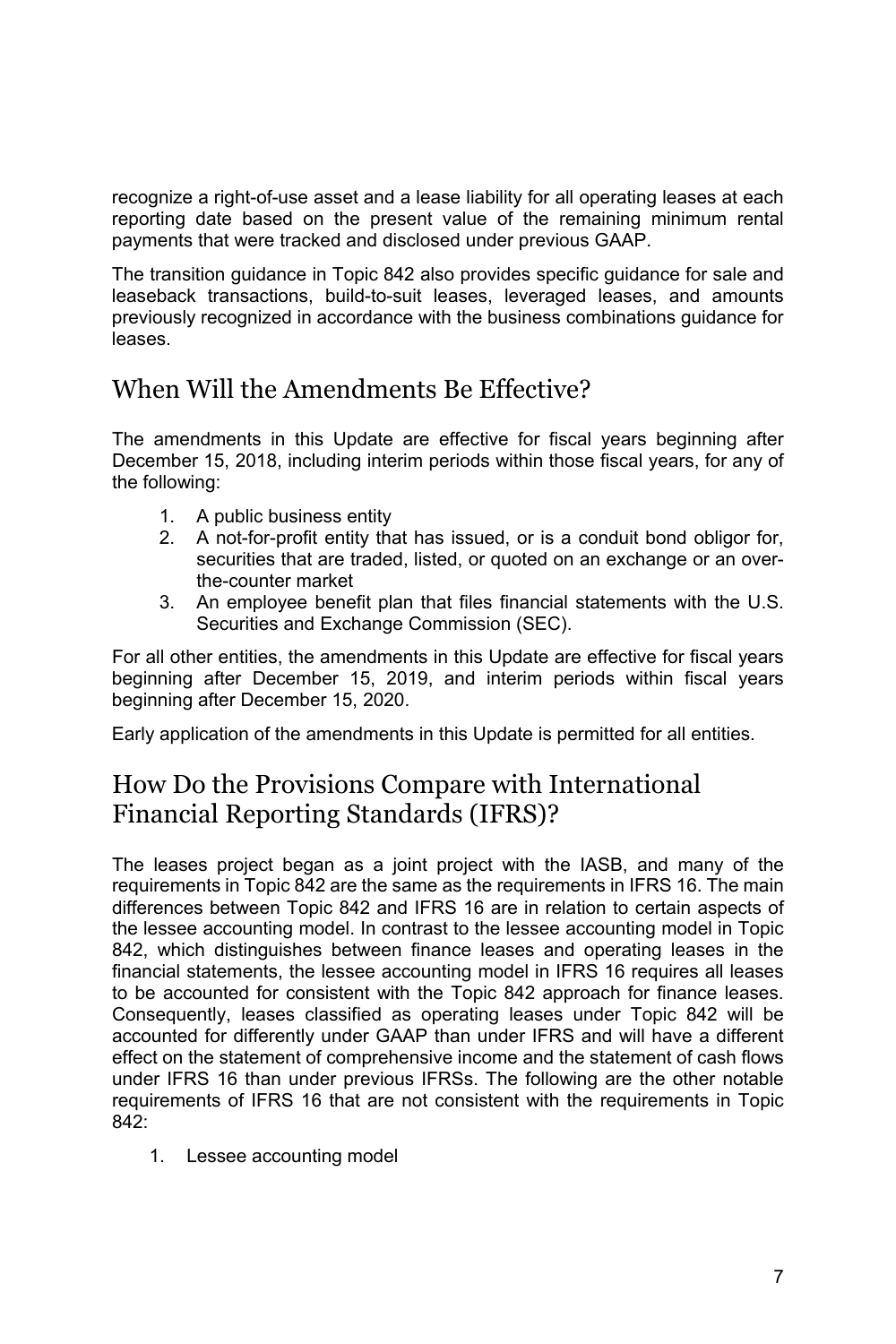recognize a right-of-use asset and a lease liability for all operating leases at each reporting date based on the present value of the remaining minimum rental payments that were tracked and disclosed under previous GAAP.

The transition guidance in Topic 842 also provides specific guidance for sale and leaseback transactions, build-to-suit leases, leveraged leases, and amounts previously recognized in accordance with the business combinations guidance for leases.

## When Will the Amendments Be Effective?

The amendments in this Update are effective for fiscal years beginning after December 15, 2018, including interim periods within those fiscal years, for any of the following:

1. A public business entity
2. A not-for-profit entity that has issued, or is a conduit bond obligor for, securities that are traded, listed, or quoted on an exchange or an over-the-counter market
3. An employee benefit plan that files financial statements with the U.S. Securities and Exchange Commission (SEC).

For all other entities, the amendments in this Update are effective for fiscal years beginning after December 15, 2019, and interim periods within fiscal years beginning after December 15, 2020.

Early application of the amendments in this Update is permitted for all entities.

## How Do the Provisions Compare with International Financial Reporting Standards (IFRS)?

The leases project began as a joint project with the IASB, and many of the requirements in Topic 842 are the same as the requirements in IFRS 16. The main differences between Topic 842 and IFRS 16 are in relation to certain aspects of the lessee accounting model. In contrast to the lessee accounting model in Topic 842, which distinguishes between finance leases and operating leases in the financial statements, the lessee accounting model in IFRS 16 requires all leases to be accounted for consistent with the Topic 842 approach for finance leases. Consequently, leases classified as operating leases under Topic 842 will be accounted for differently under GAAP than under IFRS and will have a different effect on the statement of comprehensive income and the statement of cash flows under IFRS 16 than under previous IFRSs. The following are the other notable requirements of IFRS 16 that are not consistent with the requirements in Topic 842:

1. Lessee accounting model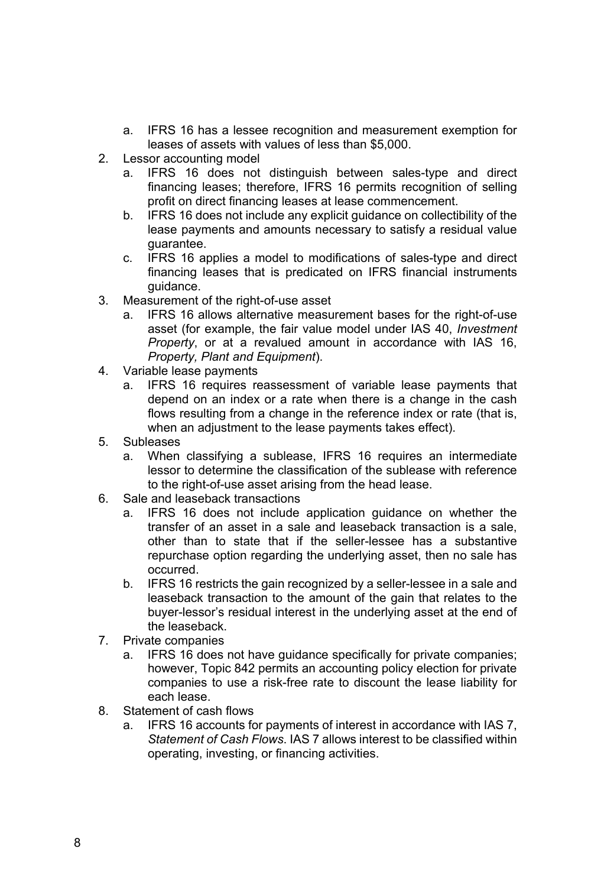a. IFRS 16 has a lessee recognition and measurement exemption for leases of assets with values of less than $5,000.
2. Lessor accounting model
   a. IFRS 16 does not distinguish between sales-type and direct financing leases; therefore, IFRS 16 permits recognition of selling profit on direct financing leases at lease commencement.
   b. IFRS 16 does not include any explicit guidance on collectibility of the lease payments and amounts necessary to satisfy a residual value guarantee.
   c. IFRS 16 applies a model to modifications of sales-type and direct financing leases that is predicated on IFRS financial instruments guidance.
3. Measurement of the right-of-use asset
   a. IFRS 16 allows alternative measurement bases for the right-of-use asset (for example, the fair value model under IAS 40, *Investment Property*, or at a revalued amount in accordance with IAS 16, *Property, Plant and Equipment*).
4. Variable lease payments
   a. IFRS 16 requires reassessment of variable lease payments that depend on an index or a rate when there is a change in the cash flows resulting from a change in the reference index or rate (that is, when an adjustment to the lease payments takes effect).
5. Subleases
   a. When classifying a sublease, IFRS 16 requires an intermediate lessor to determine the classification of the sublease with reference to the right-of-use asset arising from the head lease.
6. Sale and leaseback transactions
   a. IFRS 16 does not include application guidance on whether the transfer of an asset in a sale and leaseback transaction is a sale, other than to state that if the seller-lessee has a substantive repurchase option regarding the underlying asset, then no sale has occurred.
   b. IFRS 16 restricts the gain recognized by a seller-lessee in a sale and leaseback transaction to the amount of the gain that relates to the buyer-lessor's residual interest in the underlying asset at the end of the leaseback.
7. Private companies
   a. IFRS 16 does not have guidance specifically for private companies; however, Topic 842 permits an accounting policy election for private companies to use a risk-free rate to discount the lease liability for each lease.
8. Statement of cash flows
   a. IFRS 16 accounts for payments of interest in accordance with IAS 7, *Statement of Cash Flows*. IAS 7 allows interest to be classified within operating, investing, or financing activities.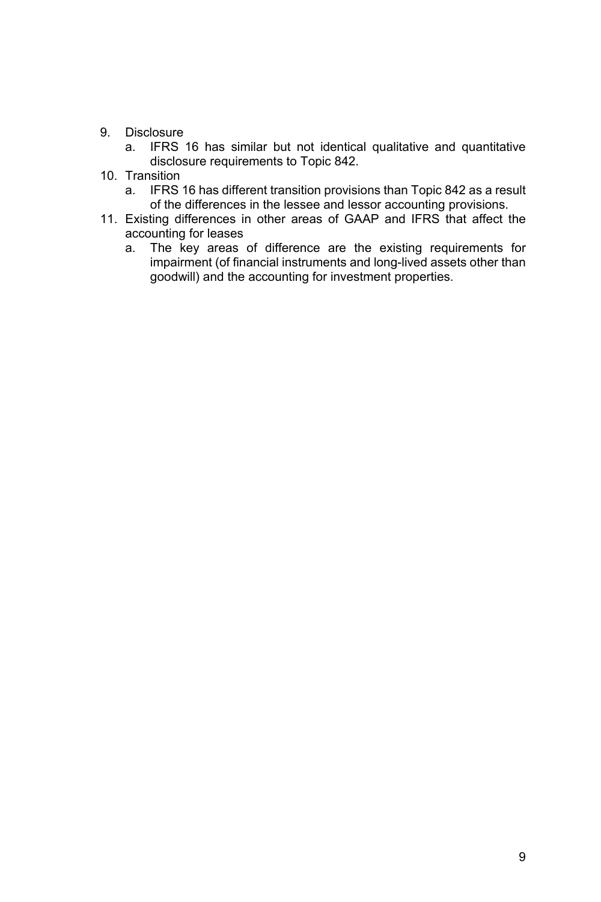9. Disclosure
    a. IFRS 16 has similar but not identical qualitative and quantitative disclosure requirements to Topic 842.
10. Transition
    a. IFRS 16 has different transition provisions than Topic 842 as a result of the differences in the lessee and lessor accounting provisions.
11. Existing differences in other areas of GAAP and IFRS that affect the accounting for leases
    a. The key areas of difference are the existing requirements for impairment (of financial instruments and long-lived assets other than goodwill) and the accounting for investment properties.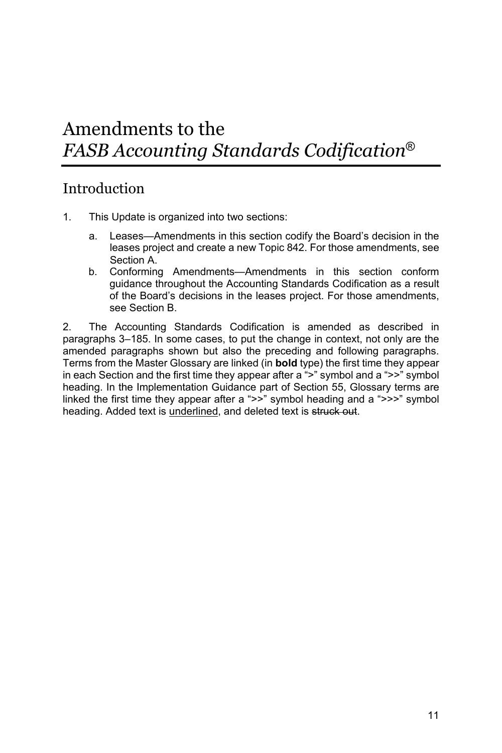# Amendments to the *FASB Accounting Standards Codification*®

## Introduction

1. This Update is organized into two sections:

   a. Leases—Amendments in this section codify the Board's decision in the leases project and create a new Topic 842. For those amendments, see Section A.

   b. Conforming Amendments—Amendments in this section conform guidance throughout the Accounting Standards Codification as a result of the Board's decisions in the leases project. For those amendments, see Section B.

2. The Accounting Standards Codification is amended as described in paragraphs 3–185. In some cases, to put the change in context, not only are the amended paragraphs shown but also the preceding and following paragraphs. Terms from the Master Glossary are linked (in **bold** type) the first time they appear in each Section and the first time they appear after a ">" symbol and a ">>" symbol heading. In the Implementation Guidance part of Section 55, Glossary terms are linked the first time they appear after a ">>" symbol heading and a ">>>" symbol heading. Added text is <u>underlined</u>, and deleted text is ~~struck out~~.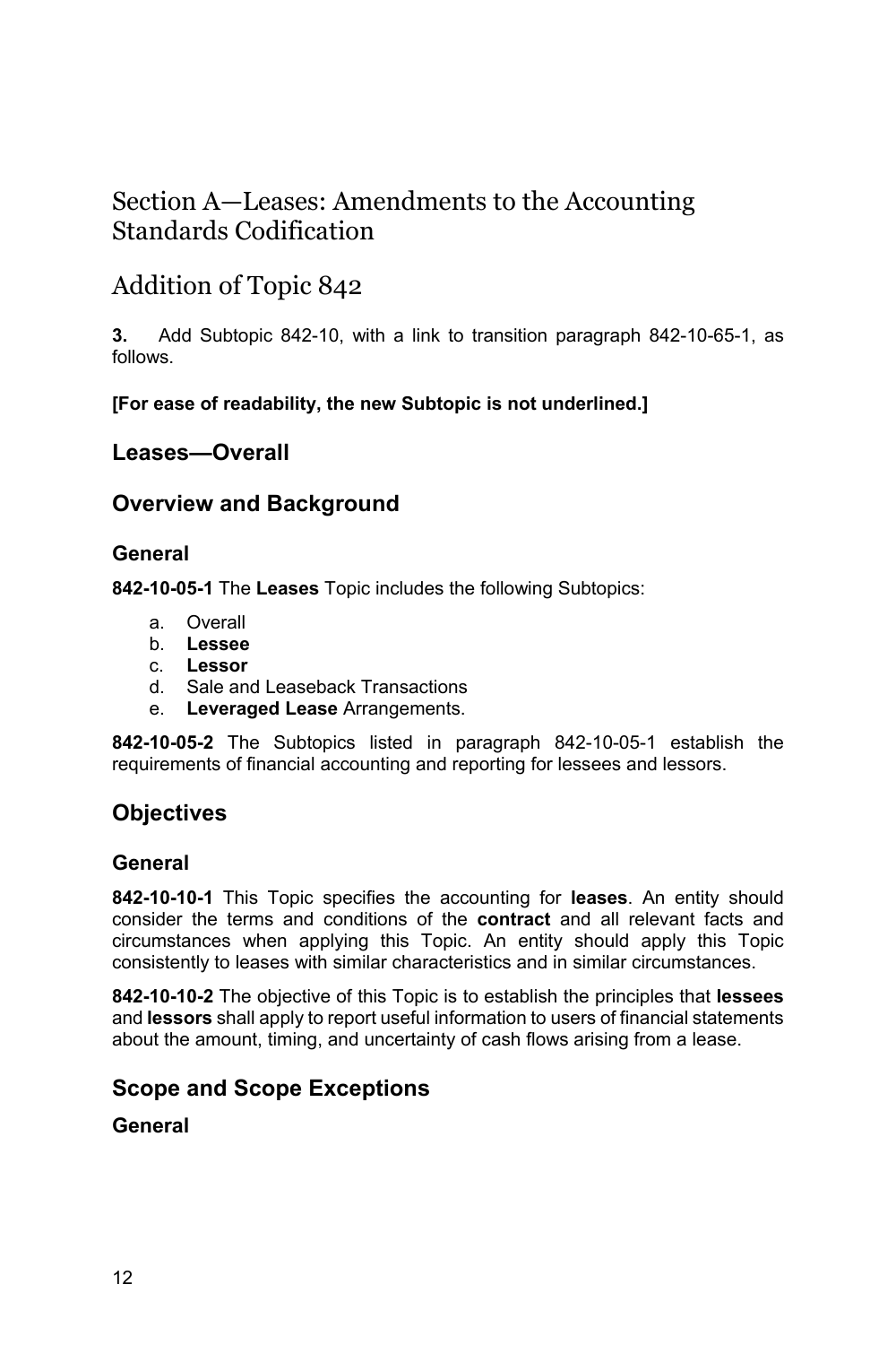# Section A—Leases: Amendments to the Accounting Standards Codification

# Addition of Topic 842

**3.** Add Subtopic 842-10, with a link to transition paragraph 842-10-65-1, as follows.

**[For ease of readability, the new Subtopic is not underlined.]**

## Leases—Overall

## Overview and Background

### General

**842-10-05-1** The **Leases** Topic includes the following Subtopics:

a. Overall
b. **Lessee**
c. **Lessor**
d. Sale and Leaseback Transactions
e. **Leveraged Lease** Arrangements.

**842-10-05-2** The Subtopics listed in paragraph 842-10-05-1 establish the requirements of financial accounting and reporting for lessees and lessors.

## Objectives

### General

**842-10-10-1** This Topic specifies the accounting for **leases**. An entity should consider the terms and conditions of the **contract** and all relevant facts and circumstances when applying this Topic. An entity should apply this Topic consistently to leases with similar characteristics and in similar circumstances.

**842-10-10-2** The objective of this Topic is to establish the principles that **lessees** and **lessors** shall apply to report useful information to users of financial statements about the amount, timing, and uncertainty of cash flows arising from a lease.

## Scope and Scope Exceptions

### General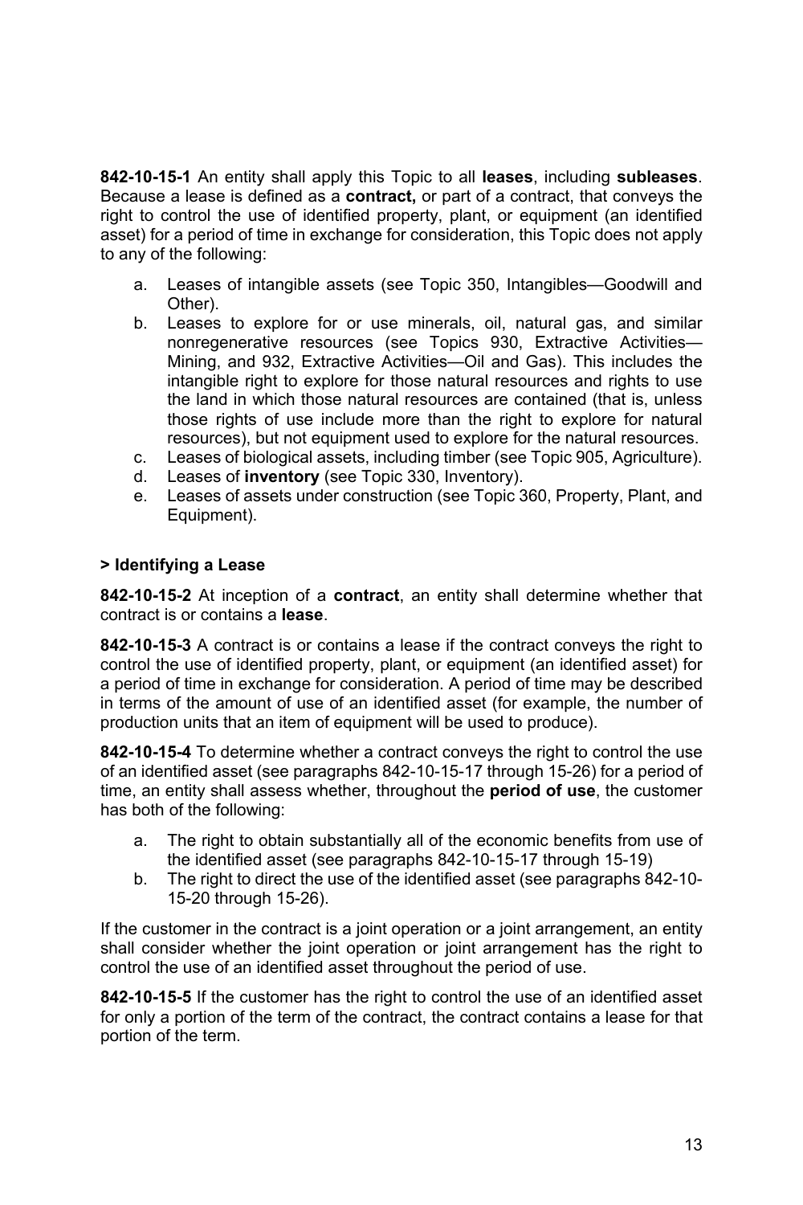**842-10-15-1** An entity shall apply this Topic to all **leases**, including **subleases**. Because a lease is defined as a **contract,** or part of a contract, that conveys the right to control the use of identified property, plant, or equipment (an identified asset) for a period of time in exchange for consideration, this Topic does not apply to any of the following:

a. Leases of intangible assets (see Topic 350, Intangibles—Goodwill and Other).
b. Leases to explore for or use minerals, oil, natural gas, and similar nonregenerative resources (see Topics 930, Extractive Activities—Mining, and 932, Extractive Activities—Oil and Gas). This includes the intangible right to explore for those natural resources and rights to use the land in which those natural resources are contained (that is, unless those rights of use include more than the right to explore for natural resources), but not equipment used to explore for the natural resources.
c. Leases of biological assets, including timber (see Topic 905, Agriculture).
d. Leases of **inventory** (see Topic 330, Inventory).
e. Leases of assets under construction (see Topic 360, Property, Plant, and Equipment).

**> Identifying a Lease**

**842-10-15-2** At inception of a **contract**, an entity shall determine whether that contract is or contains a **lease**.

**842-10-15-3** A contract is or contains a lease if the contract conveys the right to control the use of identified property, plant, or equipment (an identified asset) for a period of time in exchange for consideration. A period of time may be described in terms of the amount of use of an identified asset (for example, the number of production units that an item of equipment will be used to produce).

**842-10-15-4** To determine whether a contract conveys the right to control the use of an identified asset (see paragraphs 842-10-15-17 through 15-26) for a period of time, an entity shall assess whether, throughout the **period of use**, the customer has both of the following:

a. The right to obtain substantially all of the economic benefits from use of the identified asset (see paragraphs 842-10-15-17 through 15-19)
b. The right to direct the use of the identified asset (see paragraphs 842-10-15-20 through 15-26).

If the customer in the contract is a joint operation or a joint arrangement, an entity shall consider whether the joint operation or joint arrangement has the right to control the use of an identified asset throughout the period of use.

**842-10-15-5** If the customer has the right to control the use of an identified asset for only a portion of the term of the contract, the contract contains a lease for that portion of the term.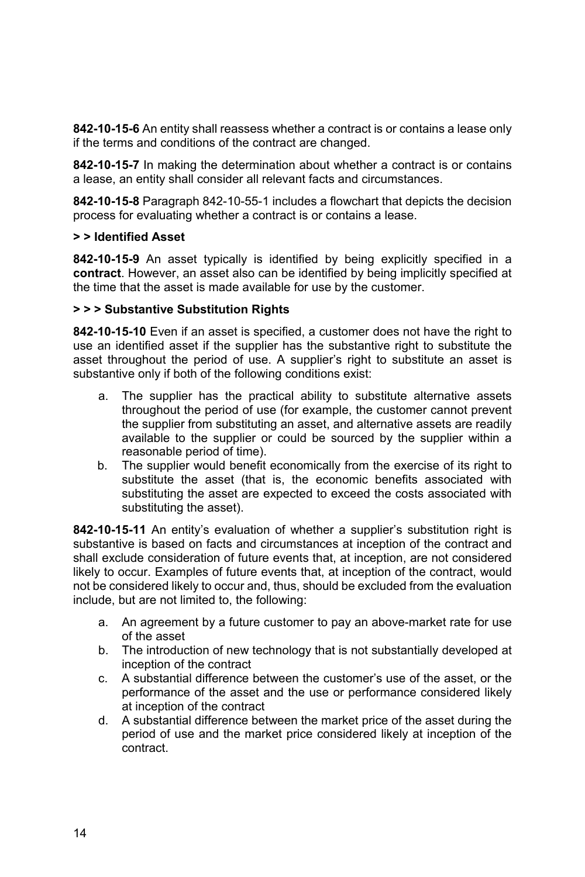**842-10-15-6** An entity shall reassess whether a contract is or contains a lease only if the terms and conditions of the contract are changed.

**842-10-15-7** In making the determination about whether a contract is or contains a lease, an entity shall consider all relevant facts and circumstances.

**842-10-15-8** Paragraph 842-10-55-1 includes a flowchart that depicts the decision process for evaluating whether a contract is or contains a lease.

**> > Identified Asset**

**842-10-15-9** An asset typically is identified by being explicitly specified in a **contract**. However, an asset also can be identified by being implicitly specified at the time that the asset is made available for use by the customer.

**> > > Substantive Substitution Rights**

**842-10-15-10** Even if an asset is specified, a customer does not have the right to use an identified asset if the supplier has the substantive right to substitute the asset throughout the period of use. A supplier's right to substitute an asset is substantive only if both of the following conditions exist:

a. The supplier has the practical ability to substitute alternative assets throughout the period of use (for example, the customer cannot prevent the supplier from substituting an asset, and alternative assets are readily available to the supplier or could be sourced by the supplier within a reasonable period of time).
b. The supplier would benefit economically from the exercise of its right to substitute the asset (that is, the economic benefits associated with substituting the asset are expected to exceed the costs associated with substituting the asset).

**842-10-15-11** An entity's evaluation of whether a supplier's substitution right is substantive is based on facts and circumstances at inception of the contract and shall exclude consideration of future events that, at inception, are not considered likely to occur. Examples of future events that, at inception of the contract, would not be considered likely to occur and, thus, should be excluded from the evaluation include, but are not limited to, the following:

a. An agreement by a future customer to pay an above-market rate for use of the asset
b. The introduction of new technology that is not substantially developed at inception of the contract
c. A substantial difference between the customer's use of the asset, or the performance of the asset and the use or performance considered likely at inception of the contract
d. A substantial difference between the market price of the asset during the period of use and the market price considered likely at inception of the contract.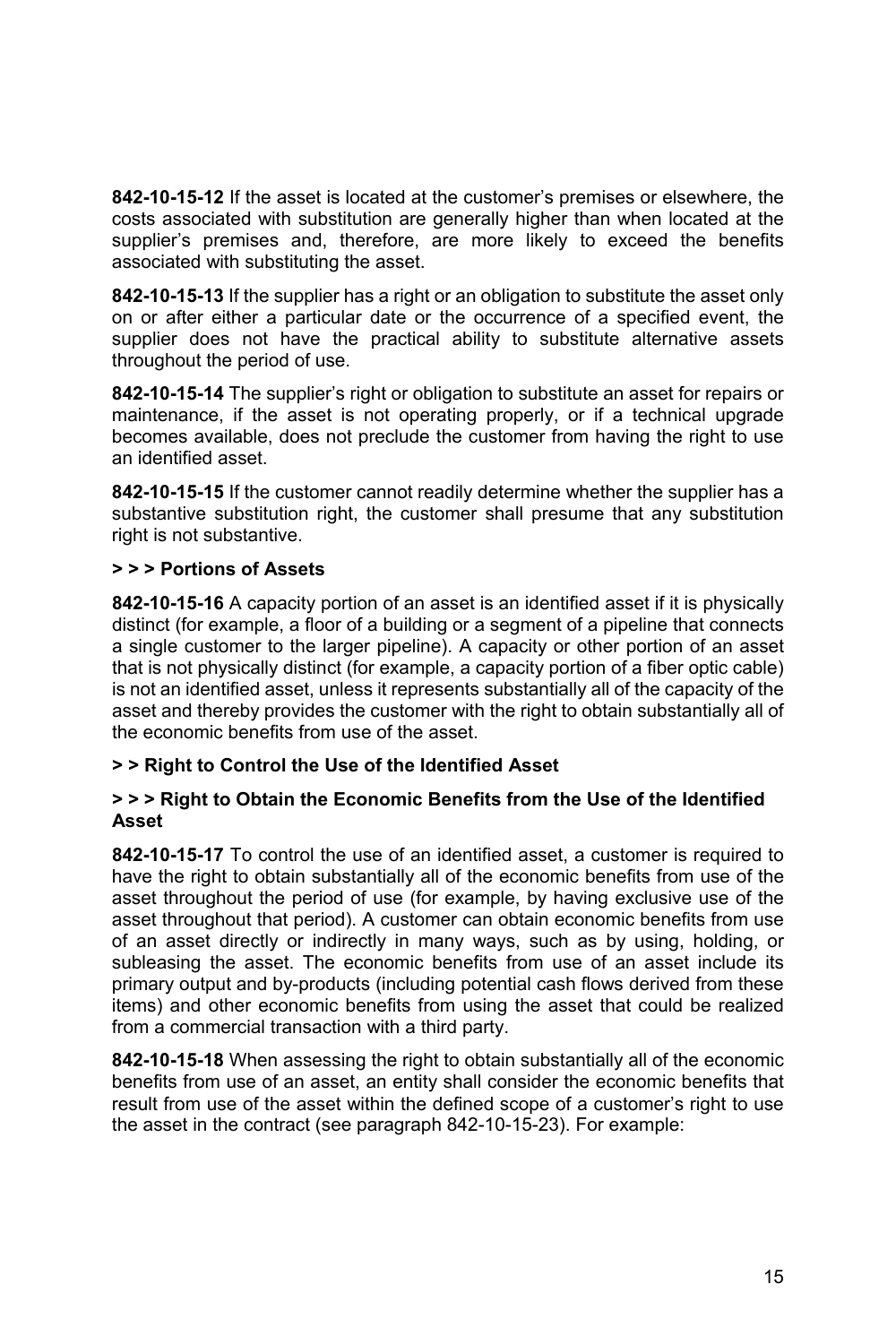**842-10-15-12** If the asset is located at the customer's premises or elsewhere, the costs associated with substitution are generally higher than when located at the supplier's premises and, therefore, are more likely to exceed the benefits associated with substituting the asset.

**842-10-15-13** If the supplier has a right or an obligation to substitute the asset only on or after either a particular date or the occurrence of a specified event, the supplier does not have the practical ability to substitute alternative assets throughout the period of use.

**842-10-15-14** The supplier's right or obligation to substitute an asset for repairs or maintenance, if the asset is not operating properly, or if a technical upgrade becomes available, does not preclude the customer from having the right to use an identified asset.

**842-10-15-15** If the customer cannot readily determine whether the supplier has a substantive substitution right, the customer shall presume that any substitution right is not substantive.

**> > > Portions of Assets**

**842-10-15-16** A capacity portion of an asset is an identified asset if it is physically distinct (for example, a floor of a building or a segment of a pipeline that connects a single customer to the larger pipeline). A capacity or other portion of an asset that is not physically distinct (for example, a capacity portion of a fiber optic cable) is not an identified asset, unless it represents substantially all of the capacity of the asset and thereby provides the customer with the right to obtain substantially all of the economic benefits from use of the asset.

**> > Right to Control the Use of the Identified Asset**

**> > > Right to Obtain the Economic Benefits from the Use of the Identified Asset**

**842-10-15-17** To control the use of an identified asset, a customer is required to have the right to obtain substantially all of the economic benefits from use of the asset throughout the period of use (for example, by having exclusive use of the asset throughout that period). A customer can obtain economic benefits from use of an asset directly or indirectly in many ways, such as by using, holding, or subleasing the asset. The economic benefits from use of an asset include its primary output and by-products (including potential cash flows derived from these items) and other economic benefits from using the asset that could be realized from a commercial transaction with a third party.

**842-10-15-18** When assessing the right to obtain substantially all of the economic benefits from use of an asset, an entity shall consider the economic benefits that result from use of the asset within the defined scope of a customer's right to use the asset in the contract (see paragraph 842-10-15-23). For example: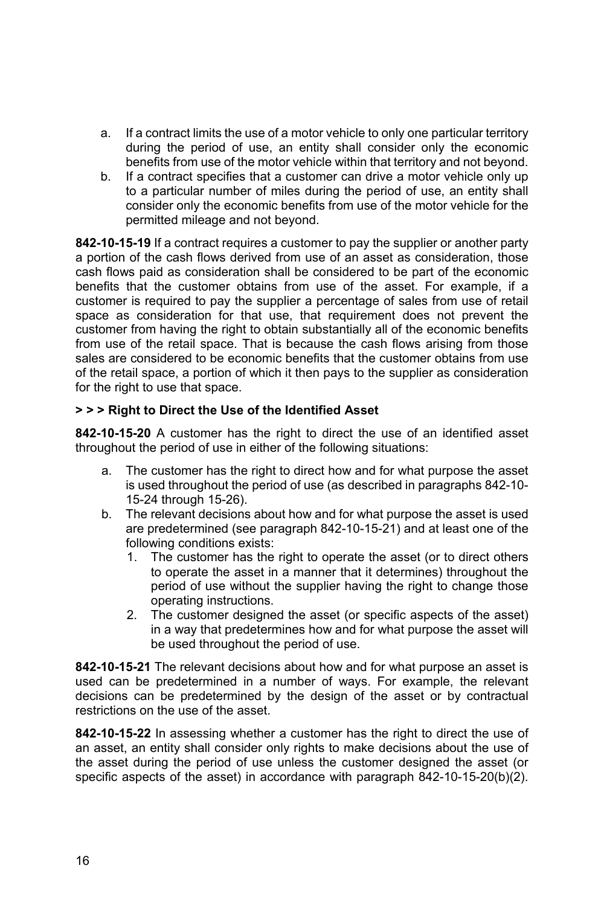a. If a contract limits the use of a motor vehicle to only one particular territory during the period of use, an entity shall consider only the economic benefits from use of the motor vehicle within that territory and not beyond.
b. If a contract specifies that a customer can drive a motor vehicle only up to a particular number of miles during the period of use, an entity shall consider only the economic benefits from use of the motor vehicle for the permitted mileage and not beyond.

**842-10-15-19** If a contract requires a customer to pay the supplier or another party a portion of the cash flows derived from use of an asset as consideration, those cash flows paid as consideration shall be considered to be part of the economic benefits that the customer obtains from use of the asset. For example, if a customer is required to pay the supplier a percentage of sales from use of retail space as consideration for that use, that requirement does not prevent the customer from having the right to obtain substantially all of the economic benefits from use of the retail space. That is because the cash flows arising from those sales are considered to be economic benefits that the customer obtains from use of the retail space, a portion of which it then pays to the supplier as consideration for the right to use that space.

**> > > Right to Direct the Use of the Identified Asset**

**842-10-15-20** A customer has the right to direct the use of an identified asset throughout the period of use in either of the following situations:

a. The customer has the right to direct how and for what purpose the asset is used throughout the period of use (as described in paragraphs 842-10-15-24 through 15-26).
b. The relevant decisions about how and for what purpose the asset is used are predetermined (see paragraph 842-10-15-21) and at least one of the following conditions exists:
   1. The customer has the right to operate the asset (or to direct others to operate the asset in a manner that it determines) throughout the period of use without the supplier having the right to change those operating instructions.
   2. The customer designed the asset (or specific aspects of the asset) in a way that predetermines how and for what purpose the asset will be used throughout the period of use.

**842-10-15-21** The relevant decisions about how and for what purpose an asset is used can be predetermined in a number of ways. For example, the relevant decisions can be predetermined by the design of the asset or by contractual restrictions on the use of the asset.

**842-10-15-22** In assessing whether a customer has the right to direct the use of an asset, an entity shall consider only rights to make decisions about the use of the asset during the period of use unless the customer designed the asset (or specific aspects of the asset) in accordance with paragraph 842-10-15-20(b)(2).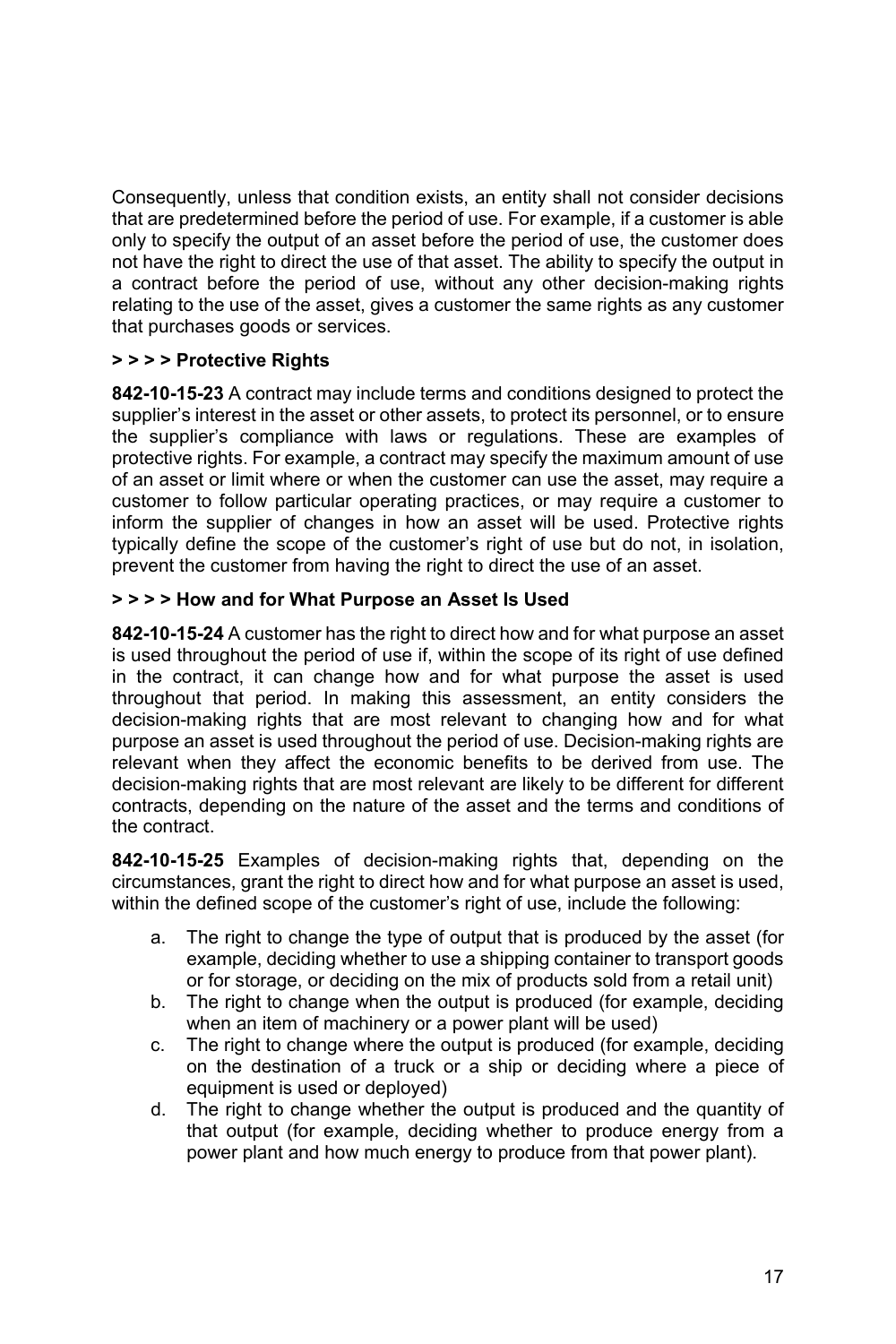Consequently, unless that condition exists, an entity shall not consider decisions that are predetermined before the period of use. For example, if a customer is able only to specify the output of an asset before the period of use, the customer does not have the right to direct the use of that asset. The ability to specify the output in a contract before the period of use, without any other decision-making rights relating to the use of the asset, gives a customer the same rights as any customer that purchases goods or services.

**> > > > Protective Rights**

**842-10-15-23** A contract may include terms and conditions designed to protect the supplier's interest in the asset or other assets, to protect its personnel, or to ensure the supplier's compliance with laws or regulations. These are examples of protective rights. For example, a contract may specify the maximum amount of use of an asset or limit where or when the customer can use the asset, may require a customer to follow particular operating practices, or may require a customer to inform the supplier of changes in how an asset will be used. Protective rights typically define the scope of the customer's right of use but do not, in isolation, prevent the customer from having the right to direct the use of an asset.

**> > > > How and for What Purpose an Asset Is Used**

**842-10-15-24** A customer has the right to direct how and for what purpose an asset is used throughout the period of use if, within the scope of its right of use defined in the contract, it can change how and for what purpose the asset is used throughout that period. In making this assessment, an entity considers the decision-making rights that are most relevant to changing how and for what purpose an asset is used throughout the period of use. Decision-making rights are relevant when they affect the economic benefits to be derived from use. The decision-making rights that are most relevant are likely to be different for different contracts, depending on the nature of the asset and the terms and conditions of the contract.

**842-10-15-25** Examples of decision-making rights that, depending on the circumstances, grant the right to direct how and for what purpose an asset is used, within the defined scope of the customer's right of use, include the following:

a. The right to change the type of output that is produced by the asset (for example, deciding whether to use a shipping container to transport goods or for storage, or deciding on the mix of products sold from a retail unit)
b. The right to change when the output is produced (for example, deciding when an item of machinery or a power plant will be used)
c. The right to change where the output is produced (for example, deciding on the destination of a truck or a ship or deciding where a piece of equipment is used or deployed)
d. The right to change whether the output is produced and the quantity of that output (for example, deciding whether to produce energy from a power plant and how much energy to produce from that power plant).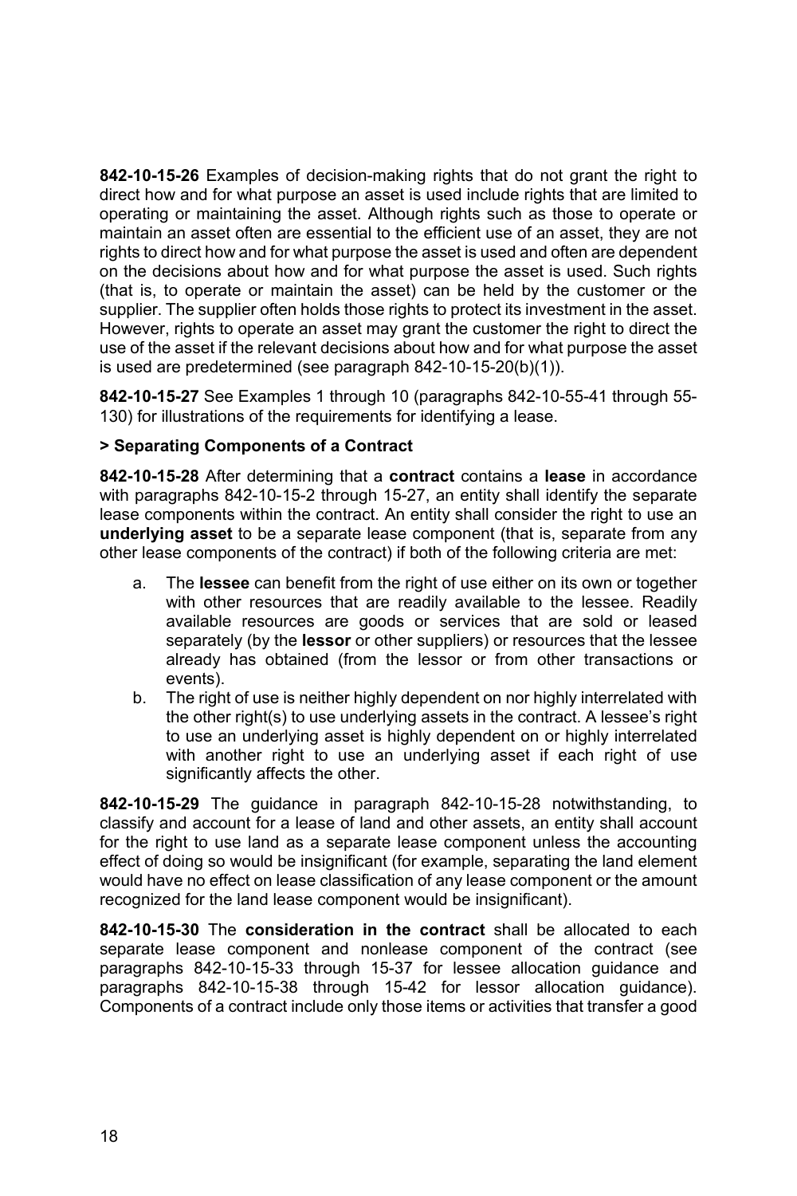**842-10-15-26** Examples of decision-making rights that do not grant the right to direct how and for what purpose an asset is used include rights that are limited to operating or maintaining the asset. Although rights such as those to operate or maintain an asset often are essential to the efficient use of an asset, they are not rights to direct how and for what purpose the asset is used and often are dependent on the decisions about how and for what purpose the asset is used. Such rights (that is, to operate or maintain the asset) can be held by the customer or the supplier. The supplier often holds those rights to protect its investment in the asset. However, rights to operate an asset may grant the customer the right to direct the use of the asset if the relevant decisions about how and for what purpose the asset is used are predetermined (see paragraph 842-10-15-20(b)(1)).

**842-10-15-27** See Examples 1 through 10 (paragraphs 842-10-55-41 through 55-130) for illustrations of the requirements for identifying a lease.

**> Separating Components of a Contract**

**842-10-15-28** After determining that a **contract** contains a **lease** in accordance with paragraphs 842-10-15-2 through 15-27, an entity shall identify the separate lease components within the contract. An entity shall consider the right to use an **underlying asset** to be a separate lease component (that is, separate from any other lease components of the contract) if both of the following criteria are met:

a. The **lessee** can benefit from the right of use either on its own or together with other resources that are readily available to the lessee. Readily available resources are goods or services that are sold or leased separately (by the **lessor** or other suppliers) or resources that the lessee already has obtained (from the lessor or from other transactions or events).
b. The right of use is neither highly dependent on nor highly interrelated with the other right(s) to use underlying assets in the contract. A lessee's right to use an underlying asset is highly dependent on or highly interrelated with another right to use an underlying asset if each right of use significantly affects the other.

**842-10-15-29** The guidance in paragraph 842-10-15-28 notwithstanding, to classify and account for a lease of land and other assets, an entity shall account for the right to use land as a separate lease component unless the accounting effect of doing so would be insignificant (for example, separating the land element would have no effect on lease classification of any lease component or the amount recognized for the land lease component would be insignificant).

**842-10-15-30** The **consideration in the contract** shall be allocated to each separate lease component and nonlease component of the contract (see paragraphs 842-10-15-33 through 15-37 for lessee allocation guidance and paragraphs 842-10-15-38 through 15-42 for lessor allocation guidance). Components of a contract include only those items or activities that transfer a good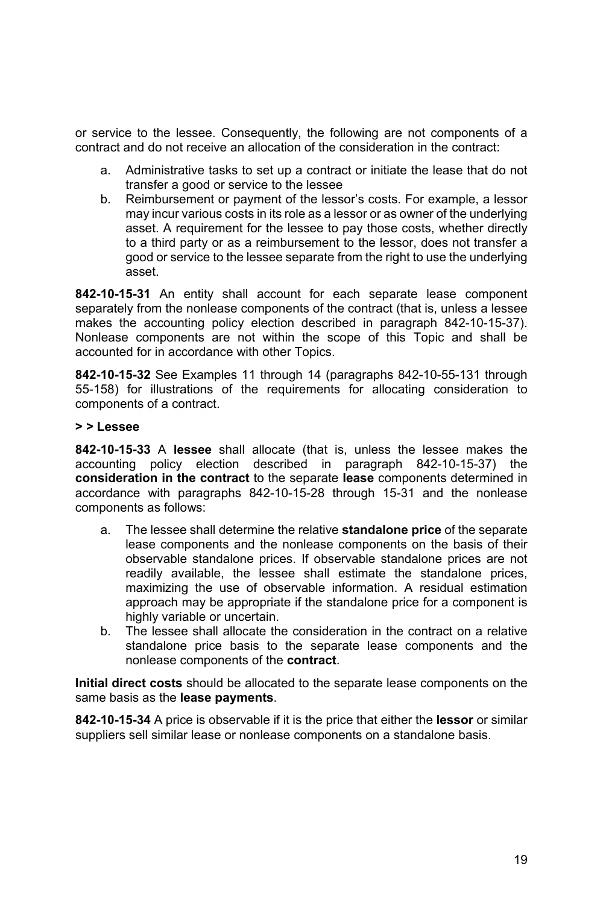or service to the lessee. Consequently, the following are not components of a contract and do not receive an allocation of the consideration in the contract:

a. Administrative tasks to set up a contract or initiate the lease that do not transfer a good or service to the lessee
b. Reimbursement or payment of the lessor's costs. For example, a lessor may incur various costs in its role as a lessor or as owner of the underlying asset. A requirement for the lessee to pay those costs, whether directly to a third party or as a reimbursement to the lessor, does not transfer a good or service to the lessee separate from the right to use the underlying asset.

**842-10-15-31** An entity shall account for each separate lease component separately from the nonlease components of the contract (that is, unless a lessee makes the accounting policy election described in paragraph 842-10-15-37). Nonlease components are not within the scope of this Topic and shall be accounted for in accordance with other Topics.

**842-10-15-32** See Examples 11 through 14 (paragraphs 842-10-55-131 through 55-158) for illustrations of the requirements for allocating consideration to components of a contract.

**> > Lessee**

**842-10-15-33** A **lessee** shall allocate (that is, unless the lessee makes the accounting policy election described in paragraph 842-10-15-37) the **consideration in the contract** to the separate **lease** components determined in accordance with paragraphs 842-10-15-28 through 15-31 and the nonlease components as follows:

a. The lessee shall determine the relative **standalone price** of the separate lease components and the nonlease components on the basis of their observable standalone prices. If observable standalone prices are not readily available, the lessee shall estimate the standalone prices, maximizing the use of observable information. A residual estimation approach may be appropriate if the standalone price for a component is highly variable or uncertain.
b. The lessee shall allocate the consideration in the contract on a relative standalone price basis to the separate lease components and the nonlease components of the **contract**.

**Initial direct costs** should be allocated to the separate lease components on the same basis as the **lease payments**.

**842-10-15-34** A price is observable if it is the price that either the **lessor** or similar suppliers sell similar lease or nonlease components on a standalone basis.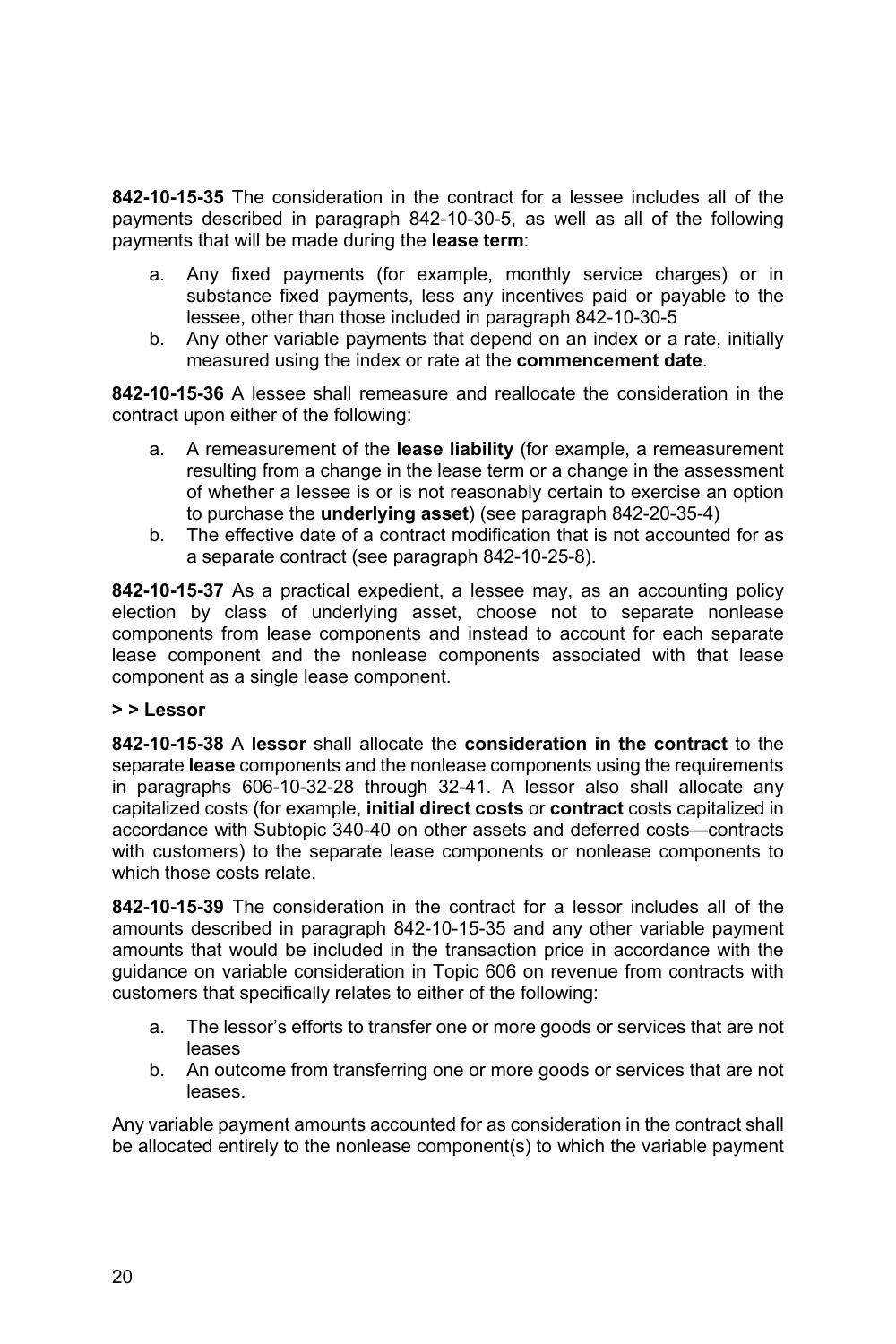**842-10-15-35** The consideration in the contract for a lessee includes all of the payments described in paragraph 842-10-30-5, as well as all of the following payments that will be made during the **lease term**:

a. Any fixed payments (for example, monthly service charges) or in substance fixed payments, less any incentives paid or payable to the lessee, other than those included in paragraph 842-10-30-5
b. Any other variable payments that depend on an index or a rate, initially measured using the index or rate at the **commencement date**.

**842-10-15-36** A lessee shall remeasure and reallocate the consideration in the contract upon either of the following:

a. A remeasurement of the **lease liability** (for example, a remeasurement resulting from a change in the lease term or a change in the assessment of whether a lessee is or is not reasonably certain to exercise an option to purchase the **underlying asset**) (see paragraph 842-20-35-4)
b. The effective date of a contract modification that is not accounted for as a separate contract (see paragraph 842-10-25-8).

**842-10-15-37** As a practical expedient, a lessee may, as an accounting policy election by class of underlying asset, choose not to separate nonlease components from lease components and instead to account for each separate lease component and the nonlease components associated with that lease component as a single lease component.

**> > Lessor**

**842-10-15-38** A **lessor** shall allocate the **consideration in the contract** to the separate **lease** components and the nonlease components using the requirements in paragraphs 606-10-32-28 through 32-41. A lessor also shall allocate any capitalized costs (for example, **initial direct costs** or **contract** costs capitalized in accordance with Subtopic 340-40 on other assets and deferred costs—contracts with customers) to the separate lease components or nonlease components to which those costs relate.

**842-10-15-39** The consideration in the contract for a lessor includes all of the amounts described in paragraph 842-10-15-35 and any other variable payment amounts that would be included in the transaction price in accordance with the guidance on variable consideration in Topic 606 on revenue from contracts with customers that specifically relates to either of the following:

a. The lessor's efforts to transfer one or more goods or services that are not leases
b. An outcome from transferring one or more goods or services that are not leases.

Any variable payment amounts accounted for as consideration in the contract shall be allocated entirely to the nonlease component(s) to which the variable payment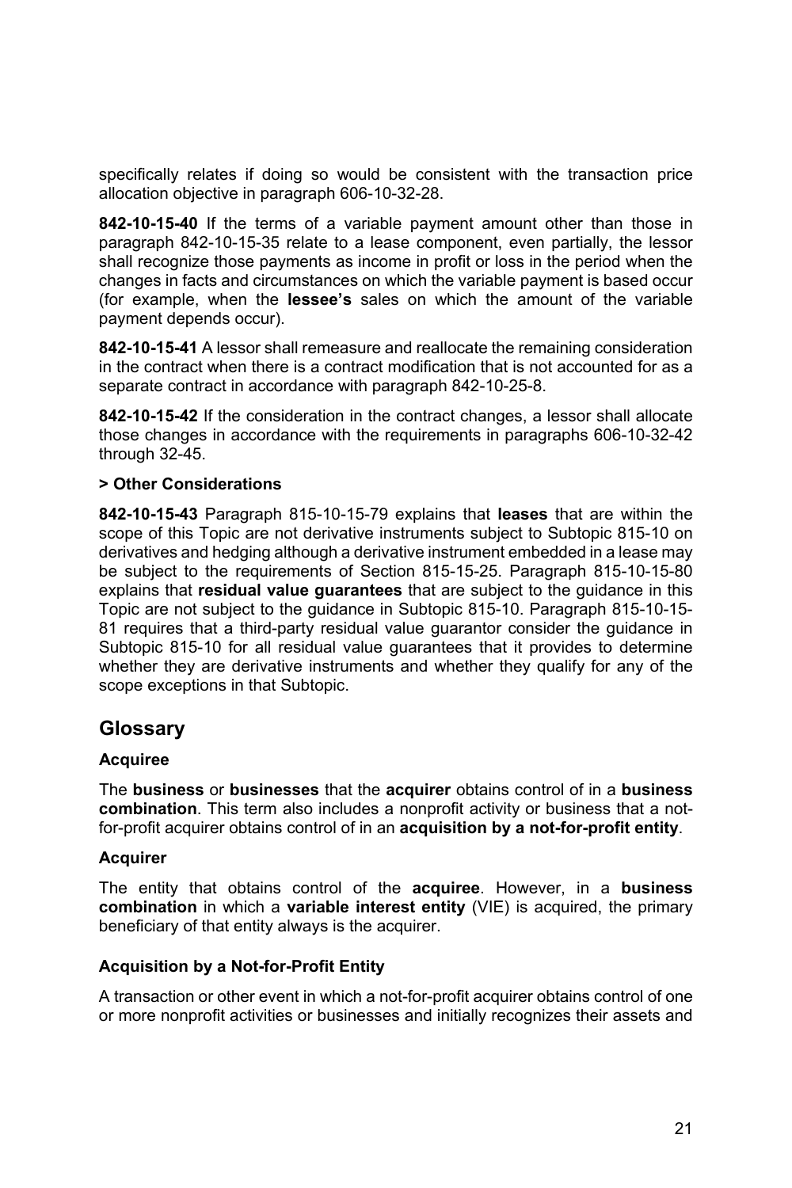specifically relates if doing so would be consistent with the transaction price allocation objective in paragraph 606-10-32-28.

**842-10-15-40** If the terms of a variable payment amount other than those in paragraph 842-10-15-35 relate to a lease component, even partially, the lessor shall recognize those payments as income in profit or loss in the period when the changes in facts and circumstances on which the variable payment is based occur (for example, when the **lessee's** sales on which the amount of the variable payment depends occur).

**842-10-15-41** A lessor shall remeasure and reallocate the remaining consideration in the contract when there is a contract modification that is not accounted for as a separate contract in accordance with paragraph 842-10-25-8.

**842-10-15-42** If the consideration in the contract changes, a lessor shall allocate those changes in accordance with the requirements in paragraphs 606-10-32-42 through 32-45.

**> Other Considerations**

**842-10-15-43** Paragraph 815-10-15-79 explains that **leases** that are within the scope of this Topic are not derivative instruments subject to Subtopic 815-10 on derivatives and hedging although a derivative instrument embedded in a lease may be subject to the requirements of Section 815-15-25. Paragraph 815-10-15-80 explains that **residual value guarantees** that are subject to the guidance in this Topic are not subject to the guidance in Subtopic 815-10. Paragraph 815-10-15-81 requires that a third-party residual value guarantor consider the guidance in Subtopic 815-10 for all residual value guarantees that it provides to determine whether they are derivative instruments and whether they qualify for any of the scope exceptions in that Subtopic.

## Glossary

### Acquiree

The **business** or **businesses** that the **acquirer** obtains control of in a **business combination**. This term also includes a nonprofit activity or business that a not-for-profit acquirer obtains control of in an **acquisition by a not-for-profit entity**.

### Acquirer

The entity that obtains control of the **acquiree**. However, in a **business combination** in which a **variable interest entity** (VIE) is acquired, the primary beneficiary of that entity always is the acquirer.

### Acquisition by a Not-for-Profit Entity

A transaction or other event in which a not-for-profit acquirer obtains control of one or more nonprofit activities or businesses and initially recognizes their assets and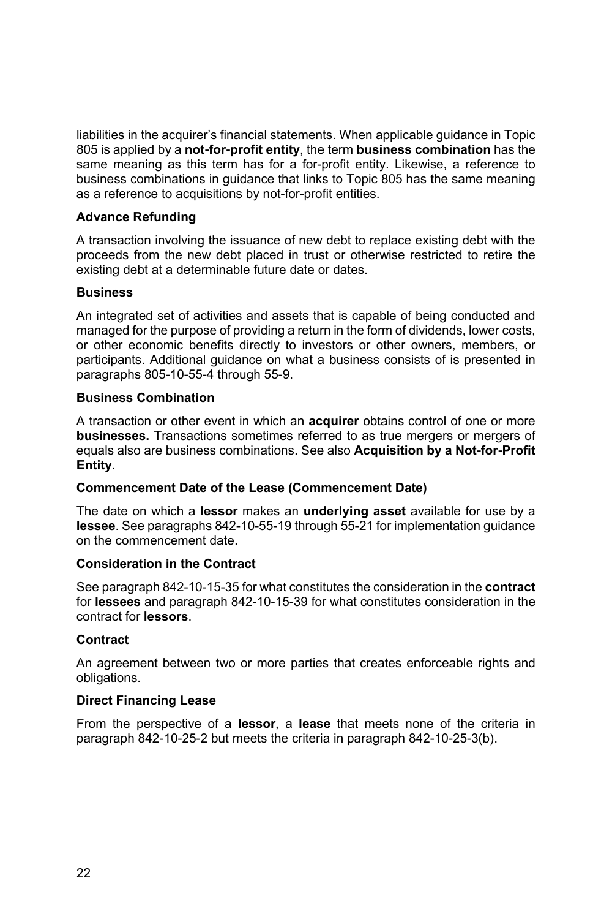liabilities in the acquirer's financial statements. When applicable guidance in Topic 805 is applied by a **not-for-profit entity**, the term **business combination** has the same meaning as this term has for a for-profit entity. Likewise, a reference to business combinations in guidance that links to Topic 805 has the same meaning as a reference to acquisitions by not-for-profit entities.

**Advance Refunding**

A transaction involving the issuance of new debt to replace existing debt with the proceeds from the new debt placed in trust or otherwise restricted to retire the existing debt at a determinable future date or dates.

**Business**

An integrated set of activities and assets that is capable of being conducted and managed for the purpose of providing a return in the form of dividends, lower costs, or other economic benefits directly to investors or other owners, members, or participants. Additional guidance on what a business consists of is presented in paragraphs 805-10-55-4 through 55-9.

**Business Combination**

A transaction or other event in which an **acquirer** obtains control of one or more **businesses.** Transactions sometimes referred to as true mergers or mergers of equals also are business combinations. See also **Acquisition by a Not-for-Profit Entity**.

**Commencement Date of the Lease (Commencement Date)**

The date on which a **lessor** makes an **underlying asset** available for use by a **lessee**. See paragraphs 842-10-55-19 through 55-21 for implementation guidance on the commencement date.

**Consideration in the Contract**

See paragraph 842-10-15-35 for what constitutes the consideration in the **contract** for **lessees** and paragraph 842-10-15-39 for what constitutes consideration in the contract for **lessors**.

**Contract**

An agreement between two or more parties that creates enforceable rights and obligations.

**Direct Financing Lease**

From the perspective of a **lessor**, a **lease** that meets none of the criteria in paragraph 842-10-25-2 but meets the criteria in paragraph 842-10-25-3(b).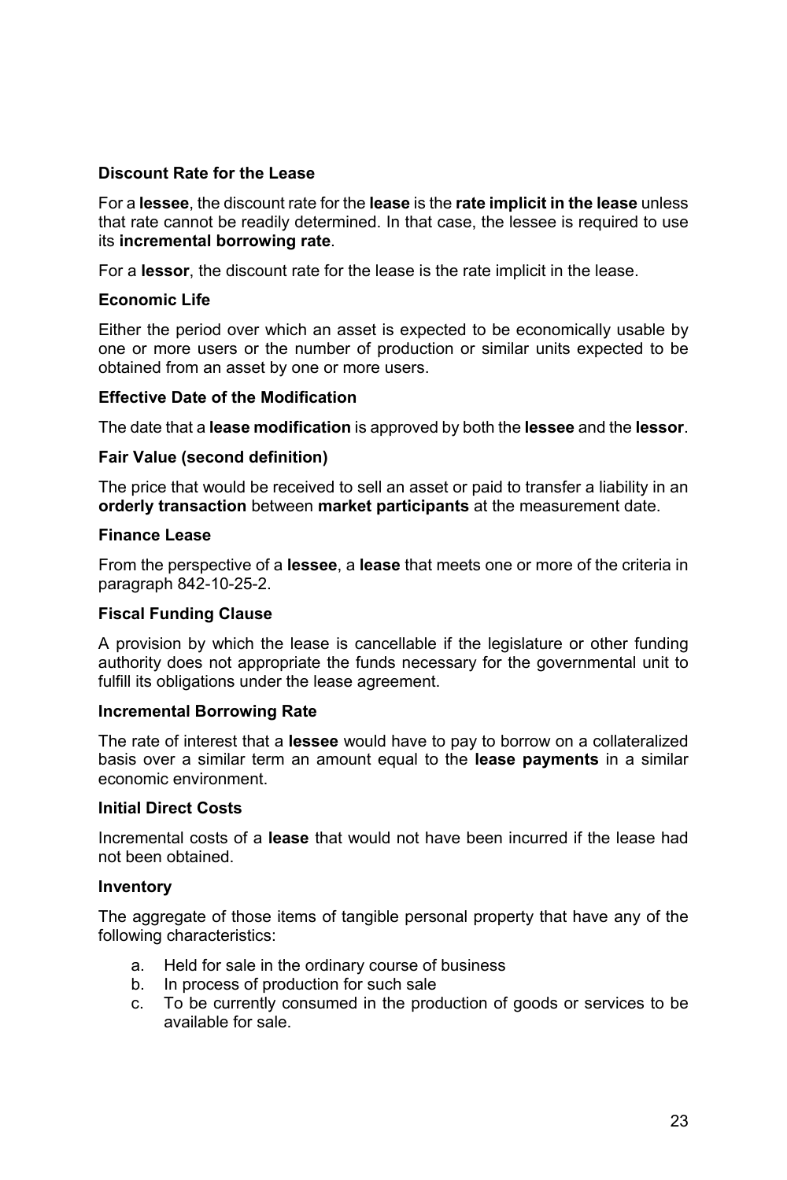**Discount Rate for the Lease**

For a **lessee**, the discount rate for the **lease** is the **rate implicit in the lease** unless that rate cannot be readily determined. In that case, the lessee is required to use its **incremental borrowing rate**.

For a **lessor**, the discount rate for the lease is the rate implicit in the lease.

**Economic Life**

Either the period over which an asset is expected to be economically usable by one or more users or the number of production or similar units expected to be obtained from an asset by one or more users.

**Effective Date of the Modification**

The date that a **lease modification** is approved by both the **lessee** and the **lessor**.

**Fair Value (second definition)**

The price that would be received to sell an asset or paid to transfer a liability in an **orderly transaction** between **market participants** at the measurement date.

**Finance Lease**

From the perspective of a **lessee**, a **lease** that meets one or more of the criteria in paragraph 842-10-25-2.

**Fiscal Funding Clause**

A provision by which the lease is cancellable if the legislature or other funding authority does not appropriate the funds necessary for the governmental unit to fulfill its obligations under the lease agreement.

**Incremental Borrowing Rate**

The rate of interest that a **lessee** would have to pay to borrow on a collateralized basis over a similar term an amount equal to the **lease payments** in a similar economic environment.

**Initial Direct Costs**

Incremental costs of a **lease** that would not have been incurred if the lease had not been obtained.

**Inventory**

The aggregate of those items of tangible personal property that have any of the following characteristics:

a. Held for sale in the ordinary course of business
b. In process of production for such sale
c. To be currently consumed in the production of goods or services to be available for sale.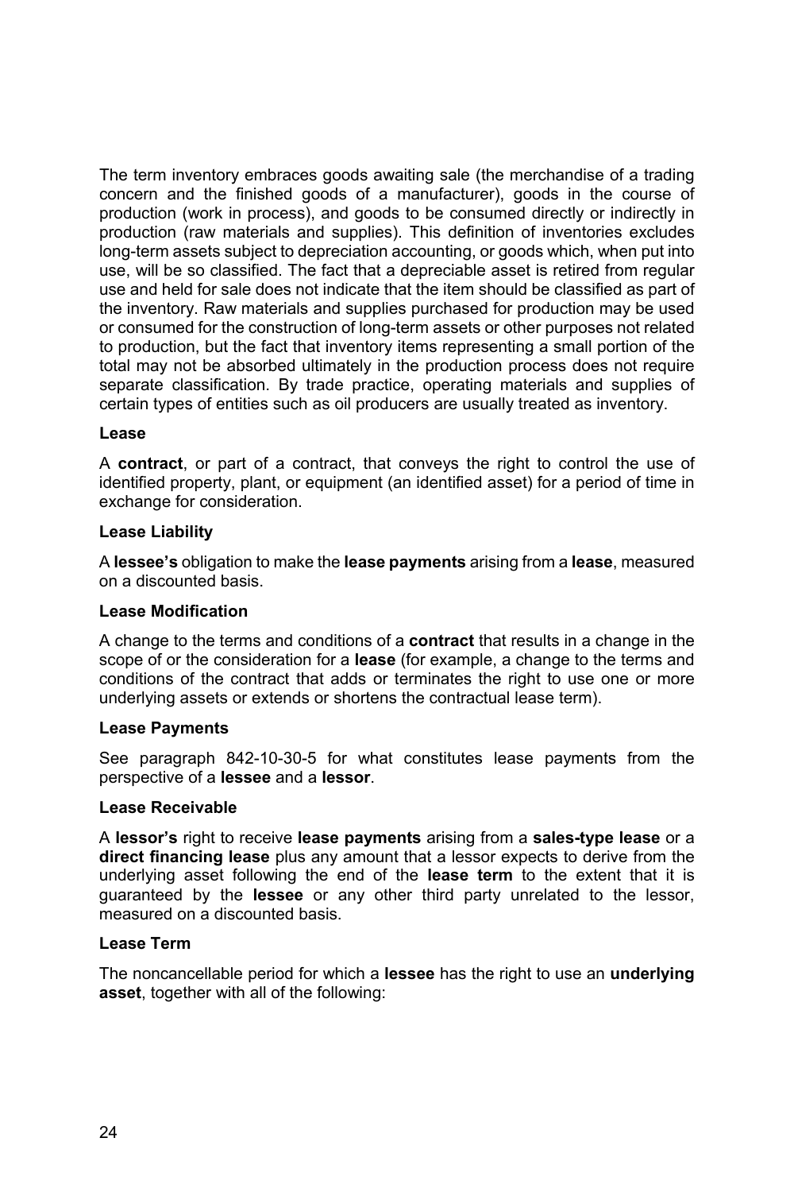The term inventory embraces goods awaiting sale (the merchandise of a trading concern and the finished goods of a manufacturer), goods in the course of production (work in process), and goods to be consumed directly or indirectly in production (raw materials and supplies). This definition of inventories excludes long-term assets subject to depreciation accounting, or goods which, when put into use, will be so classified. The fact that a depreciable asset is retired from regular use and held for sale does not indicate that the item should be classified as part of the inventory. Raw materials and supplies purchased for production may be used or consumed for the construction of long-term assets or other purposes not related to production, but the fact that inventory items representing a small portion of the total may not be absorbed ultimately in the production process does not require separate classification. By trade practice, operating materials and supplies of certain types of entities such as oil producers are usually treated as inventory.

**Lease**

A **contract**, or part of a contract, that conveys the right to control the use of identified property, plant, or equipment (an identified asset) for a period of time in exchange for consideration.

**Lease Liability**

A **lessee's** obligation to make the **lease payments** arising from a **lease**, measured on a discounted basis.

**Lease Modification**

A change to the terms and conditions of a **contract** that results in a change in the scope of or the consideration for a **lease** (for example, a change to the terms and conditions of the contract that adds or terminates the right to use one or more underlying assets or extends or shortens the contractual lease term).

**Lease Payments**

See paragraph 842-10-30-5 for what constitutes lease payments from the perspective of a **lessee** and a **lessor**.

**Lease Receivable**

A **lessor's** right to receive **lease payments** arising from a **sales-type lease** or a **direct financing lease** plus any amount that a lessor expects to derive from the underlying asset following the end of the **lease term** to the extent that it is guaranteed by the **lessee** or any other third party unrelated to the lessor, measured on a discounted basis.

**Lease Term**

The noncancellable period for which a **lessee** has the right to use an **underlying asset**, together with all of the following: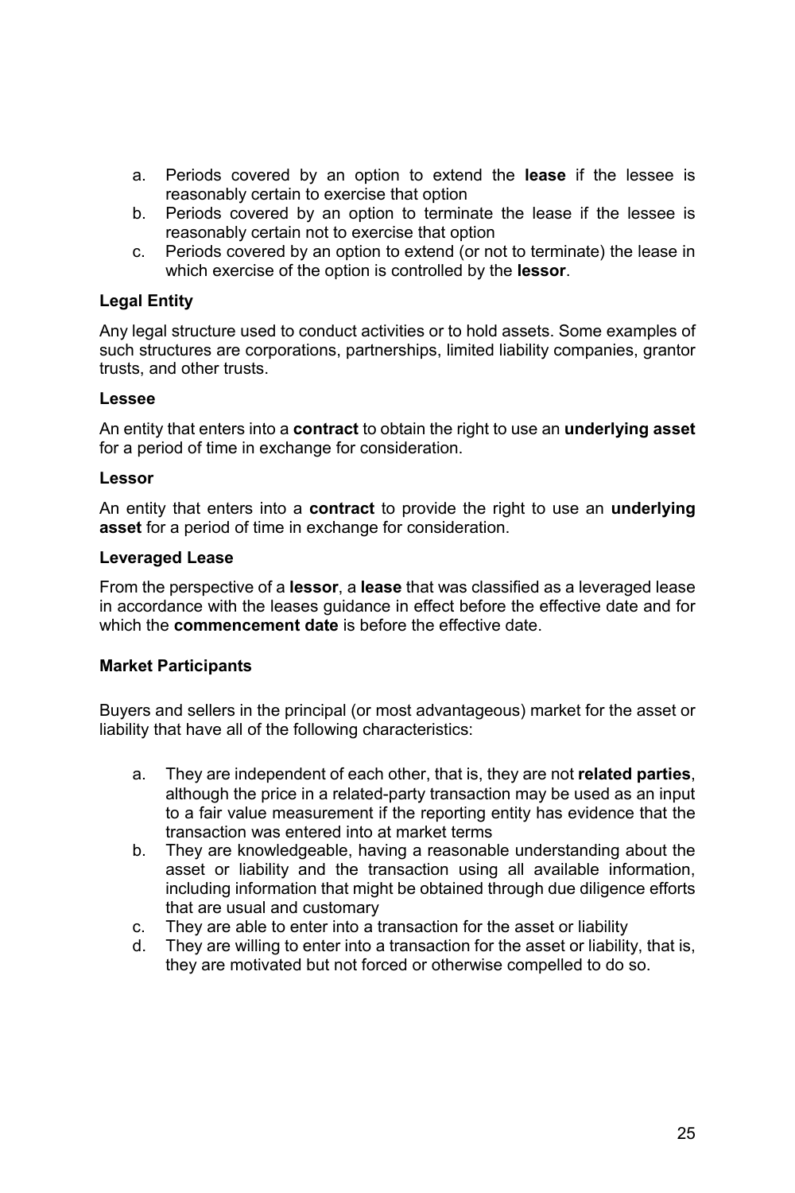a. Periods covered by an option to extend the **lease** if the lessee is reasonably certain to exercise that option
b. Periods covered by an option to terminate the lease if the lessee is reasonably certain not to exercise that option
c. Periods covered by an option to extend (or not to terminate) the lease in which exercise of the option is controlled by the **lessor**.

**Legal Entity**

Any legal structure used to conduct activities or to hold assets. Some examples of such structures are corporations, partnerships, limited liability companies, grantor trusts, and other trusts.

**Lessee**

An entity that enters into a **contract** to obtain the right to use an **underlying asset** for a period of time in exchange for consideration.

**Lessor**

An entity that enters into a **contract** to provide the right to use an **underlying asset** for a period of time in exchange for consideration.

**Leveraged Lease**

From the perspective of a **lessor**, a **lease** that was classified as a leveraged lease in accordance with the leases guidance in effect before the effective date and for which the **commencement date** is before the effective date.

**Market Participants**

Buyers and sellers in the principal (or most advantageous) market for the asset or liability that have all of the following characteristics:

a. They are independent of each other, that is, they are not **related parties**, although the price in a related-party transaction may be used as an input to a fair value measurement if the reporting entity has evidence that the transaction was entered into at market terms
b. They are knowledgeable, having a reasonable understanding about the asset or liability and the transaction using all available information, including information that might be obtained through due diligence efforts that are usual and customary
c. They are able to enter into a transaction for the asset or liability
d. They are willing to enter into a transaction for the asset or liability, that is, they are motivated but not forced or otherwise compelled to do so.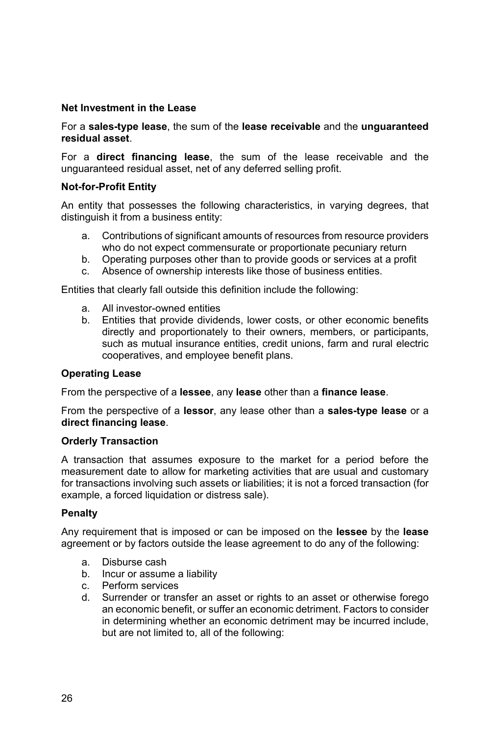**Net Investment in the Lease**

For a **sales-type lease**, the sum of the **lease receivable** and the **unguaranteed residual asset**.

For a **direct financing lease**, the sum of the lease receivable and the unguaranteed residual asset, net of any deferred selling profit.

**Not-for-Profit Entity**

An entity that possesses the following characteristics, in varying degrees, that distinguish it from a business entity:

a. Contributions of significant amounts of resources from resource providers who do not expect commensurate or proportionate pecuniary return
b. Operating purposes other than to provide goods or services at a profit
c. Absence of ownership interests like those of business entities.

Entities that clearly fall outside this definition include the following:

a. All investor-owned entities
b. Entities that provide dividends, lower costs, or other economic benefits directly and proportionately to their owners, members, or participants, such as mutual insurance entities, credit unions, farm and rural electric cooperatives, and employee benefit plans.

**Operating Lease**

From the perspective of a **lessee**, any **lease** other than a **finance lease**.

From the perspective of a **lessor**, any lease other than a **sales-type lease** or a **direct financing lease**.

**Orderly Transaction**

A transaction that assumes exposure to the market for a period before the measurement date to allow for marketing activities that are usual and customary for transactions involving such assets or liabilities; it is not a forced transaction (for example, a forced liquidation or distress sale).

**Penalty**

Any requirement that is imposed or can be imposed on the **lessee** by the **lease** agreement or by factors outside the lease agreement to do any of the following:

a. Disburse cash
b. Incur or assume a liability
c. Perform services
d. Surrender or transfer an asset or rights to an asset or otherwise forego an economic benefit, or suffer an economic detriment. Factors to consider in determining whether an economic detriment may be incurred include, but are not limited to, all of the following: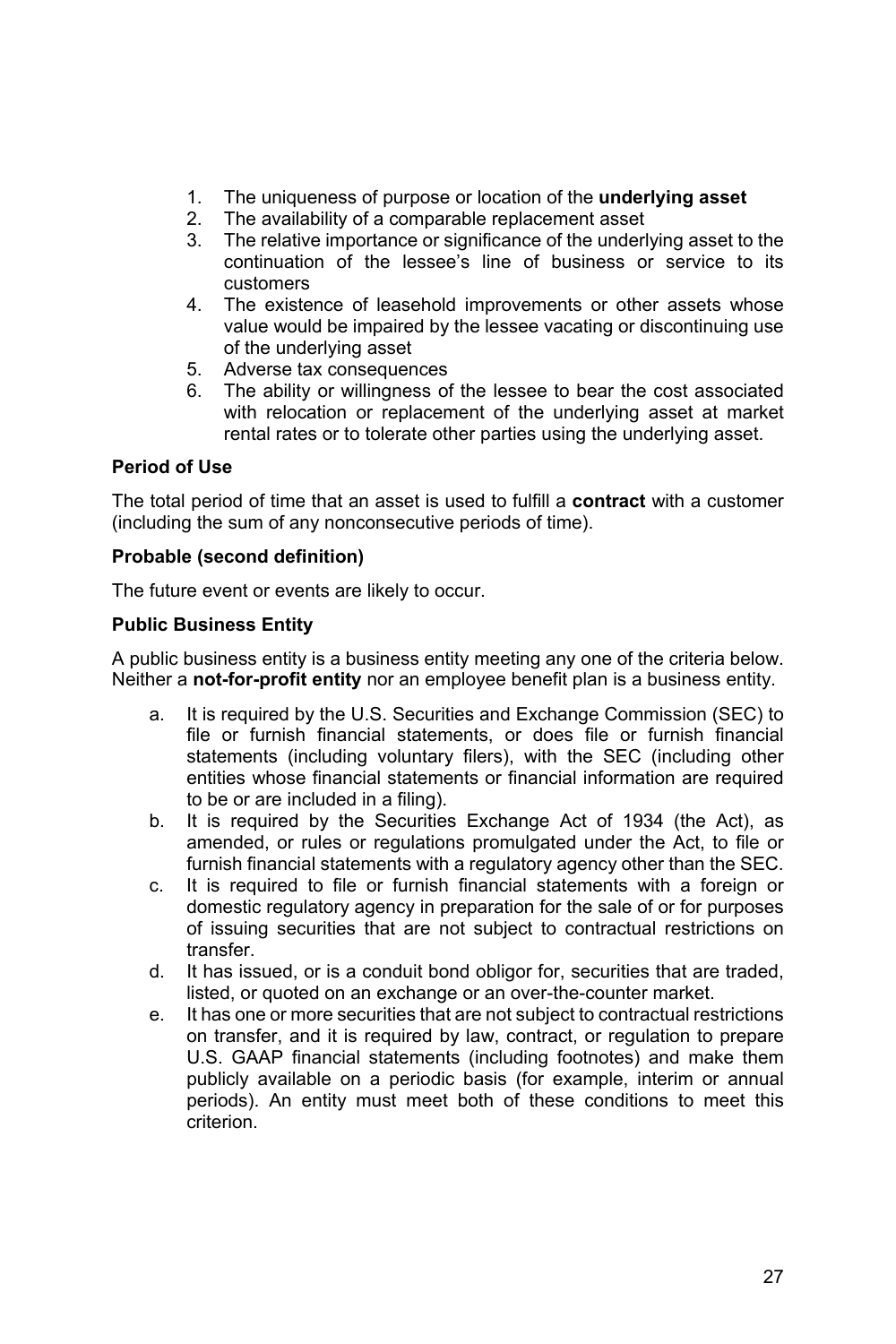1. The uniqueness of purpose or location of the **underlying asset**
2. The availability of a comparable replacement asset
3. The relative importance or significance of the underlying asset to the continuation of the lessee's line of business or service to its customers
4. The existence of leasehold improvements or other assets whose value would be impaired by the lessee vacating or discontinuing use of the underlying asset
5. Adverse tax consequences
6. The ability or willingness of the lessee to bear the cost associated with relocation or replacement of the underlying asset at market rental rates or to tolerate other parties using the underlying asset.

**Period of Use**

The total period of time that an asset is used to fulfill a **contract** with a customer (including the sum of any nonconsecutive periods of time).

**Probable (second definition)**

The future event or events are likely to occur.

**Public Business Entity**

A public business entity is a business entity meeting any one of the criteria below. Neither a **not-for-profit entity** nor an employee benefit plan is a business entity.

a. It is required by the U.S. Securities and Exchange Commission (SEC) to file or furnish financial statements, or does file or furnish financial statements (including voluntary filers), with the SEC (including other entities whose financial statements or financial information are required to be or are included in a filing).
b. It is required by the Securities Exchange Act of 1934 (the Act), as amended, or rules or regulations promulgated under the Act, to file or furnish financial statements with a regulatory agency other than the SEC.
c. It is required to file or furnish financial statements with a foreign or domestic regulatory agency in preparation for the sale of or for purposes of issuing securities that are not subject to contractual restrictions on transfer.
d. It has issued, or is a conduit bond obligor for, securities that are traded, listed, or quoted on an exchange or an over-the-counter market.
e. It has one or more securities that are not subject to contractual restrictions on transfer, and it is required by law, contract, or regulation to prepare U.S. GAAP financial statements (including footnotes) and make them publicly available on a periodic basis (for example, interim or annual periods). An entity must meet both of these conditions to meet this criterion.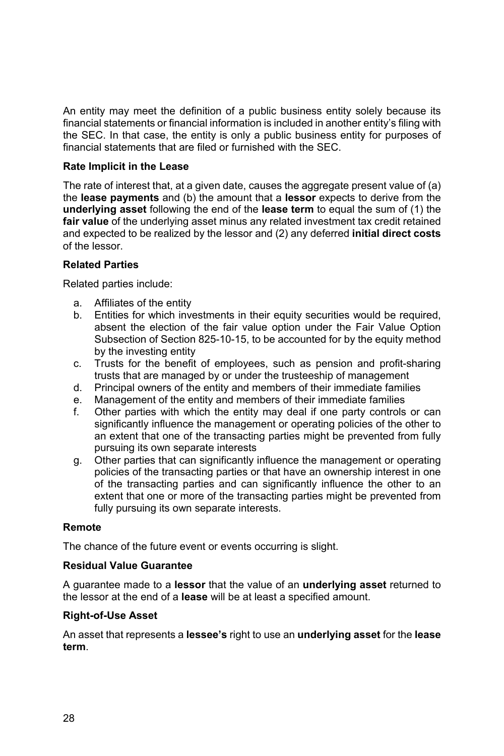An entity may meet the definition of a public business entity solely because its financial statements or financial information is included in another entity's filing with the SEC. In that case, the entity is only a public business entity for purposes of financial statements that are filed or furnished with the SEC.

**Rate Implicit in the Lease**

The rate of interest that, at a given date, causes the aggregate present value of (a) the **lease payments** and (b) the amount that a **lessor** expects to derive from the **underlying asset** following the end of the **lease term** to equal the sum of (1) the **fair value** of the underlying asset minus any related investment tax credit retained and expected to be realized by the lessor and (2) any deferred **initial direct costs** of the lessor.

**Related Parties**

Related parties include:

a. Affiliates of the entity
b. Entities for which investments in their equity securities would be required, absent the election of the fair value option under the Fair Value Option Subsection of Section 825-10-15, to be accounted for by the equity method by the investing entity
c. Trusts for the benefit of employees, such as pension and profit-sharing trusts that are managed by or under the trusteeship of management
d. Principal owners of the entity and members of their immediate families
e. Management of the entity and members of their immediate families
f. Other parties with which the entity may deal if one party controls or can significantly influence the management or operating policies of the other to an extent that one of the transacting parties might be prevented from fully pursuing its own separate interests
g. Other parties that can significantly influence the management or operating policies of the transacting parties or that have an ownership interest in one of the transacting parties and can significantly influence the other to an extent that one or more of the transacting parties might be prevented from fully pursuing its own separate interests.

**Remote**

The chance of the future event or events occurring is slight.

**Residual Value Guarantee**

A guarantee made to a **lessor** that the value of an **underlying asset** returned to the lessor at the end of a **lease** will be at least a specified amount.

**Right-of-Use Asset**

An asset that represents a **lessee's** right to use an **underlying asset** for the **lease term**.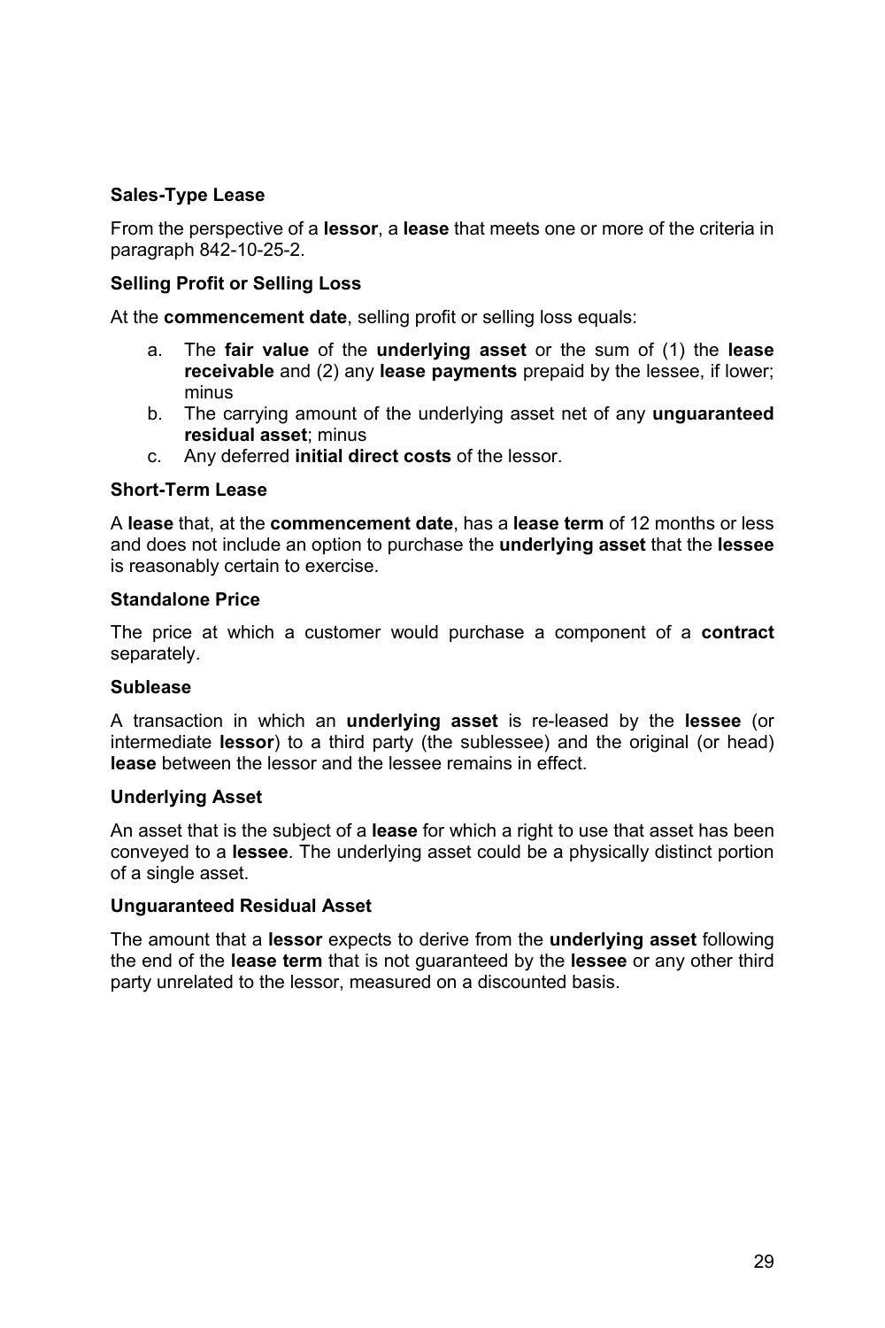**Sales-Type Lease**

From the perspective of a **lessor**, a **lease** that meets one or more of the criteria in paragraph 842-10-25-2.

**Selling Profit or Selling Loss**

At the **commencement date**, selling profit or selling loss equals:

a. The **fair value** of the **underlying asset** or the sum of (1) the **lease receivable** and (2) any **lease payments** prepaid by the lessee, if lower; minus
b. The carrying amount of the underlying asset net of any **unguaranteed residual asset**; minus
c. Any deferred **initial direct costs** of the lessor.

**Short-Term Lease**

A **lease** that, at the **commencement date**, has a **lease term** of 12 months or less and does not include an option to purchase the **underlying asset** that the **lessee** is reasonably certain to exercise.

**Standalone Price**

The price at which a customer would purchase a component of a **contract** separately.

**Sublease**

A transaction in which an **underlying asset** is re-leased by the **lessee** (or intermediate **lessor**) to a third party (the sublessee) and the original (or head) **lease** between the lessor and the lessee remains in effect.

**Underlying Asset**

An asset that is the subject of a **lease** for which a right to use that asset has been conveyed to a **lessee**. The underlying asset could be a physically distinct portion of a single asset.

**Unguaranteed Residual Asset**

The amount that a **lessor** expects to derive from the **underlying asset** following the end of the **lease term** that is not guaranteed by the **lessee** or any other third party unrelated to the lessor, measured on a discounted basis.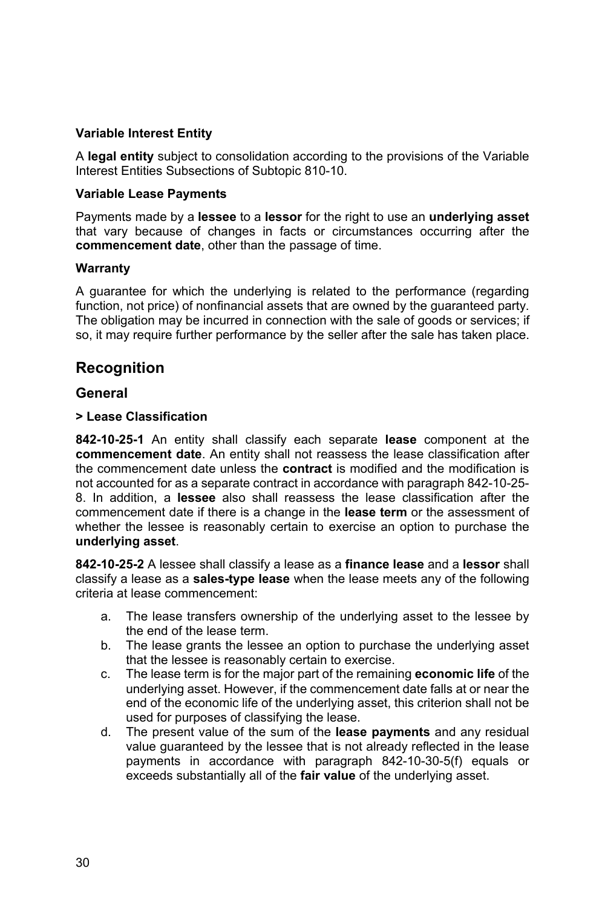**Variable Interest Entity**

A **legal entity** subject to consolidation according to the provisions of the Variable Interest Entities Subsections of Subtopic 810-10.

**Variable Lease Payments**

Payments made by a **lessee** to a **lessor** for the right to use an **underlying asset** that vary because of changes in facts or circumstances occurring after the **commencement date**, other than the passage of time.

**Warranty**

A guarantee for which the underlying is related to the performance (regarding function, not price) of nonfinancial assets that are owned by the guaranteed party. The obligation may be incurred in connection with the sale of goods or services; if so, it may require further performance by the seller after the sale has taken place.

## Recognition

### General

**> Lease Classification**

**842-10-25-1** An entity shall classify each separate **lease** component at the **commencement date**. An entity shall not reassess the lease classification after the commencement date unless the **contract** is modified and the modification is not accounted for as a separate contract in accordance with paragraph 842-10-25-8. In addition, a **lessee** also shall reassess the lease classification after the commencement date if there is a change in the **lease term** or the assessment of whether the lessee is reasonably certain to exercise an option to purchase the **underlying asset**.

**842-10-25-2** A lessee shall classify a lease as a **finance lease** and a **lessor** shall classify a lease as a **sales-type lease** when the lease meets any of the following criteria at lease commencement:

a. The lease transfers ownership of the underlying asset to the lessee by the end of the lease term.
b. The lease grants the lessee an option to purchase the underlying asset that the lessee is reasonably certain to exercise.
c. The lease term is for the major part of the remaining **economic life** of the underlying asset. However, if the commencement date falls at or near the end of the economic life of the underlying asset, this criterion shall not be used for purposes of classifying the lease.
d. The present value of the sum of the **lease payments** and any residual value guaranteed by the lessee that is not already reflected in the lease payments in accordance with paragraph 842-10-30-5(f) equals or exceeds substantially all of the **fair value** of the underlying asset.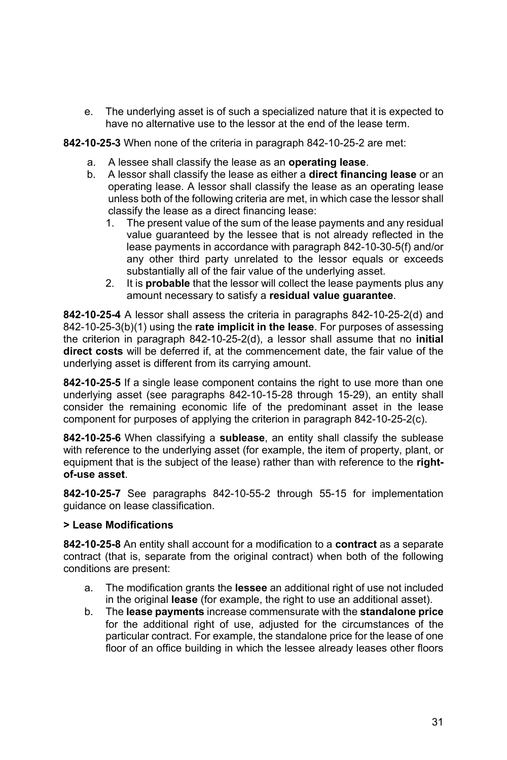e. The underlying asset is of such a specialized nature that it is expected to have no alternative use to the lessor at the end of the lease term.

**842-10-25-3** When none of the criteria in paragraph 842-10-25-2 are met:

a. A lessee shall classify the lease as an **operating lease**.
b. A lessor shall classify the lease as either a **direct financing lease** or an operating lease. A lessor shall classify the lease as an operating lease unless both of the following criteria are met, in which case the lessor shall classify the lease as a direct financing lease:
   1. The present value of the sum of the lease payments and any residual value guaranteed by the lessee that is not already reflected in the lease payments in accordance with paragraph 842-10-30-5(f) and/or any other third party unrelated to the lessor equals or exceeds substantially all of the fair value of the underlying asset.
   2. It is **probable** that the lessor will collect the lease payments plus any amount necessary to satisfy a **residual value guarantee**.

**842-10-25-4** A lessor shall assess the criteria in paragraphs 842-10-25-2(d) and 842-10-25-3(b)(1) using the **rate implicit in the lease**. For purposes of assessing the criterion in paragraph 842-10-25-2(d), a lessor shall assume that no **initial direct costs** will be deferred if, at the commencement date, the fair value of the underlying asset is different from its carrying amount.

**842-10-25-5** If a single lease component contains the right to use more than one underlying asset (see paragraphs 842-10-15-28 through 15-29), an entity shall consider the remaining economic life of the predominant asset in the lease component for purposes of applying the criterion in paragraph 842-10-25-2(c).

**842-10-25-6** When classifying a **sublease**, an entity shall classify the sublease with reference to the underlying asset (for example, the item of property, plant, or equipment that is the subject of the lease) rather than with reference to the **right-of-use asset**.

**842-10-25-7** See paragraphs 842-10-55-2 through 55-15 for implementation guidance on lease classification.

**> Lease Modifications**

**842-10-25-8** An entity shall account for a modification to a **contract** as a separate contract (that is, separate from the original contract) when both of the following conditions are present:

a. The modification grants the **lessee** an additional right of use not included in the original **lease** (for example, the right to use an additional asset).
b. The **lease payments** increase commensurate with the **standalone price** for the additional right of use, adjusted for the circumstances of the particular contract. For example, the standalone price for the lease of one floor of an office building in which the lessee already leases other floors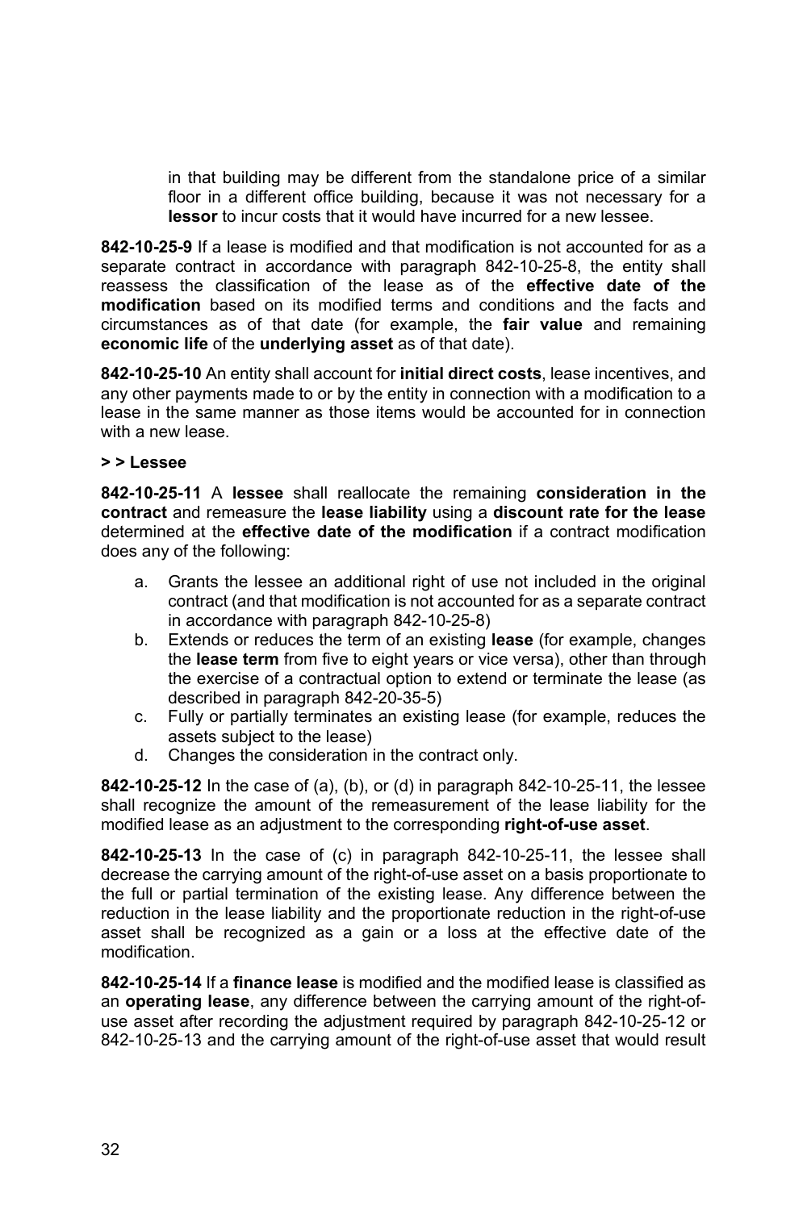in that building may be different from the standalone price of a similar floor in a different office building, because it was not necessary for a **lessor** to incur costs that it would have incurred for a new lessee.

**842-10-25-9** If a lease is modified and that modification is not accounted for as a separate contract in accordance with paragraph 842-10-25-8, the entity shall reassess the classification of the lease as of the **effective date of the modification** based on its modified terms and conditions and the facts and circumstances as of that date (for example, the **fair value** and remaining **economic life** of the **underlying asset** as of that date).

**842-10-25-10** An entity shall account for **initial direct costs**, lease incentives, and any other payments made to or by the entity in connection with a modification to a lease in the same manner as those items would be accounted for in connection with a new lease.

**> > Lessee**

**842-10-25-11** A **lessee** shall reallocate the remaining **consideration in the contract** and remeasure the **lease liability** using a **discount rate for the lease** determined at the **effective date of the modification** if a contract modification does any of the following:

a. Grants the lessee an additional right of use not included in the original contract (and that modification is not accounted for as a separate contract in accordance with paragraph 842-10-25-8)
b. Extends or reduces the term of an existing **lease** (for example, changes the **lease term** from five to eight years or vice versa), other than through the exercise of a contractual option to extend or terminate the lease (as described in paragraph 842-20-35-5)
c. Fully or partially terminates an existing lease (for example, reduces the assets subject to the lease)
d. Changes the consideration in the contract only.

**842-10-25-12** In the case of (a), (b), or (d) in paragraph 842-10-25-11, the lessee shall recognize the amount of the remeasurement of the lease liability for the modified lease as an adjustment to the corresponding **right-of-use asset**.

**842-10-25-13** In the case of (c) in paragraph 842-10-25-11, the lessee shall decrease the carrying amount of the right-of-use asset on a basis proportionate to the full or partial termination of the existing lease. Any difference between the reduction in the lease liability and the proportionate reduction in the right-of-use asset shall be recognized as a gain or a loss at the effective date of the modification.

**842-10-25-14** If a **finance lease** is modified and the modified lease is classified as an **operating lease**, any difference between the carrying amount of the right-of-use asset after recording the adjustment required by paragraph 842-10-25-12 or 842-10-25-13 and the carrying amount of the right-of-use asset that would result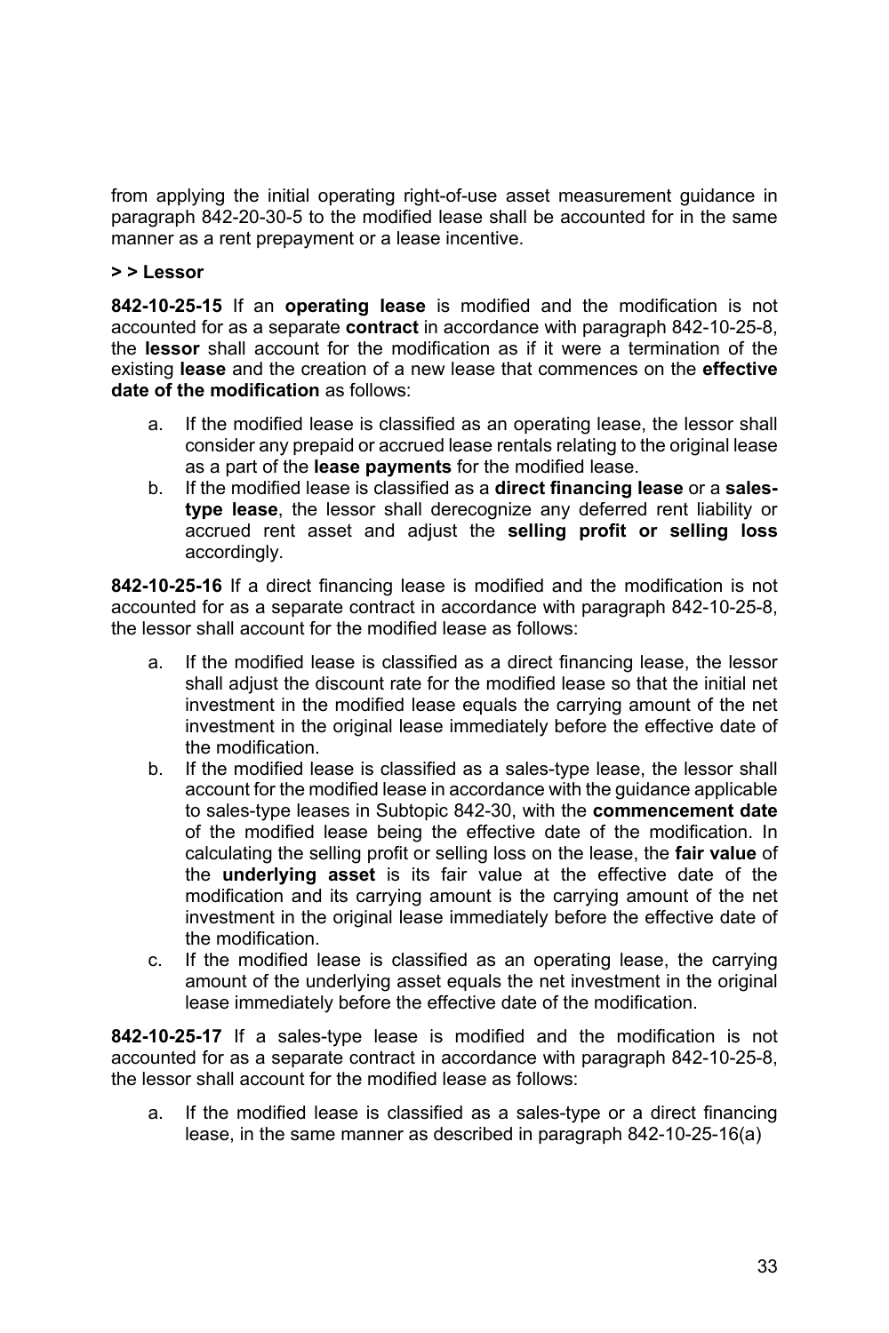from applying the initial operating right-of-use asset measurement guidance in paragraph 842-20-30-5 to the modified lease shall be accounted for in the same manner as a rent prepayment or a lease incentive.

**> > Lessor**

**842-10-25-15** If an **operating lease** is modified and the modification is not accounted for as a separate **contract** in accordance with paragraph 842-10-25-8, the **lessor** shall account for the modification as if it were a termination of the existing **lease** and the creation of a new lease that commences on the **effective date of the modification** as follows:

a. If the modified lease is classified as an operating lease, the lessor shall consider any prepaid or accrued lease rentals relating to the original lease as a part of the **lease payments** for the modified lease.
b. If the modified lease is classified as a **direct financing lease** or a **sales-type lease**, the lessor shall derecognize any deferred rent liability or accrued rent asset and adjust the **selling profit or selling loss** accordingly.

**842-10-25-16** If a direct financing lease is modified and the modification is not accounted for as a separate contract in accordance with paragraph 842-10-25-8, the lessor shall account for the modified lease as follows:

a. If the modified lease is classified as a direct financing lease, the lessor shall adjust the discount rate for the modified lease so that the initial net investment in the modified lease equals the carrying amount of the net investment in the original lease immediately before the effective date of the modification.
b. If the modified lease is classified as a sales-type lease, the lessor shall account for the modified lease in accordance with the guidance applicable to sales-type leases in Subtopic 842-30, with the **commencement date** of the modified lease being the effective date of the modification. In calculating the selling profit or selling loss on the lease, the **fair value** of the **underlying asset** is its fair value at the effective date of the modification and its carrying amount is the carrying amount of the net investment in the original lease immediately before the effective date of the modification.
c. If the modified lease is classified as an operating lease, the carrying amount of the underlying asset equals the net investment in the original lease immediately before the effective date of the modification.

**842-10-25-17** If a sales-type lease is modified and the modification is not accounted for as a separate contract in accordance with paragraph 842-10-25-8, the lessor shall account for the modified lease as follows:

a. If the modified lease is classified as a sales-type or a direct financing lease, in the same manner as described in paragraph 842-10-25-16(a)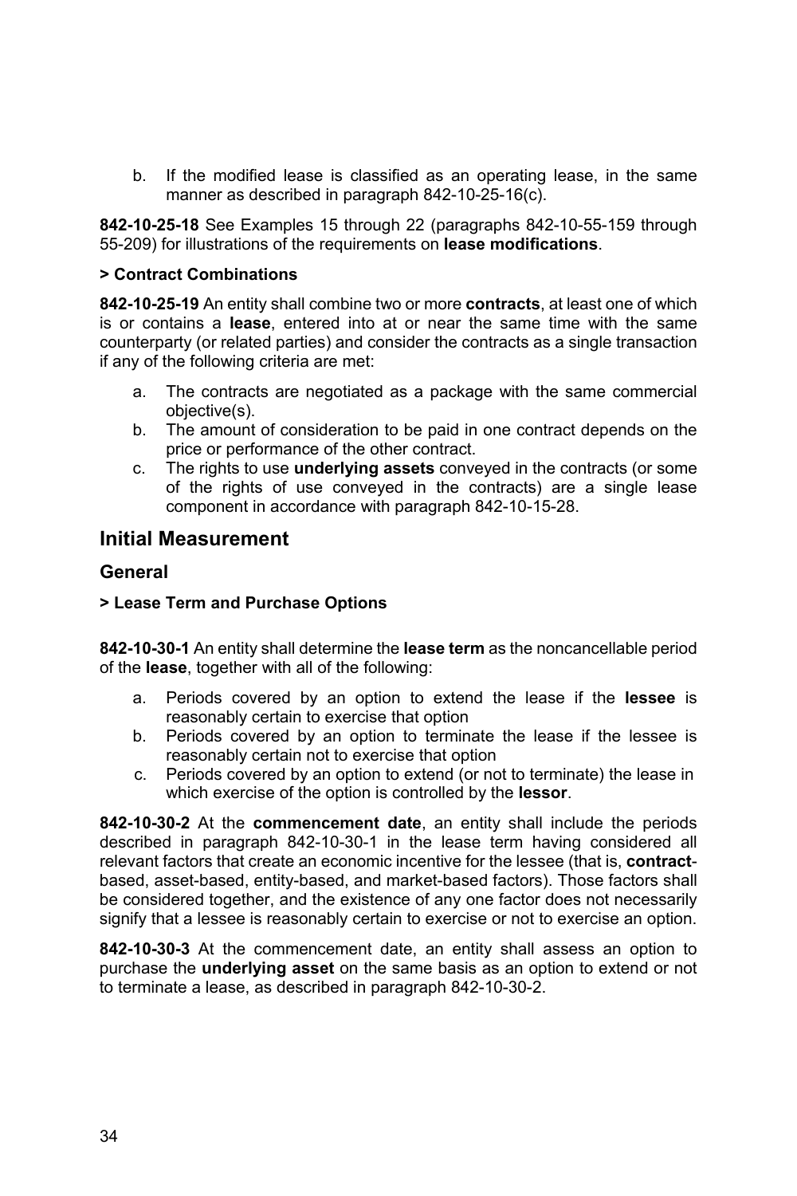b. If the modified lease is classified as an operating lease, in the same manner as described in paragraph 842-10-25-16(c).

**842-10-25-18** See Examples 15 through 22 (paragraphs 842-10-55-159 through 55-209) for illustrations of the requirements on **lease modifications**.

**> Contract Combinations**

**842-10-25-19** An entity shall combine two or more **contracts**, at least one of which is or contains a **lease**, entered into at or near the same time with the same counterparty (or related parties) and consider the contracts as a single transaction if any of the following criteria are met:

a. The contracts are negotiated as a package with the same commercial objective(s).
b. The amount of consideration to be paid in one contract depends on the price or performance of the other contract.
c. The rights to use **underlying assets** conveyed in the contracts (or some of the rights of use conveyed in the contracts) are a single lease component in accordance with paragraph 842-10-15-28.

## Initial Measurement

### General

**> Lease Term and Purchase Options**

**842-10-30-1** An entity shall determine the **lease term** as the noncancellable period of the **lease**, together with all of the following:

a. Periods covered by an option to extend the lease if the **lessee** is reasonably certain to exercise that option
b. Periods covered by an option to terminate the lease if the lessee is reasonably certain not to exercise that option
c. Periods covered by an option to extend (or not to terminate) the lease in which exercise of the option is controlled by the **lessor**.

**842-10-30-2** At the **commencement date**, an entity shall include the periods described in paragraph 842-10-30-1 in the lease term having considered all relevant factors that create an economic incentive for the lessee (that is, **contract**-based, asset-based, entity-based, and market-based factors). Those factors shall be considered together, and the existence of any one factor does not necessarily signify that a lessee is reasonably certain to exercise or not to exercise an option.

**842-10-30-3** At the commencement date, an entity shall assess an option to purchase the **underlying asset** on the same basis as an option to extend or not to terminate a lease, as described in paragraph 842-10-30-2.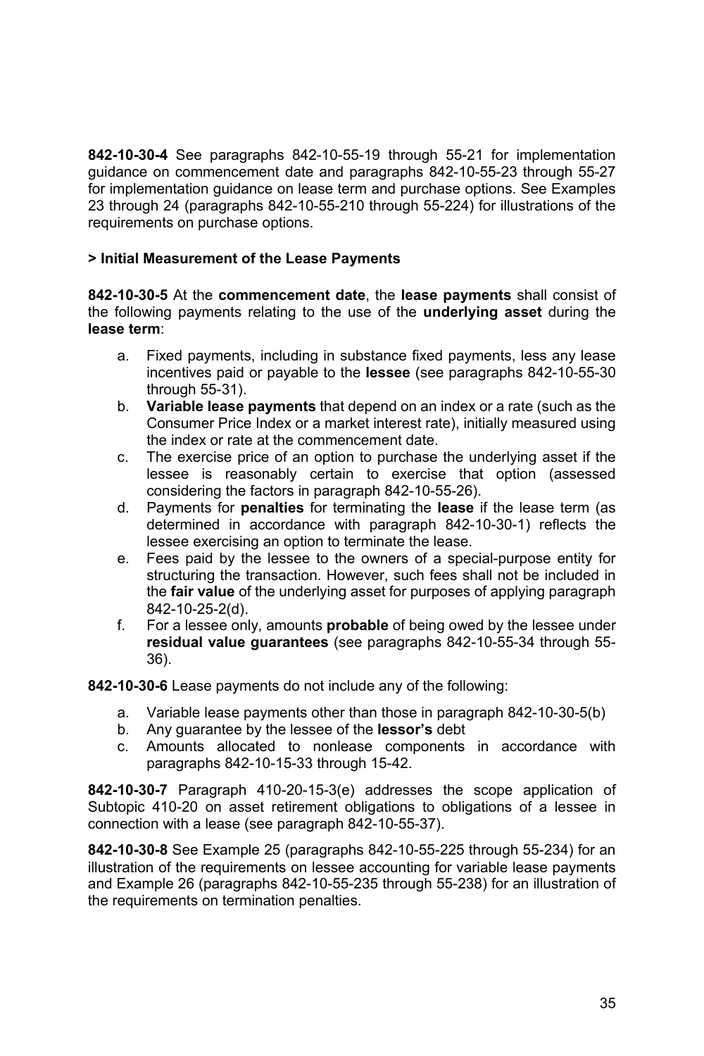**842-10-30-4** See paragraphs 842-10-55-19 through 55-21 for implementation guidance on commencement date and paragraphs 842-10-55-23 through 55-27 for implementation guidance on lease term and purchase options. See Examples 23 through 24 (paragraphs 842-10-55-210 through 55-224) for illustrations of the requirements on purchase options.

**> Initial Measurement of the Lease Payments**

**842-10-30-5** At the **commencement date**, the **lease payments** shall consist of the following payments relating to the use of the **underlying asset** during the **lease term**:

a. Fixed payments, including in substance fixed payments, less any lease incentives paid or payable to the **lessee** (see paragraphs 842-10-55-30 through 55-31).
b. **Variable lease payments** that depend on an index or a rate (such as the Consumer Price Index or a market interest rate), initially measured using the index or rate at the commencement date.
c. The exercise price of an option to purchase the underlying asset if the lessee is reasonably certain to exercise that option (assessed considering the factors in paragraph 842-10-55-26).
d. Payments for **penalties** for terminating the **lease** if the lease term (as determined in accordance with paragraph 842-10-30-1) reflects the lessee exercising an option to terminate the lease.
e. Fees paid by the lessee to the owners of a special-purpose entity for structuring the transaction. However, such fees shall not be included in the **fair value** of the underlying asset for purposes of applying paragraph 842-10-25-2(d).
f. For a lessee only, amounts **probable** of being owed by the lessee under **residual value guarantees** (see paragraphs 842-10-55-34 through 55-36).

**842-10-30-6** Lease payments do not include any of the following:

a. Variable lease payments other than those in paragraph 842-10-30-5(b)
b. Any guarantee by the lessee of the **lessor's** debt
c. Amounts allocated to nonlease components in accordance with paragraphs 842-10-15-33 through 15-42.

**842-10-30-7** Paragraph 410-20-15-3(e) addresses the scope application of Subtopic 410-20 on asset retirement obligations to obligations of a lessee in connection with a lease (see paragraph 842-10-55-37).

**842-10-30-8** See Example 25 (paragraphs 842-10-55-225 through 55-234) for an illustration of the requirements on lessee accounting for variable lease payments and Example 26 (paragraphs 842-10-55-235 through 55-238) for an illustration of the requirements on termination penalties.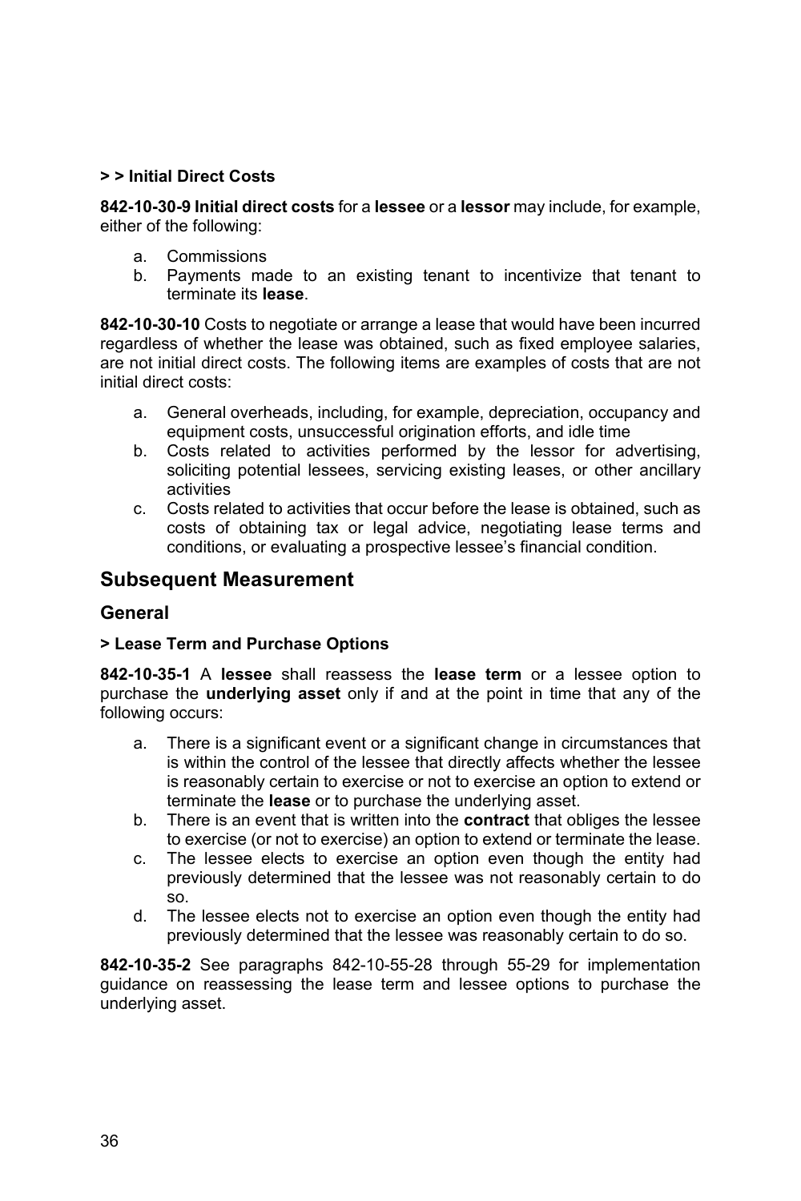**> > Initial Direct Costs**

**842-10-30-9 Initial direct costs** for a **lessee** or a **lessor** may include, for example, either of the following:

a. Commissions
b. Payments made to an existing tenant to incentivize that tenant to terminate its **lease**.

**842-10-30-10** Costs to negotiate or arrange a lease that would have been incurred regardless of whether the lease was obtained, such as fixed employee salaries, are not initial direct costs. The following items are examples of costs that are not initial direct costs:

a. General overheads, including, for example, depreciation, occupancy and equipment costs, unsuccessful origination efforts, and idle time
b. Costs related to activities performed by the lessor for advertising, soliciting potential lessees, servicing existing leases, or other ancillary activities
c. Costs related to activities that occur before the lease is obtained, such as costs of obtaining tax or legal advice, negotiating lease terms and conditions, or evaluating a prospective lessee's financial condition.

## Subsequent Measurement

### General

**> Lease Term and Purchase Options**

**842-10-35-1** A **lessee** shall reassess the **lease term** or a lessee option to purchase the **underlying asset** only if and at the point in time that any of the following occurs:

a. There is a significant event or a significant change in circumstances that is within the control of the lessee that directly affects whether the lessee is reasonably certain to exercise or not to exercise an option to extend or terminate the **lease** or to purchase the underlying asset.
b. There is an event that is written into the **contract** that obliges the lessee to exercise (or not to exercise) an option to extend or terminate the lease.
c. The lessee elects to exercise an option even though the entity had previously determined that the lessee was not reasonably certain to do so.
d. The lessee elects not to exercise an option even though the entity had previously determined that the lessee was reasonably certain to do so.

**842-10-35-2** See paragraphs 842-10-55-28 through 55-29 for implementation guidance on reassessing the lease term and lessee options to purchase the underlying asset.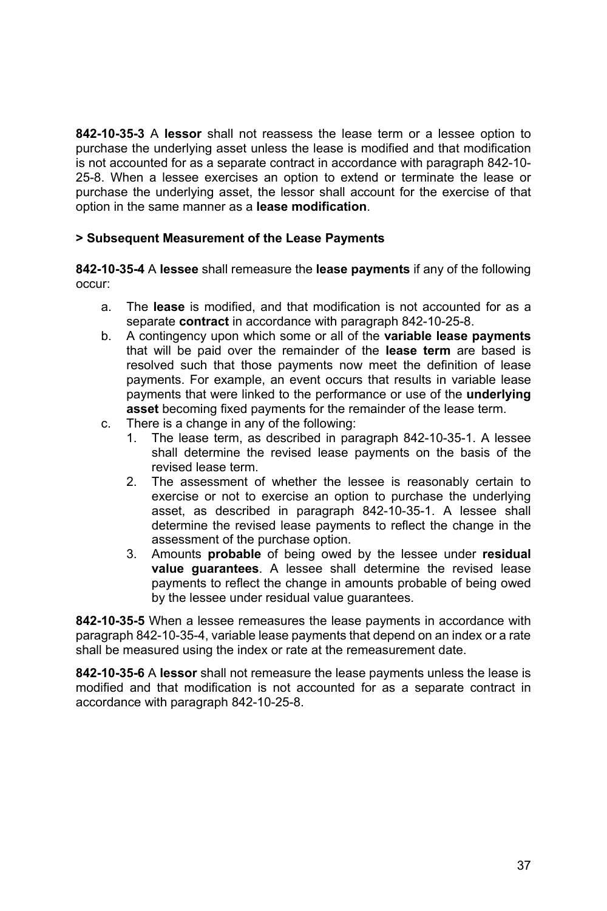**842-10-35-3** A **lessor** shall not reassess the lease term or a lessee option to purchase the underlying asset unless the lease is modified and that modification is not accounted for as a separate contract in accordance with paragraph 842-10-25-8. When a lessee exercises an option to extend or terminate the lease or purchase the underlying asset, the lessor shall account for the exercise of that option in the same manner as a **lease modification**.

**> Subsequent Measurement of the Lease Payments**

**842-10-35-4** A **lessee** shall remeasure the **lease payments** if any of the following occur:

a. The **lease** is modified, and that modification is not accounted for as a separate **contract** in accordance with paragraph 842-10-25-8.
b. A contingency upon which some or all of the **variable lease payments** that will be paid over the remainder of the **lease term** are based is resolved such that those payments now meet the definition of lease payments. For example, an event occurs that results in variable lease payments that were linked to the performance or use of the **underlying asset** becoming fixed payments for the remainder of the lease term.
c. There is a change in any of the following:
   1. The lease term, as described in paragraph 842-10-35-1. A lessee shall determine the revised lease payments on the basis of the revised lease term.
   2. The assessment of whether the lessee is reasonably certain to exercise or not to exercise an option to purchase the underlying asset, as described in paragraph 842-10-35-1. A lessee shall determine the revised lease payments to reflect the change in the assessment of the purchase option.
   3. Amounts **probable** of being owed by the lessee under **residual value guarantees**. A lessee shall determine the revised lease payments to reflect the change in amounts probable of being owed by the lessee under residual value guarantees.

**842-10-35-5** When a lessee remeasures the lease payments in accordance with paragraph 842-10-35-4, variable lease payments that depend on an index or a rate shall be measured using the index or rate at the remeasurement date.

**842-10-35-6** A **lessor** shall not remeasure the lease payments unless the lease is modified and that modification is not accounted for as a separate contract in accordance with paragraph 842-10-25-8.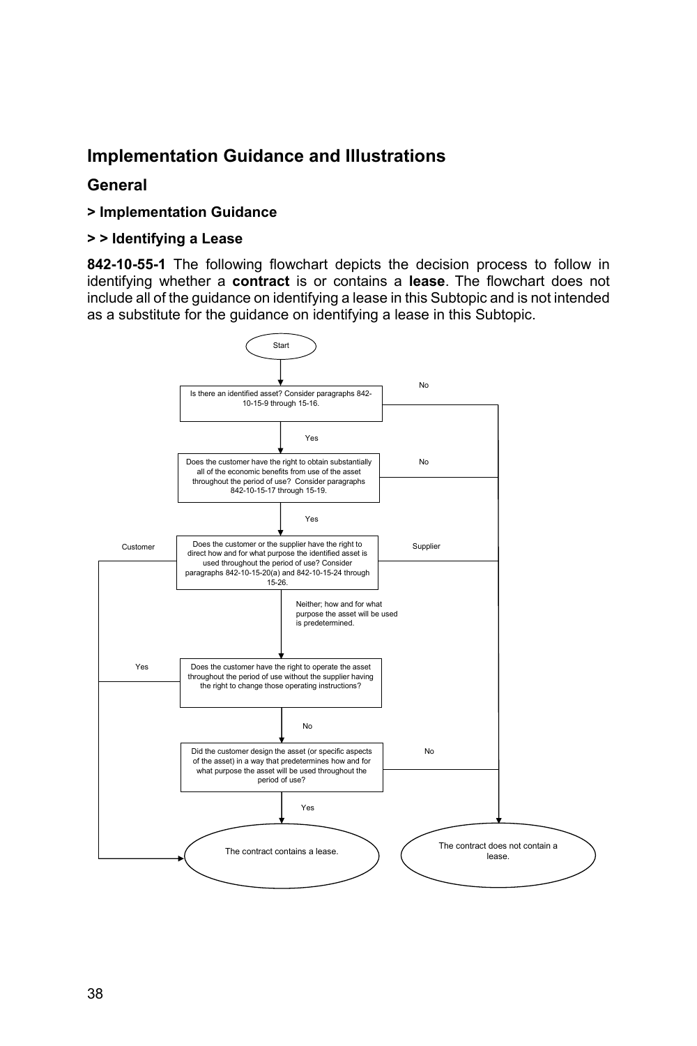## Implementation Guidance and Illustrations

### General

#### > Implementation Guidance

#### > > Identifying a Lease

**842-10-55-1** The following flowchart depicts the decision process to follow in identifying whether a **contract** is or contains a **lease**. The flowchart does not include all of the guidance on identifying a lease in this Subtopic and is not intended as a substitute for the guidance on identifying a lease in this Subtopic.

Start

Is there an identified asset? Consider paragraphs 842-10-15-9 through 15-16.

- No → The contract does not contain a lease.
- Yes ↓

Does the customer have the right to obtain substantially all of the economic benefits from use of the asset throughout the period of use? Consider paragraphs 842-10-15-17 through 15-19.

- No → The contract does not contain a lease.
- Yes ↓

Does the customer or the supplier have the right to direct how and for what purpose the identified asset is used throughout the period of use? Consider paragraphs 842-10-15-20(a) and 842-10-15-24 through 15-26.

- Customer → The contract contains a lease.
- Supplier → The contract does not contain a lease.
- Neither; how and for what purpose the asset will be used is predetermined. ↓

Does the customer have the right to operate the asset throughout the period of use without the supplier having the right to change those operating instructions?

- Yes → The contract contains a lease.
- No ↓

Did the customer design the asset (or specific aspects of the asset) in a way that predetermines how and for what purpose the asset will be used throughout the period of use?

- No → The contract does not contain a lease.
- Yes → The contract contains a lease.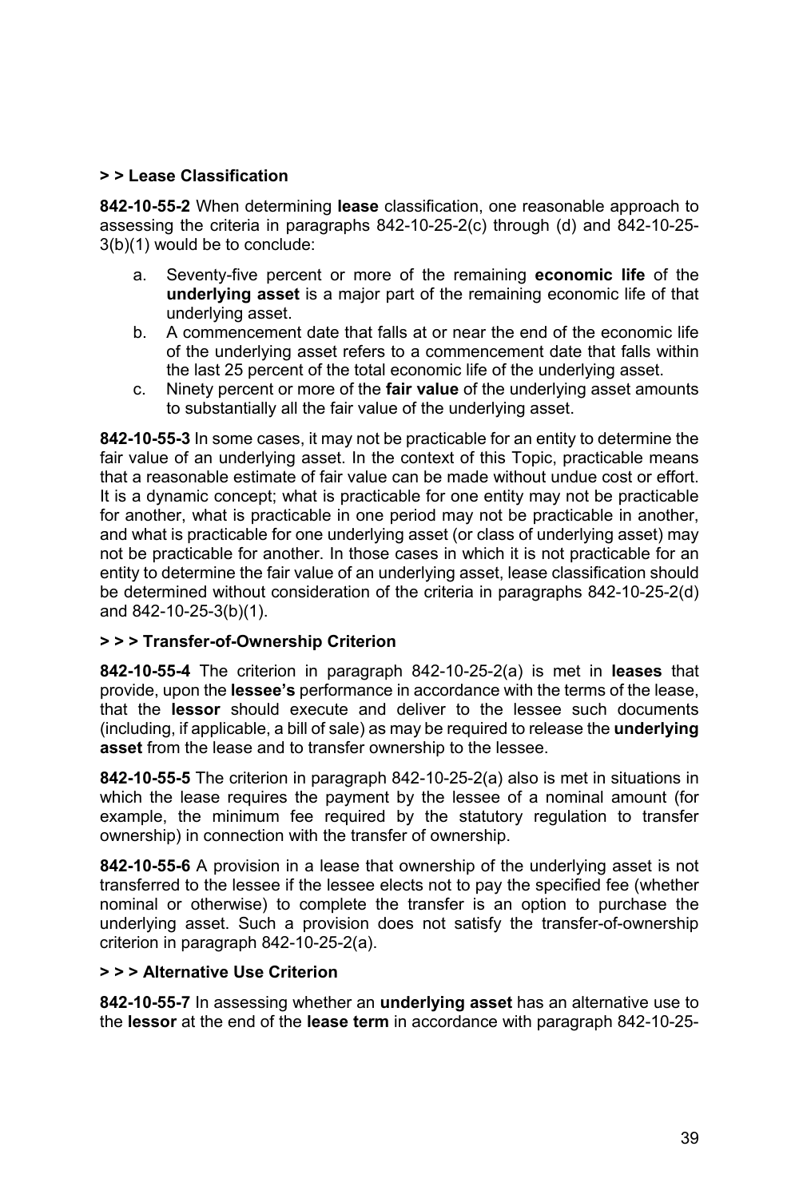**> > Lease Classification**

**842-10-55-2** When determining **lease** classification, one reasonable approach to assessing the criteria in paragraphs 842-10-25-2(c) through (d) and 842-10-25-3(b)(1) would be to conclude:

a. Seventy-five percent or more of the remaining **economic life** of the **underlying asset** is a major part of the remaining economic life of that underlying asset.
b. A commencement date that falls at or near the end of the economic life of the underlying asset refers to a commencement date that falls within the last 25 percent of the total economic life of the underlying asset.
c. Ninety percent or more of the **fair value** of the underlying asset amounts to substantially all the fair value of the underlying asset.

**842-10-55-3** In some cases, it may not be practicable for an entity to determine the fair value of an underlying asset. In the context of this Topic, practicable means that a reasonable estimate of fair value can be made without undue cost or effort. It is a dynamic concept; what is practicable for one entity may not be practicable for another, what is practicable in one period may not be practicable in another, and what is practicable for one underlying asset (or class of underlying asset) may not be practicable for another. In those cases in which it is not practicable for an entity to determine the fair value of an underlying asset, lease classification should be determined without consideration of the criteria in paragraphs 842-10-25-2(d) and 842-10-25-3(b)(1).

**> > > Transfer-of-Ownership Criterion**

**842-10-55-4** The criterion in paragraph 842-10-25-2(a) is met in **leases** that provide, upon the **lessee's** performance in accordance with the terms of the lease, that the **lessor** should execute and deliver to the lessee such documents (including, if applicable, a bill of sale) as may be required to release the **underlying asset** from the lease and to transfer ownership to the lessee.

**842-10-55-5** The criterion in paragraph 842-10-25-2(a) also is met in situations in which the lease requires the payment by the lessee of a nominal amount (for example, the minimum fee required by the statutory regulation to transfer ownership) in connection with the transfer of ownership.

**842-10-55-6** A provision in a lease that ownership of the underlying asset is not transferred to the lessee if the lessee elects not to pay the specified fee (whether nominal or otherwise) to complete the transfer is an option to purchase the underlying asset. Such a provision does not satisfy the transfer-of-ownership criterion in paragraph 842-10-25-2(a).

**> > > Alternative Use Criterion**

**842-10-55-7** In assessing whether an **underlying asset** has an alternative use to the **lessor** at the end of the **lease term** in accordance with paragraph 842-10-25-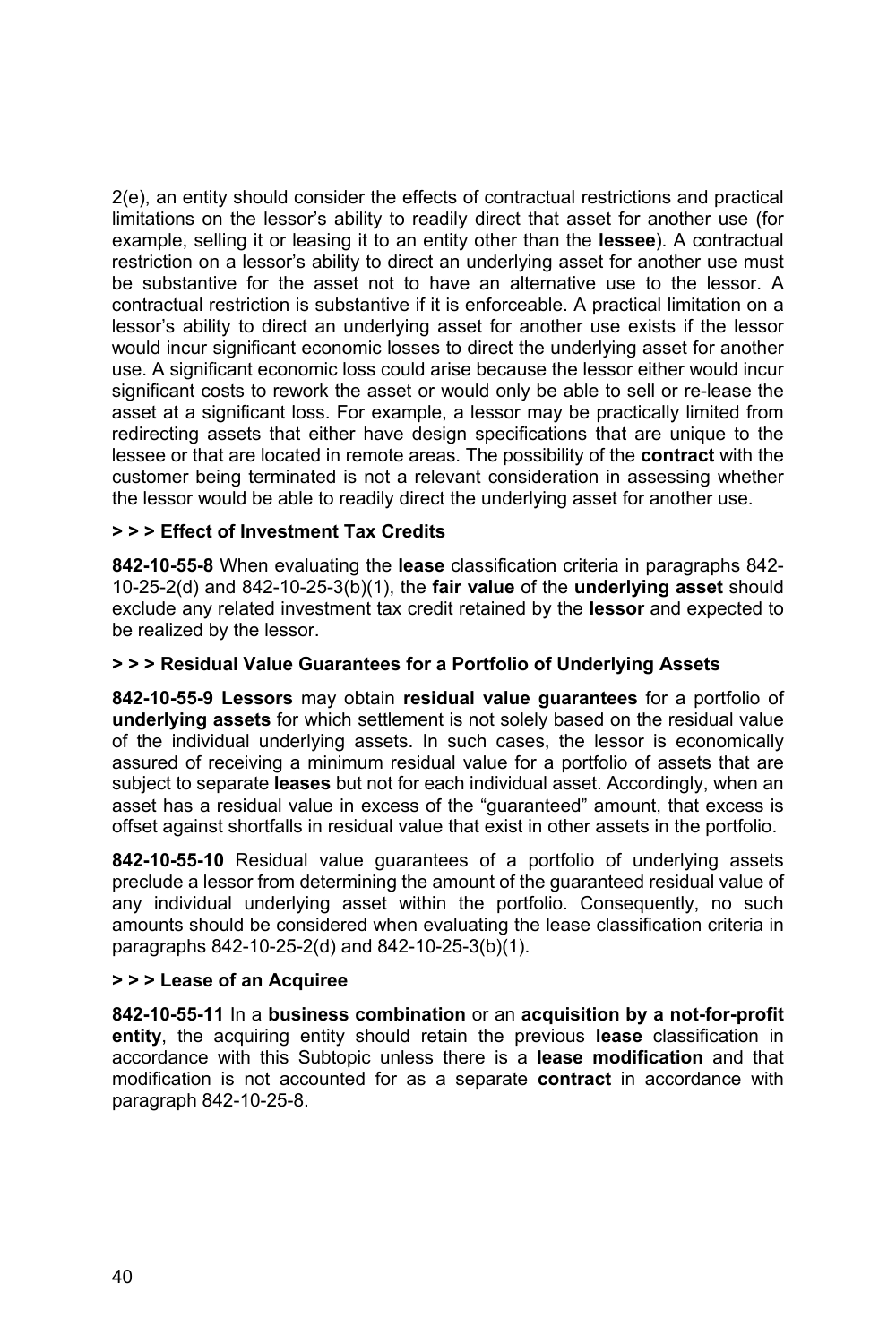2(e), an entity should consider the effects of contractual restrictions and practical limitations on the lessor's ability to readily direct that asset for another use (for example, selling it or leasing it to an entity other than the **lessee**). A contractual restriction on a lessor's ability to direct an underlying asset for another use must be substantive for the asset not to have an alternative use to the lessor. A contractual restriction is substantive if it is enforceable. A practical limitation on a lessor's ability to direct an underlying asset for another use exists if the lessor would incur significant economic losses to direct the underlying asset for another use. A significant economic loss could arise because the lessor either would incur significant costs to rework the asset or would only be able to sell or re-lease the asset at a significant loss. For example, a lessor may be practically limited from redirecting assets that either have design specifications that are unique to the lessee or that are located in remote areas. The possibility of the **contract** with the customer being terminated is not a relevant consideration in assessing whether the lessor would be able to readily direct the underlying asset for another use.

**> > > Effect of Investment Tax Credits**

**842-10-55-8** When evaluating the **lease** classification criteria in paragraphs 842-10-25-2(d) and 842-10-25-3(b)(1), the **fair value** of the **underlying asset** should exclude any related investment tax credit retained by the **lessor** and expected to be realized by the lessor.

**> > > Residual Value Guarantees for a Portfolio of Underlying Assets**

**842-10-55-9 Lessors** may obtain **residual value guarantees** for a portfolio of **underlying assets** for which settlement is not solely based on the residual value of the individual underlying assets. In such cases, the lessor is economically assured of receiving a minimum residual value for a portfolio of assets that are subject to separate **leases** but not for each individual asset. Accordingly, when an asset has a residual value in excess of the "guaranteed" amount, that excess is offset against shortfalls in residual value that exist in other assets in the portfolio.

**842-10-55-10** Residual value guarantees of a portfolio of underlying assets preclude a lessor from determining the amount of the guaranteed residual value of any individual underlying asset within the portfolio. Consequently, no such amounts should be considered when evaluating the lease classification criteria in paragraphs 842-10-25-2(d) and 842-10-25-3(b)(1).

**> > > Lease of an Acquiree**

**842-10-55-11** In a **business combination** or an **acquisition by a not-for-profit entity**, the acquiring entity should retain the previous **lease** classification in accordance with this Subtopic unless there is a **lease modification** and that modification is not accounted for as a separate **contract** in accordance with paragraph 842-10-25-8.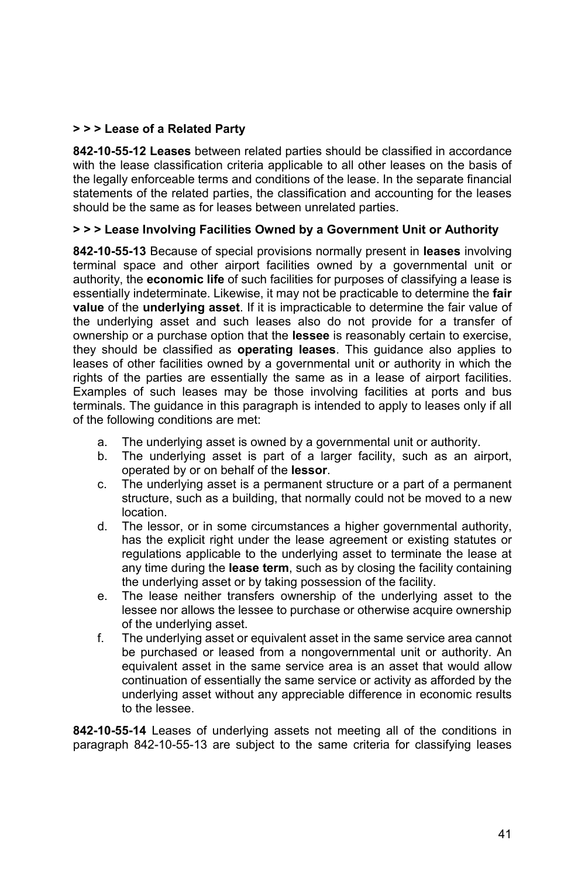**> > > Lease of a Related Party**

**842-10-55-12 Leases** between related parties should be classified in accordance with the lease classification criteria applicable to all other leases on the basis of the legally enforceable terms and conditions of the lease. In the separate financial statements of the related parties, the classification and accounting for the leases should be the same as for leases between unrelated parties.

**> > > Lease Involving Facilities Owned by a Government Unit or Authority**

**842-10-55-13** Because of special provisions normally present in **leases** involving terminal space and other airport facilities owned by a governmental unit or authority, the **economic life** of such facilities for purposes of classifying a lease is essentially indeterminate. Likewise, it may not be practicable to determine the **fair value** of the **underlying asset**. If it is impracticable to determine the fair value of the underlying asset and such leases also do not provide for a transfer of ownership or a purchase option that the **lessee** is reasonably certain to exercise, they should be classified as **operating leases**. This guidance also applies to leases of other facilities owned by a governmental unit or authority in which the rights of the parties are essentially the same as in a lease of airport facilities. Examples of such leases may be those involving facilities at ports and bus terminals. The guidance in this paragraph is intended to apply to leases only if all of the following conditions are met:

a. The underlying asset is owned by a governmental unit or authority.
b. The underlying asset is part of a larger facility, such as an airport, operated by or on behalf of the **lessor**.
c. The underlying asset is a permanent structure or a part of a permanent structure, such as a building, that normally could not be moved to a new location.
d. The lessor, or in some circumstances a higher governmental authority, has the explicit right under the lease agreement or existing statutes or regulations applicable to the underlying asset to terminate the lease at any time during the **lease term**, such as by closing the facility containing the underlying asset or by taking possession of the facility.
e. The lease neither transfers ownership of the underlying asset to the lessee nor allows the lessee to purchase or otherwise acquire ownership of the underlying asset.
f. The underlying asset or equivalent asset in the same service area cannot be purchased or leased from a nongovernmental unit or authority. An equivalent asset in the same service area is an asset that would allow continuation of essentially the same service or activity as afforded by the underlying asset without any appreciable difference in economic results to the lessee.

**842-10-55-14** Leases of underlying assets not meeting all of the conditions in paragraph 842-10-55-13 are subject to the same criteria for classifying leases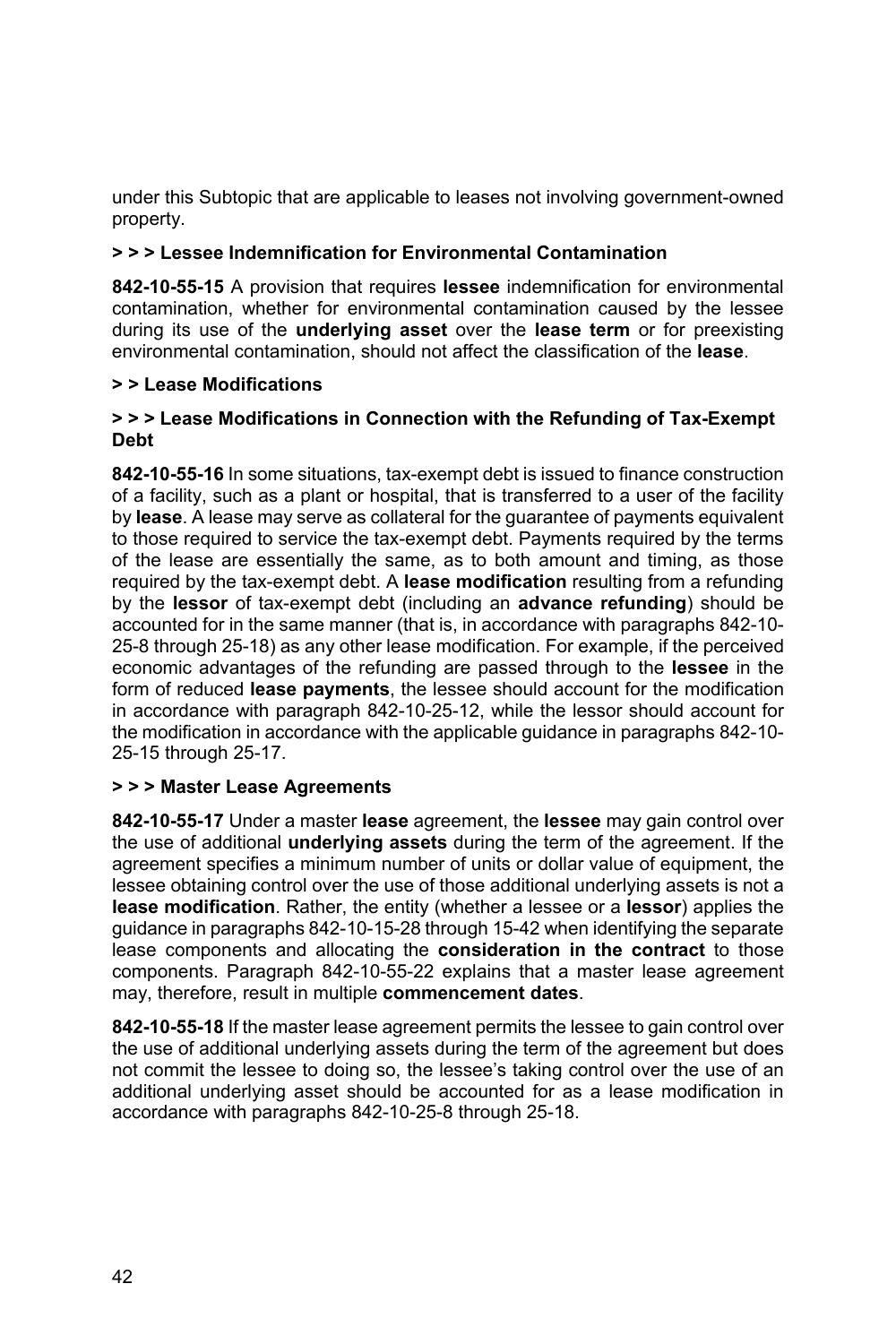under this Subtopic that are applicable to leases not involving government-owned property.

**> > > Lessee Indemnification for Environmental Contamination**

**842-10-55-15** A provision that requires **lessee** indemnification for environmental contamination, whether for environmental contamination caused by the lessee during its use of the **underlying asset** over the **lease term** or for preexisting environmental contamination, should not affect the classification of the **lease**.

**> > Lease Modifications**

**> > > Lease Modifications in Connection with the Refunding of Tax-Exempt Debt**

**842-10-55-16** In some situations, tax-exempt debt is issued to finance construction of a facility, such as a plant or hospital, that is transferred to a user of the facility by **lease**. A lease may serve as collateral for the guarantee of payments equivalent to those required to service the tax-exempt debt. Payments required by the terms of the lease are essentially the same, as to both amount and timing, as those required by the tax-exempt debt. A **lease modification** resulting from a refunding by the **lessor** of tax-exempt debt (including an **advance refunding**) should be accounted for in the same manner (that is, in accordance with paragraphs 842-10-25-8 through 25-18) as any other lease modification. For example, if the perceived economic advantages of the refunding are passed through to the **lessee** in the form of reduced **lease payments**, the lessee should account for the modification in accordance with paragraph 842-10-25-12, while the lessor should account for the modification in accordance with the applicable guidance in paragraphs 842-10-25-15 through 25-17.

**> > > Master Lease Agreements**

**842-10-55-17** Under a master **lease** agreement, the **lessee** may gain control over the use of additional **underlying assets** during the term of the agreement. If the agreement specifies a minimum number of units or dollar value of equipment, the lessee obtaining control over the use of those additional underlying assets is not a **lease modification**. Rather, the entity (whether a lessee or a **lessor**) applies the guidance in paragraphs 842-10-15-28 through 15-42 when identifying the separate lease components and allocating the **consideration in the contract** to those components. Paragraph 842-10-55-22 explains that a master lease agreement may, therefore, result in multiple **commencement dates**.

**842-10-55-18** If the master lease agreement permits the lessee to gain control over the use of additional underlying assets during the term of the agreement but does not commit the lessee to doing so, the lessee's taking control over the use of an additional underlying asset should be accounted for as a lease modification in accordance with paragraphs 842-10-25-8 through 25-18.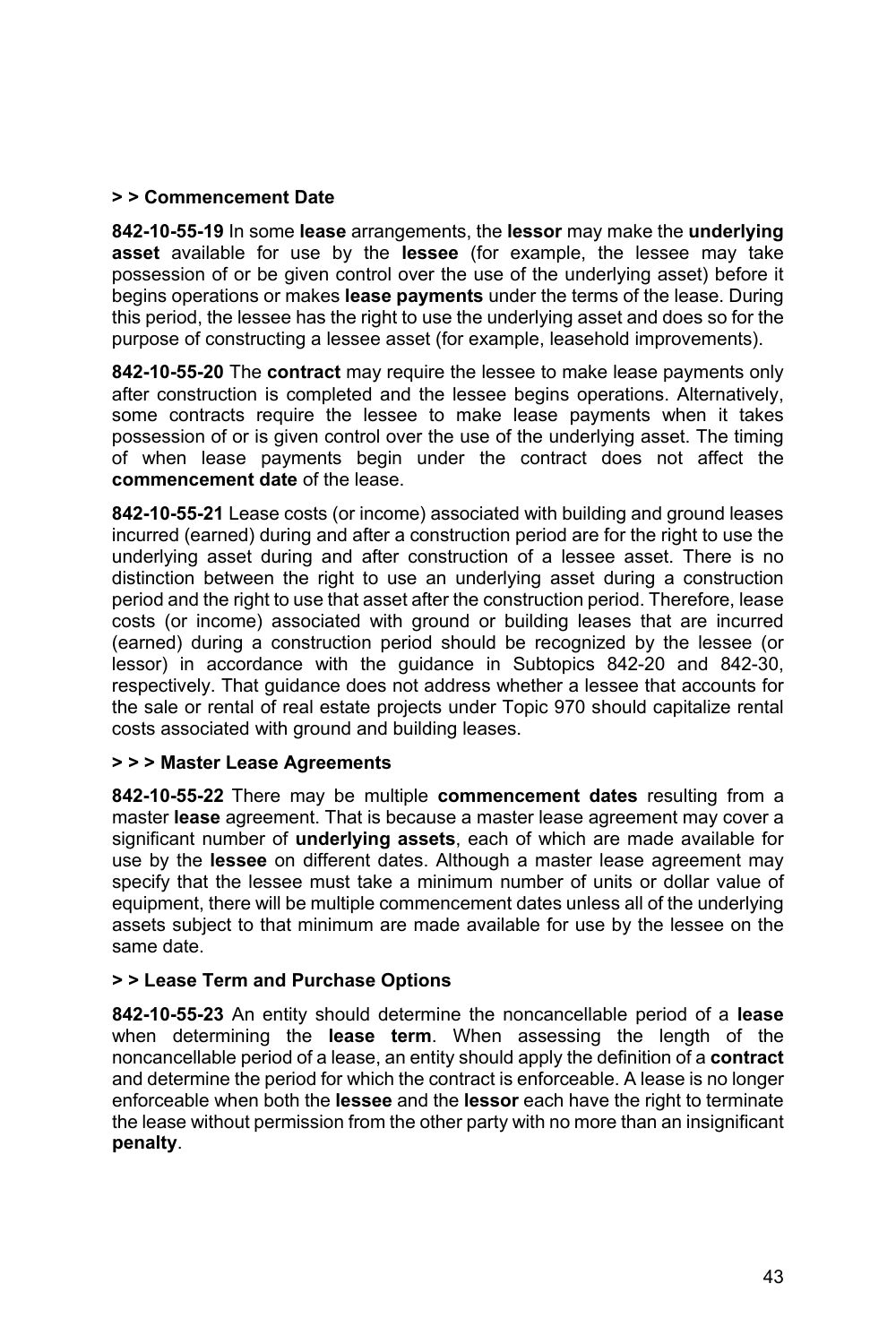**> > Commencement Date**

**842-10-55-19** In some **lease** arrangements, the **lessor** may make the **underlying asset** available for use by the **lessee** (for example, the lessee may take possession of or be given control over the use of the underlying asset) before it begins operations or makes **lease payments** under the terms of the lease. During this period, the lessee has the right to use the underlying asset and does so for the purpose of constructing a lessee asset (for example, leasehold improvements).

**842-10-55-20** The **contract** may require the lessee to make lease payments only after construction is completed and the lessee begins operations. Alternatively, some contracts require the lessee to make lease payments when it takes possession of or is given control over the use of the underlying asset. The timing of when lease payments begin under the contract does not affect the **commencement date** of the lease.

**842-10-55-21** Lease costs (or income) associated with building and ground leases incurred (earned) during and after a construction period are for the right to use the underlying asset during and after construction of a lessee asset. There is no distinction between the right to use an underlying asset during a construction period and the right to use that asset after the construction period. Therefore, lease costs (or income) associated with ground or building leases that are incurred (earned) during a construction period should be recognized by the lessee (or lessor) in accordance with the guidance in Subtopics 842-20 and 842-30, respectively. That guidance does not address whether a lessee that accounts for the sale or rental of real estate projects under Topic 970 should capitalize rental costs associated with ground and building leases.

**> > > Master Lease Agreements**

**842-10-55-22** There may be multiple **commencement dates** resulting from a master **lease** agreement. That is because a master lease agreement may cover a significant number of **underlying assets**, each of which are made available for use by the **lessee** on different dates. Although a master lease agreement may specify that the lessee must take a minimum number of units or dollar value of equipment, there will be multiple commencement dates unless all of the underlying assets subject to that minimum are made available for use by the lessee on the same date.

**> > Lease Term and Purchase Options**

**842-10-55-23** An entity should determine the noncancellable period of a **lease** when determining the **lease term**. When assessing the length of the noncancellable period of a lease, an entity should apply the definition of a **contract** and determine the period for which the contract is enforceable. A lease is no longer enforceable when both the **lessee** and the **lessor** each have the right to terminate the lease without permission from the other party with no more than an insignificant **penalty**.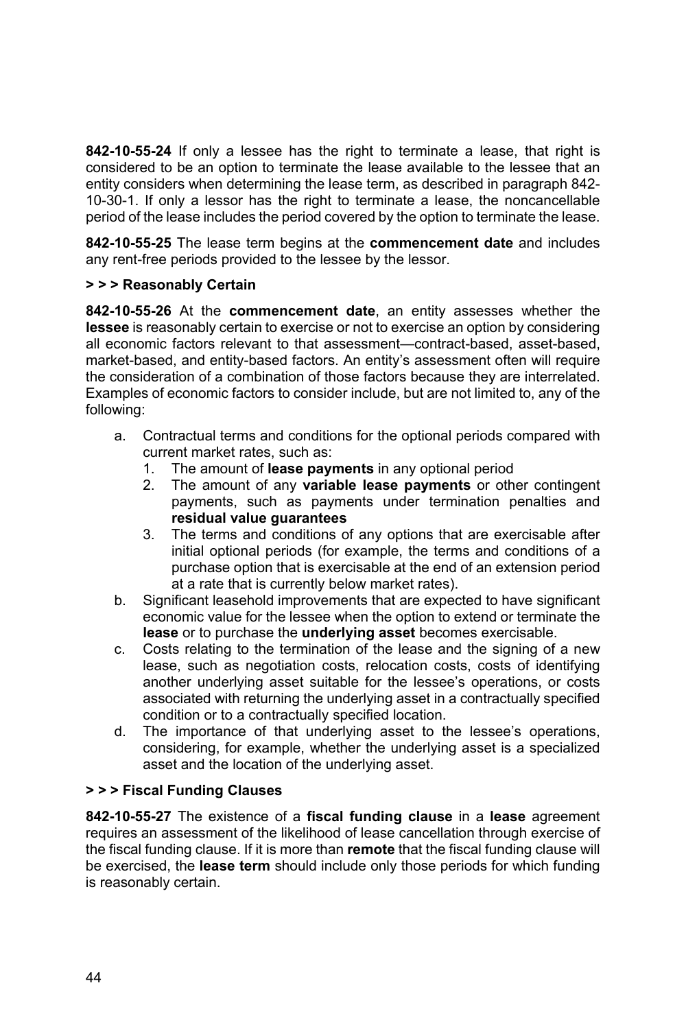**842-10-55-24** If only a lessee has the right to terminate a lease, that right is considered to be an option to terminate the lease available to the lessee that an entity considers when determining the lease term, as described in paragraph 842-10-30-1. If only a lessor has the right to terminate a lease, the noncancellable period of the lease includes the period covered by the option to terminate the lease.

**842-10-55-25** The lease term begins at the **commencement date** and includes any rent-free periods provided to the lessee by the lessor.

**> > > Reasonably Certain**

**842-10-55-26** At the **commencement date**, an entity assesses whether the **lessee** is reasonably certain to exercise or not to exercise an option by considering all economic factors relevant to that assessment—contract-based, asset-based, market-based, and entity-based factors. An entity's assessment often will require the consideration of a combination of those factors because they are interrelated. Examples of economic factors to consider include, but are not limited to, any of the following:

a. Contractual terms and conditions for the optional periods compared with current market rates, such as:
   1. The amount of **lease payments** in any optional period
   2. The amount of any **variable lease payments** or other contingent payments, such as payments under termination penalties and **residual value guarantees**
   3. The terms and conditions of any options that are exercisable after initial optional periods (for example, the terms and conditions of a purchase option that is exercisable at the end of an extension period at a rate that is currently below market rates).
b. Significant leasehold improvements that are expected to have significant economic value for the lessee when the option to extend or terminate the **lease** or to purchase the **underlying asset** becomes exercisable.
c. Costs relating to the termination of the lease and the signing of a new lease, such as negotiation costs, relocation costs, costs of identifying another underlying asset suitable for the lessee's operations, or costs associated with returning the underlying asset in a contractually specified condition or to a contractually specified location.
d. The importance of that underlying asset to the lessee's operations, considering, for example, whether the underlying asset is a specialized asset and the location of the underlying asset.

**> > > Fiscal Funding Clauses**

**842-10-55-27** The existence of a **fiscal funding clause** in a **lease** agreement requires an assessment of the likelihood of lease cancellation through exercise of the fiscal funding clause. If it is more than **remote** that the fiscal funding clause will be exercised, the **lease term** should include only those periods for which funding is reasonably certain.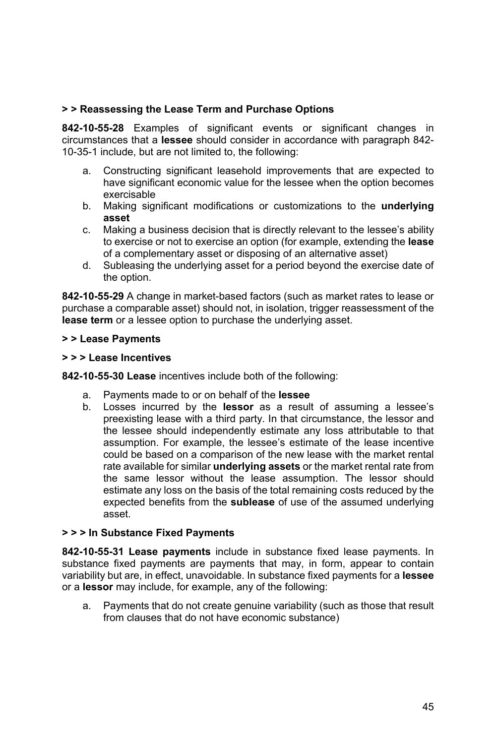**> > Reassessing the Lease Term and Purchase Options**

**842-10-55-28** Examples of significant events or significant changes in circumstances that a **lessee** should consider in accordance with paragraph 842-10-35-1 include, but are not limited to, the following:

a. Constructing significant leasehold improvements that are expected to have significant economic value for the lessee when the option becomes exercisable
b. Making significant modifications or customizations to the **underlying asset**
c. Making a business decision that is directly relevant to the lessee's ability to exercise or not to exercise an option (for example, extending the **lease** of a complementary asset or disposing of an alternative asset)
d. Subleasing the underlying asset for a period beyond the exercise date of the option.

**842-10-55-29** A change in market-based factors (such as market rates to lease or purchase a comparable asset) should not, in isolation, trigger reassessment of the **lease term** or a lessee option to purchase the underlying asset.

**> > Lease Payments**

**> > > Lease Incentives**

**842-10-55-30 Lease** incentives include both of the following:

a. Payments made to or on behalf of the **lessee**
b. Losses incurred by the **lessor** as a result of assuming a lessee's preexisting lease with a third party. In that circumstance, the lessor and the lessee should independently estimate any loss attributable to that assumption. For example, the lessee's estimate of the lease incentive could be based on a comparison of the new lease with the market rental rate available for similar **underlying assets** or the market rental rate from the same lessor without the lease assumption. The lessor should estimate any loss on the basis of the total remaining costs reduced by the expected benefits from the **sublease** of use of the assumed underlying asset.

**> > > In Substance Fixed Payments**

**842-10-55-31 Lease payments** include in substance fixed lease payments. In substance fixed payments are payments that may, in form, appear to contain variability but are, in effect, unavoidable. In substance fixed payments for a **lessee** or a **lessor** may include, for example, any of the following:

a. Payments that do not create genuine variability (such as those that result from clauses that do not have economic substance)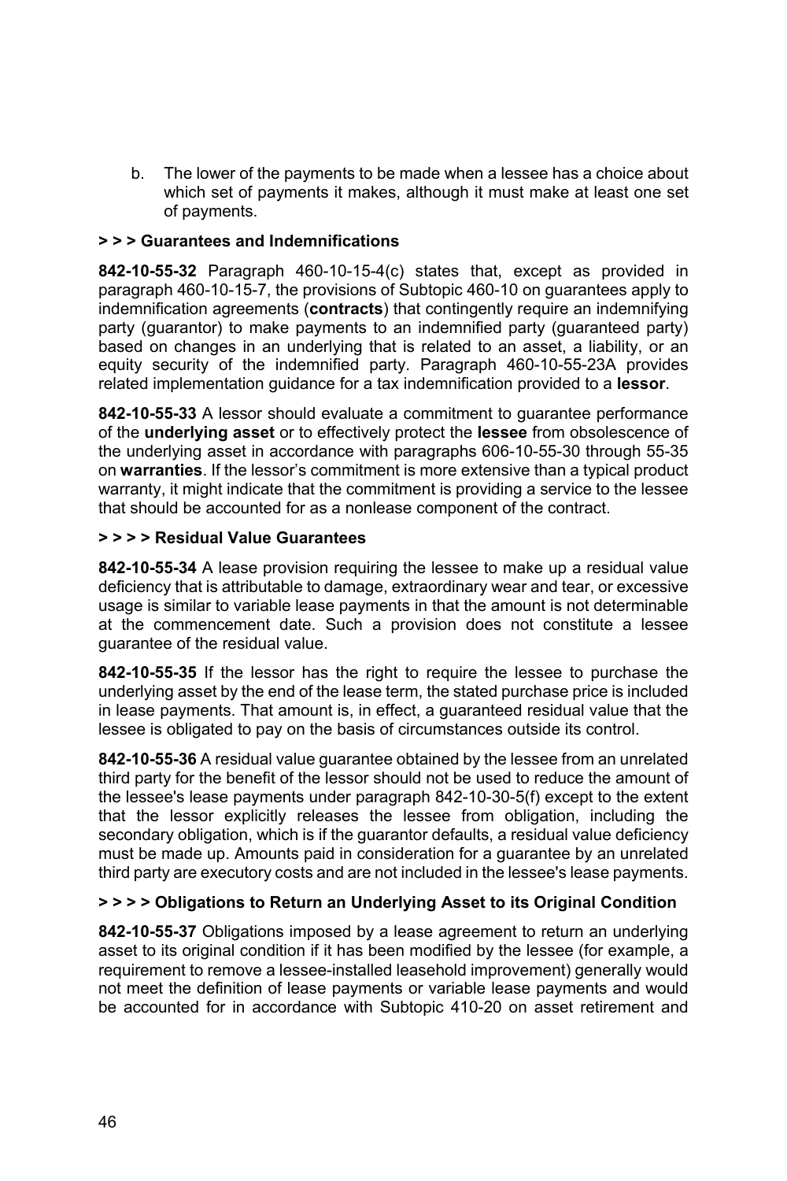b. The lower of the payments to be made when a lessee has a choice about which set of payments it makes, although it must make at least one set of payments.

**> > > Guarantees and Indemnifications**

**842-10-55-32** Paragraph 460-10-15-4(c) states that, except as provided in paragraph 460-10-15-7, the provisions of Subtopic 460-10 on guarantees apply to indemnification agreements (**contracts**) that contingently require an indemnifying party (guarantor) to make payments to an indemnified party (guaranteed party) based on changes in an underlying that is related to an asset, a liability, or an equity security of the indemnified party. Paragraph 460-10-55-23A provides related implementation guidance for a tax indemnification provided to a **lessor**.

**842-10-55-33** A lessor should evaluate a commitment to guarantee performance of the **underlying asset** or to effectively protect the **lessee** from obsolescence of the underlying asset in accordance with paragraphs 606-10-55-30 through 55-35 on **warranties**. If the lessor's commitment is more extensive than a typical product warranty, it might indicate that the commitment is providing a service to the lessee that should be accounted for as a nonlease component of the contract.

**> > > > Residual Value Guarantees**

**842-10-55-34** A lease provision requiring the lessee to make up a residual value deficiency that is attributable to damage, extraordinary wear and tear, or excessive usage is similar to variable lease payments in that the amount is not determinable at the commencement date. Such a provision does not constitute a lessee guarantee of the residual value.

**842-10-55-35** If the lessor has the right to require the lessee to purchase the underlying asset by the end of the lease term, the stated purchase price is included in lease payments. That amount is, in effect, a guaranteed residual value that the lessee is obligated to pay on the basis of circumstances outside its control.

**842-10-55-36** A residual value guarantee obtained by the lessee from an unrelated third party for the benefit of the lessor should not be used to reduce the amount of the lessee's lease payments under paragraph 842-10-30-5(f) except to the extent that the lessor explicitly releases the lessee from obligation, including the secondary obligation, which is if the guarantor defaults, a residual value deficiency must be made up. Amounts paid in consideration for a guarantee by an unrelated third party are executory costs and are not included in the lessee's lease payments.

**> > > > Obligations to Return an Underlying Asset to its Original Condition**

**842-10-55-37** Obligations imposed by a lease agreement to return an underlying asset to its original condition if it has been modified by the lessee (for example, a requirement to remove a lessee-installed leasehold improvement) generally would not meet the definition of lease payments or variable lease payments and would be accounted for in accordance with Subtopic 410-20 on asset retirement and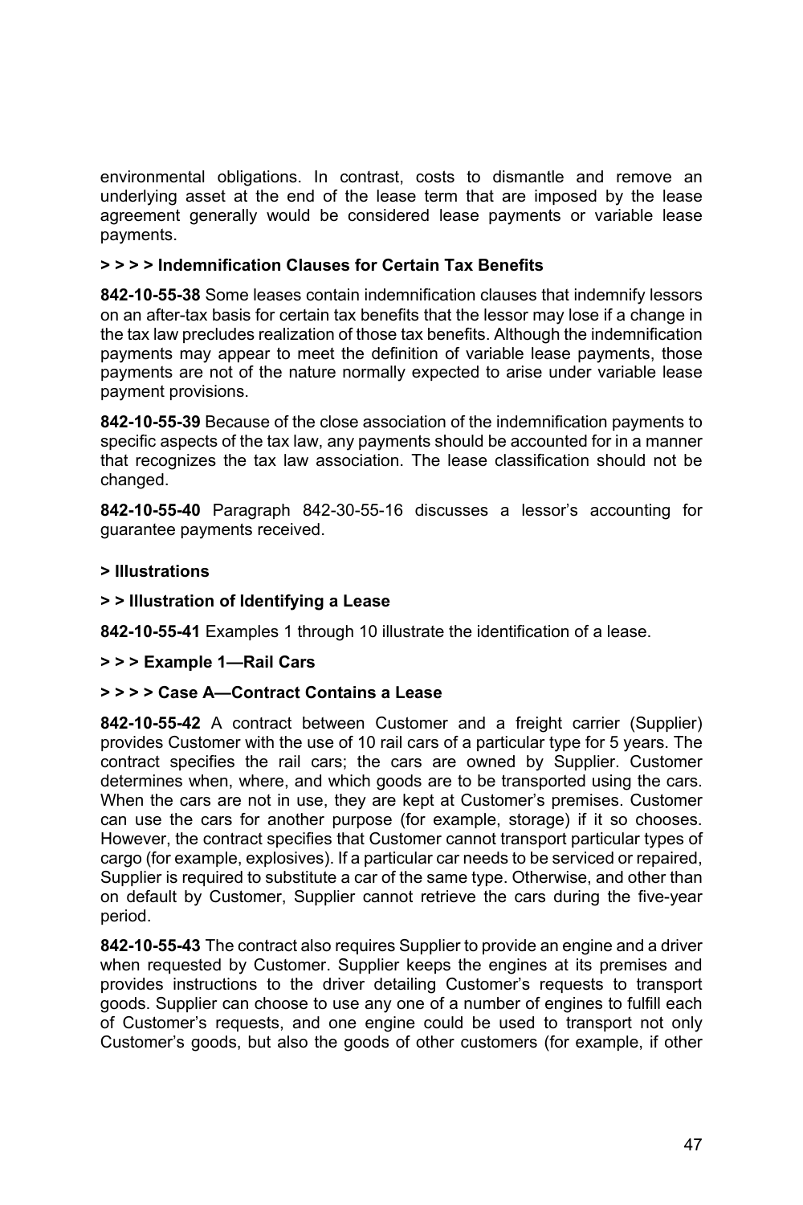environmental obligations. In contrast, costs to dismantle and remove an underlying asset at the end of the lease term that are imposed by the lease agreement generally would be considered lease payments or variable lease payments.

**> > > > Indemnification Clauses for Certain Tax Benefits**

**842-10-55-38** Some leases contain indemnification clauses that indemnify lessors on an after-tax basis for certain tax benefits that the lessor may lose if a change in the tax law precludes realization of those tax benefits. Although the indemnification payments may appear to meet the definition of variable lease payments, those payments are not of the nature normally expected to arise under variable lease payment provisions.

**842-10-55-39** Because of the close association of the indemnification payments to specific aspects of the tax law, any payments should be accounted for in a manner that recognizes the tax law association. The lease classification should not be changed.

**842-10-55-40** Paragraph 842-30-55-16 discusses a lessor's accounting for guarantee payments received.

**> Illustrations**

**> > Illustration of Identifying a Lease**

**842-10-55-41** Examples 1 through 10 illustrate the identification of a lease.

**> > > Example 1—Rail Cars**

**> > > > Case A—Contract Contains a Lease**

**842-10-55-42** A contract between Customer and a freight carrier (Supplier) provides Customer with the use of 10 rail cars of a particular type for 5 years. The contract specifies the rail cars; the cars are owned by Supplier. Customer determines when, where, and which goods are to be transported using the cars. When the cars are not in use, they are kept at Customer's premises. Customer can use the cars for another purpose (for example, storage) if it so chooses. However, the contract specifies that Customer cannot transport particular types of cargo (for example, explosives). If a particular car needs to be serviced or repaired, Supplier is required to substitute a car of the same type. Otherwise, and other than on default by Customer, Supplier cannot retrieve the cars during the five-year period.

**842-10-55-43** The contract also requires Supplier to provide an engine and a driver when requested by Customer. Supplier keeps the engines at its premises and provides instructions to the driver detailing Customer's requests to transport goods. Supplier can choose to use any one of a number of engines to fulfill each of Customer's requests, and one engine could be used to transport not only Customer's goods, but also the goods of other customers (for example, if other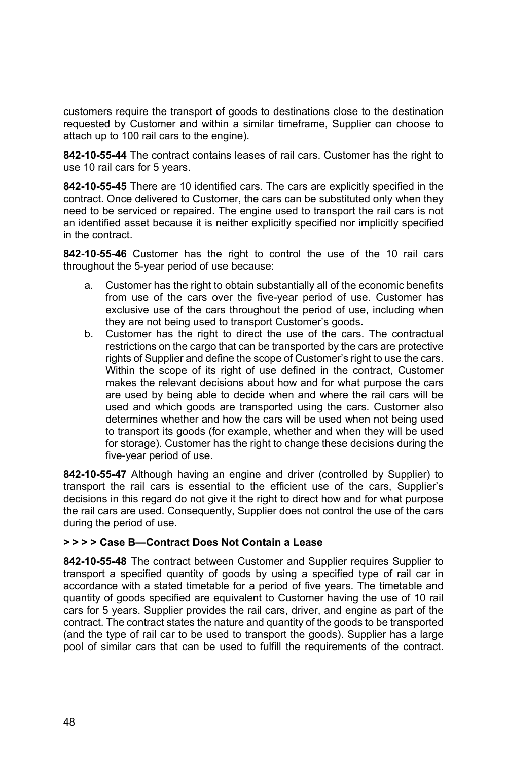customers require the transport of goods to destinations close to the destination requested by Customer and within a similar timeframe, Supplier can choose to attach up to 100 rail cars to the engine).

**842-10-55-44** The contract contains leases of rail cars. Customer has the right to use 10 rail cars for 5 years.

**842-10-55-45** There are 10 identified cars. The cars are explicitly specified in the contract. Once delivered to Customer, the cars can be substituted only when they need to be serviced or repaired. The engine used to transport the rail cars is not an identified asset because it is neither explicitly specified nor implicitly specified in the contract.

**842-10-55-46** Customer has the right to control the use of the 10 rail cars throughout the 5-year period of use because:

a. Customer has the right to obtain substantially all of the economic benefits from use of the cars over the five-year period of use. Customer has exclusive use of the cars throughout the period of use, including when they are not being used to transport Customer's goods.
b. Customer has the right to direct the use of the cars. The contractual restrictions on the cargo that can be transported by the cars are protective rights of Supplier and define the scope of Customer's right to use the cars. Within the scope of its right of use defined in the contract, Customer makes the relevant decisions about how and for what purpose the cars are used by being able to decide when and where the rail cars will be used and which goods are transported using the cars. Customer also determines whether and how the cars will be used when not being used to transport its goods (for example, whether and when they will be used for storage). Customer has the right to change these decisions during the five-year period of use.

**842-10-55-47** Although having an engine and driver (controlled by Supplier) to transport the rail cars is essential to the efficient use of the cars, Supplier's decisions in this regard do not give it the right to direct how and for what purpose the rail cars are used. Consequently, Supplier does not control the use of the cars during the period of use.

**> > > > Case B—Contract Does Not Contain a Lease**

**842-10-55-48** The contract between Customer and Supplier requires Supplier to transport a specified quantity of goods by using a specified type of rail car in accordance with a stated timetable for a period of five years. The timetable and quantity of goods specified are equivalent to Customer having the use of 10 rail cars for 5 years. Supplier provides the rail cars, driver, and engine as part of the contract. The contract states the nature and quantity of the goods to be transported (and the type of rail car to be used to transport the goods). Supplier has a large pool of similar cars that can be used to fulfill the requirements of the contract.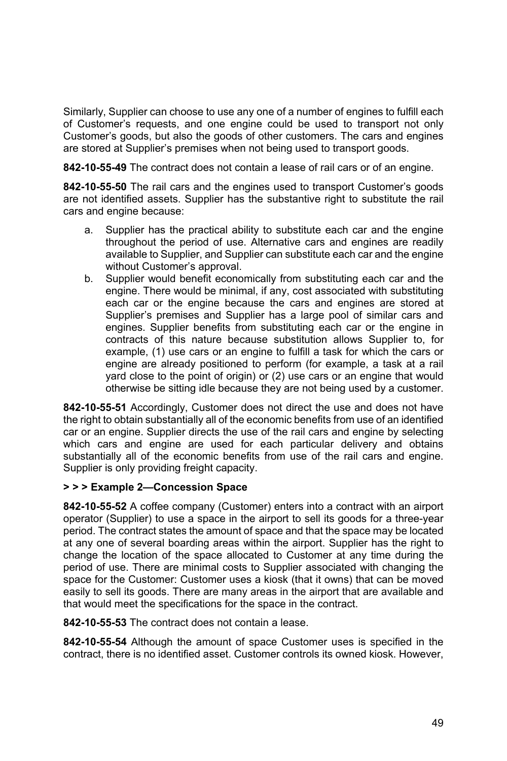Similarly, Supplier can choose to use any one of a number of engines to fulfill each of Customer's requests, and one engine could be used to transport not only Customer's goods, but also the goods of other customers. The cars and engines are stored at Supplier's premises when not being used to transport goods.

**842-10-55-49** The contract does not contain a lease of rail cars or of an engine.

**842-10-55-50** The rail cars and the engines used to transport Customer's goods are not identified assets. Supplier has the substantive right to substitute the rail cars and engine because:

a. Supplier has the practical ability to substitute each car and the engine throughout the period of use. Alternative cars and engines are readily available to Supplier, and Supplier can substitute each car and the engine without Customer's approval.
b. Supplier would benefit economically from substituting each car and the engine. There would be minimal, if any, cost associated with substituting each car or the engine because the cars and engines are stored at Supplier's premises and Supplier has a large pool of similar cars and engines. Supplier benefits from substituting each car or the engine in contracts of this nature because substitution allows Supplier to, for example, (1) use cars or an engine to fulfill a task for which the cars or engine are already positioned to perform (for example, a task at a rail yard close to the point of origin) or (2) use cars or an engine that would otherwise be sitting idle because they are not being used by a customer.

**842-10-55-51** Accordingly, Customer does not direct the use and does not have the right to obtain substantially all of the economic benefits from use of an identified car or an engine. Supplier directs the use of the rail cars and engine by selecting which cars and engine are used for each particular delivery and obtains substantially all of the economic benefits from use of the rail cars and engine. Supplier is only providing freight capacity.

**> > > Example 2—Concession Space**

**842-10-55-52** A coffee company (Customer) enters into a contract with an airport operator (Supplier) to use a space in the airport to sell its goods for a three-year period. The contract states the amount of space and that the space may be located at any one of several boarding areas within the airport. Supplier has the right to change the location of the space allocated to Customer at any time during the period of use. There are minimal costs to Supplier associated with changing the space for the Customer: Customer uses a kiosk (that it owns) that can be moved easily to sell its goods. There are many areas in the airport that are available and that would meet the specifications for the space in the contract.

**842-10-55-53** The contract does not contain a lease.

**842-10-55-54** Although the amount of space Customer uses is specified in the contract, there is no identified asset. Customer controls its owned kiosk. However,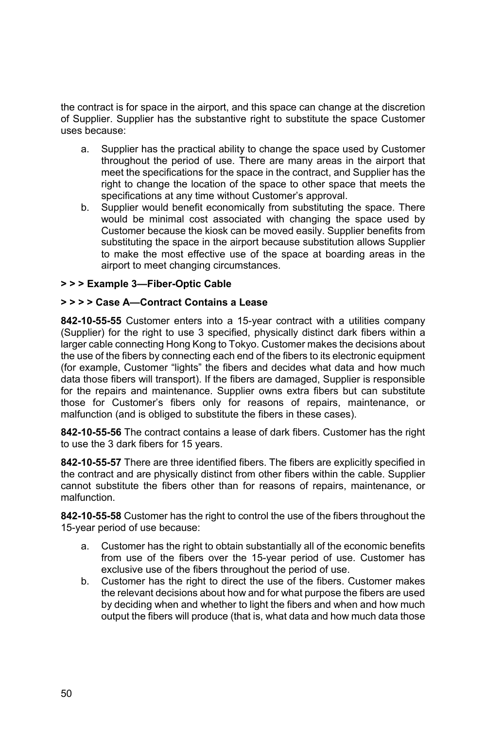the contract is for space in the airport, and this space can change at the discretion of Supplier. Supplier has the substantive right to substitute the space Customer uses because:

a. Supplier has the practical ability to change the space used by Customer throughout the period of use. There are many areas in the airport that meet the specifications for the space in the contract, and Supplier has the right to change the location of the space to other space that meets the specifications at any time without Customer's approval.
b. Supplier would benefit economically from substituting the space. There would be minimal cost associated with changing the space used by Customer because the kiosk can be moved easily. Supplier benefits from substituting the space in the airport because substitution allows Supplier to make the most effective use of the space at boarding areas in the airport to meet changing circumstances.

**> > > Example 3—Fiber-Optic Cable**

**> > > > Case A—Contract Contains a Lease**

**842-10-55-55** Customer enters into a 15-year contract with a utilities company (Supplier) for the right to use 3 specified, physically distinct dark fibers within a larger cable connecting Hong Kong to Tokyo. Customer makes the decisions about the use of the fibers by connecting each end of the fibers to its electronic equipment (for example, Customer "lights" the fibers and decides what data and how much data those fibers will transport). If the fibers are damaged, Supplier is responsible for the repairs and maintenance. Supplier owns extra fibers but can substitute those for Customer's fibers only for reasons of repairs, maintenance, or malfunction (and is obliged to substitute the fibers in these cases).

**842-10-55-56** The contract contains a lease of dark fibers. Customer has the right to use the 3 dark fibers for 15 years.

**842-10-55-57** There are three identified fibers. The fibers are explicitly specified in the contract and are physically distinct from other fibers within the cable. Supplier cannot substitute the fibers other than for reasons of repairs, maintenance, or malfunction.

**842-10-55-58** Customer has the right to control the use of the fibers throughout the 15-year period of use because:

a. Customer has the right to obtain substantially all of the economic benefits from use of the fibers over the 15-year period of use. Customer has exclusive use of the fibers throughout the period of use.
b. Customer has the right to direct the use of the fibers. Customer makes the relevant decisions about how and for what purpose the fibers are used by deciding when and whether to light the fibers and when and how much output the fibers will produce (that is, what data and how much data those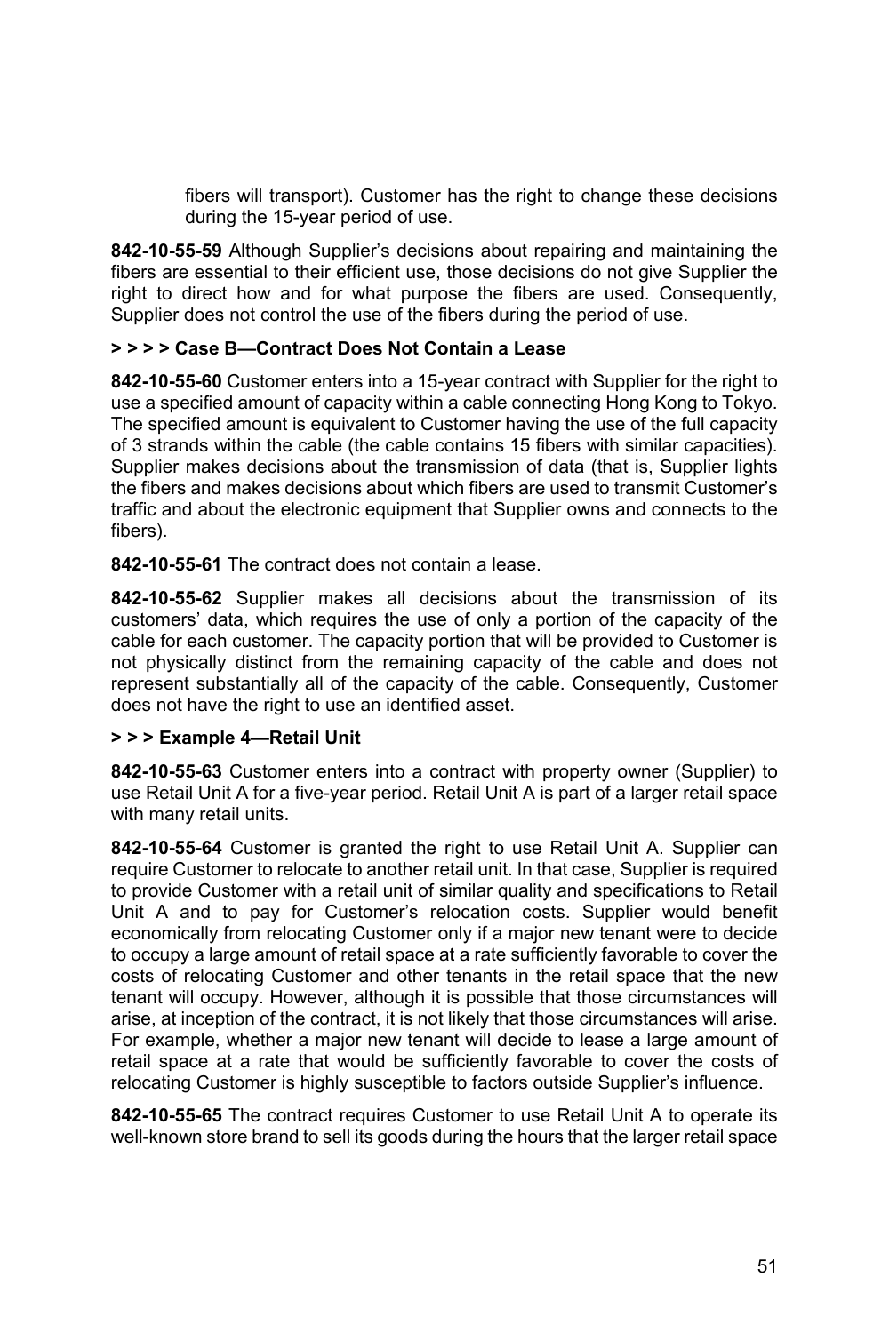fibers will transport). Customer has the right to change these decisions during the 15-year period of use.

**842-10-55-59** Although Supplier's decisions about repairing and maintaining the fibers are essential to their efficient use, those decisions do not give Supplier the right to direct how and for what purpose the fibers are used. Consequently, Supplier does not control the use of the fibers during the period of use.

**> > > > Case B—Contract Does Not Contain a Lease**

**842-10-55-60** Customer enters into a 15-year contract with Supplier for the right to use a specified amount of capacity within a cable connecting Hong Kong to Tokyo. The specified amount is equivalent to Customer having the use of the full capacity of 3 strands within the cable (the cable contains 15 fibers with similar capacities). Supplier makes decisions about the transmission of data (that is, Supplier lights the fibers and makes decisions about which fibers are used to transmit Customer's traffic and about the electronic equipment that Supplier owns and connects to the fibers).

**842-10-55-61** The contract does not contain a lease.

**842-10-55-62** Supplier makes all decisions about the transmission of its customers' data, which requires the use of only a portion of the capacity of the cable for each customer. The capacity portion that will be provided to Customer is not physically distinct from the remaining capacity of the cable and does not represent substantially all of the capacity of the cable. Consequently, Customer does not have the right to use an identified asset.

**> > > Example 4—Retail Unit**

**842-10-55-63** Customer enters into a contract with property owner (Supplier) to use Retail Unit A for a five-year period. Retail Unit A is part of a larger retail space with many retail units.

**842-10-55-64** Customer is granted the right to use Retail Unit A. Supplier can require Customer to relocate to another retail unit. In that case, Supplier is required to provide Customer with a retail unit of similar quality and specifications to Retail Unit A and to pay for Customer's relocation costs. Supplier would benefit economically from relocating Customer only if a major new tenant were to decide to occupy a large amount of retail space at a rate sufficiently favorable to cover the costs of relocating Customer and other tenants in the retail space that the new tenant will occupy. However, although it is possible that those circumstances will arise, at inception of the contract, it is not likely that those circumstances will arise. For example, whether a major new tenant will decide to lease a large amount of retail space at a rate that would be sufficiently favorable to cover the costs of relocating Customer is highly susceptible to factors outside Supplier's influence.

**842-10-55-65** The contract requires Customer to use Retail Unit A to operate its well-known store brand to sell its goods during the hours that the larger retail space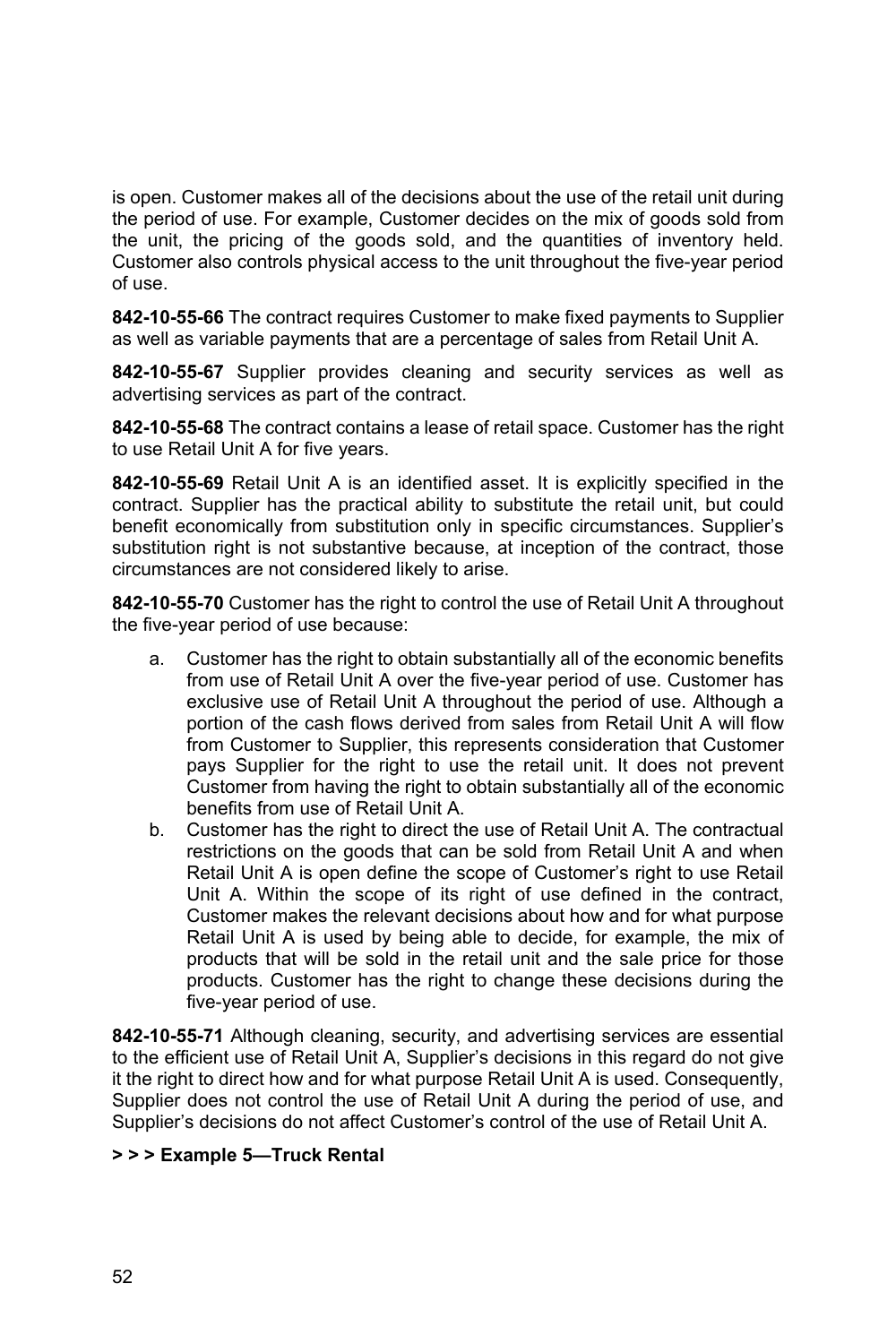is open. Customer makes all of the decisions about the use of the retail unit during the period of use. For example, Customer decides on the mix of goods sold from the unit, the pricing of the goods sold, and the quantities of inventory held. Customer also controls physical access to the unit throughout the five-year period of use.

**842-10-55-66** The contract requires Customer to make fixed payments to Supplier as well as variable payments that are a percentage of sales from Retail Unit A.

**842-10-55-67** Supplier provides cleaning and security services as well as advertising services as part of the contract.

**842-10-55-68** The contract contains a lease of retail space. Customer has the right to use Retail Unit A for five years.

**842-10-55-69** Retail Unit A is an identified asset. It is explicitly specified in the contract. Supplier has the practical ability to substitute the retail unit, but could benefit economically from substitution only in specific circumstances. Supplier's substitution right is not substantive because, at inception of the contract, those circumstances are not considered likely to arise.

**842-10-55-70** Customer has the right to control the use of Retail Unit A throughout the five-year period of use because:

a. Customer has the right to obtain substantially all of the economic benefits from use of Retail Unit A over the five-year period of use. Customer has exclusive use of Retail Unit A throughout the period of use. Although a portion of the cash flows derived from sales from Retail Unit A will flow from Customer to Supplier, this represents consideration that Customer pays Supplier for the right to use the retail unit. It does not prevent Customer from having the right to obtain substantially all of the economic benefits from use of Retail Unit A.
b. Customer has the right to direct the use of Retail Unit A. The contractual restrictions on the goods that can be sold from Retail Unit A and when Retail Unit A is open define the scope of Customer's right to use Retail Unit A. Within the scope of its right of use defined in the contract, Customer makes the relevant decisions about how and for what purpose Retail Unit A is used by being able to decide, for example, the mix of products that will be sold in the retail unit and the sale price for those products. Customer has the right to change these decisions during the five-year period of use.

**842-10-55-71** Although cleaning, security, and advertising services are essential to the efficient use of Retail Unit A, Supplier's decisions in this regard do not give it the right to direct how and for what purpose Retail Unit A is used. Consequently, Supplier does not control the use of Retail Unit A during the period of use, and Supplier's decisions do not affect Customer's control of the use of Retail Unit A.

**> > > Example 5—Truck Rental**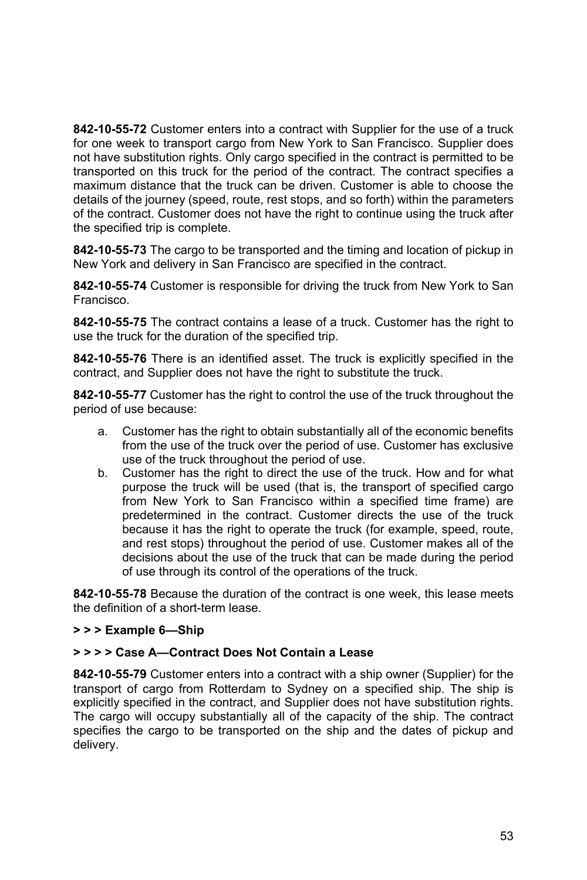**842-10-55-72** Customer enters into a contract with Supplier for the use of a truck for one week to transport cargo from New York to San Francisco. Supplier does not have substitution rights. Only cargo specified in the contract is permitted to be transported on this truck for the period of the contract. The contract specifies a maximum distance that the truck can be driven. Customer is able to choose the details of the journey (speed, route, rest stops, and so forth) within the parameters of the contract. Customer does not have the right to continue using the truck after the specified trip is complete.

**842-10-55-73** The cargo to be transported and the timing and location of pickup in New York and delivery in San Francisco are specified in the contract.

**842-10-55-74** Customer is responsible for driving the truck from New York to San Francisco.

**842-10-55-75** The contract contains a lease of a truck. Customer has the right to use the truck for the duration of the specified trip.

**842-10-55-76** There is an identified asset. The truck is explicitly specified in the contract, and Supplier does not have the right to substitute the truck.

**842-10-55-77** Customer has the right to control the use of the truck throughout the period of use because:

a. Customer has the right to obtain substantially all of the economic benefits from the use of the truck over the period of use. Customer has exclusive use of the truck throughout the period of use.
b. Customer has the right to direct the use of the truck. How and for what purpose the truck will be used (that is, the transport of specified cargo from New York to San Francisco within a specified time frame) are predetermined in the contract. Customer directs the use of the truck because it has the right to operate the truck (for example, speed, route, and rest stops) throughout the period of use. Customer makes all of the decisions about the use of the truck that can be made during the period of use through its control of the operations of the truck.

**842-10-55-78** Because the duration of the contract is one week, this lease meets the definition of a short-term lease.

**> > > Example 6—Ship**

**> > > > Case A—Contract Does Not Contain a Lease**

**842-10-55-79** Customer enters into a contract with a ship owner (Supplier) for the transport of cargo from Rotterdam to Sydney on a specified ship. The ship is explicitly specified in the contract, and Supplier does not have substitution rights. The cargo will occupy substantially all of the capacity of the ship. The contract specifies the cargo to be transported on the ship and the dates of pickup and delivery.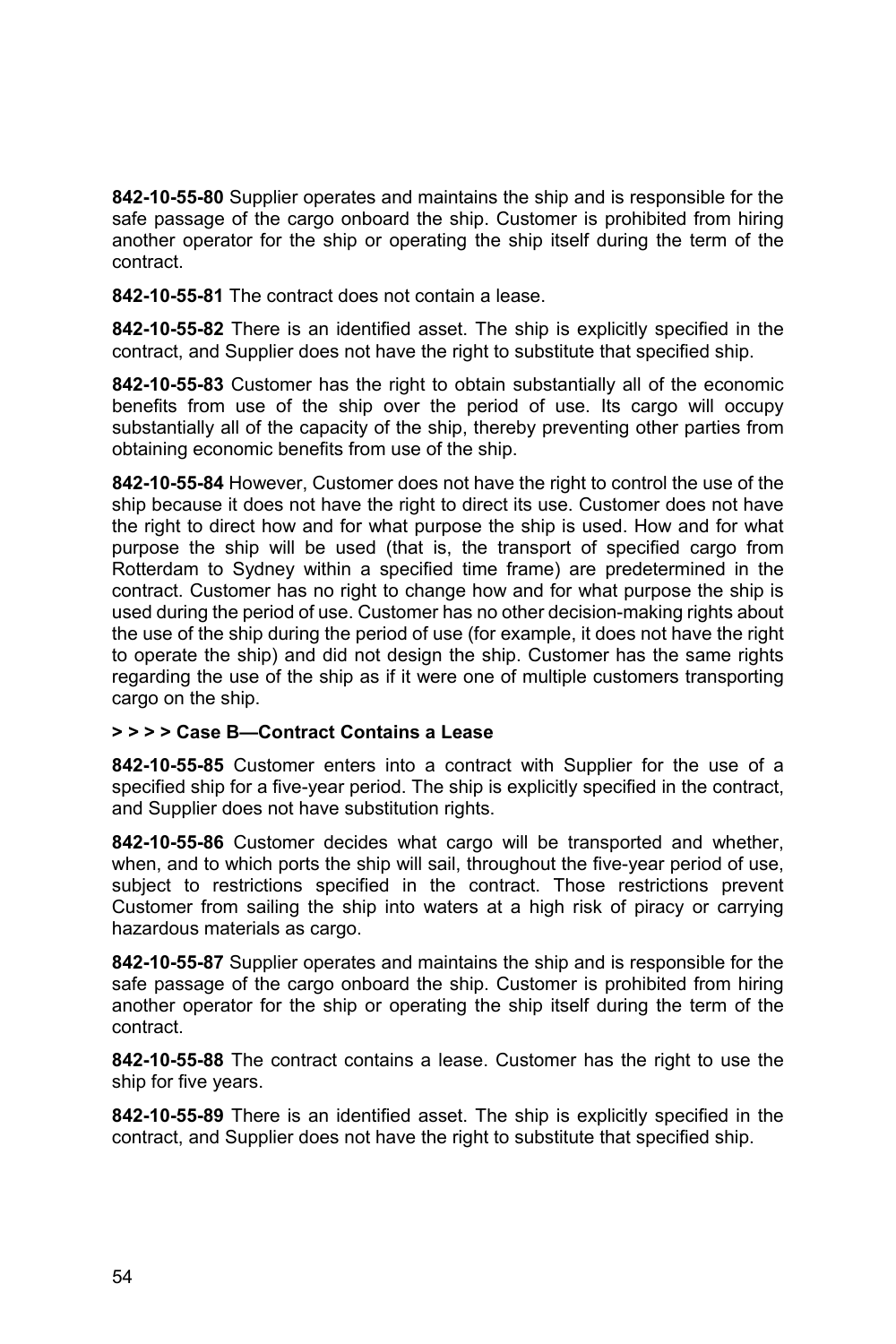**842-10-55-80** Supplier operates and maintains the ship and is responsible for the safe passage of the cargo onboard the ship. Customer is prohibited from hiring another operator for the ship or operating the ship itself during the term of the contract.

**842-10-55-81** The contract does not contain a lease.

**842-10-55-82** There is an identified asset. The ship is explicitly specified in the contract, and Supplier does not have the right to substitute that specified ship.

**842-10-55-83** Customer has the right to obtain substantially all of the economic benefits from use of the ship over the period of use. Its cargo will occupy substantially all of the capacity of the ship, thereby preventing other parties from obtaining economic benefits from use of the ship.

**842-10-55-84** However, Customer does not have the right to control the use of the ship because it does not have the right to direct its use. Customer does not have the right to direct how and for what purpose the ship is used. How and for what purpose the ship will be used (that is, the transport of specified cargo from Rotterdam to Sydney within a specified time frame) are predetermined in the contract. Customer has no right to change how and for what purpose the ship is used during the period of use. Customer has no other decision-making rights about the use of the ship during the period of use (for example, it does not have the right to operate the ship) and did not design the ship. Customer has the same rights regarding the use of the ship as if it were one of multiple customers transporting cargo on the ship.

**> > > > Case B—Contract Contains a Lease**

**842-10-55-85** Customer enters into a contract with Supplier for the use of a specified ship for a five-year period. The ship is explicitly specified in the contract, and Supplier does not have substitution rights.

**842-10-55-86** Customer decides what cargo will be transported and whether, when, and to which ports the ship will sail, throughout the five-year period of use, subject to restrictions specified in the contract. Those restrictions prevent Customer from sailing the ship into waters at a high risk of piracy or carrying hazardous materials as cargo.

**842-10-55-87** Supplier operates and maintains the ship and is responsible for the safe passage of the cargo onboard the ship. Customer is prohibited from hiring another operator for the ship or operating the ship itself during the term of the contract.

**842-10-55-88** The contract contains a lease. Customer has the right to use the ship for five years.

**842-10-55-89** There is an identified asset. The ship is explicitly specified in the contract, and Supplier does not have the right to substitute that specified ship.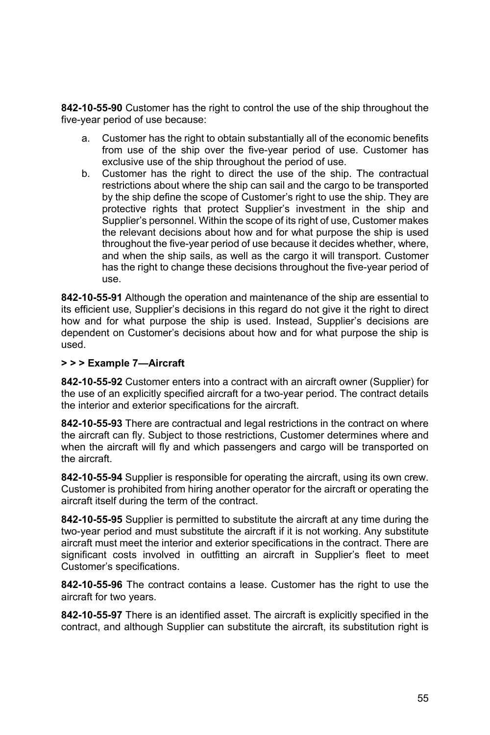**842-10-55-90** Customer has the right to control the use of the ship throughout the five-year period of use because:

a. Customer has the right to obtain substantially all of the economic benefits from use of the ship over the five-year period of use. Customer has exclusive use of the ship throughout the period of use.
b. Customer has the right to direct the use of the ship. The contractual restrictions about where the ship can sail and the cargo to be transported by the ship define the scope of Customer's right to use the ship. They are protective rights that protect Supplier's investment in the ship and Supplier's personnel. Within the scope of its right of use, Customer makes the relevant decisions about how and for what purpose the ship is used throughout the five-year period of use because it decides whether, where, and when the ship sails, as well as the cargo it will transport. Customer has the right to change these decisions throughout the five-year period of use.

**842-10-55-91** Although the operation and maintenance of the ship are essential to its efficient use, Supplier's decisions in this regard do not give it the right to direct how and for what purpose the ship is used. Instead, Supplier's decisions are dependent on Customer's decisions about how and for what purpose the ship is used.

**> > > Example 7—Aircraft**

**842-10-55-92** Customer enters into a contract with an aircraft owner (Supplier) for the use of an explicitly specified aircraft for a two-year period. The contract details the interior and exterior specifications for the aircraft.

**842-10-55-93** There are contractual and legal restrictions in the contract on where the aircraft can fly. Subject to those restrictions, Customer determines where and when the aircraft will fly and which passengers and cargo will be transported on the aircraft.

**842-10-55-94** Supplier is responsible for operating the aircraft, using its own crew. Customer is prohibited from hiring another operator for the aircraft or operating the aircraft itself during the term of the contract.

**842-10-55-95** Supplier is permitted to substitute the aircraft at any time during the two-year period and must substitute the aircraft if it is not working. Any substitute aircraft must meet the interior and exterior specifications in the contract. There are significant costs involved in outfitting an aircraft in Supplier's fleet to meet Customer's specifications.

**842-10-55-96** The contract contains a lease. Customer has the right to use the aircraft for two years.

**842-10-55-97** There is an identified asset. The aircraft is explicitly specified in the contract, and although Supplier can substitute the aircraft, its substitution right is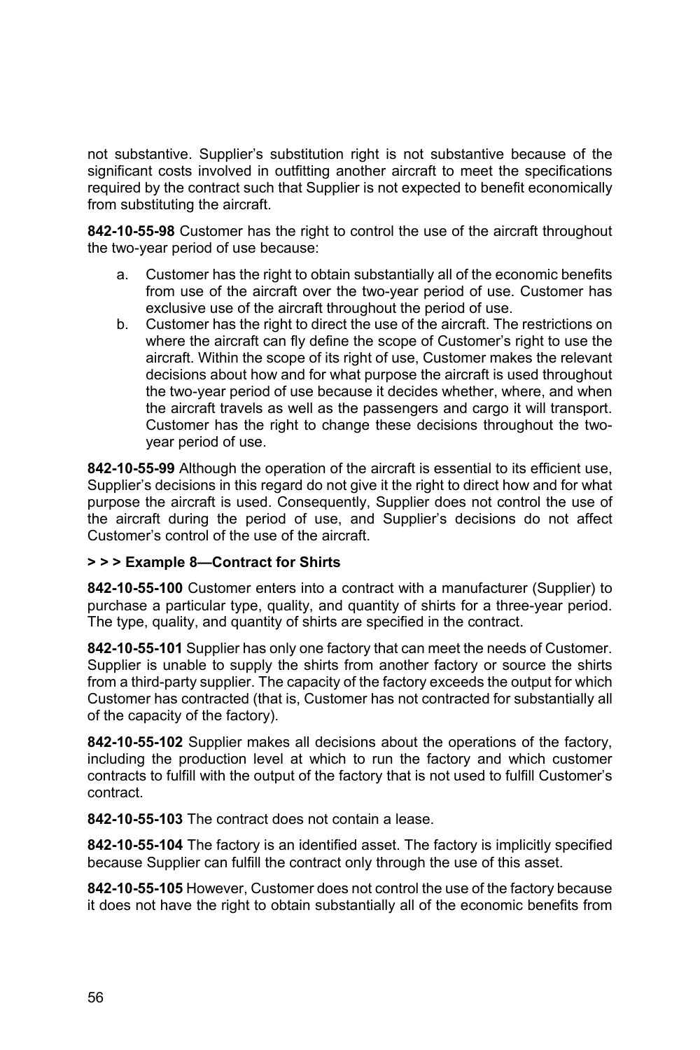not substantive. Supplier's substitution right is not substantive because of the significant costs involved in outfitting another aircraft to meet the specifications required by the contract such that Supplier is not expected to benefit economically from substituting the aircraft.

**842-10-55-98** Customer has the right to control the use of the aircraft throughout the two-year period of use because:

a. Customer has the right to obtain substantially all of the economic benefits from use of the aircraft over the two-year period of use. Customer has exclusive use of the aircraft throughout the period of use.
b. Customer has the right to direct the use of the aircraft. The restrictions on where the aircraft can fly define the scope of Customer's right to use the aircraft. Within the scope of its right of use, Customer makes the relevant decisions about how and for what purpose the aircraft is used throughout the two-year period of use because it decides whether, where, and when the aircraft travels as well as the passengers and cargo it will transport. Customer has the right to change these decisions throughout the two-year period of use.

**842-10-55-99** Although the operation of the aircraft is essential to its efficient use, Supplier's decisions in this regard do not give it the right to direct how and for what purpose the aircraft is used. Consequently, Supplier does not control the use of the aircraft during the period of use, and Supplier's decisions do not affect Customer's control of the use of the aircraft.

**> > > Example 8—Contract for Shirts**

**842-10-55-100** Customer enters into a contract with a manufacturer (Supplier) to purchase a particular type, quality, and quantity of shirts for a three-year period. The type, quality, and quantity of shirts are specified in the contract.

**842-10-55-101** Supplier has only one factory that can meet the needs of Customer. Supplier is unable to supply the shirts from another factory or source the shirts from a third-party supplier. The capacity of the factory exceeds the output for which Customer has contracted (that is, Customer has not contracted for substantially all of the capacity of the factory).

**842-10-55-102** Supplier makes all decisions about the operations of the factory, including the production level at which to run the factory and which customer contracts to fulfill with the output of the factory that is not used to fulfill Customer's contract.

**842-10-55-103** The contract does not contain a lease.

**842-10-55-104** The factory is an identified asset. The factory is implicitly specified because Supplier can fulfill the contract only through the use of this asset.

**842-10-55-105** However, Customer does not control the use of the factory because it does not have the right to obtain substantially all of the economic benefits from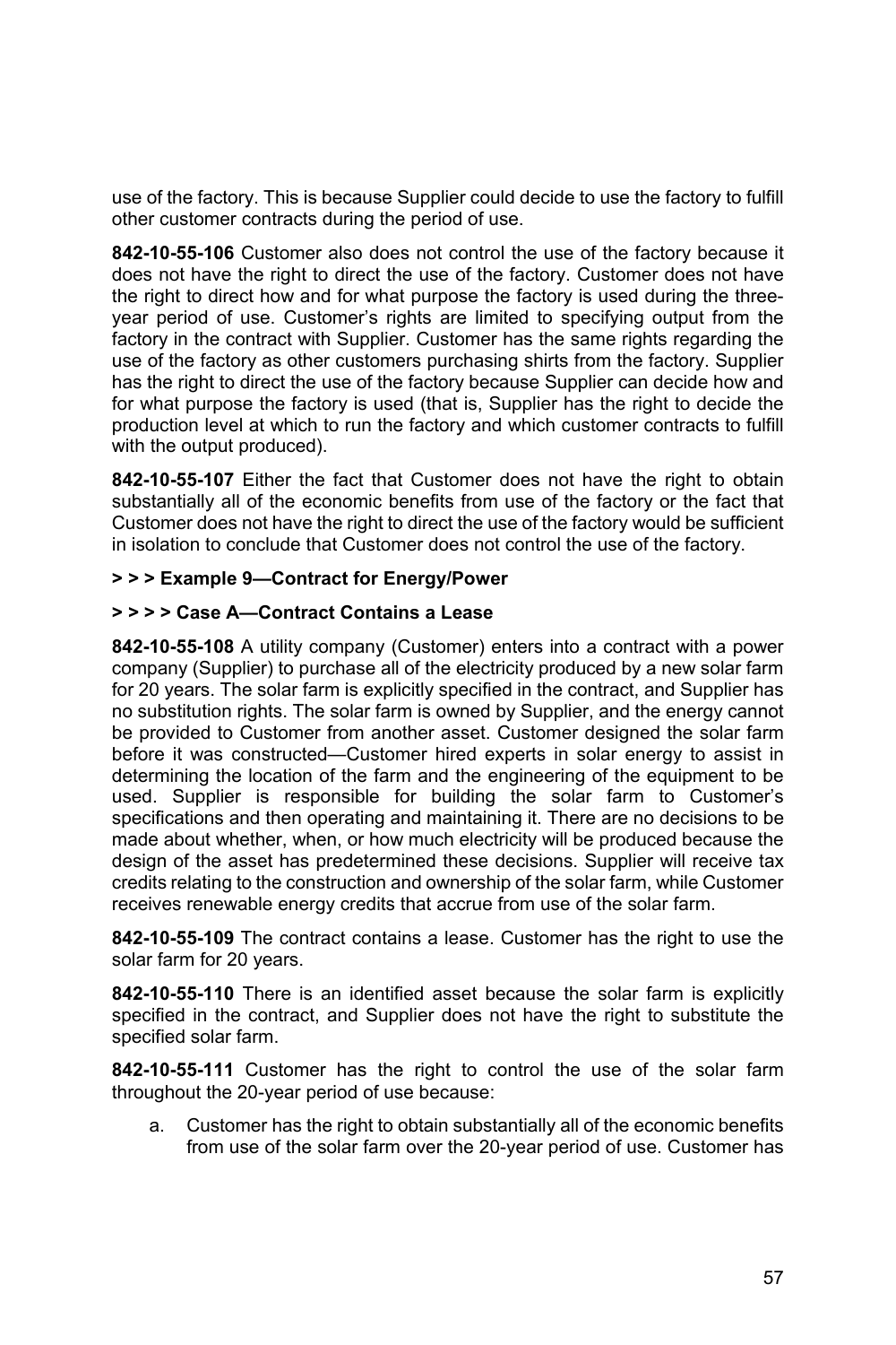use of the factory. This is because Supplier could decide to use the factory to fulfill other customer contracts during the period of use.

**842-10-55-106** Customer also does not control the use of the factory because it does not have the right to direct the use of the factory. Customer does not have the right to direct how and for what purpose the factory is used during the three-year period of use. Customer's rights are limited to specifying output from the factory in the contract with Supplier. Customer has the same rights regarding the use of the factory as other customers purchasing shirts from the factory. Supplier has the right to direct the use of the factory because Supplier can decide how and for what purpose the factory is used (that is, Supplier has the right to decide the production level at which to run the factory and which customer contracts to fulfill with the output produced).

**842-10-55-107** Either the fact that Customer does not have the right to obtain substantially all of the economic benefits from use of the factory or the fact that Customer does not have the right to direct the use of the factory would be sufficient in isolation to conclude that Customer does not control the use of the factory.

**> > > Example 9—Contract for Energy/Power**

**> > > > Case A—Contract Contains a Lease**

**842-10-55-108** A utility company (Customer) enters into a contract with a power company (Supplier) to purchase all of the electricity produced by a new solar farm for 20 years. The solar farm is explicitly specified in the contract, and Supplier has no substitution rights. The solar farm is owned by Supplier, and the energy cannot be provided to Customer from another asset. Customer designed the solar farm before it was constructed—Customer hired experts in solar energy to assist in determining the location of the farm and the engineering of the equipment to be used. Supplier is responsible for building the solar farm to Customer's specifications and then operating and maintaining it. There are no decisions to be made about whether, when, or how much electricity will be produced because the design of the asset has predetermined these decisions. Supplier will receive tax credits relating to the construction and ownership of the solar farm, while Customer receives renewable energy credits that accrue from use of the solar farm.

**842-10-55-109** The contract contains a lease. Customer has the right to use the solar farm for 20 years.

**842-10-55-110** There is an identified asset because the solar farm is explicitly specified in the contract, and Supplier does not have the right to substitute the specified solar farm.

**842-10-55-111** Customer has the right to control the use of the solar farm throughout the 20-year period of use because:

a. Customer has the right to obtain substantially all of the economic benefits from use of the solar farm over the 20-year period of use. Customer has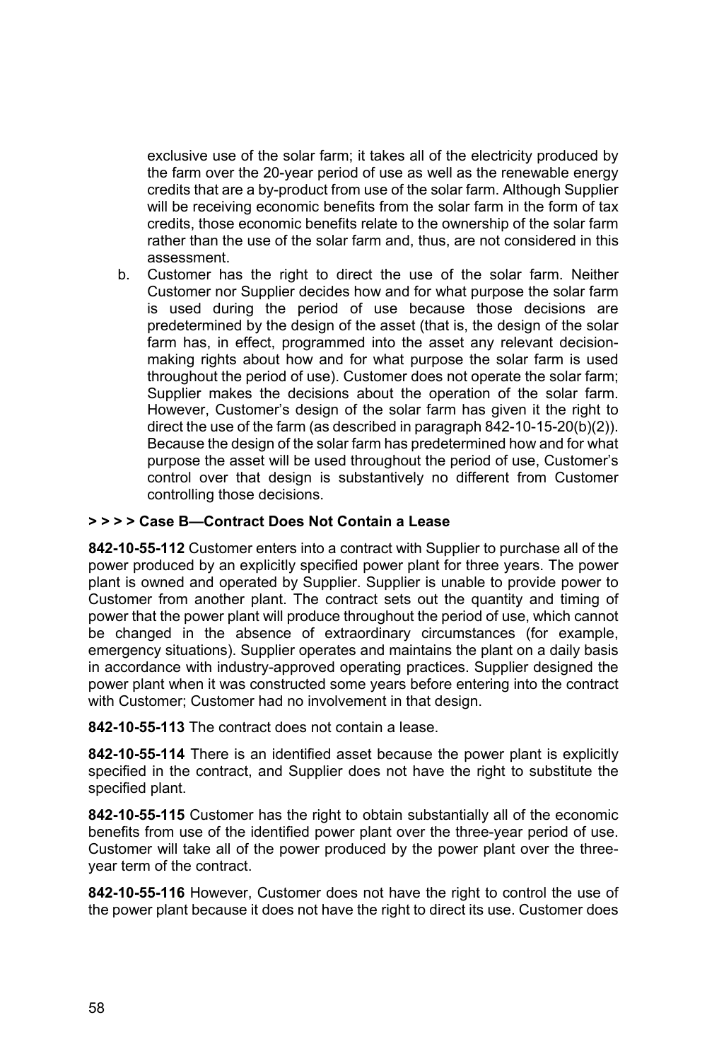exclusive use of the solar farm; it takes all of the electricity produced by the farm over the 20-year period of use as well as the renewable energy credits that are a by-product from use of the solar farm. Although Supplier will be receiving economic benefits from the solar farm in the form of tax credits, those economic benefits relate to the ownership of the solar farm rather than the use of the solar farm and, thus, are not considered in this assessment.

b. Customer has the right to direct the use of the solar farm. Neither Customer nor Supplier decides how and for what purpose the solar farm is used during the period of use because those decisions are predetermined by the design of the asset (that is, the design of the solar farm has, in effect, programmed into the asset any relevant decision-making rights about how and for what purpose the solar farm is used throughout the period of use). Customer does not operate the solar farm; Supplier makes the decisions about the operation of the solar farm. However, Customer's design of the solar farm has given it the right to direct the use of the farm (as described in paragraph 842-10-15-20(b)(2)). Because the design of the solar farm has predetermined how and for what purpose the asset will be used throughout the period of use, Customer's control over that design is substantively no different from Customer controlling those decisions.

**> > > > Case B—Contract Does Not Contain a Lease**

**842-10-55-112** Customer enters into a contract with Supplier to purchase all of the power produced by an explicitly specified power plant for three years. The power plant is owned and operated by Supplier. Supplier is unable to provide power to Customer from another plant. The contract sets out the quantity and timing of power that the power plant will produce throughout the period of use, which cannot be changed in the absence of extraordinary circumstances (for example, emergency situations). Supplier operates and maintains the plant on a daily basis in accordance with industry-approved operating practices. Supplier designed the power plant when it was constructed some years before entering into the contract with Customer; Customer had no involvement in that design.

**842-10-55-113** The contract does not contain a lease.

**842-10-55-114** There is an identified asset because the power plant is explicitly specified in the contract, and Supplier does not have the right to substitute the specified plant.

**842-10-55-115** Customer has the right to obtain substantially all of the economic benefits from use of the identified power plant over the three-year period of use. Customer will take all of the power produced by the power plant over the three-year term of the contract.

**842-10-55-116** However, Customer does not have the right to control the use of the power plant because it does not have the right to direct its use. Customer does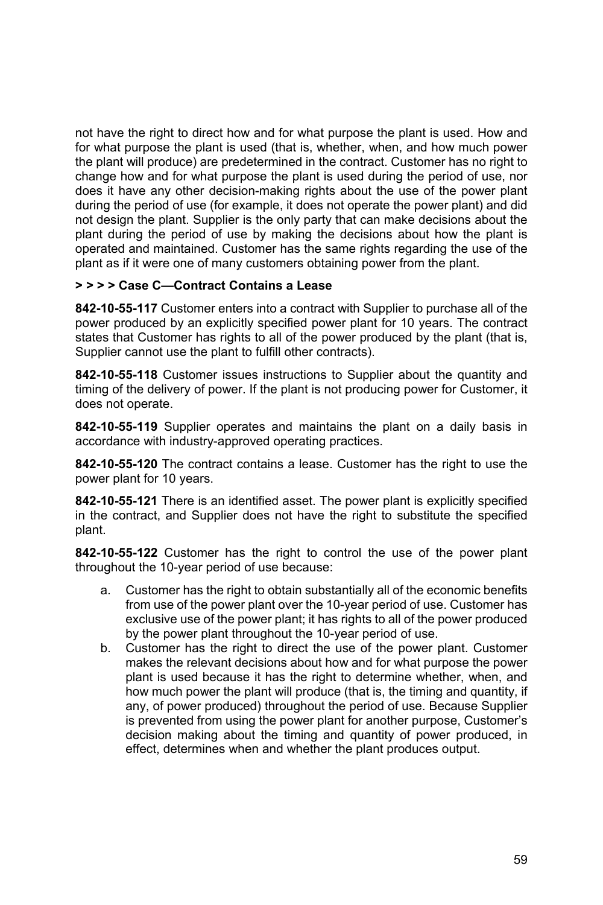not have the right to direct how and for what purpose the plant is used. How and for what purpose the plant is used (that is, whether, when, and how much power the plant will produce) are predetermined in the contract. Customer has no right to change how and for what purpose the plant is used during the period of use, nor does it have any other decision-making rights about the use of the power plant during the period of use (for example, it does not operate the power plant) and did not design the plant. Supplier is the only party that can make decisions about the plant during the period of use by making the decisions about how the plant is operated and maintained. Customer has the same rights regarding the use of the plant as if it were one of many customers obtaining power from the plant.

**> > > > Case C—Contract Contains a Lease**

**842-10-55-117** Customer enters into a contract with Supplier to purchase all of the power produced by an explicitly specified power plant for 10 years. The contract states that Customer has rights to all of the power produced by the plant (that is, Supplier cannot use the plant to fulfill other contracts).

**842-10-55-118** Customer issues instructions to Supplier about the quantity and timing of the delivery of power. If the plant is not producing power for Customer, it does not operate.

**842-10-55-119** Supplier operates and maintains the plant on a daily basis in accordance with industry-approved operating practices.

**842-10-55-120** The contract contains a lease. Customer has the right to use the power plant for 10 years.

**842-10-55-121** There is an identified asset. The power plant is explicitly specified in the contract, and Supplier does not have the right to substitute the specified plant.

**842-10-55-122** Customer has the right to control the use of the power plant throughout the 10-year period of use because:

a. Customer has the right to obtain substantially all of the economic benefits from use of the power plant over the 10-year period of use. Customer has exclusive use of the power plant; it has rights to all of the power produced by the power plant throughout the 10-year period of use.
b. Customer has the right to direct the use of the power plant. Customer makes the relevant decisions about how and for what purpose the power plant is used because it has the right to determine whether, when, and how much power the plant will produce (that is, the timing and quantity, if any, of power produced) throughout the period of use. Because Supplier is prevented from using the power plant for another purpose, Customer's decision making about the timing and quantity of power produced, in effect, determines when and whether the plant produces output.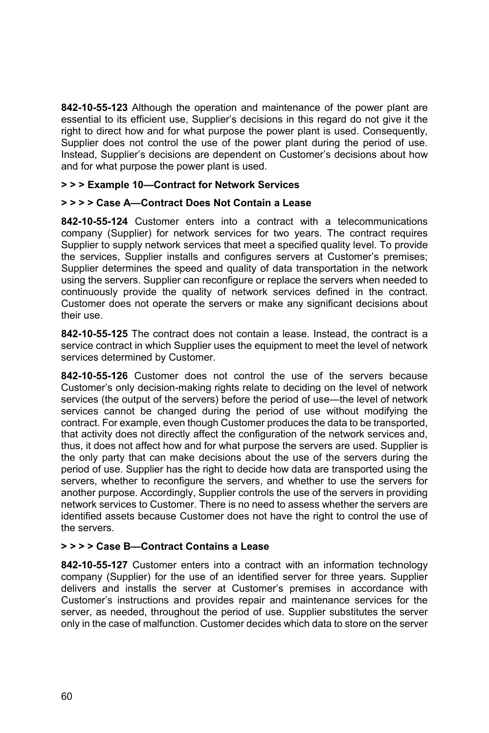**842-10-55-123** Although the operation and maintenance of the power plant are essential to its efficient use, Supplier's decisions in this regard do not give it the right to direct how and for what purpose the power plant is used. Consequently, Supplier does not control the use of the power plant during the period of use. Instead, Supplier's decisions are dependent on Customer's decisions about how and for what purpose the power plant is used.

**> > > Example 10—Contract for Network Services**

**> > > > Case A—Contract Does Not Contain a Lease**

**842-10-55-124** Customer enters into a contract with a telecommunications company (Supplier) for network services for two years. The contract requires Supplier to supply network services that meet a specified quality level. To provide the services, Supplier installs and configures servers at Customer's premises; Supplier determines the speed and quality of data transportation in the network using the servers. Supplier can reconfigure or replace the servers when needed to continuously provide the quality of network services defined in the contract. Customer does not operate the servers or make any significant decisions about their use.

**842-10-55-125** The contract does not contain a lease. Instead, the contract is a service contract in which Supplier uses the equipment to meet the level of network services determined by Customer.

**842-10-55-126** Customer does not control the use of the servers because Customer's only decision-making rights relate to deciding on the level of network services (the output of the servers) before the period of use—the level of network services cannot be changed during the period of use without modifying the contract. For example, even though Customer produces the data to be transported, that activity does not directly affect the configuration of the network services and, thus, it does not affect how and for what purpose the servers are used. Supplier is the only party that can make decisions about the use of the servers during the period of use. Supplier has the right to decide how data are transported using the servers, whether to reconfigure the servers, and whether to use the servers for another purpose. Accordingly, Supplier controls the use of the servers in providing network services to Customer. There is no need to assess whether the servers are identified assets because Customer does not have the right to control the use of the servers.

**> > > > Case B—Contract Contains a Lease**

**842-10-55-127** Customer enters into a contract with an information technology company (Supplier) for the use of an identified server for three years. Supplier delivers and installs the server at Customer's premises in accordance with Customer's instructions and provides repair and maintenance services for the server, as needed, throughout the period of use. Supplier substitutes the server only in the case of malfunction. Customer decides which data to store on the server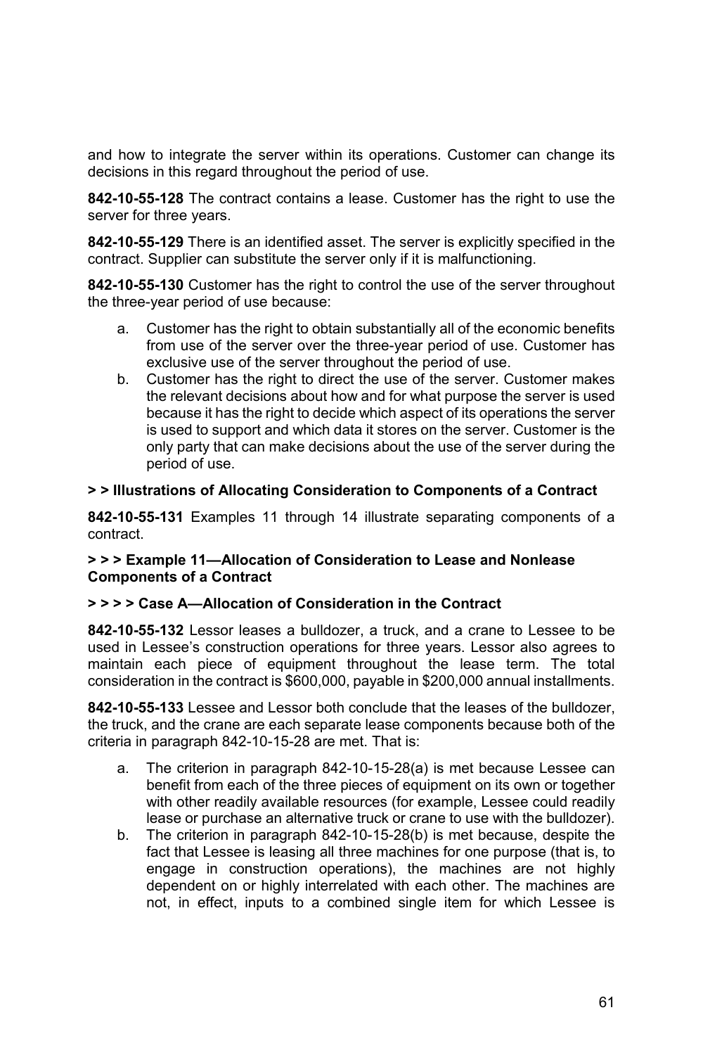and how to integrate the server within its operations. Customer can change its decisions in this regard throughout the period of use.

**842-10-55-128** The contract contains a lease. Customer has the right to use the server for three years.

**842-10-55-129** There is an identified asset. The server is explicitly specified in the contract. Supplier can substitute the server only if it is malfunctioning.

**842-10-55-130** Customer has the right to control the use of the server throughout the three-year period of use because:

a. Customer has the right to obtain substantially all of the economic benefits from use of the server over the three-year period of use. Customer has exclusive use of the server throughout the period of use.
b. Customer has the right to direct the use of the server. Customer makes the relevant decisions about how and for what purpose the server is used because it has the right to decide which aspect of its operations the server is used to support and which data it stores on the server. Customer is the only party that can make decisions about the use of the server during the period of use.

**> > Illustrations of Allocating Consideration to Components of a Contract**

**842-10-55-131** Examples 11 through 14 illustrate separating components of a contract.

**> > > Example 11—Allocation of Consideration to Lease and Nonlease Components of a Contract**

**> > > > Case A—Allocation of Consideration in the Contract**

**842-10-55-132** Lessor leases a bulldozer, a truck, and a crane to Lessee to be used in Lessee's construction operations for three years. Lessor also agrees to maintain each piece of equipment throughout the lease term. The total consideration in the contract is $600,000, payable in $200,000 annual installments.

**842-10-55-133** Lessee and Lessor both conclude that the leases of the bulldozer, the truck, and the crane are each separate lease components because both of the criteria in paragraph 842-10-15-28 are met. That is:

a. The criterion in paragraph 842-10-15-28(a) is met because Lessee can benefit from each of the three pieces of equipment on its own or together with other readily available resources (for example, Lessee could readily lease or purchase an alternative truck or crane to use with the bulldozer).
b. The criterion in paragraph 842-10-15-28(b) is met because, despite the fact that Lessee is leasing all three machines for one purpose (that is, to engage in construction operations), the machines are not highly dependent on or highly interrelated with each other. The machines are not, in effect, inputs to a combined single item for which Lessee is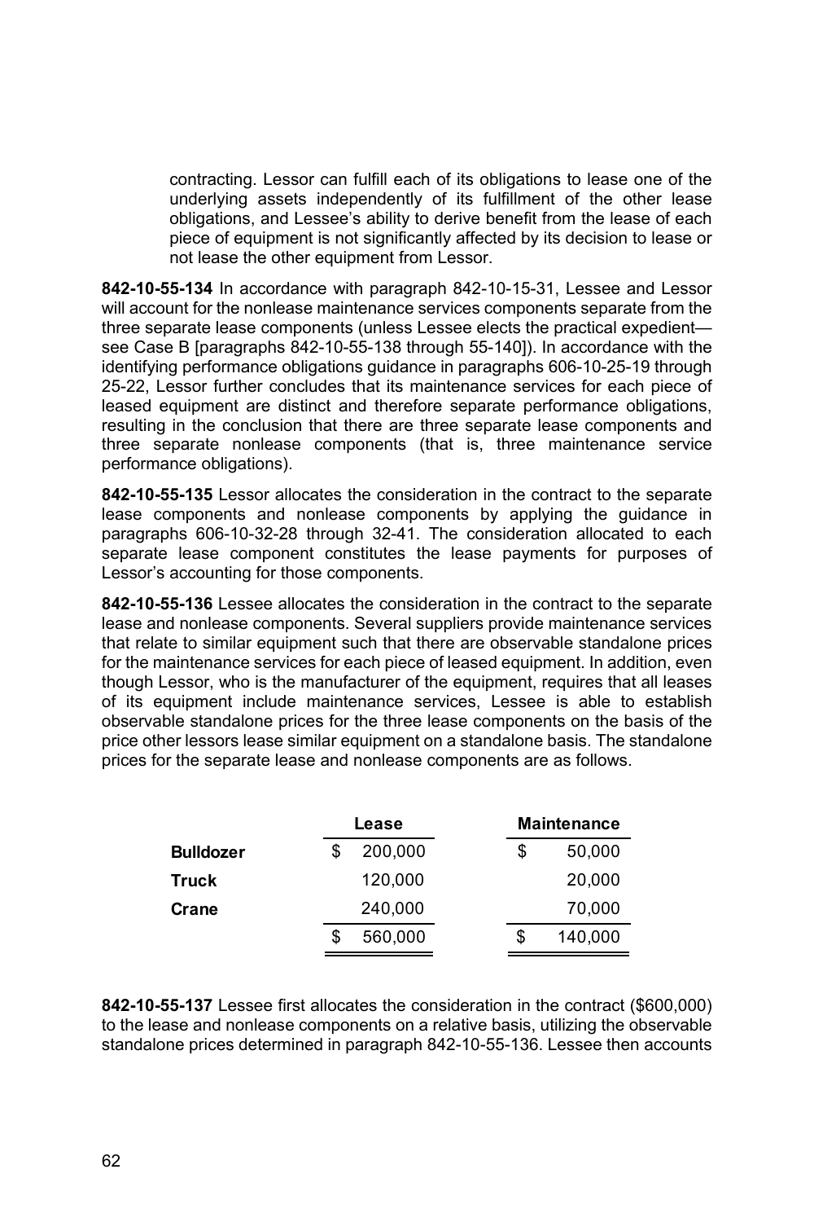contracting. Lessor can fulfill each of its obligations to lease one of the underlying assets independently of its fulfillment of the other lease obligations, and Lessee's ability to derive benefit from the lease of each piece of equipment is not significantly affected by its decision to lease or not lease the other equipment from Lessor.

**842-10-55-134** In accordance with paragraph 842-10-15-31, Lessee and Lessor will account for the nonlease maintenance services components separate from the three separate lease components (unless Lessee elects the practical expedient—see Case B [paragraphs 842-10-55-138 through 55-140]). In accordance with the identifying performance obligations guidance in paragraphs 606-10-25-19 through 25-22, Lessor further concludes that its maintenance services for each piece of leased equipment are distinct and therefore separate performance obligations, resulting in the conclusion that there are three separate lease components and three separate nonlease components (that is, three maintenance service performance obligations).

**842-10-55-135** Lessor allocates the consideration in the contract to the separate lease components and nonlease components by applying the guidance in paragraphs 606-10-32-28 through 32-41. The consideration allocated to each separate lease component constitutes the lease payments for purposes of Lessor's accounting for those components.

**842-10-55-136** Lessee allocates the consideration in the contract to the separate lease and nonlease components. Several suppliers provide maintenance services that relate to similar equipment such that there are observable standalone prices for the maintenance services for each piece of leased equipment. In addition, even though Lessor, who is the manufacturer of the equipment, requires that all leases of its equipment include maintenance services, Lessee is able to establish observable standalone prices for the three lease components on the basis of the price other lessors lease similar equipment on a standalone basis. The standalone prices for the separate lease and nonlease components are as follows.

| | Lease | Maintenance |
|---|---|---|
| **Bulldozer** | $ 200,000 | $ 50,000 |
| **Truck** | 120,000 | 20,000 |
| **Crane** | 240,000 | 70,000 |
| | $ 560,000 | $ 140,000 |

**842-10-55-137** Lessee first allocates the consideration in the contract ($600,000) to the lease and nonlease components on a relative basis, utilizing the observable standalone prices determined in paragraph 842-10-55-136. Lessee then accounts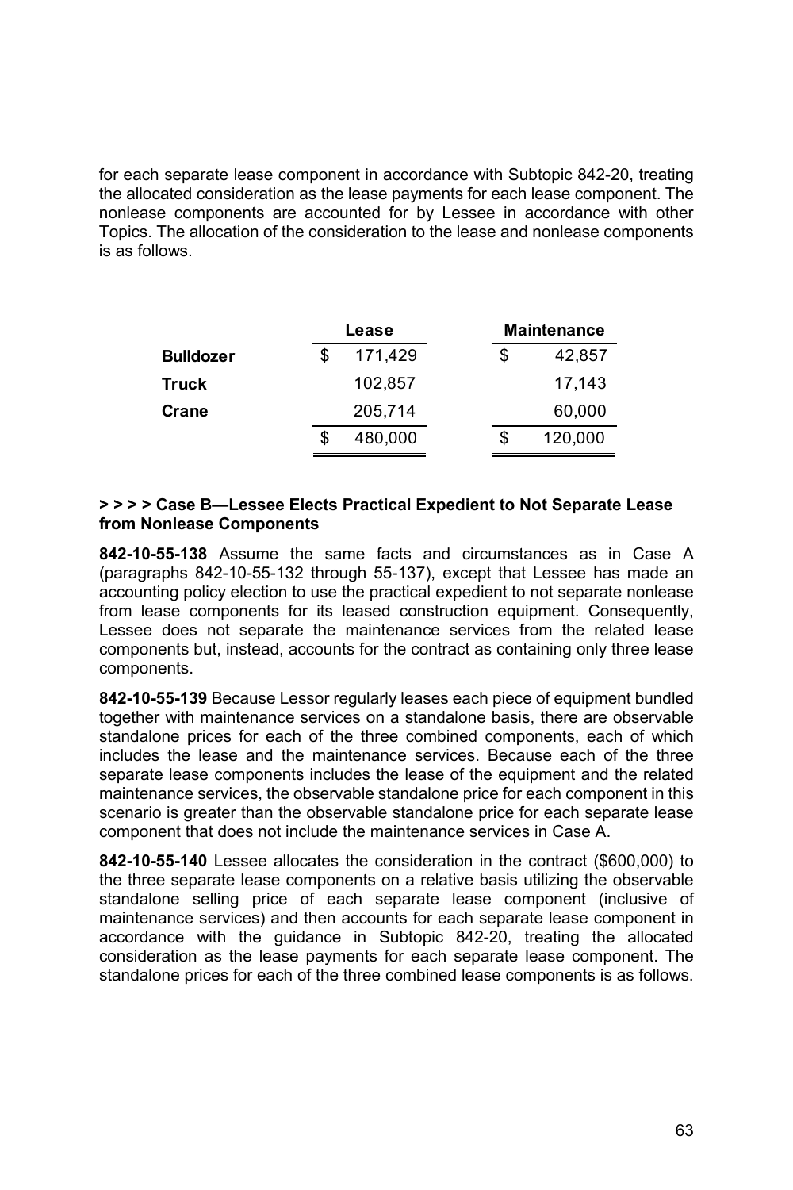for each separate lease component in accordance with Subtopic 842-20, treating the allocated consideration as the lease payments for each lease component. The nonlease components are accounted for by Lessee in accordance with other Topics. The allocation of the consideration to the lease and nonlease components is as follows.

| | Lease | Maintenance |
|---|---|---|
| **Bulldozer** | $ 171,429 | $ 42,857 |
| **Truck** | 102,857 | 17,143 |
| **Crane** | 205,714 | 60,000 |
| | $ 480,000 | $ 120,000 |

**> > > > Case B—Lessee Elects Practical Expedient to Not Separate Lease from Nonlease Components**

**842-10-55-138** Assume the same facts and circumstances as in Case A (paragraphs 842-10-55-132 through 55-137), except that Lessee has made an accounting policy election to use the practical expedient to not separate nonlease from lease components for its leased construction equipment. Consequently, Lessee does not separate the maintenance services from the related lease components but, instead, accounts for the contract as containing only three lease components.

**842-10-55-139** Because Lessor regularly leases each piece of equipment bundled together with maintenance services on a standalone basis, there are observable standalone prices for each of the three combined components, each of which includes the lease and the maintenance services. Because each of the three separate lease components includes the lease of the equipment and the related maintenance services, the observable standalone price for each component in this scenario is greater than the observable standalone price for each separate lease component that does not include the maintenance services in Case A.

**842-10-55-140** Lessee allocates the consideration in the contract ($600,000) to the three separate lease components on a relative basis utilizing the observable standalone selling price of each separate lease component (inclusive of maintenance services) and then accounts for each separate lease component in accordance with the guidance in Subtopic 842-20, treating the allocated consideration as the lease payments for each separate lease component. The standalone prices for each of the three combined lease components is as follows.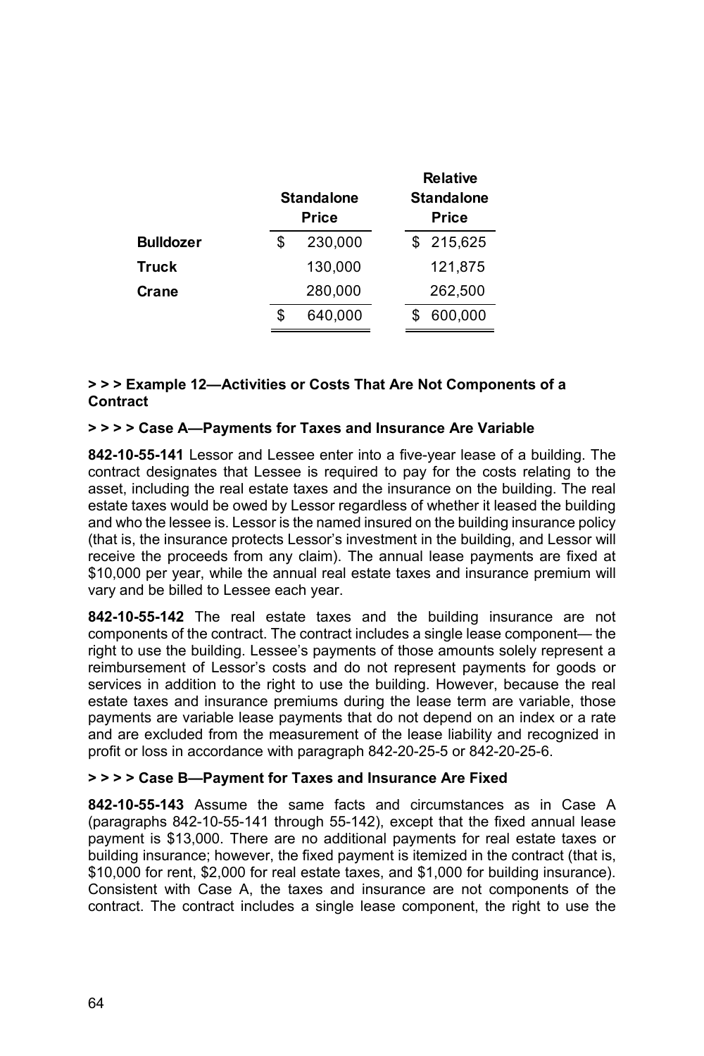| | Standalone Price | Relative Standalone Price |
|---|---|---|
| **Bulldozer** | $ 230,000 | $ 215,625 |
| **Truck** | 130,000 | 121,875 |
| **Crane** | 280,000 | 262,500 |
| | $ 640,000 | $ 600,000 |

**> > > Example 12—Activities or Costs That Are Not Components of a Contract**

**> > > > Case A—Payments for Taxes and Insurance Are Variable**

**842-10-55-141** Lessor and Lessee enter into a five-year lease of a building. The contract designates that Lessee is required to pay for the costs relating to the asset, including the real estate taxes and the insurance on the building. The real estate taxes would be owed by Lessor regardless of whether it leased the building and who the lessee is. Lessor is the named insured on the building insurance policy (that is, the insurance protects Lessor's investment in the building, and Lessor will receive the proceeds from any claim). The annual lease payments are fixed at $10,000 per year, while the annual real estate taxes and insurance premium will vary and be billed to Lessee each year.

**842-10-55-142** The real estate taxes and the building insurance are not components of the contract. The contract includes a single lease component— the right to use the building. Lessee's payments of those amounts solely represent a reimbursement of Lessor's costs and do not represent payments for goods or services in addition to the right to use the building. However, because the real estate taxes and insurance premiums during the lease term are variable, those payments are variable lease payments that do not depend on an index or a rate and are excluded from the measurement of the lease liability and recognized in profit or loss in accordance with paragraph 842-20-25-5 or 842-20-25-6.

**> > > > Case B—Payment for Taxes and Insurance Are Fixed**

**842-10-55-143** Assume the same facts and circumstances as in Case A (paragraphs 842-10-55-141 through 55-142), except that the fixed annual lease payment is $13,000. There are no additional payments for real estate taxes or building insurance; however, the fixed payment is itemized in the contract (that is, $10,000 for rent, $2,000 for real estate taxes, and $1,000 for building insurance). Consistent with Case A, the taxes and insurance are not components of the contract. The contract includes a single lease component, the right to use the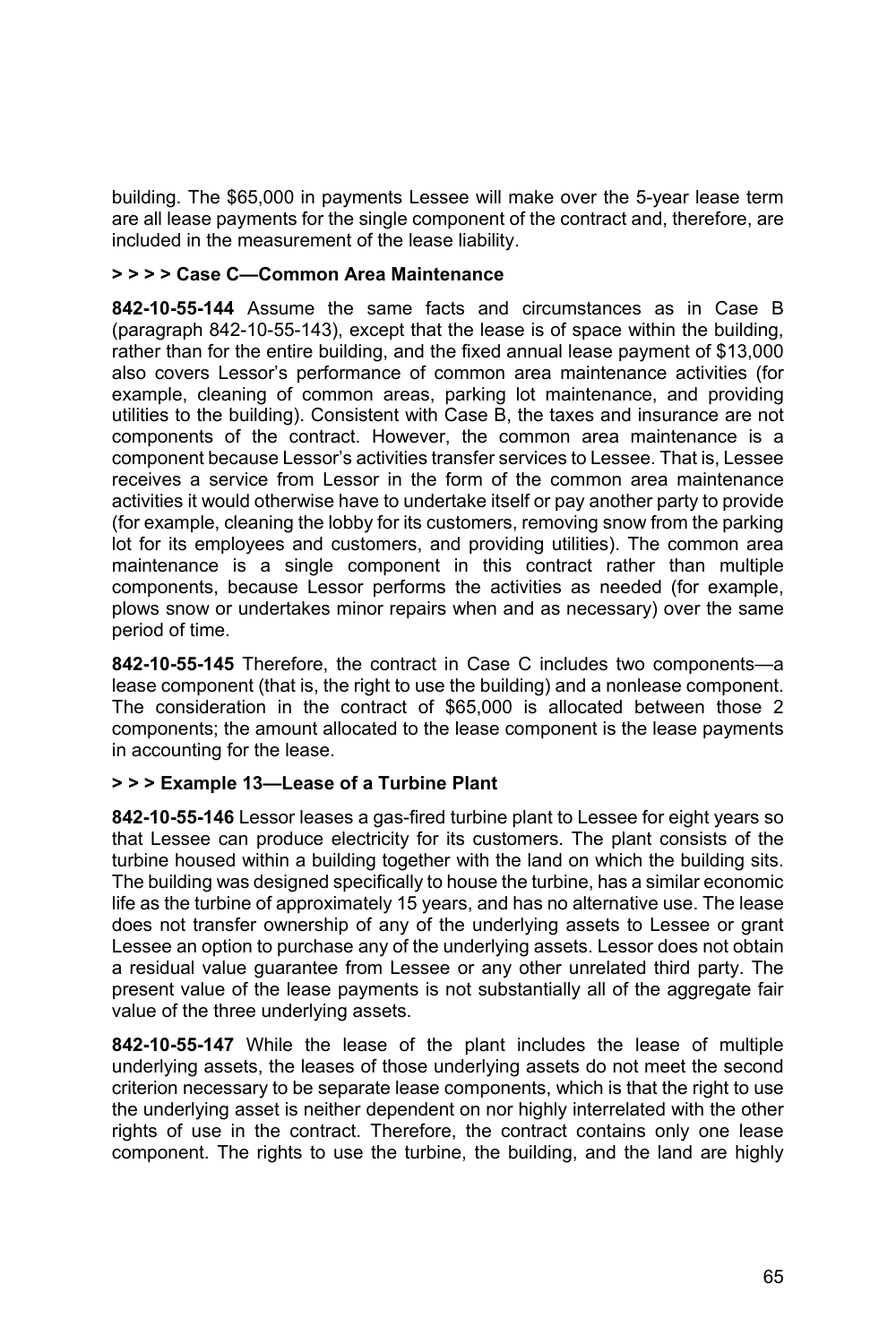building. The $65,000 in payments Lessee will make over the 5-year lease term are all lease payments for the single component of the contract and, therefore, are included in the measurement of the lease liability.

#### > > > > Case C—Common Area Maintenance

**842-10-55-144** Assume the same facts and circumstances as in Case B (paragraph 842-10-55-143), except that the lease is of space within the building, rather than for the entire building, and the fixed annual lease payment of $13,000 also covers Lessor's performance of common area maintenance activities (for example, cleaning of common areas, parking lot maintenance, and providing utilities to the building). Consistent with Case B, the taxes and insurance are not components of the contract. However, the common area maintenance is a component because Lessor's activities transfer services to Lessee. That is, Lessee receives a service from Lessor in the form of the common area maintenance activities it would otherwise have to undertake itself or pay another party to provide (for example, cleaning the lobby for its customers, removing snow from the parking lot for its employees and customers, and providing utilities). The common area maintenance is a single component in this contract rather than multiple components, because Lessor performs the activities as needed (for example, plows snow or undertakes minor repairs when and as necessary) over the same period of time.

**842-10-55-145** Therefore, the contract in Case C includes two components—a lease component (that is, the right to use the building) and a nonlease component. The consideration in the contract of $65,000 is allocated between those 2 components; the amount allocated to the lease component is the lease payments in accounting for the lease.

#### > > > Example 13—Lease of a Turbine Plant

**842-10-55-146** Lessor leases a gas-fired turbine plant to Lessee for eight years so that Lessee can produce electricity for its customers. The plant consists of the turbine housed within a building together with the land on which the building sits. The building was designed specifically to house the turbine, has a similar economic life as the turbine of approximately 15 years, and has no alternative use. The lease does not transfer ownership of any of the underlying assets to Lessee or grant Lessee an option to purchase any of the underlying assets. Lessor does not obtain a residual value guarantee from Lessee or any other unrelated third party. The present value of the lease payments is not substantially all of the aggregate fair value of the three underlying assets.

**842-10-55-147** While the lease of the plant includes the lease of multiple underlying assets, the leases of those underlying assets do not meet the second criterion necessary to be separate lease components, which is that the right to use the underlying asset is neither dependent on nor highly interrelated with the other rights of use in the contract. Therefore, the contract contains only one lease component. The rights to use the turbine, the building, and the land are highly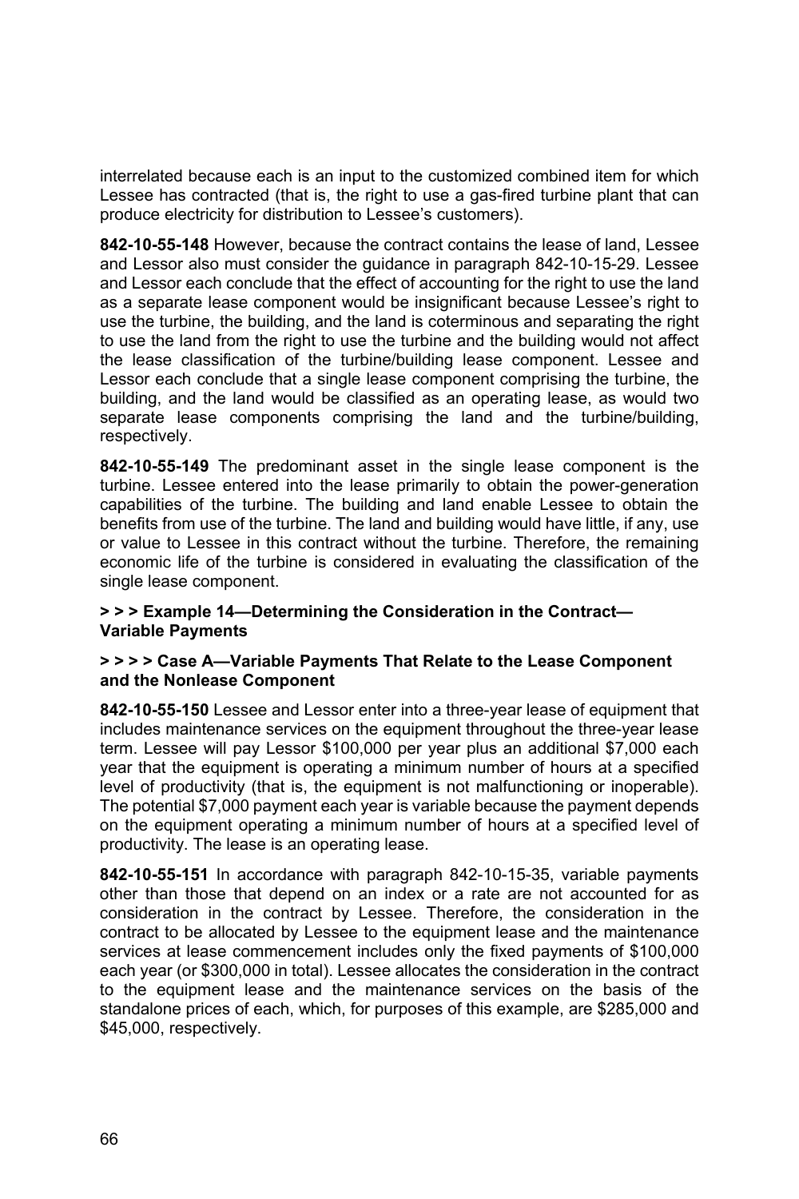interrelated because each is an input to the customized combined item for which Lessee has contracted (that is, the right to use a gas-fired turbine plant that can produce electricity for distribution to Lessee's customers).

**842-10-55-148** However, because the contract contains the lease of land, Lessee and Lessor also must consider the guidance in paragraph 842-10-15-29. Lessee and Lessor each conclude that the effect of accounting for the right to use the land as a separate lease component would be insignificant because Lessee's right to use the turbine, the building, and the land is coterminous and separating the right to use the land from the right to use the turbine and the building would not affect the lease classification of the turbine/building lease component. Lessee and Lessor each conclude that a single lease component comprising the turbine, the building, and the land would be classified as an operating lease, as would two separate lease components comprising the land and the turbine/building, respectively.

**842-10-55-149** The predominant asset in the single lease component is the turbine. Lessee entered into the lease primarily to obtain the power-generation capabilities of the turbine. The building and land enable Lessee to obtain the benefits from use of the turbine. The land and building would have little, if any, use or value to Lessee in this contract without the turbine. Therefore, the remaining economic life of the turbine is considered in evaluating the classification of the single lease component.

**> > > Example 14—Determining the Consideration in the Contract—Variable Payments**

**> > > > Case A—Variable Payments That Relate to the Lease Component and the Nonlease Component**

**842-10-55-150** Lessee and Lessor enter into a three-year lease of equipment that includes maintenance services on the equipment throughout the three-year lease term. Lessee will pay Lessor $100,000 per year plus an additional $7,000 each year that the equipment is operating a minimum number of hours at a specified level of productivity (that is, the equipment is not malfunctioning or inoperable). The potential $7,000 payment each year is variable because the payment depends on the equipment operating a minimum number of hours at a specified level of productivity. The lease is an operating lease.

**842-10-55-151** In accordance with paragraph 842-10-15-35, variable payments other than those that depend on an index or a rate are not accounted for as consideration in the contract by Lessee. Therefore, the consideration in the contract to be allocated by Lessee to the equipment lease and the maintenance services at lease commencement includes only the fixed payments of $100,000 each year (or $300,000 in total). Lessee allocates the consideration in the contract to the equipment lease and the maintenance services on the basis of the standalone prices of each, which, for purposes of this example, are $285,000 and $45,000, respectively.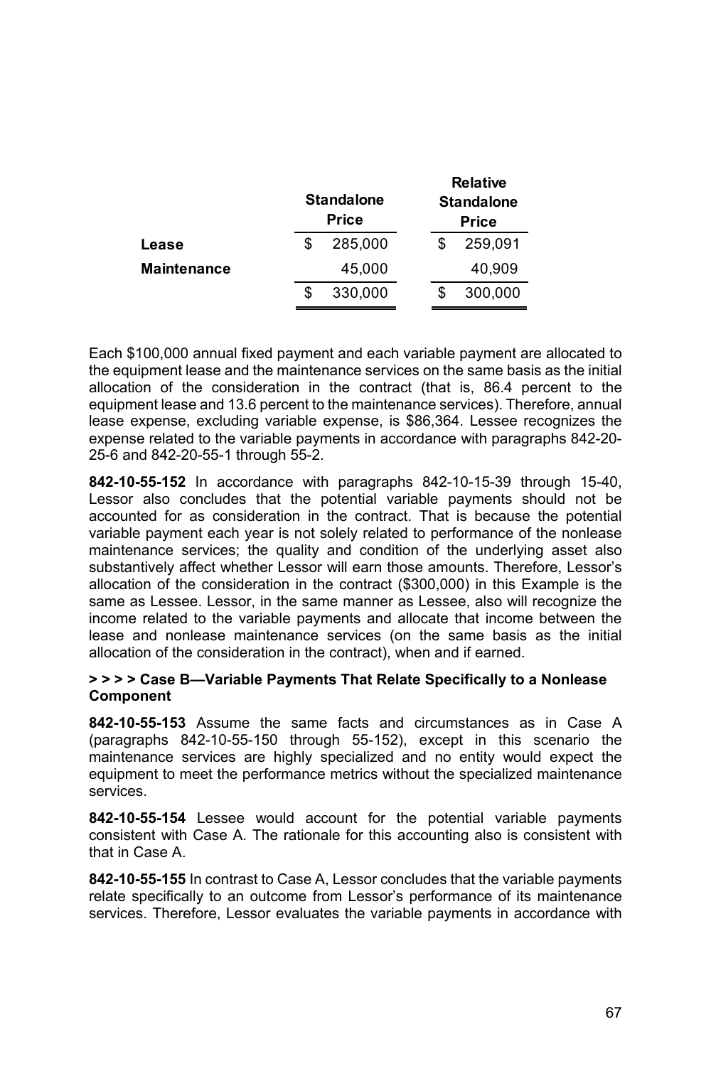| | Standalone Price | Relative Standalone Price |
|---|---|---|
| **Lease** | $ 285,000 | $ 259,091 |
| **Maintenance** | 45,000 | 40,909 |
| | $ 330,000 | $ 300,000 |

Each $100,000 annual fixed payment and each variable payment are allocated to the equipment lease and the maintenance services on the same basis as the initial allocation of the consideration in the contract (that is, 86.4 percent to the equipment lease and 13.6 percent to the maintenance services). Therefore, annual lease expense, excluding variable expense, is $86,364. Lessee recognizes the expense related to the variable payments in accordance with paragraphs 842-20-25-6 and 842-20-55-1 through 55-2.

**842-10-55-152** In accordance with paragraphs 842-10-15-39 through 15-40, Lessor also concludes that the potential variable payments should not be accounted for as consideration in the contract. That is because the potential variable payment each year is not solely related to performance of the nonlease maintenance services; the quality and condition of the underlying asset also substantively affect whether Lessor will earn those amounts. Therefore, Lessor's allocation of the consideration in the contract ($300,000) in this Example is the same as Lessee. Lessor, in the same manner as Lessee, also will recognize the income related to the variable payments and allocate that income between the lease and nonlease maintenance services (on the same basis as the initial allocation of the consideration in the contract), when and if earned.

**> > > > Case B—Variable Payments That Relate Specifically to a Nonlease Component**

**842-10-55-153** Assume the same facts and circumstances as in Case A (paragraphs 842-10-55-150 through 55-152), except in this scenario the maintenance services are highly specialized and no entity would expect the equipment to meet the performance metrics without the specialized maintenance services.

**842-10-55-154** Lessee would account for the potential variable payments consistent with Case A. The rationale for this accounting also is consistent with that in Case A.

**842-10-55-155** In contrast to Case A, Lessor concludes that the variable payments relate specifically to an outcome from Lessor's performance of its maintenance services. Therefore, Lessor evaluates the variable payments in accordance with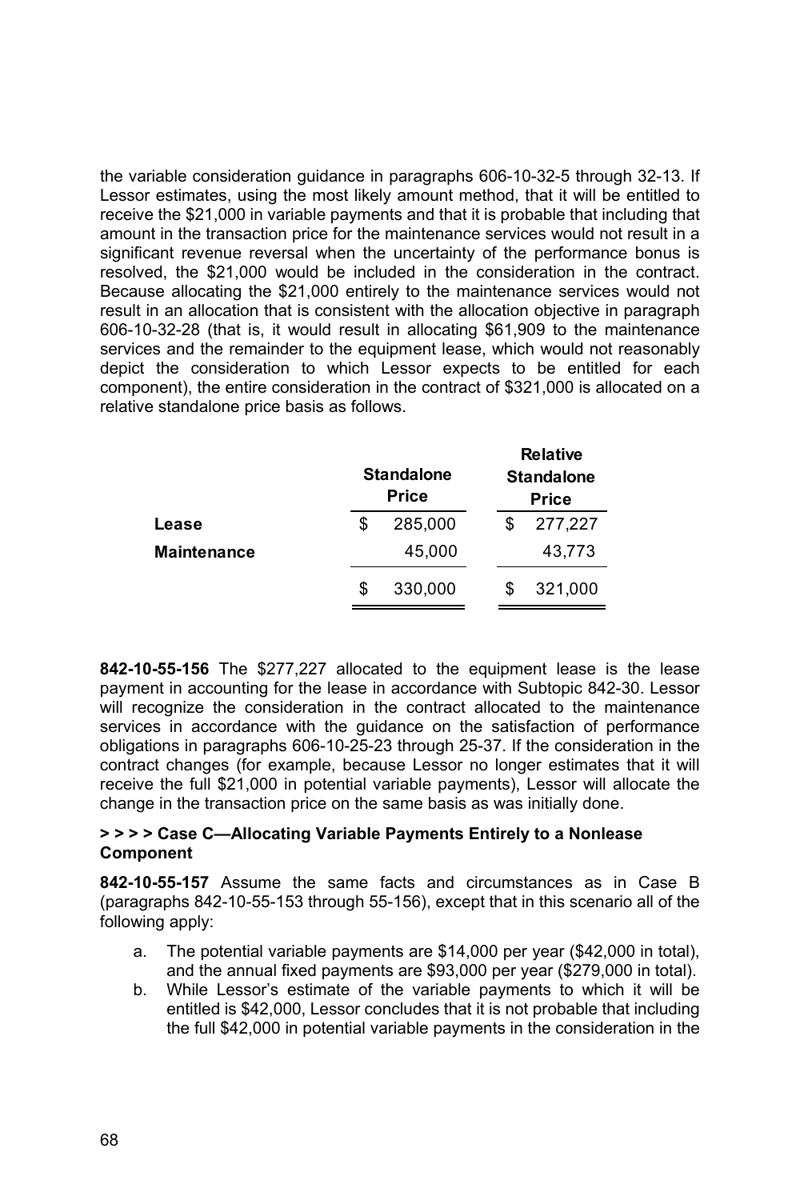the variable consideration guidance in paragraphs 606-10-32-5 through 32-13. If Lessor estimates, using the most likely amount method, that it will be entitled to receive the $21,000 in variable payments and that it is probable that including that amount in the transaction price for the maintenance services would not result in a significant revenue reversal when the uncertainty of the performance bonus is resolved, the $21,000 would be included in the consideration in the contract. Because allocating the $21,000 entirely to the maintenance services would not result in an allocation that is consistent with the allocation objective in paragraph 606-10-32-28 (that is, it would result in allocating $61,909 to the maintenance services and the remainder to the equipment lease, which would not reasonably depict the consideration to which Lessor expects to be entitled for each component), the entire consideration in the contract of $321,000 is allocated on a relative standalone price basis as follows.

| | Standalone Price | Relative Standalone Price |
|---|---|---|
| **Lease** | $ 285,000 | $ 277,227 |
| **Maintenance** | 45,000 | 43,773 |
| | $ 330,000 | $ 321,000 |

**842-10-55-156** The $277,227 allocated to the equipment lease is the lease payment in accounting for the lease in accordance with Subtopic 842-30. Lessor will recognize the consideration in the contract allocated to the maintenance services in accordance with the guidance on the satisfaction of performance obligations in paragraphs 606-10-25-23 through 25-37. If the consideration in the contract changes (for example, because Lessor no longer estimates that it will receive the full $21,000 in potential variable payments), Lessor will allocate the change in the transaction price on the same basis as was initially done.

**> > > > Case C—Allocating Variable Payments Entirely to a Nonlease Component**

**842-10-55-157** Assume the same facts and circumstances as in Case B (paragraphs 842-10-55-153 through 55-156), except that in this scenario all of the following apply:

a. The potential variable payments are $14,000 per year ($42,000 in total), and the annual fixed payments are $93,000 per year ($279,000 in total).
b. While Lessor's estimate of the variable payments to which it will be entitled is $42,000, Lessor concludes that it is not probable that including the full $42,000 in potential variable payments in the consideration in the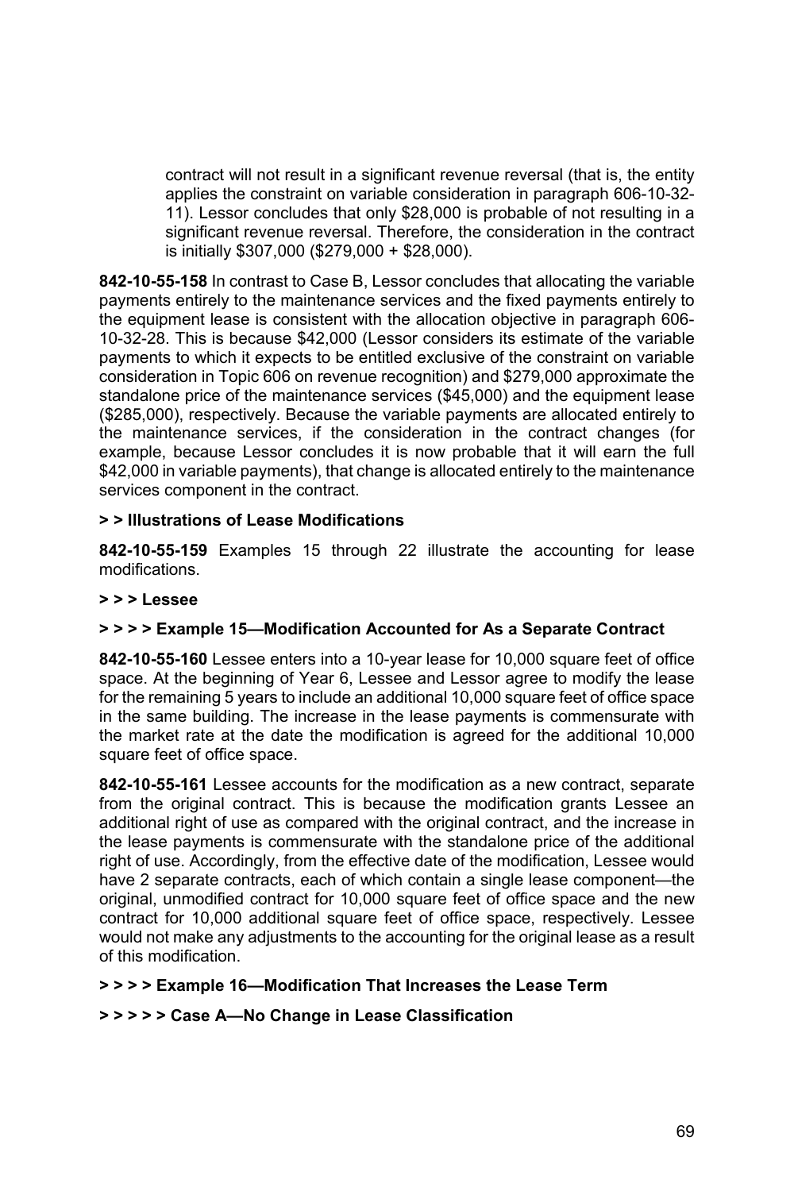contract will not result in a significant revenue reversal (that is, the entity applies the constraint on variable consideration in paragraph 606-10-32-11). Lessor concludes that only $28,000 is probable of not resulting in a significant revenue reversal. Therefore, the consideration in the contract is initially $307,000 ($279,000 + $28,000).

**842-10-55-158** In contrast to Case B, Lessor concludes that allocating the variable payments entirely to the maintenance services and the fixed payments entirely to the equipment lease is consistent with the allocation objective in paragraph 606-10-32-28. This is because $42,000 (Lessor considers its estimate of the variable payments to which it expects to be entitled exclusive of the constraint on variable consideration in Topic 606 on revenue recognition) and $279,000 approximate the standalone price of the maintenance services ($45,000) and the equipment lease ($285,000), respectively. Because the variable payments are allocated entirely to the maintenance services, if the consideration in the contract changes (for example, because Lessor concludes it is now probable that it will earn the full $42,000 in variable payments), that change is allocated entirely to the maintenance services component in the contract.

**> > Illustrations of Lease Modifications**

**842-10-55-159** Examples 15 through 22 illustrate the accounting for lease modifications.

**> > > Lessee**

**> > > > Example 15—Modification Accounted for As a Separate Contract**

**842-10-55-160** Lessee enters into a 10-year lease for 10,000 square feet of office space. At the beginning of Year 6, Lessee and Lessor agree to modify the lease for the remaining 5 years to include an additional 10,000 square feet of office space in the same building. The increase in the lease payments is commensurate with the market rate at the date the modification is agreed for the additional 10,000 square feet of office space.

**842-10-55-161** Lessee accounts for the modification as a new contract, separate from the original contract. This is because the modification grants Lessee an additional right of use as compared with the original contract, and the increase in the lease payments is commensurate with the standalone price of the additional right of use. Accordingly, from the effective date of the modification, Lessee would have 2 separate contracts, each of which contain a single lease component—the original, unmodified contract for 10,000 square feet of office space and the new contract for 10,000 additional square feet of office space, respectively. Lessee would not make any adjustments to the accounting for the original lease as a result of this modification.

**> > > > Example 16—Modification That Increases the Lease Term**

**> > > > > Case A—No Change in Lease Classification**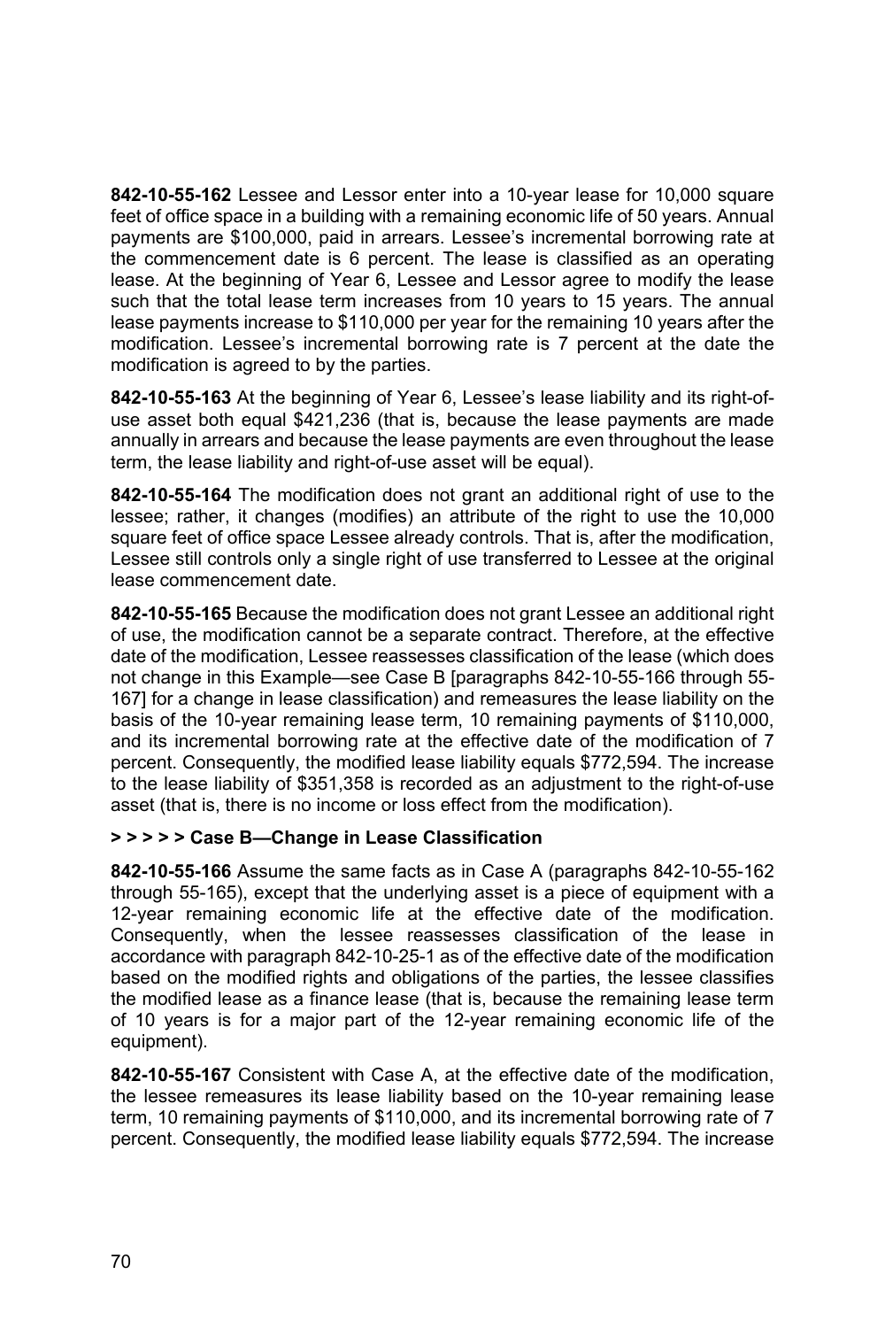**842-10-55-162** Lessee and Lessor enter into a 10-year lease for 10,000 square feet of office space in a building with a remaining economic life of 50 years. Annual payments are $100,000, paid in arrears. Lessee's incremental borrowing rate at the commencement date is 6 percent. The lease is classified as an operating lease. At the beginning of Year 6, Lessee and Lessor agree to modify the lease such that the total lease term increases from 10 years to 15 years. The annual lease payments increase to $110,000 per year for the remaining 10 years after the modification. Lessee's incremental borrowing rate is 7 percent at the date the modification is agreed to by the parties.

**842-10-55-163** At the beginning of Year 6, Lessee's lease liability and its right-of-use asset both equal $421,236 (that is, because the lease payments are made annually in arrears and because the lease payments are even throughout the lease term, the lease liability and right-of-use asset will be equal).

**842-10-55-164** The modification does not grant an additional right of use to the lessee; rather, it changes (modifies) an attribute of the right to use the 10,000 square feet of office space Lessee already controls. That is, after the modification, Lessee still controls only a single right of use transferred to Lessee at the original lease commencement date.

**842-10-55-165** Because the modification does not grant Lessee an additional right of use, the modification cannot be a separate contract. Therefore, at the effective date of the modification, Lessee reassesses classification of the lease (which does not change in this Example—see Case B [paragraphs 842-10-55-166 through 55-167] for a change in lease classification) and remeasures the lease liability on the basis of the 10-year remaining lease term, 10 remaining payments of $110,000, and its incremental borrowing rate at the effective date of the modification of 7 percent. Consequently, the modified lease liability equals $772,594. The increase to the lease liability of $351,358 is recorded as an adjustment to the right-of-use asset (that is, there is no income or loss effect from the modification).

**> > > > > Case B—Change in Lease Classification**

**842-10-55-166** Assume the same facts as in Case A (paragraphs 842-10-55-162 through 55-165), except that the underlying asset is a piece of equipment with a 12-year remaining economic life at the effective date of the modification. Consequently, when the lessee reassesses classification of the lease in accordance with paragraph 842-10-25-1 as of the effective date of the modification based on the modified rights and obligations of the parties, the lessee classifies the modified lease as a finance lease (that is, because the remaining lease term of 10 years is for a major part of the 12-year remaining economic life of the equipment).

**842-10-55-167** Consistent with Case A, at the effective date of the modification, the lessee remeasures its lease liability based on the 10-year remaining lease term, 10 remaining payments of $110,000, and its incremental borrowing rate of 7 percent. Consequently, the modified lease liability equals $772,594. The increase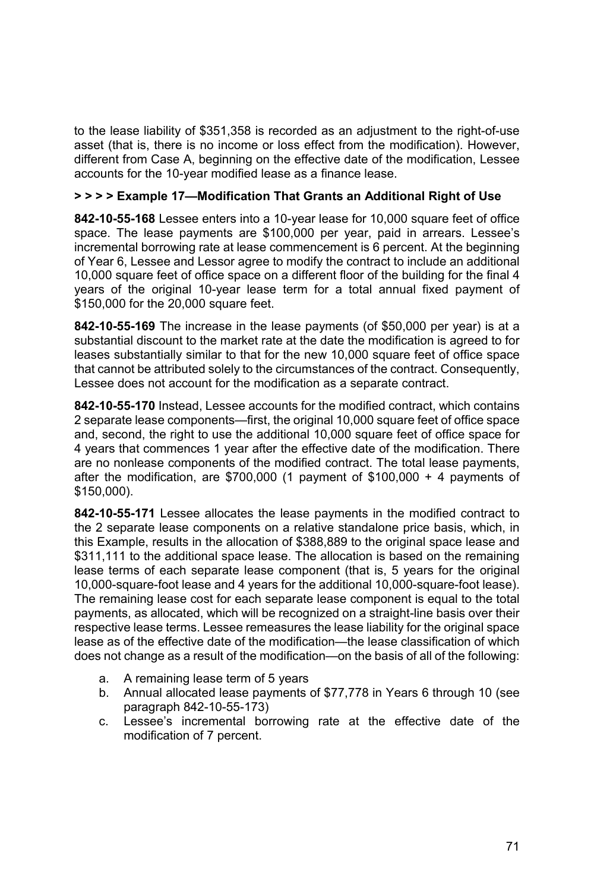to the lease liability of $351,358 is recorded as an adjustment to the right-of-use asset (that is, there is no income or loss effect from the modification). However, different from Case A, beginning on the effective date of the modification, Lessee accounts for the 10-year modified lease as a finance lease.

#### > > > > Example 17—Modification That Grants an Additional Right of Use

**842-10-55-168** Lessee enters into a 10-year lease for 10,000 square feet of office space. The lease payments are $100,000 per year, paid in arrears. Lessee's incremental borrowing rate at lease commencement is 6 percent. At the beginning of Year 6, Lessee and Lessor agree to modify the contract to include an additional 10,000 square feet of office space on a different floor of the building for the final 4 years of the original 10-year lease term for a total annual fixed payment of $150,000 for the 20,000 square feet.

**842-10-55-169** The increase in the lease payments (of $50,000 per year) is at a substantial discount to the market rate at the date the modification is agreed to for leases substantially similar to that for the new 10,000 square feet of office space that cannot be attributed solely to the circumstances of the contract. Consequently, Lessee does not account for the modification as a separate contract.

**842-10-55-170** Instead, Lessee accounts for the modified contract, which contains 2 separate lease components—first, the original 10,000 square feet of office space and, second, the right to use the additional 10,000 square feet of office space for 4 years that commences 1 year after the effective date of the modification. There are no nonlease components of the modified contract. The total lease payments, after the modification, are $700,000 (1 payment of $100,000 + 4 payments of $150,000).

**842-10-55-171** Lessee allocates the lease payments in the modified contract to the 2 separate lease components on a relative standalone price basis, which, in this Example, results in the allocation of $388,889 to the original space lease and $311,111 to the additional space lease. The allocation is based on the remaining lease terms of each separate lease component (that is, 5 years for the original 10,000-square-foot lease and 4 years for the additional 10,000-square-foot lease). The remaining lease cost for each separate lease component is equal to the total payments, as allocated, which will be recognized on a straight-line basis over their respective lease terms. Lessee remeasures the lease liability for the original space lease as of the effective date of the modification—the lease classification of which does not change as a result of the modification—on the basis of all of the following:

a. A remaining lease term of 5 years
b. Annual allocated lease payments of $77,778 in Years 6 through 10 (see paragraph 842-10-55-173)
c. Lessee's incremental borrowing rate at the effective date of the modification of 7 percent.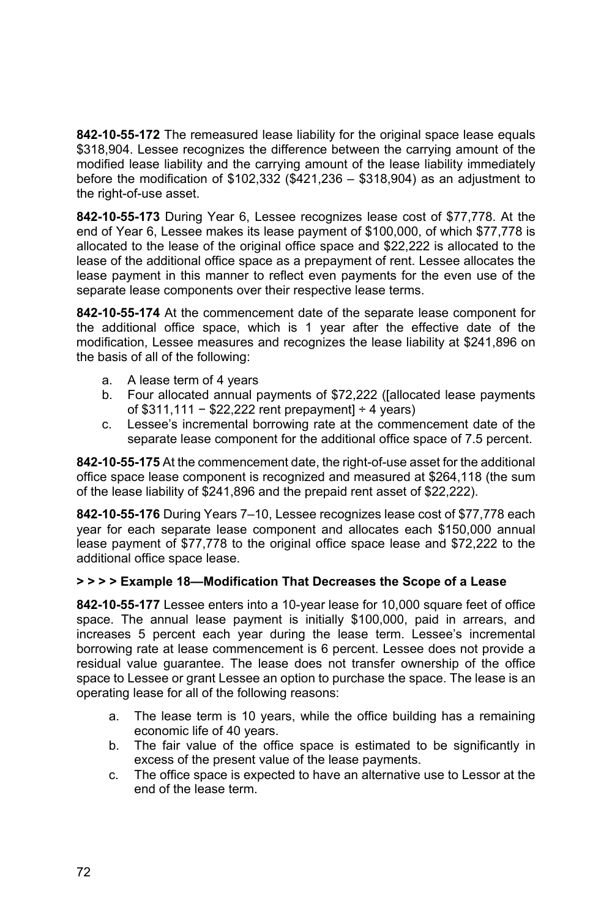**842-10-55-172** The remeasured lease liability for the original space lease equals $318,904. Lessee recognizes the difference between the carrying amount of the modified lease liability and the carrying amount of the lease liability immediately before the modification of $102,332 ($421,236 – $318,904) as an adjustment to the right-of-use asset.

**842-10-55-173** During Year 6, Lessee recognizes lease cost of $77,778. At the end of Year 6, Lessee makes its lease payment of $100,000, of which $77,778 is allocated to the lease of the original office space and $22,222 is allocated to the lease of the additional office space as a prepayment of rent. Lessee allocates the lease payment in this manner to reflect even payments for the even use of the separate lease components over their respective lease terms.

**842-10-55-174** At the commencement date of the separate lease component for the additional office space, which is 1 year after the effective date of the modification, Lessee measures and recognizes the lease liability at $241,896 on the basis of all of the following:

a. A lease term of 4 years
b. Four allocated annual payments of $72,222 ([allocated lease payments of $311,111 − $22,222 rent prepayment] ÷ 4 years)
c. Lessee's incremental borrowing rate at the commencement date of the separate lease component for the additional office space of 7.5 percent.

**842-10-55-175** At the commencement date, the right-of-use asset for the additional office space lease component is recognized and measured at $264,118 (the sum of the lease liability of $241,896 and the prepaid rent asset of $22,222).

**842-10-55-176** During Years 7–10, Lessee recognizes lease cost of $77,778 each year for each separate lease component and allocates each $150,000 annual lease payment of $77,778 to the original office space lease and $72,222 to the additional office space lease.

**> > > > Example 18—Modification That Decreases the Scope of a Lease**

**842-10-55-177** Lessee enters into a 10-year lease for 10,000 square feet of office space. The annual lease payment is initially $100,000, paid in arrears, and increases 5 percent each year during the lease term. Lessee's incremental borrowing rate at lease commencement is 6 percent. Lessee does not provide a residual value guarantee. The lease does not transfer ownership of the office space to Lessee or grant Lessee an option to purchase the space. The lease is an operating lease for all of the following reasons:

a. The lease term is 10 years, while the office building has a remaining economic life of 40 years.
b. The fair value of the office space is estimated to be significantly in excess of the present value of the lease payments.
c. The office space is expected to have an alternative use to Lessor at the end of the lease term.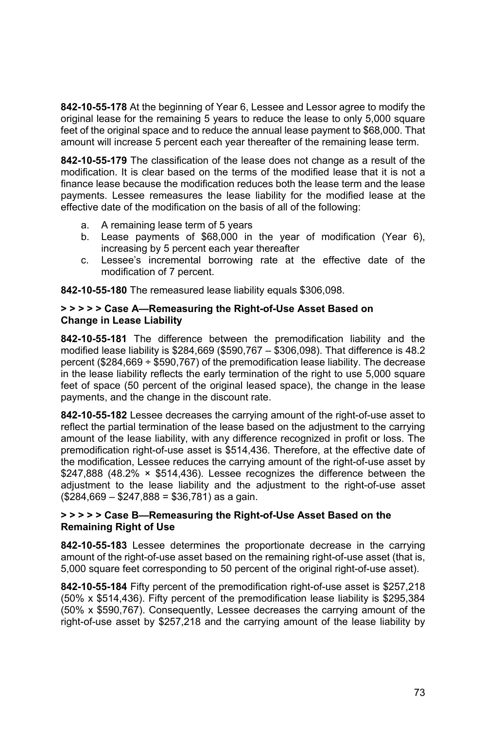**842-10-55-178** At the beginning of Year 6, Lessee and Lessor agree to modify the original lease for the remaining 5 years to reduce the lease to only 5,000 square feet of the original space and to reduce the annual lease payment to $68,000. That amount will increase 5 percent each year thereafter of the remaining lease term.

**842-10-55-179** The classification of the lease does not change as a result of the modification. It is clear based on the terms of the modified lease that it is not a finance lease because the modification reduces both the lease term and the lease payments. Lessee remeasures the lease liability for the modified lease at the effective date of the modification on the basis of all of the following:

a. A remaining lease term of 5 years
b. Lease payments of $68,000 in the year of modification (Year 6), increasing by 5 percent each year thereafter
c. Lessee's incremental borrowing rate at the effective date of the modification of 7 percent.

**842-10-55-180** The remeasured lease liability equals $306,098.

**> > > > > Case A—Remeasuring the Right-of-Use Asset Based on Change in Lease Liability**

**842-10-55-181** The difference between the premodification liability and the modified lease liability is $284,669 ($590,767 – $306,098). That difference is 48.2 percent ($284,669 ÷ $590,767) of the premodification lease liability. The decrease in the lease liability reflects the early termination of the right to use 5,000 square feet of space (50 percent of the original leased space), the change in the lease payments, and the change in the discount rate.

**842-10-55-182** Lessee decreases the carrying amount of the right-of-use asset to reflect the partial termination of the lease based on the adjustment to the carrying amount of the lease liability, with any difference recognized in profit or loss. The premodification right-of-use asset is $514,436. Therefore, at the effective date of the modification, Lessee reduces the carrying amount of the right-of-use asset by $247,888 (48.2% × $514,436). Lessee recognizes the difference between the adjustment to the lease liability and the adjustment to the right-of-use asset ($284,669 – $247,888 = $36,781) as a gain.

**> > > > > Case B—Remeasuring the Right-of-Use Asset Based on the Remaining Right of Use**

**842-10-55-183** Lessee determines the proportionate decrease in the carrying amount of the right-of-use asset based on the remaining right-of-use asset (that is, 5,000 square feet corresponding to 50 percent of the original right-of-use asset).

**842-10-55-184** Fifty percent of the premodification right-of-use asset is $257,218 (50% x $514,436). Fifty percent of the premodification lease liability is $295,384 (50% x $590,767). Consequently, Lessee decreases the carrying amount of the right-of-use asset by $257,218 and the carrying amount of the lease liability by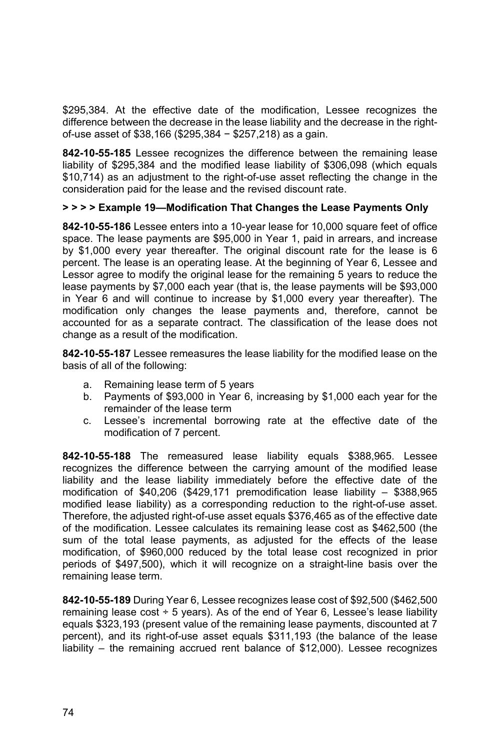$295,384. At the effective date of the modification, Lessee recognizes the difference between the decrease in the lease liability and the decrease in the right-of-use asset of $38,166 ($295,384 − $257,218) as a gain.

**842-10-55-185** Lessee recognizes the difference between the remaining lease liability of $295,384 and the modified lease liability of $306,098 (which equals $10,714) as an adjustment to the right-of-use asset reflecting the change in the consideration paid for the lease and the revised discount rate.

**> > > > Example 19—Modification That Changes the Lease Payments Only**

**842-10-55-186** Lessee enters into a 10-year lease for 10,000 square feet of office space. The lease payments are $95,000 in Year 1, paid in arrears, and increase by $1,000 every year thereafter. The original discount rate for the lease is 6 percent. The lease is an operating lease. At the beginning of Year 6, Lessee and Lessor agree to modify the original lease for the remaining 5 years to reduce the lease payments by $7,000 each year (that is, the lease payments will be $93,000 in Year 6 and will continue to increase by $1,000 every year thereafter). The modification only changes the lease payments and, therefore, cannot be accounted for as a separate contract. The classification of the lease does not change as a result of the modification.

**842-10-55-187** Lessee remeasures the lease liability for the modified lease on the basis of all of the following:

a. Remaining lease term of 5 years
b. Payments of $93,000 in Year 6, increasing by $1,000 each year for the remainder of the lease term
c. Lessee's incremental borrowing rate at the effective date of the modification of 7 percent.

**842-10-55-188** The remeasured lease liability equals $388,965. Lessee recognizes the difference between the carrying amount of the modified lease liability and the lease liability immediately before the effective date of the modification of $40,206 ($429,171 premodification lease liability – $388,965 modified lease liability) as a corresponding reduction to the right-of-use asset. Therefore, the adjusted right-of-use asset equals $376,465 as of the effective date of the modification. Lessee calculates its remaining lease cost as $462,500 (the sum of the total lease payments, as adjusted for the effects of the lease modification, of $960,000 reduced by the total lease cost recognized in prior periods of $497,500), which it will recognize on a straight-line basis over the remaining lease term.

**842-10-55-189** During Year 6, Lessee recognizes lease cost of $92,500 ($462,500 remaining lease cost ÷ 5 years). As of the end of Year 6, Lessee's lease liability equals $323,193 (present value of the remaining lease payments, discounted at 7 percent), and its right-of-use asset equals $311,193 (the balance of the lease liability – the remaining accrued rent balance of $12,000). Lessee recognizes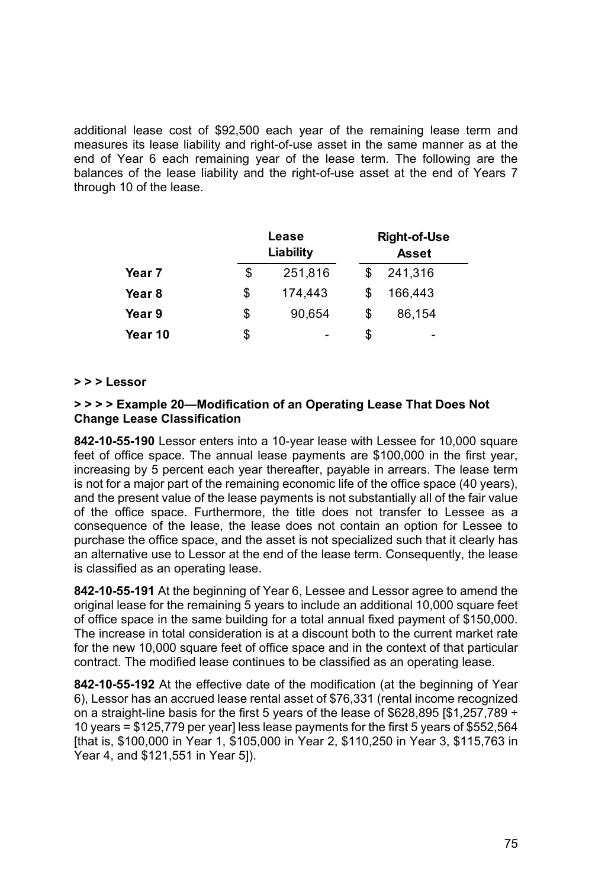additional lease cost of $92,500 each year of the remaining lease term and measures its lease liability and right-of-use asset in the same manner as at the end of Year 6 each remaining year of the lease term. The following are the balances of the lease liability and the right-of-use asset at the end of Years 7 through 10 of the lease.

| | Lease Liability | Right-of-Use Asset |
|---|---|---|
| Year 7 | $ 251,816 | $ 241,316 |
| Year 8 | $ 174,443 | $ 166,443 |
| Year 9 | $ 90,654 | $ 86,154 |
| Year 10 | $ - | $ - |

**> > > Lessor**

**> > > > Example 20—Modification of an Operating Lease That Does Not Change Lease Classification**

**842-10-55-190** Lessor enters into a 10-year lease with Lessee for 10,000 square feet of office space. The annual lease payments are $100,000 in the first year, increasing by 5 percent each year thereafter, payable in arrears. The lease term is not for a major part of the remaining economic life of the office space (40 years), and the present value of the lease payments is not substantially all of the fair value of the office space. Furthermore, the title does not transfer to Lessee as a consequence of the lease, the lease does not contain an option for Lessee to purchase the office space, and the asset is not specialized such that it clearly has an alternative use to Lessor at the end of the lease term. Consequently, the lease is classified as an operating lease.

**842-10-55-191** At the beginning of Year 6, Lessee and Lessor agree to amend the original lease for the remaining 5 years to include an additional 10,000 square feet of office space in the same building for a total annual fixed payment of $150,000. The increase in total consideration is at a discount both to the current market rate for the new 10,000 square feet of office space and in the context of that particular contract. The modified lease continues to be classified as an operating lease.

**842-10-55-192** At the effective date of the modification (at the beginning of Year 6), Lessor has an accrued lease rental asset of $76,331 (rental income recognized on a straight-line basis for the first 5 years of the lease of $628,895 [$1,257,789 ÷ 10 years = $125,779 per year] less lease payments for the first 5 years of $552,564 [that is, $100,000 in Year 1, $105,000 in Year 2, $110,250 in Year 3, $115,763 in Year 4, and $121,551 in Year 5]).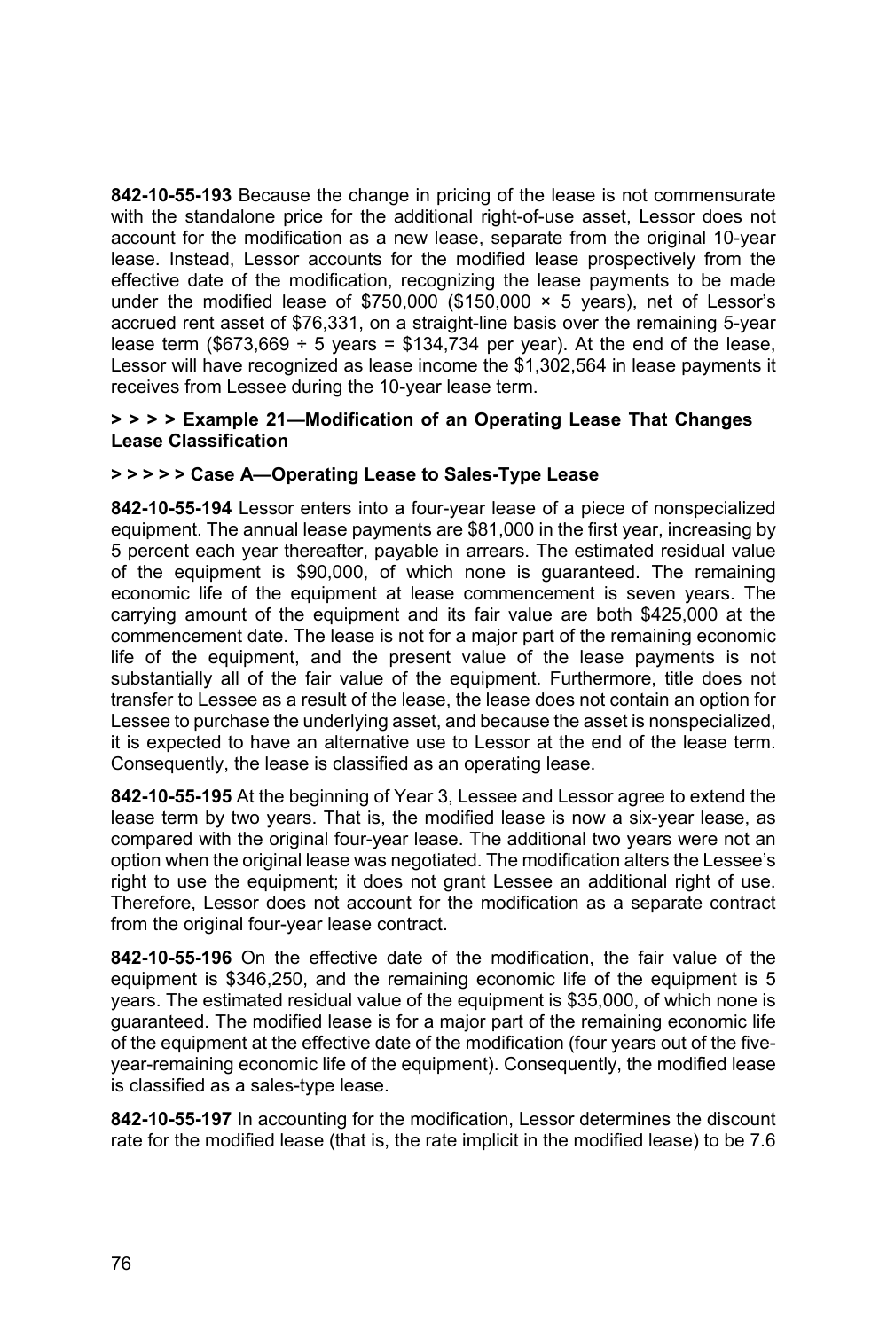**842-10-55-193** Because the change in pricing of the lease is not commensurate with the standalone price for the additional right-of-use asset, Lessor does not account for the modification as a new lease, separate from the original 10-year lease. Instead, Lessor accounts for the modified lease prospectively from the effective date of the modification, recognizing the lease payments to be made under the modified lease of $750,000 ($150,000 × 5 years), net of Lessor's accrued rent asset of $76,331, on a straight-line basis over the remaining 5-year lease term ($673,669 ÷ 5 years = $134,734 per year). At the end of the lease, Lessor will have recognized as lease income the $1,302,564 in lease payments it receives from Lessee during the 10-year lease term.

**> > > > Example 21—Modification of an Operating Lease That Changes Lease Classification**

**> > > > > Case A—Operating Lease to Sales-Type Lease**

**842-10-55-194** Lessor enters into a four-year lease of a piece of nonspecialized equipment. The annual lease payments are $81,000 in the first year, increasing by 5 percent each year thereafter, payable in arrears. The estimated residual value of the equipment is $90,000, of which none is guaranteed. The remaining economic life of the equipment at lease commencement is seven years. The carrying amount of the equipment and its fair value are both $425,000 at the commencement date. The lease is not for a major part of the remaining economic life of the equipment, and the present value of the lease payments is not substantially all of the fair value of the equipment. Furthermore, title does not transfer to Lessee as a result of the lease, the lease does not contain an option for Lessee to purchase the underlying asset, and because the asset is nonspecialized, it is expected to have an alternative use to Lessor at the end of the lease term. Consequently, the lease is classified as an operating lease.

**842-10-55-195** At the beginning of Year 3, Lessee and Lessor agree to extend the lease term by two years. That is, the modified lease is now a six-year lease, as compared with the original four-year lease. The additional two years were not an option when the original lease was negotiated. The modification alters the Lessee's right to use the equipment; it does not grant Lessee an additional right of use. Therefore, Lessor does not account for the modification as a separate contract from the original four-year lease contract.

**842-10-55-196** On the effective date of the modification, the fair value of the equipment is $346,250, and the remaining economic life of the equipment is 5 years. The estimated residual value of the equipment is $35,000, of which none is guaranteed. The modified lease is for a major part of the remaining economic life of the equipment at the effective date of the modification (four years out of the five-year-remaining economic life of the equipment). Consequently, the modified lease is classified as a sales-type lease.

**842-10-55-197** In accounting for the modification, Lessor determines the discount rate for the modified lease (that is, the rate implicit in the modified lease) to be 7.6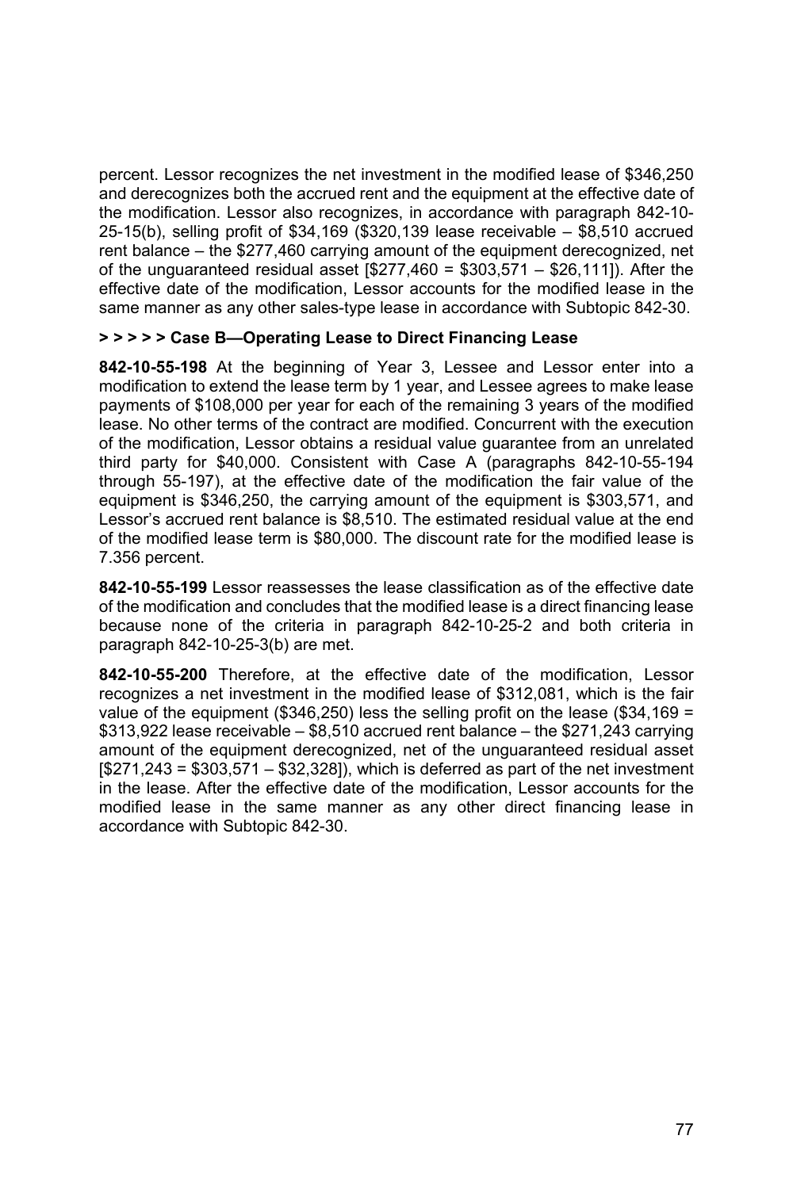percent. Lessor recognizes the net investment in the modified lease of $346,250 and derecognizes both the accrued rent and the equipment at the effective date of the modification. Lessor also recognizes, in accordance with paragraph 842-10-25-15(b), selling profit of $34,169 ($320,139 lease receivable – $8,510 accrued rent balance – the $277,460 carrying amount of the equipment derecognized, net of the unguaranteed residual asset [$277,460 = $303,571 – $26,111]). After the effective date of the modification, Lessor accounts for the modified lease in the same manner as any other sales-type lease in accordance with Subtopic 842-30.

**> > > > > Case B—Operating Lease to Direct Financing Lease**

**842-10-55-198** At the beginning of Year 3, Lessee and Lessor enter into a modification to extend the lease term by 1 year, and Lessee agrees to make lease payments of $108,000 per year for each of the remaining 3 years of the modified lease. No other terms of the contract are modified. Concurrent with the execution of the modification, Lessor obtains a residual value guarantee from an unrelated third party for $40,000. Consistent with Case A (paragraphs 842-10-55-194 through 55-197), at the effective date of the modification the fair value of the equipment is $346,250, the carrying amount of the equipment is $303,571, and Lessor's accrued rent balance is $8,510. The estimated residual value at the end of the modified lease term is $80,000. The discount rate for the modified lease is 7.356 percent.

**842-10-55-199** Lessor reassesses the lease classification as of the effective date of the modification and concludes that the modified lease is a direct financing lease because none of the criteria in paragraph 842-10-25-2 and both criteria in paragraph 842-10-25-3(b) are met.

**842-10-55-200** Therefore, at the effective date of the modification, Lessor recognizes a net investment in the modified lease of $312,081, which is the fair value of the equipment ($346,250) less the selling profit on the lease ($34,169 = $313,922 lease receivable – $8,510 accrued rent balance – the $271,243 carrying amount of the equipment derecognized, net of the unguaranteed residual asset [$271,243 = $303,571 – $32,328]), which is deferred as part of the net investment in the lease. After the effective date of the modification, Lessor accounts for the modified lease in the same manner as any other direct financing lease in accordance with Subtopic 842-30.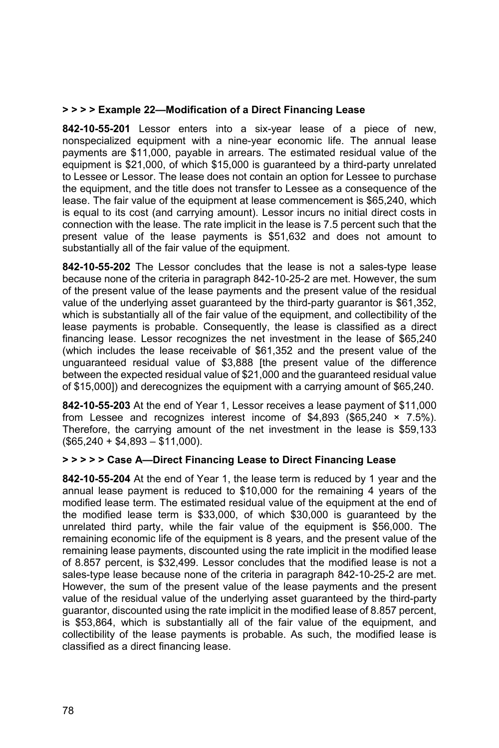**> > > > Example 22—Modification of a Direct Financing Lease**

**842-10-55-201** Lessor enters into a six-year lease of a piece of new, nonspecialized equipment with a nine-year economic life. The annual lease payments are $11,000, payable in arrears. The estimated residual value of the equipment is $21,000, of which $15,000 is guaranteed by a third-party unrelated to Lessee or Lessor. The lease does not contain an option for Lessee to purchase the equipment, and the title does not transfer to Lessee as a consequence of the lease. The fair value of the equipment at lease commencement is $65,240, which is equal to its cost (and carrying amount). Lessor incurs no initial direct costs in connection with the lease. The rate implicit in the lease is 7.5 percent such that the present value of the lease payments is $51,632 and does not amount to substantially all of the fair value of the equipment.

**842-10-55-202** The Lessor concludes that the lease is not a sales-type lease because none of the criteria in paragraph 842-10-25-2 are met. However, the sum of the present value of the lease payments and the present value of the residual value of the underlying asset guaranteed by the third-party guarantor is $61,352, which is substantially all of the fair value of the equipment, and collectibility of the lease payments is probable. Consequently, the lease is classified as a direct financing lease. Lessor recognizes the net investment in the lease of $65,240 (which includes the lease receivable of $61,352 and the present value of the unguaranteed residual value of $3,888 [the present value of the difference between the expected residual value of $21,000 and the guaranteed residual value of $15,000]) and derecognizes the equipment with a carrying amount of $65,240.

**842-10-55-203** At the end of Year 1, Lessor receives a lease payment of $11,000 from Lessee and recognizes interest income of $4,893 ($65,240 × 7.5%). Therefore, the carrying amount of the net investment in the lease is $59,133 ($65,240 + $4,893 – $11,000).

**> > > > > Case A—Direct Financing Lease to Direct Financing Lease**

**842-10-55-204** At the end of Year 1, the lease term is reduced by 1 year and the annual lease payment is reduced to $10,000 for the remaining 4 years of the modified lease term. The estimated residual value of the equipment at the end of the modified lease term is $33,000, of which $30,000 is guaranteed by the unrelated third party, while the fair value of the equipment is $56,000. The remaining economic life of the equipment is 8 years, and the present value of the remaining lease payments, discounted using the rate implicit in the modified lease of 8.857 percent, is $32,499. Lessor concludes that the modified lease is not a sales-type lease because none of the criteria in paragraph 842-10-25-2 are met. However, the sum of the present value of the lease payments and the present value of the residual value of the underlying asset guaranteed by the third-party guarantor, discounted using the rate implicit in the modified lease of 8.857 percent, is $53,864, which is substantially all of the fair value of the equipment, and collectibility of the lease payments is probable. As such, the modified lease is classified as a direct financing lease.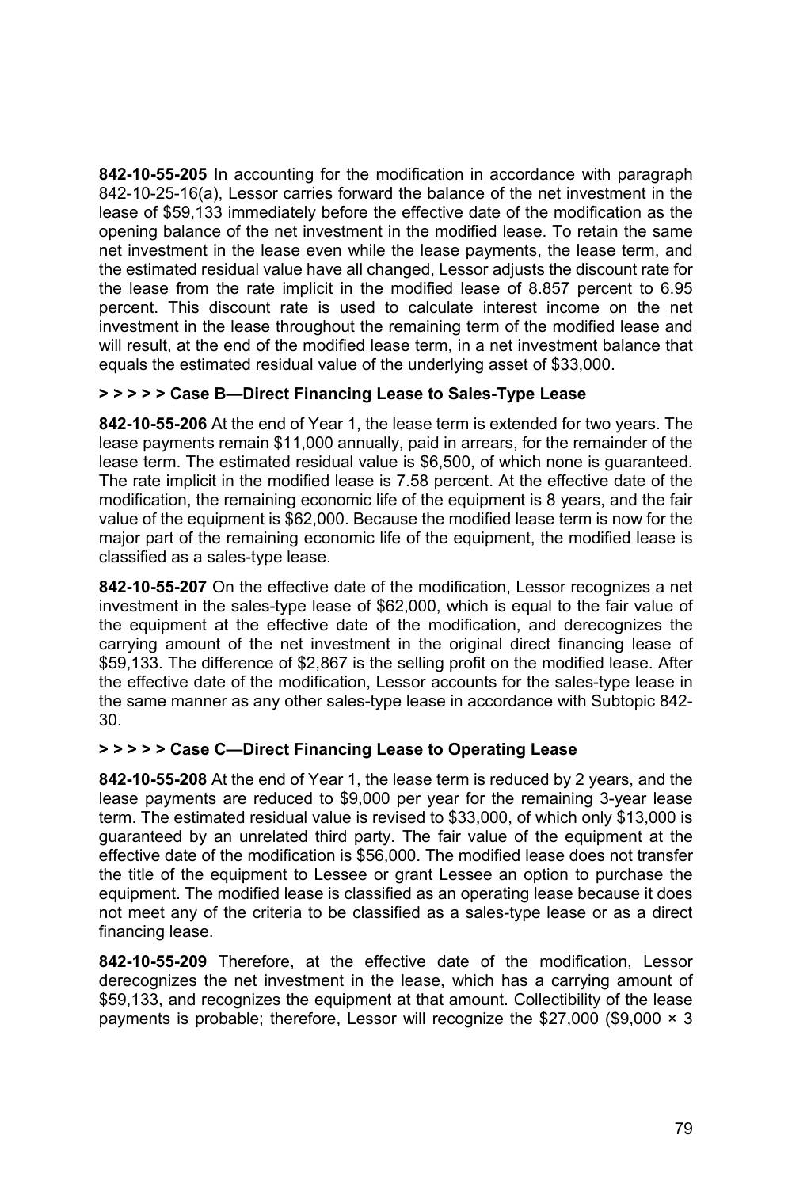**842-10-55-205** In accounting for the modification in accordance with paragraph 842-10-25-16(a), Lessor carries forward the balance of the net investment in the lease of $59,133 immediately before the effective date of the modification as the opening balance of the net investment in the modified lease. To retain the same net investment in the lease even while the lease payments, the lease term, and the estimated residual value have all changed, Lessor adjusts the discount rate for the lease from the rate implicit in the modified lease of 8.857 percent to 6.95 percent. This discount rate is used to calculate interest income on the net investment in the lease throughout the remaining term of the modified lease and will result, at the end of the modified lease term, in a net investment balance that equals the estimated residual value of the underlying asset of $33,000.

**> > > > > Case B—Direct Financing Lease to Sales-Type Lease**

**842-10-55-206** At the end of Year 1, the lease term is extended for two years. The lease payments remain $11,000 annually, paid in arrears, for the remainder of the lease term. The estimated residual value is $6,500, of which none is guaranteed. The rate implicit in the modified lease is 7.58 percent. At the effective date of the modification, the remaining economic life of the equipment is 8 years, and the fair value of the equipment is $62,000. Because the modified lease term is now for the major part of the remaining economic life of the equipment, the modified lease is classified as a sales-type lease.

**842-10-55-207** On the effective date of the modification, Lessor recognizes a net investment in the sales-type lease of $62,000, which is equal to the fair value of the equipment at the effective date of the modification, and derecognizes the carrying amount of the net investment in the original direct financing lease of $59,133. The difference of $2,867 is the selling profit on the modified lease. After the effective date of the modification, Lessor accounts for the sales-type lease in the same manner as any other sales-type lease in accordance with Subtopic 842-30.

**> > > > > Case C—Direct Financing Lease to Operating Lease**

**842-10-55-208** At the end of Year 1, the lease term is reduced by 2 years, and the lease payments are reduced to $9,000 per year for the remaining 3-year lease term. The estimated residual value is revised to $33,000, of which only $13,000 is guaranteed by an unrelated third party. The fair value of the equipment at the effective date of the modification is $56,000. The modified lease does not transfer the title of the equipment to Lessee or grant Lessee an option to purchase the equipment. The modified lease is classified as an operating lease because it does not meet any of the criteria to be classified as a sales-type lease or as a direct financing lease.

**842-10-55-209** Therefore, at the effective date of the modification, Lessor derecognizes the net investment in the lease, which has a carrying amount of $59,133, and recognizes the equipment at that amount. Collectibility of the lease payments is probable; therefore, Lessor will recognize the $27,000 ($9,000 × 3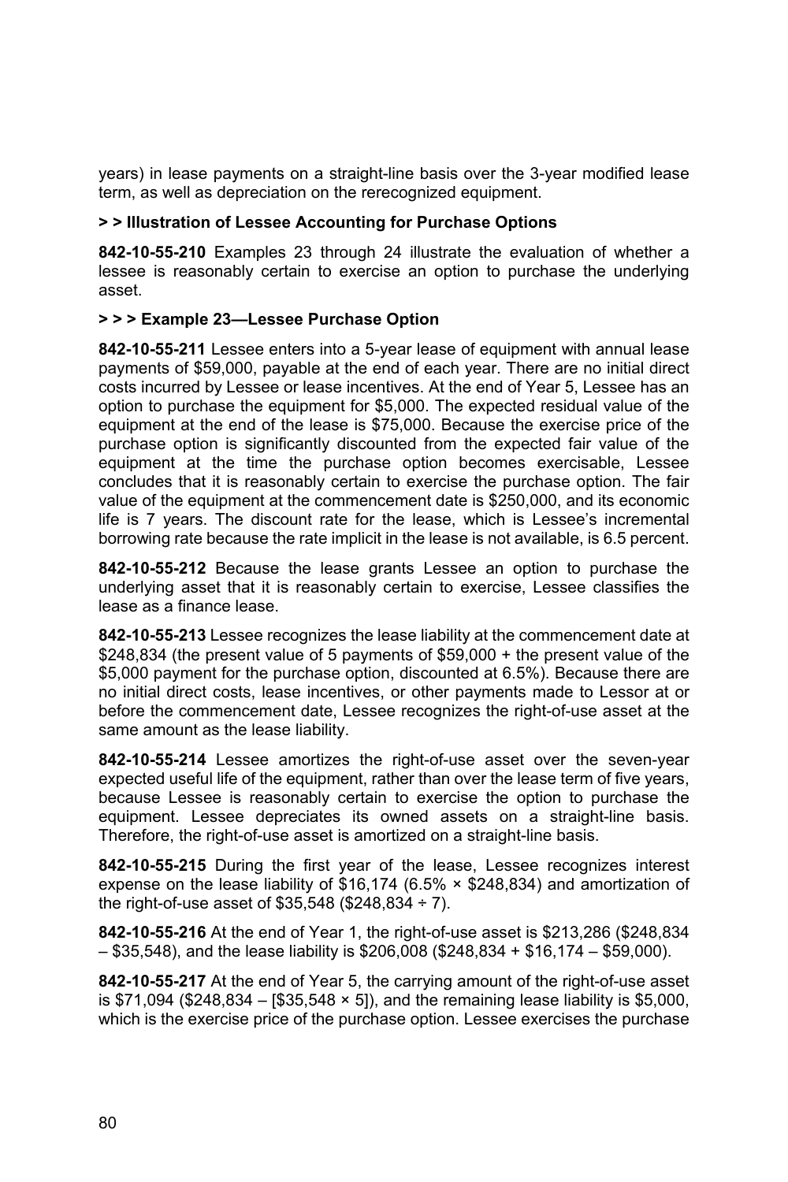years) in lease payments on a straight-line basis over the 3-year modified lease term, as well as depreciation on the rerecognized equipment.

**> > Illustration of Lessee Accounting for Purchase Options**

**842-10-55-210** Examples 23 through 24 illustrate the evaluation of whether a lessee is reasonably certain to exercise an option to purchase the underlying asset.

**> > > Example 23—Lessee Purchase Option**

**842-10-55-211** Lessee enters into a 5-year lease of equipment with annual lease payments of $59,000, payable at the end of each year. There are no initial direct costs incurred by Lessee or lease incentives. At the end of Year 5, Lessee has an option to purchase the equipment for $5,000. The expected residual value of the equipment at the end of the lease is $75,000. Because the exercise price of the purchase option is significantly discounted from the expected fair value of the equipment at the time the purchase option becomes exercisable, Lessee concludes that it is reasonably certain to exercise the purchase option. The fair value of the equipment at the commencement date is $250,000, and its economic life is 7 years. The discount rate for the lease, which is Lessee's incremental borrowing rate because the rate implicit in the lease is not available, is 6.5 percent.

**842-10-55-212** Because the lease grants Lessee an option to purchase the underlying asset that it is reasonably certain to exercise, Lessee classifies the lease as a finance lease.

**842-10-55-213** Lessee recognizes the lease liability at the commencement date at $248,834 (the present value of 5 payments of $59,000 + the present value of the $5,000 payment for the purchase option, discounted at 6.5%). Because there are no initial direct costs, lease incentives, or other payments made to Lessor at or before the commencement date, Lessee recognizes the right-of-use asset at the same amount as the lease liability.

**842-10-55-214** Lessee amortizes the right-of-use asset over the seven-year expected useful life of the equipment, rather than over the lease term of five years, because Lessee is reasonably certain to exercise the option to purchase the equipment. Lessee depreciates its owned assets on a straight-line basis. Therefore, the right-of-use asset is amortized on a straight-line basis.

**842-10-55-215** During the first year of the lease, Lessee recognizes interest expense on the lease liability of $16,174 (6.5% × $248,834) and amortization of the right-of-use asset of $35,548 ($248,834 ÷ 7).

**842-10-55-216** At the end of Year 1, the right-of-use asset is $213,286 ($248,834 – $35,548), and the lease liability is $206,008 ($248,834 + $16,174 – $59,000).

**842-10-55-217** At the end of Year 5, the carrying amount of the right-of-use asset is $71,094 ($248,834 – [$35,548 × 5]), and the remaining lease liability is $5,000, which is the exercise price of the purchase option. Lessee exercises the purchase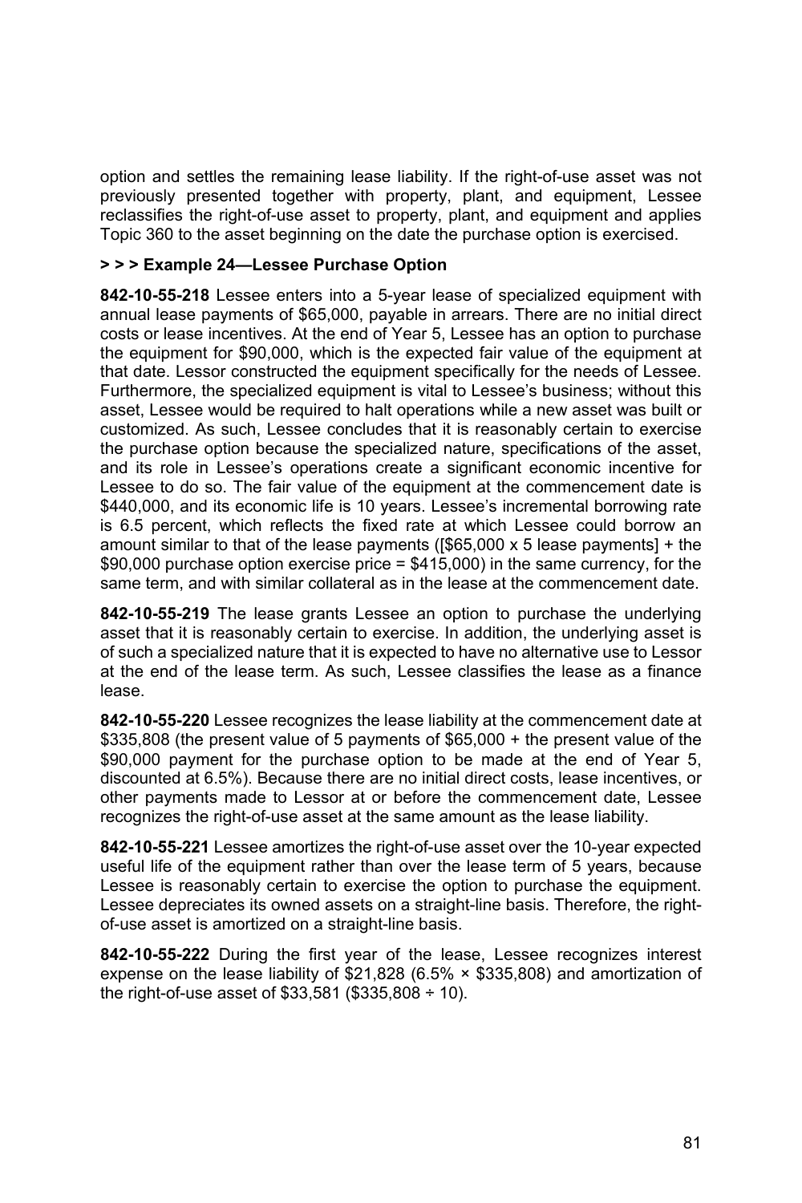option and settles the remaining lease liability. If the right-of-use asset was not previously presented together with property, plant, and equipment, Lessee reclassifies the right-of-use asset to property, plant, and equipment and applies Topic 360 to the asset beginning on the date the purchase option is exercised.

**> > > Example 24—Lessee Purchase Option**

**842-10-55-218** Lessee enters into a 5-year lease of specialized equipment with annual lease payments of $65,000, payable in arrears. There are no initial direct costs or lease incentives. At the end of Year 5, Lessee has an option to purchase the equipment for $90,000, which is the expected fair value of the equipment at that date. Lessor constructed the equipment specifically for the needs of Lessee. Furthermore, the specialized equipment is vital to Lessee's business; without this asset, Lessee would be required to halt operations while a new asset was built or customized. As such, Lessee concludes that it is reasonably certain to exercise the purchase option because the specialized nature, specifications of the asset, and its role in Lessee's operations create a significant economic incentive for Lessee to do so. The fair value of the equipment at the commencement date is $440,000, and its economic life is 10 years. Lessee's incremental borrowing rate is 6.5 percent, which reflects the fixed rate at which Lessee could borrow an amount similar to that of the lease payments ([$65,000 x 5 lease payments] + the $90,000 purchase option exercise price = $415,000) in the same currency, for the same term, and with similar collateral as in the lease at the commencement date.

**842-10-55-219** The lease grants Lessee an option to purchase the underlying asset that it is reasonably certain to exercise. In addition, the underlying asset is of such a specialized nature that it is expected to have no alternative use to Lessor at the end of the lease term. As such, Lessee classifies the lease as a finance lease.

**842-10-55-220** Lessee recognizes the lease liability at the commencement date at $335,808 (the present value of 5 payments of $65,000 + the present value of the $90,000 payment for the purchase option to be made at the end of Year 5, discounted at 6.5%). Because there are no initial direct costs, lease incentives, or other payments made to Lessor at or before the commencement date, Lessee recognizes the right-of-use asset at the same amount as the lease liability.

**842-10-55-221** Lessee amortizes the right-of-use asset over the 10-year expected useful life of the equipment rather than over the lease term of 5 years, because Lessee is reasonably certain to exercise the option to purchase the equipment. Lessee depreciates its owned assets on a straight-line basis. Therefore, the right-of-use asset is amortized on a straight-line basis.

**842-10-55-222** During the first year of the lease, Lessee recognizes interest expense on the lease liability of $21,828 (6.5% × $335,808) and amortization of the right-of-use asset of $33,581 ($335,808 ÷ 10).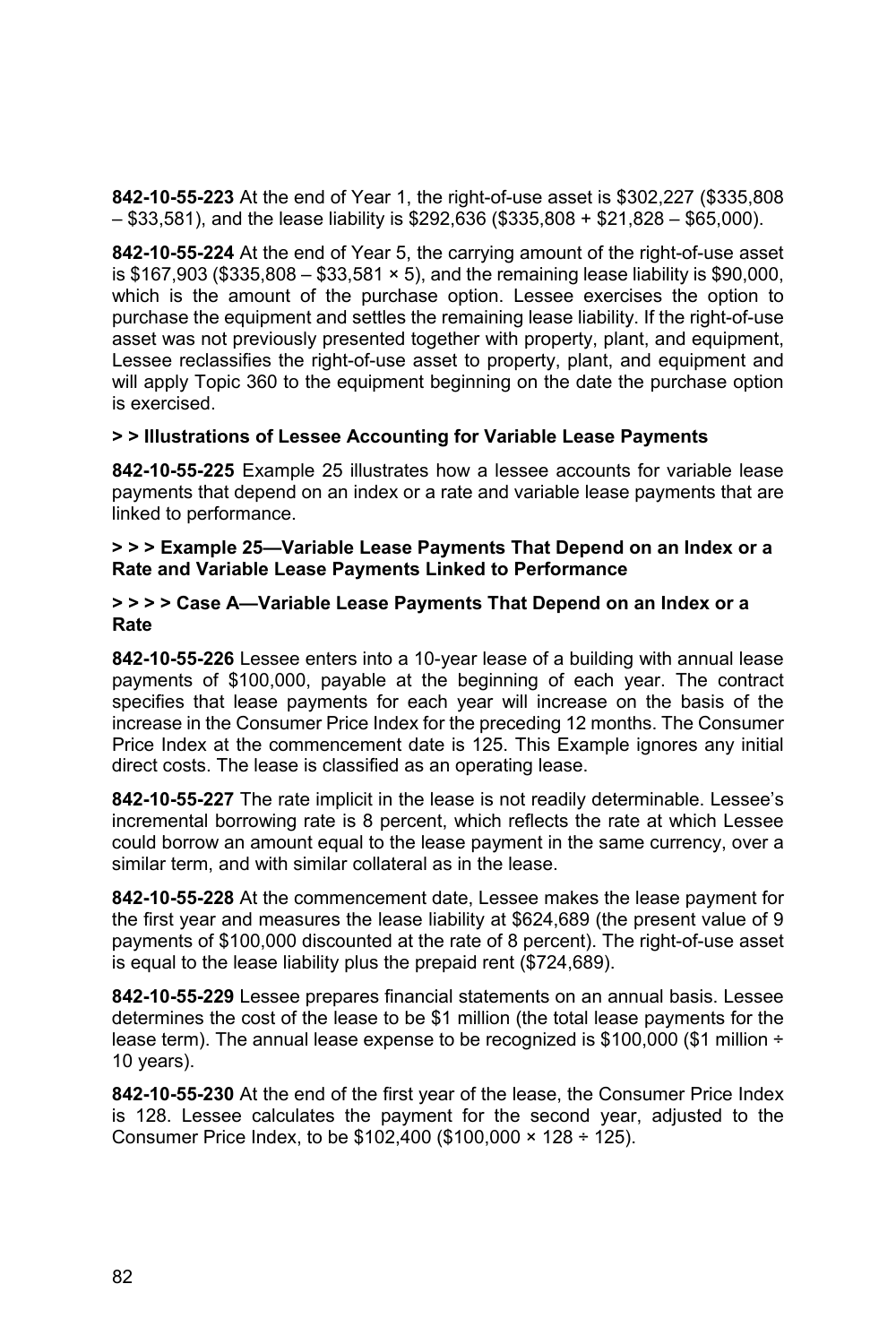**842-10-55-223** At the end of Year 1, the right-of-use asset is $302,227 ($335,808 – $33,581), and the lease liability is $292,636 ($335,808 + $21,828 – $65,000).

**842-10-55-224** At the end of Year 5, the carrying amount of the right-of-use asset is $167,903 ($335,808 – $33,581 × 5), and the remaining lease liability is $90,000, which is the amount of the purchase option. Lessee exercises the option to purchase the equipment and settles the remaining lease liability. If the right-of-use asset was not previously presented together with property, plant, and equipment, Lessee reclassifies the right-of-use asset to property, plant, and equipment and will apply Topic 360 to the equipment beginning on the date the purchase option is exercised.

**> > Illustrations of Lessee Accounting for Variable Lease Payments**

**842-10-55-225** Example 25 illustrates how a lessee accounts for variable lease payments that depend on an index or a rate and variable lease payments that are linked to performance.

**> > > Example 25—Variable Lease Payments That Depend on an Index or a Rate and Variable Lease Payments Linked to Performance**

**> > > > Case A—Variable Lease Payments That Depend on an Index or a Rate**

**842-10-55-226** Lessee enters into a 10-year lease of a building with annual lease payments of $100,000, payable at the beginning of each year. The contract specifies that lease payments for each year will increase on the basis of the increase in the Consumer Price Index for the preceding 12 months. The Consumer Price Index at the commencement date is 125. This Example ignores any initial direct costs. The lease is classified as an operating lease.

**842-10-55-227** The rate implicit in the lease is not readily determinable. Lessee's incremental borrowing rate is 8 percent, which reflects the rate at which Lessee could borrow an amount equal to the lease payment in the same currency, over a similar term, and with similar collateral as in the lease.

**842-10-55-228** At the commencement date, Lessee makes the lease payment for the first year and measures the lease liability at $624,689 (the present value of 9 payments of $100,000 discounted at the rate of 8 percent). The right-of-use asset is equal to the lease liability plus the prepaid rent ($724,689).

**842-10-55-229** Lessee prepares financial statements on an annual basis. Lessee determines the cost of the lease to be $1 million (the total lease payments for the lease term). The annual lease expense to be recognized is $100,000 ($1 million ÷ 10 years).

**842-10-55-230** At the end of the first year of the lease, the Consumer Price Index is 128. Lessee calculates the payment for the second year, adjusted to the Consumer Price Index, to be $102,400 ($100,000 × 128 ÷ 125).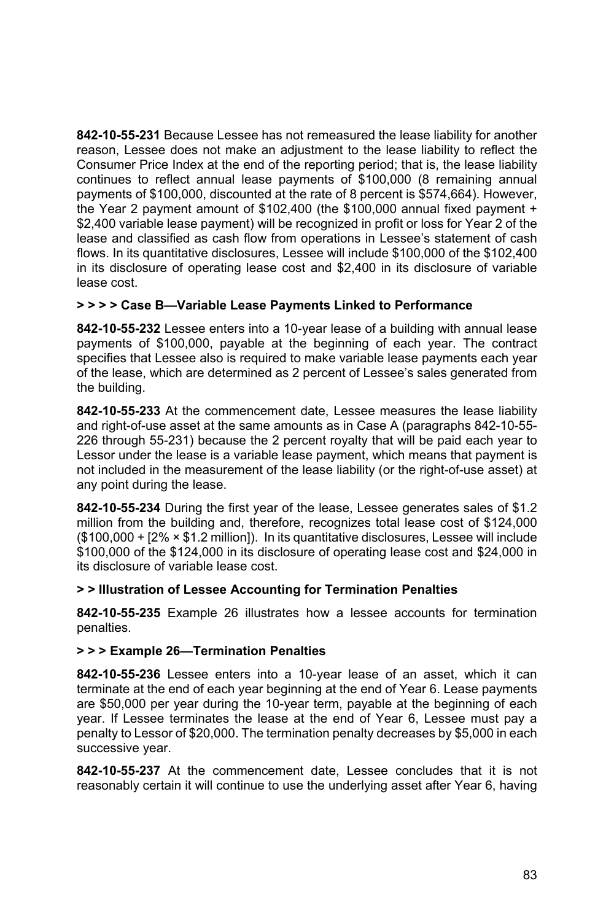**842-10-55-231** Because Lessee has not remeasured the lease liability for another reason, Lessee does not make an adjustment to the lease liability to reflect the Consumer Price Index at the end of the reporting period; that is, the lease liability continues to reflect annual lease payments of $100,000 (8 remaining annual payments of $100,000, discounted at the rate of 8 percent is $574,664). However, the Year 2 payment amount of $102,400 (the $100,000 annual fixed payment + $2,400 variable lease payment) will be recognized in profit or loss for Year 2 of the lease and classified as cash flow from operations in Lessee's statement of cash flows. In its quantitative disclosures, Lessee will include $100,000 of the $102,400 in its disclosure of operating lease cost and $2,400 in its disclosure of variable lease cost.

#### > > > > Case B—Variable Lease Payments Linked to Performance

**842-10-55-232** Lessee enters into a 10-year lease of a building with annual lease payments of $100,000, payable at the beginning of each year. The contract specifies that Lessee also is required to make variable lease payments each year of the lease, which are determined as 2 percent of Lessee's sales generated from the building.

**842-10-55-233** At the commencement date, Lessee measures the lease liability and right-of-use asset at the same amounts as in Case A (paragraphs 842-10-55-226 through 55-231) because the 2 percent royalty that will be paid each year to Lessor under the lease is a variable lease payment, which means that payment is not included in the measurement of the lease liability (or the right-of-use asset) at any point during the lease.

**842-10-55-234** During the first year of the lease, Lessee generates sales of $1.2 million from the building and, therefore, recognizes total lease cost of $124,000 ($100,000 + [2% × $1.2 million]). In its quantitative disclosures, Lessee will include $100,000 of the $124,000 in its disclosure of operating lease cost and $24,000 in its disclosure of variable lease cost.

#### > > Illustration of Lessee Accounting for Termination Penalties

**842-10-55-235** Example 26 illustrates how a lessee accounts for termination penalties.

#### > > > Example 26—Termination Penalties

**842-10-55-236** Lessee enters into a 10-year lease of an asset, which it can terminate at the end of each year beginning at the end of Year 6. Lease payments are $50,000 per year during the 10-year term, payable at the beginning of each year. If Lessee terminates the lease at the end of Year 6, Lessee must pay a penalty to Lessor of $20,000. The termination penalty decreases by $5,000 in each successive year.

**842-10-55-237** At the commencement date, Lessee concludes that it is not reasonably certain it will continue to use the underlying asset after Year 6, having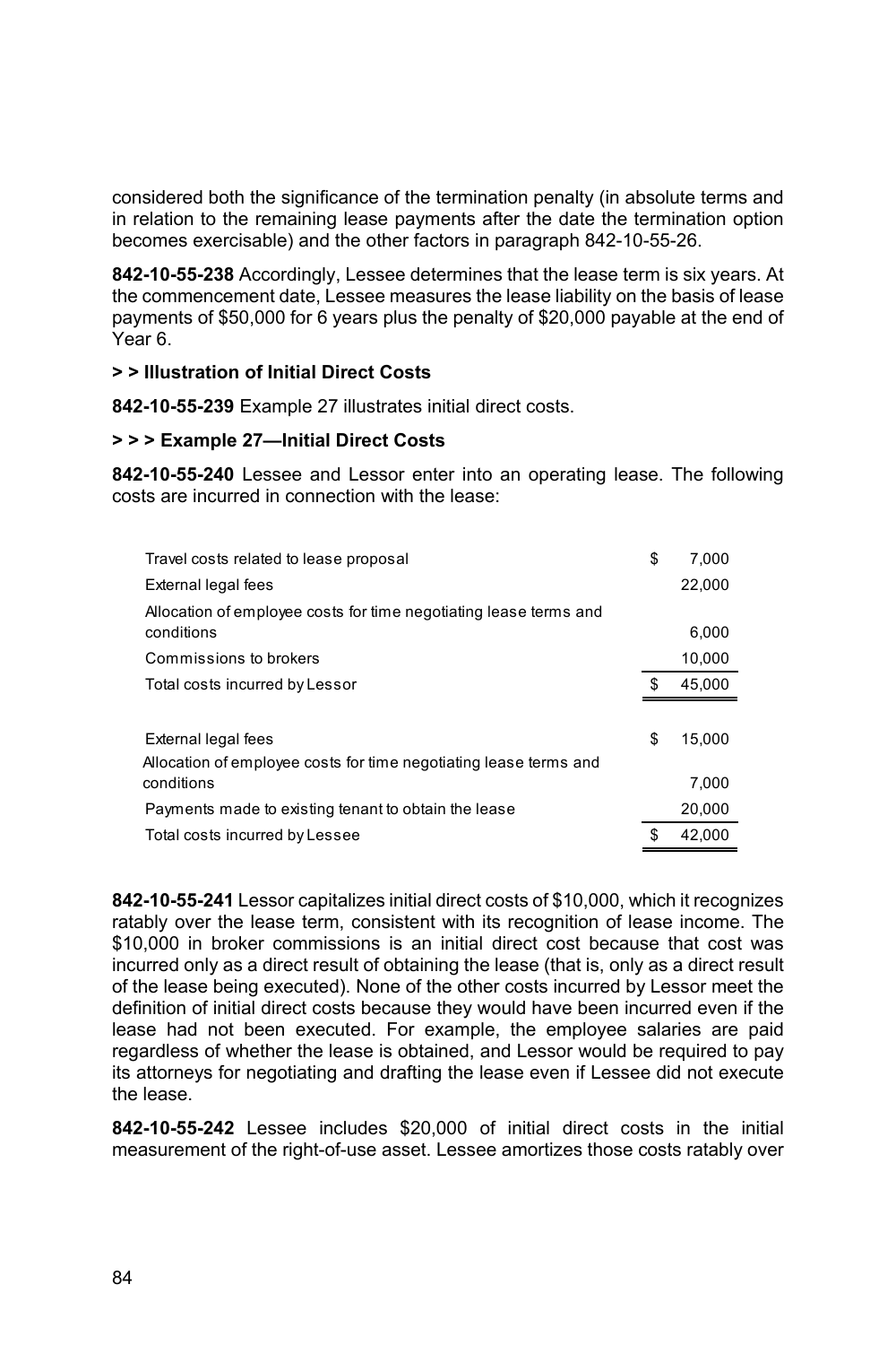considered both the significance of the termination penalty (in absolute terms and in relation to the remaining lease payments after the date the termination option becomes exercisable) and the other factors in paragraph 842-10-55-26.

**842-10-55-238** Accordingly, Lessee determines that the lease term is six years. At the commencement date, Lessee measures the lease liability on the basis of lease payments of $50,000 for 6 years plus the penalty of $20,000 payable at the end of Year 6.

**> > Illustration of Initial Direct Costs**

**842-10-55-239** Example 27 illustrates initial direct costs.

**> > > Example 27—Initial Direct Costs**

**842-10-55-240** Lessee and Lessor enter into an operating lease. The following costs are incurred in connection with the lease:

| | | |
|---|---|---|
| Travel costs related to lease proposal | $ | 7,000 |
| External legal fees | | 22,000 |
| Allocation of employee costs for time negotiating lease terms and conditions | | 6,000 |
| Commissions to brokers | | 10,000 |
| Total costs incurred by Lessor | $ | 45,000 |
| | | |
| External legal fees | $ | 15,000 |
| Allocation of employee costs for time negotiating lease terms and conditions | | 7,000 |
| Payments made to existing tenant to obtain the lease | | 20,000 |
| Total costs incurred by Lessee | $ | 42,000 |

**842-10-55-241** Lessor capitalizes initial direct costs of $10,000, which it recognizes ratably over the lease term, consistent with its recognition of lease income. The $10,000 in broker commissions is an initial direct cost because that cost was incurred only as a direct result of obtaining the lease (that is, only as a direct result of the lease being executed). None of the other costs incurred by Lessor meet the definition of initial direct costs because they would have been incurred even if the lease had not been executed. For example, the employee salaries are paid regardless of whether the lease is obtained, and Lessor would be required to pay its attorneys for negotiating and drafting the lease even if Lessee did not execute the lease.

**842-10-55-242** Lessee includes $20,000 of initial direct costs in the initial measurement of the right-of-use asset. Lessee amortizes those costs ratably over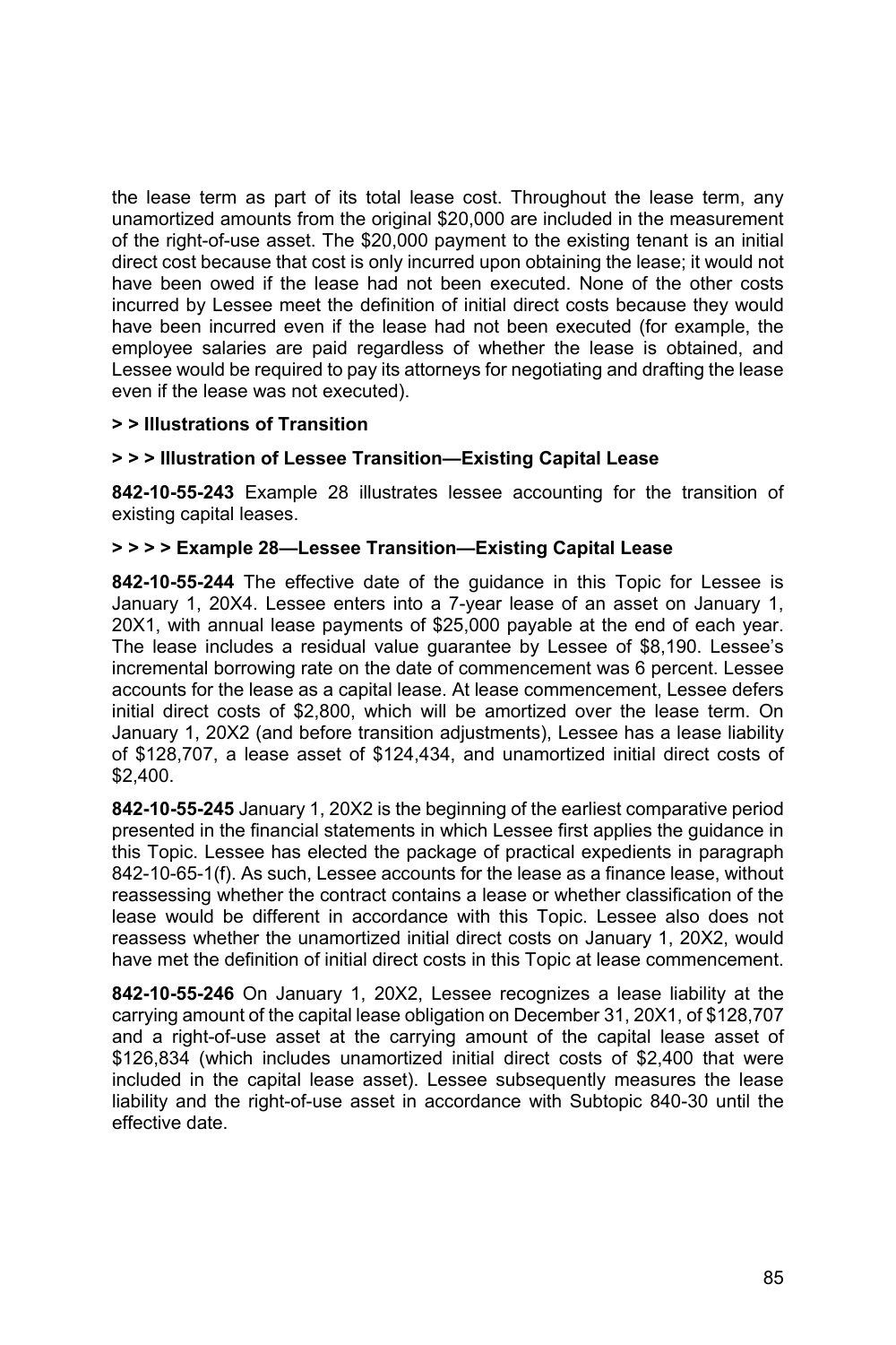the lease term as part of its total lease cost. Throughout the lease term, any unamortized amounts from the original $20,000 are included in the measurement of the right-of-use asset. The $20,000 payment to the existing tenant is an initial direct cost because that cost is only incurred upon obtaining the lease; it would not have been owed if the lease had not been executed. None of the other costs incurred by Lessee meet the definition of initial direct costs because they would have been incurred even if the lease had not been executed (for example, the employee salaries are paid regardless of whether the lease is obtained, and Lessee would be required to pay its attorneys for negotiating and drafting the lease even if the lease was not executed).

**> > Illustrations of Transition**

**> > > Illustration of Lessee Transition—Existing Capital Lease**

**842-10-55-243** Example 28 illustrates lessee accounting for the transition of existing capital leases.

**> > > > Example 28—Lessee Transition—Existing Capital Lease**

**842-10-55-244** The effective date of the guidance in this Topic for Lessee is January 1, 20X4. Lessee enters into a 7-year lease of an asset on January 1, 20X1, with annual lease payments of $25,000 payable at the end of each year. The lease includes a residual value guarantee by Lessee of $8,190. Lessee's incremental borrowing rate on the date of commencement was 6 percent. Lessee accounts for the lease as a capital lease. At lease commencement, Lessee defers initial direct costs of $2,800, which will be amortized over the lease term. On January 1, 20X2 (and before transition adjustments), Lessee has a lease liability of $128,707, a lease asset of $124,434, and unamortized initial direct costs of $2,400.

**842-10-55-245** January 1, 20X2 is the beginning of the earliest comparative period presented in the financial statements in which Lessee first applies the guidance in this Topic. Lessee has elected the package of practical expedients in paragraph 842-10-65-1(f). As such, Lessee accounts for the lease as a finance lease, without reassessing whether the contract contains a lease or whether classification of the lease would be different in accordance with this Topic. Lessee also does not reassess whether the unamortized initial direct costs on January 1, 20X2, would have met the definition of initial direct costs in this Topic at lease commencement.

**842-10-55-246** On January 1, 20X2, Lessee recognizes a lease liability at the carrying amount of the capital lease obligation on December 31, 20X1, of $128,707 and a right-of-use asset at the carrying amount of the capital lease asset of $126,834 (which includes unamortized initial direct costs of $2,400 that were included in the capital lease asset). Lessee subsequently measures the lease liability and the right-of-use asset in accordance with Subtopic 840-30 until the effective date.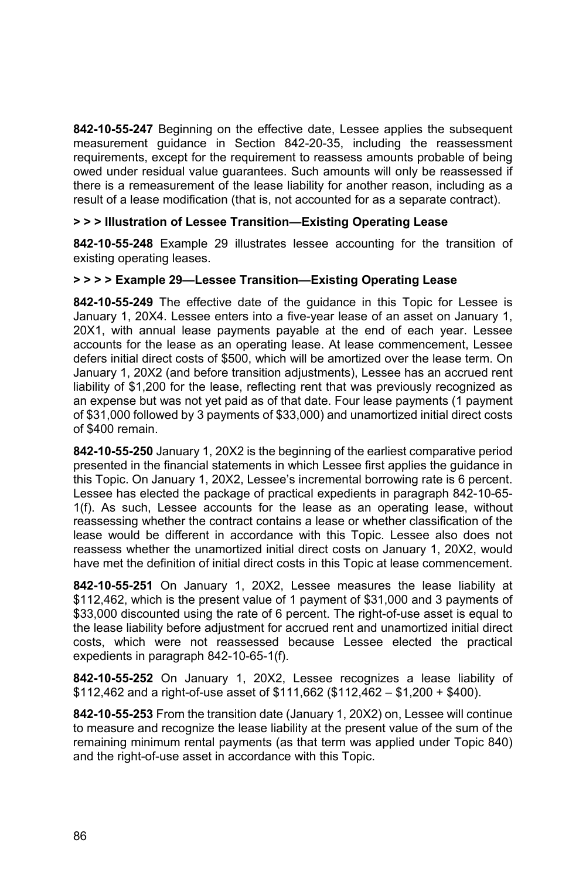**842-10-55-247** Beginning on the effective date, Lessee applies the subsequent measurement guidance in Section 842-20-35, including the reassessment requirements, except for the requirement to reassess amounts probable of being owed under residual value guarantees. Such amounts will only be reassessed if there is a remeasurement of the lease liability for another reason, including as a result of a lease modification (that is, not accounted for as a separate contract).

**> > > Illustration of Lessee Transition—Existing Operating Lease**

**842-10-55-248** Example 29 illustrates lessee accounting for the transition of existing operating leases.

**> > > > Example 29—Lessee Transition—Existing Operating Lease**

**842-10-55-249** The effective date of the guidance in this Topic for Lessee is January 1, 20X4. Lessee enters into a five-year lease of an asset on January 1, 20X1, with annual lease payments payable at the end of each year. Lessee accounts for the lease as an operating lease. At lease commencement, Lessee defers initial direct costs of $500, which will be amortized over the lease term. On January 1, 20X2 (and before transition adjustments), Lessee has an accrued rent liability of $1,200 for the lease, reflecting rent that was previously recognized as an expense but was not yet paid as of that date. Four lease payments (1 payment of $31,000 followed by 3 payments of $33,000) and unamortized initial direct costs of $400 remain.

**842-10-55-250** January 1, 20X2 is the beginning of the earliest comparative period presented in the financial statements in which Lessee first applies the guidance in this Topic. On January 1, 20X2, Lessee's incremental borrowing rate is 6 percent. Lessee has elected the package of practical expedients in paragraph 842-10-65-1(f). As such, Lessee accounts for the lease as an operating lease, without reassessing whether the contract contains a lease or whether classification of the lease would be different in accordance with this Topic. Lessee also does not reassess whether the unamortized initial direct costs on January 1, 20X2, would have met the definition of initial direct costs in this Topic at lease commencement.

**842-10-55-251** On January 1, 20X2, Lessee measures the lease liability at $112,462, which is the present value of 1 payment of $31,000 and 3 payments of $33,000 discounted using the rate of 6 percent. The right-of-use asset is equal to the lease liability before adjustment for accrued rent and unamortized initial direct costs, which were not reassessed because Lessee elected the practical expedients in paragraph 842-10-65-1(f).

**842-10-55-252** On January 1, 20X2, Lessee recognizes a lease liability of $112,462 and a right-of-use asset of $111,662 ($112,462 – $1,200 + $400).

**842-10-55-253** From the transition date (January 1, 20X2) on, Lessee will continue to measure and recognize the lease liability at the present value of the sum of the remaining minimum rental payments (as that term was applied under Topic 840) and the right-of-use asset in accordance with this Topic.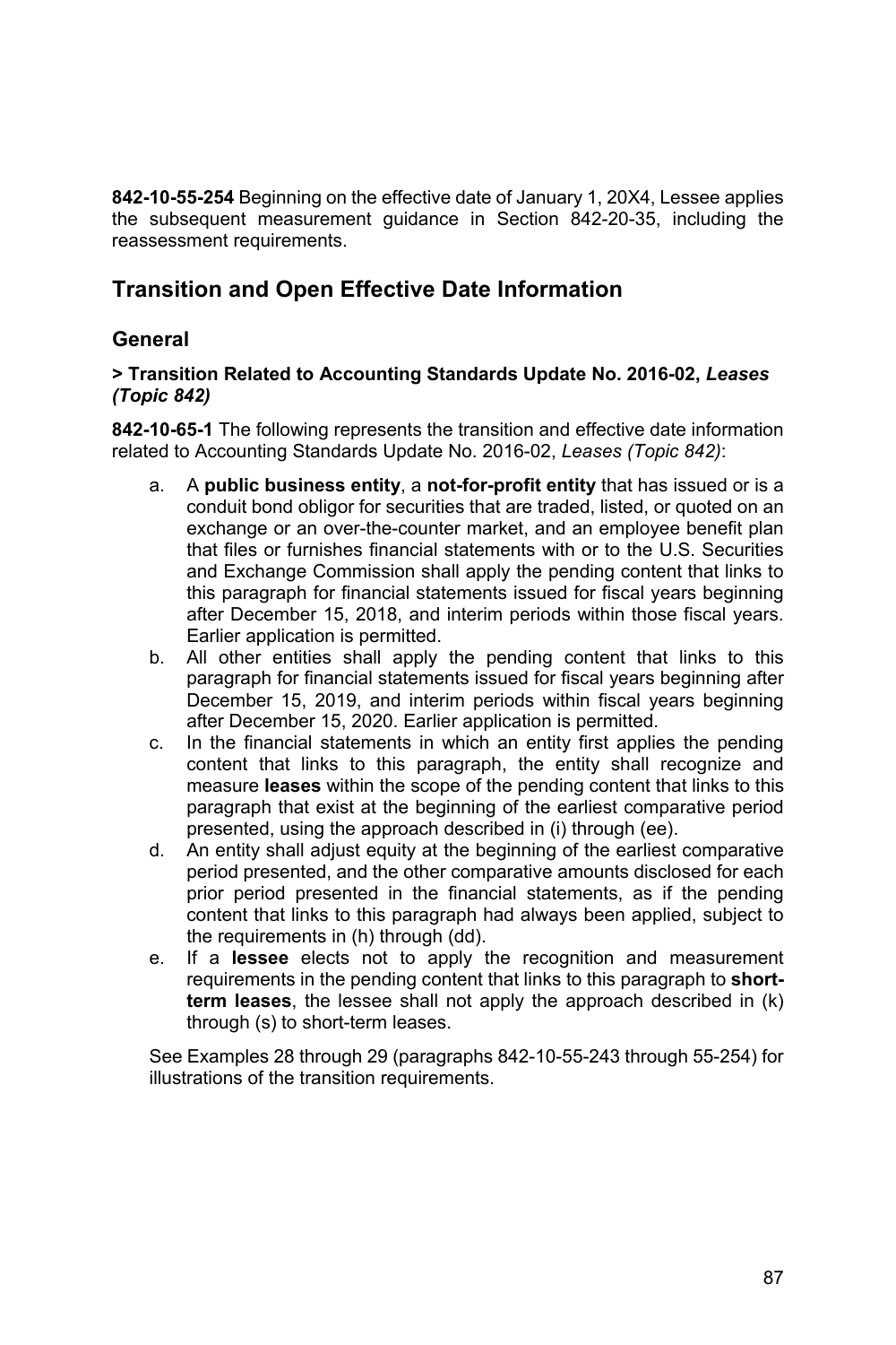**842-10-55-254** Beginning on the effective date of January 1, 20X4, Lessee applies the subsequent measurement guidance in Section 842-20-35, including the reassessment requirements.

## Transition and Open Effective Date Information

### General

#### > Transition Related to Accounting Standards Update No. 2016-02, *Leases (Topic 842)*

**842-10-65-1** The following represents the transition and effective date information related to Accounting Standards Update No. 2016-02, *Leases (Topic 842)*:

a. A **public business entity**, a **not-for-profit entity** that has issued or is a conduit bond obligor for securities that are traded, listed, or quoted on an exchange or an over-the-counter market, and an employee benefit plan that files or furnishes financial statements with or to the U.S. Securities and Exchange Commission shall apply the pending content that links to this paragraph for financial statements issued for fiscal years beginning after December 15, 2018, and interim periods within those fiscal years. Earlier application is permitted.

b. All other entities shall apply the pending content that links to this paragraph for financial statements issued for fiscal years beginning after December 15, 2019, and interim periods within fiscal years beginning after December 15, 2020. Earlier application is permitted.

c. In the financial statements in which an entity first applies the pending content that links to this paragraph, the entity shall recognize and measure **leases** within the scope of the pending content that links to this paragraph that exist at the beginning of the earliest comparative period presented, using the approach described in (i) through (ee).

d. An entity shall adjust equity at the beginning of the earliest comparative period presented, and the other comparative amounts disclosed for each prior period presented in the financial statements, as if the pending content that links to this paragraph had always been applied, subject to the requirements in (h) through (dd).

e. If a **lessee** elects not to apply the recognition and measurement requirements in the pending content that links to this paragraph to **short-term leases**, the lessee shall not apply the approach described in (k) through (s) to short-term leases.

See Examples 28 through 29 (paragraphs 842-10-55-243 through 55-254) for illustrations of the transition requirements.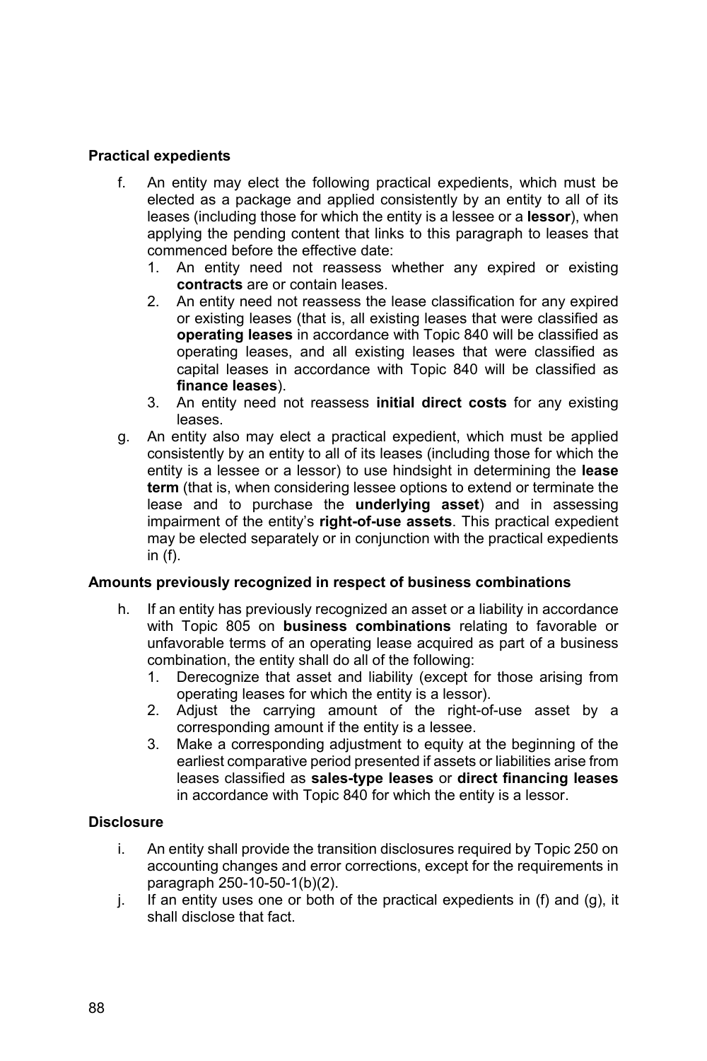**Practical expedients**

f. An entity may elect the following practical expedients, which must be elected as a package and applied consistently by an entity to all of its leases (including those for which the entity is a lessee or a **lessor**), when applying the pending content that links to this paragraph to leases that commenced before the effective date:
   1. An entity need not reassess whether any expired or existing **contracts** are or contain leases.
   2. An entity need not reassess the lease classification for any expired or existing leases (that is, all existing leases that were classified as **operating leases** in accordance with Topic 840 will be classified as operating leases, and all existing leases that were classified as capital leases in accordance with Topic 840 will be classified as **finance leases**).
   3. An entity need not reassess **initial direct costs** for any existing leases.

g. An entity also may elect a practical expedient, which must be applied consistently by an entity to all of its leases (including those for which the entity is a lessee or a lessor) to use hindsight in determining the **lease term** (that is, when considering lessee options to extend or terminate the lease and to purchase the **underlying asset**) and in assessing impairment of the entity's **right-of-use assets**. This practical expedient may be elected separately or in conjunction with the practical expedients in (f).

**Amounts previously recognized in respect of business combinations**

h. If an entity has previously recognized an asset or a liability in accordance with Topic 805 on **business combinations** relating to favorable or unfavorable terms of an operating lease acquired as part of a business combination, the entity shall do all of the following:
   1. Derecognize that asset and liability (except for those arising from operating leases for which the entity is a lessor).
   2. Adjust the carrying amount of the right-of-use asset by a corresponding amount if the entity is a lessee.
   3. Make a corresponding adjustment to equity at the beginning of the earliest comparative period presented if assets or liabilities arise from leases classified as **sales-type leases** or **direct financing leases** in accordance with Topic 840 for which the entity is a lessor.

**Disclosure**

i. An entity shall provide the transition disclosures required by Topic 250 on accounting changes and error corrections, except for the requirements in paragraph 250-10-50-1(b)(2).

j. If an entity uses one or both of the practical expedients in (f) and (g), it shall disclose that fact.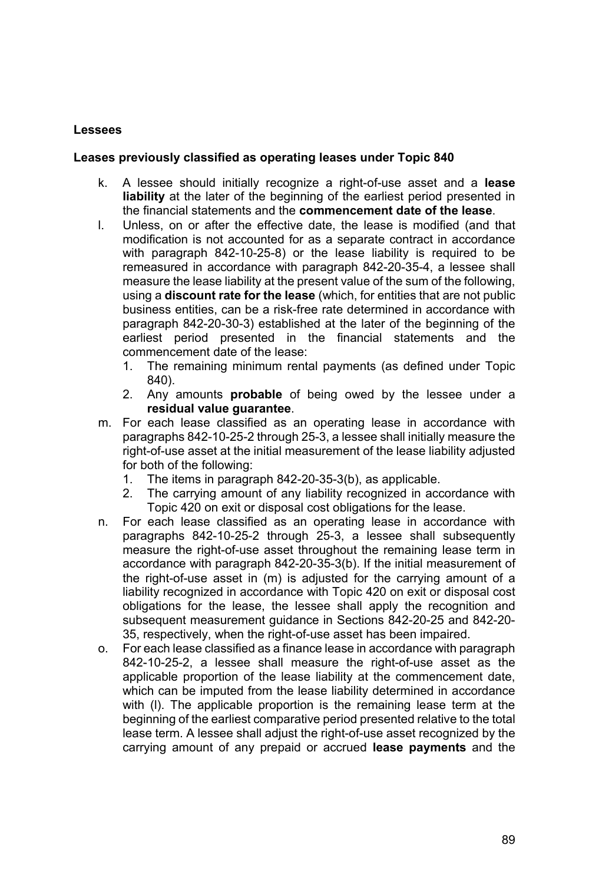**Lessees**

**Leases previously classified as operating leases under Topic 840**

k. A lessee should initially recognize a right-of-use asset and a **lease liability** at the later of the beginning of the earliest period presented in the financial statements and the **commencement date of the lease**.

l. Unless, on or after the effective date, the lease is modified (and that modification is not accounted for as a separate contract in accordance with paragraph 842-10-25-8) or the lease liability is required to be remeasured in accordance with paragraph 842-20-35-4, a lessee shall measure the lease liability at the present value of the sum of the following, using a **discount rate for the lease** (which, for entities that are not public business entities, can be a risk-free rate determined in accordance with paragraph 842-20-30-3) established at the later of the beginning of the earliest period presented in the financial statements and the commencement date of the lease:
   1. The remaining minimum rental payments (as defined under Topic 840).
   2. Any amounts **probable** of being owed by the lessee under a **residual value guarantee**.

m. For each lease classified as an operating lease in accordance with paragraphs 842-10-25-2 through 25-3, a lessee shall initially measure the right-of-use asset at the initial measurement of the lease liability adjusted for both of the following:
   1. The items in paragraph 842-20-35-3(b), as applicable.
   2. The carrying amount of any liability recognized in accordance with Topic 420 on exit or disposal cost obligations for the lease.

n. For each lease classified as an operating lease in accordance with paragraphs 842-10-25-2 through 25-3, a lessee shall subsequently measure the right-of-use asset throughout the remaining lease term in accordance with paragraph 842-20-35-3(b). If the initial measurement of the right-of-use asset in (m) is adjusted for the carrying amount of a liability recognized in accordance with Topic 420 on exit or disposal cost obligations for the lease, the lessee shall apply the recognition and subsequent measurement guidance in Sections 842-20-25 and 842-20-35, respectively, when the right-of-use asset has been impaired.

o. For each lease classified as a finance lease in accordance with paragraph 842-10-25-2, a lessee shall measure the right-of-use asset as the applicable proportion of the lease liability at the commencement date, which can be imputed from the lease liability determined in accordance with (l). The applicable proportion is the remaining lease term at the beginning of the earliest comparative period presented relative to the total lease term. A lessee shall adjust the right-of-use asset recognized by the carrying amount of any prepaid or accrued **lease payments** and the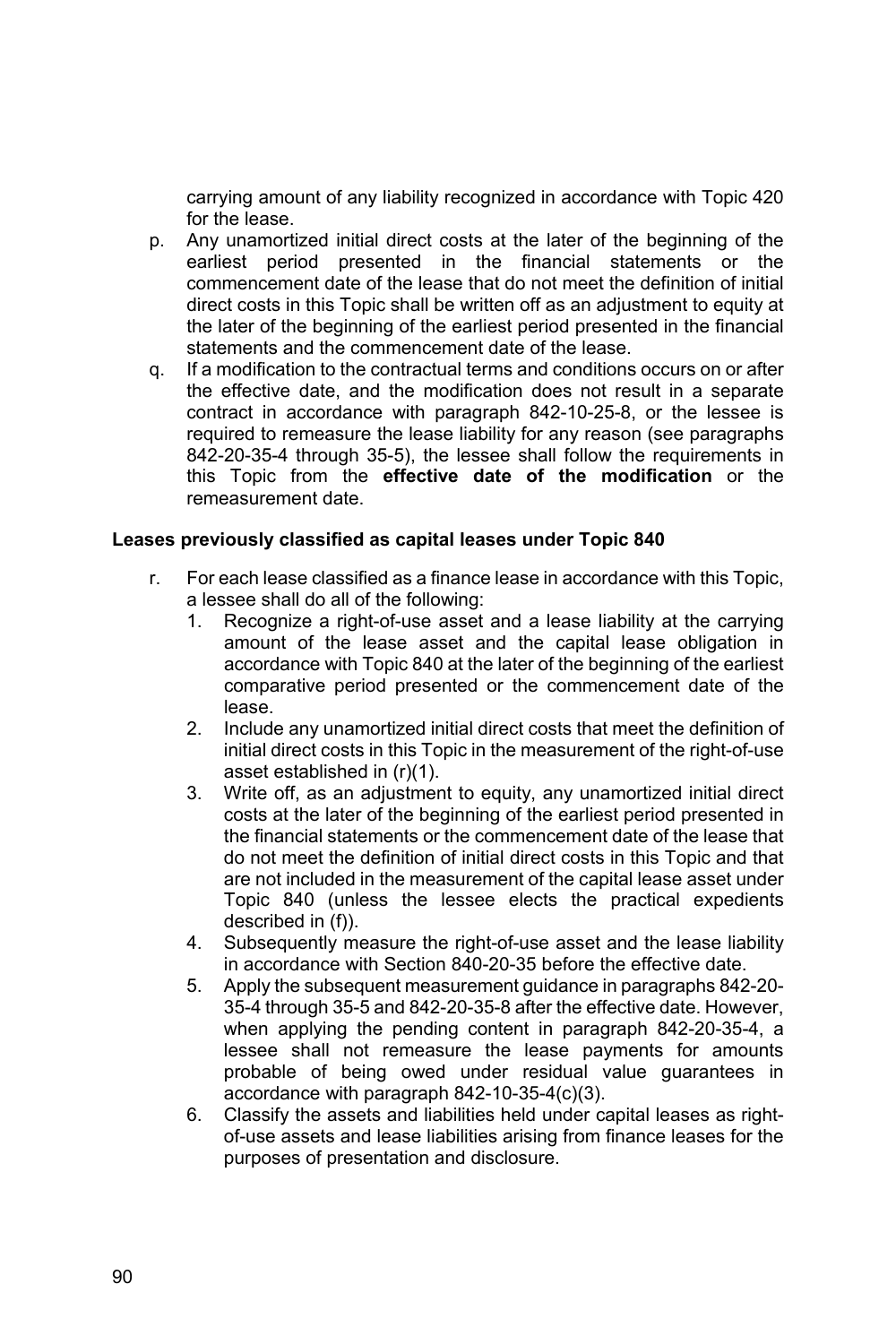carrying amount of any liability recognized in accordance with Topic 420 for the lease.

p. Any unamortized initial direct costs at the later of the beginning of the earliest period presented in the financial statements or the commencement date of the lease that do not meet the definition of initial direct costs in this Topic shall be written off as an adjustment to equity at the later of the beginning of the earliest period presented in the financial statements and the commencement date of the lease.

q. If a modification to the contractual terms and conditions occurs on or after the effective date, and the modification does not result in a separate contract in accordance with paragraph 842-10-25-8, or the lessee is required to remeasure the lease liability for any reason (see paragraphs 842-20-35-4 through 35-5), the lessee shall follow the requirements in this Topic from the **effective date of the modification** or the remeasurement date.

**Leases previously classified as capital leases under Topic 840**

r. For each lease classified as a finance lease in accordance with this Topic, a lessee shall do all of the following:
   1. Recognize a right-of-use asset and a lease liability at the carrying amount of the lease asset and the capital lease obligation in accordance with Topic 840 at the later of the beginning of the earliest comparative period presented or the commencement date of the lease.
   2. Include any unamortized initial direct costs that meet the definition of initial direct costs in this Topic in the measurement of the right-of-use asset established in (r)(1).
   3. Write off, as an adjustment to equity, any unamortized initial direct costs at the later of the beginning of the earliest period presented in the financial statements or the commencement date of the lease that do not meet the definition of initial direct costs in this Topic and that are not included in the measurement of the capital lease asset under Topic 840 (unless the lessee elects the practical expedients described in (f)).
   4. Subsequently measure the right-of-use asset and the lease liability in accordance with Section 840-20-35 before the effective date.
   5. Apply the subsequent measurement guidance in paragraphs 842-20-35-4 through 35-5 and 842-20-35-8 after the effective date. However, when applying the pending content in paragraph 842-20-35-4, a lessee shall not remeasure the lease payments for amounts probable of being owed under residual value guarantees in accordance with paragraph 842-10-35-4(c)(3).
   6. Classify the assets and liabilities held under capital leases as right-of-use assets and lease liabilities arising from finance leases for the purposes of presentation and disclosure.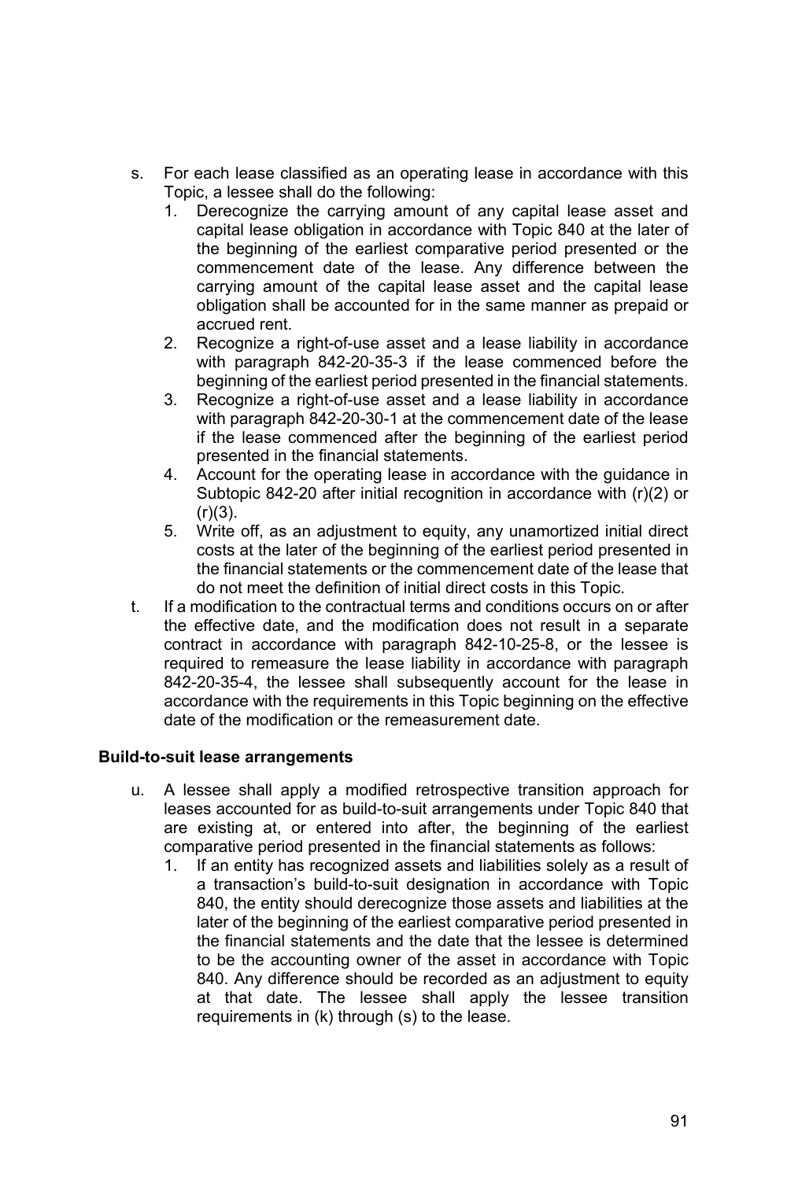s. For each lease classified as an operating lease in accordance with this Topic, a lessee shall do the following:
   1. Derecognize the carrying amount of any capital lease asset and capital lease obligation in accordance with Topic 840 at the later of the beginning of the earliest comparative period presented or the commencement date of the lease. Any difference between the carrying amount of the capital lease asset and the capital lease obligation shall be accounted for in the same manner as prepaid or accrued rent.
   2. Recognize a right-of-use asset and a lease liability in accordance with paragraph 842-20-35-3 if the lease commenced before the beginning of the earliest period presented in the financial statements.
   3. Recognize a right-of-use asset and a lease liability in accordance with paragraph 842-20-30-1 at the commencement date of the lease if the lease commenced after the beginning of the earliest period presented in the financial statements.
   4. Account for the operating lease in accordance with the guidance in Subtopic 842-20 after initial recognition in accordance with (r)(2) or (r)(3).
   5. Write off, as an adjustment to equity, any unamortized initial direct costs at the later of the beginning of the earliest period presented in the financial statements or the commencement date of the lease that do not meet the definition of initial direct costs in this Topic.
t. If a modification to the contractual terms and conditions occurs on or after the effective date, and the modification does not result in a separate contract in accordance with paragraph 842-10-25-8, or the lessee is required to remeasure the lease liability in accordance with paragraph 842-20-35-4, the lessee shall subsequently account for the lease in accordance with the requirements in this Topic beginning on the effective date of the modification or the remeasurement date.

**Build-to-suit lease arrangements**

u. A lessee shall apply a modified retrospective transition approach for leases accounted for as build-to-suit arrangements under Topic 840 that are existing at, or entered into after, the beginning of the earliest comparative period presented in the financial statements as follows:
   1. If an entity has recognized assets and liabilities solely as a result of a transaction's build-to-suit designation in accordance with Topic 840, the entity should derecognize those assets and liabilities at the later of the beginning of the earliest comparative period presented in the financial statements and the date that the lessee is determined to be the accounting owner of the asset in accordance with Topic 840. Any difference should be recorded as an adjustment to equity at that date. The lessee shall apply the lessee transition requirements in (k) through (s) to the lease.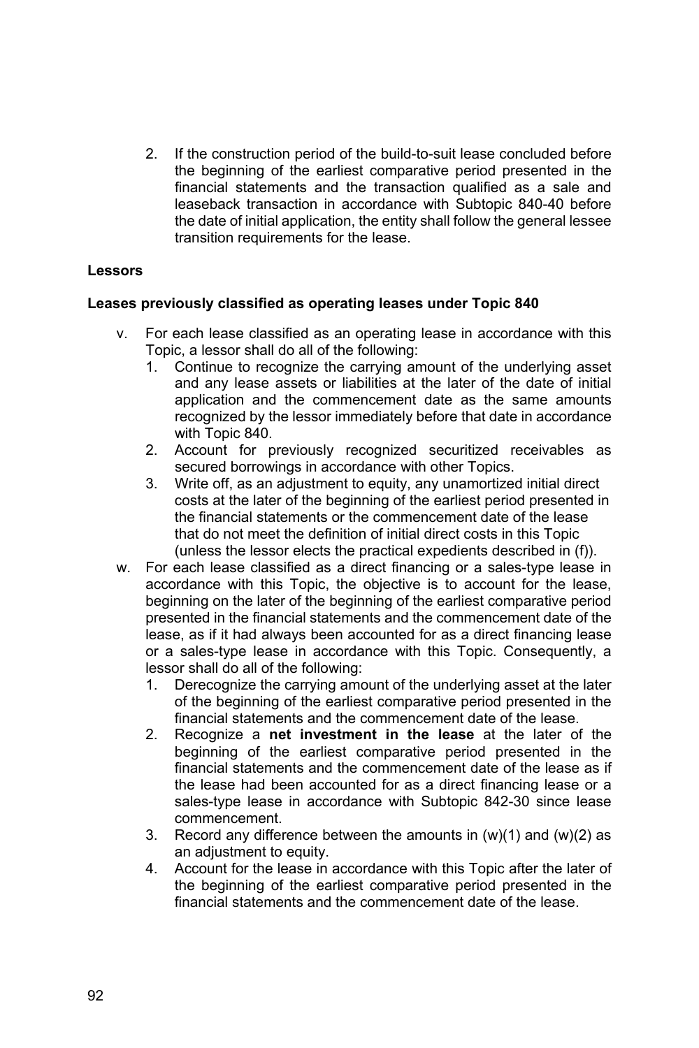2. If the construction period of the build-to-suit lease concluded before the beginning of the earliest comparative period presented in the financial statements and the transaction qualified as a sale and leaseback transaction in accordance with Subtopic 840-40 before the date of initial application, the entity shall follow the general lessee transition requirements for the lease.

**Lessors**

**Leases previously classified as operating leases under Topic 840**

v. For each lease classified as an operating lease in accordance with this Topic, a lessor shall do all of the following:
   1. Continue to recognize the carrying amount of the underlying asset and any lease assets or liabilities at the later of the date of initial application and the commencement date as the same amounts recognized by the lessor immediately before that date in accordance with Topic 840.
   2. Account for previously recognized securitized receivables as secured borrowings in accordance with other Topics.
   3. Write off, as an adjustment to equity, any unamortized initial direct costs at the later of the beginning of the earliest period presented in the financial statements or the commencement date of the lease that do not meet the definition of initial direct costs in this Topic (unless the lessor elects the practical expedients described in (f)).

w. For each lease classified as a direct financing or a sales-type lease in accordance with this Topic, the objective is to account for the lease, beginning on the later of the beginning of the earliest comparative period presented in the financial statements and the commencement date of the lease, as if it had always been accounted for as a direct financing lease or a sales-type lease in accordance with this Topic. Consequently, a lessor shall do all of the following:
   1. Derecognize the carrying amount of the underlying asset at the later of the beginning of the earliest comparative period presented in the financial statements and the commencement date of the lease.
   2. Recognize a **net investment in the lease** at the later of the beginning of the earliest comparative period presented in the financial statements and the commencement date of the lease as if the lease had been accounted for as a direct financing lease or a sales-type lease in accordance with Subtopic 842-30 since lease commencement.
   3. Record any difference between the amounts in (w)(1) and (w)(2) as an adjustment to equity.
   4. Account for the lease in accordance with this Topic after the later of the beginning of the earliest comparative period presented in the financial statements and the commencement date of the lease.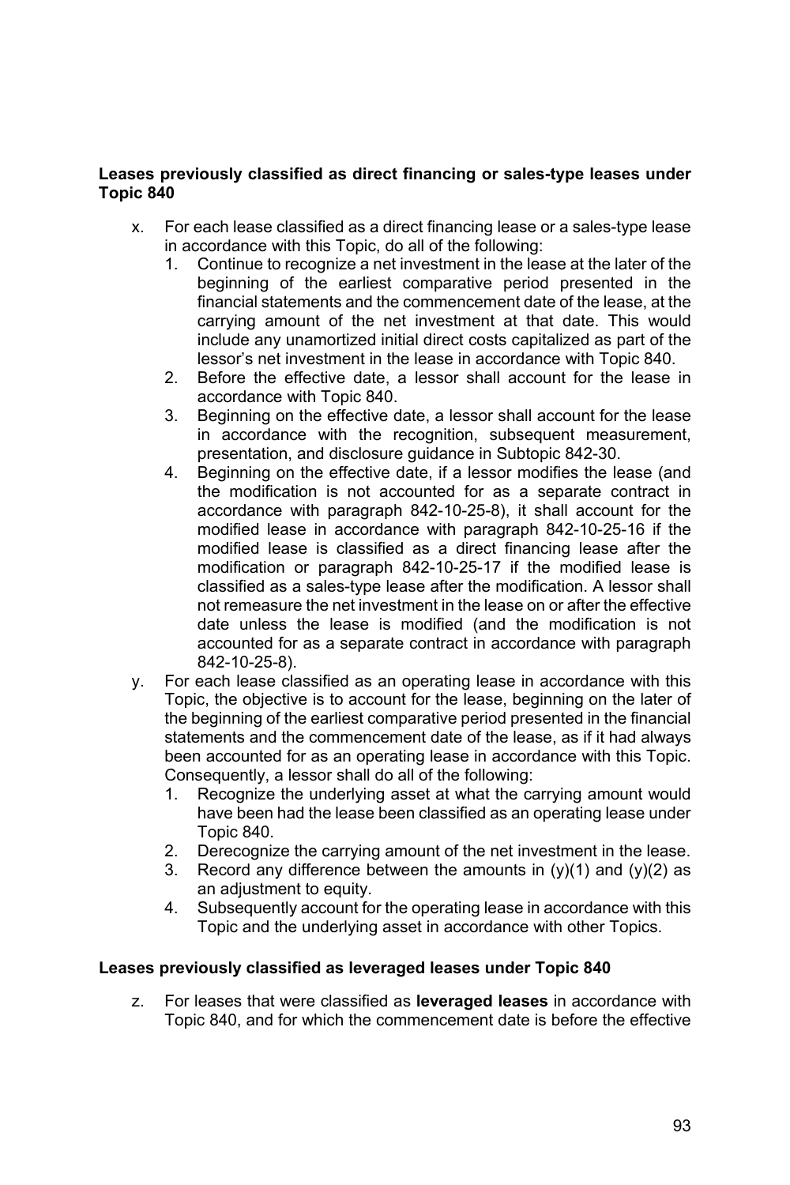**Leases previously classified as direct financing or sales-type leases under Topic 840**

x. For each lease classified as a direct financing lease or a sales-type lease in accordance with this Topic, do all of the following:
   1. Continue to recognize a net investment in the lease at the later of the beginning of the earliest comparative period presented in the financial statements and the commencement date of the lease, at the carrying amount of the net investment at that date. This would include any unamortized initial direct costs capitalized as part of the lessor's net investment in the lease in accordance with Topic 840.
   2. Before the effective date, a lessor shall account for the lease in accordance with Topic 840.
   3. Beginning on the effective date, a lessor shall account for the lease in accordance with the recognition, subsequent measurement, presentation, and disclosure guidance in Subtopic 842-30.
   4. Beginning on the effective date, if a lessor modifies the lease (and the modification is not accounted for as a separate contract in accordance with paragraph 842-10-25-8), it shall account for the modified lease in accordance with paragraph 842-10-25-16 if the modified lease is classified as a direct financing lease after the modification or paragraph 842-10-25-17 if the modified lease is classified as a sales-type lease after the modification. A lessor shall not remeasure the net investment in the lease on or after the effective date unless the lease is modified (and the modification is not accounted for as a separate contract in accordance with paragraph 842-10-25-8).

y. For each lease classified as an operating lease in accordance with this Topic, the objective is to account for the lease, beginning on the later of the beginning of the earliest comparative period presented in the financial statements and the commencement date of the lease, as if it had always been accounted for as an operating lease in accordance with this Topic. Consequently, a lessor shall do all of the following:
   1. Recognize the underlying asset at what the carrying amount would have been had the lease been classified as an operating lease under Topic 840.
   2. Derecognize the carrying amount of the net investment in the lease.
   3. Record any difference between the amounts in (y)(1) and (y)(2) as an adjustment to equity.
   4. Subsequently account for the operating lease in accordance with this Topic and the underlying asset in accordance with other Topics.

**Leases previously classified as leveraged leases under Topic 840**

z. For leases that were classified as **leveraged leases** in accordance with Topic 840, and for which the commencement date is before the effective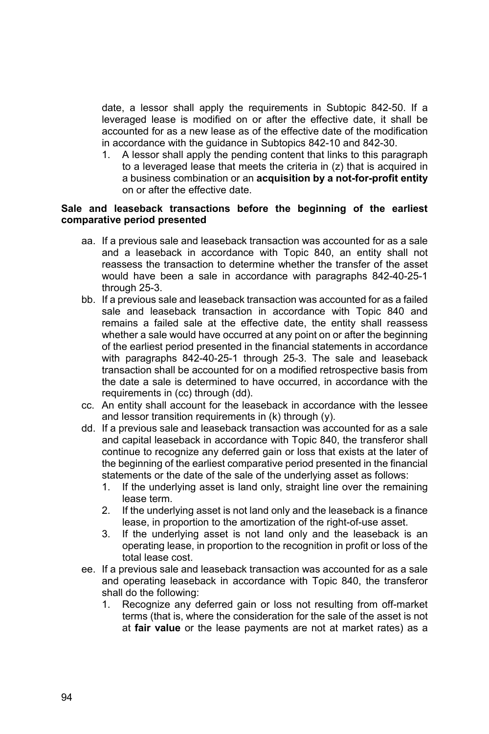date, a lessor shall apply the requirements in Subtopic 842-50. If a leveraged lease is modified on or after the effective date, it shall be accounted for as a new lease as of the effective date of the modification in accordance with the guidance in Subtopics 842-10 and 842-30.

1. A lessor shall apply the pending content that links to this paragraph to a leveraged lease that meets the criteria in (z) that is acquired in a business combination or an **acquisition by a not-for-profit entity** on or after the effective date.

**Sale and leaseback transactions before the beginning of the earliest comparative period presented**

aa. If a previous sale and leaseback transaction was accounted for as a sale and a leaseback in accordance with Topic 840, an entity shall not reassess the transaction to determine whether the transfer of the asset would have been a sale in accordance with paragraphs 842-40-25-1 through 25-3.

bb. If a previous sale and leaseback transaction was accounted for as a failed sale and leaseback transaction in accordance with Topic 840 and remains a failed sale at the effective date, the entity shall reassess whether a sale would have occurred at any point on or after the beginning of the earliest period presented in the financial statements in accordance with paragraphs 842-40-25-1 through 25-3. The sale and leaseback transaction shall be accounted for on a modified retrospective basis from the date a sale is determined to have occurred, in accordance with the requirements in (cc) through (dd).

cc. An entity shall account for the leaseback in accordance with the lessee and lessor transition requirements in (k) through (y).

dd. If a previous sale and leaseback transaction was accounted for as a sale and capital leaseback in accordance with Topic 840, the transferor shall continue to recognize any deferred gain or loss that exists at the later of the beginning of the earliest comparative period presented in the financial statements or the date of the sale of the underlying asset as follows:

1. If the underlying asset is land only, straight line over the remaining lease term.
2. If the underlying asset is not land only and the leaseback is a finance lease, in proportion to the amortization of the right-of-use asset.
3. If the underlying asset is not land only and the leaseback is an operating lease, in proportion to the recognition in profit or loss of the total lease cost.

ee. If a previous sale and leaseback transaction was accounted for as a sale and operating leaseback in accordance with Topic 840, the transferor shall do the following:

1. Recognize any deferred gain or loss not resulting from off-market terms (that is, where the consideration for the sale of the asset is not at **fair value** or the lease payments are not at market rates) as a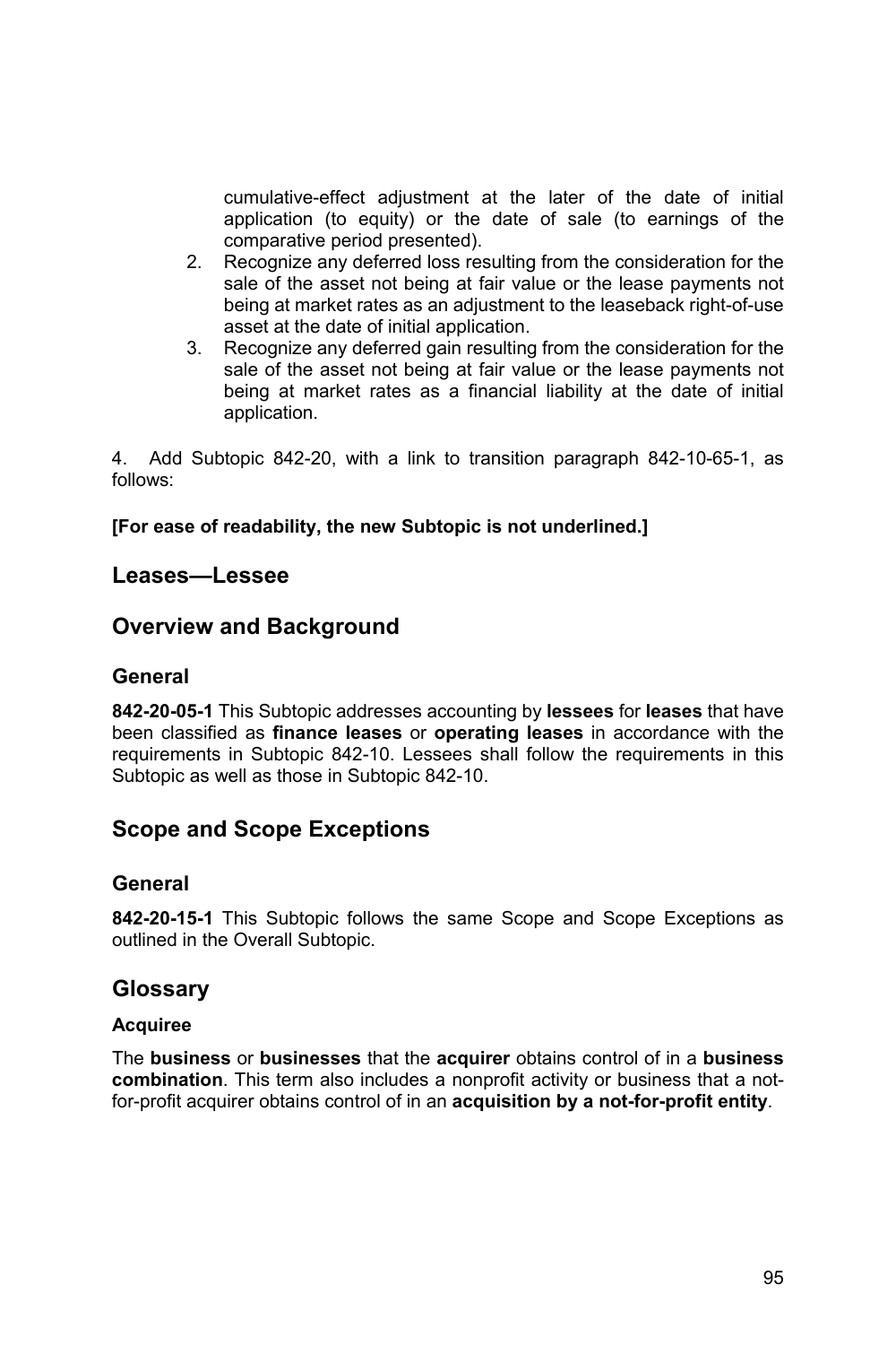cumulative-effect adjustment at the later of the date of initial application (to equity) or the date of sale (to earnings of the comparative period presented).

2. Recognize any deferred loss resulting from the consideration for the sale of the asset not being at fair value or the lease payments not being at market rates as an adjustment to the leaseback right-of-use asset at the date of initial application.
3. Recognize any deferred gain resulting from the consideration for the sale of the asset not being at fair value or the lease payments not being at market rates as a financial liability at the date of initial application.

4. Add Subtopic 842-20, with a link to transition paragraph 842-10-65-1, as follows:

**[For ease of readability, the new Subtopic is not underlined.]**

## Leases—Lessee

## Overview and Background

### General

**842-20-05-1** This Subtopic addresses accounting by **lessees** for **leases** that have been classified as **finance leases** or **operating leases** in accordance with the requirements in Subtopic 842-10. Lessees shall follow the requirements in this Subtopic as well as those in Subtopic 842-10.

## Scope and Scope Exceptions

### General

**842-20-15-1** This Subtopic follows the same Scope and Scope Exceptions as outlined in the Overall Subtopic.

## Glossary

#### Acquiree

The **business** or **businesses** that the **acquirer** obtains control of in a **business combination**. This term also includes a nonprofit activity or business that a not-for-profit acquirer obtains control of in an **acquisition by a not-for-profit entity**.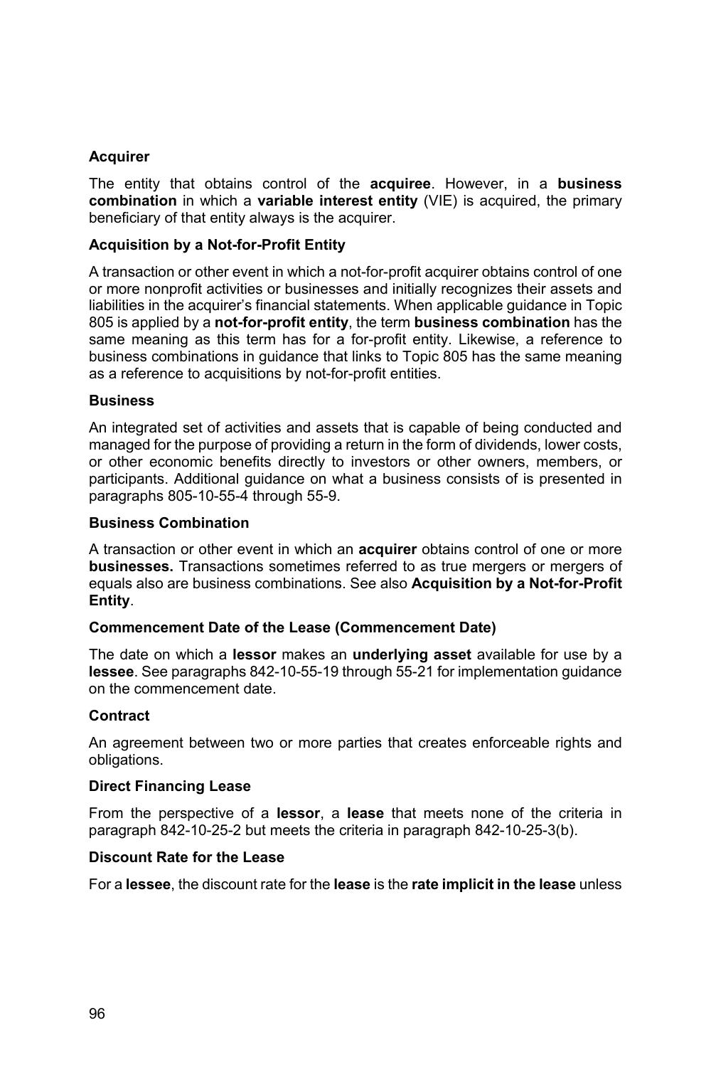**Acquirer**

The entity that obtains control of the **acquiree**. However, in a **business combination** in which a **variable interest entity** (VIE) is acquired, the primary beneficiary of that entity always is the acquirer.

**Acquisition by a Not-for-Profit Entity**

A transaction or other event in which a not-for-profit acquirer obtains control of one or more nonprofit activities or businesses and initially recognizes their assets and liabilities in the acquirer's financial statements. When applicable guidance in Topic 805 is applied by a **not-for-profit entity**, the term **business combination** has the same meaning as this term has for a for-profit entity. Likewise, a reference to business combinations in guidance that links to Topic 805 has the same meaning as a reference to acquisitions by not-for-profit entities.

**Business**

An integrated set of activities and assets that is capable of being conducted and managed for the purpose of providing a return in the form of dividends, lower costs, or other economic benefits directly to investors or other owners, members, or participants. Additional guidance on what a business consists of is presented in paragraphs 805-10-55-4 through 55-9.

**Business Combination**

A transaction or other event in which an **acquirer** obtains control of one or more **businesses.** Transactions sometimes referred to as true mergers or mergers of equals also are business combinations. See also **Acquisition by a Not-for-Profit Entity**.

**Commencement Date of the Lease (Commencement Date)**

The date on which a **lessor** makes an **underlying asset** available for use by a **lessee**. See paragraphs 842-10-55-19 through 55-21 for implementation guidance on the commencement date.

**Contract**

An agreement between two or more parties that creates enforceable rights and obligations.

**Direct Financing Lease**

From the perspective of a **lessor**, a **lease** that meets none of the criteria in paragraph 842-10-25-2 but meets the criteria in paragraph 842-10-25-3(b).

**Discount Rate for the Lease**

For a **lessee**, the discount rate for the **lease** is the **rate implicit in the lease** unless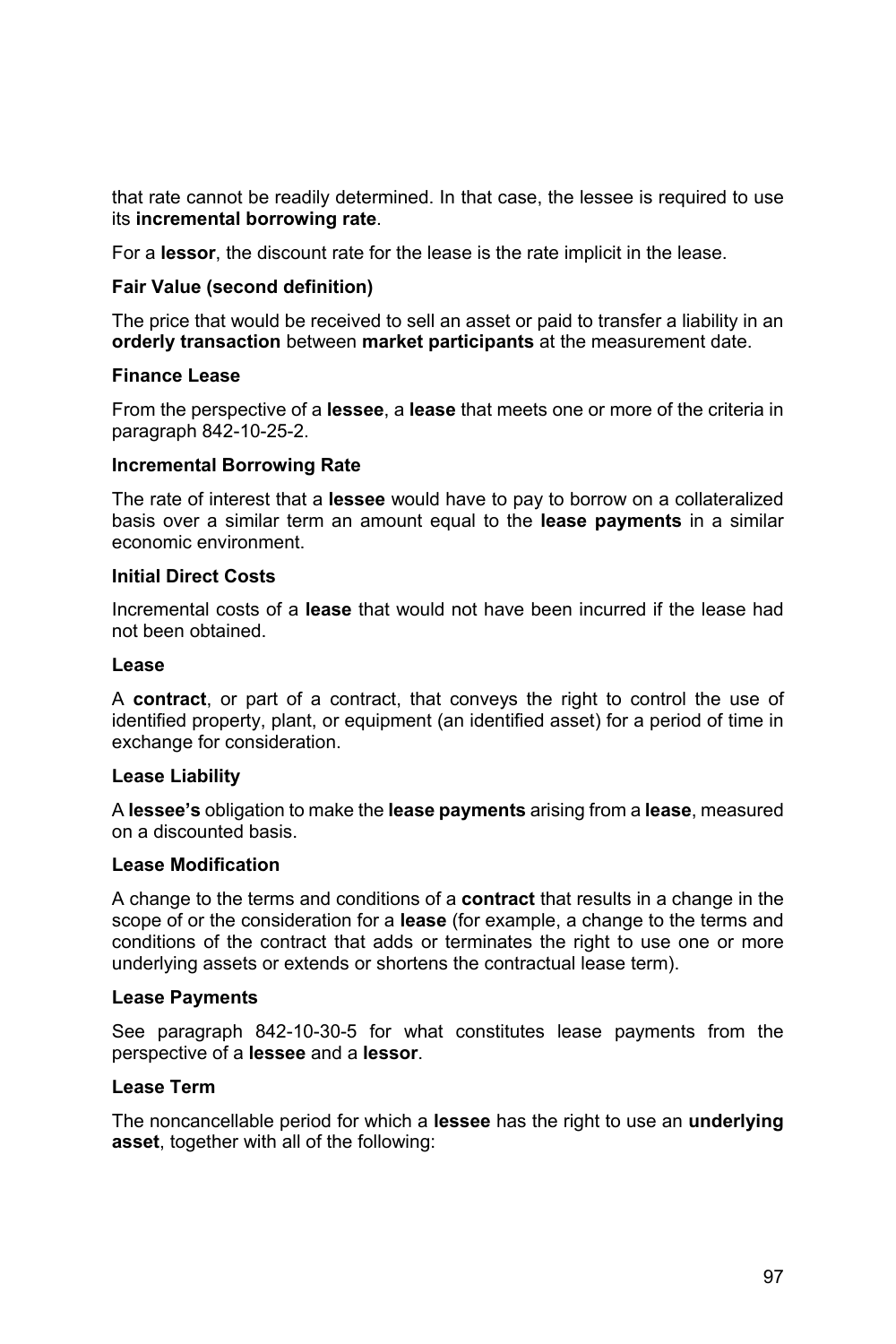that rate cannot be readily determined. In that case, the lessee is required to use its **incremental borrowing rate**.

For a **lessor**, the discount rate for the lease is the rate implicit in the lease.

**Fair Value (second definition)**

The price that would be received to sell an asset or paid to transfer a liability in an **orderly transaction** between **market participants** at the measurement date.

**Finance Lease**

From the perspective of a **lessee**, a **lease** that meets one or more of the criteria in paragraph 842-10-25-2.

**Incremental Borrowing Rate**

The rate of interest that a **lessee** would have to pay to borrow on a collateralized basis over a similar term an amount equal to the **lease payments** in a similar economic environment.

**Initial Direct Costs**

Incremental costs of a **lease** that would not have been incurred if the lease had not been obtained.

**Lease**

A **contract**, or part of a contract, that conveys the right to control the use of identified property, plant, or equipment (an identified asset) for a period of time in exchange for consideration.

**Lease Liability**

A **lessee's** obligation to make the **lease payments** arising from a **lease**, measured on a discounted basis.

**Lease Modification**

A change to the terms and conditions of a **contract** that results in a change in the scope of or the consideration for a **lease** (for example, a change to the terms and conditions of the contract that adds or terminates the right to use one or more underlying assets or extends or shortens the contractual lease term).

**Lease Payments**

See paragraph 842-10-30-5 for what constitutes lease payments from the perspective of a **lessee** and a **lessor**.

**Lease Term**

The noncancellable period for which a **lessee** has the right to use an **underlying asset**, together with all of the following: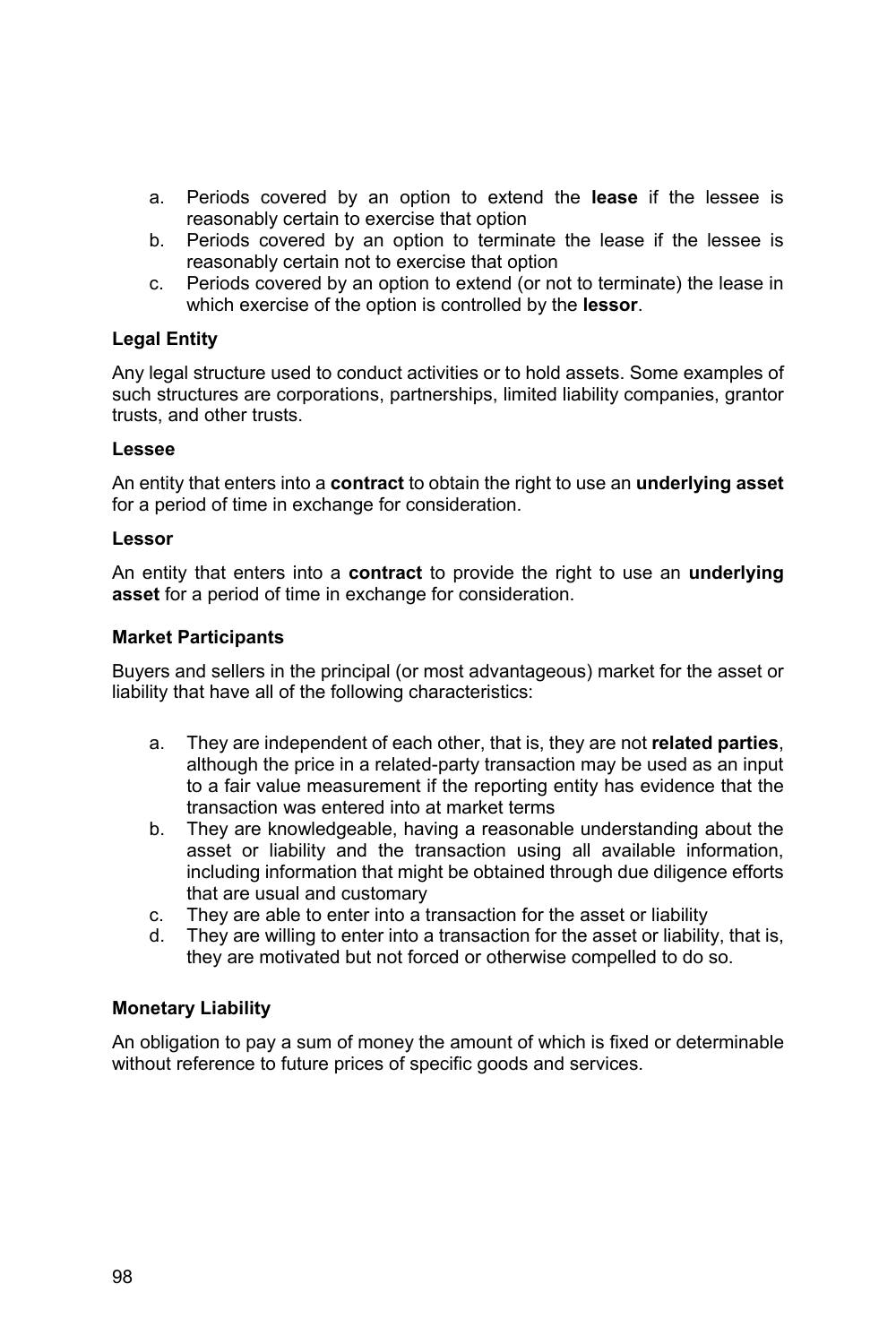a. Periods covered by an option to extend the **lease** if the lessee is reasonably certain to exercise that option
b. Periods covered by an option to terminate the lease if the lessee is reasonably certain not to exercise that option
c. Periods covered by an option to extend (or not to terminate) the lease in which exercise of the option is controlled by the **lessor**.

**Legal Entity**

Any legal structure used to conduct activities or to hold assets. Some examples of such structures are corporations, partnerships, limited liability companies, grantor trusts, and other trusts.

**Lessee**

An entity that enters into a **contract** to obtain the right to use an **underlying asset** for a period of time in exchange for consideration.

**Lessor**

An entity that enters into a **contract** to provide the right to use an **underlying asset** for a period of time in exchange for consideration.

**Market Participants**

Buyers and sellers in the principal (or most advantageous) market for the asset or liability that have all of the following characteristics:

a. They are independent of each other, that is, they are not **related parties**, although the price in a related-party transaction may be used as an input to a fair value measurement if the reporting entity has evidence that the transaction was entered into at market terms
b. They are knowledgeable, having a reasonable understanding about the asset or liability and the transaction using all available information, including information that might be obtained through due diligence efforts that are usual and customary
c. They are able to enter into a transaction for the asset or liability
d. They are willing to enter into a transaction for the asset or liability, that is, they are motivated but not forced or otherwise compelled to do so.

**Monetary Liability**

An obligation to pay a sum of money the amount of which is fixed or determinable without reference to future prices of specific goods and services.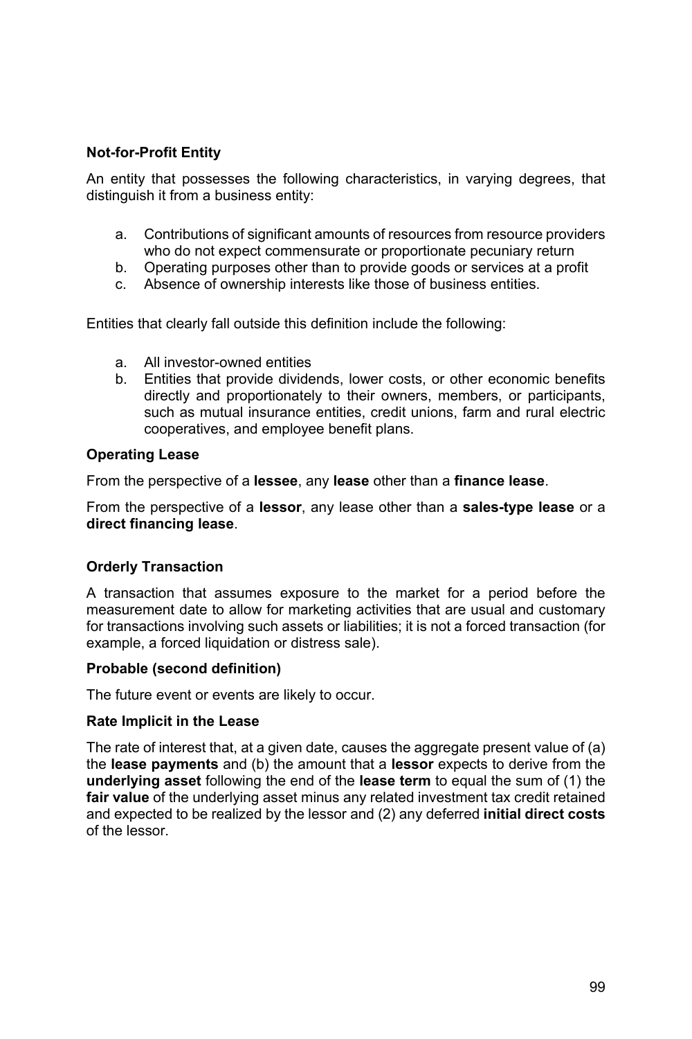**Not-for-Profit Entity**

An entity that possesses the following characteristics, in varying degrees, that distinguish it from a business entity:

a. Contributions of significant amounts of resources from resource providers who do not expect commensurate or proportionate pecuniary return
b. Operating purposes other than to provide goods or services at a profit
c. Absence of ownership interests like those of business entities.

Entities that clearly fall outside this definition include the following:

a. All investor-owned entities
b. Entities that provide dividends, lower costs, or other economic benefits directly and proportionately to their owners, members, or participants, such as mutual insurance entities, credit unions, farm and rural electric cooperatives, and employee benefit plans.

**Operating Lease**

From the perspective of a **lessee**, any **lease** other than a **finance lease**.

From the perspective of a **lessor**, any lease other than a **sales-type lease** or a **direct financing lease**.

**Orderly Transaction**

A transaction that assumes exposure to the market for a period before the measurement date to allow for marketing activities that are usual and customary for transactions involving such assets or liabilities; it is not a forced transaction (for example, a forced liquidation or distress sale).

**Probable (second definition)**

The future event or events are likely to occur.

**Rate Implicit in the Lease**

The rate of interest that, at a given date, causes the aggregate present value of (a) the **lease payments** and (b) the amount that a **lessor** expects to derive from the **underlying asset** following the end of the **lease term** to equal the sum of (1) the **fair value** of the underlying asset minus any related investment tax credit retained and expected to be realized by the lessor and (2) any deferred **initial direct costs** of the lessor.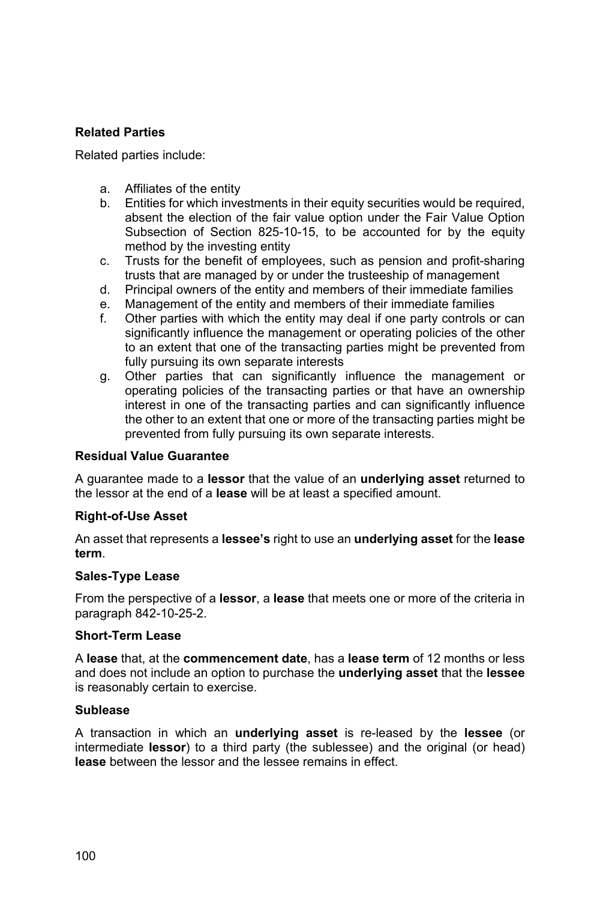**Related Parties**

Related parties include:

a. Affiliates of the entity
b. Entities for which investments in their equity securities would be required, absent the election of the fair value option under the Fair Value Option Subsection of Section 825-10-15, to be accounted for by the equity method by the investing entity
c. Trusts for the benefit of employees, such as pension and profit-sharing trusts that are managed by or under the trusteeship of management
d. Principal owners of the entity and members of their immediate families
e. Management of the entity and members of their immediate families
f. Other parties with which the entity may deal if one party controls or can significantly influence the management or operating policies of the other to an extent that one of the transacting parties might be prevented from fully pursuing its own separate interests
g. Other parties that can significantly influence the management or operating policies of the transacting parties or that have an ownership interest in one of the transacting parties and can significantly influence the other to an extent that one or more of the transacting parties might be prevented from fully pursuing its own separate interests.

**Residual Value Guarantee**

A guarantee made to a **lessor** that the value of an **underlying asset** returned to the lessor at the end of a **lease** will be at least a specified amount.

**Right-of-Use Asset**

An asset that represents a **lessee's** right to use an **underlying asset** for the **lease term**.

**Sales-Type Lease**

From the perspective of a **lessor**, a **lease** that meets one or more of the criteria in paragraph 842-10-25-2.

**Short-Term Lease**

A **lease** that, at the **commencement date**, has a **lease term** of 12 months or less and does not include an option to purchase the **underlying asset** that the **lessee** is reasonably certain to exercise.

**Sublease**

A transaction in which an **underlying asset** is re-leased by the **lessee** (or intermediate **lessor**) to a third party (the sublessee) and the original (or head) **lease** between the lessor and the lessee remains in effect.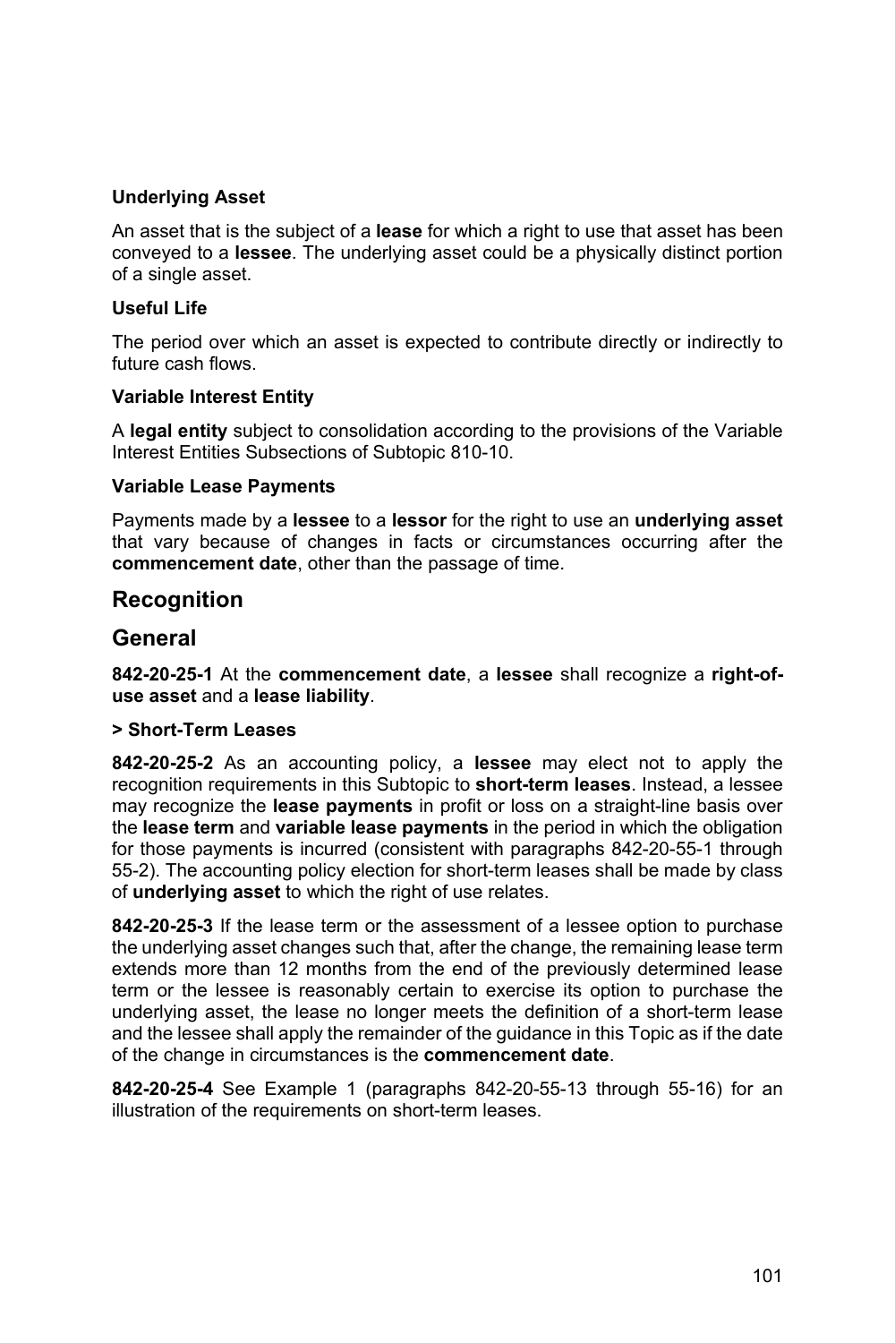**Underlying Asset**

An asset that is the subject of a **lease** for which a right to use that asset has been conveyed to a **lessee**. The underlying asset could be a physically distinct portion of a single asset.

**Useful Life**

The period over which an asset is expected to contribute directly or indirectly to future cash flows.

**Variable Interest Entity**

A **legal entity** subject to consolidation according to the provisions of the Variable Interest Entities Subsections of Subtopic 810-10.

**Variable Lease Payments**

Payments made by a **lessee** to a **lessor** for the right to use an **underlying asset** that vary because of changes in facts or circumstances occurring after the **commencement date**, other than the passage of time.

## Recognition

## General

**842-20-25-1** At the **commencement date**, a **lessee** shall recognize a **right-of-use asset** and a **lease liability**.

**> Short-Term Leases**

**842-20-25-2** As an accounting policy, a **lessee** may elect not to apply the recognition requirements in this Subtopic to **short-term leases**. Instead, a lessee may recognize the **lease payments** in profit or loss on a straight-line basis over the **lease term** and **variable lease payments** in the period in which the obligation for those payments is incurred (consistent with paragraphs 842-20-55-1 through 55-2). The accounting policy election for short-term leases shall be made by class of **underlying asset** to which the right of use relates.

**842-20-25-3** If the lease term or the assessment of a lessee option to purchase the underlying asset changes such that, after the change, the remaining lease term extends more than 12 months from the end of the previously determined lease term or the lessee is reasonably certain to exercise its option to purchase the underlying asset, the lease no longer meets the definition of a short-term lease and the lessee shall apply the remainder of the guidance in this Topic as if the date of the change in circumstances is the **commencement date**.

**842-20-25-4** See Example 1 (paragraphs 842-20-55-13 through 55-16) for an illustration of the requirements on short-term leases.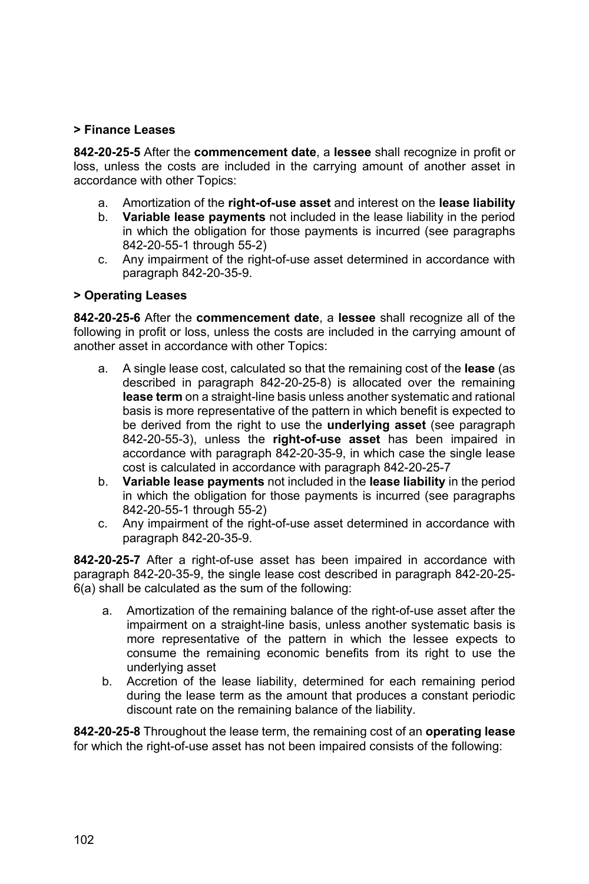**> Finance Leases**

**842-20-25-5** After the **commencement date**, a **lessee** shall recognize in profit or loss, unless the costs are included in the carrying amount of another asset in accordance with other Topics:

a. Amortization of the **right-of-use asset** and interest on the **lease liability**
b. **Variable lease payments** not included in the lease liability in the period in which the obligation for those payments is incurred (see paragraphs 842-20-55-1 through 55-2)
c. Any impairment of the right-of-use asset determined in accordance with paragraph 842-20-35-9.

**> Operating Leases**

**842-20-25-6** After the **commencement date**, a **lessee** shall recognize all of the following in profit or loss, unless the costs are included in the carrying amount of another asset in accordance with other Topics:

a. A single lease cost, calculated so that the remaining cost of the **lease** (as described in paragraph 842-20-25-8) is allocated over the remaining **lease term** on a straight-line basis unless another systematic and rational basis is more representative of the pattern in which benefit is expected to be derived from the right to use the **underlying asset** (see paragraph 842-20-55-3), unless the **right-of-use asset** has been impaired in accordance with paragraph 842-20-35-9, in which case the single lease cost is calculated in accordance with paragraph 842-20-25-7
b. **Variable lease payments** not included in the **lease liability** in the period in which the obligation for those payments is incurred (see paragraphs 842-20-55-1 through 55-2)
c. Any impairment of the right-of-use asset determined in accordance with paragraph 842-20-35-9.

**842-20-25-7** After a right-of-use asset has been impaired in accordance with paragraph 842-20-35-9, the single lease cost described in paragraph 842-20-25-6(a) shall be calculated as the sum of the following:

a. Amortization of the remaining balance of the right-of-use asset after the impairment on a straight-line basis, unless another systematic basis is more representative of the pattern in which the lessee expects to consume the remaining economic benefits from its right to use the underlying asset
b. Accretion of the lease liability, determined for each remaining period during the lease term as the amount that produces a constant periodic discount rate on the remaining balance of the liability.

**842-20-25-8** Throughout the lease term, the remaining cost of an **operating lease** for which the right-of-use asset has not been impaired consists of the following: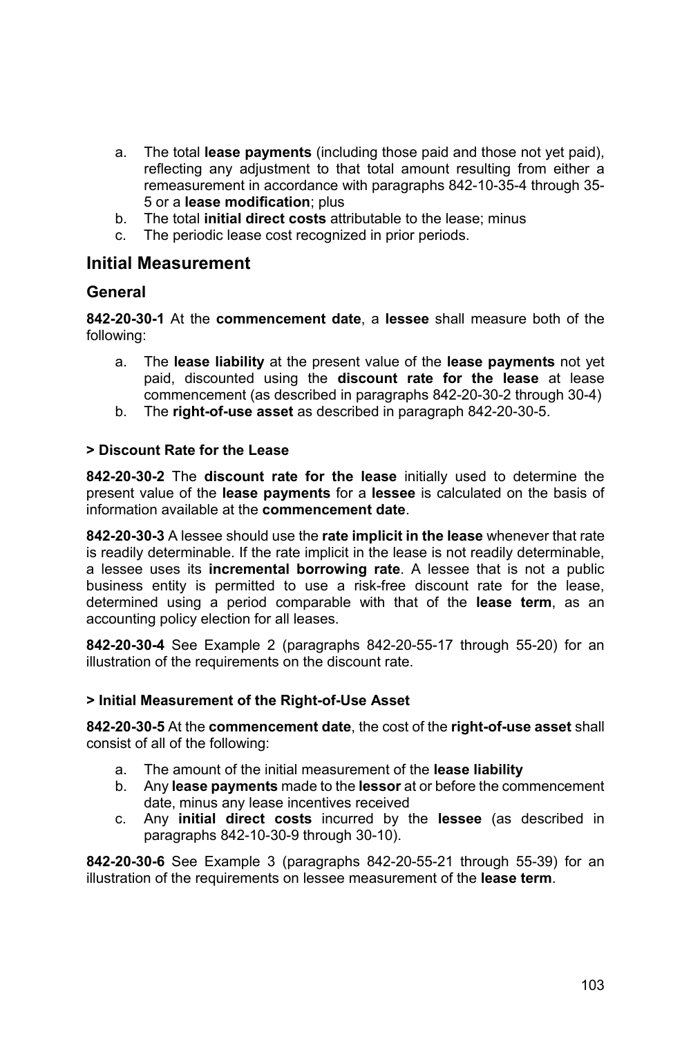a. The total **lease payments** (including those paid and those not yet paid), reflecting any adjustment to that total amount resulting from either a remeasurement in accordance with paragraphs 842-10-35-4 through 35-5 or a **lease modification**; plus
b. The total **initial direct costs** attributable to the lease; minus
c. The periodic lease cost recognized in prior periods.

## Initial Measurement

### General

**842-20-30-1** At the **commencement date**, a **lessee** shall measure both of the following:

a. The **lease liability** at the present value of the **lease payments** not yet paid, discounted using the **discount rate for the lease** at lease commencement (as described in paragraphs 842-20-30-2 through 30-4)
b. The **right-of-use asset** as described in paragraph 842-20-30-5.

#### > Discount Rate for the Lease

**842-20-30-2** The **discount rate for the lease** initially used to determine the present value of the **lease payments** for a **lessee** is calculated on the basis of information available at the **commencement date**.

**842-20-30-3** A lessee should use the **rate implicit in the lease** whenever that rate is readily determinable. If the rate implicit in the lease is not readily determinable, a lessee uses its **incremental borrowing rate**. A lessee that is not a public business entity is permitted to use a risk-free discount rate for the lease, determined using a period comparable with that of the **lease term**, as an accounting policy election for all leases.

**842-20-30-4** See Example 2 (paragraphs 842-20-55-17 through 55-20) for an illustration of the requirements on the discount rate.

#### > Initial Measurement of the Right-of-Use Asset

**842-20-30-5** At the **commencement date**, the cost of the **right-of-use asset** shall consist of all of the following:

a. The amount of the initial measurement of the **lease liability**
b. Any **lease payments** made to the **lessor** at or before the commencement date, minus any lease incentives received
c. Any **initial direct costs** incurred by the **lessee** (as described in paragraphs 842-10-30-9 through 30-10).

**842-20-30-6** See Example 3 (paragraphs 842-20-55-21 through 55-39) for an illustration of the requirements on lessee measurement of the **lease term**.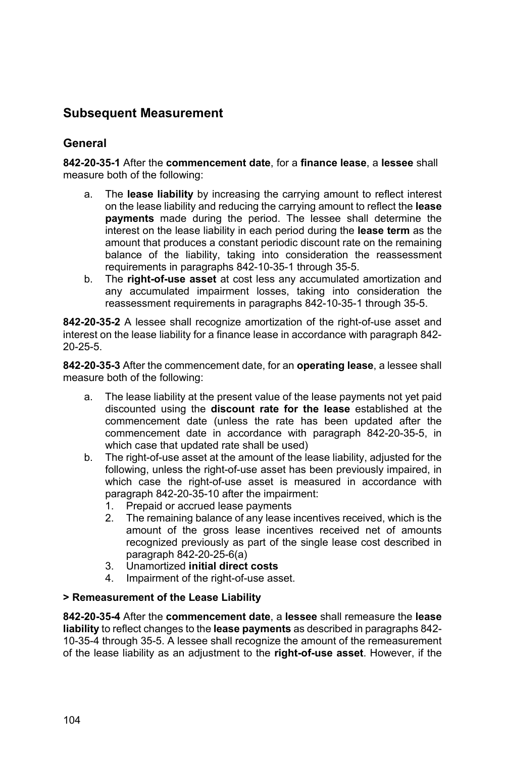## Subsequent Measurement

### General

**842-20-35-1** After the **commencement date**, for a **finance lease**, a **lessee** shall measure both of the following:

a. The **lease liability** by increasing the carrying amount to reflect interest on the lease liability and reducing the carrying amount to reflect the **lease payments** made during the period. The lessee shall determine the interest on the lease liability in each period during the **lease term** as the amount that produces a constant periodic discount rate on the remaining balance of the liability, taking into consideration the reassessment requirements in paragraphs 842-10-35-1 through 35-5.
b. The **right-of-use asset** at cost less any accumulated amortization and any accumulated impairment losses, taking into consideration the reassessment requirements in paragraphs 842-10-35-1 through 35-5.

**842-20-35-2** A lessee shall recognize amortization of the right-of-use asset and interest on the lease liability for a finance lease in accordance with paragraph 842-20-25-5.

**842-20-35-3** After the commencement date, for an **operating lease**, a lessee shall measure both of the following:

a. The lease liability at the present value of the lease payments not yet paid discounted using the **discount rate for the lease** established at the commencement date (unless the rate has been updated after the commencement date in accordance with paragraph 842-20-35-5, in which case that updated rate shall be used)
b. The right-of-use asset at the amount of the lease liability, adjusted for the following, unless the right-of-use asset has been previously impaired, in which case the right-of-use asset is measured in accordance with paragraph 842-20-35-10 after the impairment:
   1. Prepaid or accrued lease payments
   2. The remaining balance of any lease incentives received, which is the amount of the gross lease incentives received net of amounts recognized previously as part of the single lease cost described in paragraph 842-20-25-6(a)
   3. Unamortized **initial direct costs**
   4. Impairment of the right-of-use asset.

**> Remeasurement of the Lease Liability**

**842-20-35-4** After the **commencement date**, a **lessee** shall remeasure the **lease liability** to reflect changes to the **lease payments** as described in paragraphs 842-10-35-4 through 35-5. A lessee shall recognize the amount of the remeasurement of the lease liability as an adjustment to the **right-of-use asset**. However, if the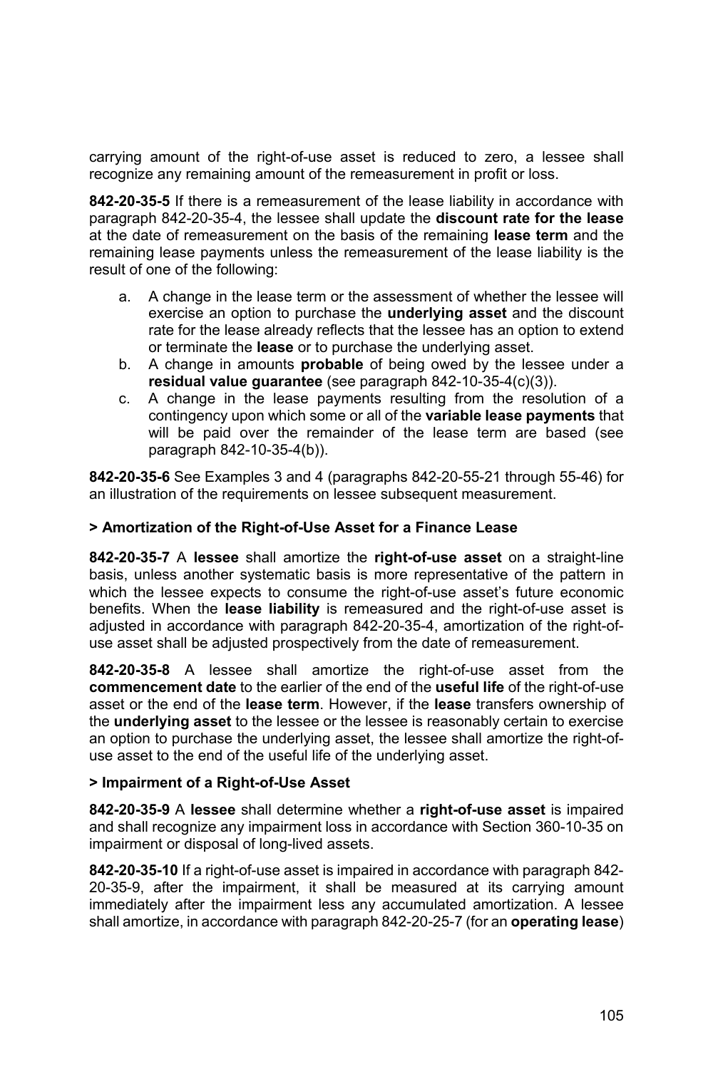carrying amount of the right-of-use asset is reduced to zero, a lessee shall recognize any remaining amount of the remeasurement in profit or loss.

**842-20-35-5** If there is a remeasurement of the lease liability in accordance with paragraph 842-20-35-4, the lessee shall update the **discount rate for the lease** at the date of remeasurement on the basis of the remaining **lease term** and the remaining lease payments unless the remeasurement of the lease liability is the result of one of the following:

a. A change in the lease term or the assessment of whether the lessee will exercise an option to purchase the **underlying asset** and the discount rate for the lease already reflects that the lessee has an option to extend or terminate the **lease** or to purchase the underlying asset.
b. A change in amounts **probable** of being owed by the lessee under a **residual value guarantee** (see paragraph 842-10-35-4(c)(3)).
c. A change in the lease payments resulting from the resolution of a contingency upon which some or all of the **variable lease payments** that will be paid over the remainder of the lease term are based (see paragraph 842-10-35-4(b)).

**842-20-35-6** See Examples 3 and 4 (paragraphs 842-20-55-21 through 55-46) for an illustration of the requirements on lessee subsequent measurement.

### > Amortization of the Right-of-Use Asset for a Finance Lease

**842-20-35-7** A **lessee** shall amortize the **right-of-use asset** on a straight-line basis, unless another systematic basis is more representative of the pattern in which the lessee expects to consume the right-of-use asset's future economic benefits. When the **lease liability** is remeasured and the right-of-use asset is adjusted in accordance with paragraph 842-20-35-4, amortization of the right-of-use asset shall be adjusted prospectively from the date of remeasurement.

**842-20-35-8** A lessee shall amortize the right-of-use asset from the **commencement date** to the earlier of the end of the **useful life** of the right-of-use asset or the end of the **lease term**. However, if the **lease** transfers ownership of the **underlying asset** to the lessee or the lessee is reasonably certain to exercise an option to purchase the underlying asset, the lessee shall amortize the right-of-use asset to the end of the useful life of the underlying asset.

### > Impairment of a Right-of-Use Asset

**842-20-35-9** A **lessee** shall determine whether a **right-of-use asset** is impaired and shall recognize any impairment loss in accordance with Section 360-10-35 on impairment or disposal of long-lived assets.

**842-20-35-10** If a right-of-use asset is impaired in accordance with paragraph 842-20-35-9, after the impairment, it shall be measured at its carrying amount immediately after the impairment less any accumulated amortization. A lessee shall amortize, in accordance with paragraph 842-20-25-7 (for an **operating lease**)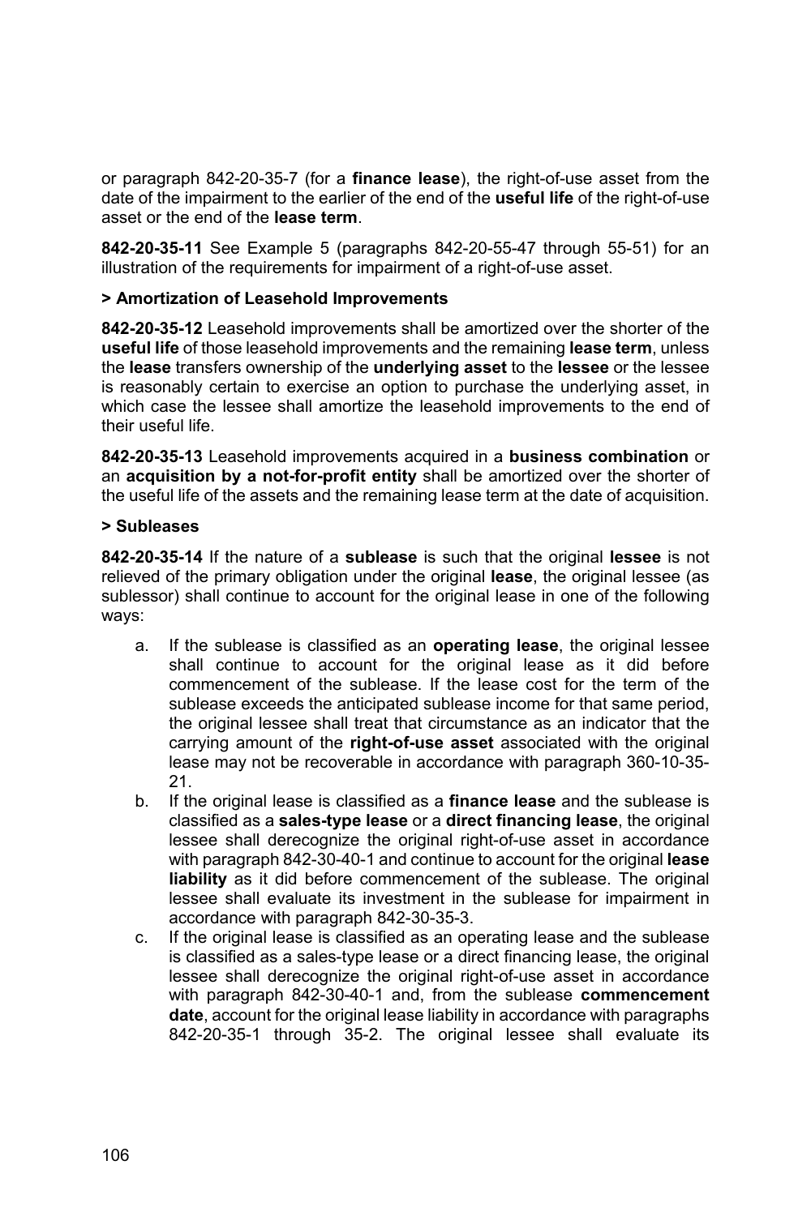or paragraph 842-20-35-7 (for a **finance lease**), the right-of-use asset from the date of the impairment to the earlier of the end of the **useful life** of the right-of-use asset or the end of the **lease term**.

**842-20-35-11** See Example 5 (paragraphs 842-20-55-47 through 55-51) for an illustration of the requirements for impairment of a right-of-use asset.

**> Amortization of Leasehold Improvements**

**842-20-35-12** Leasehold improvements shall be amortized over the shorter of the **useful life** of those leasehold improvements and the remaining **lease term**, unless the **lease** transfers ownership of the **underlying asset** to the **lessee** or the lessee is reasonably certain to exercise an option to purchase the underlying asset, in which case the lessee shall amortize the leasehold improvements to the end of their useful life.

**842-20-35-13** Leasehold improvements acquired in a **business combination** or an **acquisition by a not-for-profit entity** shall be amortized over the shorter of the useful life of the assets and the remaining lease term at the date of acquisition.

**> Subleases**

**842-20-35-14** If the nature of a **sublease** is such that the original **lessee** is not relieved of the primary obligation under the original **lease**, the original lessee (as sublessor) shall continue to account for the original lease in one of the following ways:

a. If the sublease is classified as an **operating lease**, the original lessee shall continue to account for the original lease as it did before commencement of the sublease. If the lease cost for the term of the sublease exceeds the anticipated sublease income for that same period, the original lessee shall treat that circumstance as an indicator that the carrying amount of the **right-of-use asset** associated with the original lease may not be recoverable in accordance with paragraph 360-10-35-21.
b. If the original lease is classified as a **finance lease** and the sublease is classified as a **sales-type lease** or a **direct financing lease**, the original lessee shall derecognize the original right-of-use asset in accordance with paragraph 842-30-40-1 and continue to account for the original **lease liability** as it did before commencement of the sublease. The original lessee shall evaluate its investment in the sublease for impairment in accordance with paragraph 842-30-35-3.
c. If the original lease is classified as an operating lease and the sublease is classified as a sales-type lease or a direct financing lease, the original lessee shall derecognize the original right-of-use asset in accordance with paragraph 842-30-40-1 and, from the sublease **commencement date**, account for the original lease liability in accordance with paragraphs 842-20-35-1 through 35-2. The original lessee shall evaluate its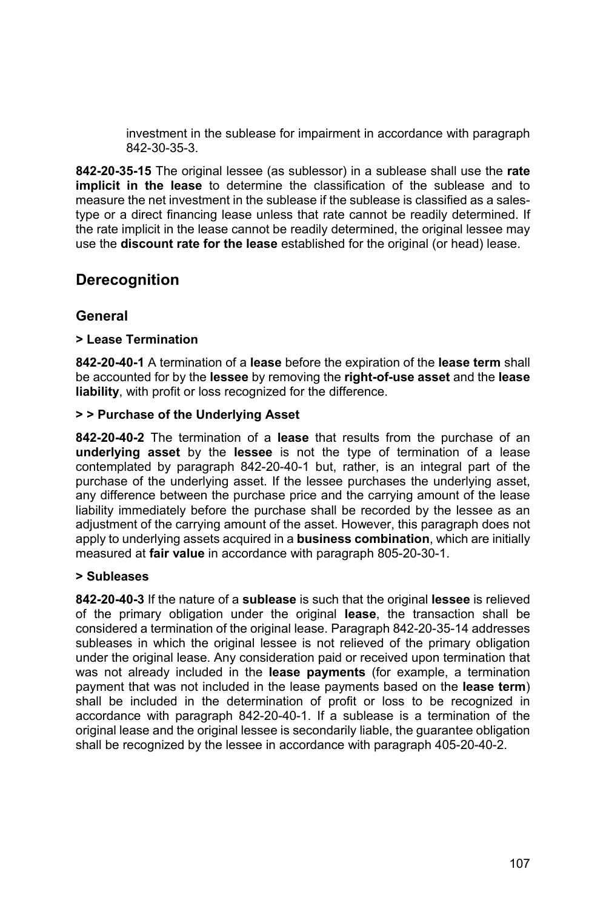investment in the sublease for impairment in accordance with paragraph 842-30-35-3.

**842-20-35-15** The original lessee (as sublessor) in a sublease shall use the **rate implicit in the lease** to determine the classification of the sublease and to measure the net investment in the sublease if the sublease is classified as a sales-type or a direct financing lease unless that rate cannot be readily determined. If the rate implicit in the lease cannot be readily determined, the original lessee may use the **discount rate for the lease** established for the original (or head) lease.

## Derecognition

### General

#### > Lease Termination

**842-20-40-1** A termination of a **lease** before the expiration of the **lease term** shall be accounted for by the **lessee** by removing the **right-of-use asset** and the **lease liability**, with profit or loss recognized for the difference.

#### > > Purchase of the Underlying Asset

**842-20-40-2** The termination of a **lease** that results from the purchase of an **underlying asset** by the **lessee** is not the type of termination of a lease contemplated by paragraph 842-20-40-1 but, rather, is an integral part of the purchase of the underlying asset. If the lessee purchases the underlying asset, any difference between the purchase price and the carrying amount of the lease liability immediately before the purchase shall be recorded by the lessee as an adjustment of the carrying amount of the asset. However, this paragraph does not apply to underlying assets acquired in a **business combination**, which are initially measured at **fair value** in accordance with paragraph 805-20-30-1.

#### > Subleases

**842-20-40-3** If the nature of a **sublease** is such that the original **lessee** is relieved of the primary obligation under the original **lease**, the transaction shall be considered a termination of the original lease. Paragraph 842-20-35-14 addresses subleases in which the original lessee is not relieved of the primary obligation under the original lease. Any consideration paid or received upon termination that was not already included in the **lease payments** (for example, a termination payment that was not included in the lease payments based on the **lease term**) shall be included in the determination of profit or loss to be recognized in accordance with paragraph 842-20-40-1. If a sublease is a termination of the original lease and the original lessee is secondarily liable, the guarantee obligation shall be recognized by the lessee in accordance with paragraph 405-20-40-2.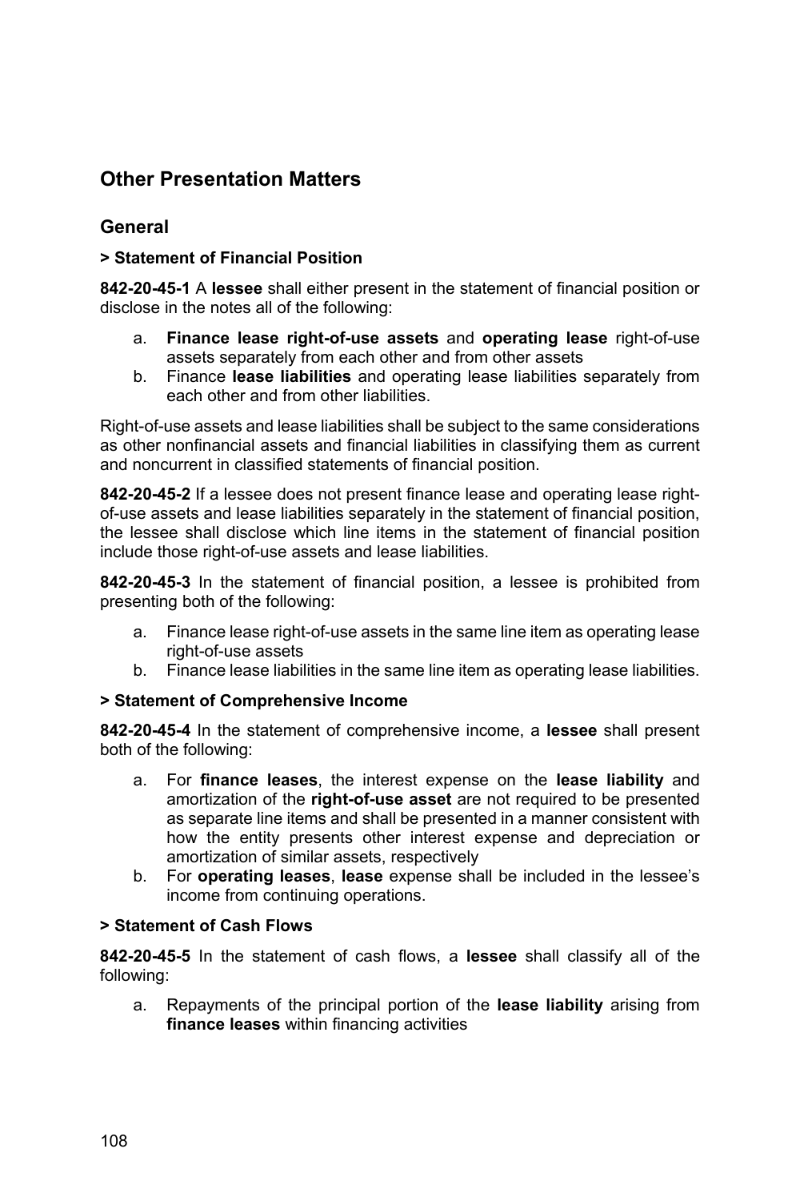## Other Presentation Matters

### General

#### > Statement of Financial Position

**842-20-45-1** A **lessee** shall either present in the statement of financial position or disclose in the notes all of the following:

a. **Finance lease right-of-use assets** and **operating lease** right-of-use assets separately from each other and from other assets
b. Finance **lease liabilities** and operating lease liabilities separately from each other and from other liabilities.

Right-of-use assets and lease liabilities shall be subject to the same considerations as other nonfinancial assets and financial liabilities in classifying them as current and noncurrent in classified statements of financial position.

**842-20-45-2** If a lessee does not present finance lease and operating lease right-of-use assets and lease liabilities separately in the statement of financial position, the lessee shall disclose which line items in the statement of financial position include those right-of-use assets and lease liabilities.

**842-20-45-3** In the statement of financial position, a lessee is prohibited from presenting both of the following:

a. Finance lease right-of-use assets in the same line item as operating lease right-of-use assets
b. Finance lease liabilities in the same line item as operating lease liabilities.

#### > Statement of Comprehensive Income

**842-20-45-4** In the statement of comprehensive income, a **lessee** shall present both of the following:

a. For **finance leases**, the interest expense on the **lease liability** and amortization of the **right-of-use asset** are not required to be presented as separate line items and shall be presented in a manner consistent with how the entity presents other interest expense and depreciation or amortization of similar assets, respectively
b. For **operating leases**, **lease** expense shall be included in the lessee's income from continuing operations.

#### > Statement of Cash Flows

**842-20-45-5** In the statement of cash flows, a **lessee** shall classify all of the following:

a. Repayments of the principal portion of the **lease liability** arising from **finance leases** within financing activities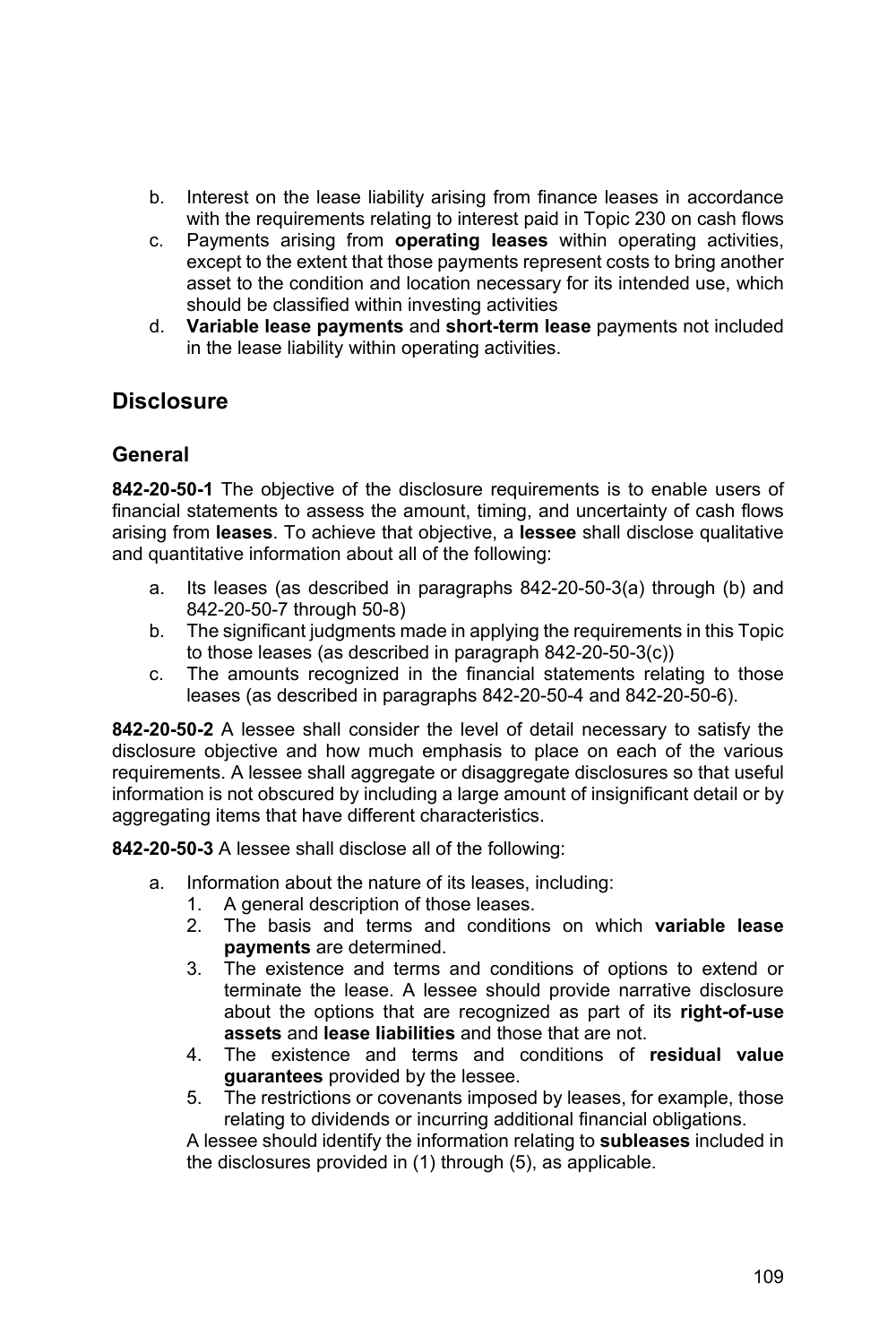b. Interest on the lease liability arising from finance leases in accordance with the requirements relating to interest paid in Topic 230 on cash flows
c. Payments arising from **operating leases** within operating activities, except to the extent that those payments represent costs to bring another asset to the condition and location necessary for its intended use, which should be classified within investing activities
d. **Variable lease payments** and **short-term lease** payments not included in the lease liability within operating activities.

## Disclosure

### General

**842-20-50-1** The objective of the disclosure requirements is to enable users of financial statements to assess the amount, timing, and uncertainty of cash flows arising from **leases**. To achieve that objective, a **lessee** shall disclose qualitative and quantitative information about all of the following:

a. Its leases (as described in paragraphs 842-20-50-3(a) through (b) and 842-20-50-7 through 50-8)
b. The significant judgments made in applying the requirements in this Topic to those leases (as described in paragraph 842-20-50-3(c))
c. The amounts recognized in the financial statements relating to those leases (as described in paragraphs 842-20-50-4 and 842-20-50-6).

**842-20-50-2** A lessee shall consider the level of detail necessary to satisfy the disclosure objective and how much emphasis to place on each of the various requirements. A lessee shall aggregate or disaggregate disclosures so that useful information is not obscured by including a large amount of insignificant detail or by aggregating items that have different characteristics.

**842-20-50-3** A lessee shall disclose all of the following:

a. Information about the nature of its leases, including:
   1. A general description of those leases.
   2. The basis and terms and conditions on which **variable lease payments** are determined.
   3. The existence and terms and conditions of options to extend or terminate the lease. A lessee should provide narrative disclosure about the options that are recognized as part of its **right-of-use assets** and **lease liabilities** and those that are not.
   4. The existence and terms and conditions of **residual value guarantees** provided by the lessee.
   5. The restrictions or covenants imposed by leases, for example, those relating to dividends or incurring additional financial obligations.

   A lessee should identify the information relating to **subleases** included in the disclosures provided in (1) through (5), as applicable.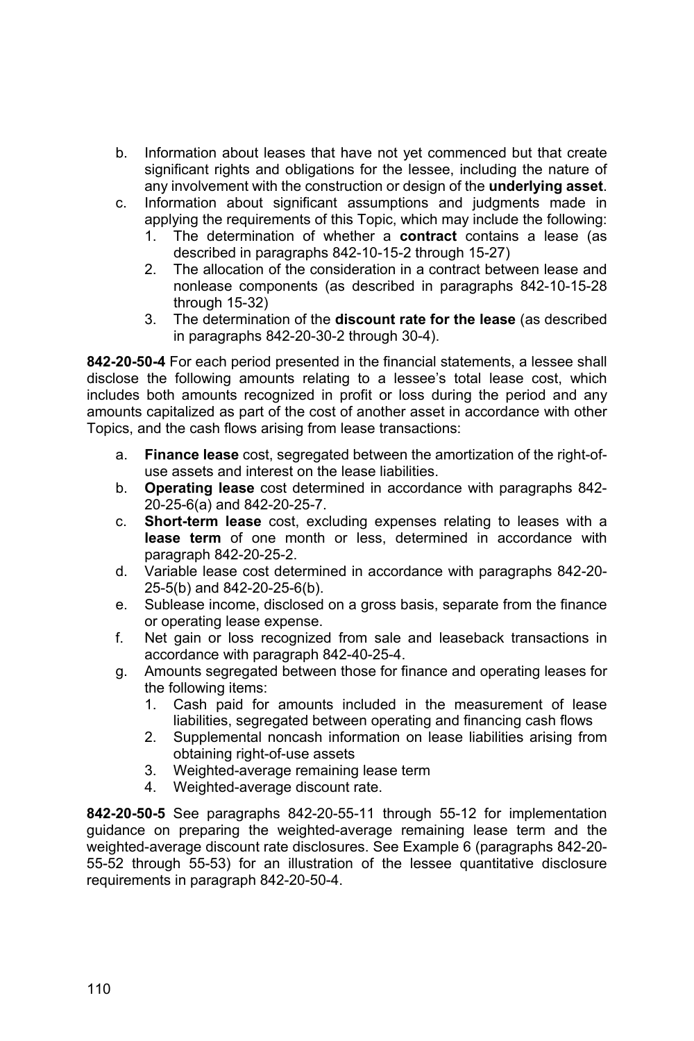b. Information about leases that have not yet commenced but that create significant rights and obligations for the lessee, including the nature of any involvement with the construction or design of the **underlying asset**.
c. Information about significant assumptions and judgments made in applying the requirements of this Topic, which may include the following:
    1. The determination of whether a **contract** contains a lease (as described in paragraphs 842-10-15-2 through 15-27)
    2. The allocation of the consideration in a contract between lease and nonlease components (as described in paragraphs 842-10-15-28 through 15-32)
    3. The determination of the **discount rate for the lease** (as described in paragraphs 842-20-30-2 through 30-4).

**842-20-50-4** For each period presented in the financial statements, a lessee shall disclose the following amounts relating to a lessee's total lease cost, which includes both amounts recognized in profit or loss during the period and any amounts capitalized as part of the cost of another asset in accordance with other Topics, and the cash flows arising from lease transactions:

a. **Finance lease** cost, segregated between the amortization of the right-of-use assets and interest on the lease liabilities.
b. **Operating lease** cost determined in accordance with paragraphs 842-20-25-6(a) and 842-20-25-7.
c. **Short-term lease** cost, excluding expenses relating to leases with a **lease term** of one month or less, determined in accordance with paragraph 842-20-25-2.
d. Variable lease cost determined in accordance with paragraphs 842-20-25-5(b) and 842-20-25-6(b).
e. Sublease income, disclosed on a gross basis, separate from the finance or operating lease expense.
f. Net gain or loss recognized from sale and leaseback transactions in accordance with paragraph 842-40-25-4.
g. Amounts segregated between those for finance and operating leases for the following items:
    1. Cash paid for amounts included in the measurement of lease liabilities, segregated between operating and financing cash flows
    2. Supplemental noncash information on lease liabilities arising from obtaining right-of-use assets
    3. Weighted-average remaining lease term
    4. Weighted-average discount rate.

**842-20-50-5** See paragraphs 842-20-55-11 through 55-12 for implementation guidance on preparing the weighted-average remaining lease term and the weighted-average discount rate disclosures. See Example 6 (paragraphs 842-20-55-52 through 55-53) for an illustration of the lessee quantitative disclosure requirements in paragraph 842-20-50-4.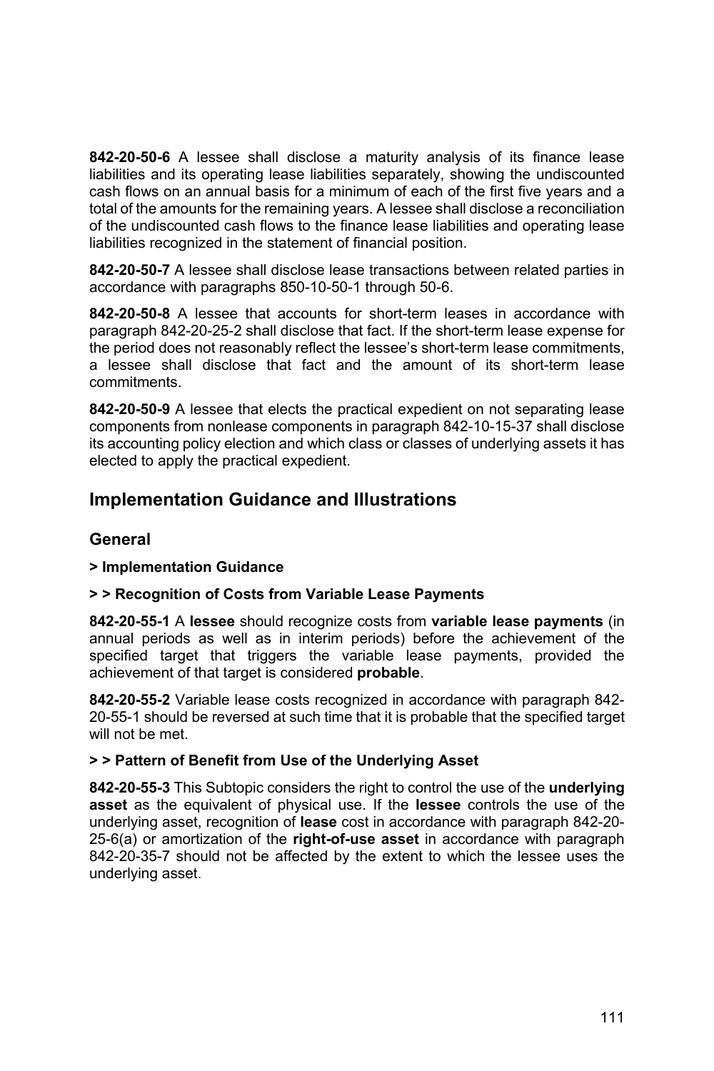**842-20-50-6** A lessee shall disclose a maturity analysis of its finance lease liabilities and its operating lease liabilities separately, showing the undiscounted cash flows on an annual basis for a minimum of each of the first five years and a total of the amounts for the remaining years. A lessee shall disclose a reconciliation of the undiscounted cash flows to the finance lease liabilities and operating lease liabilities recognized in the statement of financial position.

**842-20-50-7** A lessee shall disclose lease transactions between related parties in accordance with paragraphs 850-10-50-1 through 50-6.

**842-20-50-8** A lessee that accounts for short-term leases in accordance with paragraph 842-20-25-2 shall disclose that fact. If the short-term lease expense for the period does not reasonably reflect the lessee's short-term lease commitments, a lessee shall disclose that fact and the amount of its short-term lease commitments.

**842-20-50-9** A lessee that elects the practical expedient on not separating lease components from nonlease components in paragraph 842-10-15-37 shall disclose its accounting policy election and which class or classes of underlying assets it has elected to apply the practical expedient.

## Implementation Guidance and Illustrations

### General

**> Implementation Guidance**

**> > Recognition of Costs from Variable Lease Payments**

**842-20-55-1** A **lessee** should recognize costs from **variable lease payments** (in annual periods as well as in interim periods) before the achievement of the specified target that triggers the variable lease payments, provided the achievement of that target is considered **probable**.

**842-20-55-2** Variable lease costs recognized in accordance with paragraph 842-20-55-1 should be reversed at such time that it is probable that the specified target will not be met.

**> > Pattern of Benefit from Use of the Underlying Asset**

**842-20-55-3** This Subtopic considers the right to control the use of the **underlying asset** as the equivalent of physical use. If the **lessee** controls the use of the underlying asset, recognition of **lease** cost in accordance with paragraph 842-20-25-6(a) or amortization of the **right-of-use asset** in accordance with paragraph 842-20-35-7 should not be affected by the extent to which the lessee uses the underlying asset.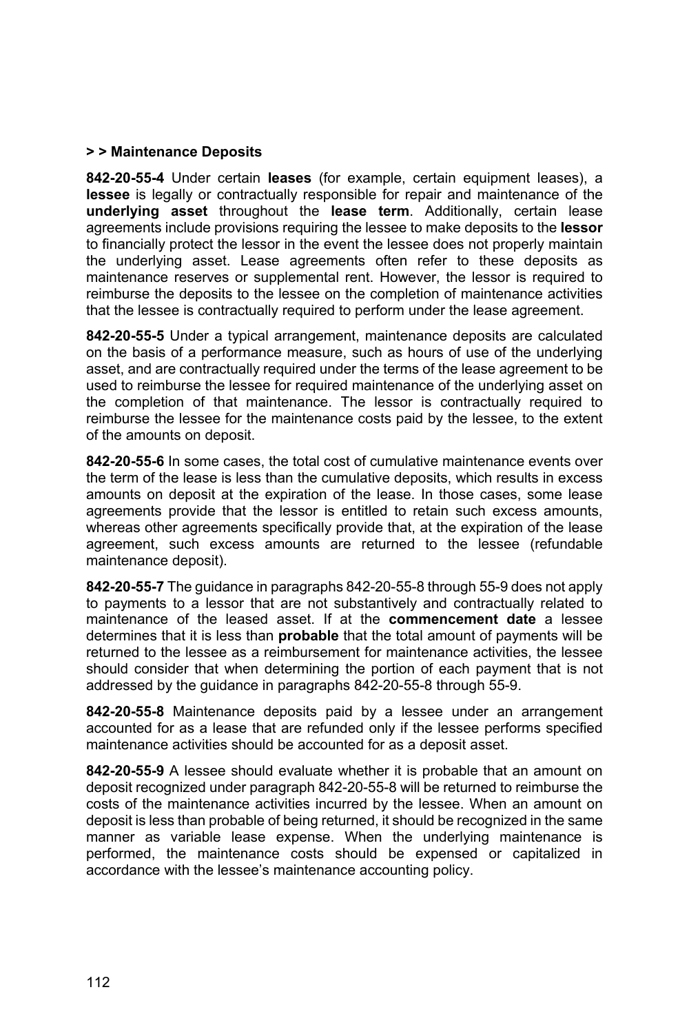**> > Maintenance Deposits**

**842-20-55-4** Under certain **leases** (for example, certain equipment leases), a **lessee** is legally or contractually responsible for repair and maintenance of the **underlying asset** throughout the **lease term**. Additionally, certain lease agreements include provisions requiring the lessee to make deposits to the **lessor** to financially protect the lessor in the event the lessee does not properly maintain the underlying asset. Lease agreements often refer to these deposits as maintenance reserves or supplemental rent. However, the lessor is required to reimburse the deposits to the lessee on the completion of maintenance activities that the lessee is contractually required to perform under the lease agreement.

**842-20-55-5** Under a typical arrangement, maintenance deposits are calculated on the basis of a performance measure, such as hours of use of the underlying asset, and are contractually required under the terms of the lease agreement to be used to reimburse the lessee for required maintenance of the underlying asset on the completion of that maintenance. The lessor is contractually required to reimburse the lessee for the maintenance costs paid by the lessee, to the extent of the amounts on deposit.

**842-20-55-6** In some cases, the total cost of cumulative maintenance events over the term of the lease is less than the cumulative deposits, which results in excess amounts on deposit at the expiration of the lease. In those cases, some lease agreements provide that the lessor is entitled to retain such excess amounts, whereas other agreements specifically provide that, at the expiration of the lease agreement, such excess amounts are returned to the lessee (refundable maintenance deposit).

**842-20-55-7** The guidance in paragraphs 842-20-55-8 through 55-9 does not apply to payments to a lessor that are not substantively and contractually related to maintenance of the leased asset. If at the **commencement date** a lessee determines that it is less than **probable** that the total amount of payments will be returned to the lessee as a reimbursement for maintenance activities, the lessee should consider that when determining the portion of each payment that is not addressed by the guidance in paragraphs 842-20-55-8 through 55-9.

**842-20-55-8** Maintenance deposits paid by a lessee under an arrangement accounted for as a lease that are refunded only if the lessee performs specified maintenance activities should be accounted for as a deposit asset.

**842-20-55-9** A lessee should evaluate whether it is probable that an amount on deposit recognized under paragraph 842-20-55-8 will be returned to reimburse the costs of the maintenance activities incurred by the lessee. When an amount on deposit is less than probable of being returned, it should be recognized in the same manner as variable lease expense. When the underlying maintenance is performed, the maintenance costs should be expensed or capitalized in accordance with the lessee's maintenance accounting policy.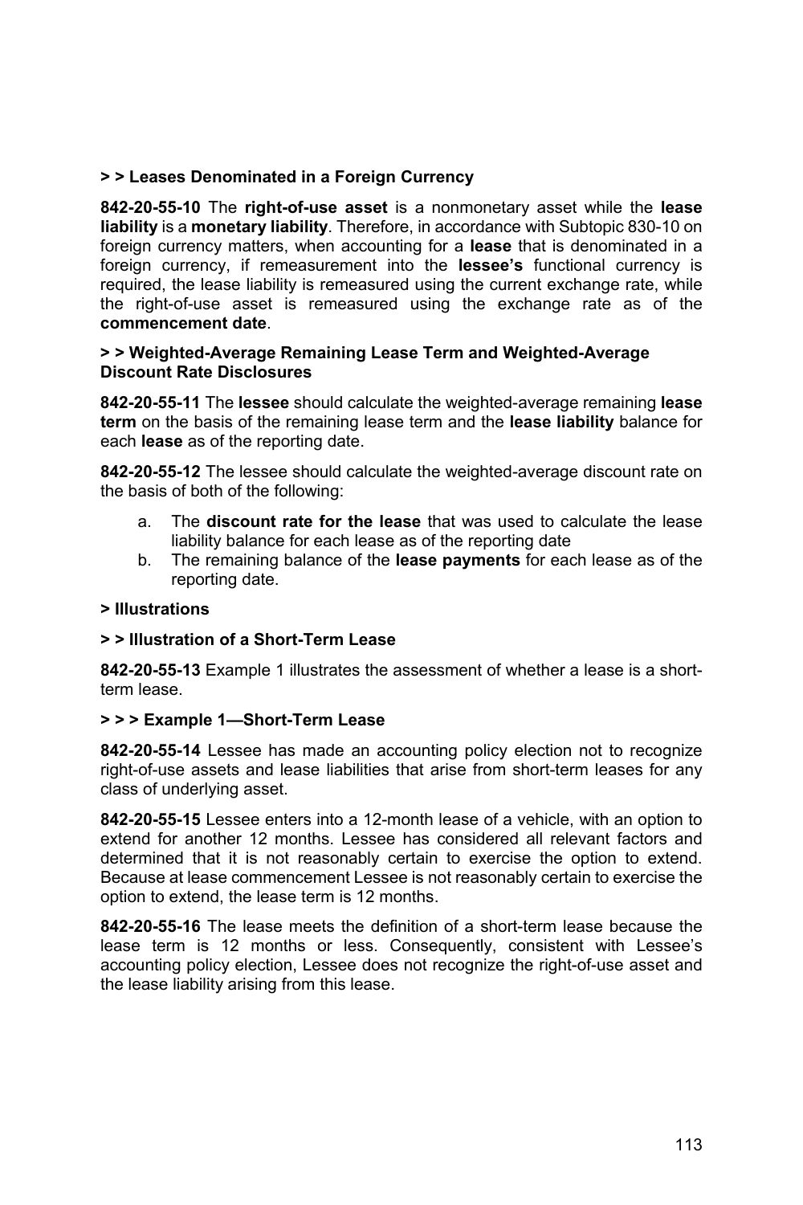**> > Leases Denominated in a Foreign Currency**

**842-20-55-10** The **right-of-use asset** is a nonmonetary asset while the **lease liability** is a **monetary liability**. Therefore, in accordance with Subtopic 830-10 on foreign currency matters, when accounting for a **lease** that is denominated in a foreign currency, if remeasurement into the **lessee's** functional currency is required, the lease liability is remeasured using the current exchange rate, while the right-of-use asset is remeasured using the exchange rate as of the **commencement date**.

**> > Weighted-Average Remaining Lease Term and Weighted-Average Discount Rate Disclosures**

**842-20-55-11** The **lessee** should calculate the weighted-average remaining **lease term** on the basis of the remaining lease term and the **lease liability** balance for each **lease** as of the reporting date.

**842-20-55-12** The lessee should calculate the weighted-average discount rate on the basis of both of the following:

a. The **discount rate for the lease** that was used to calculate the lease liability balance for each lease as of the reporting date
b. The remaining balance of the **lease payments** for each lease as of the reporting date.

**> Illustrations**

**> > Illustration of a Short-Term Lease**

**842-20-55-13** Example 1 illustrates the assessment of whether a lease is a short-term lease.

**> > > Example 1—Short-Term Lease**

**842-20-55-14** Lessee has made an accounting policy election not to recognize right-of-use assets and lease liabilities that arise from short-term leases for any class of underlying asset.

**842-20-55-15** Lessee enters into a 12-month lease of a vehicle, with an option to extend for another 12 months. Lessee has considered all relevant factors and determined that it is not reasonably certain to exercise the option to extend. Because at lease commencement Lessee is not reasonably certain to exercise the option to extend, the lease term is 12 months.

**842-20-55-16** The lease meets the definition of a short-term lease because the lease term is 12 months or less. Consequently, consistent with Lessee's accounting policy election, Lessee does not recognize the right-of-use asset and the lease liability arising from this lease.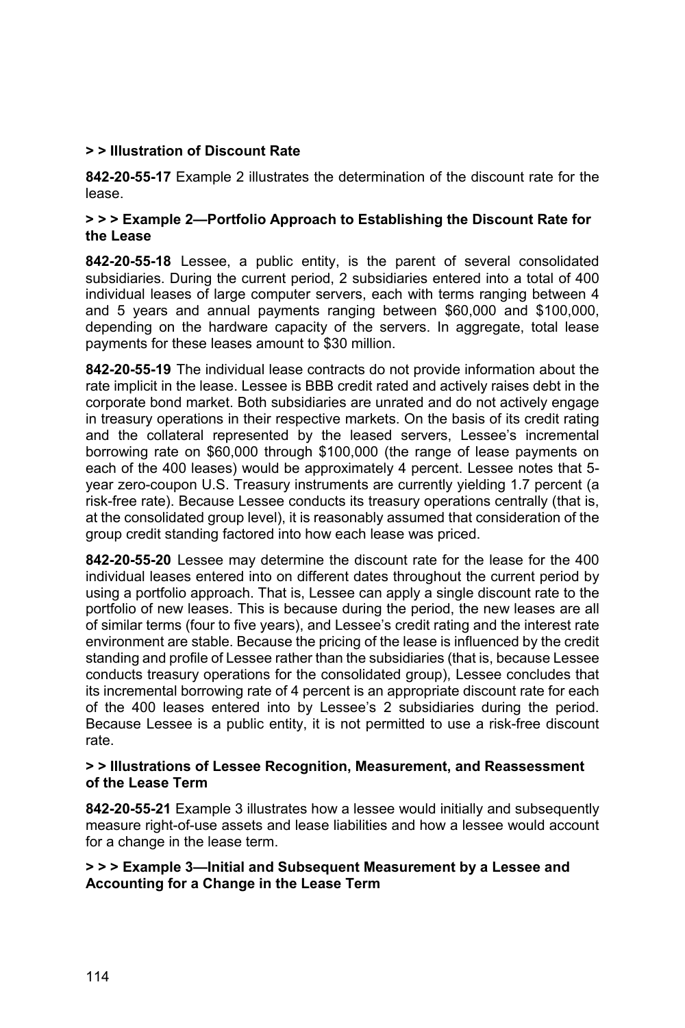**> > Illustration of Discount Rate**

**842-20-55-17** Example 2 illustrates the determination of the discount rate for the lease.

**> > > Example 2—Portfolio Approach to Establishing the Discount Rate for the Lease**

**842-20-55-18** Lessee, a public entity, is the parent of several consolidated subsidiaries. During the current period, 2 subsidiaries entered into a total of 400 individual leases of large computer servers, each with terms ranging between 4 and 5 years and annual payments ranging between $60,000 and $100,000, depending on the hardware capacity of the servers. In aggregate, total lease payments for these leases amount to $30 million.

**842-20-55-19** The individual lease contracts do not provide information about the rate implicit in the lease. Lessee is BBB credit rated and actively raises debt in the corporate bond market. Both subsidiaries are unrated and do not actively engage in treasury operations in their respective markets. On the basis of its credit rating and the collateral represented by the leased servers, Lessee's incremental borrowing rate on $60,000 through $100,000 (the range of lease payments on each of the 400 leases) would be approximately 4 percent. Lessee notes that 5-year zero-coupon U.S. Treasury instruments are currently yielding 1.7 percent (a risk-free rate). Because Lessee conducts its treasury operations centrally (that is, at the consolidated group level), it is reasonably assumed that consideration of the group credit standing factored into how each lease was priced.

**842-20-55-20** Lessee may determine the discount rate for the lease for the 400 individual leases entered into on different dates throughout the current period by using a portfolio approach. That is, Lessee can apply a single discount rate to the portfolio of new leases. This is because during the period, the new leases are all of similar terms (four to five years), and Lessee's credit rating and the interest rate environment are stable. Because the pricing of the lease is influenced by the credit standing and profile of Lessee rather than the subsidiaries (that is, because Lessee conducts treasury operations for the consolidated group), Lessee concludes that its incremental borrowing rate of 4 percent is an appropriate discount rate for each of the 400 leases entered into by Lessee's 2 subsidiaries during the period. Because Lessee is a public entity, it is not permitted to use a risk-free discount rate.

**> > Illustrations of Lessee Recognition, Measurement, and Reassessment of the Lease Term**

**842-20-55-21** Example 3 illustrates how a lessee would initially and subsequently measure right-of-use assets and lease liabilities and how a lessee would account for a change in the lease term.

**> > > Example 3—Initial and Subsequent Measurement by a Lessee and Accounting for a Change in the Lease Term**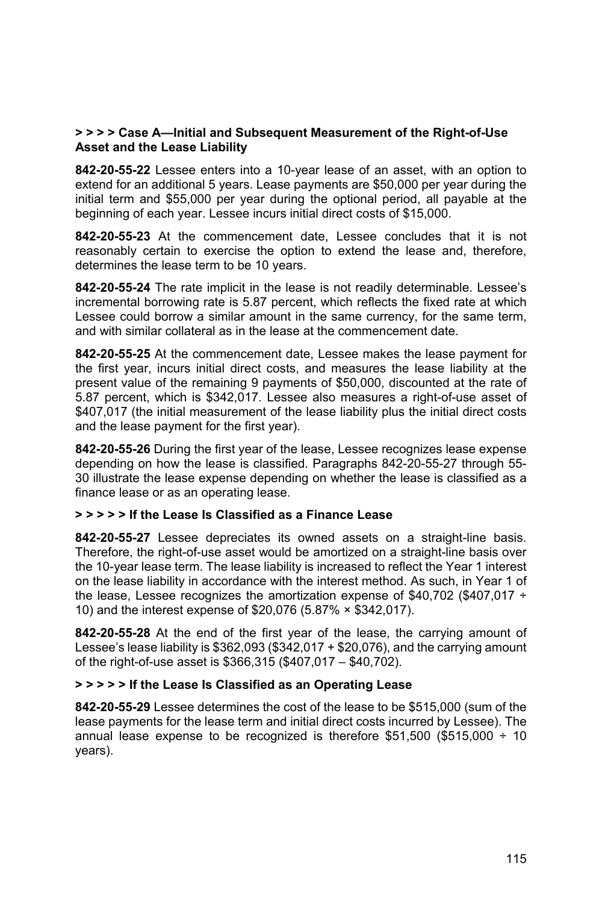**> > > > Case A—Initial and Subsequent Measurement of the Right-of-Use Asset and the Lease Liability**

**842-20-55-22** Lessee enters into a 10-year lease of an asset, with an option to extend for an additional 5 years. Lease payments are $50,000 per year during the initial term and $55,000 per year during the optional period, all payable at the beginning of each year. Lessee incurs initial direct costs of $15,000.

**842-20-55-23** At the commencement date, Lessee concludes that it is not reasonably certain to exercise the option to extend the lease and, therefore, determines the lease term to be 10 years.

**842-20-55-24** The rate implicit in the lease is not readily determinable. Lessee's incremental borrowing rate is 5.87 percent, which reflects the fixed rate at which Lessee could borrow a similar amount in the same currency, for the same term, and with similar collateral as in the lease at the commencement date.

**842-20-55-25** At the commencement date, Lessee makes the lease payment for the first year, incurs initial direct costs, and measures the lease liability at the present value of the remaining 9 payments of $50,000, discounted at the rate of 5.87 percent, which is $342,017. Lessee also measures a right-of-use asset of $407,017 (the initial measurement of the lease liability plus the initial direct costs and the lease payment for the first year).

**842-20-55-26** During the first year of the lease, Lessee recognizes lease expense depending on how the lease is classified. Paragraphs 842-20-55-27 through 55-30 illustrate the lease expense depending on whether the lease is classified as a finance lease or as an operating lease.

**> > > > > If the Lease Is Classified as a Finance Lease**

**842-20-55-27** Lessee depreciates its owned assets on a straight-line basis. Therefore, the right-of-use asset would be amortized on a straight-line basis over the 10-year lease term. The lease liability is increased to reflect the Year 1 interest on the lease liability in accordance with the interest method. As such, in Year 1 of the lease, Lessee recognizes the amortization expense of $40,702 ($407,017 ÷ 10) and the interest expense of $20,076 (5.87% × $342,017).

**842-20-55-28** At the end of the first year of the lease, the carrying amount of Lessee's lease liability is $362,093 ($342,017 + $20,076), and the carrying amount of the right-of-use asset is $366,315 ($407,017 – $40,702).

**> > > > > If the Lease Is Classified as an Operating Lease**

**842-20-55-29** Lessee determines the cost of the lease to be $515,000 (sum of the lease payments for the lease term and initial direct costs incurred by Lessee). The annual lease expense to be recognized is therefore $51,500 ($515,000 ÷ 10 years).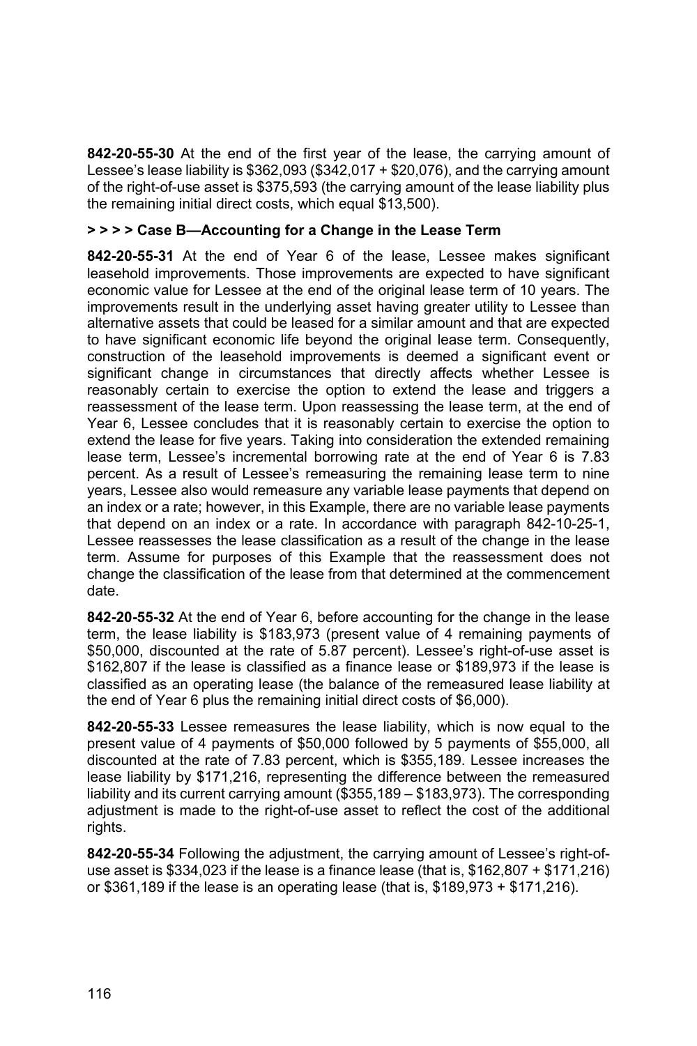**842-20-55-30** At the end of the first year of the lease, the carrying amount of Lessee's lease liability is $362,093 ($342,017 + $20,076), and the carrying amount of the right-of-use asset is $375,593 (the carrying amount of the lease liability plus the remaining initial direct costs, which equal $13,500).

**> > > > Case B—Accounting for a Change in the Lease Term**

**842-20-55-31** At the end of Year 6 of the lease, Lessee makes significant leasehold improvements. Those improvements are expected to have significant economic value for Lessee at the end of the original lease term of 10 years. The improvements result in the underlying asset having greater utility to Lessee than alternative assets that could be leased for a similar amount and that are expected to have significant economic life beyond the original lease term. Consequently, construction of the leasehold improvements is deemed a significant event or significant change in circumstances that directly affects whether Lessee is reasonably certain to exercise the option to extend the lease and triggers a reassessment of the lease term. Upon reassessing the lease term, at the end of Year 6, Lessee concludes that it is reasonably certain to exercise the option to extend the lease for five years. Taking into consideration the extended remaining lease term, Lessee's incremental borrowing rate at the end of Year 6 is 7.83 percent. As a result of Lessee's remeasuring the remaining lease term to nine years, Lessee also would remeasure any variable lease payments that depend on an index or a rate; however, in this Example, there are no variable lease payments that depend on an index or a rate. In accordance with paragraph 842-10-25-1, Lessee reassesses the lease classification as a result of the change in the lease term. Assume for purposes of this Example that the reassessment does not change the classification of the lease from that determined at the commencement date.

**842-20-55-32** At the end of Year 6, before accounting for the change in the lease term, the lease liability is $183,973 (present value of 4 remaining payments of $50,000, discounted at the rate of 5.87 percent). Lessee's right-of-use asset is $162,807 if the lease is classified as a finance lease or $189,973 if the lease is classified as an operating lease (the balance of the remeasured lease liability at the end of Year 6 plus the remaining initial direct costs of $6,000).

**842-20-55-33** Lessee remeasures the lease liability, which is now equal to the present value of 4 payments of $50,000 followed by 5 payments of $55,000, all discounted at the rate of 7.83 percent, which is $355,189. Lessee increases the lease liability by $171,216, representing the difference between the remeasured liability and its current carrying amount ($355,189 – $183,973). The corresponding adjustment is made to the right-of-use asset to reflect the cost of the additional rights.

**842-20-55-34** Following the adjustment, the carrying amount of Lessee's right-of-use asset is $334,023 if the lease is a finance lease (that is, $162,807 + $171,216) or $361,189 if the lease is an operating lease (that is, $189,973 + $171,216).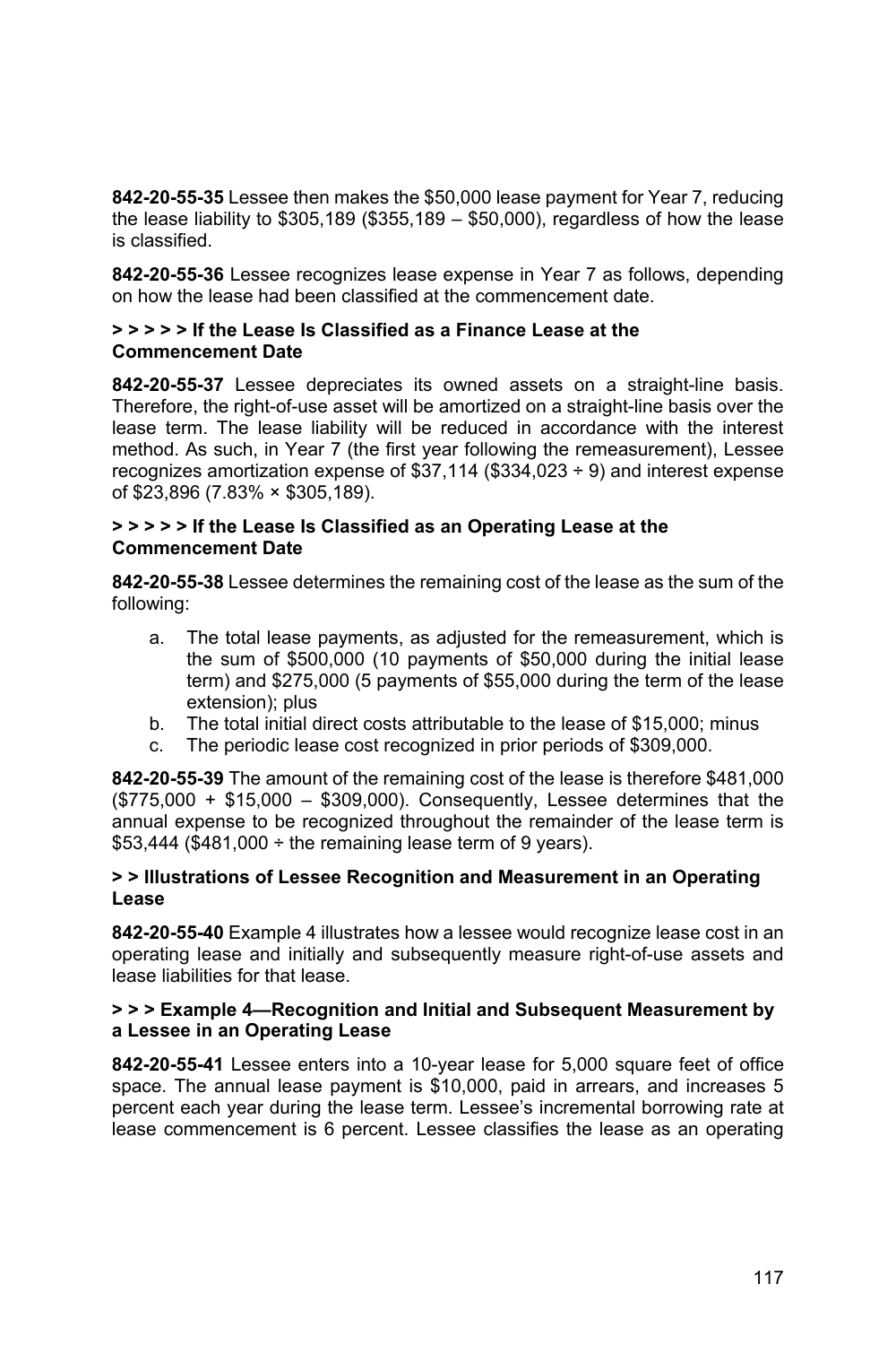**842-20-55-35** Lessee then makes the $50,000 lease payment for Year 7, reducing the lease liability to $305,189 ($355,189 – $50,000), regardless of how the lease is classified.

**842-20-55-36** Lessee recognizes lease expense in Year 7 as follows, depending on how the lease had been classified at the commencement date.

**> > > > > If the Lease Is Classified as a Finance Lease at the Commencement Date**

**842-20-55-37** Lessee depreciates its owned assets on a straight-line basis. Therefore, the right-of-use asset will be amortized on a straight-line basis over the lease term. The lease liability will be reduced in accordance with the interest method. As such, in Year 7 (the first year following the remeasurement), Lessee recognizes amortization expense of $37,114 ($334,023 ÷ 9) and interest expense of $23,896 (7.83% × $305,189).

**> > > > > If the Lease Is Classified as an Operating Lease at the Commencement Date**

**842-20-55-38** Lessee determines the remaining cost of the lease as the sum of the following:

a. The total lease payments, as adjusted for the remeasurement, which is the sum of $500,000 (10 payments of $50,000 during the initial lease term) and $275,000 (5 payments of $55,000 during the term of the lease extension); plus
b. The total initial direct costs attributable to the lease of $15,000; minus
c. The periodic lease cost recognized in prior periods of $309,000.

**842-20-55-39** The amount of the remaining cost of the lease is therefore $481,000 ($775,000 + $15,000 – $309,000). Consequently, Lessee determines that the annual expense to be recognized throughout the remainder of the lease term is $53,444 ($481,000 ÷ the remaining lease term of 9 years).

**> > Illustrations of Lessee Recognition and Measurement in an Operating Lease**

**842-20-55-40** Example 4 illustrates how a lessee would recognize lease cost in an operating lease and initially and subsequently measure right-of-use assets and lease liabilities for that lease.

**> > > Example 4—Recognition and Initial and Subsequent Measurement by a Lessee in an Operating Lease**

**842-20-55-41** Lessee enters into a 10-year lease for 5,000 square feet of office space. The annual lease payment is $10,000, paid in arrears, and increases 5 percent each year during the lease term. Lessee's incremental borrowing rate at lease commencement is 6 percent. Lessee classifies the lease as an operating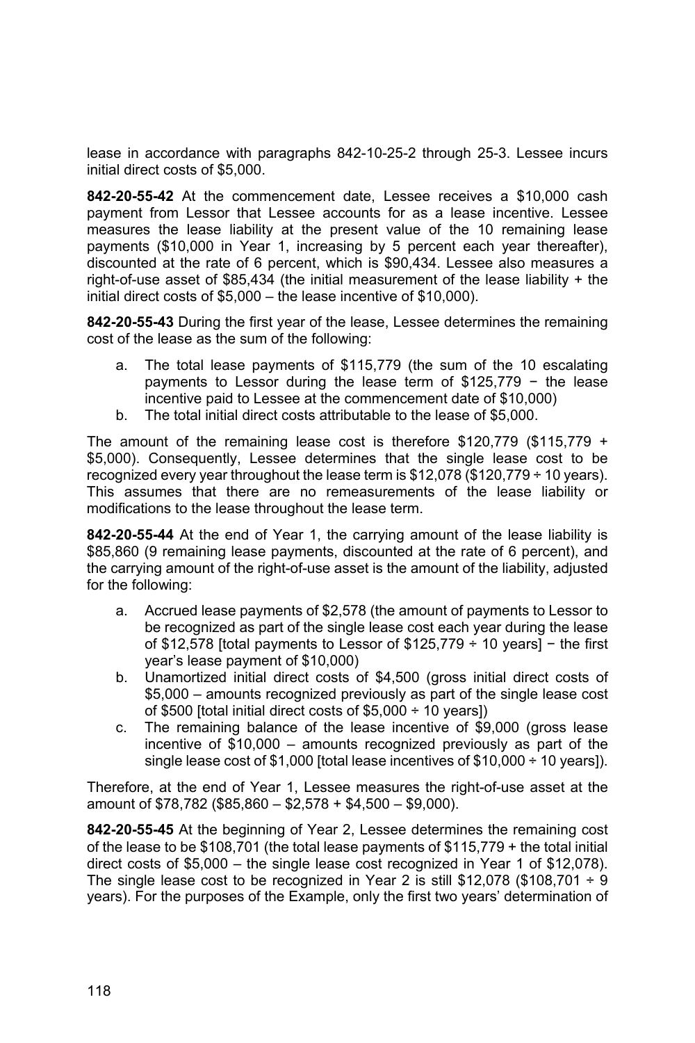lease in accordance with paragraphs 842-10-25-2 through 25-3. Lessee incurs initial direct costs of $5,000.

**842-20-55-42** At the commencement date, Lessee receives a $10,000 cash payment from Lessor that Lessee accounts for as a lease incentive. Lessee measures the lease liability at the present value of the 10 remaining lease payments ($10,000 in Year 1, increasing by 5 percent each year thereafter), discounted at the rate of 6 percent, which is $90,434. Lessee also measures a right-of-use asset of $85,434 (the initial measurement of the lease liability + the initial direct costs of $5,000 – the lease incentive of $10,000).

**842-20-55-43** During the first year of the lease, Lessee determines the remaining cost of the lease as the sum of the following:

a. The total lease payments of $115,779 (the sum of the 10 escalating payments to Lessor during the lease term of $125,779 − the lease incentive paid to Lessee at the commencement date of $10,000)
b. The total initial direct costs attributable to the lease of $5,000.

The amount of the remaining lease cost is therefore $120,779 ($115,779 + $5,000). Consequently, Lessee determines that the single lease cost to be recognized every year throughout the lease term is $12,078 ($120,779 ÷ 10 years). This assumes that there are no remeasurements of the lease liability or modifications to the lease throughout the lease term.

**842-20-55-44** At the end of Year 1, the carrying amount of the lease liability is $85,860 (9 remaining lease payments, discounted at the rate of 6 percent), and the carrying amount of the right-of-use asset is the amount of the liability, adjusted for the following:

a. Accrued lease payments of $2,578 (the amount of payments to Lessor to be recognized as part of the single lease cost each year during the lease of $12,578 [total payments to Lessor of $125,779 ÷ 10 years] − the first year's lease payment of $10,000)
b. Unamortized initial direct costs of $4,500 (gross initial direct costs of $5,000 – amounts recognized previously as part of the single lease cost of $500 [total initial direct costs of $5,000 ÷ 10 years])
c. The remaining balance of the lease incentive of $9,000 (gross lease incentive of $10,000 – amounts recognized previously as part of the single lease cost of $1,000 [total lease incentives of $10,000 ÷ 10 years]).

Therefore, at the end of Year 1, Lessee measures the right-of-use asset at the amount of $78,782 ($85,860 – $2,578 + $4,500 – $9,000).

**842-20-55-45** At the beginning of Year 2, Lessee determines the remaining cost of the lease to be $108,701 (the total lease payments of $115,779 + the total initial direct costs of $5,000 – the single lease cost recognized in Year 1 of $12,078). The single lease cost to be recognized in Year 2 is still $12,078 ($108,701 ÷ 9 years). For the purposes of the Example, only the first two years' determination of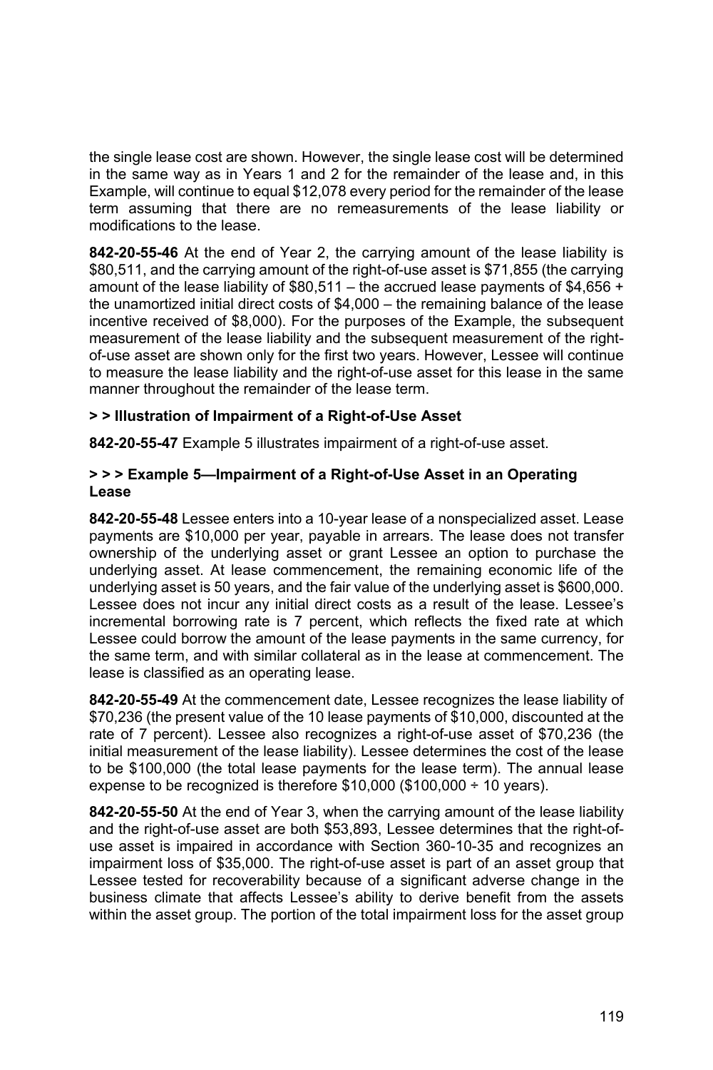the single lease cost are shown. However, the single lease cost will be determined in the same way as in Years 1 and 2 for the remainder of the lease and, in this Example, will continue to equal $12,078 every period for the remainder of the lease term assuming that there are no remeasurements of the lease liability or modifications to the lease.

**842-20-55-46** At the end of Year 2, the carrying amount of the lease liability is $80,511, and the carrying amount of the right-of-use asset is $71,855 (the carrying amount of the lease liability of $80,511 – the accrued lease payments of $4,656 + the unamortized initial direct costs of $4,000 – the remaining balance of the lease incentive received of $8,000). For the purposes of the Example, the subsequent measurement of the lease liability and the subsequent measurement of the right-of-use asset are shown only for the first two years. However, Lessee will continue to measure the lease liability and the right-of-use asset for this lease in the same manner throughout the remainder of the lease term.

**> > Illustration of Impairment of a Right-of-Use Asset**

**842-20-55-47** Example 5 illustrates impairment of a right-of-use asset.

**> > > Example 5—Impairment of a Right-of-Use Asset in an Operating Lease**

**842-20-55-48** Lessee enters into a 10-year lease of a nonspecialized asset. Lease payments are $10,000 per year, payable in arrears. The lease does not transfer ownership of the underlying asset or grant Lessee an option to purchase the underlying asset. At lease commencement, the remaining economic life of the underlying asset is 50 years, and the fair value of the underlying asset is $600,000. Lessee does not incur any initial direct costs as a result of the lease. Lessee's incremental borrowing rate is 7 percent, which reflects the fixed rate at which Lessee could borrow the amount of the lease payments in the same currency, for the same term, and with similar collateral as in the lease at commencement. The lease is classified as an operating lease.

**842-20-55-49** At the commencement date, Lessee recognizes the lease liability of $70,236 (the present value of the 10 lease payments of $10,000, discounted at the rate of 7 percent). Lessee also recognizes a right-of-use asset of $70,236 (the initial measurement of the lease liability). Lessee determines the cost of the lease to be $100,000 (the total lease payments for the lease term). The annual lease expense to be recognized is therefore $10,000 ($100,000 ÷ 10 years).

**842-20-55-50** At the end of Year 3, when the carrying amount of the lease liability and the right-of-use asset are both $53,893, Lessee determines that the right-of-use asset is impaired in accordance with Section 360-10-35 and recognizes an impairment loss of $35,000. The right-of-use asset is part of an asset group that Lessee tested for recoverability because of a significant adverse change in the business climate that affects Lessee's ability to derive benefit from the assets within the asset group. The portion of the total impairment loss for the asset group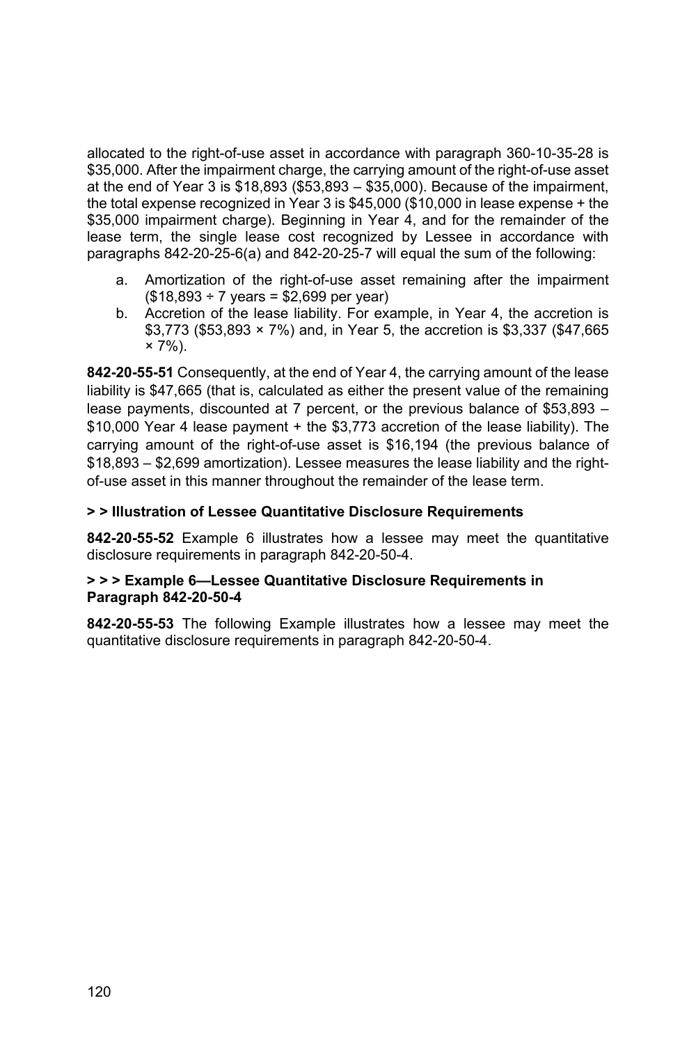allocated to the right-of-use asset in accordance with paragraph 360-10-35-28 is $35,000. After the impairment charge, the carrying amount of the right-of-use asset at the end of Year 3 is $18,893 ($53,893 – $35,000). Because of the impairment, the total expense recognized in Year 3 is $45,000 ($10,000 in lease expense + the $35,000 impairment charge). Beginning in Year 4, and for the remainder of the lease term, the single lease cost recognized by Lessee in accordance with paragraphs 842-20-25-6(a) and 842-20-25-7 will equal the sum of the following:

a. Amortization of the right-of-use asset remaining after the impairment ($18,893 ÷ 7 years = $2,699 per year)
b. Accretion of the lease liability. For example, in Year 4, the accretion is $3,773 ($53,893 × 7%) and, in Year 5, the accretion is $3,337 ($47,665 × 7%).

**842-20-55-51** Consequently, at the end of Year 4, the carrying amount of the lease liability is $47,665 (that is, calculated as either the present value of the remaining lease payments, discounted at 7 percent, or the previous balance of $53,893 – $10,000 Year 4 lease payment + the $3,773 accretion of the lease liability). The carrying amount of the right-of-use asset is $16,194 (the previous balance of $18,893 – $2,699 amortization). Lessee measures the lease liability and the right-of-use asset in this manner throughout the remainder of the lease term.

**> > Illustration of Lessee Quantitative Disclosure Requirements**

**842-20-55-52** Example 6 illustrates how a lessee may meet the quantitative disclosure requirements in paragraph 842-20-50-4.

**> > > Example 6—Lessee Quantitative Disclosure Requirements in Paragraph 842-20-50-4**

**842-20-55-53** The following Example illustrates how a lessee may meet the quantitative disclosure requirements in paragraph 842-20-50-4.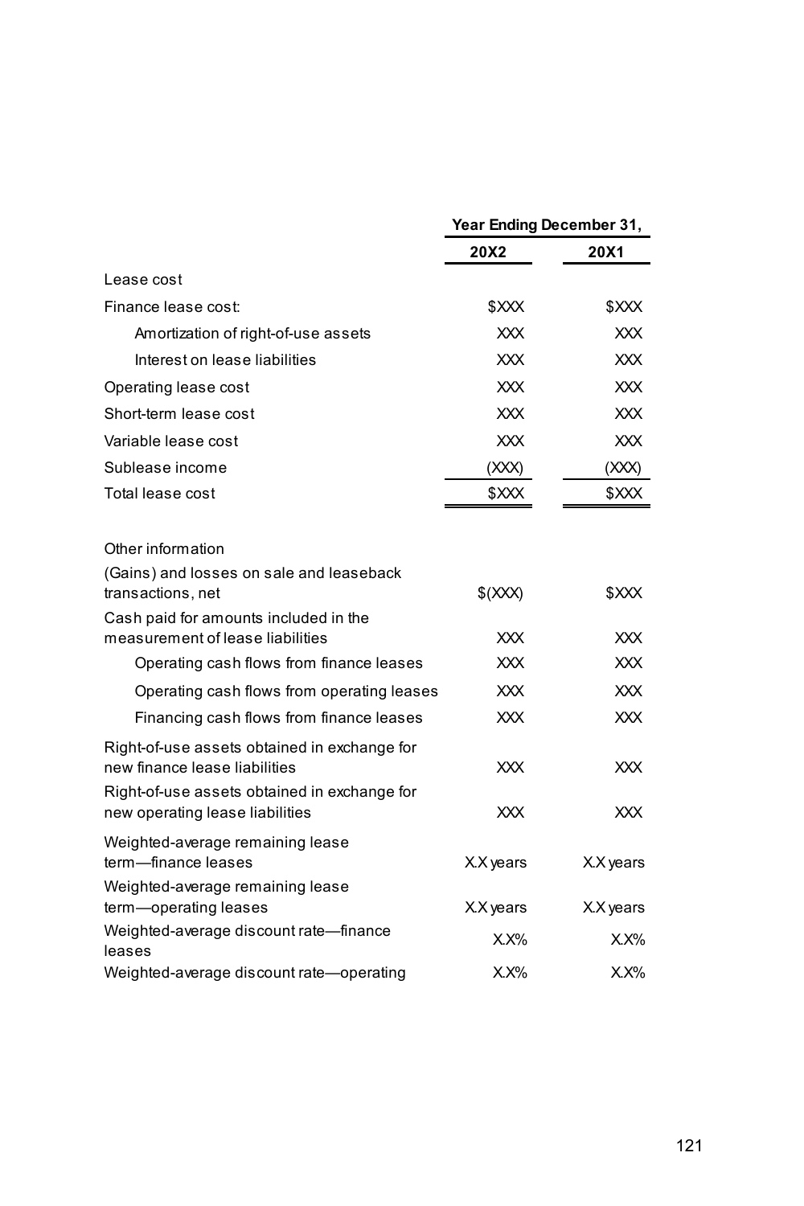| | Year Ending December 31, | |
|---|---|---|
| | **20X2** | **20X1** |
| Lease cost | | |
| Finance lease cost: | $XXX | $XXX |
| Amortization of right-of-use assets | XXX | XXX |
| Interest on lease liabilities | XXX | XXX |
| Operating lease cost | XXX | XXX |
| Short-term lease cost | XXX | XXX |
| Variable lease cost | XXX | XXX |
| Sublease income | (XXX) | (XXX) |
| Total lease cost | $XXX | $XXX |
| | | |
| Other information | | |
| (Gains) and losses on sale and leaseback transactions, net | $(XXX) | $XXX |
| Cash paid for amounts included in the measurement of lease liabilities | XXX | XXX |
| Operating cash flows from finance leases | XXX | XXX |
| Operating cash flows from operating leases | XXX | XXX |
| Financing cash flows from finance leases | XXX | XXX |
| Right-of-use assets obtained in exchange for new finance lease liabilities | XXX | XXX |
| Right-of-use assets obtained in exchange for new operating lease liabilities | XXX | XXX |
| Weighted-average remaining lease term—finance leases | X.X years | X.X years |
| Weighted-average remaining lease term—operating leases | X.X years | X.X years |
| Weighted-average discount rate—finance leases | X.X% | X.X% |
| Weighted-average discount rate—operating | X.X% | X.X% |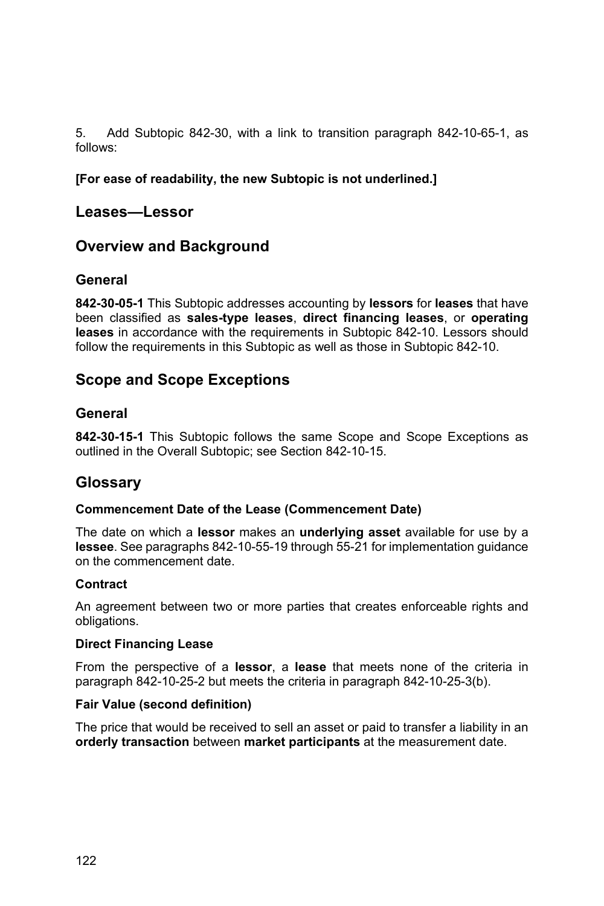5. Add Subtopic 842-30, with a link to transition paragraph 842-10-65-1, as follows:

**[For ease of readability, the new Subtopic is not underlined.]**

# Leases—Lessor

## Overview and Background

### General

**842-30-05-1** This Subtopic addresses accounting by **lessors** for **leases** that have been classified as **sales-type leases**, **direct financing leases**, or **operating leases** in accordance with the requirements in Subtopic 842-10. Lessors should follow the requirements in this Subtopic as well as those in Subtopic 842-10.

## Scope and Scope Exceptions

### General

**842-30-15-1** This Subtopic follows the same Scope and Scope Exceptions as outlined in the Overall Subtopic; see Section 842-10-15.

## Glossary

#### Commencement Date of the Lease (Commencement Date)

The date on which a **lessor** makes an **underlying asset** available for use by a **lessee**. See paragraphs 842-10-55-19 through 55-21 for implementation guidance on the commencement date.

#### Contract

An agreement between two or more parties that creates enforceable rights and obligations.

#### Direct Financing Lease

From the perspective of a **lessor**, a **lease** that meets none of the criteria in paragraph 842-10-25-2 but meets the criteria in paragraph 842-10-25-3(b).

#### Fair Value (second definition)

The price that would be received to sell an asset or paid to transfer a liability in an **orderly transaction** between **market participants** at the measurement date.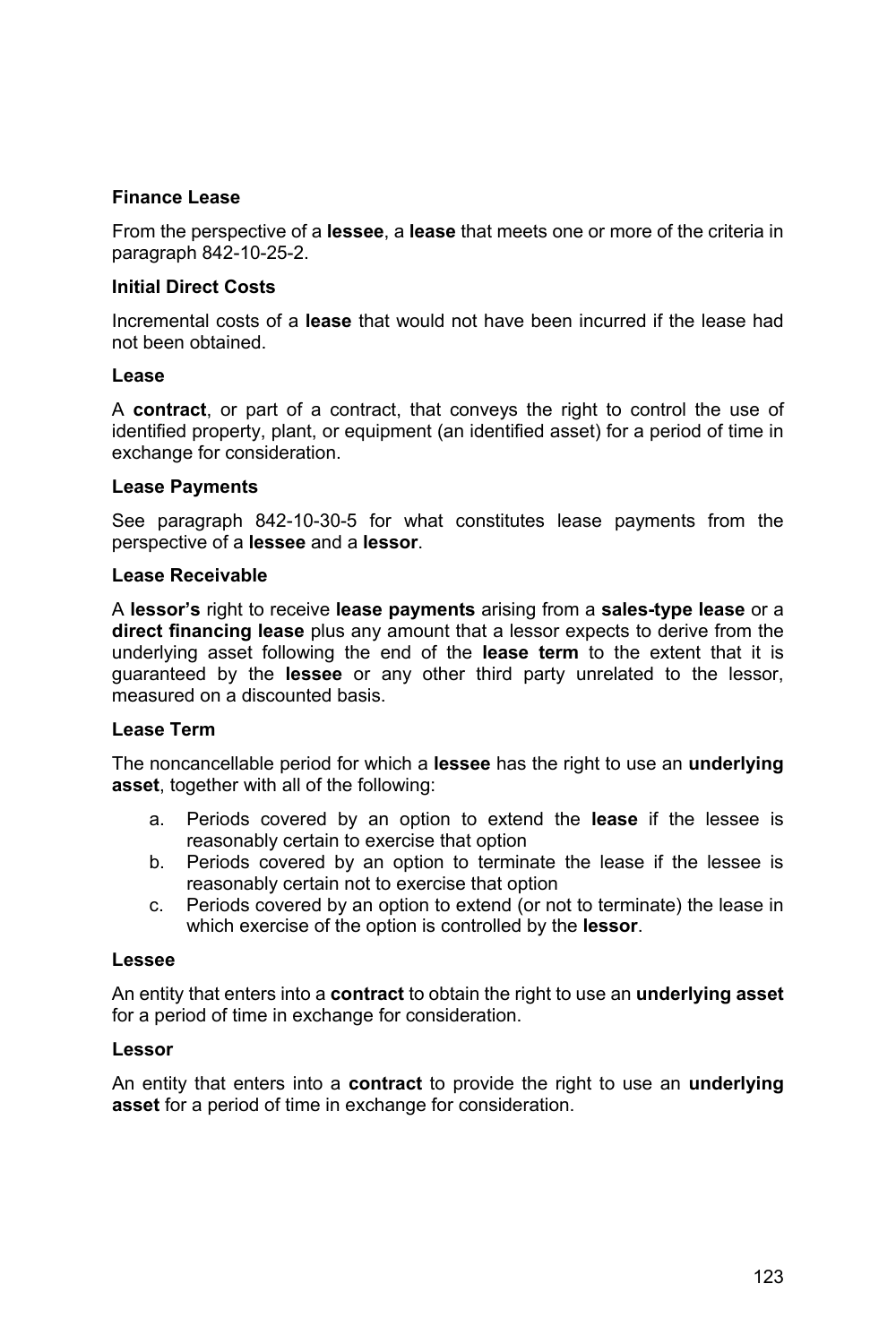**Finance Lease**

From the perspective of a **lessee**, a **lease** that meets one or more of the criteria in paragraph 842-10-25-2.

**Initial Direct Costs**

Incremental costs of a **lease** that would not have been incurred if the lease had not been obtained.

**Lease**

A **contract**, or part of a contract, that conveys the right to control the use of identified property, plant, or equipment (an identified asset) for a period of time in exchange for consideration.

**Lease Payments**

See paragraph 842-10-30-5 for what constitutes lease payments from the perspective of a **lessee** and a **lessor**.

**Lease Receivable**

A **lessor's** right to receive **lease payments** arising from a **sales-type lease** or a **direct financing lease** plus any amount that a lessor expects to derive from the underlying asset following the end of the **lease term** to the extent that it is guaranteed by the **lessee** or any other third party unrelated to the lessor, measured on a discounted basis.

**Lease Term**

The noncancellable period for which a **lessee** has the right to use an **underlying asset**, together with all of the following:

a. Periods covered by an option to extend the **lease** if the lessee is reasonably certain to exercise that option
b. Periods covered by an option to terminate the lease if the lessee is reasonably certain not to exercise that option
c. Periods covered by an option to extend (or not to terminate) the lease in which exercise of the option is controlled by the **lessor**.

**Lessee**

An entity that enters into a **contract** to obtain the right to use an **underlying asset** for a period of time in exchange for consideration.

**Lessor**

An entity that enters into a **contract** to provide the right to use an **underlying asset** for a period of time in exchange for consideration.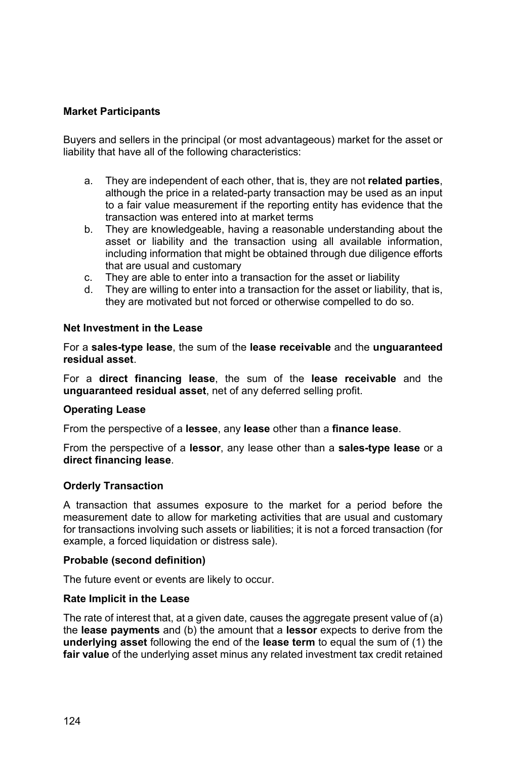**Market Participants**

Buyers and sellers in the principal (or most advantageous) market for the asset or liability that have all of the following characteristics:

a. They are independent of each other, that is, they are not **related parties**, although the price in a related-party transaction may be used as an input to a fair value measurement if the reporting entity has evidence that the transaction was entered into at market terms
b. They are knowledgeable, having a reasonable understanding about the asset or liability and the transaction using all available information, including information that might be obtained through due diligence efforts that are usual and customary
c. They are able to enter into a transaction for the asset or liability
d. They are willing to enter into a transaction for the asset or liability, that is, they are motivated but not forced or otherwise compelled to do so.

**Net Investment in the Lease**

For a **sales-type lease**, the sum of the **lease receivable** and the **unguaranteed residual asset**.

For a **direct financing lease**, the sum of the **lease receivable** and the **unguaranteed residual asset**, net of any deferred selling profit.

**Operating Lease**

From the perspective of a **lessee**, any **lease** other than a **finance lease**.

From the perspective of a **lessor**, any lease other than a **sales-type lease** or a **direct financing lease**.

**Orderly Transaction**

A transaction that assumes exposure to the market for a period before the measurement date to allow for marketing activities that are usual and customary for transactions involving such assets or liabilities; it is not a forced transaction (for example, a forced liquidation or distress sale).

**Probable (second definition)**

The future event or events are likely to occur.

**Rate Implicit in the Lease**

The rate of interest that, at a given date, causes the aggregate present value of (a) the **lease payments** and (b) the amount that a **lessor** expects to derive from the **underlying asset** following the end of the **lease term** to equal the sum of (1) the **fair value** of the underlying asset minus any related investment tax credit retained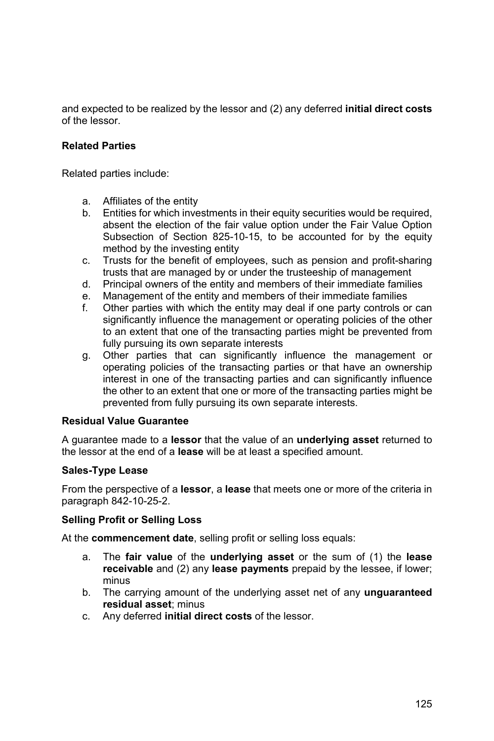and expected to be realized by the lessor and (2) any deferred **initial direct costs** of the lessor.

**Related Parties**

Related parties include:

a. Affiliates of the entity
b. Entities for which investments in their equity securities would be required, absent the election of the fair value option under the Fair Value Option Subsection of Section 825-10-15, to be accounted for by the equity method by the investing entity
c. Trusts for the benefit of employees, such as pension and profit-sharing trusts that are managed by or under the trusteeship of management
d. Principal owners of the entity and members of their immediate families
e. Management of the entity and members of their immediate families
f. Other parties with which the entity may deal if one party controls or can significantly influence the management or operating policies of the other to an extent that one of the transacting parties might be prevented from fully pursuing its own separate interests
g. Other parties that can significantly influence the management or operating policies of the transacting parties or that have an ownership interest in one of the transacting parties and can significantly influence the other to an extent that one or more of the transacting parties might be prevented from fully pursuing its own separate interests.

**Residual Value Guarantee**

A guarantee made to a **lessor** that the value of an **underlying asset** returned to the lessor at the end of a **lease** will be at least a specified amount.

**Sales-Type Lease**

From the perspective of a **lessor**, a **lease** that meets one or more of the criteria in paragraph 842-10-25-2.

**Selling Profit or Selling Loss**

At the **commencement date**, selling profit or selling loss equals:

a. The **fair value** of the **underlying asset** or the sum of (1) the **lease receivable** and (2) any **lease payments** prepaid by the lessee, if lower; minus
b. The carrying amount of the underlying asset net of any **unguaranteed residual asset**; minus
c. Any deferred **initial direct costs** of the lessor.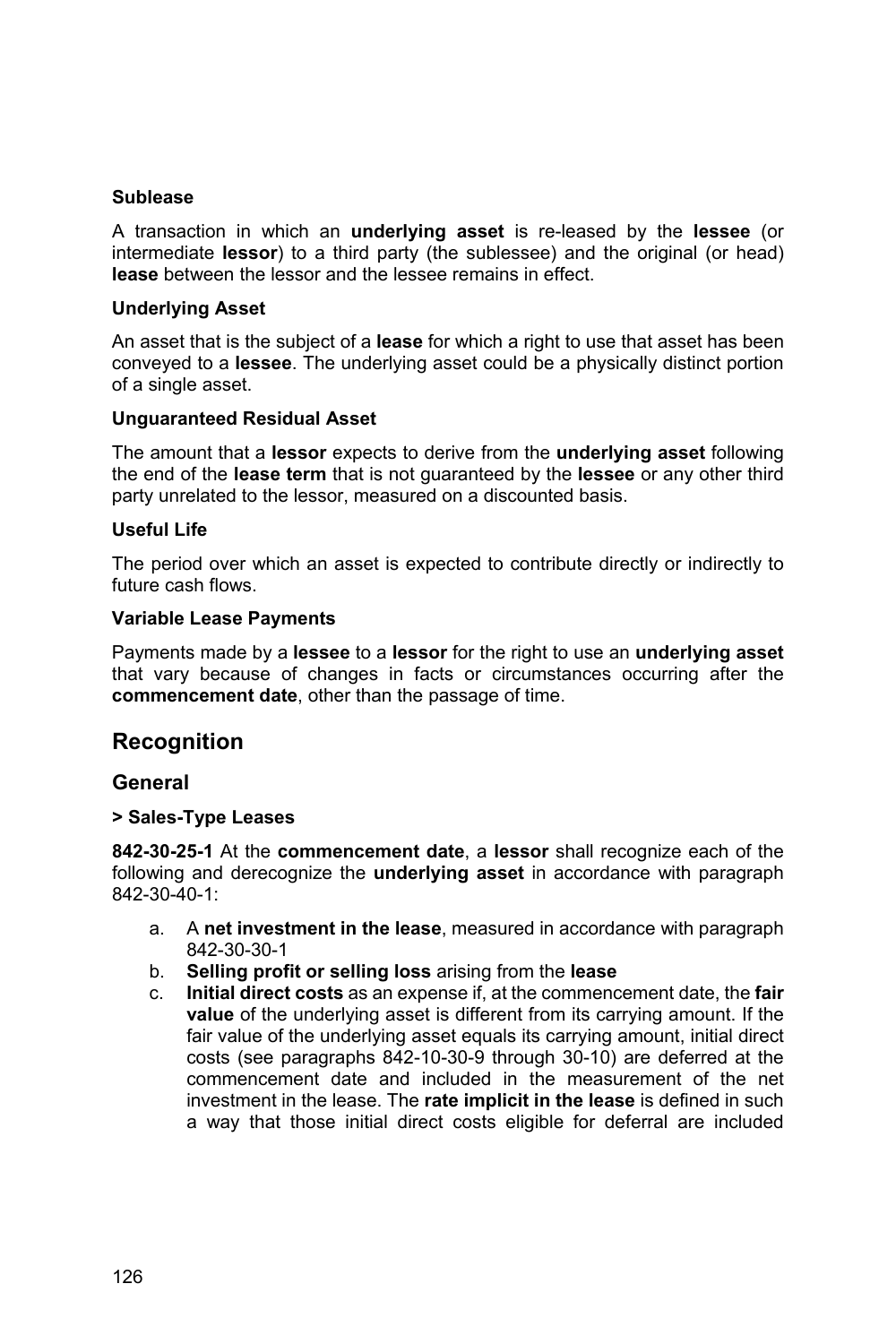**Sublease**

A transaction in which an **underlying asset** is re-leased by the **lessee** (or intermediate **lessor**) to a third party (the sublessee) and the original (or head) **lease** between the lessor and the lessee remains in effect.

**Underlying Asset**

An asset that is the subject of a **lease** for which a right to use that asset has been conveyed to a **lessee**. The underlying asset could be a physically distinct portion of a single asset.

**Unguaranteed Residual Asset**

The amount that a **lessor** expects to derive from the **underlying asset** following the end of the **lease term** that is not guaranteed by the **lessee** or any other third party unrelated to the lessor, measured on a discounted basis.

**Useful Life**

The period over which an asset is expected to contribute directly or indirectly to future cash flows.

**Variable Lease Payments**

Payments made by a **lessee** to a **lessor** for the right to use an **underlying asset** that vary because of changes in facts or circumstances occurring after the **commencement date**, other than the passage of time.

## Recognition

### General

**> Sales-Type Leases**

**842-30-25-1** At the **commencement date**, a **lessor** shall recognize each of the following and derecognize the **underlying asset** in accordance with paragraph 842-30-40-1:

a. A **net investment in the lease**, measured in accordance with paragraph 842-30-30-1
b. **Selling profit or selling loss** arising from the **lease**
c. **Initial direct costs** as an expense if, at the commencement date, the **fair value** of the underlying asset is different from its carrying amount. If the fair value of the underlying asset equals its carrying amount, initial direct costs (see paragraphs 842-10-30-9 through 30-10) are deferred at the commencement date and included in the measurement of the net investment in the lease. The **rate implicit in the lease** is defined in such a way that those initial direct costs eligible for deferral are included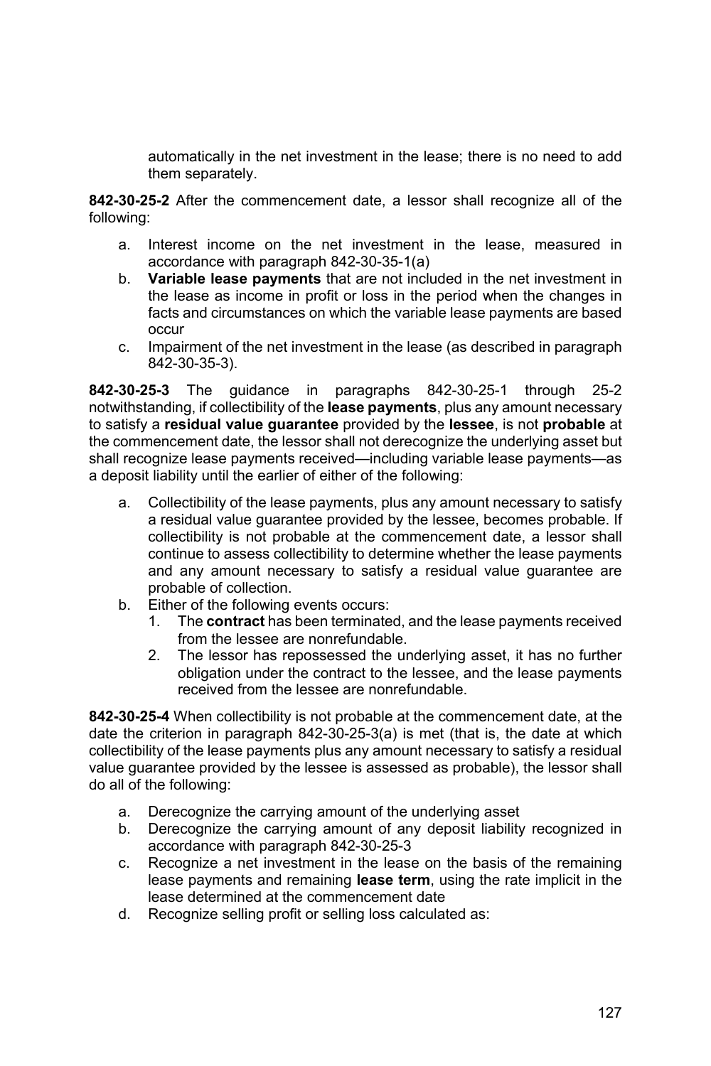automatically in the net investment in the lease; there is no need to add them separately.

**842-30-25-2** After the commencement date, a lessor shall recognize all of the following:

a. Interest income on the net investment in the lease, measured in accordance with paragraph 842-30-35-1(a)
b. **Variable lease payments** that are not included in the net investment in the lease as income in profit or loss in the period when the changes in facts and circumstances on which the variable lease payments are based occur
c. Impairment of the net investment in the lease (as described in paragraph 842-30-35-3).

**842-30-25-3** The guidance in paragraphs 842-30-25-1 through 25-2 notwithstanding, if collectibility of the **lease payments**, plus any amount necessary to satisfy a **residual value guarantee** provided by the **lessee**, is not **probable** at the commencement date, the lessor shall not derecognize the underlying asset but shall recognize lease payments received—including variable lease payments—as a deposit liability until the earlier of either of the following:

a. Collectibility of the lease payments, plus any amount necessary to satisfy a residual value guarantee provided by the lessee, becomes probable. If collectibility is not probable at the commencement date, a lessor shall continue to assess collectibility to determine whether the lease payments and any amount necessary to satisfy a residual value guarantee are probable of collection.
b. Either of the following events occurs:
   1. The **contract** has been terminated, and the lease payments received from the lessee are nonrefundable.
   2. The lessor has repossessed the underlying asset, it has no further obligation under the contract to the lessee, and the lease payments received from the lessee are nonrefundable.

**842-30-25-4** When collectibility is not probable at the commencement date, at the date the criterion in paragraph 842-30-25-3(a) is met (that is, the date at which collectibility of the lease payments plus any amount necessary to satisfy a residual value guarantee provided by the lessee is assessed as probable), the lessor shall do all of the following:

a. Derecognize the carrying amount of the underlying asset
b. Derecognize the carrying amount of any deposit liability recognized in accordance with paragraph 842-30-25-3
c. Recognize a net investment in the lease on the basis of the remaining lease payments and remaining **lease term**, using the rate implicit in the lease determined at the commencement date
d. Recognize selling profit or selling loss calculated as: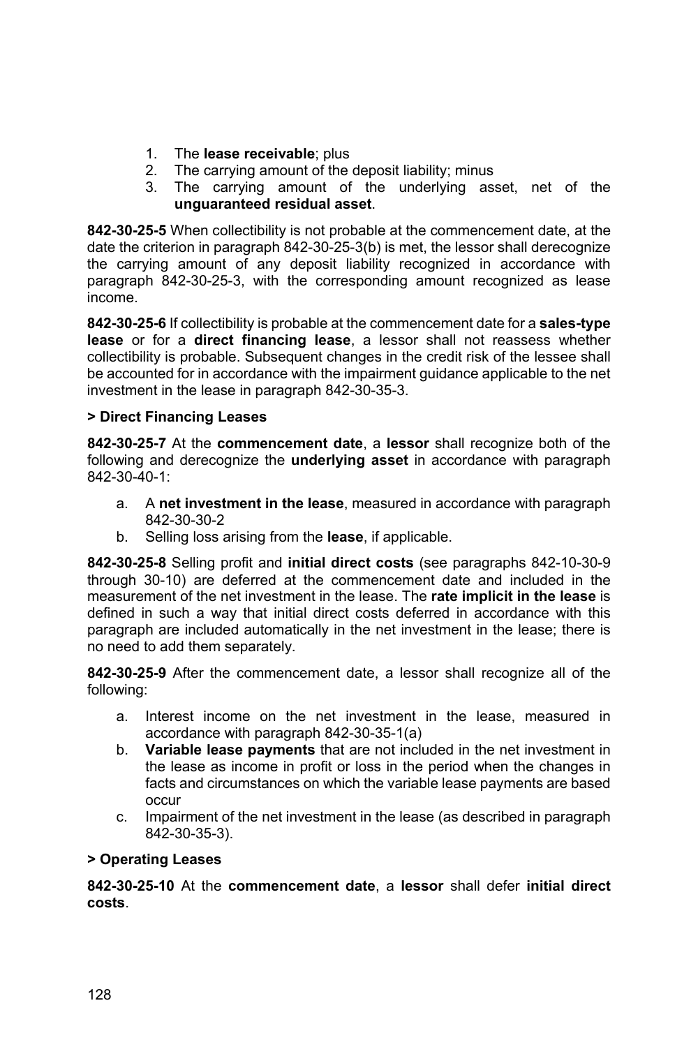1. The **lease receivable**; plus
2. The carrying amount of the deposit liability; minus
3. The carrying amount of the underlying asset, net of the **unguaranteed residual asset**.

**842-30-25-5** When collectibility is not probable at the commencement date, at the date the criterion in paragraph 842-30-25-3(b) is met, the lessor shall derecognize the carrying amount of any deposit liability recognized in accordance with paragraph 842-30-25-3, with the corresponding amount recognized as lease income.

**842-30-25-6** If collectibility is probable at the commencement date for a **sales-type lease** or for a **direct financing lease**, a lessor shall not reassess whether collectibility is probable. Subsequent changes in the credit risk of the lessee shall be accounted for in accordance with the impairment guidance applicable to the net investment in the lease in paragraph 842-30-35-3.

**> Direct Financing Leases**

**842-30-25-7** At the **commencement date**, a **lessor** shall recognize both of the following and derecognize the **underlying asset** in accordance with paragraph 842-30-40-1:

a. A **net investment in the lease**, measured in accordance with paragraph 842-30-30-2
b. Selling loss arising from the **lease**, if applicable.

**842-30-25-8** Selling profit and **initial direct costs** (see paragraphs 842-10-30-9 through 30-10) are deferred at the commencement date and included in the measurement of the net investment in the lease. The **rate implicit in the lease** is defined in such a way that initial direct costs deferred in accordance with this paragraph are included automatically in the net investment in the lease; there is no need to add them separately.

**842-30-25-9** After the commencement date, a lessor shall recognize all of the following:

a. Interest income on the net investment in the lease, measured in accordance with paragraph 842-30-35-1(a)
b. **Variable lease payments** that are not included in the net investment in the lease as income in profit or loss in the period when the changes in facts and circumstances on which the variable lease payments are based occur
c. Impairment of the net investment in the lease (as described in paragraph 842-30-35-3).

**> Operating Leases**

**842-30-25-10** At the **commencement date**, a **lessor** shall defer **initial direct costs**.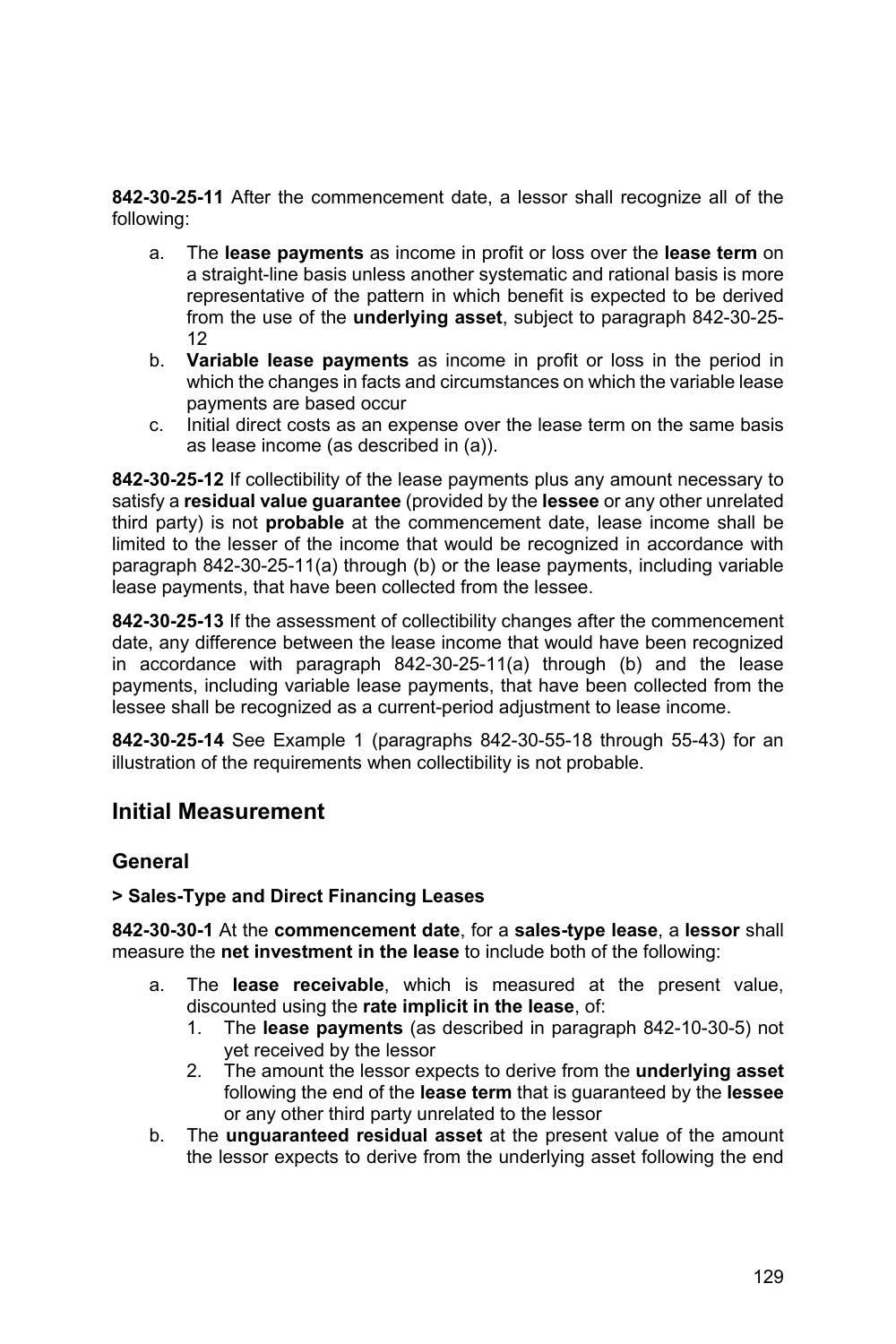**842-30-25-11** After the commencement date, a lessor shall recognize all of the following:

a. The **lease payments** as income in profit or loss over the **lease term** on a straight-line basis unless another systematic and rational basis is more representative of the pattern in which benefit is expected to be derived from the use of the **underlying asset**, subject to paragraph 842-30-25-12
b. **Variable lease payments** as income in profit or loss in the period in which the changes in facts and circumstances on which the variable lease payments are based occur
c. Initial direct costs as an expense over the lease term on the same basis as lease income (as described in (a)).

**842-30-25-12** If collectibility of the lease payments plus any amount necessary to satisfy a **residual value guarantee** (provided by the **lessee** or any other unrelated third party) is not **probable** at the commencement date, lease income shall be limited to the lesser of the income that would be recognized in accordance with paragraph 842-30-25-11(a) through (b) or the lease payments, including variable lease payments, that have been collected from the lessee.

**842-30-25-13** If the assessment of collectibility changes after the commencement date, any difference between the lease income that would have been recognized in accordance with paragraph 842-30-25-11(a) through (b) and the lease payments, including variable lease payments, that have been collected from the lessee shall be recognized as a current-period adjustment to lease income.

**842-30-25-14** See Example 1 (paragraphs 842-30-55-18 through 55-43) for an illustration of the requirements when collectibility is not probable.

## Initial Measurement

### General

#### > Sales-Type and Direct Financing Leases

**842-30-30-1** At the **commencement date**, for a **sales-type lease**, a **lessor** shall measure the **net investment in the lease** to include both of the following:

a. The **lease receivable**, which is measured at the present value, discounted using the **rate implicit in the lease**, of:
   1. The **lease payments** (as described in paragraph 842-10-30-5) not yet received by the lessor
   2. The amount the lessor expects to derive from the **underlying asset** following the end of the **lease term** that is guaranteed by the **lessee** or any other third party unrelated to the lessor
b. The **unguaranteed residual asset** at the present value of the amount the lessor expects to derive from the underlying asset following the end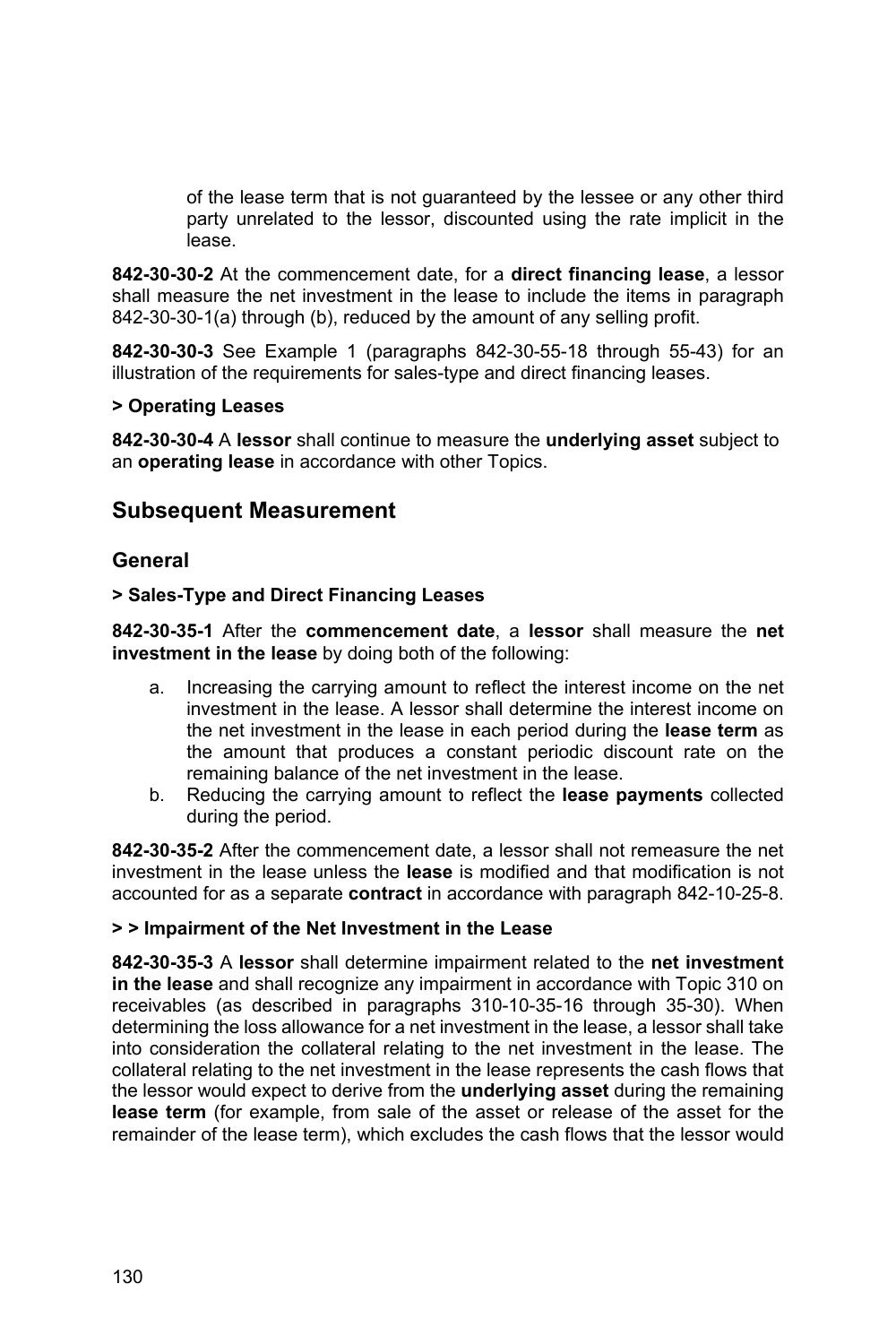of the lease term that is not guaranteed by the lessee or any other third party unrelated to the lessor, discounted using the rate implicit in the lease.

**842-30-30-2** At the commencement date, for a **direct financing lease**, a lessor shall measure the net investment in the lease to include the items in paragraph 842-30-30-1(a) through (b), reduced by the amount of any selling profit.

**842-30-30-3** See Example 1 (paragraphs 842-30-55-18 through 55-43) for an illustration of the requirements for sales-type and direct financing leases.

**> Operating Leases**

**842-30-30-4** A **lessor** shall continue to measure the **underlying asset** subject to an **operating lease** in accordance with other Topics.

## Subsequent Measurement

### General

**> Sales-Type and Direct Financing Leases**

**842-30-35-1** After the **commencement date**, a **lessor** shall measure the **net investment in the lease** by doing both of the following:

a. Increasing the carrying amount to reflect the interest income on the net investment in the lease. A lessor shall determine the interest income on the net investment in the lease in each period during the **lease term** as the amount that produces a constant periodic discount rate on the remaining balance of the net investment in the lease.
b. Reducing the carrying amount to reflect the **lease payments** collected during the period.

**842-30-35-2** After the commencement date, a lessor shall not remeasure the net investment in the lease unless the **lease** is modified and that modification is not accounted for as a separate **contract** in accordance with paragraph 842-10-25-8.

**> > Impairment of the Net Investment in the Lease**

**842-30-35-3** A **lessor** shall determine impairment related to the **net investment in the lease** and shall recognize any impairment in accordance with Topic 310 on receivables (as described in paragraphs 310-10-35-16 through 35-30). When determining the loss allowance for a net investment in the lease, a lessor shall take into consideration the collateral relating to the net investment in the lease. The collateral relating to the net investment in the lease represents the cash flows that the lessor would expect to derive from the **underlying asset** during the remaining **lease term** (for example, from sale of the asset or release of the asset for the remainder of the lease term), which excludes the cash flows that the lessor would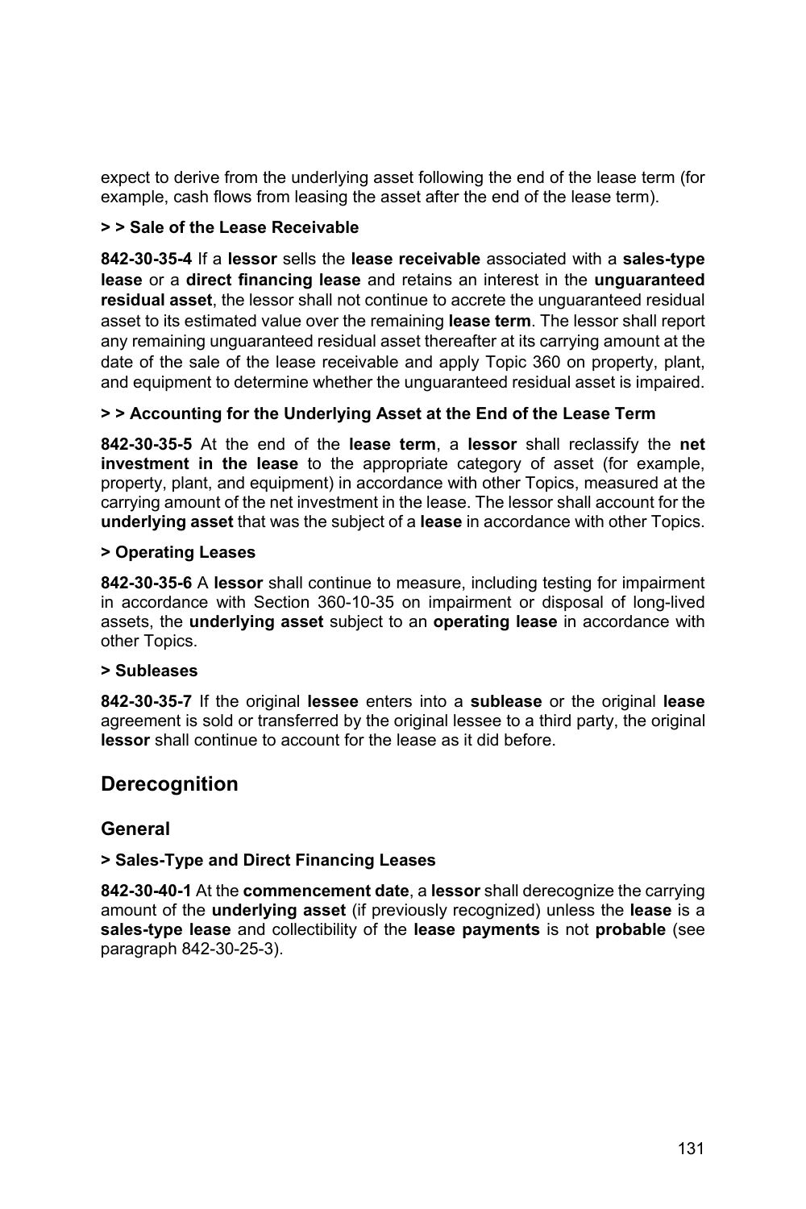expect to derive from the underlying asset following the end of the lease term (for example, cash flows from leasing the asset after the end of the lease term).

**> > Sale of the Lease Receivable**

**842-30-35-4** If a **lessor** sells the **lease receivable** associated with a **sales-type lease** or a **direct financing lease** and retains an interest in the **unguaranteed residual asset**, the lessor shall not continue to accrete the unguaranteed residual asset to its estimated value over the remaining **lease term**. The lessor shall report any remaining unguaranteed residual asset thereafter at its carrying amount at the date of the sale of the lease receivable and apply Topic 360 on property, plant, and equipment to determine whether the unguaranteed residual asset is impaired.

**> > Accounting for the Underlying Asset at the End of the Lease Term**

**842-30-35-5** At the end of the **lease term**, a **lessor** shall reclassify the **net investment in the lease** to the appropriate category of asset (for example, property, plant, and equipment) in accordance with other Topics, measured at the carrying amount of the net investment in the lease. The lessor shall account for the **underlying asset** that was the subject of a **lease** in accordance with other Topics.

**> Operating Leases**

**842-30-35-6** A **lessor** shall continue to measure, including testing for impairment in accordance with Section 360-10-35 on impairment or disposal of long-lived assets, the **underlying asset** subject to an **operating lease** in accordance with other Topics.

**> Subleases**

**842-30-35-7** If the original **lessee** enters into a **sublease** or the original **lease** agreement is sold or transferred by the original lessee to a third party, the original **lessor** shall continue to account for the lease as it did before.

## Derecognition

### General

**> Sales-Type and Direct Financing Leases**

**842-30-40-1** At the **commencement date**, a **lessor** shall derecognize the carrying amount of the **underlying asset** (if previously recognized) unless the **lease** is a **sales-type lease** and collectibility of the **lease payments** is not **probable** (see paragraph 842-30-25-3).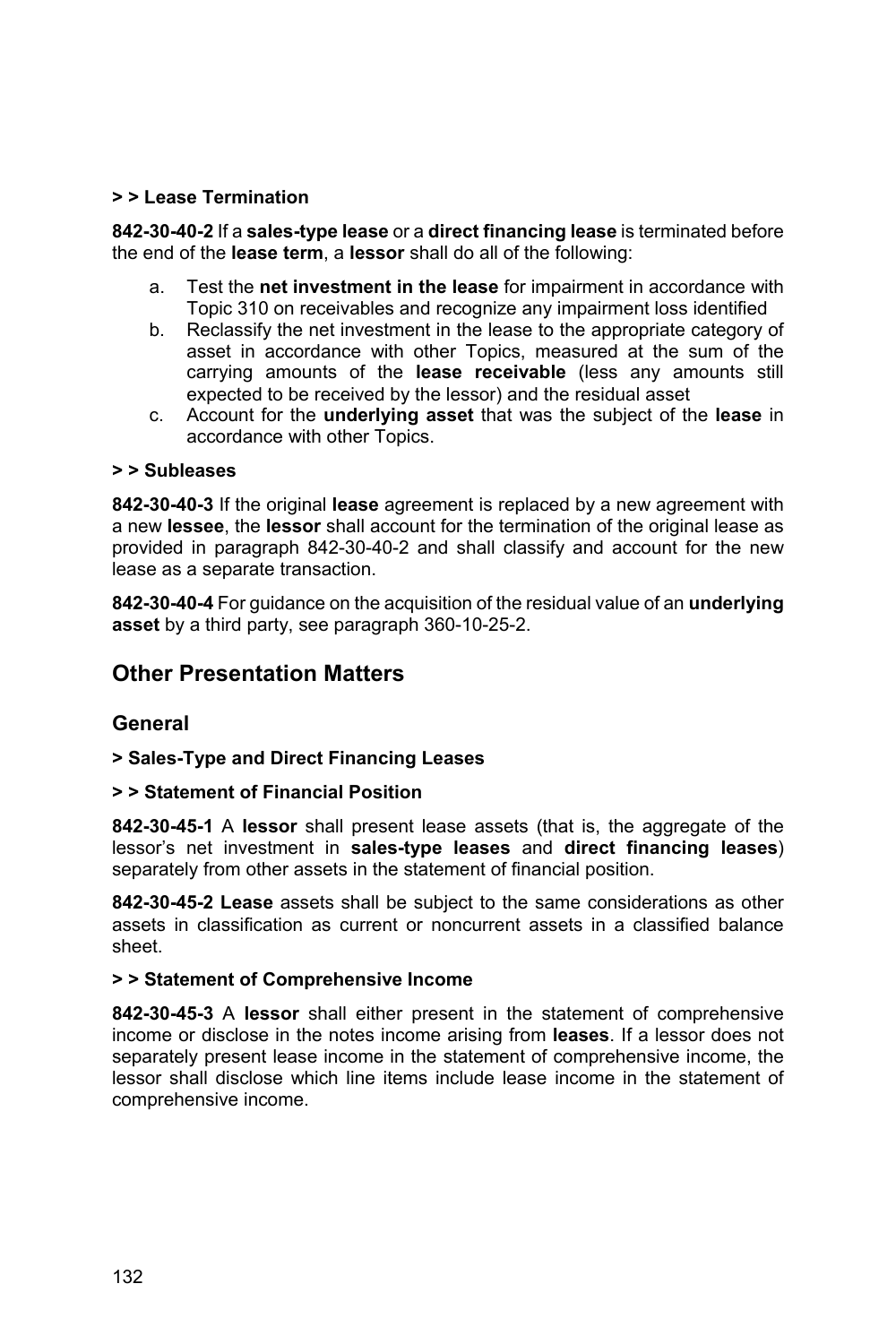**> > Lease Termination**

**842-30-40-2** If a **sales-type lease** or a **direct financing lease** is terminated before the end of the **lease term**, a **lessor** shall do all of the following:

a. Test the **net investment in the lease** for impairment in accordance with Topic 310 on receivables and recognize any impairment loss identified
b. Reclassify the net investment in the lease to the appropriate category of asset in accordance with other Topics, measured at the sum of the carrying amounts of the **lease receivable** (less any amounts still expected to be received by the lessor) and the residual asset
c. Account for the **underlying asset** that was the subject of the **lease** in accordance with other Topics.

**> > Subleases**

**842-30-40-3** If the original **lease** agreement is replaced by a new agreement with a new **lessee**, the **lessor** shall account for the termination of the original lease as provided in paragraph 842-30-40-2 and shall classify and account for the new lease as a separate transaction.

**842-30-40-4** For guidance on the acquisition of the residual value of an **underlying asset** by a third party, see paragraph 360-10-25-2.

## Other Presentation Matters

### General

**> Sales-Type and Direct Financing Leases**

**> > Statement of Financial Position**

**842-30-45-1** A **lessor** shall present lease assets (that is, the aggregate of the lessor's net investment in **sales-type leases** and **direct financing leases**) separately from other assets in the statement of financial position.

**842-30-45-2 Lease** assets shall be subject to the same considerations as other assets in classification as current or noncurrent assets in a classified balance sheet.

**> > Statement of Comprehensive Income**

**842-30-45-3** A **lessor** shall either present in the statement of comprehensive income or disclose in the notes income arising from **leases**. If a lessor does not separately present lease income in the statement of comprehensive income, the lessor shall disclose which line items include lease income in the statement of comprehensive income.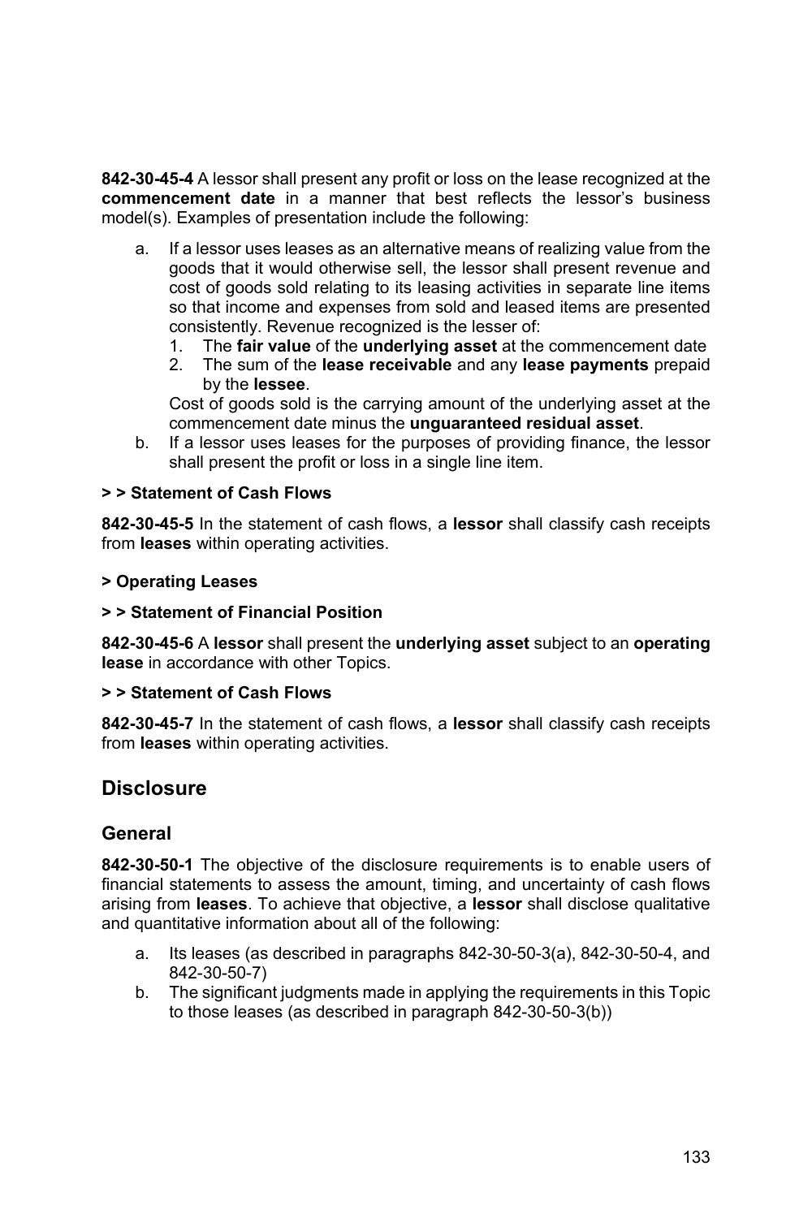**842-30-45-4** A lessor shall present any profit or loss on the lease recognized at the **commencement date** in a manner that best reflects the lessor's business model(s). Examples of presentation include the following:

a. If a lessor uses leases as an alternative means of realizing value from the goods that it would otherwise sell, the lessor shall present revenue and cost of goods sold relating to its leasing activities in separate line items so that income and expenses from sold and leased items are presented consistently. Revenue recognized is the lesser of:
   1. The **fair value** of the **underlying asset** at the commencement date
   2. The sum of the **lease receivable** and any **lease payments** prepaid by the **lessee**.

   Cost of goods sold is the carrying amount of the underlying asset at the commencement date minus the **unguaranteed residual asset**.
b. If a lessor uses leases for the purposes of providing finance, the lessor shall present the profit or loss in a single line item.

**> > Statement of Cash Flows**

**842-30-45-5** In the statement of cash flows, a **lessor** shall classify cash receipts from **leases** within operating activities.

**> Operating Leases**

**> > Statement of Financial Position**

**842-30-45-6** A **lessor** shall present the **underlying asset** subject to an **operating lease** in accordance with other Topics.

**> > Statement of Cash Flows**

**842-30-45-7** In the statement of cash flows, a **lessor** shall classify cash receipts from **leases** within operating activities.

## Disclosure

### General

**842-30-50-1** The objective of the disclosure requirements is to enable users of financial statements to assess the amount, timing, and uncertainty of cash flows arising from **leases**. To achieve that objective, a **lessor** shall disclose qualitative and quantitative information about all of the following:

a. Its leases (as described in paragraphs 842-30-50-3(a), 842-30-50-4, and 842-30-50-7)
b. The significant judgments made in applying the requirements in this Topic to those leases (as described in paragraph 842-30-50-3(b))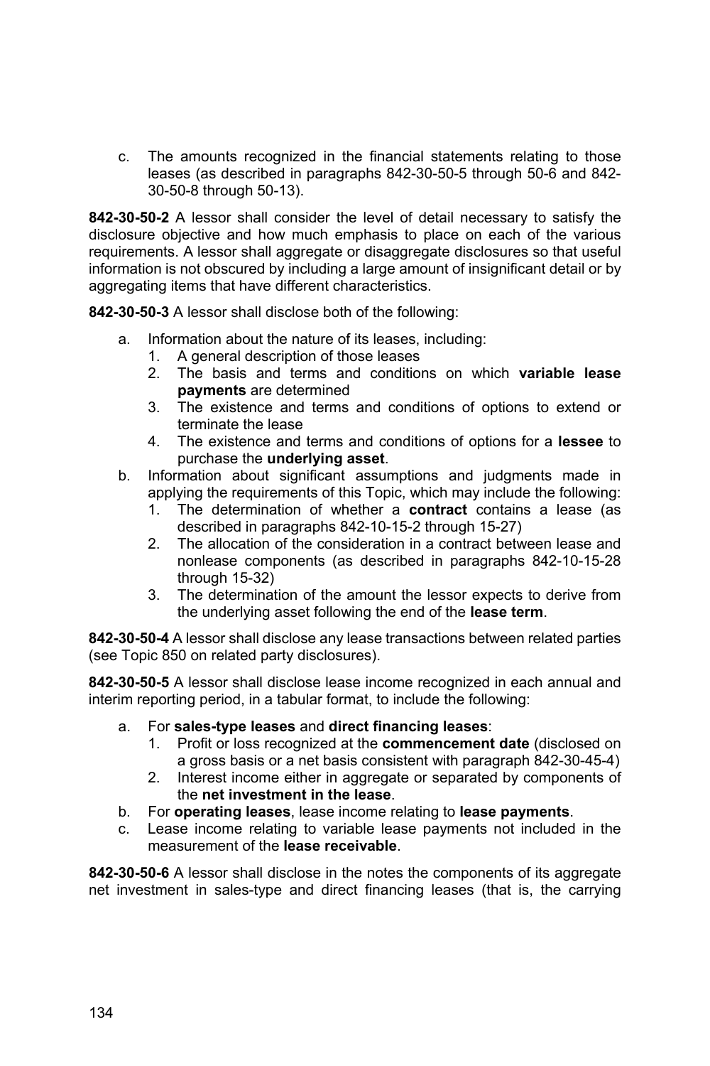c. The amounts recognized in the financial statements relating to those leases (as described in paragraphs 842-30-50-5 through 50-6 and 842-30-50-8 through 50-13).

**842-30-50-2** A lessor shall consider the level of detail necessary to satisfy the disclosure objective and how much emphasis to place on each of the various requirements. A lessor shall aggregate or disaggregate disclosures so that useful information is not obscured by including a large amount of insignificant detail or by aggregating items that have different characteristics.

**842-30-50-3** A lessor shall disclose both of the following:

a. Information about the nature of its leases, including:
   1. A general description of those leases
   2. The basis and terms and conditions on which **variable lease payments** are determined
   3. The existence and terms and conditions of options to extend or terminate the lease
   4. The existence and terms and conditions of options for a **lessee** to purchase the **underlying asset**.
b. Information about significant assumptions and judgments made in applying the requirements of this Topic, which may include the following:
   1. The determination of whether a **contract** contains a lease (as described in paragraphs 842-10-15-2 through 15-27)
   2. The allocation of the consideration in a contract between lease and nonlease components (as described in paragraphs 842-10-15-28 through 15-32)
   3. The determination of the amount the lessor expects to derive from the underlying asset following the end of the **lease term**.

**842-30-50-4** A lessor shall disclose any lease transactions between related parties (see Topic 850 on related party disclosures).

**842-30-50-5** A lessor shall disclose lease income recognized in each annual and interim reporting period, in a tabular format, to include the following:

a. For **sales-type leases** and **direct financing leases**:
   1. Profit or loss recognized at the **commencement date** (disclosed on a gross basis or a net basis consistent with paragraph 842-30-45-4)
   2. Interest income either in aggregate or separated by components of the **net investment in the lease**.
b. For **operating leases**, lease income relating to **lease payments**.
c. Lease income relating to variable lease payments not included in the measurement of the **lease receivable**.

**842-30-50-6** A lessor shall disclose in the notes the components of its aggregate net investment in sales-type and direct financing leases (that is, the carrying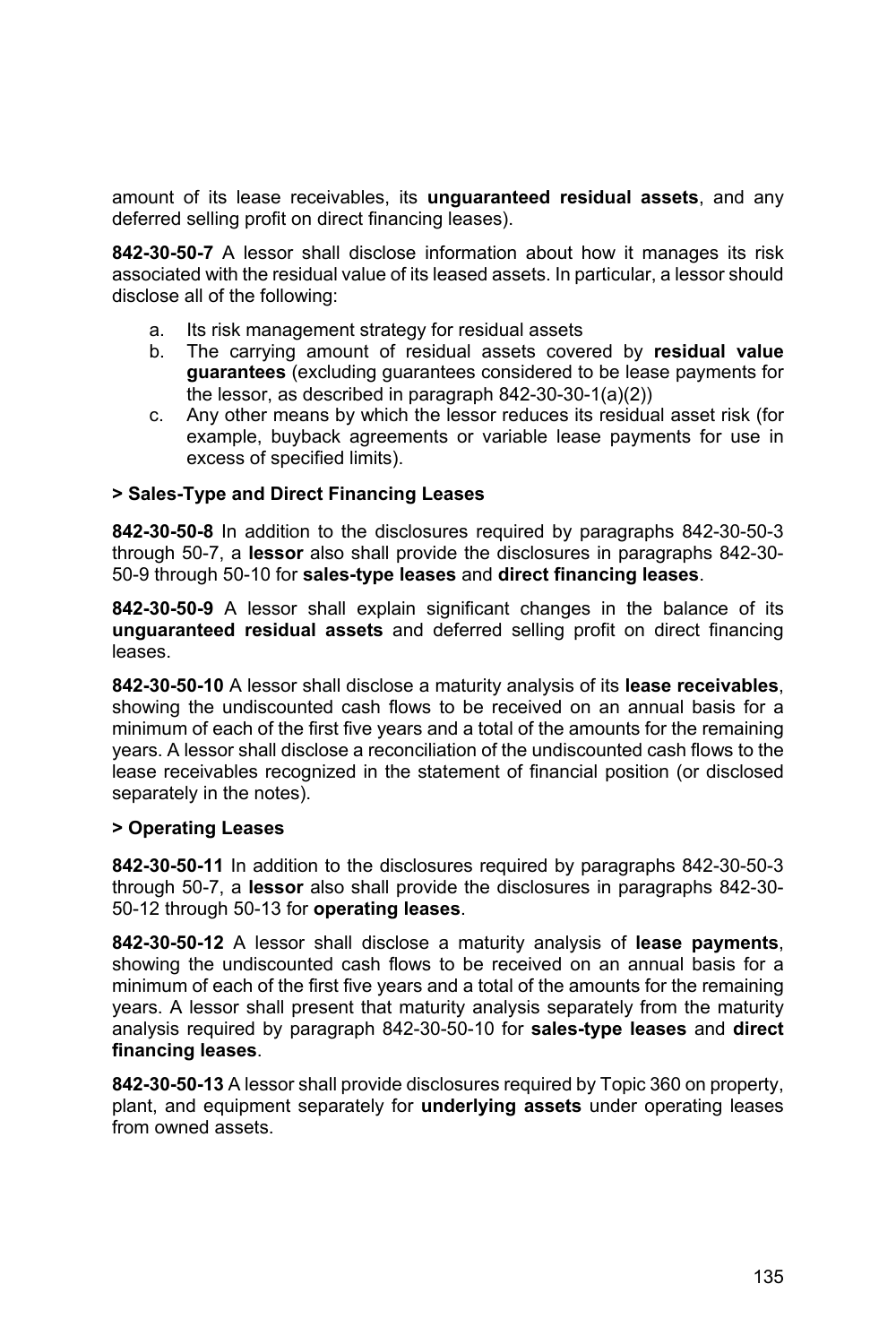amount of its lease receivables, its **unguaranteed residual assets**, and any deferred selling profit on direct financing leases).

**842-30-50-7** A lessor shall disclose information about how it manages its risk associated with the residual value of its leased assets. In particular, a lessor should disclose all of the following:

a. Its risk management strategy for residual assets
b. The carrying amount of residual assets covered by **residual value guarantees** (excluding guarantees considered to be lease payments for the lessor, as described in paragraph 842-30-30-1(a)(2))
c. Any other means by which the lessor reduces its residual asset risk (for example, buyback agreements or variable lease payments for use in excess of specified limits).

**> Sales-Type and Direct Financing Leases**

**842-30-50-8** In addition to the disclosures required by paragraphs 842-30-50-3 through 50-7, a **lessor** also shall provide the disclosures in paragraphs 842-30-50-9 through 50-10 for **sales-type leases** and **direct financing leases**.

**842-30-50-9** A lessor shall explain significant changes in the balance of its **unguaranteed residual assets** and deferred selling profit on direct financing leases.

**842-30-50-10** A lessor shall disclose a maturity analysis of its **lease receivables**, showing the undiscounted cash flows to be received on an annual basis for a minimum of each of the first five years and a total of the amounts for the remaining years. A lessor shall disclose a reconciliation of the undiscounted cash flows to the lease receivables recognized in the statement of financial position (or disclosed separately in the notes).

**> Operating Leases**

**842-30-50-11** In addition to the disclosures required by paragraphs 842-30-50-3 through 50-7, a **lessor** also shall provide the disclosures in paragraphs 842-30-50-12 through 50-13 for **operating leases**.

**842-30-50-12** A lessor shall disclose a maturity analysis of **lease payments**, showing the undiscounted cash flows to be received on an annual basis for a minimum of each of the first five years and a total of the amounts for the remaining years. A lessor shall present that maturity analysis separately from the maturity analysis required by paragraph 842-30-50-10 for **sales-type leases** and **direct financing leases**.

**842-30-50-13** A lessor shall provide disclosures required by Topic 360 on property, plant, and equipment separately for **underlying assets** under operating leases from owned assets.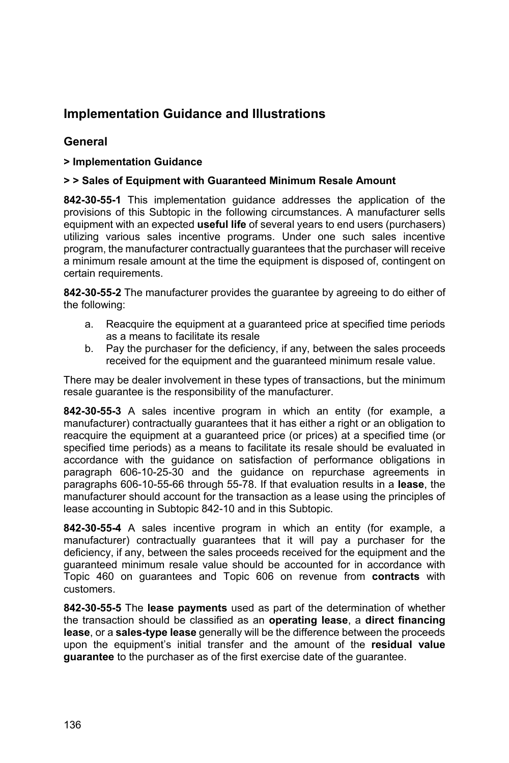## Implementation Guidance and Illustrations

### General

**> Implementation Guidance**

**> > Sales of Equipment with Guaranteed Minimum Resale Amount**

**842-30-55-1** This implementation guidance addresses the application of the provisions of this Subtopic in the following circumstances. A manufacturer sells equipment with an expected **useful life** of several years to end users (purchasers) utilizing various sales incentive programs. Under one such sales incentive program, the manufacturer contractually guarantees that the purchaser will receive a minimum resale amount at the time the equipment is disposed of, contingent on certain requirements.

**842-30-55-2** The manufacturer provides the guarantee by agreeing to do either of the following:

a. Reacquire the equipment at a guaranteed price at specified time periods as a means to facilitate its resale
b. Pay the purchaser for the deficiency, if any, between the sales proceeds received for the equipment and the guaranteed minimum resale value.

There may be dealer involvement in these types of transactions, but the minimum resale guarantee is the responsibility of the manufacturer.

**842-30-55-3** A sales incentive program in which an entity (for example, a manufacturer) contractually guarantees that it has either a right or an obligation to reacquire the equipment at a guaranteed price (or prices) at a specified time (or specified time periods) as a means to facilitate its resale should be evaluated in accordance with the guidance on satisfaction of performance obligations in paragraph 606-10-25-30 and the guidance on repurchase agreements in paragraphs 606-10-55-66 through 55-78. If that evaluation results in a **lease**, the manufacturer should account for the transaction as a lease using the principles of lease accounting in Subtopic 842-10 and in this Subtopic.

**842-30-55-4** A sales incentive program in which an entity (for example, a manufacturer) contractually guarantees that it will pay a purchaser for the deficiency, if any, between the sales proceeds received for the equipment and the guaranteed minimum resale value should be accounted for in accordance with Topic 460 on guarantees and Topic 606 on revenue from **contracts** with customers.

**842-30-55-5** The **lease payments** used as part of the determination of whether the transaction should be classified as an **operating lease**, a **direct financing lease**, or a **sales-type lease** generally will be the difference between the proceeds upon the equipment's initial transfer and the amount of the **residual value guarantee** to the purchaser as of the first exercise date of the guarantee.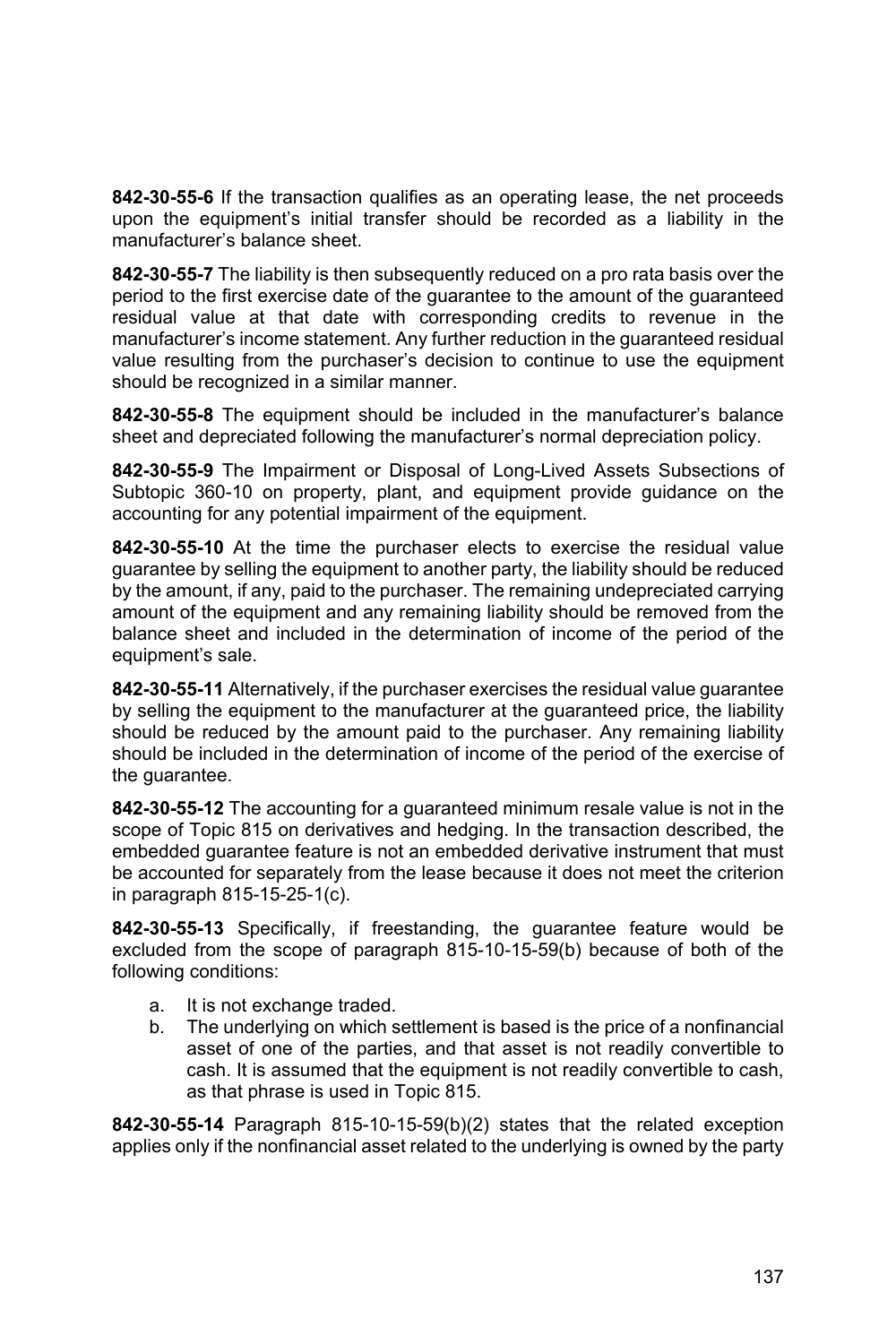**842-30-55-6** If the transaction qualifies as an operating lease, the net proceeds upon the equipment's initial transfer should be recorded as a liability in the manufacturer's balance sheet.

**842-30-55-7** The liability is then subsequently reduced on a pro rata basis over the period to the first exercise date of the guarantee to the amount of the guaranteed residual value at that date with corresponding credits to revenue in the manufacturer's income statement. Any further reduction in the guaranteed residual value resulting from the purchaser's decision to continue to use the equipment should be recognized in a similar manner.

**842-30-55-8** The equipment should be included in the manufacturer's balance sheet and depreciated following the manufacturer's normal depreciation policy.

**842-30-55-9** The Impairment or Disposal of Long-Lived Assets Subsections of Subtopic 360-10 on property, plant, and equipment provide guidance on the accounting for any potential impairment of the equipment.

**842-30-55-10** At the time the purchaser elects to exercise the residual value guarantee by selling the equipment to another party, the liability should be reduced by the amount, if any, paid to the purchaser. The remaining undepreciated carrying amount of the equipment and any remaining liability should be removed from the balance sheet and included in the determination of income of the period of the equipment's sale.

**842-30-55-11** Alternatively, if the purchaser exercises the residual value guarantee by selling the equipment to the manufacturer at the guaranteed price, the liability should be reduced by the amount paid to the purchaser. Any remaining liability should be included in the determination of income of the period of the exercise of the guarantee.

**842-30-55-12** The accounting for a guaranteed minimum resale value is not in the scope of Topic 815 on derivatives and hedging. In the transaction described, the embedded guarantee feature is not an embedded derivative instrument that must be accounted for separately from the lease because it does not meet the criterion in paragraph 815-15-25-1(c).

**842-30-55-13** Specifically, if freestanding, the guarantee feature would be excluded from the scope of paragraph 815-10-15-59(b) because of both of the following conditions:

a. It is not exchange traded.
b. The underlying on which settlement is based is the price of a nonfinancial asset of one of the parties, and that asset is not readily convertible to cash. It is assumed that the equipment is not readily convertible to cash, as that phrase is used in Topic 815.

**842-30-55-14** Paragraph 815-10-15-59(b)(2) states that the related exception applies only if the nonfinancial asset related to the underlying is owned by the party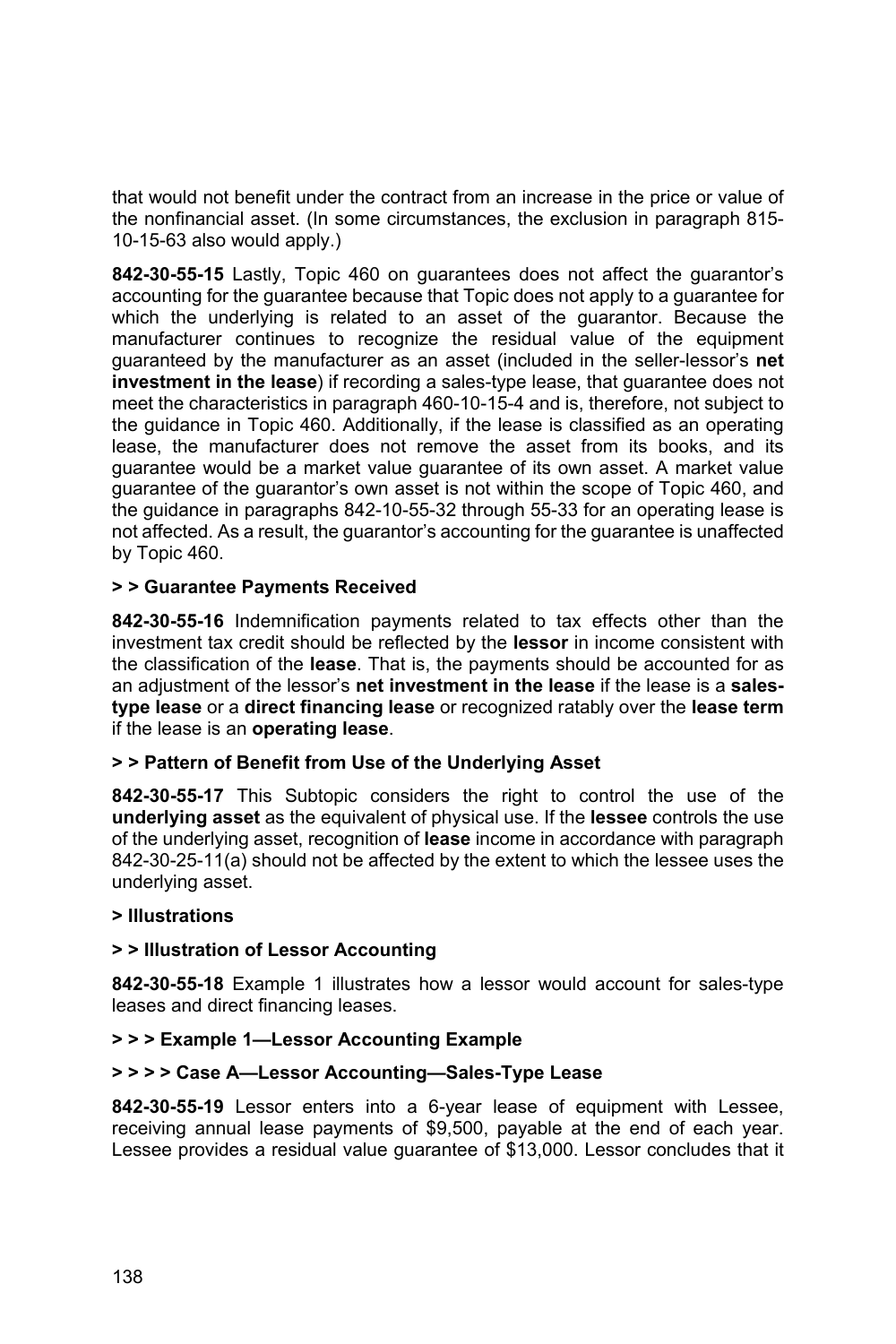that would not benefit under the contract from an increase in the price or value of the nonfinancial asset. (In some circumstances, the exclusion in paragraph 815-10-15-63 also would apply.)

**842-30-55-15** Lastly, Topic 460 on guarantees does not affect the guarantor's accounting for the guarantee because that Topic does not apply to a guarantee for which the underlying is related to an asset of the guarantor. Because the manufacturer continues to recognize the residual value of the equipment guaranteed by the manufacturer as an asset (included in the seller-lessor's **net investment in the lease**) if recording a sales-type lease, that guarantee does not meet the characteristics in paragraph 460-10-15-4 and is, therefore, not subject to the guidance in Topic 460. Additionally, if the lease is classified as an operating lease, the manufacturer does not remove the asset from its books, and its guarantee would be a market value guarantee of its own asset. A market value guarantee of the guarantor's own asset is not within the scope of Topic 460, and the guidance in paragraphs 842-10-55-32 through 55-33 for an operating lease is not affected. As a result, the guarantor's accounting for the guarantee is unaffected by Topic 460.

**> > Guarantee Payments Received**

**842-30-55-16** Indemnification payments related to tax effects other than the investment tax credit should be reflected by the **lessor** in income consistent with the classification of the **lease**. That is, the payments should be accounted for as an adjustment of the lessor's **net investment in the lease** if the lease is a **sales-type lease** or a **direct financing lease** or recognized ratably over the **lease term** if the lease is an **operating lease**.

**> > Pattern of Benefit from Use of the Underlying Asset**

**842-30-55-17** This Subtopic considers the right to control the use of the **underlying asset** as the equivalent of physical use. If the **lessee** controls the use of the underlying asset, recognition of **lease** income in accordance with paragraph 842-30-25-11(a) should not be affected by the extent to which the lessee uses the underlying asset.

**> Illustrations**

**> > Illustration of Lessor Accounting**

**842-30-55-18** Example 1 illustrates how a lessor would account for sales-type leases and direct financing leases.

**> > > Example 1—Lessor Accounting Example**

**> > > > Case A—Lessor Accounting—Sales-Type Lease**

**842-30-55-19** Lessor enters into a 6-year lease of equipment with Lessee, receiving annual lease payments of $9,500, payable at the end of each year. Lessee provides a residual value guarantee of $13,000. Lessor concludes that it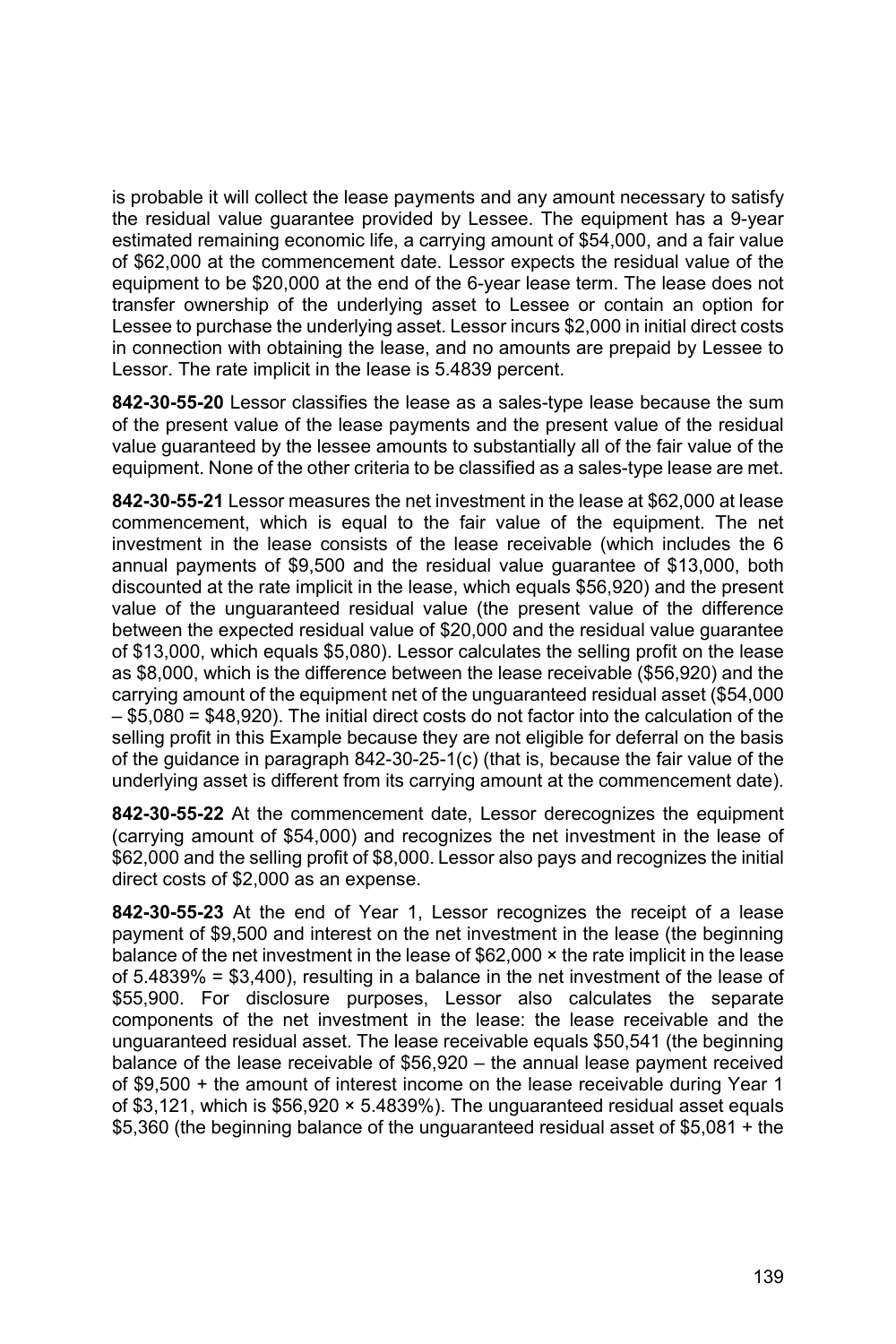is probable it will collect the lease payments and any amount necessary to satisfy the residual value guarantee provided by Lessee. The equipment has a 9-year estimated remaining economic life, a carrying amount of $54,000, and a fair value of $62,000 at the commencement date. Lessor expects the residual value of the equipment to be $20,000 at the end of the 6-year lease term. The lease does not transfer ownership of the underlying asset to Lessee or contain an option for Lessee to purchase the underlying asset. Lessor incurs $2,000 in initial direct costs in connection with obtaining the lease, and no amounts are prepaid by Lessee to Lessor. The rate implicit in the lease is 5.4839 percent.

**842-30-55-20** Lessor classifies the lease as a sales-type lease because the sum of the present value of the lease payments and the present value of the residual value guaranteed by the lessee amounts to substantially all of the fair value of the equipment. None of the other criteria to be classified as a sales-type lease are met.

**842-30-55-21** Lessor measures the net investment in the lease at $62,000 at lease commencement, which is equal to the fair value of the equipment. The net investment in the lease consists of the lease receivable (which includes the 6 annual payments of $9,500 and the residual value guarantee of $13,000, both discounted at the rate implicit in the lease, which equals $56,920) and the present value of the unguaranteed residual value (the present value of the difference between the expected residual value of $20,000 and the residual value guarantee of $13,000, which equals $5,080). Lessor calculates the selling profit on the lease as $8,000, which is the difference between the lease receivable ($56,920) and the carrying amount of the equipment net of the unguaranteed residual asset ($54,000 – $5,080 = $48,920). The initial direct costs do not factor into the calculation of the selling profit in this Example because they are not eligible for deferral on the basis of the guidance in paragraph 842-30-25-1(c) (that is, because the fair value of the underlying asset is different from its carrying amount at the commencement date).

**842-30-55-22** At the commencement date, Lessor derecognizes the equipment (carrying amount of $54,000) and recognizes the net investment in the lease of $62,000 and the selling profit of $8,000. Lessor also pays and recognizes the initial direct costs of $2,000 as an expense.

**842-30-55-23** At the end of Year 1, Lessor recognizes the receipt of a lease payment of $9,500 and interest on the net investment in the lease (the beginning balance of the net investment in the lease of $62,000 × the rate implicit in the lease of 5.4839% = $3,400), resulting in a balance in the net investment of the lease of $55,900. For disclosure purposes, Lessor also calculates the separate components of the net investment in the lease: the lease receivable and the unguaranteed residual asset. The lease receivable equals $50,541 (the beginning balance of the lease receivable of $56,920 – the annual lease payment received of $9,500 + the amount of interest income on the lease receivable during Year 1 of $3,121, which is $56,920 × 5.4839%). The unguaranteed residual asset equals $5,360 (the beginning balance of the unguaranteed residual asset of $5,081 + the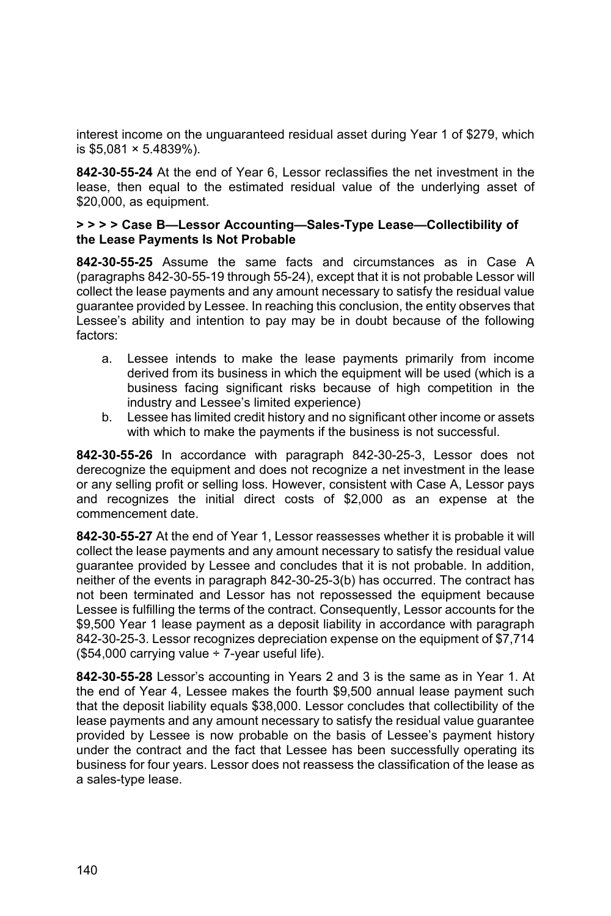interest income on the unguaranteed residual asset during Year 1 of $279, which is $5,081 × 5.4839%).

**842-30-55-24** At the end of Year 6, Lessor reclassifies the net investment in the lease, then equal to the estimated residual value of the underlying asset of $20,000, as equipment.

#### > > > > Case B—Lessor Accounting—Sales-Type Lease—Collectibility of the Lease Payments Is Not Probable

**842-30-55-25** Assume the same facts and circumstances as in Case A (paragraphs 842-30-55-19 through 55-24), except that it is not probable Lessor will collect the lease payments and any amount necessary to satisfy the residual value guarantee provided by Lessee. In reaching this conclusion, the entity observes that Lessee's ability and intention to pay may be in doubt because of the following factors:

a. Lessee intends to make the lease payments primarily from income derived from its business in which the equipment will be used (which is a business facing significant risks because of high competition in the industry and Lessee's limited experience)
b. Lessee has limited credit history and no significant other income or assets with which to make the payments if the business is not successful.

**842-30-55-26** In accordance with paragraph 842-30-25-3, Lessor does not derecognize the equipment and does not recognize a net investment in the lease or any selling profit or selling loss. However, consistent with Case A, Lessor pays and recognizes the initial direct costs of $2,000 as an expense at the commencement date.

**842-30-55-27** At the end of Year 1, Lessor reassesses whether it is probable it will collect the lease payments and any amount necessary to satisfy the residual value guarantee provided by Lessee and concludes that it is not probable. In addition, neither of the events in paragraph 842-30-25-3(b) has occurred. The contract has not been terminated and Lessor has not repossessed the equipment because Lessee is fulfilling the terms of the contract. Consequently, Lessor accounts for the $9,500 Year 1 lease payment as a deposit liability in accordance with paragraph 842-30-25-3. Lessor recognizes depreciation expense on the equipment of $7,714 ($54,000 carrying value ÷ 7-year useful life).

**842-30-55-28** Lessor's accounting in Years 2 and 3 is the same as in Year 1. At the end of Year 4, Lessee makes the fourth $9,500 annual lease payment such that the deposit liability equals $38,000. Lessor concludes that collectibility of the lease payments and any amount necessary to satisfy the residual value guarantee provided by Lessee is now probable on the basis of Lessee's payment history under the contract and the fact that Lessee has been successfully operating its business for four years. Lessor does not reassess the classification of the lease as a sales-type lease.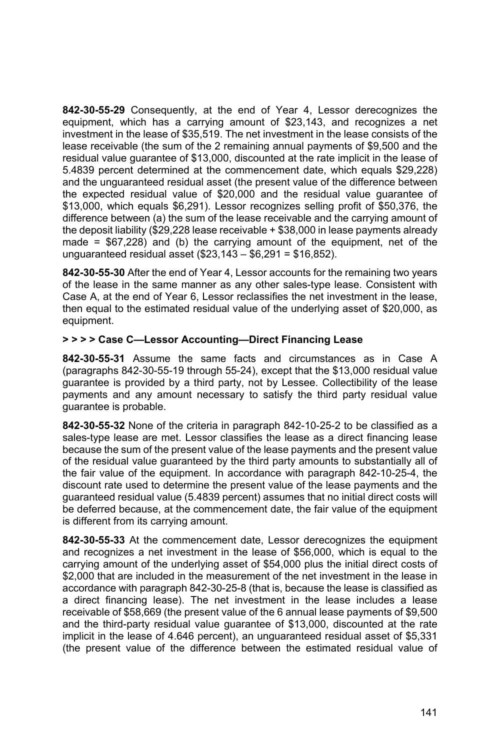**842-30-55-29** Consequently, at the end of Year 4, Lessor derecognizes the equipment, which has a carrying amount of $23,143, and recognizes a net investment in the lease of $35,519. The net investment in the lease consists of the lease receivable (the sum of the 2 remaining annual payments of $9,500 and the residual value guarantee of $13,000, discounted at the rate implicit in the lease of 5.4839 percent determined at the commencement date, which equals $29,228) and the unguaranteed residual asset (the present value of the difference between the expected residual value of $20,000 and the residual value guarantee of $13,000, which equals $6,291). Lessor recognizes selling profit of $50,376, the difference between (a) the sum of the lease receivable and the carrying amount of the deposit liability ($29,228 lease receivable + $38,000 in lease payments already made = $67,228) and (b) the carrying amount of the equipment, net of the unguaranteed residual asset ($23,143 – $6,291 = $16,852).

**842-30-55-30** After the end of Year 4, Lessor accounts for the remaining two years of the lease in the same manner as any other sales-type lease. Consistent with Case A, at the end of Year 6, Lessor reclassifies the net investment in the lease, then equal to the estimated residual value of the underlying asset of $20,000, as equipment.

**> > > > Case C—Lessor Accounting—Direct Financing Lease**

**842-30-55-31** Assume the same facts and circumstances as in Case A (paragraphs 842-30-55-19 through 55-24), except that the $13,000 residual value guarantee is provided by a third party, not by Lessee. Collectibility of the lease payments and any amount necessary to satisfy the third party residual value guarantee is probable.

**842-30-55-32** None of the criteria in paragraph 842-10-25-2 to be classified as a sales-type lease are met. Lessor classifies the lease as a direct financing lease because the sum of the present value of the lease payments and the present value of the residual value guaranteed by the third party amounts to substantially all of the fair value of the equipment. In accordance with paragraph 842-10-25-4, the discount rate used to determine the present value of the lease payments and the guaranteed residual value (5.4839 percent) assumes that no initial direct costs will be deferred because, at the commencement date, the fair value of the equipment is different from its carrying amount.

**842-30-55-33** At the commencement date, Lessor derecognizes the equipment and recognizes a net investment in the lease of $56,000, which is equal to the carrying amount of the underlying asset of $54,000 plus the initial direct costs of $2,000 that are included in the measurement of the net investment in the lease in accordance with paragraph 842-30-25-8 (that is, because the lease is classified as a direct financing lease). The net investment in the lease includes a lease receivable of $58,669 (the present value of the 6 annual lease payments of $9,500 and the third-party residual value guarantee of $13,000, discounted at the rate implicit in the lease of 4.646 percent), an unguaranteed residual asset of $5,331 (the present value of the difference between the estimated residual value of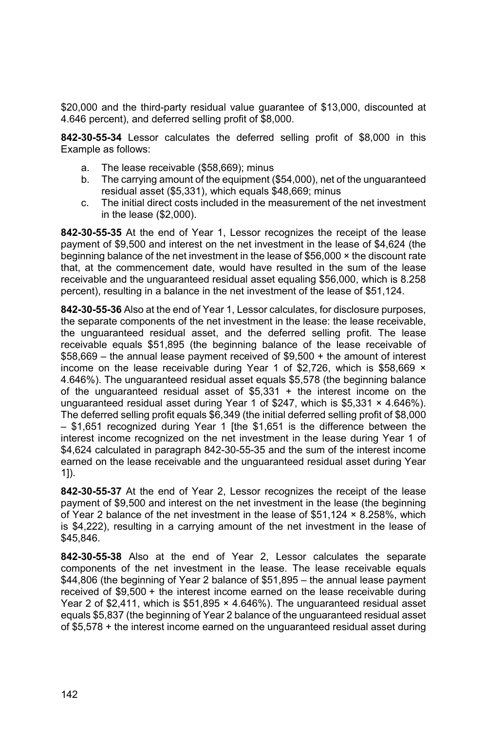$20,000 and the third-party residual value guarantee of $13,000, discounted at 4.646 percent), and deferred selling profit of $8,000.

**842-30-55-34** Lessor calculates the deferred selling profit of $8,000 in this Example as follows:

a. The lease receivable ($58,669); minus
b. The carrying amount of the equipment ($54,000), net of the unguaranteed residual asset ($5,331), which equals $48,669; minus
c. The initial direct costs included in the measurement of the net investment in the lease ($2,000).

**842-30-55-35** At the end of Year 1, Lessor recognizes the receipt of the lease payment of $9,500 and interest on the net investment in the lease of $4,624 (the beginning balance of the net investment in the lease of $56,000 × the discount rate that, at the commencement date, would have resulted in the sum of the lease receivable and the unguaranteed residual asset equaling $56,000, which is 8.258 percent), resulting in a balance in the net investment of the lease of $51,124.

**842-30-55-36** Also at the end of Year 1, Lessor calculates, for disclosure purposes, the separate components of the net investment in the lease: the lease receivable, the unguaranteed residual asset, and the deferred selling profit. The lease receivable equals $51,895 (the beginning balance of the lease receivable of $58,669 – the annual lease payment received of $9,500 + the amount of interest income on the lease receivable during Year 1 of $2,726, which is $58,669 × 4.646%). The unguaranteed residual asset equals $5,578 (the beginning balance of the unguaranteed residual asset of $5,331 + the interest income on the unguaranteed residual asset during Year 1 of $247, which is $5,331 × 4.646%). The deferred selling profit equals $6,349 (the initial deferred selling profit of $8,000 – $1,651 recognized during Year 1 [the $1,651 is the difference between the interest income recognized on the net investment in the lease during Year 1 of $4,624 calculated in paragraph 842-30-55-35 and the sum of the interest income earned on the lease receivable and the unguaranteed residual asset during Year 1]).

**842-30-55-37** At the end of Year 2, Lessor recognizes the receipt of the lease payment of $9,500 and interest on the net investment in the lease (the beginning of Year 2 balance of the net investment in the lease of $51,124 × 8.258%, which is $4,222), resulting in a carrying amount of the net investment in the lease of $45,846.

**842-30-55-38** Also at the end of Year 2, Lessor calculates the separate components of the net investment in the lease. The lease receivable equals $44,806 (the beginning of Year 2 balance of $51,895 – the annual lease payment received of $9,500 + the interest income earned on the lease receivable during Year 2 of $2,411, which is $51,895 × 4.646%). The unguaranteed residual asset equals $5,837 (the beginning of Year 2 balance of the unguaranteed residual asset of $5,578 + the interest income earned on the unguaranteed residual asset during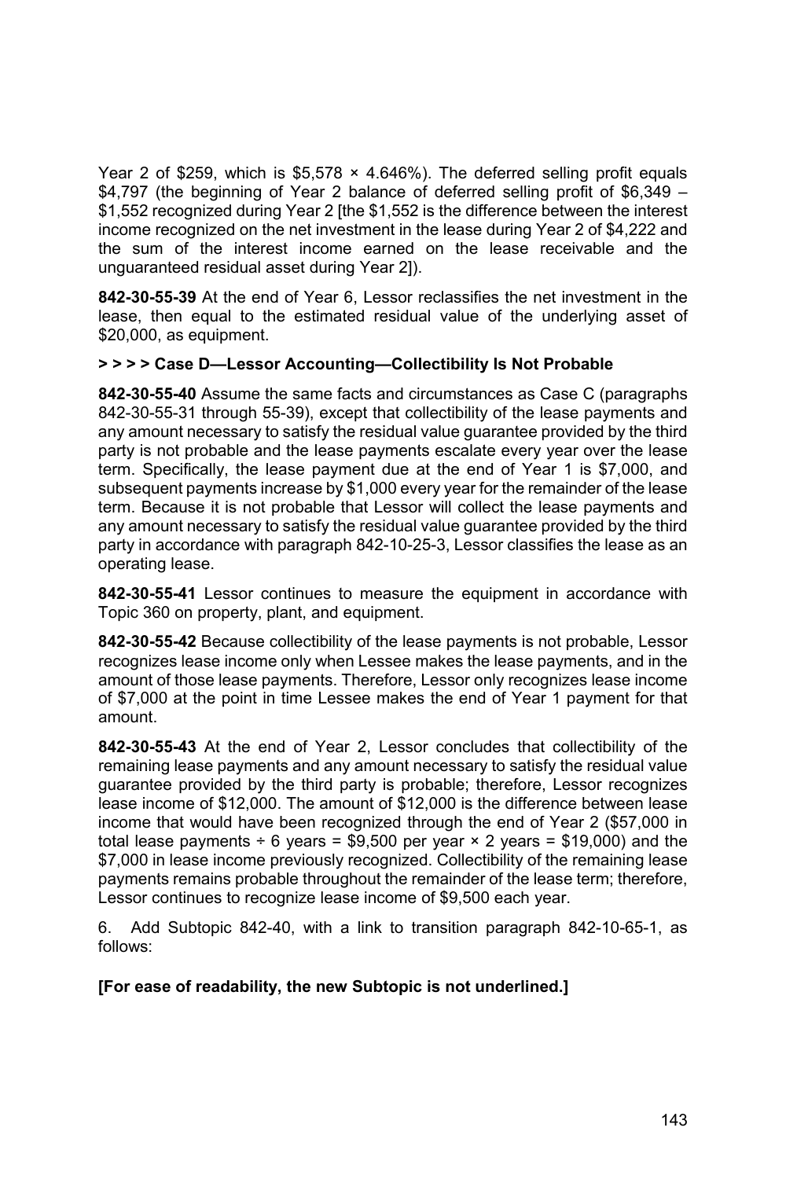Year 2 of $259, which is $5,578 × 4.646%). The deferred selling profit equals $4,797 (the beginning of Year 2 balance of deferred selling profit of $6,349 – $1,552 recognized during Year 2 [the $1,552 is the difference between the interest income recognized on the net investment in the lease during Year 2 of $4,222 and the sum of the interest income earned on the lease receivable and the unguaranteed residual asset during Year 2]).

**842-30-55-39** At the end of Year 6, Lessor reclassifies the net investment in the lease, then equal to the estimated residual value of the underlying asset of $20,000, as equipment.

**> > > > Case D—Lessor Accounting—Collectibility Is Not Probable**

**842-30-55-40** Assume the same facts and circumstances as Case C (paragraphs 842-30-55-31 through 55-39), except that collectibility of the lease payments and any amount necessary to satisfy the residual value guarantee provided by the third party is not probable and the lease payments escalate every year over the lease term. Specifically, the lease payment due at the end of Year 1 is $7,000, and subsequent payments increase by $1,000 every year for the remainder of the lease term. Because it is not probable that Lessor will collect the lease payments and any amount necessary to satisfy the residual value guarantee provided by the third party in accordance with paragraph 842-10-25-3, Lessor classifies the lease as an operating lease.

**842-30-55-41** Lessor continues to measure the equipment in accordance with Topic 360 on property, plant, and equipment.

**842-30-55-42** Because collectibility of the lease payments is not probable, Lessor recognizes lease income only when Lessee makes the lease payments, and in the amount of those lease payments. Therefore, Lessor only recognizes lease income of $7,000 at the point in time Lessee makes the end of Year 1 payment for that amount.

**842-30-55-43** At the end of Year 2, Lessor concludes that collectibility of the remaining lease payments and any amount necessary to satisfy the residual value guarantee provided by the third party is probable; therefore, Lessor recognizes lease income of $12,000. The amount of $12,000 is the difference between lease income that would have been recognized through the end of Year 2 ($57,000 in total lease payments ÷ 6 years = $9,500 per year × 2 years = $19,000) and the $7,000 in lease income previously recognized. Collectibility of the remaining lease payments remains probable throughout the remainder of the lease term; therefore, Lessor continues to recognize lease income of $9,500 each year.

6. Add Subtopic 842-40, with a link to transition paragraph 842-10-65-1, as follows:

**[For ease of readability, the new Subtopic is not underlined.]**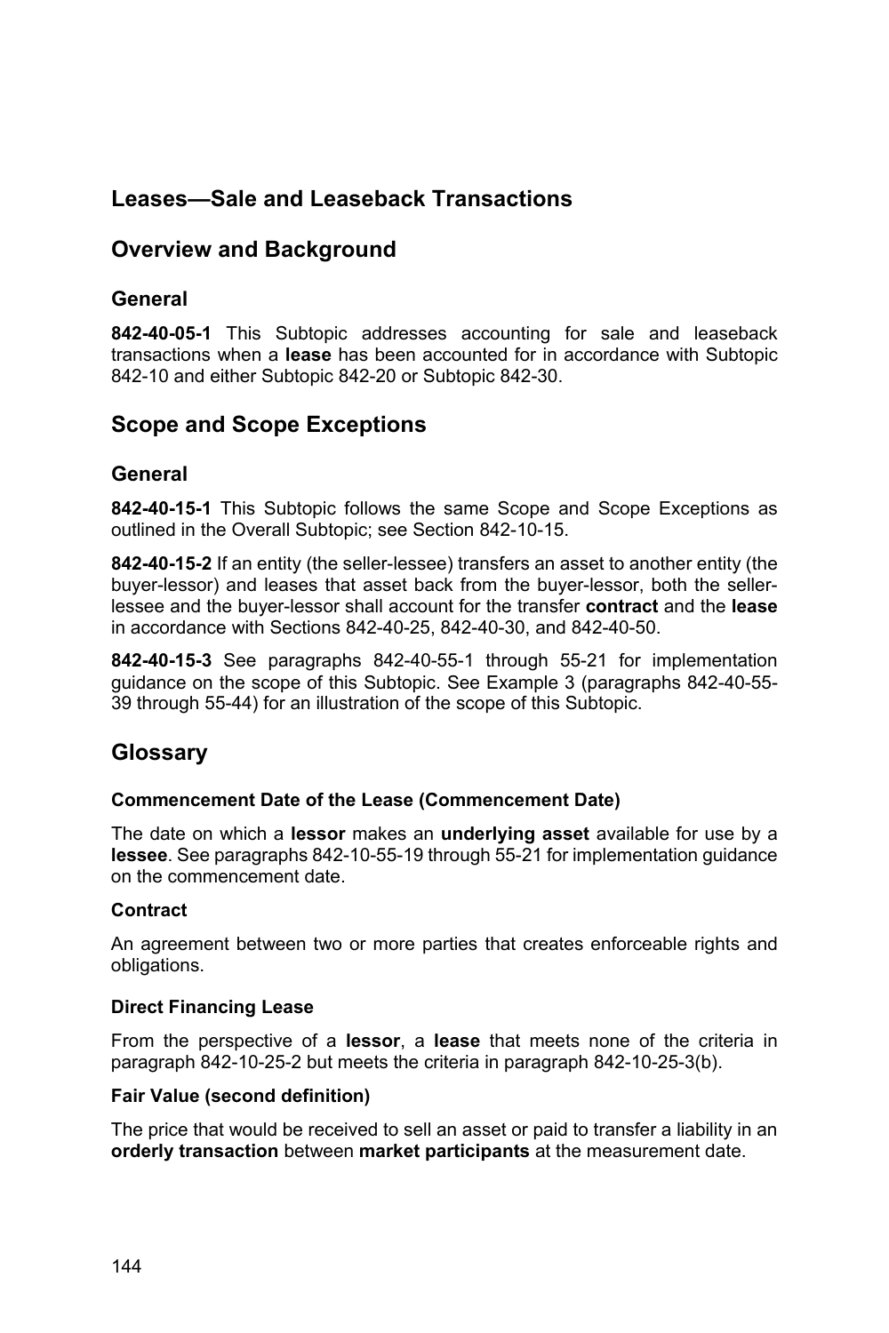## Leases—Sale and Leaseback Transactions

## Overview and Background

### General

**842-40-05-1** This Subtopic addresses accounting for sale and leaseback transactions when a **lease** has been accounted for in accordance with Subtopic 842-10 and either Subtopic 842-20 or Subtopic 842-30.

## Scope and Scope Exceptions

### General

**842-40-15-1** This Subtopic follows the same Scope and Scope Exceptions as outlined in the Overall Subtopic; see Section 842-10-15.

**842-40-15-2** If an entity (the seller-lessee) transfers an asset to another entity (the buyer-lessor) and leases that asset back from the buyer-lessor, both the seller-lessee and the buyer-lessor shall account for the transfer **contract** and the **lease** in accordance with Sections 842-40-25, 842-40-30, and 842-40-50.

**842-40-15-3** See paragraphs 842-40-55-1 through 55-21 for implementation guidance on the scope of this Subtopic. See Example 3 (paragraphs 842-40-55-39 through 55-44) for an illustration of the scope of this Subtopic.

## Glossary

#### Commencement Date of the Lease (Commencement Date)

The date on which a **lessor** makes an **underlying asset** available for use by a **lessee**. See paragraphs 842-10-55-19 through 55-21 for implementation guidance on the commencement date.

#### Contract

An agreement between two or more parties that creates enforceable rights and obligations.

#### Direct Financing Lease

From the perspective of a **lessor**, a **lease** that meets none of the criteria in paragraph 842-10-25-2 but meets the criteria in paragraph 842-10-25-3(b).

#### Fair Value (second definition)

The price that would be received to sell an asset or paid to transfer a liability in an **orderly transaction** between **market participants** at the measurement date.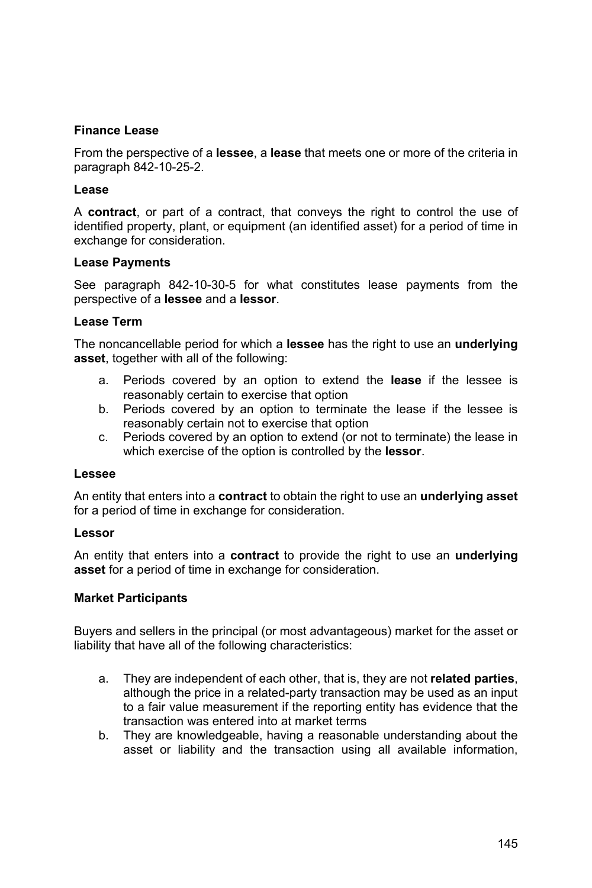**Finance Lease**

From the perspective of a **lessee**, a **lease** that meets one or more of the criteria in paragraph 842-10-25-2.

**Lease**

A **contract**, or part of a contract, that conveys the right to control the use of identified property, plant, or equipment (an identified asset) for a period of time in exchange for consideration.

**Lease Payments**

See paragraph 842-10-30-5 for what constitutes lease payments from the perspective of a **lessee** and a **lessor**.

**Lease Term**

The noncancellable period for which a **lessee** has the right to use an **underlying asset**, together with all of the following:

a. Periods covered by an option to extend the **lease** if the lessee is reasonably certain to exercise that option
b. Periods covered by an option to terminate the lease if the lessee is reasonably certain not to exercise that option
c. Periods covered by an option to extend (or not to terminate) the lease in which exercise of the option is controlled by the **lessor**.

**Lessee**

An entity that enters into a **contract** to obtain the right to use an **underlying asset** for a period of time in exchange for consideration.

**Lessor**

An entity that enters into a **contract** to provide the right to use an **underlying asset** for a period of time in exchange for consideration.

**Market Participants**

Buyers and sellers in the principal (or most advantageous) market for the asset or liability that have all of the following characteristics:

a. They are independent of each other, that is, they are not **related parties**, although the price in a related-party transaction may be used as an input to a fair value measurement if the reporting entity has evidence that the transaction was entered into at market terms
b. They are knowledgeable, having a reasonable understanding about the asset or liability and the transaction using all available information,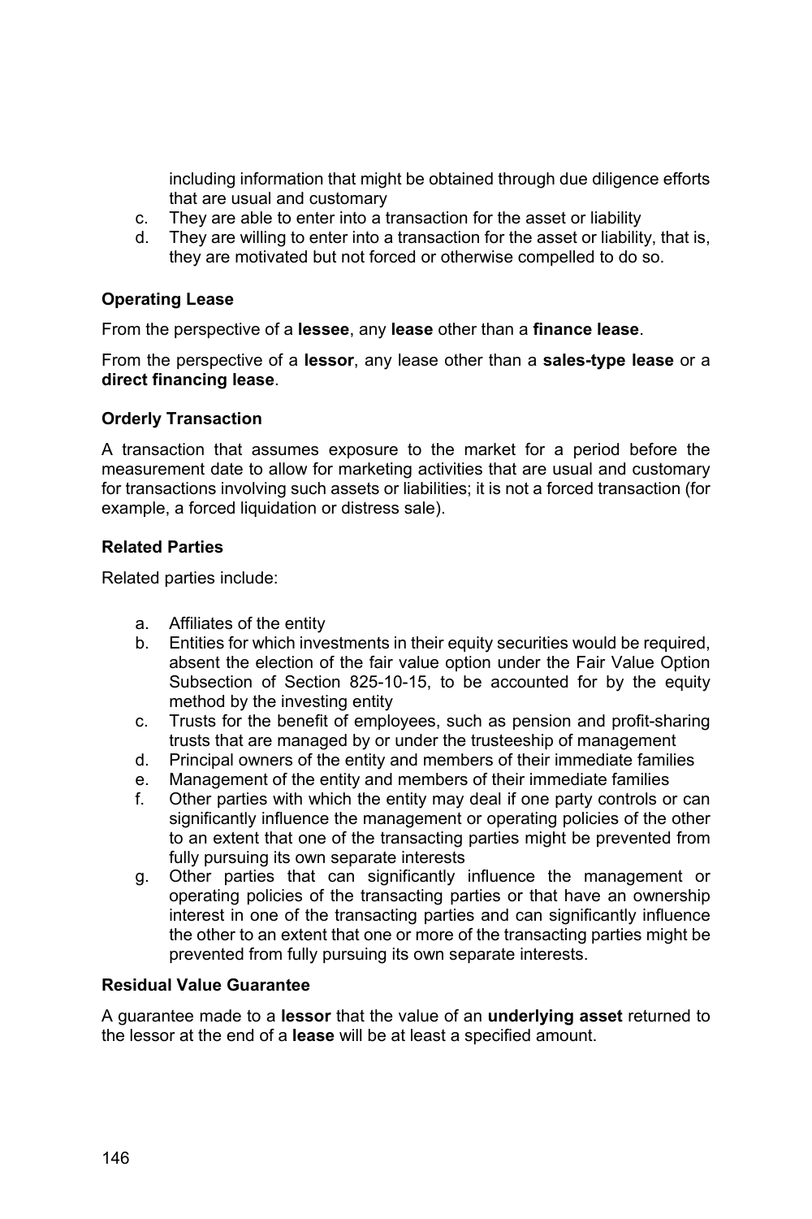including information that might be obtained through due diligence efforts that are usual and customary

c. They are able to enter into a transaction for the asset or liability
d. They are willing to enter into a transaction for the asset or liability, that is, they are motivated but not forced or otherwise compelled to do so.

**Operating Lease**

From the perspective of a **lessee**, any **lease** other than a **finance lease**.

From the perspective of a **lessor**, any lease other than a **sales-type lease** or a **direct financing lease**.

**Orderly Transaction**

A transaction that assumes exposure to the market for a period before the measurement date to allow for marketing activities that are usual and customary for transactions involving such assets or liabilities; it is not a forced transaction (for example, a forced liquidation or distress sale).

**Related Parties**

Related parties include:

a. Affiliates of the entity
b. Entities for which investments in their equity securities would be required, absent the election of the fair value option under the Fair Value Option Subsection of Section 825-10-15, to be accounted for by the equity method by the investing entity
c. Trusts for the benefit of employees, such as pension and profit-sharing trusts that are managed by or under the trusteeship of management
d. Principal owners of the entity and members of their immediate families
e. Management of the entity and members of their immediate families
f. Other parties with which the entity may deal if one party controls or can significantly influence the management or operating policies of the other to an extent that one of the transacting parties might be prevented from fully pursuing its own separate interests
g. Other parties that can significantly influence the management or operating policies of the transacting parties or that have an ownership interest in one of the transacting parties and can significantly influence the other to an extent that one or more of the transacting parties might be prevented from fully pursuing its own separate interests.

**Residual Value Guarantee**

A guarantee made to a **lessor** that the value of an **underlying asset** returned to the lessor at the end of a **lease** will be at least a specified amount.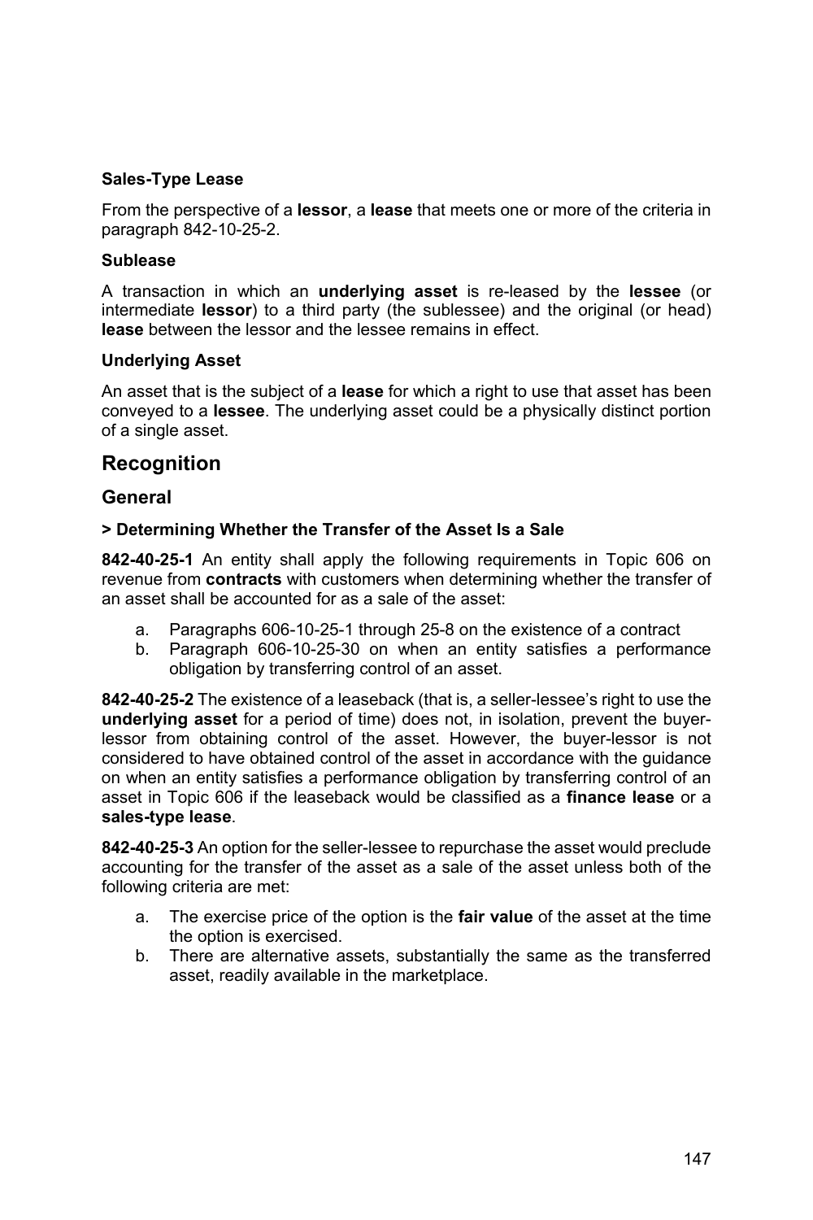**Sales-Type Lease**

From the perspective of a **lessor**, a **lease** that meets one or more of the criteria in paragraph 842-10-25-2.

**Sublease**

A transaction in which an **underlying asset** is re-leased by the **lessee** (or intermediate **lessor**) to a third party (the sublessee) and the original (or head) **lease** between the lessor and the lessee remains in effect.

**Underlying Asset**

An asset that is the subject of a **lease** for which a right to use that asset has been conveyed to a **lessee**. The underlying asset could be a physically distinct portion of a single asset.

## Recognition

### General

#### > Determining Whether the Transfer of the Asset Is a Sale

**842-40-25-1** An entity shall apply the following requirements in Topic 606 on revenue from **contracts** with customers when determining whether the transfer of an asset shall be accounted for as a sale of the asset:

a. Paragraphs 606-10-25-1 through 25-8 on the existence of a contract
b. Paragraph 606-10-25-30 on when an entity satisfies a performance obligation by transferring control of an asset.

**842-40-25-2** The existence of a leaseback (that is, a seller-lessee's right to use the **underlying asset** for a period of time) does not, in isolation, prevent the buyer-lessor from obtaining control of the asset. However, the buyer-lessor is not considered to have obtained control of the asset in accordance with the guidance on when an entity satisfies a performance obligation by transferring control of an asset in Topic 606 if the leaseback would be classified as a **finance lease** or a **sales-type lease**.

**842-40-25-3** An option for the seller-lessee to repurchase the asset would preclude accounting for the transfer of the asset as a sale of the asset unless both of the following criteria are met:

a. The exercise price of the option is the **fair value** of the asset at the time the option is exercised.
b. There are alternative assets, substantially the same as the transferred asset, readily available in the marketplace.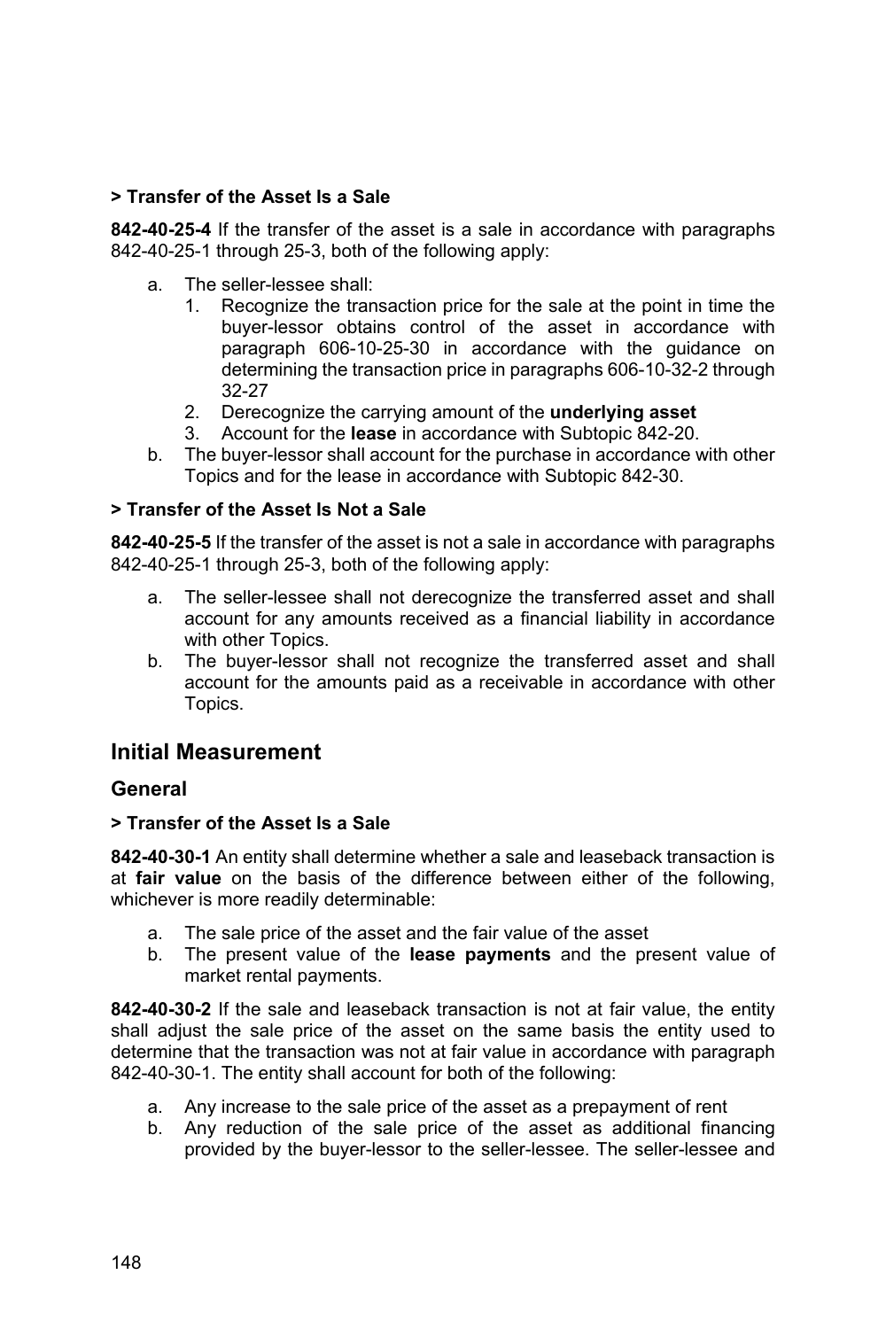**> Transfer of the Asset Is a Sale**

**842-40-25-4** If the transfer of the asset is a sale in accordance with paragraphs 842-40-25-1 through 25-3, both of the following apply:

a. The seller-lessee shall:
   1. Recognize the transaction price for the sale at the point in time the buyer-lessor obtains control of the asset in accordance with paragraph 606-10-25-30 in accordance with the guidance on determining the transaction price in paragraphs 606-10-32-2 through 32-27
   2. Derecognize the carrying amount of the **underlying asset**
   3. Account for the **lease** in accordance with Subtopic 842-20.
b. The buyer-lessor shall account for the purchase in accordance with other Topics and for the lease in accordance with Subtopic 842-30.

**> Transfer of the Asset Is Not a Sale**

**842-40-25-5** If the transfer of the asset is not a sale in accordance with paragraphs 842-40-25-1 through 25-3, both of the following apply:

a. The seller-lessee shall not derecognize the transferred asset and shall account for any amounts received as a financial liability in accordance with other Topics.
b. The buyer-lessor shall not recognize the transferred asset and shall account for the amounts paid as a receivable in accordance with other Topics.

## Initial Measurement

### General

**> Transfer of the Asset Is a Sale**

**842-40-30-1** An entity shall determine whether a sale and leaseback transaction is at **fair value** on the basis of the difference between either of the following, whichever is more readily determinable:

a. The sale price of the asset and the fair value of the asset
b. The present value of the **lease payments** and the present value of market rental payments.

**842-40-30-2** If the sale and leaseback transaction is not at fair value, the entity shall adjust the sale price of the asset on the same basis the entity used to determine that the transaction was not at fair value in accordance with paragraph 842-40-30-1. The entity shall account for both of the following:

a. Any increase to the sale price of the asset as a prepayment of rent
b. Any reduction of the sale price of the asset as additional financing provided by the buyer-lessor to the seller-lessee. The seller-lessee and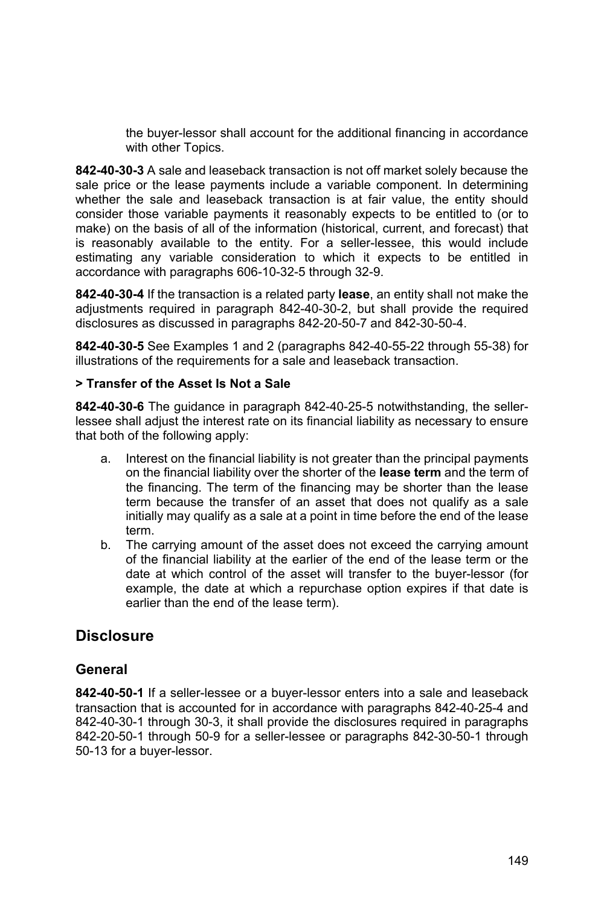the buyer-lessor shall account for the additional financing in accordance with other Topics.

**842-40-30-3** A sale and leaseback transaction is not off market solely because the sale price or the lease payments include a variable component. In determining whether the sale and leaseback transaction is at fair value, the entity should consider those variable payments it reasonably expects to be entitled to (or to make) on the basis of all of the information (historical, current, and forecast) that is reasonably available to the entity. For a seller-lessee, this would include estimating any variable consideration to which it expects to be entitled in accordance with paragraphs 606-10-32-5 through 32-9.

**842-40-30-4** If the transaction is a related party **lease**, an entity shall not make the adjustments required in paragraph 842-40-30-2, but shall provide the required disclosures as discussed in paragraphs 842-20-50-7 and 842-30-50-4.

**842-40-30-5** See Examples 1 and 2 (paragraphs 842-40-55-22 through 55-38) for illustrations of the requirements for a sale and leaseback transaction.

**> Transfer of the Asset Is Not a Sale**

**842-40-30-6** The guidance in paragraph 842-40-25-5 notwithstanding, the seller-lessee shall adjust the interest rate on its financial liability as necessary to ensure that both of the following apply:

a. Interest on the financial liability is not greater than the principal payments on the financial liability over the shorter of the **lease term** and the term of the financing. The term of the financing may be shorter than the lease term because the transfer of an asset that does not qualify as a sale initially may qualify as a sale at a point in time before the end of the lease term.
b. The carrying amount of the asset does not exceed the carrying amount of the financial liability at the earlier of the end of the lease term or the date at which control of the asset will transfer to the buyer-lessor (for example, the date at which a repurchase option expires if that date is earlier than the end of the lease term).

## Disclosure

### General

**842-40-50-1** If a seller-lessee or a buyer-lessor enters into a sale and leaseback transaction that is accounted for in accordance with paragraphs 842-40-25-4 and 842-40-30-1 through 30-3, it shall provide the disclosures required in paragraphs 842-20-50-1 through 50-9 for a seller-lessee or paragraphs 842-30-50-1 through 50-13 for a buyer-lessor.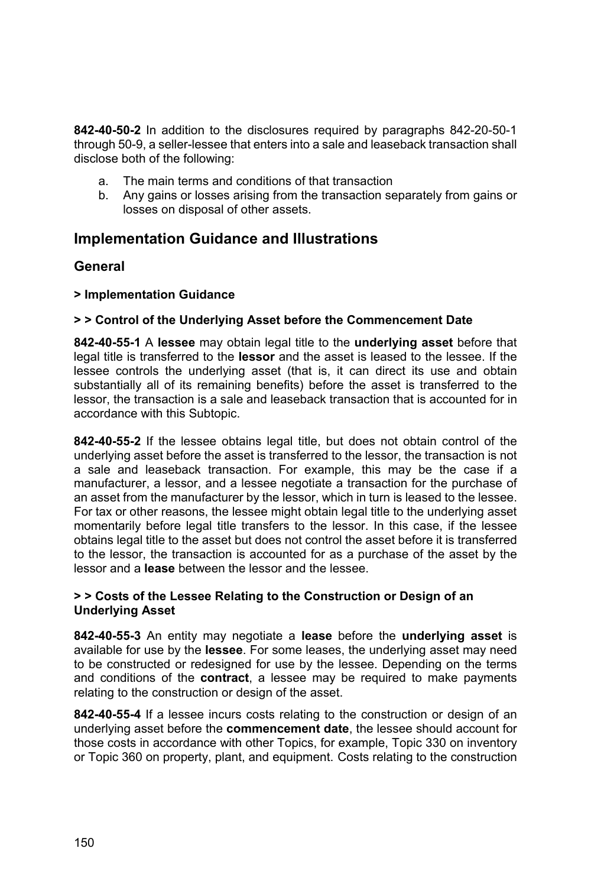**842-40-50-2** In addition to the disclosures required by paragraphs 842-20-50-1 through 50-9, a seller-lessee that enters into a sale and leaseback transaction shall disclose both of the following:

a. The main terms and conditions of that transaction
b. Any gains or losses arising from the transaction separately from gains or losses on disposal of other assets.

## Implementation Guidance and Illustrations

### General

#### > Implementation Guidance

#### > > Control of the Underlying Asset before the Commencement Date

**842-40-55-1** A **lessee** may obtain legal title to the **underlying asset** before that legal title is transferred to the **lessor** and the asset is leased to the lessee. If the lessee controls the underlying asset (that is, it can direct its use and obtain substantially all of its remaining benefits) before the asset is transferred to the lessor, the transaction is a sale and leaseback transaction that is accounted for in accordance with this Subtopic.

**842-40-55-2** If the lessee obtains legal title, but does not obtain control of the underlying asset before the asset is transferred to the lessor, the transaction is not a sale and leaseback transaction. For example, this may be the case if a manufacturer, a lessor, and a lessee negotiate a transaction for the purchase of an asset from the manufacturer by the lessor, which in turn is leased to the lessee. For tax or other reasons, the lessee might obtain legal title to the underlying asset momentarily before legal title transfers to the lessor. In this case, if the lessee obtains legal title to the asset but does not control the asset before it is transferred to the lessor, the transaction is accounted for as a purchase of the asset by the lessor and a **lease** between the lessor and the lessee.

#### > > Costs of the Lessee Relating to the Construction or Design of an Underlying Asset

**842-40-55-3** An entity may negotiate a **lease** before the **underlying asset** is available for use by the **lessee**. For some leases, the underlying asset may need to be constructed or redesigned for use by the lessee. Depending on the terms and conditions of the **contract**, a lessee may be required to make payments relating to the construction or design of the asset.

**842-40-55-4** If a lessee incurs costs relating to the construction or design of an underlying asset before the **commencement date**, the lessee should account for those costs in accordance with other Topics, for example, Topic 330 on inventory or Topic 360 on property, plant, and equipment. Costs relating to the construction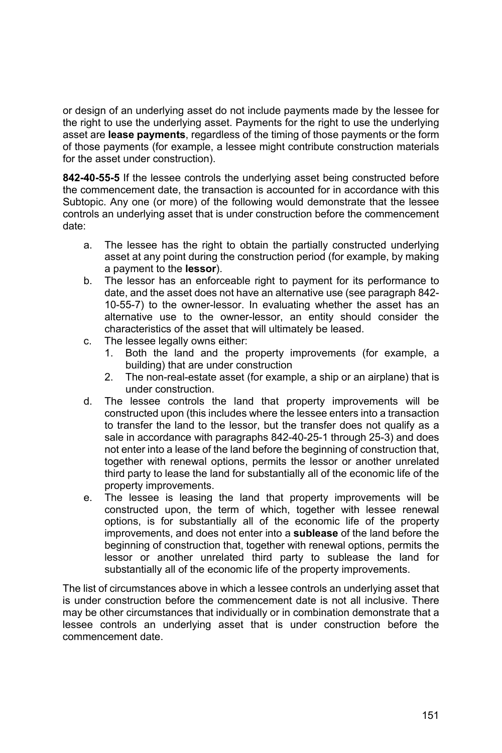or design of an underlying asset do not include payments made by the lessee for the right to use the underlying asset. Payments for the right to use the underlying asset are **lease payments**, regardless of the timing of those payments or the form of those payments (for example, a lessee might contribute construction materials for the asset under construction).

**842-40-55-5** If the lessee controls the underlying asset being constructed before the commencement date, the transaction is accounted for in accordance with this Subtopic. Any one (or more) of the following would demonstrate that the lessee controls an underlying asset that is under construction before the commencement date:

a. The lessee has the right to obtain the partially constructed underlying asset at any point during the construction period (for example, by making a payment to the **lessor**).
b. The lessor has an enforceable right to payment for its performance to date, and the asset does not have an alternative use (see paragraph 842-10-55-7) to the owner-lessor. In evaluating whether the asset has an alternative use to the owner-lessor, an entity should consider the characteristics of the asset that will ultimately be leased.
c. The lessee legally owns either:
   1. Both the land and the property improvements (for example, a building) that are under construction
   2. The non-real-estate asset (for example, a ship or an airplane) that is under construction.
d. The lessee controls the land that property improvements will be constructed upon (this includes where the lessee enters into a transaction to transfer the land to the lessor, but the transfer does not qualify as a sale in accordance with paragraphs 842-40-25-1 through 25-3) and does not enter into a lease of the land before the beginning of construction that, together with renewal options, permits the lessor or another unrelated third party to lease the land for substantially all of the economic life of the property improvements.
e. The lessee is leasing the land that property improvements will be constructed upon, the term of which, together with lessee renewal options, is for substantially all of the economic life of the property improvements, and does not enter into a **sublease** of the land before the beginning of construction that, together with renewal options, permits the lessor or another unrelated third party to sublease the land for substantially all of the economic life of the property improvements.

The list of circumstances above in which a lessee controls an underlying asset that is under construction before the commencement date is not all inclusive. There may be other circumstances that individually or in combination demonstrate that a lessee controls an underlying asset that is under construction before the commencement date.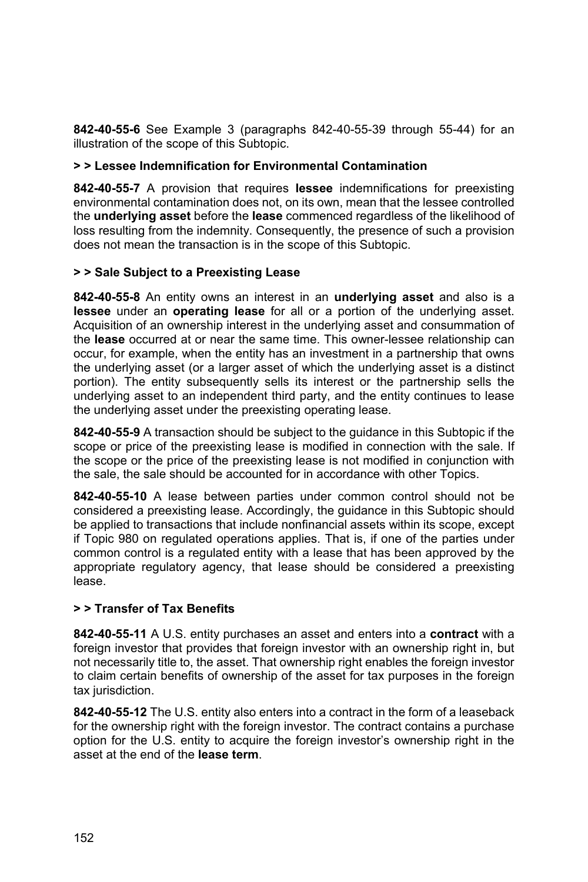**842-40-55-6** See Example 3 (paragraphs 842-40-55-39 through 55-44) for an illustration of the scope of this Subtopic.

**> > Lessee Indemnification for Environmental Contamination**

**842-40-55-7** A provision that requires **lessee** indemnifications for preexisting environmental contamination does not, on its own, mean that the lessee controlled the **underlying asset** before the **lease** commenced regardless of the likelihood of loss resulting from the indemnity. Consequently, the presence of such a provision does not mean the transaction is in the scope of this Subtopic.

**> > Sale Subject to a Preexisting Lease**

**842-40-55-8** An entity owns an interest in an **underlying asset** and also is a **lessee** under an **operating lease** for all or a portion of the underlying asset. Acquisition of an ownership interest in the underlying asset and consummation of the **lease** occurred at or near the same time. This owner-lessee relationship can occur, for example, when the entity has an investment in a partnership that owns the underlying asset (or a larger asset of which the underlying asset is a distinct portion). The entity subsequently sells its interest or the partnership sells the underlying asset to an independent third party, and the entity continues to lease the underlying asset under the preexisting operating lease.

**842-40-55-9** A transaction should be subject to the guidance in this Subtopic if the scope or price of the preexisting lease is modified in connection with the sale. If the scope or the price of the preexisting lease is not modified in conjunction with the sale, the sale should be accounted for in accordance with other Topics.

**842-40-55-10** A lease between parties under common control should not be considered a preexisting lease. Accordingly, the guidance in this Subtopic should be applied to transactions that include nonfinancial assets within its scope, except if Topic 980 on regulated operations applies. That is, if one of the parties under common control is a regulated entity with a lease that has been approved by the appropriate regulatory agency, that lease should be considered a preexisting lease.

**> > Transfer of Tax Benefits**

**842-40-55-11** A U.S. entity purchases an asset and enters into a **contract** with a foreign investor that provides that foreign investor with an ownership right in, but not necessarily title to, the asset. That ownership right enables the foreign investor to claim certain benefits of ownership of the asset for tax purposes in the foreign tax jurisdiction.

**842-40-55-12** The U.S. entity also enters into a contract in the form of a leaseback for the ownership right with the foreign investor. The contract contains a purchase option for the U.S. entity to acquire the foreign investor's ownership right in the asset at the end of the **lease term**.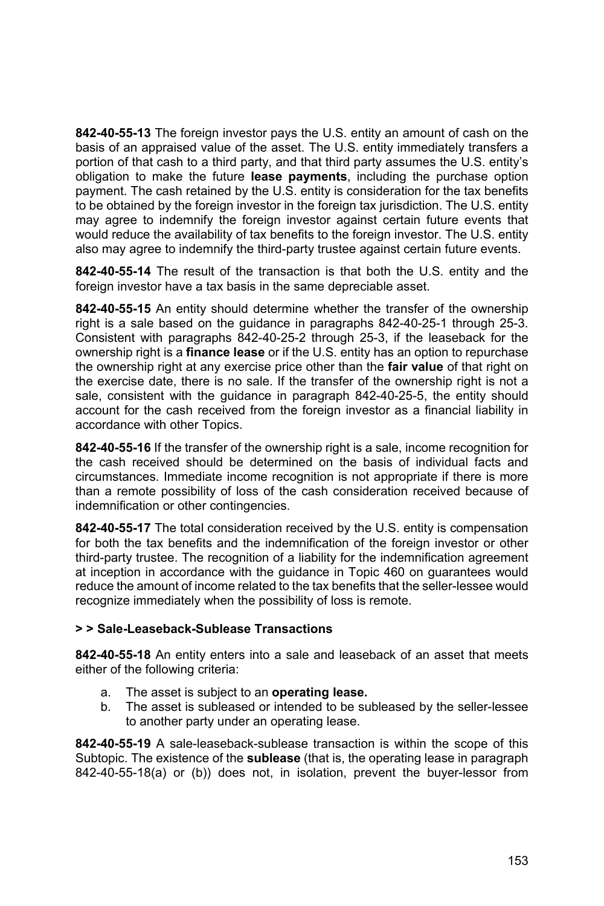**842-40-55-13** The foreign investor pays the U.S. entity an amount of cash on the basis of an appraised value of the asset. The U.S. entity immediately transfers a portion of that cash to a third party, and that third party assumes the U.S. entity's obligation to make the future **lease payments**, including the purchase option payment. The cash retained by the U.S. entity is consideration for the tax benefits to be obtained by the foreign investor in the foreign tax jurisdiction. The U.S. entity may agree to indemnify the foreign investor against certain future events that would reduce the availability of tax benefits to the foreign investor. The U.S. entity also may agree to indemnify the third-party trustee against certain future events.

**842-40-55-14** The result of the transaction is that both the U.S. entity and the foreign investor have a tax basis in the same depreciable asset.

**842-40-55-15** An entity should determine whether the transfer of the ownership right is a sale based on the guidance in paragraphs 842-40-25-1 through 25-3. Consistent with paragraphs 842-40-25-2 through 25-3, if the leaseback for the ownership right is a **finance lease** or if the U.S. entity has an option to repurchase the ownership right at any exercise price other than the **fair value** of that right on the exercise date, there is no sale. If the transfer of the ownership right is not a sale, consistent with the guidance in paragraph 842-40-25-5, the entity should account for the cash received from the foreign investor as a financial liability in accordance with other Topics.

**842-40-55-16** If the transfer of the ownership right is a sale, income recognition for the cash received should be determined on the basis of individual facts and circumstances. Immediate income recognition is not appropriate if there is more than a remote possibility of loss of the cash consideration received because of indemnification or other contingencies.

**842-40-55-17** The total consideration received by the U.S. entity is compensation for both the tax benefits and the indemnification of the foreign investor or other third-party trustee. The recognition of a liability for the indemnification agreement at inception in accordance with the guidance in Topic 460 on guarantees would reduce the amount of income related to the tax benefits that the seller-lessee would recognize immediately when the possibility of loss is remote.

**> > Sale-Leaseback-Sublease Transactions**

**842-40-55-18** An entity enters into a sale and leaseback of an asset that meets either of the following criteria:

a. The asset is subject to an **operating lease.**
b. The asset is subleased or intended to be subleased by the seller-lessee to another party under an operating lease.

**842-40-55-19** A sale-leaseback-sublease transaction is within the scope of this Subtopic. The existence of the **sublease** (that is, the operating lease in paragraph 842-40-55-18(a) or (b)) does not, in isolation, prevent the buyer-lessor from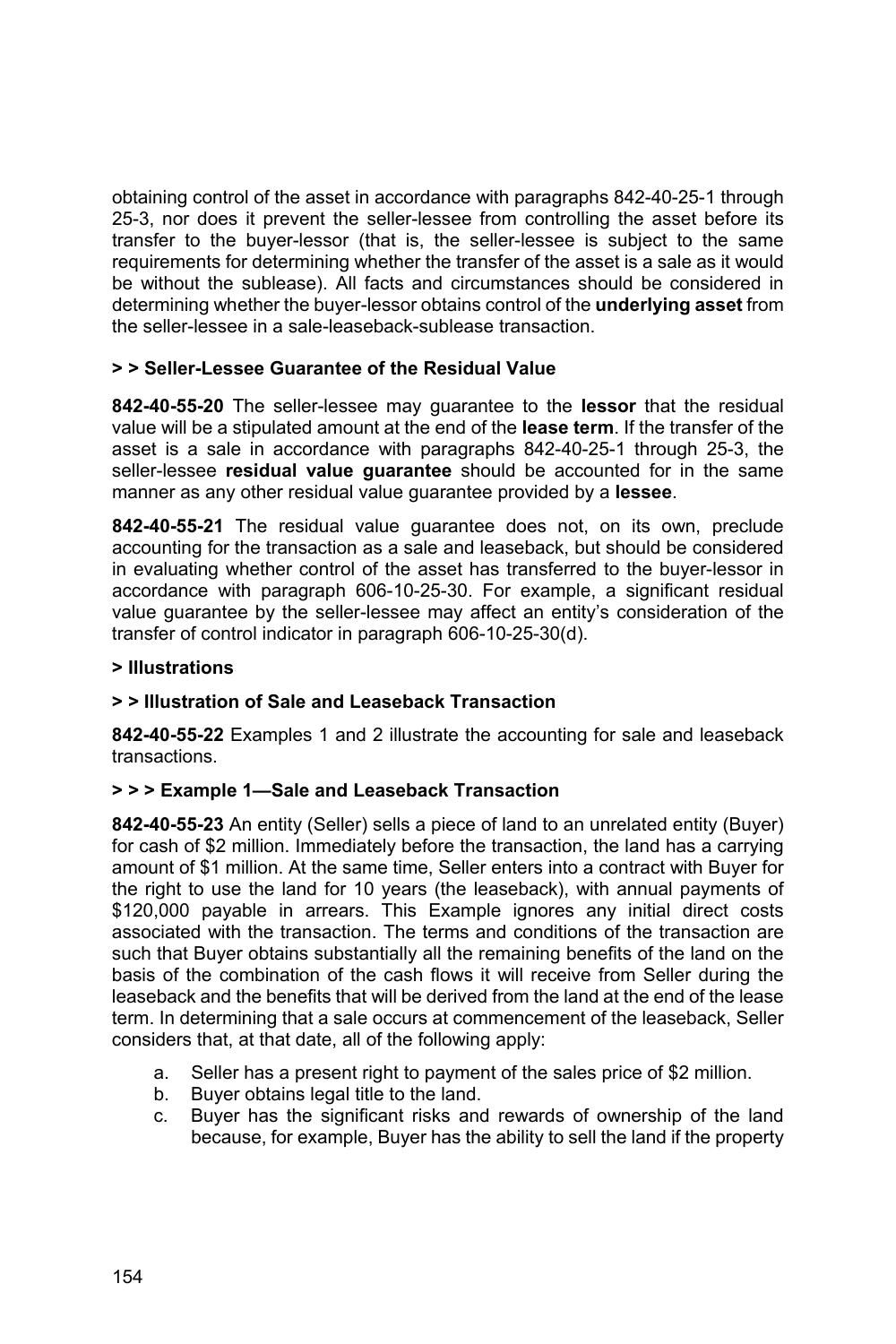obtaining control of the asset in accordance with paragraphs 842-40-25-1 through 25-3, nor does it prevent the seller-lessee from controlling the asset before its transfer to the buyer-lessor (that is, the seller-lessee is subject to the same requirements for determining whether the transfer of the asset is a sale as it would be without the sublease). All facts and circumstances should be considered in determining whether the buyer-lessor obtains control of the **underlying asset** from the seller-lessee in a sale-leaseback-sublease transaction.

**> > Seller-Lessee Guarantee of the Residual Value**

**842-40-55-20** The seller-lessee may guarantee to the **lessor** that the residual value will be a stipulated amount at the end of the **lease term**. If the transfer of the asset is a sale in accordance with paragraphs 842-40-25-1 through 25-3, the seller-lessee **residual value guarantee** should be accounted for in the same manner as any other residual value guarantee provided by a **lessee**.

**842-40-55-21** The residual value guarantee does not, on its own, preclude accounting for the transaction as a sale and leaseback, but should be considered in evaluating whether control of the asset has transferred to the buyer-lessor in accordance with paragraph 606-10-25-30. For example, a significant residual value guarantee by the seller-lessee may affect an entity's consideration of the transfer of control indicator in paragraph 606-10-25-30(d).

**> Illustrations**

**> > Illustration of Sale and Leaseback Transaction**

**842-40-55-22** Examples 1 and 2 illustrate the accounting for sale and leaseback transactions.

**> > > Example 1—Sale and Leaseback Transaction**

**842-40-55-23** An entity (Seller) sells a piece of land to an unrelated entity (Buyer) for cash of $2 million. Immediately before the transaction, the land has a carrying amount of $1 million. At the same time, Seller enters into a contract with Buyer for the right to use the land for 10 years (the leaseback), with annual payments of $120,000 payable in arrears. This Example ignores any initial direct costs associated with the transaction. The terms and conditions of the transaction are such that Buyer obtains substantially all the remaining benefits of the land on the basis of the combination of the cash flows it will receive from Seller during the leaseback and the benefits that will be derived from the land at the end of the lease term. In determining that a sale occurs at commencement of the leaseback, Seller considers that, at that date, all of the following apply:

a. Seller has a present right to payment of the sales price of $2 million.
b. Buyer obtains legal title to the land.
c. Buyer has the significant risks and rewards of ownership of the land because, for example, Buyer has the ability to sell the land if the property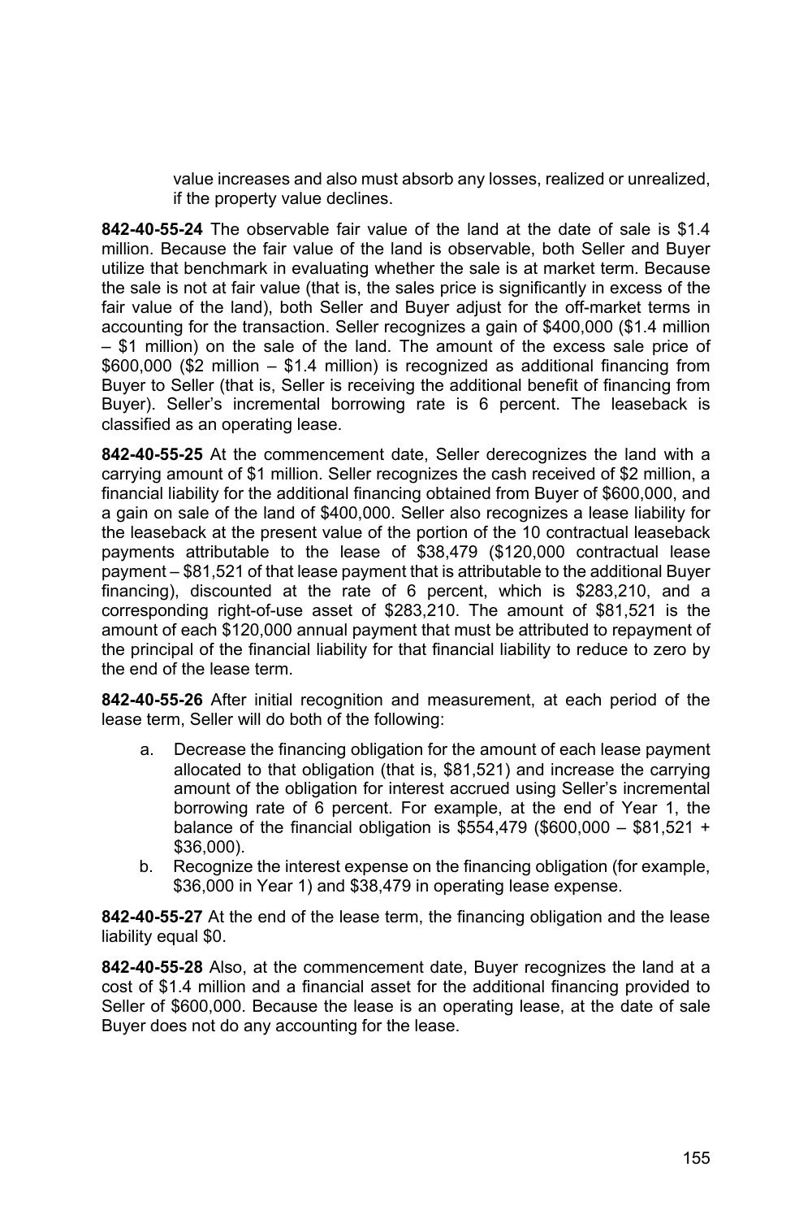value increases and also must absorb any losses, realized or unrealized, if the property value declines.

**842-40-55-24** The observable fair value of the land at the date of sale is $1.4 million. Because the fair value of the land is observable, both Seller and Buyer utilize that benchmark in evaluating whether the sale is at market term. Because the sale is not at fair value (that is, the sales price is significantly in excess of the fair value of the land), both Seller and Buyer adjust for the off-market terms in accounting for the transaction. Seller recognizes a gain of $400,000 ($1.4 million – $1 million) on the sale of the land. The amount of the excess sale price of $600,000 ($2 million – $1.4 million) is recognized as additional financing from Buyer to Seller (that is, Seller is receiving the additional benefit of financing from Buyer). Seller's incremental borrowing rate is 6 percent. The leaseback is classified as an operating lease.

**842-40-55-25** At the commencement date, Seller derecognizes the land with a carrying amount of $1 million. Seller recognizes the cash received of $2 million, a financial liability for the additional financing obtained from Buyer of $600,000, and a gain on sale of the land of $400,000. Seller also recognizes a lease liability for the leaseback at the present value of the portion of the 10 contractual leaseback payments attributable to the lease of $38,479 ($120,000 contractual lease payment – $81,521 of that lease payment that is attributable to the additional Buyer financing), discounted at the rate of 6 percent, which is $283,210, and a corresponding right-of-use asset of $283,210. The amount of $81,521 is the amount of each $120,000 annual payment that must be attributed to repayment of the principal of the financial liability for that financial liability to reduce to zero by the end of the lease term.

**842-40-55-26** After initial recognition and measurement, at each period of the lease term, Seller will do both of the following:

a. Decrease the financing obligation for the amount of each lease payment allocated to that obligation (that is, $81,521) and increase the carrying amount of the obligation for interest accrued using Seller's incremental borrowing rate of 6 percent. For example, at the end of Year 1, the balance of the financial obligation is $554,479 ($600,000 – $81,521 + $36,000).
b. Recognize the interest expense on the financing obligation (for example, $36,000 in Year 1) and $38,479 in operating lease expense.

**842-40-55-27** At the end of the lease term, the financing obligation and the lease liability equal $0.

**842-40-55-28** Also, at the commencement date, Buyer recognizes the land at a cost of $1.4 million and a financial asset for the additional financing provided to Seller of $600,000. Because the lease is an operating lease, at the date of sale Buyer does not do any accounting for the lease.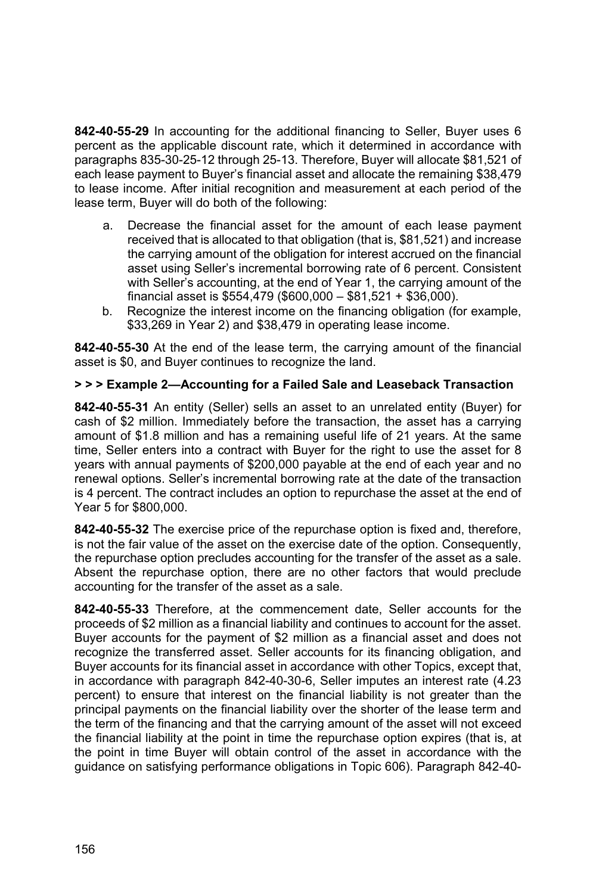**842-40-55-29** In accounting for the additional financing to Seller, Buyer uses 6 percent as the applicable discount rate, which it determined in accordance with paragraphs 835-30-25-12 through 25-13. Therefore, Buyer will allocate $81,521 of each lease payment to Buyer's financial asset and allocate the remaining $38,479 to lease income. After initial recognition and measurement at each period of the lease term, Buyer will do both of the following:

a. Decrease the financial asset for the amount of each lease payment received that is allocated to that obligation (that is, $81,521) and increase the carrying amount of the obligation for interest accrued on the financial asset using Seller's incremental borrowing rate of 6 percent. Consistent with Seller's accounting, at the end of Year 1, the carrying amount of the financial asset is $554,479 ($600,000 – $81,521 + $36,000).
b. Recognize the interest income on the financing obligation (for example, $33,269 in Year 2) and $38,479 in operating lease income.

**842-40-55-30** At the end of the lease term, the carrying amount of the financial asset is $0, and Buyer continues to recognize the land.

**> > > Example 2—Accounting for a Failed Sale and Leaseback Transaction**

**842-40-55-31** An entity (Seller) sells an asset to an unrelated entity (Buyer) for cash of $2 million. Immediately before the transaction, the asset has a carrying amount of $1.8 million and has a remaining useful life of 21 years. At the same time, Seller enters into a contract with Buyer for the right to use the asset for 8 years with annual payments of $200,000 payable at the end of each year and no renewal options. Seller's incremental borrowing rate at the date of the transaction is 4 percent. The contract includes an option to repurchase the asset at the end of Year 5 for $800,000.

**842-40-55-32** The exercise price of the repurchase option is fixed and, therefore, is not the fair value of the asset on the exercise date of the option. Consequently, the repurchase option precludes accounting for the transfer of the asset as a sale. Absent the repurchase option, there are no other factors that would preclude accounting for the transfer of the asset as a sale.

**842-40-55-33** Therefore, at the commencement date, Seller accounts for the proceeds of $2 million as a financial liability and continues to account for the asset. Buyer accounts for the payment of $2 million as a financial asset and does not recognize the transferred asset. Seller accounts for its financing obligation, and Buyer accounts for its financial asset in accordance with other Topics, except that, in accordance with paragraph 842-40-30-6, Seller imputes an interest rate (4.23 percent) to ensure that interest on the financial liability is not greater than the principal payments on the financial liability over the shorter of the lease term and the term of the financing and that the carrying amount of the asset will not exceed the financial liability at the point in time the repurchase option expires (that is, at the point in time Buyer will obtain control of the asset in accordance with the guidance on satisfying performance obligations in Topic 606). Paragraph 842-40-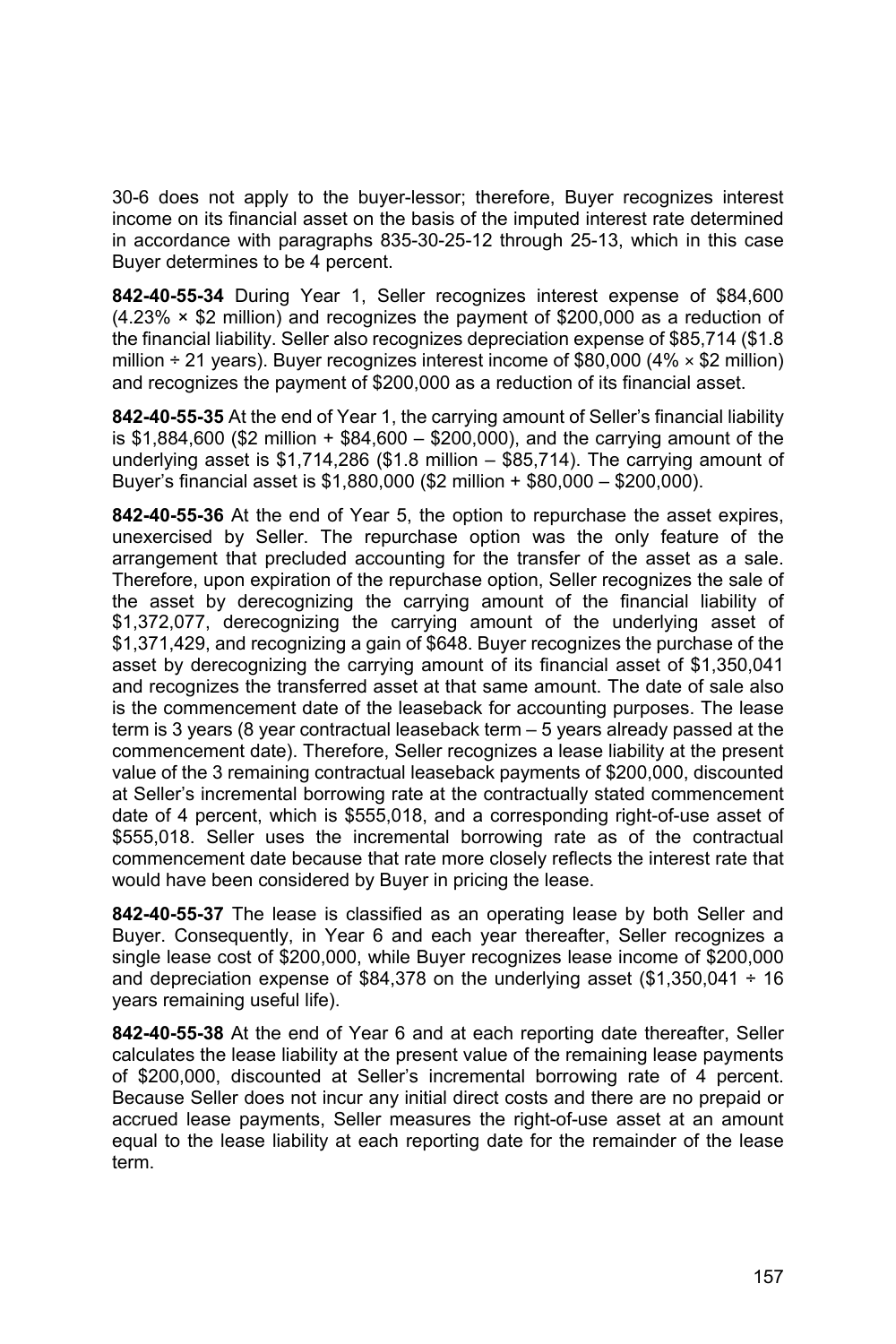30-6 does not apply to the buyer-lessor; therefore, Buyer recognizes interest income on its financial asset on the basis of the imputed interest rate determined in accordance with paragraphs 835-30-25-12 through 25-13, which in this case Buyer determines to be 4 percent.

**842-40-55-34** During Year 1, Seller recognizes interest expense of \$84,600 (4.23% × \$2 million) and recognizes the payment of \$200,000 as a reduction of the financial liability. Seller also recognizes depreciation expense of \$85,714 (\$1.8 million ÷ 21 years). Buyer recognizes interest income of \$80,000 (4% × \$2 million) and recognizes the payment of \$200,000 as a reduction of its financial asset.

**842-40-55-35** At the end of Year 1, the carrying amount of Seller's financial liability is \$1,884,600 (\$2 million + \$84,600 – \$200,000), and the carrying amount of the underlying asset is \$1,714,286 (\$1.8 million – \$85,714). The carrying amount of Buyer's financial asset is \$1,880,000 (\$2 million + \$80,000 – \$200,000).

**842-40-55-36** At the end of Year 5, the option to repurchase the asset expires, unexercised by Seller. The repurchase option was the only feature of the arrangement that precluded accounting for the transfer of the asset as a sale. Therefore, upon expiration of the repurchase option, Seller recognizes the sale of the asset by derecognizing the carrying amount of the financial liability of \$1,372,077, derecognizing the carrying amount of the underlying asset of \$1,371,429, and recognizing a gain of \$648. Buyer recognizes the purchase of the asset by derecognizing the carrying amount of its financial asset of \$1,350,041 and recognizes the transferred asset at that same amount. The date of sale also is the commencement date of the leaseback for accounting purposes. The lease term is 3 years (8 year contractual leaseback term – 5 years already passed at the commencement date). Therefore, Seller recognizes a lease liability at the present value of the 3 remaining contractual leaseback payments of \$200,000, discounted at Seller's incremental borrowing rate at the contractually stated commencement date of 4 percent, which is \$555,018, and a corresponding right-of-use asset of \$555,018. Seller uses the incremental borrowing rate as of the contractual commencement date because that rate more closely reflects the interest rate that would have been considered by Buyer in pricing the lease.

**842-40-55-37** The lease is classified as an operating lease by both Seller and Buyer. Consequently, in Year 6 and each year thereafter, Seller recognizes a single lease cost of \$200,000, while Buyer recognizes lease income of \$200,000 and depreciation expense of \$84,378 on the underlying asset (\$1,350,041 ÷ 16 years remaining useful life).

**842-40-55-38** At the end of Year 6 and at each reporting date thereafter, Seller calculates the lease liability at the present value of the remaining lease payments of \$200,000, discounted at Seller's incremental borrowing rate of 4 percent. Because Seller does not incur any initial direct costs and there are no prepaid or accrued lease payments, Seller measures the right-of-use asset at an amount equal to the lease liability at each reporting date for the remainder of the lease term.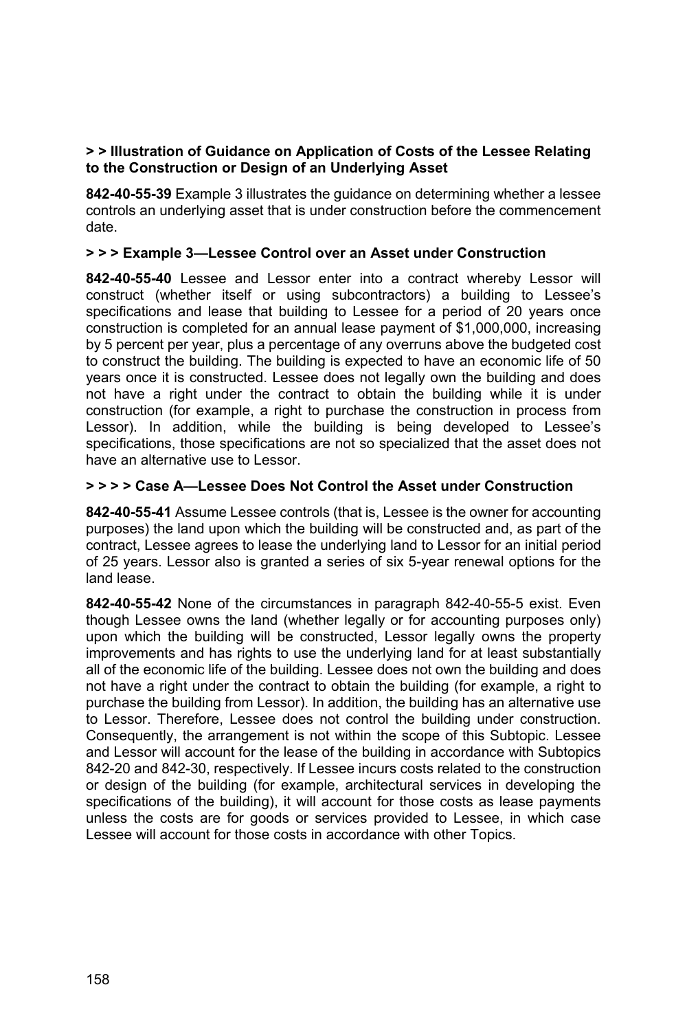**> > Illustration of Guidance on Application of Costs of the Lessee Relating to the Construction or Design of an Underlying Asset**

**842-40-55-39** Example 3 illustrates the guidance on determining whether a lessee controls an underlying asset that is under construction before the commencement date.

**> > > Example 3—Lessee Control over an Asset under Construction**

**842-40-55-40** Lessee and Lessor enter into a contract whereby Lessor will construct (whether itself or using subcontractors) a building to Lessee's specifications and lease that building to Lessee for a period of 20 years once construction is completed for an annual lease payment of $1,000,000, increasing by 5 percent per year, plus a percentage of any overruns above the budgeted cost to construct the building. The building is expected to have an economic life of 50 years once it is constructed. Lessee does not legally own the building and does not have a right under the contract to obtain the building while it is under construction (for example, a right to purchase the construction in process from Lessor). In addition, while the building is being developed to Lessee's specifications, those specifications are not so specialized that the asset does not have an alternative use to Lessor.

**> > > > Case A—Lessee Does Not Control the Asset under Construction**

**842-40-55-41** Assume Lessee controls (that is, Lessee is the owner for accounting purposes) the land upon which the building will be constructed and, as part of the contract, Lessee agrees to lease the underlying land to Lessor for an initial period of 25 years. Lessor also is granted a series of six 5-year renewal options for the land lease.

**842-40-55-42** None of the circumstances in paragraph 842-40-55-5 exist. Even though Lessee owns the land (whether legally or for accounting purposes only) upon which the building will be constructed, Lessor legally owns the property improvements and has rights to use the underlying land for at least substantially all of the economic life of the building. Lessee does not own the building and does not have a right under the contract to obtain the building (for example, a right to purchase the building from Lessor). In addition, the building has an alternative use to Lessor. Therefore, Lessee does not control the building under construction. Consequently, the arrangement is not within the scope of this Subtopic. Lessee and Lessor will account for the lease of the building in accordance with Subtopics 842-20 and 842-30, respectively. If Lessee incurs costs related to the construction or design of the building (for example, architectural services in developing the specifications of the building), it will account for those costs as lease payments unless the costs are for goods or services provided to Lessee, in which case Lessee will account for those costs in accordance with other Topics.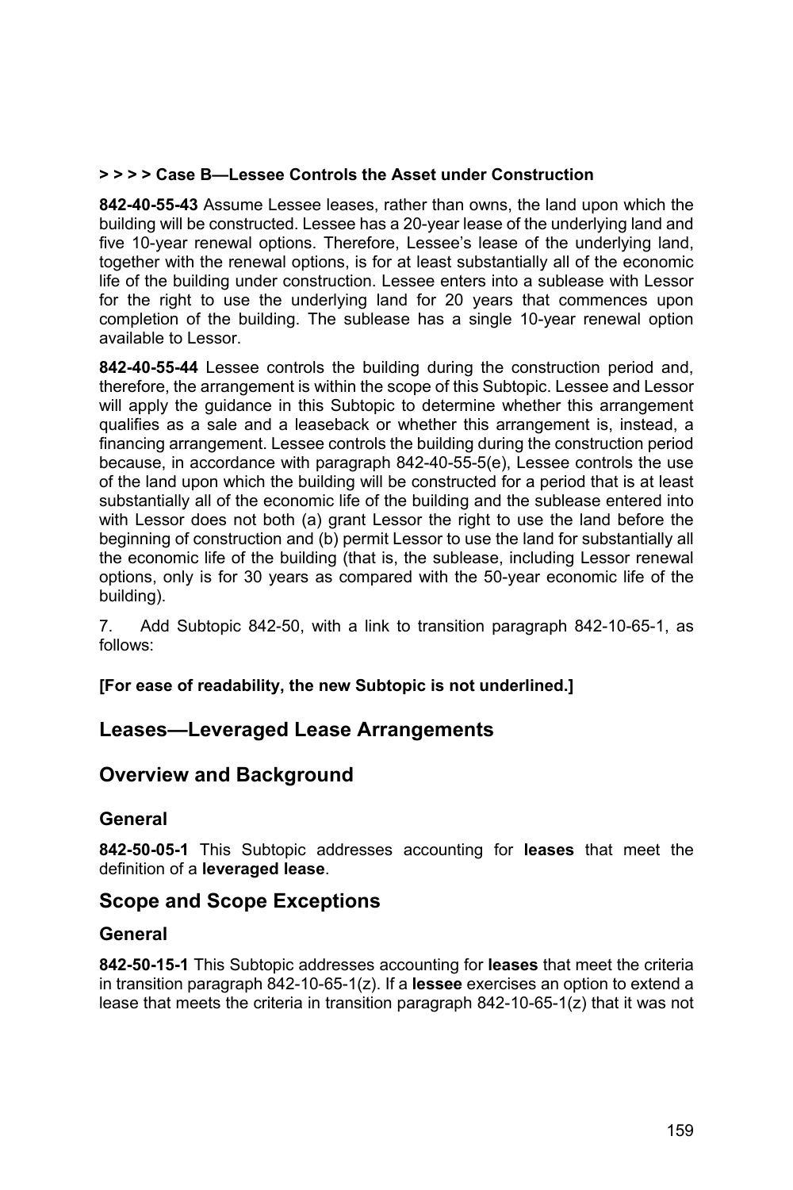**> > > > Case B—Lessee Controls the Asset under Construction**

**842-40-55-43** Assume Lessee leases, rather than owns, the land upon which the building will be constructed. Lessee has a 20-year lease of the underlying land and five 10-year renewal options. Therefore, Lessee's lease of the underlying land, together with the renewal options, is for at least substantially all of the economic life of the building under construction. Lessee enters into a sublease with Lessor for the right to use the underlying land for 20 years that commences upon completion of the building. The sublease has a single 10-year renewal option available to Lessor.

**842-40-55-44** Lessee controls the building during the construction period and, therefore, the arrangement is within the scope of this Subtopic. Lessee and Lessor will apply the guidance in this Subtopic to determine whether this arrangement qualifies as a sale and a leaseback or whether this arrangement is, instead, a financing arrangement. Lessee controls the building during the construction period because, in accordance with paragraph 842-40-55-5(e), Lessee controls the use of the land upon which the building will be constructed for a period that is at least substantially all of the economic life of the building and the sublease entered into with Lessor does not both (a) grant Lessor the right to use the land before the beginning of construction and (b) permit Lessor to use the land for substantially all the economic life of the building (that is, the sublease, including Lessor renewal options, only is for 30 years as compared with the 50-year economic life of the building).

7. Add Subtopic 842-50, with a link to transition paragraph 842-10-65-1, as follows:

**[For ease of readability, the new Subtopic is not underlined.]**

## Leases—Leveraged Lease Arrangements

## Overview and Background

### General

**842-50-05-1** This Subtopic addresses accounting for **leases** that meet the definition of a **leveraged lease**.

## Scope and Scope Exceptions

### General

**842-50-15-1** This Subtopic addresses accounting for **leases** that meet the criteria in transition paragraph 842-10-65-1(z). If a **lessee** exercises an option to extend a lease that meets the criteria in transition paragraph 842-10-65-1(z) that it was not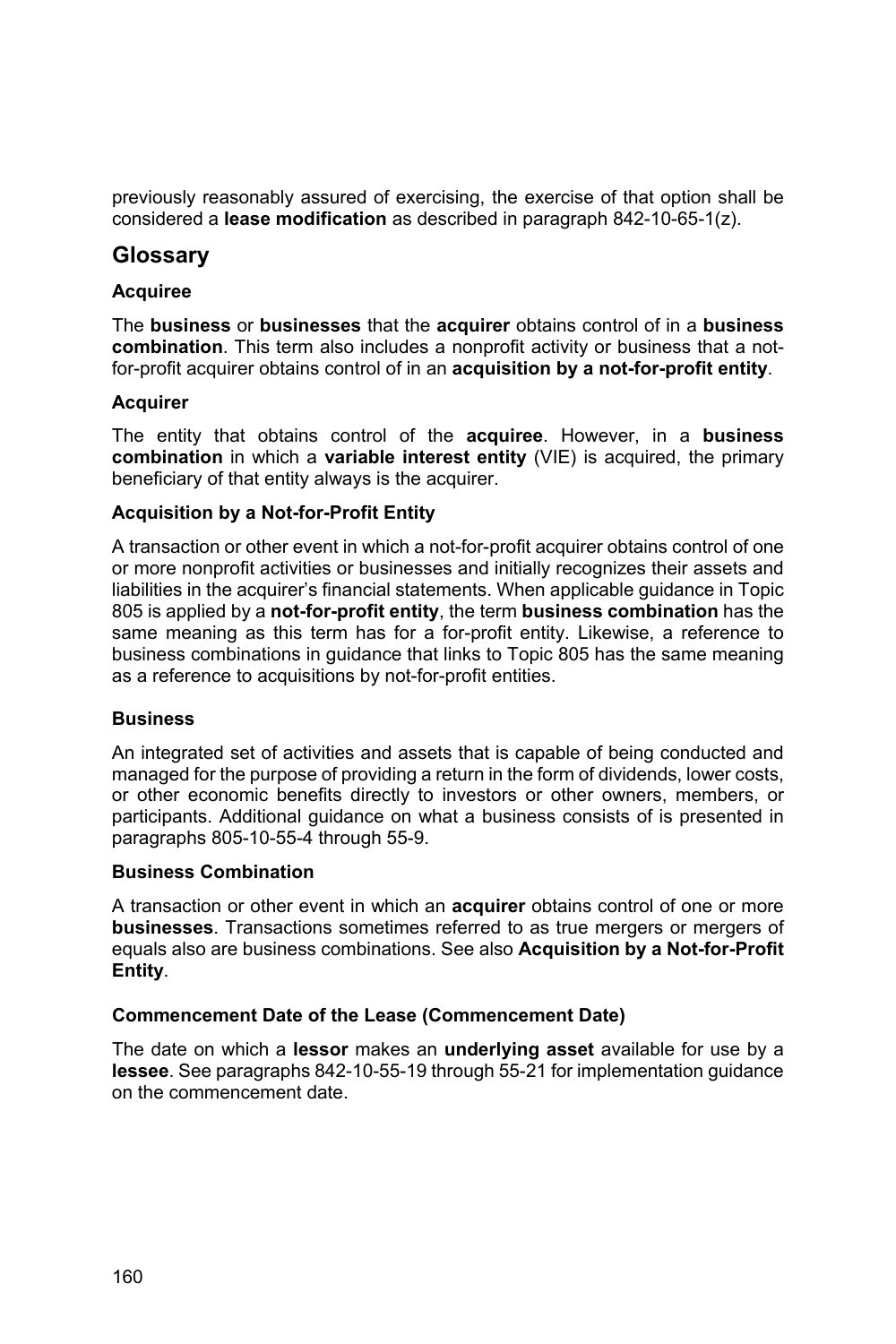previously reasonably assured of exercising, the exercise of that option shall be considered a **lease modification** as described in paragraph 842-10-65-1(z).

## Glossary

### Acquiree

The **business** or **businesses** that the **acquirer** obtains control of in a **business combination**. This term also includes a nonprofit activity or business that a not-for-profit acquirer obtains control of in an **acquisition by a not-for-profit entity**.

### Acquirer

The entity that obtains control of the **acquiree**. However, in a **business combination** in which a **variable interest entity** (VIE) is acquired, the primary beneficiary of that entity always is the acquirer.

### Acquisition by a Not-for-Profit Entity

A transaction or other event in which a not-for-profit acquirer obtains control of one or more nonprofit activities or businesses and initially recognizes their assets and liabilities in the acquirer's financial statements. When applicable guidance in Topic 805 is applied by a **not-for-profit entity**, the term **business combination** has the same meaning as this term has for a for-profit entity. Likewise, a reference to business combinations in guidance that links to Topic 805 has the same meaning as a reference to acquisitions by not-for-profit entities.

### Business

An integrated set of activities and assets that is capable of being conducted and managed for the purpose of providing a return in the form of dividends, lower costs, or other economic benefits directly to investors or other owners, members, or participants. Additional guidance on what a business consists of is presented in paragraphs 805-10-55-4 through 55-9.

### Business Combination

A transaction or other event in which an **acquirer** obtains control of one or more **businesses**. Transactions sometimes referred to as true mergers or mergers of equals also are business combinations. See also **Acquisition by a Not-for-Profit Entity**.

### Commencement Date of the Lease (Commencement Date)

The date on which a **lessor** makes an **underlying asset** available for use by a **lessee**. See paragraphs 842-10-55-19 through 55-21 for implementation guidance on the commencement date.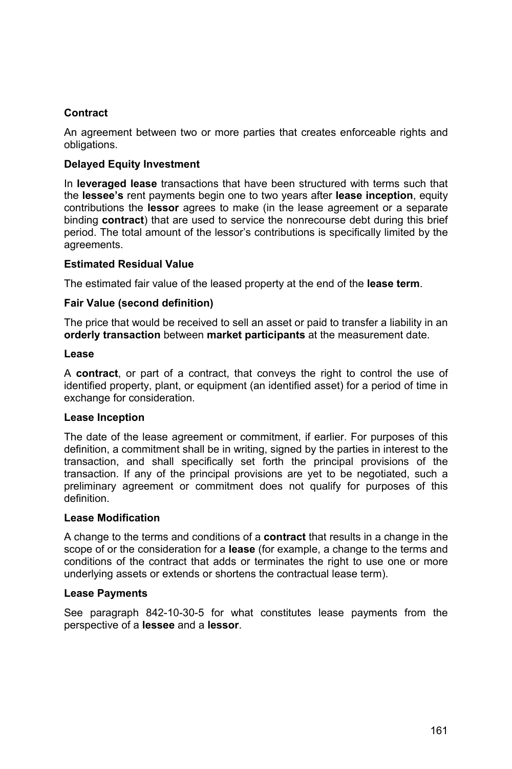**Contract**

An agreement between two or more parties that creates enforceable rights and obligations.

**Delayed Equity Investment**

In **leveraged lease** transactions that have been structured with terms such that the **lessee's** rent payments begin one to two years after **lease inception**, equity contributions the **lessor** agrees to make (in the lease agreement or a separate binding **contract**) that are used to service the nonrecourse debt during this brief period. The total amount of the lessor's contributions is specifically limited by the agreements.

**Estimated Residual Value**

The estimated fair value of the leased property at the end of the **lease term**.

**Fair Value (second definition)**

The price that would be received to sell an asset or paid to transfer a liability in an **orderly transaction** between **market participants** at the measurement date.

**Lease**

A **contract**, or part of a contract, that conveys the right to control the use of identified property, plant, or equipment (an identified asset) for a period of time in exchange for consideration.

**Lease Inception**

The date of the lease agreement or commitment, if earlier. For purposes of this definition, a commitment shall be in writing, signed by the parties in interest to the transaction, and shall specifically set forth the principal provisions of the transaction. If any of the principal provisions are yet to be negotiated, such a preliminary agreement or commitment does not qualify for purposes of this definition.

**Lease Modification**

A change to the terms and conditions of a **contract** that results in a change in the scope of or the consideration for a **lease** (for example, a change to the terms and conditions of the contract that adds or terminates the right to use one or more underlying assets or extends or shortens the contractual lease term).

**Lease Payments**

See paragraph 842-10-30-5 for what constitutes lease payments from the perspective of a **lessee** and a **lessor**.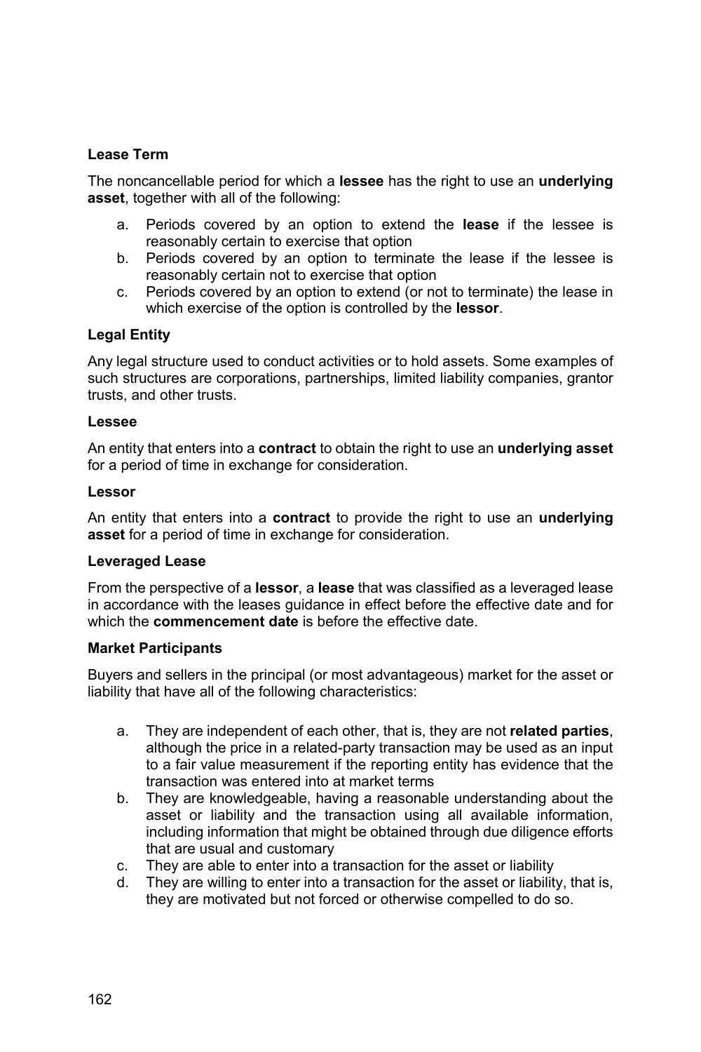### Lease Term

The noncancellable period for which a **lessee** has the right to use an **underlying asset**, together with all of the following:

a. Periods covered by an option to extend the **lease** if the lessee is reasonably certain to exercise that option
b. Periods covered by an option to terminate the lease if the lessee is reasonably certain not to exercise that option
c. Periods covered by an option to extend (or not to terminate) the lease in which exercise of the option is controlled by the **lessor**.

### Legal Entity

Any legal structure used to conduct activities or to hold assets. Some examples of such structures are corporations, partnerships, limited liability companies, grantor trusts, and other trusts.

### Lessee

An entity that enters into a **contract** to obtain the right to use an **underlying asset** for a period of time in exchange for consideration.

### Lessor

An entity that enters into a **contract** to provide the right to use an **underlying asset** for a period of time in exchange for consideration.

### Leveraged Lease

From the perspective of a **lessor**, a **lease** that was classified as a leveraged lease in accordance with the leases guidance in effect before the effective date and for which the **commencement date** is before the effective date.

### Market Participants

Buyers and sellers in the principal (or most advantageous) market for the asset or liability that have all of the following characteristics:

a. They are independent of each other, that is, they are not **related parties**, although the price in a related-party transaction may be used as an input to a fair value measurement if the reporting entity has evidence that the transaction was entered into at market terms
b. They are knowledgeable, having a reasonable understanding about the asset or liability and the transaction using all available information, including information that might be obtained through due diligence efforts that are usual and customary
c. They are able to enter into a transaction for the asset or liability
d. They are willing to enter into a transaction for the asset or liability, that is, they are motivated but not forced or otherwise compelled to do so.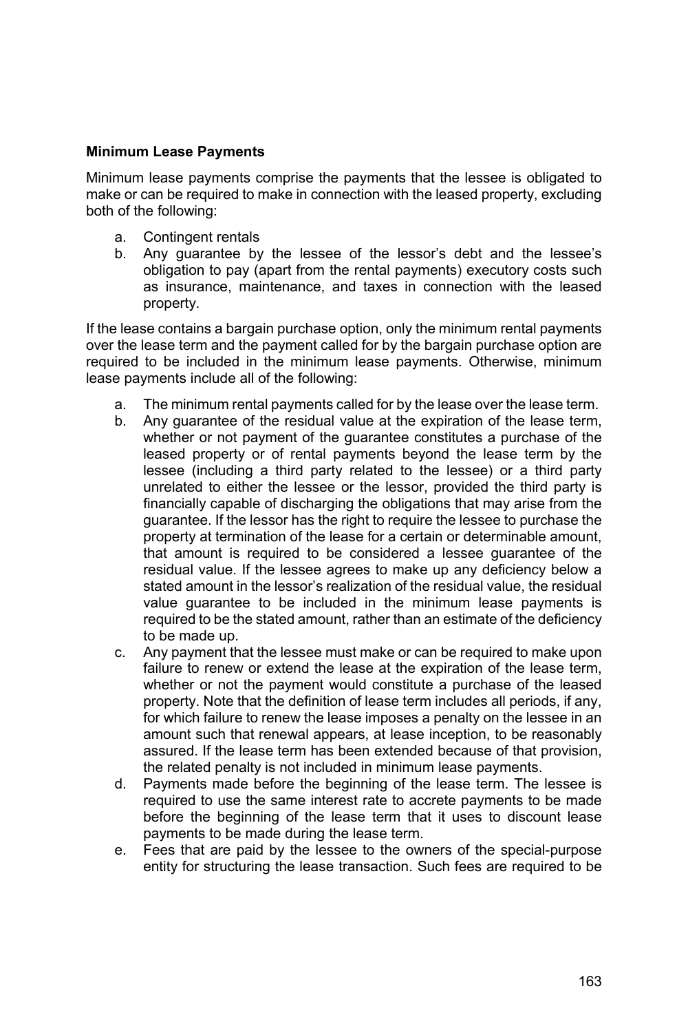**Minimum Lease Payments**

Minimum lease payments comprise the payments that the lessee is obligated to make or can be required to make in connection with the leased property, excluding both of the following:

a. Contingent rentals
b. Any guarantee by the lessee of the lessor's debt and the lessee's obligation to pay (apart from the rental payments) executory costs such as insurance, maintenance, and taxes in connection with the leased property.

If the lease contains a bargain purchase option, only the minimum rental payments over the lease term and the payment called for by the bargain purchase option are required to be included in the minimum lease payments. Otherwise, minimum lease payments include all of the following:

a. The minimum rental payments called for by the lease over the lease term.
b. Any guarantee of the residual value at the expiration of the lease term, whether or not payment of the guarantee constitutes a purchase of the leased property or of rental payments beyond the lease term by the lessee (including a third party related to the lessee) or a third party unrelated to either the lessee or the lessor, provided the third party is financially capable of discharging the obligations that may arise from the guarantee. If the lessor has the right to require the lessee to purchase the property at termination of the lease for a certain or determinable amount, that amount is required to be considered a lessee guarantee of the residual value. If the lessee agrees to make up any deficiency below a stated amount in the lessor's realization of the residual value, the residual value guarantee to be included in the minimum lease payments is required to be the stated amount, rather than an estimate of the deficiency to be made up.
c. Any payment that the lessee must make or can be required to make upon failure to renew or extend the lease at the expiration of the lease term, whether or not the payment would constitute a purchase of the leased property. Note that the definition of lease term includes all periods, if any, for which failure to renew the lease imposes a penalty on the lessee in an amount such that renewal appears, at lease inception, to be reasonably assured. If the lease term has been extended because of that provision, the related penalty is not included in minimum lease payments.
d. Payments made before the beginning of the lease term. The lessee is required to use the same interest rate to accrete payments to be made before the beginning of the lease term that it uses to discount lease payments to be made during the lease term.
e. Fees that are paid by the lessee to the owners of the special-purpose entity for structuring the lease transaction. Such fees are required to be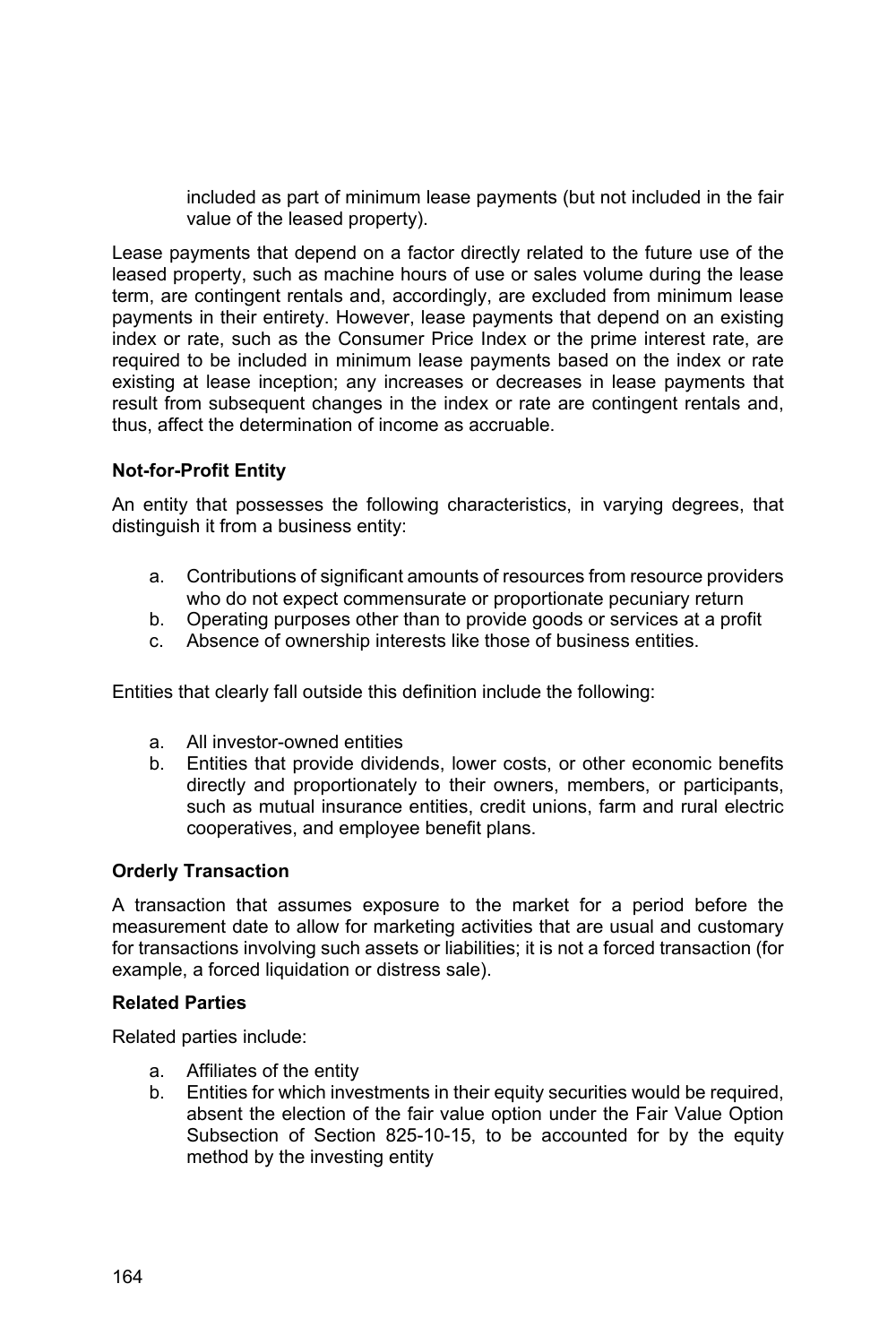included as part of minimum lease payments (but not included in the fair value of the leased property).

Lease payments that depend on a factor directly related to the future use of the leased property, such as machine hours of use or sales volume during the lease term, are contingent rentals and, accordingly, are excluded from minimum lease payments in their entirety. However, lease payments that depend on an existing index or rate, such as the Consumer Price Index or the prime interest rate, are required to be included in minimum lease payments based on the index or rate existing at lease inception; any increases or decreases in lease payments that result from subsequent changes in the index or rate are contingent rentals and, thus, affect the determination of income as accruable.

**Not-for-Profit Entity**

An entity that possesses the following characteristics, in varying degrees, that distinguish it from a business entity:

a. Contributions of significant amounts of resources from resource providers who do not expect commensurate or proportionate pecuniary return
b. Operating purposes other than to provide goods or services at a profit
c. Absence of ownership interests like those of business entities.

Entities that clearly fall outside this definition include the following:

a. All investor-owned entities
b. Entities that provide dividends, lower costs, or other economic benefits directly and proportionately to their owners, members, or participants, such as mutual insurance entities, credit unions, farm and rural electric cooperatives, and employee benefit plans.

**Orderly Transaction**

A transaction that assumes exposure to the market for a period before the measurement date to allow for marketing activities that are usual and customary for transactions involving such assets or liabilities; it is not a forced transaction (for example, a forced liquidation or distress sale).

**Related Parties**

Related parties include:

a. Affiliates of the entity
b. Entities for which investments in their equity securities would be required, absent the election of the fair value option under the Fair Value Option Subsection of Section 825-10-15, to be accounted for by the equity method by the investing entity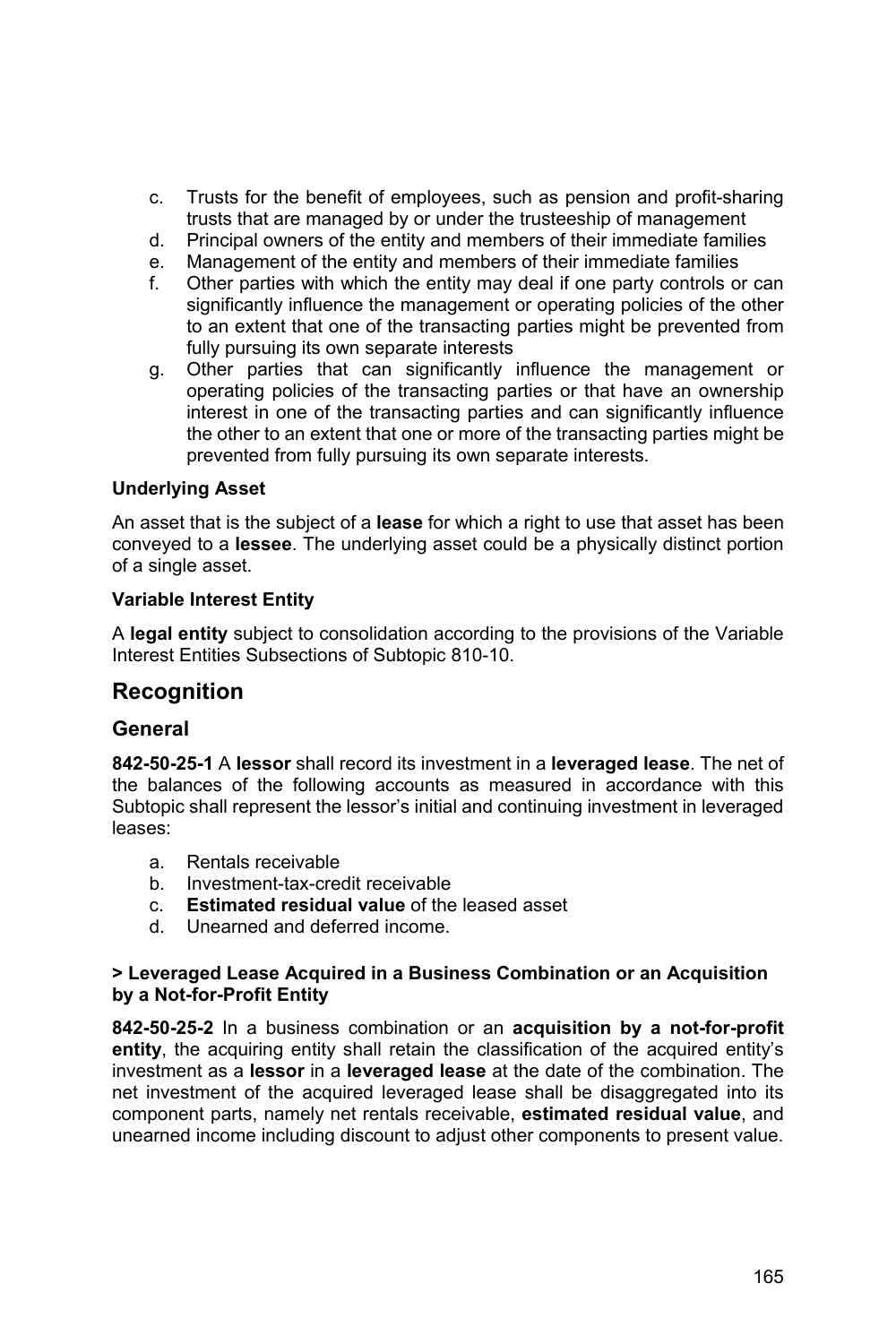c. Trusts for the benefit of employees, such as pension and profit-sharing trusts that are managed by or under the trusteeship of management
d. Principal owners of the entity and members of their immediate families
e. Management of the entity and members of their immediate families
f. Other parties with which the entity may deal if one party controls or can significantly influence the management or operating policies of the other to an extent that one of the transacting parties might be prevented from fully pursuing its own separate interests
g. Other parties that can significantly influence the management or operating policies of the transacting parties or that have an ownership interest in one of the transacting parties and can significantly influence the other to an extent that one or more of the transacting parties might be prevented from fully pursuing its own separate interests.

#### Underlying Asset

An asset that is the subject of a **lease** for which a right to use that asset has been conveyed to a **lessee**. The underlying asset could be a physically distinct portion of a single asset.

#### Variable Interest Entity

A **legal entity** subject to consolidation according to the provisions of the Variable Interest Entities Subsections of Subtopic 810-10.

## Recognition

### General

**842-50-25-1** A **lessor** shall record its investment in a **leveraged lease**. The net of the balances of the following accounts as measured in accordance with this Subtopic shall represent the lessor's initial and continuing investment in leveraged leases:

a. Rentals receivable
b. Investment-tax-credit receivable
c. **Estimated residual value** of the leased asset
d. Unearned and deferred income.

#### > Leveraged Lease Acquired in a Business Combination or an Acquisition by a Not-for-Profit Entity

**842-50-25-2** In a business combination or an **acquisition by a not-for-profit entity**, the acquiring entity shall retain the classification of the acquired entity's investment as a **lessor** in a **leveraged lease** at the date of the combination. The net investment of the acquired leveraged lease shall be disaggregated into its component parts, namely net rentals receivable, **estimated residual value**, and unearned income including discount to adjust other components to present value.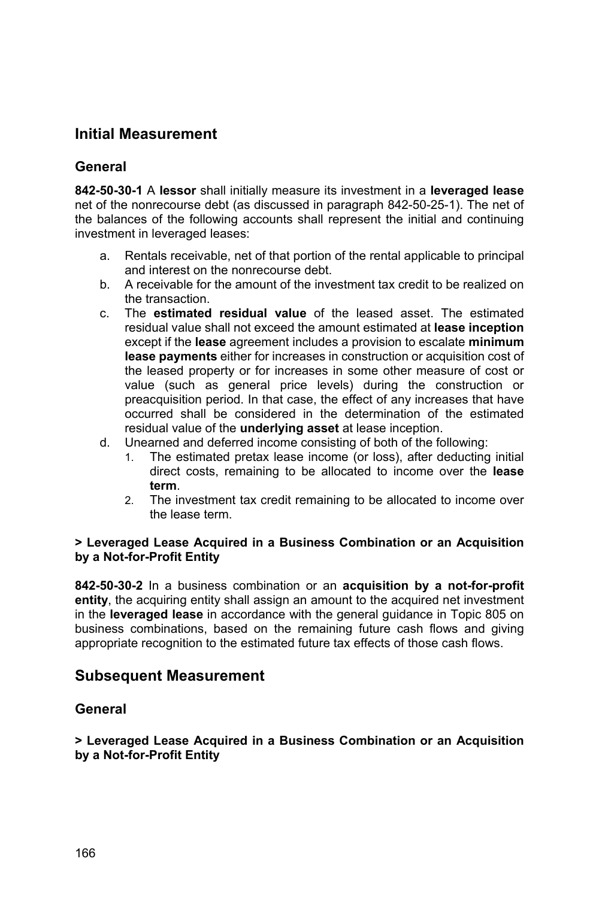## Initial Measurement

### General

**842-50-30-1** A **lessor** shall initially measure its investment in a **leveraged lease** net of the nonrecourse debt (as discussed in paragraph 842-50-25-1). The net of the balances of the following accounts shall represent the initial and continuing investment in leveraged leases:

a. Rentals receivable, net of that portion of the rental applicable to principal and interest on the nonrecourse debt.
b. A receivable for the amount of the investment tax credit to be realized on the transaction.
c. The **estimated residual value** of the leased asset. The estimated residual value shall not exceed the amount estimated at **lease inception** except if the **lease** agreement includes a provision to escalate **minimum lease payments** either for increases in construction or acquisition cost of the leased property or for increases in some other measure of cost or value (such as general price levels) during the construction or preacquisition period. In that case, the effect of any increases that have occurred shall be considered in the determination of the estimated residual value of the **underlying asset** at lease inception.
d. Unearned and deferred income consisting of both of the following:
    1. The estimated pretax lease income (or loss), after deducting initial direct costs, remaining to be allocated to income over the **lease term**.
    2. The investment tax credit remaining to be allocated to income over the lease term.

**> Leveraged Lease Acquired in a Business Combination or an Acquisition by a Not-for-Profit Entity**

**842-50-30-2** In a business combination or an **acquisition by a not-for-profit entity**, the acquiring entity shall assign an amount to the acquired net investment in the **leveraged lease** in accordance with the general guidance in Topic 805 on business combinations, based on the remaining future cash flows and giving appropriate recognition to the estimated future tax effects of those cash flows.

## Subsequent Measurement

### General

**> Leveraged Lease Acquired in a Business Combination or an Acquisition by a Not-for-Profit Entity**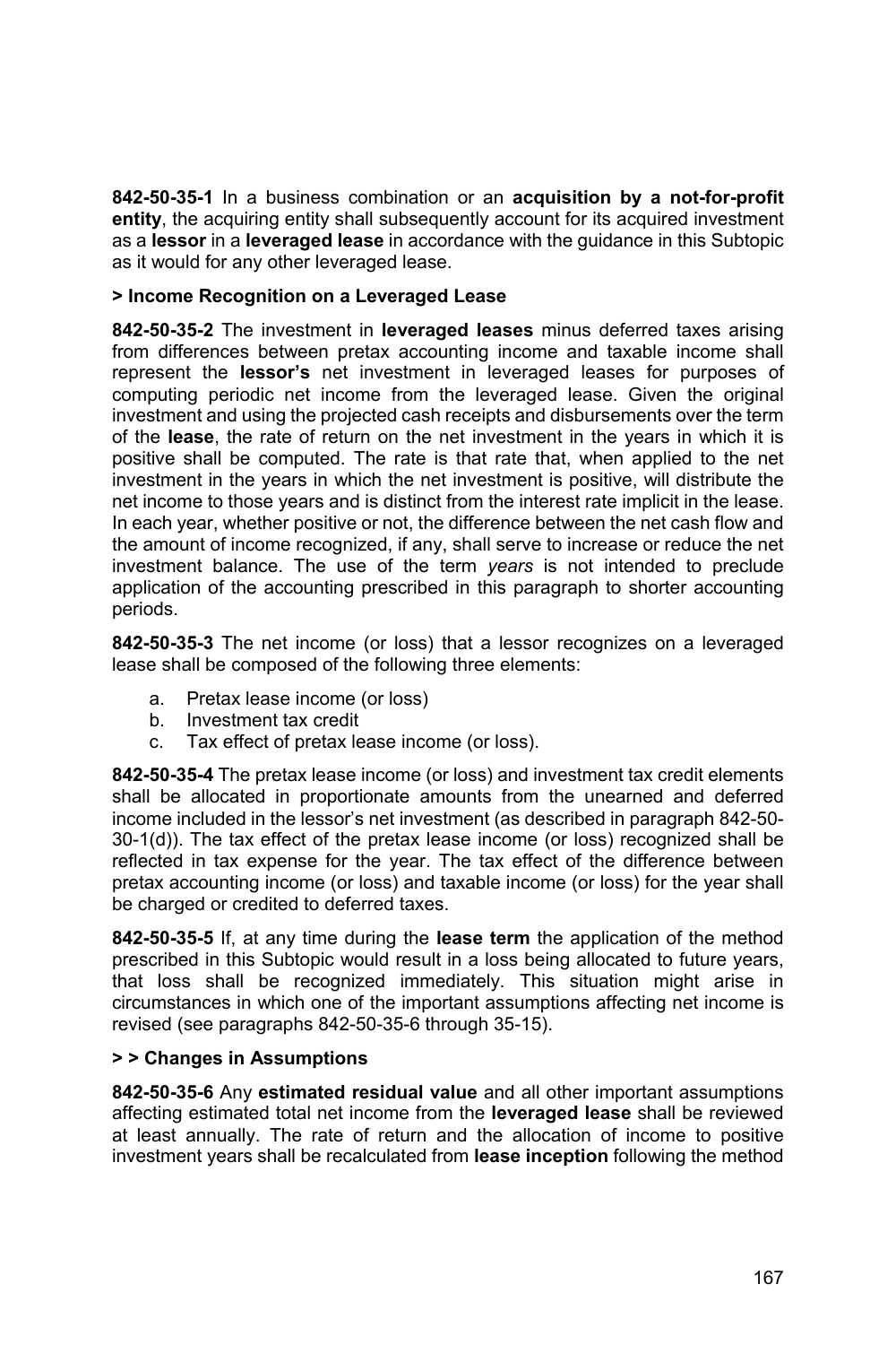**842-50-35-1** In a business combination or an **acquisition by a not-for-profit entity**, the acquiring entity shall subsequently account for its acquired investment as a **lessor** in a **leveraged lease** in accordance with the guidance in this Subtopic as it would for any other leveraged lease.

**> Income Recognition on a Leveraged Lease**

**842-50-35-2** The investment in **leveraged leases** minus deferred taxes arising from differences between pretax accounting income and taxable income shall represent the **lessor's** net investment in leveraged leases for purposes of computing periodic net income from the leveraged lease. Given the original investment and using the projected cash receipts and disbursements over the term of the **lease**, the rate of return on the net investment in the years in which it is positive shall be computed. The rate is that rate that, when applied to the net investment in the years in which the net investment is positive, will distribute the net income to those years and is distinct from the interest rate implicit in the lease. In each year, whether positive or not, the difference between the net cash flow and the amount of income recognized, if any, shall serve to increase or reduce the net investment balance. The use of the term *years* is not intended to preclude application of the accounting prescribed in this paragraph to shorter accounting periods.

**842-50-35-3** The net income (or loss) that a lessor recognizes on a leveraged lease shall be composed of the following three elements:

a. Pretax lease income (or loss)
b. Investment tax credit
c. Tax effect of pretax lease income (or loss).

**842-50-35-4** The pretax lease income (or loss) and investment tax credit elements shall be allocated in proportionate amounts from the unearned and deferred income included in the lessor's net investment (as described in paragraph 842-50-30-1(d)). The tax effect of the pretax lease income (or loss) recognized shall be reflected in tax expense for the year. The tax effect of the difference between pretax accounting income (or loss) and taxable income (or loss) for the year shall be charged or credited to deferred taxes.

**842-50-35-5** If, at any time during the **lease term** the application of the method prescribed in this Subtopic would result in a loss being allocated to future years, that loss shall be recognized immediately. This situation might arise in circumstances in which one of the important assumptions affecting net income is revised (see paragraphs 842-50-35-6 through 35-15).

**> > Changes in Assumptions**

**842-50-35-6** Any **estimated residual value** and all other important assumptions affecting estimated total net income from the **leveraged lease** shall be reviewed at least annually. The rate of return and the allocation of income to positive investment years shall be recalculated from **lease inception** following the method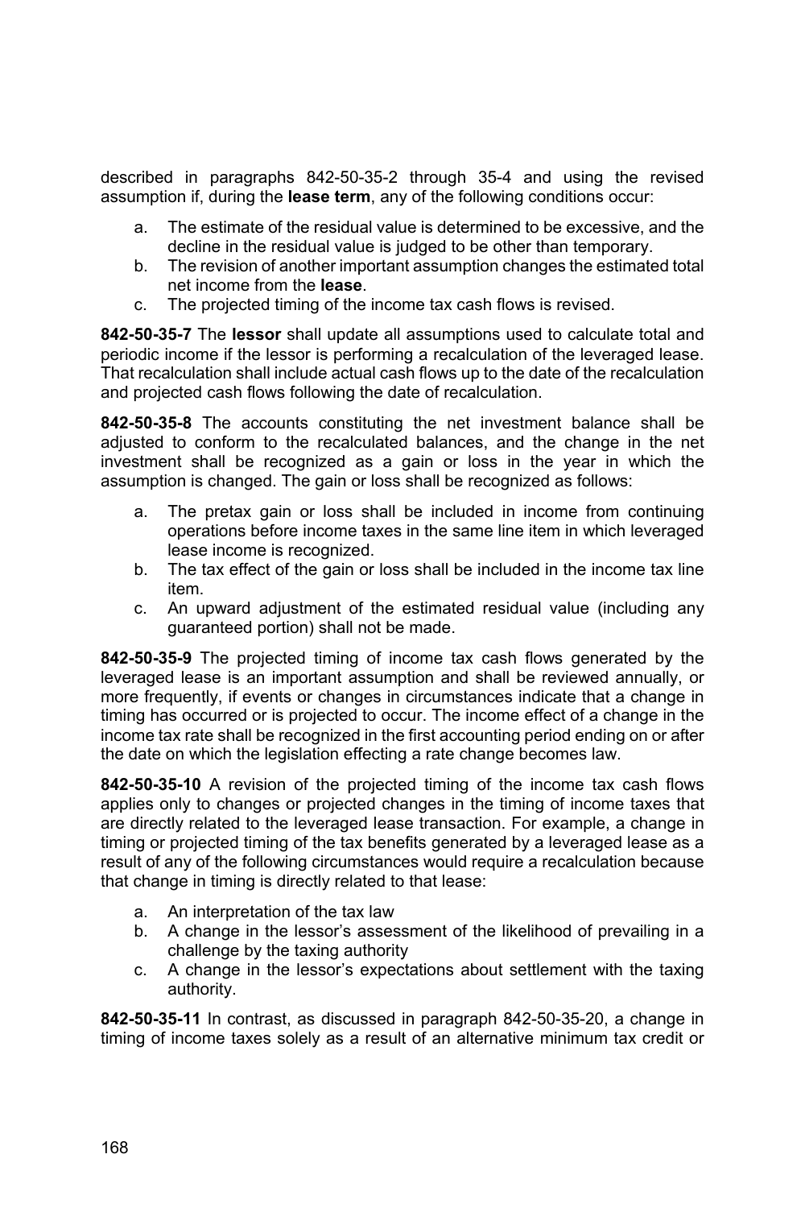described in paragraphs 842-50-35-2 through 35-4 and using the revised assumption if, during the **lease term**, any of the following conditions occur:

a. The estimate of the residual value is determined to be excessive, and the decline in the residual value is judged to be other than temporary.
b. The revision of another important assumption changes the estimated total net income from the **lease**.
c. The projected timing of the income tax cash flows is revised.

**842-50-35-7** The **lessor** shall update all assumptions used to calculate total and periodic income if the lessor is performing a recalculation of the leveraged lease. That recalculation shall include actual cash flows up to the date of the recalculation and projected cash flows following the date of recalculation.

**842-50-35-8** The accounts constituting the net investment balance shall be adjusted to conform to the recalculated balances, and the change in the net investment shall be recognized as a gain or loss in the year in which the assumption is changed. The gain or loss shall be recognized as follows:

a. The pretax gain or loss shall be included in income from continuing operations before income taxes in the same line item in which leveraged lease income is recognized.
b. The tax effect of the gain or loss shall be included in the income tax line item.
c. An upward adjustment of the estimated residual value (including any guaranteed portion) shall not be made.

**842-50-35-9** The projected timing of income tax cash flows generated by the leveraged lease is an important assumption and shall be reviewed annually, or more frequently, if events or changes in circumstances indicate that a change in timing has occurred or is projected to occur. The income effect of a change in the income tax rate shall be recognized in the first accounting period ending on or after the date on which the legislation effecting a rate change becomes law.

**842-50-35-10** A revision of the projected timing of the income tax cash flows applies only to changes or projected changes in the timing of income taxes that are directly related to the leveraged lease transaction. For example, a change in timing or projected timing of the tax benefits generated by a leveraged lease as a result of any of the following circumstances would require a recalculation because that change in timing is directly related to that lease:

a. An interpretation of the tax law
b. A change in the lessor's assessment of the likelihood of prevailing in a challenge by the taxing authority
c. A change in the lessor's expectations about settlement with the taxing authority.

**842-50-35-11** In contrast, as discussed in paragraph 842-50-35-20, a change in timing of income taxes solely as a result of an alternative minimum tax credit or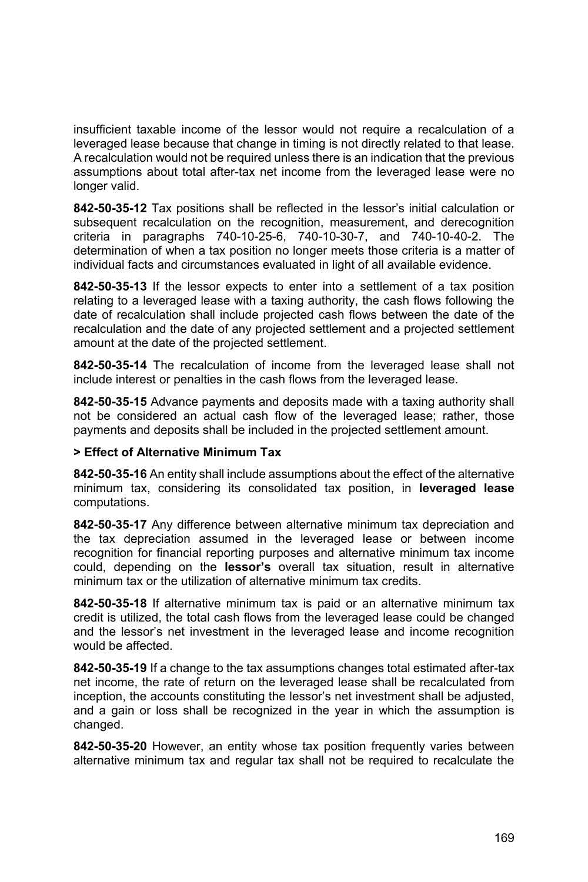insufficient taxable income of the lessor would not require a recalculation of a leveraged lease because that change in timing is not directly related to that lease. A recalculation would not be required unless there is an indication that the previous assumptions about total after-tax net income from the leveraged lease were no longer valid.

**842-50-35-12** Tax positions shall be reflected in the lessor's initial calculation or subsequent recalculation on the recognition, measurement, and derecognition criteria in paragraphs 740-10-25-6, 740-10-30-7, and 740-10-40-2. The determination of when a tax position no longer meets those criteria is a matter of individual facts and circumstances evaluated in light of all available evidence.

**842-50-35-13** If the lessor expects to enter into a settlement of a tax position relating to a leveraged lease with a taxing authority, the cash flows following the date of recalculation shall include projected cash flows between the date of the recalculation and the date of any projected settlement and a projected settlement amount at the date of the projected settlement.

**842-50-35-14** The recalculation of income from the leveraged lease shall not include interest or penalties in the cash flows from the leveraged lease.

**842-50-35-15** Advance payments and deposits made with a taxing authority shall not be considered an actual cash flow of the leveraged lease; rather, those payments and deposits shall be included in the projected settlement amount.

**> Effect of Alternative Minimum Tax**

**842-50-35-16** An entity shall include assumptions about the effect of the alternative minimum tax, considering its consolidated tax position, in **leveraged lease** computations.

**842-50-35-17** Any difference between alternative minimum tax depreciation and the tax depreciation assumed in the leveraged lease or between income recognition for financial reporting purposes and alternative minimum tax income could, depending on the **lessor's** overall tax situation, result in alternative minimum tax or the utilization of alternative minimum tax credits.

**842-50-35-18** If alternative minimum tax is paid or an alternative minimum tax credit is utilized, the total cash flows from the leveraged lease could be changed and the lessor's net investment in the leveraged lease and income recognition would be affected.

**842-50-35-19** If a change to the tax assumptions changes total estimated after-tax net income, the rate of return on the leveraged lease shall be recalculated from inception, the accounts constituting the lessor's net investment shall be adjusted, and a gain or loss shall be recognized in the year in which the assumption is changed.

**842-50-35-20** However, an entity whose tax position frequently varies between alternative minimum tax and regular tax shall not be required to recalculate the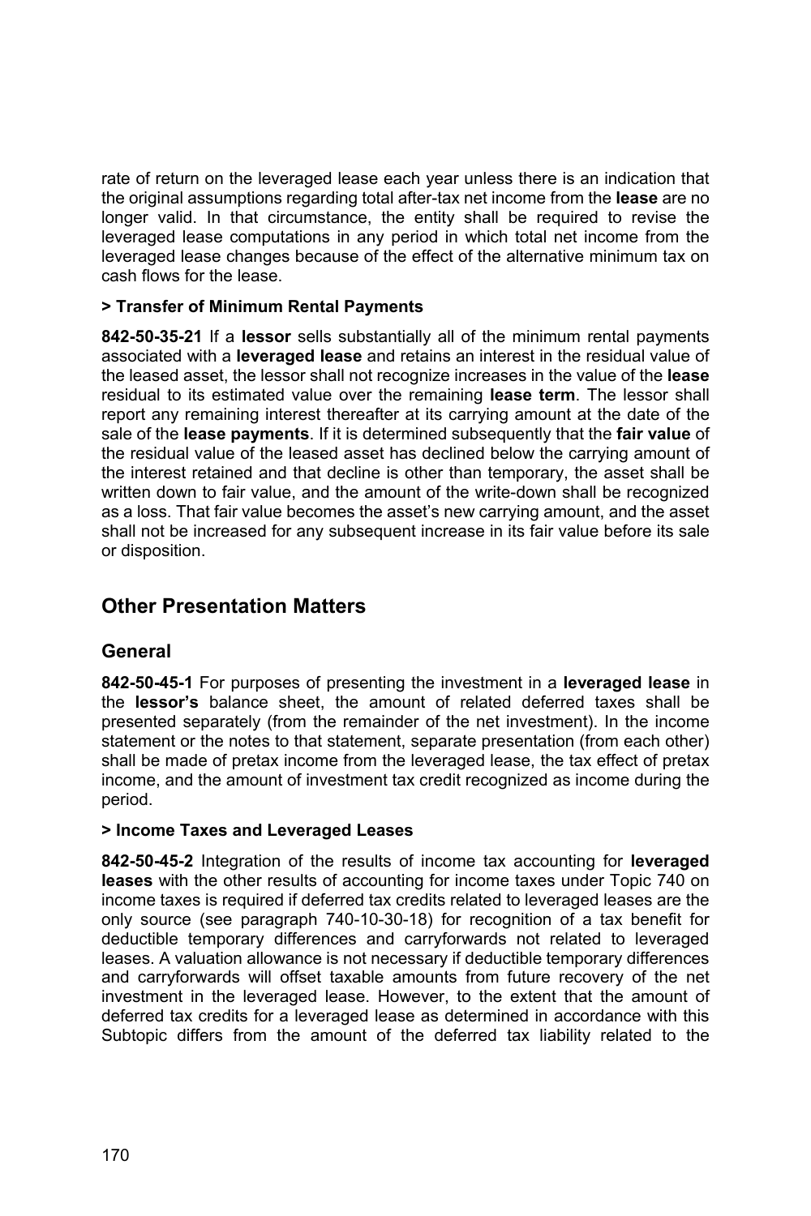rate of return on the leveraged lease each year unless there is an indication that the original assumptions regarding total after-tax net income from the **lease** are no longer valid. In that circumstance, the entity shall be required to revise the leveraged lease computations in any period in which total net income from the leveraged lease changes because of the effect of the alternative minimum tax on cash flows for the lease.

**> Transfer of Minimum Rental Payments**

**842-50-35-21** If a **lessor** sells substantially all of the minimum rental payments associated with a **leveraged lease** and retains an interest in the residual value of the leased asset, the lessor shall not recognize increases in the value of the **lease** residual to its estimated value over the remaining **lease term**. The lessor shall report any remaining interest thereafter at its carrying amount at the date of the sale of the **lease payments**. If it is determined subsequently that the **fair value** of the residual value of the leased asset has declined below the carrying amount of the interest retained and that decline is other than temporary, the asset shall be written down to fair value, and the amount of the write-down shall be recognized as a loss. That fair value becomes the asset's new carrying amount, and the asset shall not be increased for any subsequent increase in its fair value before its sale or disposition.

## Other Presentation Matters

### General

**842-50-45-1** For purposes of presenting the investment in a **leveraged lease** in the **lessor's** balance sheet, the amount of related deferred taxes shall be presented separately (from the remainder of the net investment). In the income statement or the notes to that statement, separate presentation (from each other) shall be made of pretax income from the leveraged lease, the tax effect of pretax income, and the amount of investment tax credit recognized as income during the period.

**> Income Taxes and Leveraged Leases**

**842-50-45-2** Integration of the results of income tax accounting for **leveraged leases** with the other results of accounting for income taxes under Topic 740 on income taxes is required if deferred tax credits related to leveraged leases are the only source (see paragraph 740-10-30-18) for recognition of a tax benefit for deductible temporary differences and carryforwards not related to leveraged leases. A valuation allowance is not necessary if deductible temporary differences and carryforwards will offset taxable amounts from future recovery of the net investment in the leveraged lease. However, to the extent that the amount of deferred tax credits for a leveraged lease as determined in accordance with this Subtopic differs from the amount of the deferred tax liability related to the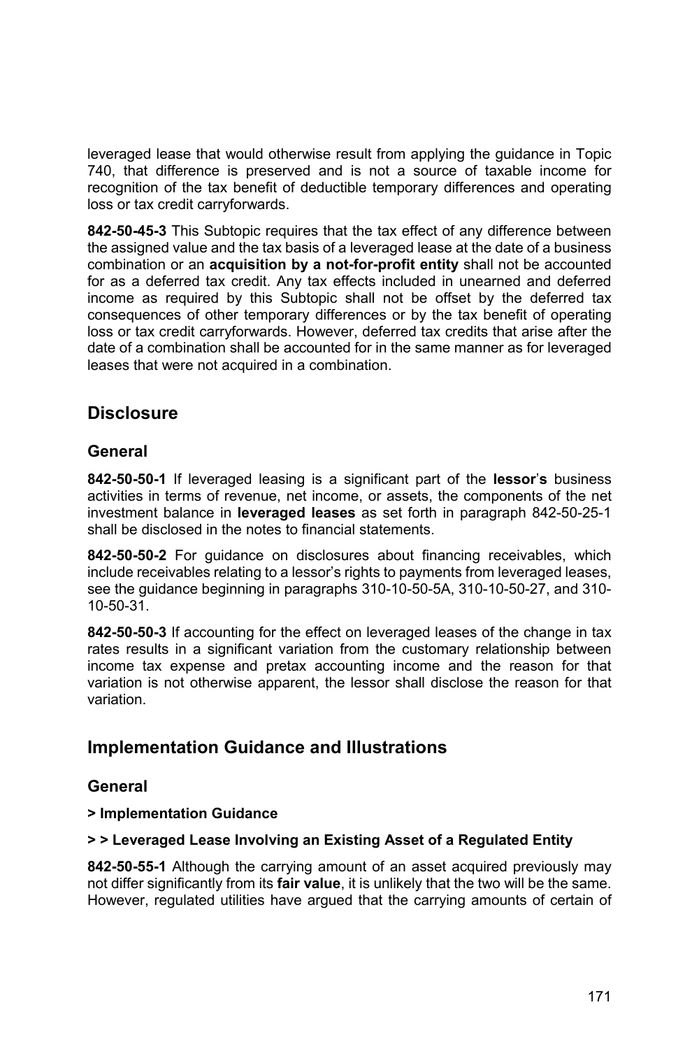leveraged lease that would otherwise result from applying the guidance in Topic 740, that difference is preserved and is not a source of taxable income for recognition of the tax benefit of deductible temporary differences and operating loss or tax credit carryforwards.

**842-50-45-3** This Subtopic requires that the tax effect of any difference between the assigned value and the tax basis of a leveraged lease at the date of a business combination or an **acquisition by a not-for-profit entity** shall not be accounted for as a deferred tax credit. Any tax effects included in unearned and deferred income as required by this Subtopic shall not be offset by the deferred tax consequences of other temporary differences or by the tax benefit of operating loss or tax credit carryforwards. However, deferred tax credits that arise after the date of a combination shall be accounted for in the same manner as for leveraged leases that were not acquired in a combination.

## Disclosure

### General

**842-50-50-1** If leveraged leasing is a significant part of the **lessor**'**s** business activities in terms of revenue, net income, or assets, the components of the net investment balance in **leveraged leases** as set forth in paragraph 842-50-25-1 shall be disclosed in the notes to financial statements.

**842-50-50-2** For guidance on disclosures about financing receivables, which include receivables relating to a lessor's rights to payments from leveraged leases, see the guidance beginning in paragraphs 310-10-50-5A, 310-10-50-27, and 310-10-50-31.

**842-50-50-3** If accounting for the effect on leveraged leases of the change in tax rates results in a significant variation from the customary relationship between income tax expense and pretax accounting income and the reason for that variation is not otherwise apparent, the lessor shall disclose the reason for that variation.

## Implementation Guidance and Illustrations

### General

**> Implementation Guidance**

**> > Leveraged Lease Involving an Existing Asset of a Regulated Entity**

**842-50-55-1** Although the carrying amount of an asset acquired previously may not differ significantly from its **fair value**, it is unlikely that the two will be the same. However, regulated utilities have argued that the carrying amounts of certain of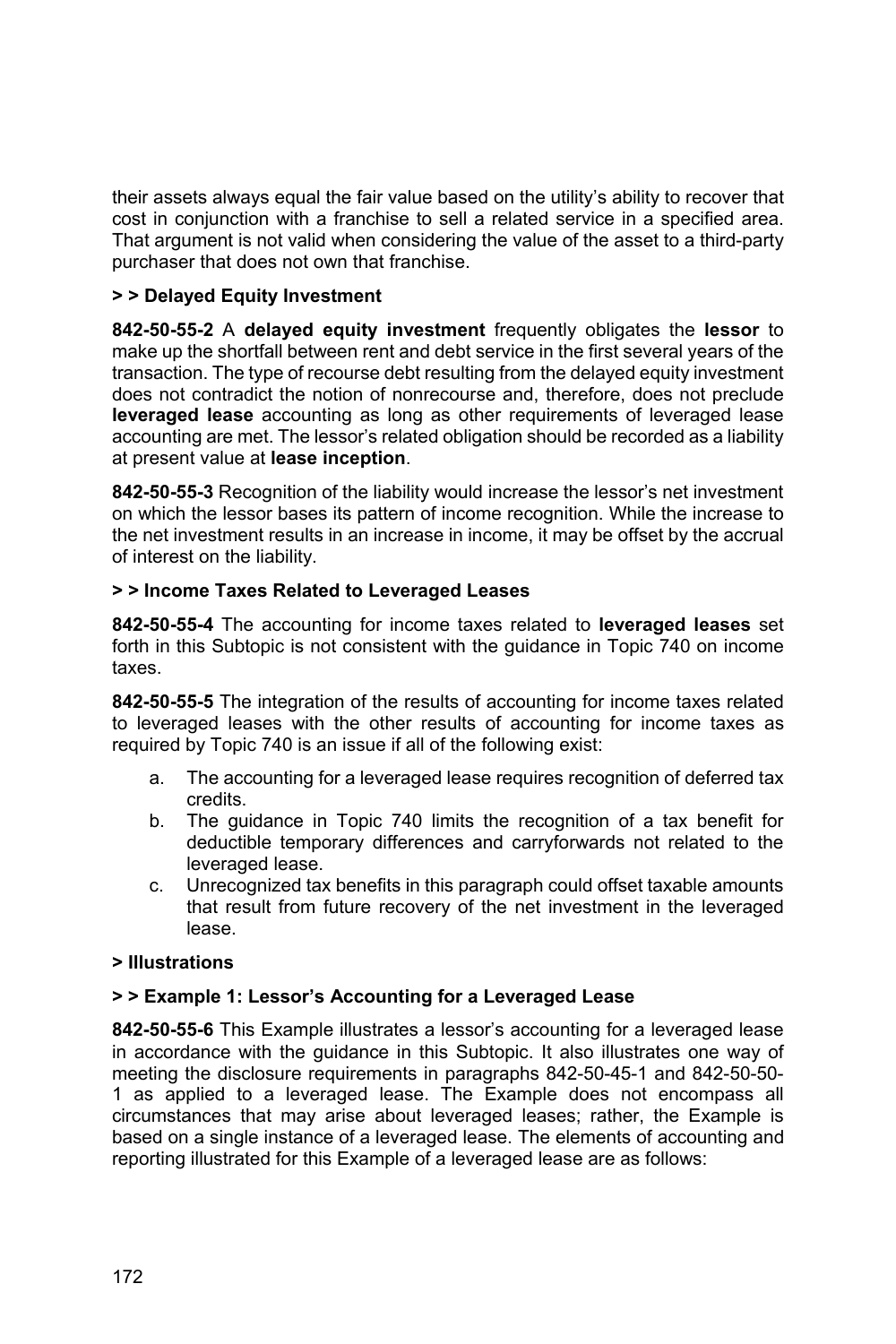their assets always equal the fair value based on the utility's ability to recover that cost in conjunction with a franchise to sell a related service in a specified area. That argument is not valid when considering the value of the asset to a third-party purchaser that does not own that franchise.

**> > Delayed Equity Investment**

**842-50-55-2** A **delayed equity investment** frequently obligates the **lessor** to make up the shortfall between rent and debt service in the first several years of the transaction. The type of recourse debt resulting from the delayed equity investment does not contradict the notion of nonrecourse and, therefore, does not preclude **leveraged lease** accounting as long as other requirements of leveraged lease accounting are met. The lessor's related obligation should be recorded as a liability at present value at **lease inception**.

**842-50-55-3** Recognition of the liability would increase the lessor's net investment on which the lessor bases its pattern of income recognition. While the increase to the net investment results in an increase in income, it may be offset by the accrual of interest on the liability.

**> > Income Taxes Related to Leveraged Leases**

**842-50-55-4** The accounting for income taxes related to **leveraged leases** set forth in this Subtopic is not consistent with the guidance in Topic 740 on income taxes.

**842-50-55-5** The integration of the results of accounting for income taxes related to leveraged leases with the other results of accounting for income taxes as required by Topic 740 is an issue if all of the following exist:

a. The accounting for a leveraged lease requires recognition of deferred tax credits.
b. The guidance in Topic 740 limits the recognition of a tax benefit for deductible temporary differences and carryforwards not related to the leveraged lease.
c. Unrecognized tax benefits in this paragraph could offset taxable amounts that result from future recovery of the net investment in the leveraged lease.

**> Illustrations**

**> > Example 1: Lessor's Accounting for a Leveraged Lease**

**842-50-55-6** This Example illustrates a lessor's accounting for a leveraged lease in accordance with the guidance in this Subtopic. It also illustrates one way of meeting the disclosure requirements in paragraphs 842-50-45-1 and 842-50-50-1 as applied to a leveraged lease. The Example does not encompass all circumstances that may arise about leveraged leases; rather, the Example is based on a single instance of a leveraged lease. The elements of accounting and reporting illustrated for this Example of a leveraged lease are as follows: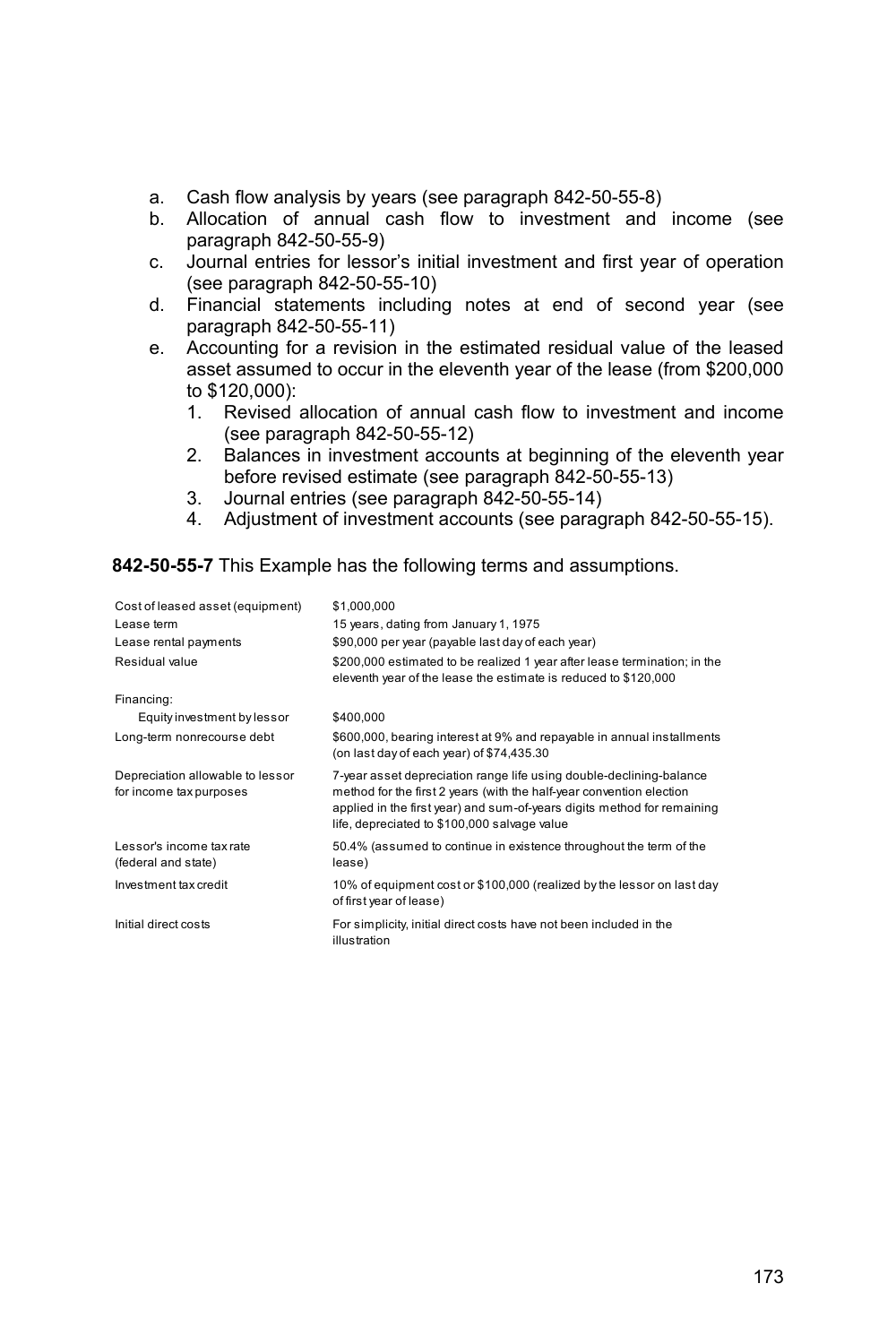a. Cash flow analysis by years (see paragraph 842-50-55-8)
b. Allocation of annual cash flow to investment and income (see paragraph 842-50-55-9)
c. Journal entries for lessor's initial investment and first year of operation (see paragraph 842-50-55-10)
d. Financial statements including notes at end of second year (see paragraph 842-50-55-11)
e. Accounting for a revision in the estimated residual value of the leased asset assumed to occur in the eleventh year of the lease (from $200,000 to $120,000):
   1. Revised allocation of annual cash flow to investment and income (see paragraph 842-50-55-12)
   2. Balances in investment accounts at beginning of the eleventh year before revised estimate (see paragraph 842-50-55-13)
   3. Journal entries (see paragraph 842-50-55-14)
   4. Adjustment of investment accounts (see paragraph 842-50-55-15).

**842-50-55-7** This Example has the following terms and assumptions.

| | |
|---|---|
| Cost of leased asset (equipment) | $1,000,000 |
| Lease term | 15 years, dating from January 1, 1975 |
| Lease rental payments | $90,000 per year (payable last day of each year) |
| Residual value | $200,000 estimated to be realized 1 year after lease termination; in the eleventh year of the lease the estimate is reduced to $120,000 |
| Financing: | |
| Equity investment by lessor | $400,000 |
| Long-term nonrecourse debt | $600,000, bearing interest at 9% and repayable in annual installments (on last day of each year) of $74,435.30 |
| Depreciation allowable to lessor for income tax purposes | 7-year asset depreciation range life using double-declining-balance method for the first 2 years (with the half-year convention election applied in the first year) and sum-of-years digits method for remaining life, depreciated to $100,000 salvage value |
| Lessor's income tax rate (federal and state) | 50.4% (assumed to continue in existence throughout the term of the lease) |
| Investment tax credit | 10% of equipment cost or $100,000 (realized by the lessor on last day of first year of lease) |
| Initial direct costs | For simplicity, initial direct costs have not been included in the illustration |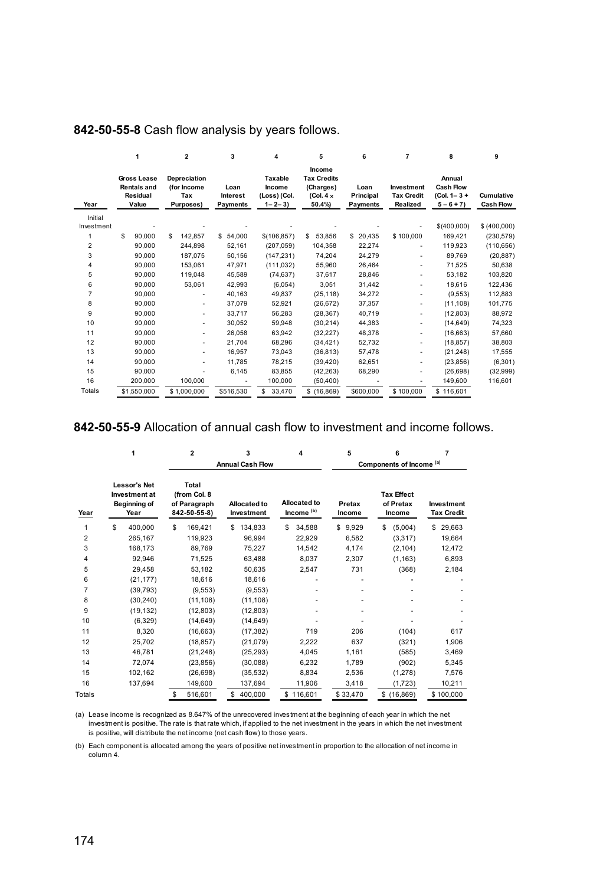**842-50-55-8** Cash flow analysis by years follows.

| | 1 | 2 | 3 | 4 | 5 | 6 | 7 | 8 | 9 |
|---|---|---|---|---|---|---|---|---|---|
| Year | Gross Lease Rentals and Residual Value | Depreciation (for Income Tax Purposes) | Loan Interest Payments | Taxable Income (Loss) (Col. 1 – 2 – 3) | Income Tax Credits (Charges) (Col. 4 × 50.4%) | Loan Principal Payments | Investment Tax Credit Realized | Annual Cash Flow (Col. 1 – 3 + 5 – 6 + 7) | Cumulative Cash Flow |
| Initial Investment | - | - | - | - | - | - | - | $(400,000) | $ (400,000) |
| 1 | $ 90,000 | $ 142,857 | $ 54,000 | $(106,857) | $ 53,856 | $ 20,435 | $ 100,000 | 169,421 | (230,579) |
| 2 | 90,000 | 244,898 | 52,161 | (207,059) | 104,358 | 22,274 | - | 119,923 | (110,656) |
| 3 | 90,000 | 187,075 | 50,156 | (147,231) | 74,204 | 24,279 | - | 89,769 | (20,887) |
| 4 | 90,000 | 153,061 | 47,971 | (111,032) | 55,960 | 26,464 | - | 71,525 | 50,638 |
| 5 | 90,000 | 119,048 | 45,589 | (74,637) | 37,617 | 28,846 | - | 53,182 | 103,820 |
| 6 | 90,000 | 53,061 | 42,993 | (6,054) | 3,051 | 31,442 | - | 18,616 | 122,436 |
| 7 | 90,000 | - | 40,163 | 49,837 | (25,118) | 34,272 | - | (9,553) | 112,883 |
| 8 | 90,000 | - | 37,079 | 52,921 | (26,672) | 37,357 | - | (11,108) | 101,775 |
| 9 | 90,000 | - | 33,717 | 56,283 | (28,367) | 40,719 | - | (12,803) | 88,972 |
| 10 | 90,000 | - | 30,052 | 59,948 | (30,214) | 44,383 | - | (14,649) | 74,323 |
| 11 | 90,000 | - | 26,058 | 63,942 | (32,227) | 48,378 | - | (16,663) | 57,660 |
| 12 | 90,000 | - | 21,704 | 68,296 | (34,421) | 52,732 | - | (18,857) | 38,803 |
| 13 | 90,000 | - | 16,957 | 73,043 | (36,813) | 57,478 | - | (21,248) | 17,555 |
| 14 | 90,000 | - | 11,785 | 78,215 | (39,420) | 62,651 | - | (23,856) | (6,301) |
| 15 | 90,000 | - | 6,145 | 83,855 | (42,263) | 68,290 | - | (26,698) | (32,999) |
| 16 | 200,000 | 100,000 | - | 100,000 | (50,400) | - | - | 149,600 | 116,601 |
| Totals | $1,550,000 | $ 1,000,000 | $516,530 | $ 33,470 | $ (16,869) | $600,000 | $ 100,000 | $ 116,601 | |

**842-50-55-9** Allocation of annual cash flow to investment and income follows.

| | 1 | 2 | 3 | 4 | 5 | 6 | 7 |
|---|---|---|---|---|---|---|---|
| | | Annual Cash Flow | | | Components of Income [(a)] | | |
| Year | Lessor's Net Investment at Beginning of Year | Total (from Col. 8 of Paragraph 842-50-55-8) | Allocated to Investment | Allocated to Income [(b)] | Pretax Income | Tax Effect of Pretax Income | Investment Tax Credit |
| 1 | $ 400,000 | $ 169,421 | $ 134,833 | $ 34,588 | $ 9,929 | $ (5,004) | $ 29,663 |
| 2 | 265,167 | 119,923 | 96,994 | 22,929 | 6,582 | (3,317) | 19,664 |
| 3 | 168,173 | 89,769 | 75,227 | 14,542 | 4,174 | (2,104) | 12,472 |
| 4 | 92,946 | 71,525 | 63,488 | 8,037 | 2,307 | (1,163) | 6,893 |
| 5 | 29,458 | 53,182 | 50,635 | 2,547 | 731 | (368) | 2,184 |
| 6 | (21,177) | 18,616 | 18,616 | - | - | - | - |
| 7 | (39,793) | (9,553) | (9,553) | - | - | - | - |
| 8 | (30,240) | (11,108) | (11,108) | - | - | - | - |
| 9 | (19,132) | (12,803) | (12,803) | - | - | - | - |
| 10 | (6,329) | (14,649) | (14,649) | - | - | - | - |
| 11 | 8,320 | (16,663) | (17,382) | 719 | 206 | (104) | 617 |
| 12 | 25,702 | (18,857) | (21,079) | 2,222 | 637 | (321) | 1,906 |
| 13 | 46,781 | (21,248) | (25,293) | 4,045 | 1,161 | (585) | 3,469 |
| 14 | 72,074 | (23,856) | (30,088) | 6,232 | 1,789 | (902) | 5,345 |
| 15 | 102,162 | (26,698) | (35,532) | 8,834 | 2,536 | (1,278) | 7,576 |
| 16 | 137,694 | 149,600 | 137,694 | 11,906 | 3,418 | (1,723) | 10,211 |
| Totals | | $ 516,601 | $ 400,000 | $ 116,601 | $ 33,470 | $ (16,869) | $ 100,000 |

(a) Lease income is recognized as 8.647% of the unrecovered investment at the beginning of each year in which the net investment is positive. The rate is that rate which, if applied to the net investment in the years in which the net investment is positive, will distribute the net income (net cash flow) to those years.

(b) Each component is allocated among the years of positive net investment in proportion to the allocation of net income in column 4.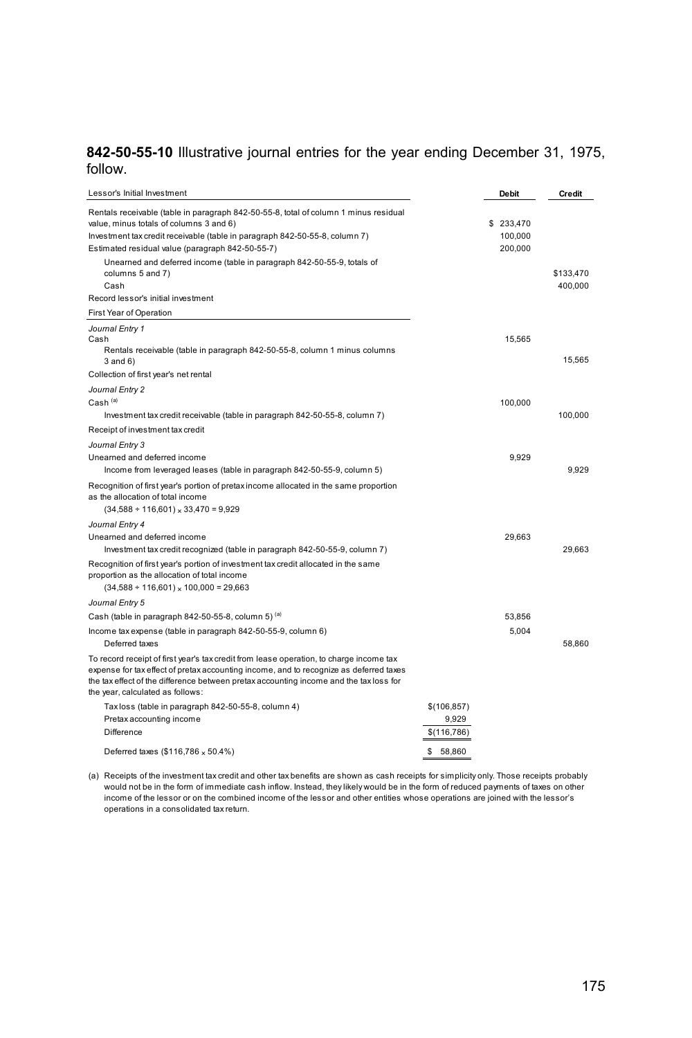**842-50-55-10** Illustrative journal entries for the year ending December 31, 1975, follow.

| Lessor's Initial Investment | | Debit | Credit |
|---|---|---|---|
| Rentals receivable (table in paragraph 842-50-55-8, total of column 1 minus residual value, minus totals of columns 3 and 6) | | $ 233,470 | |
| Investment tax credit receivable (table in paragraph 842-50-55-8, column 7) | | 100,000 | |
| Estimated residual value (paragraph 842-50-55-7) | | 200,000 | |
| Unearned and deferred income (table in paragraph 842-50-55-9, totals of columns 5 and 7) | | | $133,470 |
| Cash | | | 400,000 |
| Record lessor's initial investment | | | |
| **First Year of Operation** | | | |
| *Journal Entry 1* | | | |
| Cash | | 15,565 | |
| Rentals receivable (table in paragraph 842-50-55-8, column 1 minus columns 3 and 6) | | | 15,565 |
| Collection of first year's net rental | | | |
| *Journal Entry 2* | | | |
| Cash [(a)] | | 100,000 | |
| Investment tax credit receivable (table in paragraph 842-50-55-8, column 7) | | | 100,000 |
| Receipt of investment tax credit | | | |
| *Journal Entry 3* | | | |
| Unearned and deferred income | | 9,929 | |
| Income from leveraged leases (table in paragraph 842-50-55-9, column 5) | | | 9,929 |
| Recognition of first year's portion of pretax income allocated in the same proportion as the allocation of total income $(34{,}588 \div 116{,}601) \times 33{,}470 = 9{,}929$ | | | |
| *Journal Entry 4* | | | |
| Unearned and deferred income | | 29,663 | |
| Investment tax credit recognized (table in paragraph 842-50-55-9, column 7) | | | 29,663 |
| Recognition of first year's portion of investment tax credit allocated in the same proportion as the allocation of total income $(34{,}588 \div 116{,}601) \times 100{,}000 = 29{,}663$ | | | |
| *Journal Entry 5* | | | |
| Cash (table in paragraph 842-50-55-8, column 5) [(a)] | | 53,856 | |
| Income tax expense (table in paragraph 842-50-55-9, column 6) | | 5,004 | |
| Deferred taxes | | | 58,860 |
| To record receipt of first year's tax credit from lease operation, to charge income tax expense for tax effect of pretax accounting income, and to recognize as deferred taxes the tax effect of the difference between pretax accounting income and the tax loss for the year, calculated as follows: | | | |
| Tax loss (table in paragraph 842-50-55-8, column 4) | $(106,857) | | |
| Pretax accounting income | 9,929 | | |
| Difference | $(116,786) | | |
| Deferred taxes ($116,786 × 50.4%) | $ 58,860 | | |

(a) Receipts of the investment tax credit and other tax benefits are shown as cash receipts for simplicity only. Those receipts probably would not be in the form of immediate cash inflow. Instead, they likely would be in the form of reduced payments of taxes on other income of the lessor or on the combined income of the lessor and other entities whose operations are joined with the lessor's operations in a consolidated tax return.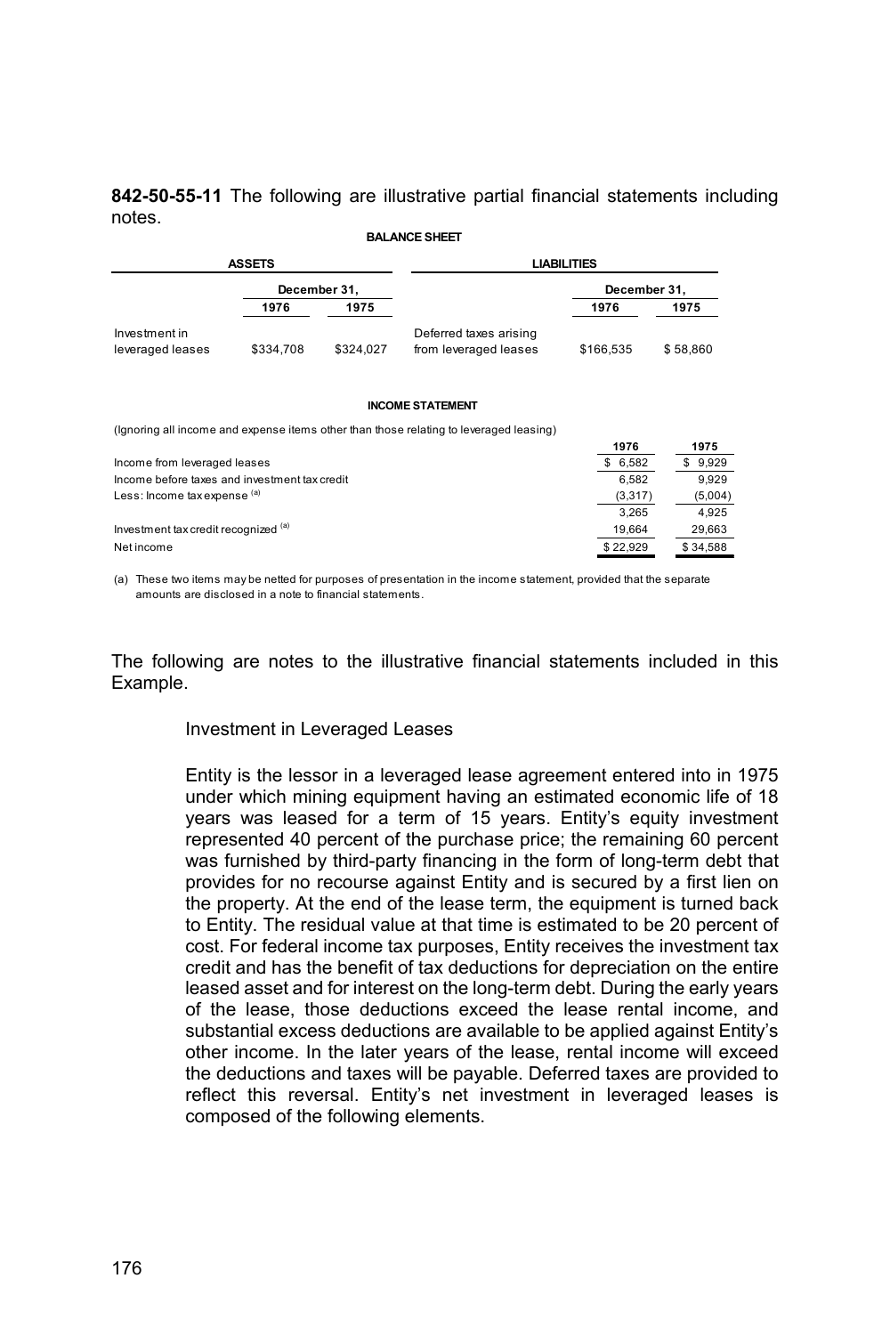**842-50-55-11** The following are illustrative partial financial statements including notes.

**BALANCE SHEET**

| ASSETS | | | LIABILITIES | | |
|---|---|---|---|---|---|
| | December 31, | | | December 31, | |
| | 1976 | 1975 | | 1976 | 1975 |
| Investment in leveraged leases | $334,708 | $324,027 | Deferred taxes arising from leveraged leases | $166,535 | $ 58,860 |

**INCOME STATEMENT**

(Ignoring all income and expense items other than those relating to leveraged leasing)

| | 1976 | 1975 |
|---|---|---|
| Income from leveraged leases | $ 6,582 | $ 9,929 |
| Income before taxes and investment tax credit | 6,582 | 9,929 |
| Less: Income tax expense [(a)] | (3,317) | (5,004) |
| | 3,265 | 4,925 |
| Investment tax credit recognized [(a)] | 19,664 | 29,663 |
| Net income | $ 22,929 | $ 34,588 |

(a) These two items may be netted for purposes of presentation in the income statement, provided that the separate amounts are disclosed in a note to financial statements.

The following are notes to the illustrative financial statements included in this Example.

Investment in Leveraged Leases

Entity is the lessor in a leveraged lease agreement entered into in 1975 under which mining equipment having an estimated economic life of 18 years was leased for a term of 15 years. Entity's equity investment represented 40 percent of the purchase price; the remaining 60 percent was furnished by third-party financing in the form of long-term debt that provides for no recourse against Entity and is secured by a first lien on the property. At the end of the lease term, the equipment is turned back to Entity. The residual value at that time is estimated to be 20 percent of cost. For federal income tax purposes, Entity receives the investment tax credit and has the benefit of tax deductions for depreciation on the entire leased asset and for interest on the long-term debt. During the early years of the lease, those deductions exceed the lease rental income, and substantial excess deductions are available to be applied against Entity's other income. In the later years of the lease, rental income will exceed the deductions and taxes will be payable. Deferred taxes are provided to reflect this reversal. Entity's net investment in leveraged leases is composed of the following elements.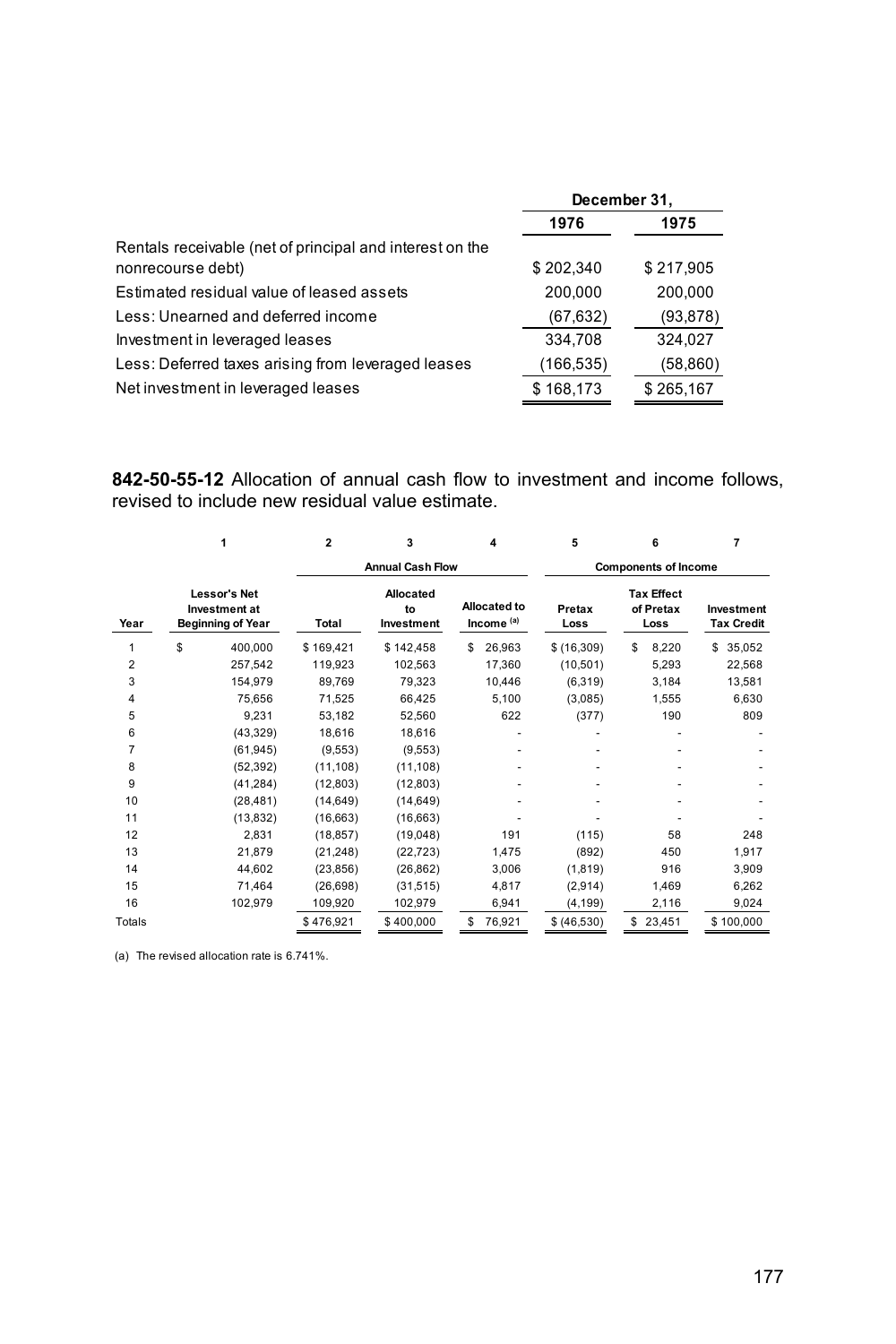| | December 31, | |
|---|---|---|
| | 1976 | 1975 |
| Rentals receivable (net of principal and interest on the nonrecourse debt) | $ 202,340 | $ 217,905 |
| Estimated residual value of leased assets | 200,000 | 200,000 |
| Less: Unearned and deferred income | (67,632) | (93,878) |
| Investment in leveraged leases | 334,708 | 324,027 |
| Less: Deferred taxes arising from leveraged leases | (166,535) | (58,860) |
| Net investment in leveraged leases | $ 168,173 | $ 265,167 |

**842-50-55-12** Allocation of annual cash flow to investment and income follows, revised to include new residual value estimate.

| | 1 | 2 | 3 | 4 | 5 | 6 | 7 |
|---|---|---|---|---|---|---|---|
| | | Annual Cash Flow | | | Components of Income | | |
| Year | Lessor's Net Investment at Beginning of Year | Total | Allocated to Investment | Allocated to Income [(a)] | Pretax Loss | Tax Effect of Pretax Loss | Investment Tax Credit |
| 1 | $ 400,000 | $ 169,421 | $ 142,458 | $ 26,963 | $ (16,309) | $ 8,220 | $ 35,052 |
| 2 | 257,542 | 119,923 | 102,563 | 17,360 | (10,501) | 5,293 | 22,568 |
| 3 | 154,979 | 89,769 | 79,323 | 10,446 | (6,319) | 3,184 | 13,581 |
| 4 | 75,656 | 71,525 | 66,425 | 5,100 | (3,085) | 1,555 | 6,630 |
| 5 | 9,231 | 53,182 | 52,560 | 622 | (377) | 190 | 809 |
| 6 | (43,329) | 18,616 | 18,616 | - | - | - | - |
| 7 | (61,945) | (9,553) | (9,553) | - | - | - | - |
| 8 | (52,392) | (11,108) | (11,108) | - | - | - | - |
| 9 | (41,284) | (12,803) | (12,803) | - | - | - | - |
| 10 | (28,481) | (14,649) | (14,649) | - | - | - | - |
| 11 | (13,832) | (16,663) | (16,663) | - | - | - | - |
| 12 | 2,831 | (18,857) | (19,048) | 191 | (115) | 58 | 248 |
| 13 | 21,879 | (21,248) | (22,723) | 1,475 | (892) | 450 | 1,917 |
| 14 | 44,602 | (23,856) | (26,862) | 3,006 | (1,819) | 916 | 3,909 |
| 15 | 71,464 | (26,698) | (31,515) | 4,817 | (2,914) | 1,469 | 6,262 |
| 16 | 102,979 | 109,920 | 102,979 | 6,941 | (4,199) | 2,116 | 9,024 |
| Totals | | $ 476,921 | $ 400,000 | $ 76,921 | $ (46,530) | $ 23,451 | $ 100,000 |

(a) The revised allocation rate is 6.741%.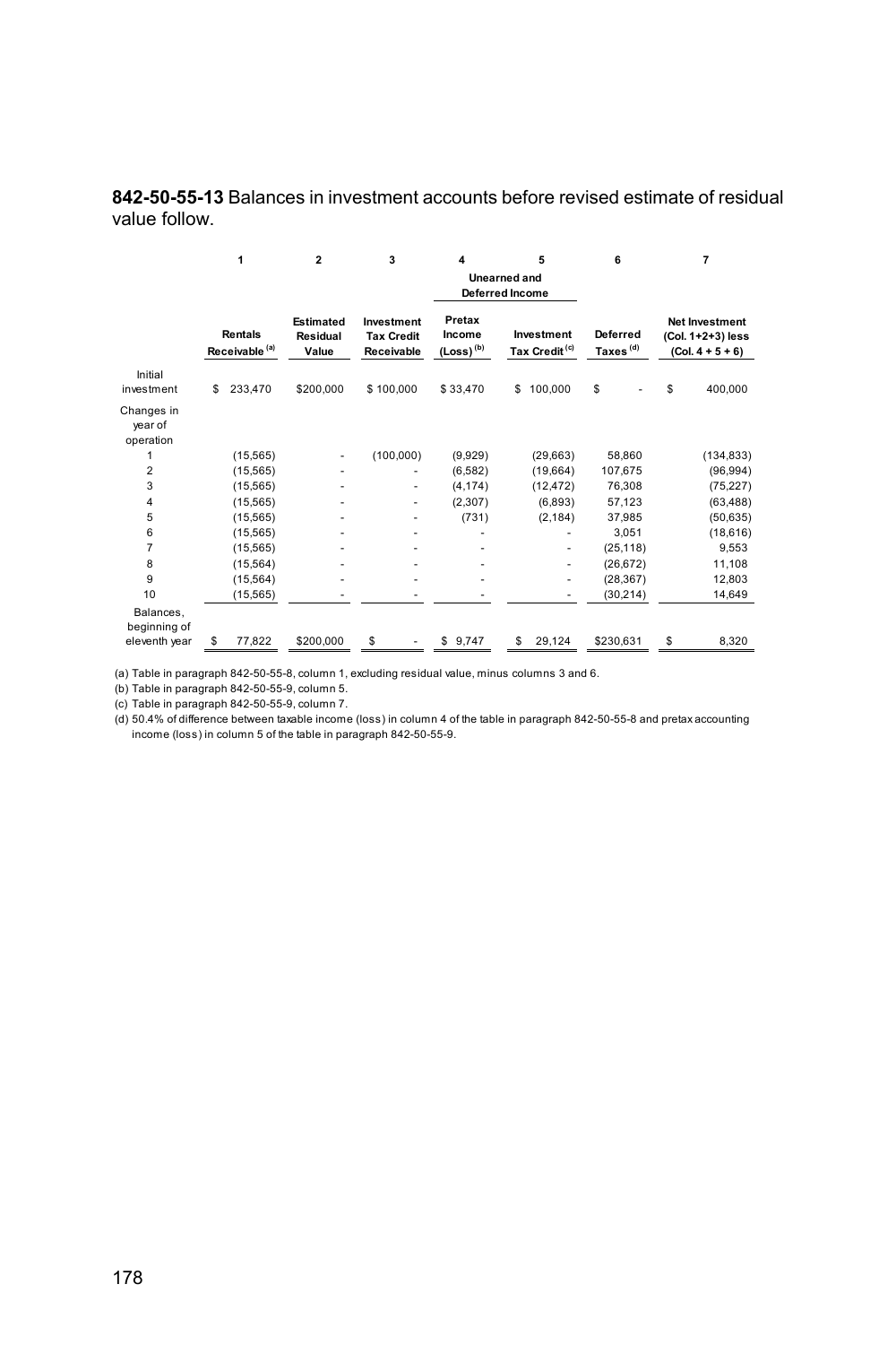**842-50-55-13** Balances in investment accounts before revised estimate of residual value follow.

| | 1 | 2 | 3 | 4 | 5 | 6 | 7 |
|---|---|---|---|---|---|---|---|
| | | | | Unearned and Deferred Income | | | |
| | Rentals Receivable [(a)] | Estimated Residual Value | Investment Tax Credit Receivable | Pretax Income (Loss) [(b)] | Investment Tax Credit [(c)] | Deferred Taxes [(d)] | Net Investment (Col. 1+2+3) less (Col. 4 + 5 + 6) |
| Initial investment | $ 233,470 | $200,000 | $ 100,000 | $ 33,470 | $ 100,000 | $ - | $ 400,000 |
| Changes in year of operation | | | | | | | |
| 1 | (15,565) | - | (100,000) | (9,929) | (29,663) | 58,860 | (134,833) |
| 2 | (15,565) | - | - | (6,582) | (19,664) | 107,675 | (96,994) |
| 3 | (15,565) | - | - | (4,174) | (12,472) | 76,308 | (75,227) |
| 4 | (15,565) | - | - | (2,307) | (6,893) | 57,123 | (63,488) |
| 5 | (15,565) | - | - | (731) | (2,184) | 37,985 | (50,635) |
| 6 | (15,565) | - | - | - | - | 3,051 | (18,616) |
| 7 | (15,565) | - | - | - | - | (25,118) | 9,553 |
| 8 | (15,564) | - | - | - | - | (26,672) | 11,108 |
| 9 | (15,564) | - | - | - | - | (28,367) | 12,803 |
| 10 | (15,565) | - | - | - | - | (30,214) | 14,649 |
| Balances, beginning of eleventh year | $ 77,822 | $200,000 | $ - | $ 9,747 | $ 29,124 | $230,631 | $ 8,320 |

(a) Table in paragraph 842-50-55-8, column 1, excluding residual value, minus columns 3 and 6.

(b) Table in paragraph 842-50-55-9, column 5.

(c) Table in paragraph 842-50-55-9, column 7.

(d) 50.4% of difference between taxable income (loss) in column 4 of the table in paragraph 842-50-55-8 and pretax accounting income (loss) in column 5 of the table in paragraph 842-50-55-9.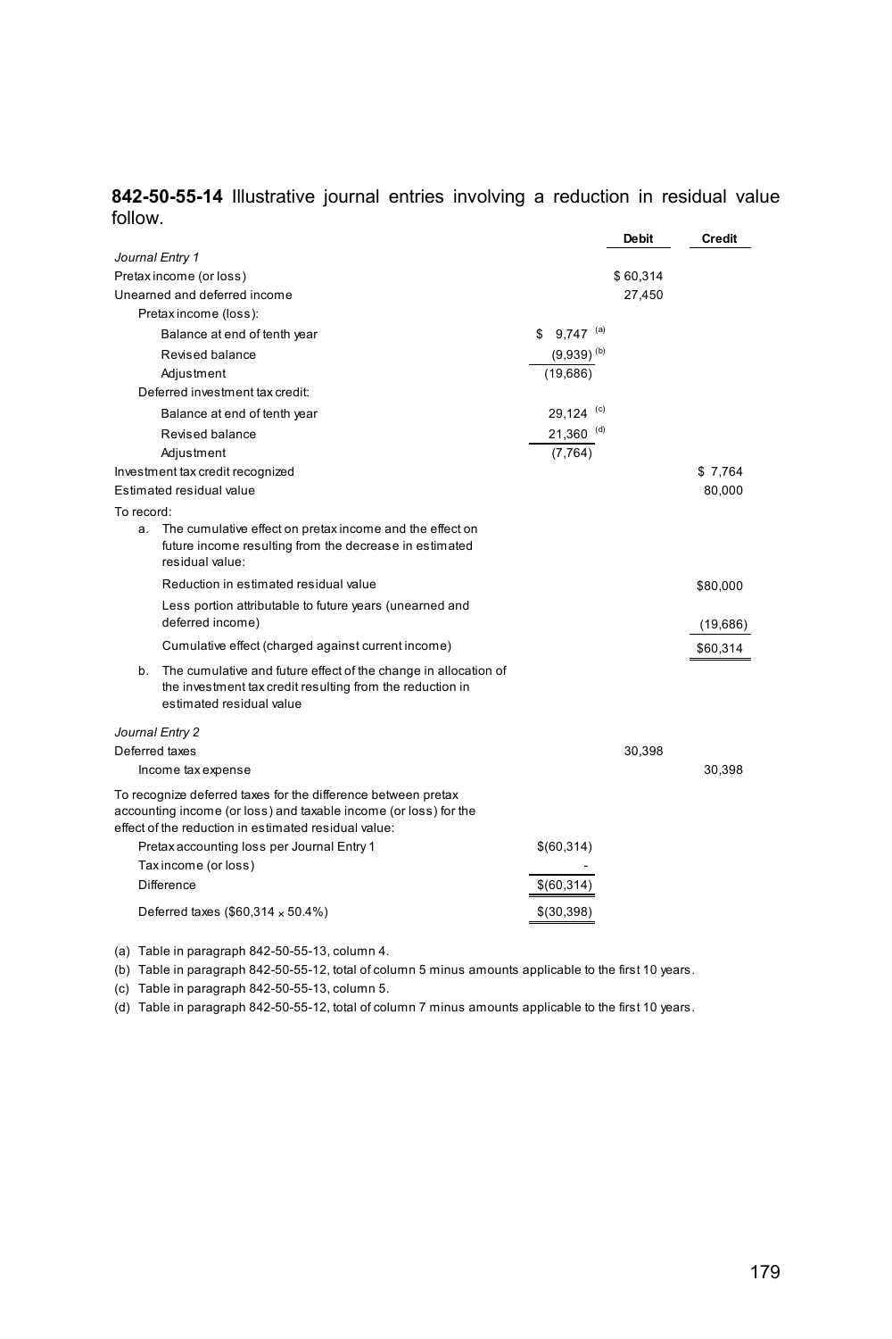**842-50-55-14** Illustrative journal entries involving a reduction in residual value follow.

| | | Debit | Credit |
|---|---|---|---|
| *Journal Entry 1* | | | |
| Pretax income (or loss) | | $ 60,314 | |
| Unearned and deferred income | | 27,450 | |
| Pretax income (loss): | | | |
| Balance at end of tenth year | $ 9,747 [(a)] | | |
| Revised balance | (9,939) [(b)] | | |
| Adjustment | (19,686) | | |
| Deferred investment tax credit: | | | |
| Balance at end of tenth year | 29,124 [(c)] | | |
| Revised balance | 21,360 [(d)] | | |
| Adjustment | (7,764) | | |
| Investment tax credit recognized | | | $ 7,764 |
| Estimated residual value | | | 80,000 |
| To record: | | | |
| a. The cumulative effect on pretax income and the effect on future income resulting from the decrease in estimated residual value: | | | |
| Reduction in estimated residual value | | | $80,000 |
| Less portion attributable to future years (unearned and deferred income) | | | (19,686) |
| Cumulative effect (charged against current income) | | | $60,314 |
| b. The cumulative and future effect of the change in allocation of the investment tax credit resulting from the reduction in estimated residual value | | | |
| *Journal Entry 2* | | | |
| Deferred taxes | | 30,398 | |
| Income tax expense | | | 30,398 |
| To recognize deferred taxes for the difference between pretax accounting income (or loss) and taxable income (or loss) for the effect of the reduction in estimated residual value: | | | |
| Pretax accounting loss per Journal Entry 1 | $(60,314) | | |
| Tax income (or loss) | - | | |
| Difference | $(60,314) | | |
| Deferred taxes ($60,314 × 50.4%) | $(30,398) | | |

(a) Table in paragraph 842-50-55-13, column 4.

(b) Table in paragraph 842-50-55-12, total of column 5 minus amounts applicable to the first 10 years.

(c) Table in paragraph 842-50-55-13, column 5.

(d) Table in paragraph 842-50-55-12, total of column 7 minus amounts applicable to the first 10 years.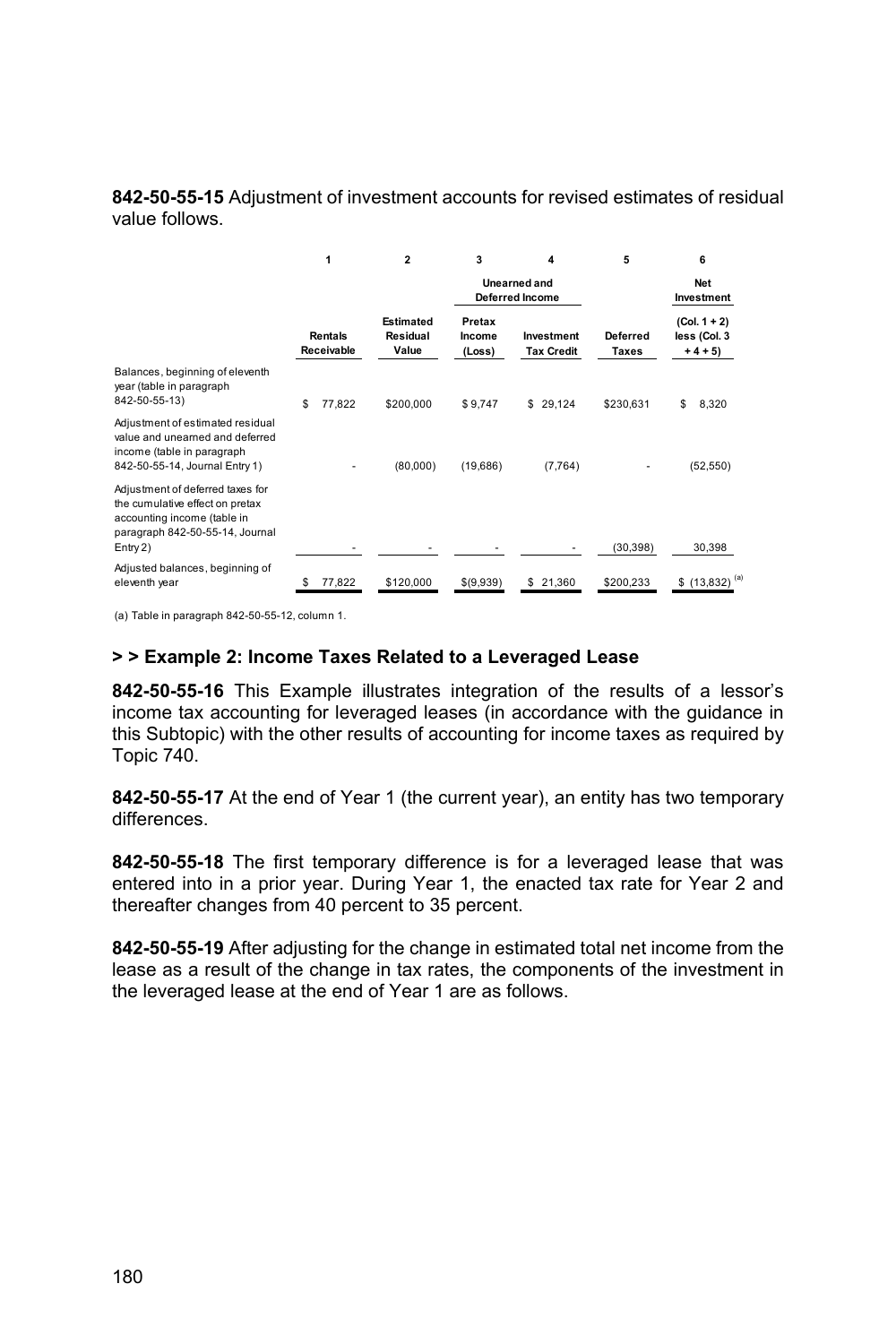**842-50-55-15** Adjustment of investment accounts for revised estimates of residual value follows.

| | 1 | 2 | 3 | 4 | 5 | 6 |
|---|---|---|---|---|---|---|
| | | | Unearned and Deferred Income | | | Net Investment |
| | Rentals Receivable | Estimated Residual Value | Pretax Income (Loss) | Investment Tax Credit | Deferred Taxes | (Col. 1 + 2) less (Col. 3 + 4 + 5) |
| Balances, beginning of eleventh year (table in paragraph 842-50-55-13) | $ 77,822 | $200,000 | $ 9,747 | $ 29,124 | $230,631 | $ 8,320 |
| Adjustment of estimated residual value and unearned and deferred income (table in paragraph 842-50-55-14, Journal Entry 1) | - | (80,000) | (19,686) | (7,764) | - | (52,550) |
| Adjustment of deferred taxes for the cumulative effect on pretax accounting income (table in paragraph 842-50-55-14, Journal Entry 2) | - | - | - | - | (30,398) | 30,398 |
| Adjusted balances, beginning of eleventh year | $ 77,822 | $120,000 | $(9,939) | $ 21,360 | $200,233 | $ (13,832) [(a)] |

(a) Table in paragraph 842-50-55-12, column 1.

### > > Example 2: Income Taxes Related to a Leveraged Lease

**842-50-55-16** This Example illustrates integration of the results of a lessor's income tax accounting for leveraged leases (in accordance with the guidance in this Subtopic) with the other results of accounting for income taxes as required by Topic 740.

**842-50-55-17** At the end of Year 1 (the current year), an entity has two temporary differences.

**842-50-55-18** The first temporary difference is for a leveraged lease that was entered into in a prior year. During Year 1, the enacted tax rate for Year 2 and thereafter changes from 40 percent to 35 percent.

**842-50-55-19** After adjusting for the change in estimated total net income from the lease as a result of the change in tax rates, the components of the investment in the leveraged lease at the end of Year 1 are as follows.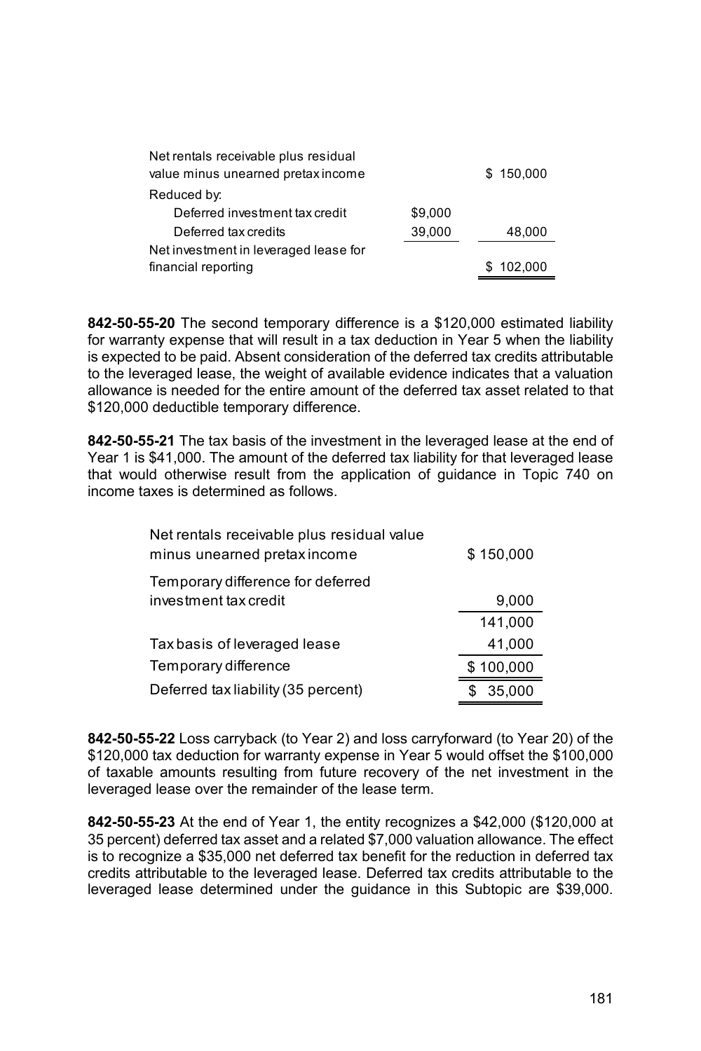| | | |
|---|---|---|
| Net rentals receivable plus residual value minus unearned pretax income | | $ 150,000 |
| Reduced by: | | |
| Deferred investment tax credit | $9,000 | |
| Deferred tax credits | 39,000 | 48,000 |
| Net investment in leveraged lease for financial reporting | | $ 102,000 |

**842-50-55-20** The second temporary difference is a $120,000 estimated liability for warranty expense that will result in a tax deduction in Year 5 when the liability is expected to be paid. Absent consideration of the deferred tax credits attributable to the leveraged lease, the weight of available evidence indicates that a valuation allowance is needed for the entire amount of the deferred tax asset related to that $120,000 deductible temporary difference.

**842-50-55-21** The tax basis of the investment in the leveraged lease at the end of Year 1 is $41,000. The amount of the deferred tax liability for that leveraged lease that would otherwise result from the application of guidance in Topic 740 on income taxes is determined as follows.

| | |
|---|---|
| Net rentals receivable plus residual value minus unearned pretax income | $ 150,000 |
| Temporary difference for deferred investment tax credit | 9,000 |
| | 141,000 |
| Tax basis of leveraged lease | 41,000 |
| Temporary difference | $ 100,000 |
| Deferred tax liability (35 percent) | $ 35,000 |

**842-50-55-22** Loss carryback (to Year 2) and loss carryforward (to Year 20) of the $120,000 tax deduction for warranty expense in Year 5 would offset the $100,000 of taxable amounts resulting from future recovery of the net investment in the leveraged lease over the remainder of the lease term.

**842-50-55-23** At the end of Year 1, the entity recognizes a $42,000 ($120,000 at 35 percent) deferred tax asset and a related $7,000 valuation allowance. The effect is to recognize a $35,000 net deferred tax benefit for the reduction in deferred tax credits attributable to the leveraged lease. Deferred tax credits attributable to the leveraged lease determined under the guidance in this Subtopic are $39,000.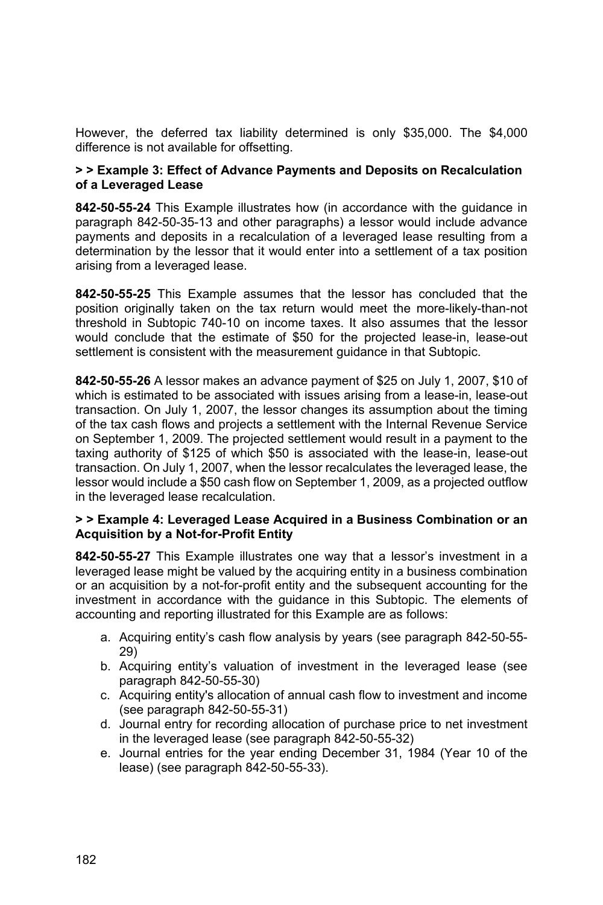However, the deferred tax liability determined is only $35,000. The $4,000 difference is not available for offsetting.

### > > Example 3: Effect of Advance Payments and Deposits on Recalculation of a Leveraged Lease

**842-50-55-24** This Example illustrates how (in accordance with the guidance in paragraph 842-50-35-13 and other paragraphs) a lessor would include advance payments and deposits in a recalculation of a leveraged lease resulting from a determination by the lessor that it would enter into a settlement of a tax position arising from a leveraged lease.

**842-50-55-25** This Example assumes that the lessor has concluded that the position originally taken on the tax return would meet the more-likely-than-not threshold in Subtopic 740-10 on income taxes. It also assumes that the lessor would conclude that the estimate of $50 for the projected lease-in, lease-out settlement is consistent with the measurement guidance in that Subtopic.

**842-50-55-26** A lessor makes an advance payment of $25 on July 1, 2007, $10 of which is estimated to be associated with issues arising from a lease-in, lease-out transaction. On July 1, 2007, the lessor changes its assumption about the timing of the tax cash flows and projects a settlement with the Internal Revenue Service on September 1, 2009. The projected settlement would result in a payment to the taxing authority of $125 of which $50 is associated with the lease-in, lease-out transaction. On July 1, 2007, when the lessor recalculates the leveraged lease, the lessor would include a $50 cash flow on September 1, 2009, as a projected outflow in the leveraged lease recalculation.

### > > Example 4: Leveraged Lease Acquired in a Business Combination or an Acquisition by a Not-for-Profit Entity

**842-50-55-27** This Example illustrates one way that a lessor's investment in a leveraged lease might be valued by the acquiring entity in a business combination or an acquisition by a not-for-profit entity and the subsequent accounting for the investment in accordance with the guidance in this Subtopic. The elements of accounting and reporting illustrated for this Example are as follows:

a. Acquiring entity's cash flow analysis by years (see paragraph 842-50-55-29)
b. Acquiring entity's valuation of investment in the leveraged lease (see paragraph 842-50-55-30)
c. Acquiring entity's allocation of annual cash flow to investment and income (see paragraph 842-50-55-31)
d. Journal entry for recording allocation of purchase price to net investment in the leveraged lease (see paragraph 842-50-55-32)
e. Journal entries for the year ending December 31, 1984 (Year 10 of the lease) (see paragraph 842-50-55-33).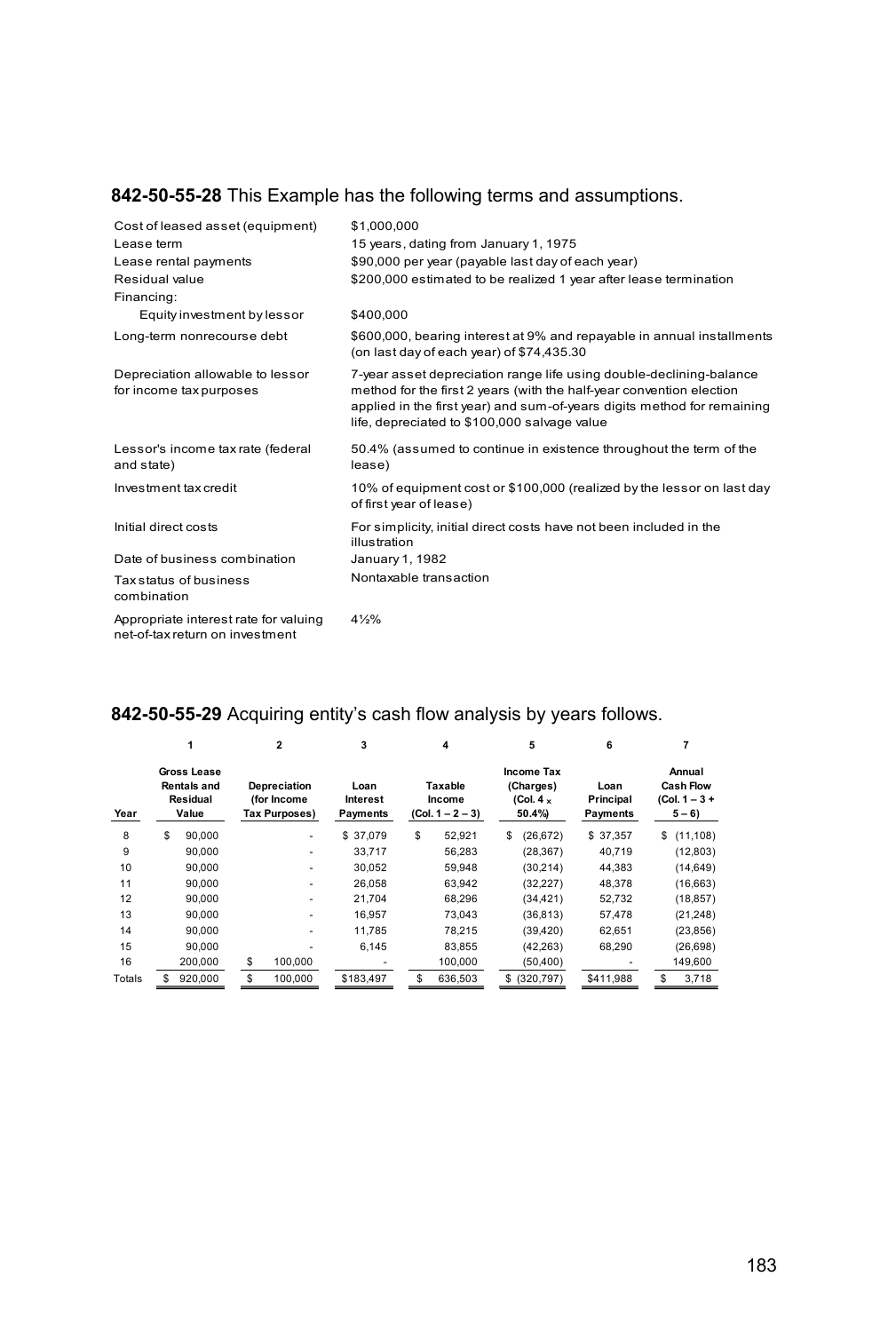**842-50-55-28** This Example has the following terms and assumptions.

| | |
|---|---|
| Cost of leased asset (equipment) | $1,000,000 |
| Lease term | 15 years, dating from January 1, 1975 |
| Lease rental payments | $90,000 per year (payable last day of each year) |
| Residual value | $200,000 estimated to be realized 1 year after lease termination |
| Financing: | |
| Equity investment by lessor | $400,000 |
| Long-term nonrecourse debt | $600,000, bearing interest at 9% and repayable in annual installments (on last day of each year) of $74,435.30 |
| Depreciation allowable to lessor for income tax purposes | 7-year asset depreciation range life using double-declining-balance method for the first 2 years (with the half-year convention election applied in the first year) and sum-of-years digits method for remaining life, depreciated to $100,000 salvage value |
| Lessor's income tax rate (federal and state) | 50.4% (assumed to continue in existence throughout the term of the lease) |
| Investment tax credit | 10% of equipment cost or $100,000 (realized by the lessor on last day of first year of lease) |
| Initial direct costs | For simplicity, initial direct costs have not been included in the illustration |
| Date of business combination | January 1, 1982 |
| Tax status of business combination | Nontaxable transaction |
| Appropriate interest rate for valuing net-of-tax return on investment | 4½% |

**842-50-55-29** Acquiring entity's cash flow analysis by years follows.

| | 1 | 2 | 3 | 4 | 5 | 6 | 7 |
|---|---|---|---|---|---|---|---|
| Year | Gross Lease Rentals and Residual Value | Depreciation (for Income Tax Purposes) | Loan Interest Payments | Taxable Income (Col. 1 – 2 – 3) | Income Tax (Charges) (Col. 4 x 50.4%) | Loan Principal Payments | Annual Cash Flow (Col. 1 – 3 + 5 – 6) |
| 8 | $ 90,000 | - | $ 37,079 | $ 52,921 | $ (26,672) | $ 37,357 | $ (11,108) |
| 9 | 90,000 | - | 33,717 | 56,283 | (28,367) | 40,719 | (12,803) |
| 10 | 90,000 | - | 30,052 | 59,948 | (30,214) | 44,383 | (14,649) |
| 11 | 90,000 | - | 26,058 | 63,942 | (32,227) | 48,378 | (16,663) |
| 12 | 90,000 | - | 21,704 | 68,296 | (34,421) | 52,732 | (18,857) |
| 13 | 90,000 | - | 16,957 | 73,043 | (36,813) | 57,478 | (21,248) |
| 14 | 90,000 | - | 11,785 | 78,215 | (39,420) | 62,651 | (23,856) |
| 15 | 90,000 | - | 6,145 | 83,855 | (42,263) | 68,290 | (26,698) |
| 16 | 200,000 | $ 100,000 | - | 100,000 | (50,400) | - | 149,600 |
| Totals | $ 920,000 | $ 100,000 | $183,497 | $ 636,503 | $ (320,797) | $411,988 | $ 3,718 |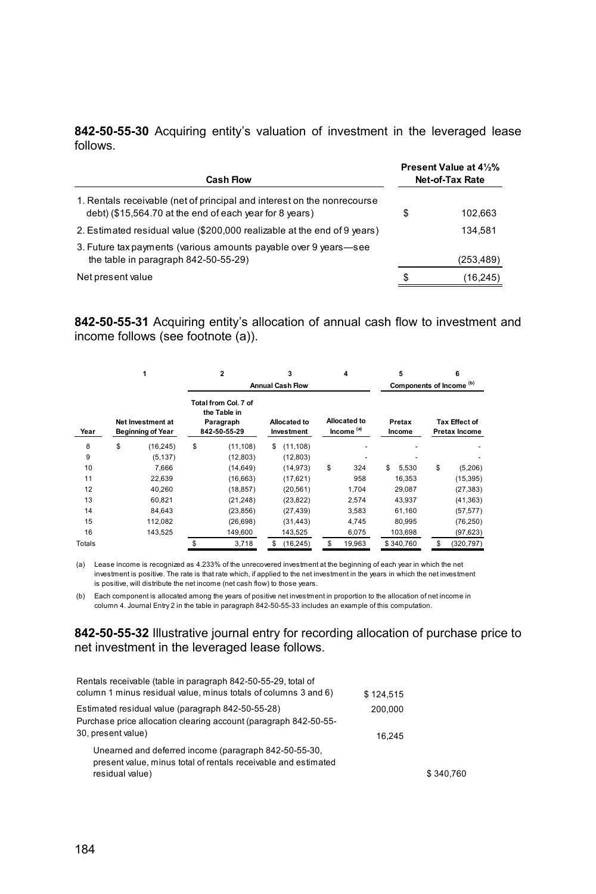**842-50-55-30** Acquiring entity's valuation of investment in the leveraged lease follows.

| Cash Flow | Present Value at 4½% Net-of-Tax Rate |
|---|---|
| 1. Rentals receivable (net of principal and interest on the nonrecourse debt) ($15,564.70 at the end of each year for 8 years) | $ 102,663 |
| 2. Estimated residual value ($200,000 realizable at the end of 9 years) | 134,581 |
| 3. Future tax payments (various amounts payable over 9 years—see the table in paragraph 842-50-55-29) | (253,489) |
| Net present value | $ (16,245) |

**842-50-55-31** Acquiring entity's allocation of annual cash flow to investment and income follows (see footnote (a)).

| | 1 | 2 | 3 | 4 | 5 | 6 |
|---|---|---|---|---|---|---|
| | | Annual Cash Flow | | | Components of Income [(b)] | |
| Year | Net Investment at Beginning of Year | Total from Col. 7 of the Table in Paragraph 842-50-55-29 | Allocated to Investment | Allocated to Income [(a)] | Pretax Income | Tax Effect of Pretax Income |
| 8 | $ (16,245) | $ (11,108) | $ (11,108) | - | - | - |
| 9 | (5,137) | (12,803) | (12,803) | - | - | - |
| 10 | 7,666 | (14,649) | (14,973) | $ 324 | $ 5,530 | $ (5,206) |
| 11 | 22,639 | (16,663) | (17,621) | 958 | 16,353 | (15,395) |
| 12 | 40,260 | (18,857) | (20,561) | 1,704 | 29,087 | (27,383) |
| 13 | 60,821 | (21,248) | (23,822) | 2,574 | 43,937 | (41,363) |
| 14 | 84,643 | (23,856) | (27,439) | 3,583 | 61,160 | (57,577) |
| 15 | 112,082 | (26,698) | (31,443) | 4,745 | 80,995 | (76,250) |
| 16 | 143,525 | 149,600 | 143,525 | 6,075 | 103,698 | (97,623) |
| Totals | | $ 3,718 | $ (16,245) | $ 19,963 | $ 340,760 | $ (320,797) |

(a) Lease income is recognized as 4.233% of the unrecovered investment at the beginning of each year in which the net investment is positive. The rate is that rate which, if applied to the net investment in the years in which the net investment is positive, will distribute the net income (net cash flow) to those years.

(b) Each component is allocated among the years of positive net investment in proportion to the allocation of net income in column 4. Journal Entry 2 in the table in paragraph 842-50-55-33 includes an example of this computation.

**842-50-55-32** Illustrative journal entry for recording allocation of purchase price to net investment in the leveraged lease follows.

| | Debit | Credit |
|---|---|---|
| Rentals receivable (table in paragraph 842-50-55-29, total of column 1 minus residual value, minus totals of columns 3 and 6) | $ 124,515 | |
| Estimated residual value (paragraph 842-50-55-28) | 200,000 | |
| Purchase price allocation clearing account (paragraph 842-50-55-30, present value) | 16,245 | |
| Unearned and deferred income (paragraph 842-50-55-30, present value, minus total of rentals receivable and estimated residual value) | | $ 340,760 |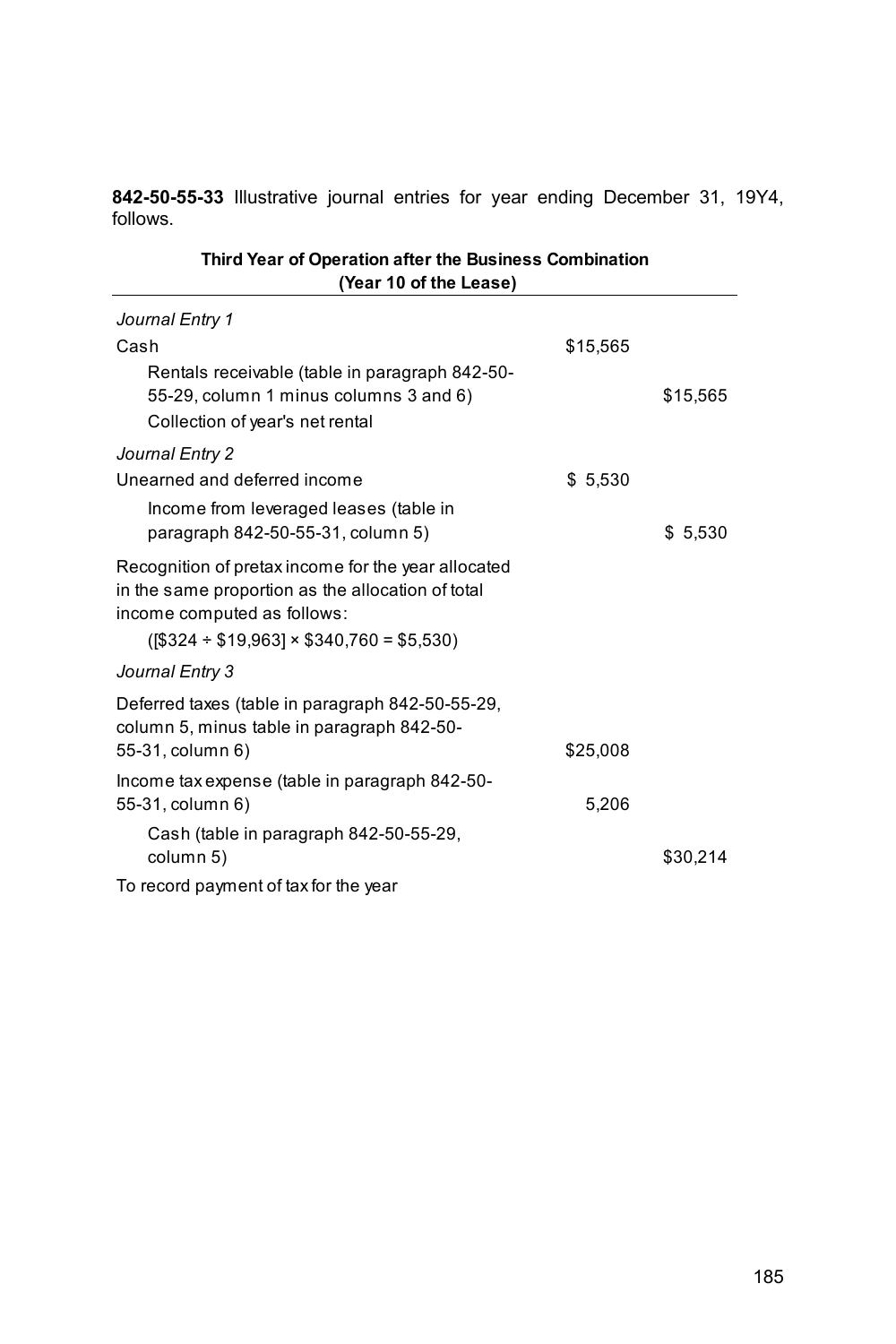**842-50-55-33** Illustrative journal entries for year ending December 31, 19Y4, follows.

**Third Year of Operation after the Business Combination (Year 10 of the Lease)**

| | | |
|---|---|---|
| *Journal Entry 1* | | |
| Cash | $15,565 | |
| Rentals receivable (table in paragraph 842-50-55-29, column 1 minus columns 3 and 6) | | $15,565 |
| Collection of year's net rental | | |
| *Journal Entry 2* | | |
| Unearned and deferred income | $ 5,530 | |
| Income from leveraged leases (table in paragraph 842-50-55-31, column 5) | | $ 5,530 |
| Recognition of pretax income for the year allocated in the same proportion as the allocation of total income computed as follows: ([$324 ÷ $19,963] × $340,760 = $5,530) | | |
| *Journal Entry 3* | | |
| Deferred taxes (table in paragraph 842-50-55-29, column 5, minus table in paragraph 842-50-55-31, column 6) | $25,008 | |
| Income tax expense (table in paragraph 842-50-55-31, column 6) | 5,206 | |
| Cash (table in paragraph 842-50-55-29, column 5) | | $30,214 |
| To record payment of tax for the year | | |